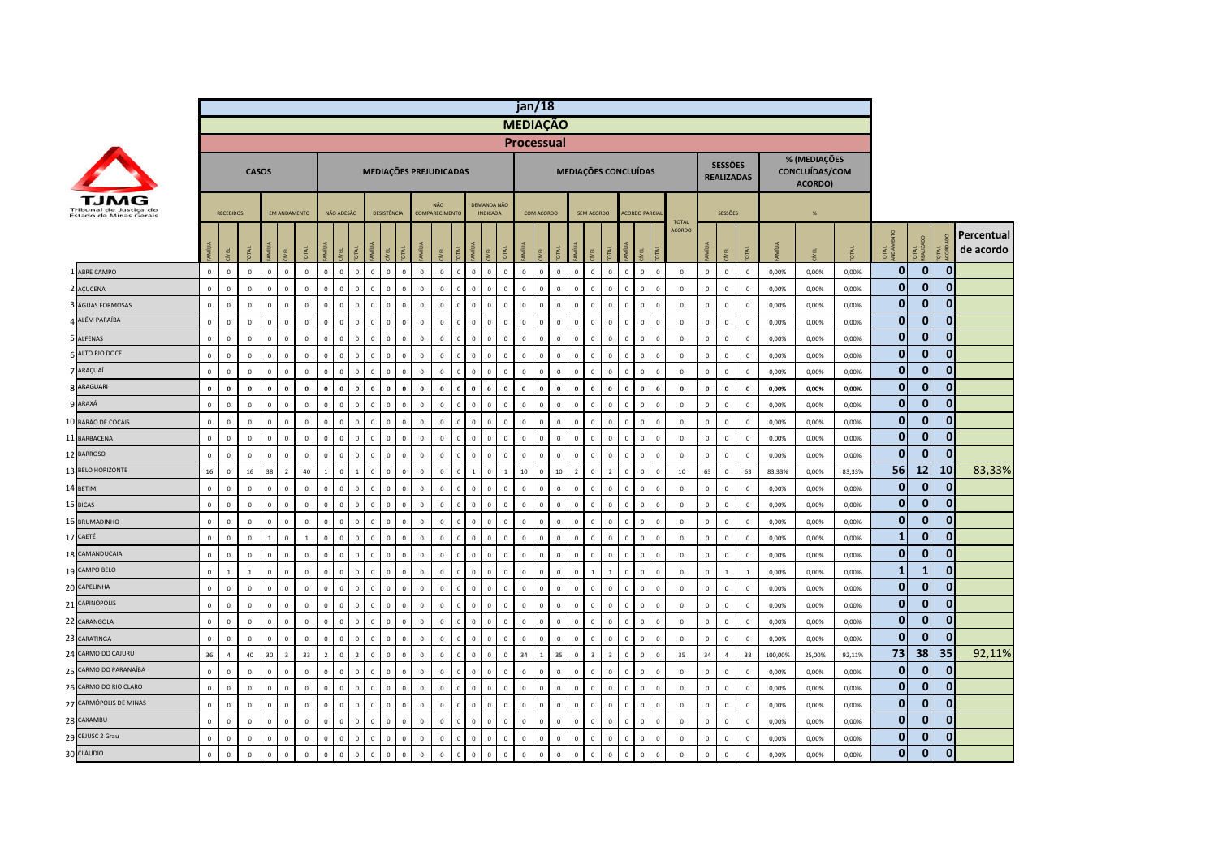# jan/18

## MEDIAÇÃO

### Processual

TJMG Tribunal de Justiça do Estado de Minas Gerais

| | CASOS | | | | | | MEDIAÇÕES PREJUDICADAS | | | | | | | | | | | | MEDIAÇÕES CONCLUÍDAS | | | | | | | | | | SESSÕES REALIZADAS | | | % (MEDIAÇÕES CONCLUÍDAS/COM ACORDO) | | | | | | |
|---|---|---|---|---|---|---|---|---|---|---|---|---|---|---|---|---|---|---|---|---|---|---|---|---|---|---|---|---|---|---|---|---|---|---|---|---|---|---|
| | RECEBIDOS | | | EM ANDAMENTO | | | NÃO ADESÃO | | | DESISTÊNCIA | | | NÃO COMPARECIMENTO | | | DEMANDA NÃO INDICADA | | | COM ACORDO | | | SEM ACORDO | | | ACORDO PARCIAL | | | TOTAL ACORDO | SESSÕES | | | % | | | | | | |
| | FAMÍLIA | CÍVEL | TOTAL | FAMÍLIA | CÍVEL | TOTAL | FAMÍLIA | CÍVEL | TOTAL | FAMÍLIA | CÍVEL | TOTAL | FAMÍLIA | CÍVEL | TOTAL | FAMÍLIA | CÍVEL | TOTAL | FAMÍLIA | CÍVEL | TOTAL | FAMÍLIA | CÍVEL | TOTAL | FAMÍLIA | CÍVEL | TOTAL | | FAMÍLIA | CÍVEL | TOTAL | FAMÍLIA | CÍVEL | TOTAL | TOTAL ANDAMENTO | TOTAL REALIZADO | TOTAL ACORDADO | Percentual de acordo |
| 1 ABRE CAMPO | 0 | 0 | 0 | 0 | 0 | 0 | 0 | 0 | 0 | 0 | 0 | 0 | 0 | 0 | 0 | 0 | 0 | 0 | 0 | 0 | 0 | 0 | 0 | 0 | 0 | 0 | 0 | 0 | 0 | 0 | 0 | 0,00% | 0,00% | 0,00% | 0 | 0 | 0 | |
| 2 AÇUCENA | 0 | 0 | 0 | 0 | 0 | 0 | 0 | 0 | 0 | 0 | 0 | 0 | 0 | 0 | 0 | 0 | 0 | 0 | 0 | 0 | 0 | 0 | 0 | 0 | 0 | 0 | 0 | 0 | 0 | 0 | 0 | 0,00% | 0,00% | 0,00% | 0 | 0 | 0 | |
| 3 ÁGUAS FORMOSAS | 0 | 0 | 0 | 0 | 0 | 0 | 0 | 0 | 0 | 0 | 0 | 0 | 0 | 0 | 0 | 0 | 0 | 0 | 0 | 0 | 0 | 0 | 0 | 0 | 0 | 0 | 0 | 0 | 0 | 0 | 0 | 0,00% | 0,00% | 0,00% | 0 | 0 | 0 | |
| 4 ALÉM PARAÍBA | 0 | 0 | 0 | 0 | 0 | 0 | 0 | 0 | 0 | 0 | 0 | 0 | 0 | 0 | 0 | 0 | 0 | 0 | 0 | 0 | 0 | 0 | 0 | 0 | 0 | 0 | 0 | 0 | 0 | 0 | 0 | 0,00% | 0,00% | 0,00% | 0 | 0 | 0 | |
| 5 ALFENAS | 0 | 0 | 0 | 0 | 0 | 0 | 0 | 0 | 0 | 0 | 0 | 0 | 0 | 0 | 0 | 0 | 0 | 0 | 0 | 0 | 0 | 0 | 0 | 0 | 0 | 0 | 0 | 0 | 0 | 0 | 0 | 0,00% | 0,00% | 0,00% | 0 | 0 | 0 | |
| 6 ALTO RIO DOCE | 0 | 0 | 0 | 0 | 0 | 0 | 0 | 0 | 0 | 0 | 0 | 0 | 0 | 0 | 0 | 0 | 0 | 0 | 0 | 0 | 0 | 0 | 0 | 0 | 0 | 0 | 0 | 0 | 0 | 0 | 0 | 0,00% | 0,00% | 0,00% | 0 | 0 | 0 | |
| 7 ARAÇUAÍ | 0 | 0 | 0 | 0 | 0 | 0 | 0 | 0 | 0 | 0 | 0 | 0 | 0 | 0 | 0 | 0 | 0 | 0 | 0 | 0 | 0 | 0 | 0 | 0 | 0 | 0 | 0 | 0 | 0 | 0 | 0 | 0,00% | 0,00% | 0,00% | 0 | 0 | 0 | |
| 8 ARAGUARI | 0 | 0 | 0 | 0 | 0 | 0 | 0 | 0 | 0 | 0 | 0 | 0 | 0 | 0 | 0 | 0 | 0 | 0 | 0 | 0 | 0 | 0 | 0 | 0 | 0 | 0 | 0 | 0 | 0 | 0 | 0 | 0,00% | 0,00% | 0,00% | 0 | 0 | 0 | |
| 9 ARAXÁ | 0 | 0 | 0 | 0 | 0 | 0 | 0 | 0 | 0 | 0 | 0 | 0 | 0 | 0 | 0 | 0 | 0 | 0 | 0 | 0 | 0 | 0 | 0 | 0 | 0 | 0 | 0 | 0 | 0 | 0 | 0 | 0,00% | 0,00% | 0,00% | 0 | 0 | 0 | |
| 10 BARÃO DE COCAIS | 0 | 0 | 0 | 0 | 0 | 0 | 0 | 0 | 0 | 0 | 0 | 0 | 0 | 0 | 0 | 0 | 0 | 0 | 0 | 0 | 0 | 0 | 0 | 0 | 0 | 0 | 0 | 0 | 0 | 0 | 0 | 0,00% | 0,00% | 0,00% | 0 | 0 | 0 | |
| 11 BARBACENA | 0 | 0 | 0 | 0 | 0 | 0 | 0 | 0 | 0 | 0 | 0 | 0 | 0 | 0 | 0 | 0 | 0 | 0 | 0 | 0 | 0 | 0 | 0 | 0 | 0 | 0 | 0 | 0 | 0 | 0 | 0 | 0,00% | 0,00% | 0,00% | 0 | 0 | 0 | |
| 12 BARROSO | 0 | 0 | 0 | 0 | 0 | 0 | 0 | 0 | 0 | 0 | 0 | 0 | 0 | 0 | 0 | 0 | 0 | 0 | 0 | 0 | 0 | 0 | 0 | 0 | 0 | 0 | 0 | 0 | 0 | 0 | 0 | 0,00% | 0,00% | 0,00% | 0 | 0 | 0 | |
| 13 BELO HORIZONTE | 16 | 0 | 16 | 38 | 2 | 40 | 1 | 0 | 1 | 0 | 0 | 0 | 0 | 0 | 0 | 1 | 0 | 1 | 10 | 0 | 10 | 2 | 0 | 2 | 0 | 0 | 0 | 10 | 63 | 0 | 63 | 83,33% | 0,00% | 83,33% | 56 | 12 | 10 | 83,33% |
| 14 BETIM | 0 | 0 | 0 | 0 | 0 | 0 | 0 | 0 | 0 | 0 | 0 | 0 | 0 | 0 | 0 | 0 | 0 | 0 | 0 | 0 | 0 | 0 | 0 | 0 | 0 | 0 | 0 | 0 | 0 | 0 | 0 | 0,00% | 0,00% | 0,00% | 0 | 0 | 0 | |
| 15 BICAS | 0 | 0 | 0 | 0 | 0 | 0 | 0 | 0 | 0 | 0 | 0 | 0 | 0 | 0 | 0 | 0 | 0 | 0 | 0 | 0 | 0 | 0 | 0 | 0 | 0 | 0 | 0 | 0 | 0 | 0 | 0 | 0,00% | 0,00% | 0,00% | 0 | 0 | 0 | |
| 16 BRUMADINHO | 0 | 0 | 0 | 0 | 0 | 0 | 0 | 0 | 0 | 0 | 0 | 0 | 0 | 0 | 0 | 0 | 0 | 0 | 0 | 0 | 0 | 0 | 0 | 0 | 0 | 0 | 0 | 0 | 0 | 0 | 0 | 0,00% | 0,00% | 0,00% | 0 | 0 | 0 | |
| 17 CAETÉ | 0 | 0 | 0 | 1 | 0 | 1 | 0 | 0 | 0 | 0 | 0 | 0 | 0 | 0 | 0 | 0 | 0 | 0 | 0 | 0 | 0 | 0 | 0 | 0 | 0 | 0 | 0 | 0 | 0 | 0 | 0 | 0,00% | 0,00% | 0,00% | 1 | 0 | 0 | |
| 18 CAMANDUCAIA | 0 | 0 | 0 | 0 | 0 | 0 | 0 | 0 | 0 | 0 | 0 | 0 | 0 | 0 | 0 | 0 | 0 | 0 | 0 | 0 | 0 | 0 | 0 | 0 | 0 | 0 | 0 | 0 | 0 | 0 | 0 | 0,00% | 0,00% | 0,00% | 0 | 0 | 0 | |
| 19 CAMPO BELO | 0 | 1 | 1 | 0 | 0 | 0 | 0 | 0 | 0 | 0 | 0 | 0 | 0 | 0 | 0 | 0 | 0 | 0 | 0 | 0 | 0 | 0 | 1 | 1 | 0 | 0 | 0 | 0 | 0 | 1 | 1 | 0,00% | 0,00% | 0,00% | 1 | 1 | 0 | |
| 20 CAPELINHA | 0 | 0 | 0 | 0 | 0 | 0 | 0 | 0 | 0 | 0 | 0 | 0 | 0 | 0 | 0 | 0 | 0 | 0 | 0 | 0 | 0 | 0 | 0 | 0 | 0 | 0 | 0 | 0 | 0 | 0 | 0 | 0,00% | 0,00% | 0,00% | 0 | 0 | 0 | |
| 21 CAPINÓPOLIS | 0 | 0 | 0 | 0 | 0 | 0 | 0 | 0 | 0 | 0 | 0 | 0 | 0 | 0 | 0 | 0 | 0 | 0 | 0 | 0 | 0 | 0 | 0 | 0 | 0 | 0 | 0 | 0 | 0 | 0 | 0 | 0,00% | 0,00% | 0,00% | 0 | 0 | 0 | |
| 22 CARANGOLA | 0 | 0 | 0 | 0 | 0 | 0 | 0 | 0 | 0 | 0 | 0 | 0 | 0 | 0 | 0 | 0 | 0 | 0 | 0 | 0 | 0 | 0 | 0 | 0 | 0 | 0 | 0 | 0 | 0 | 0 | 0 | 0,00% | 0,00% | 0,00% | 0 | 0 | 0 | |
| 23 CARATINGA | 0 | 0 | 0 | 0 | 0 | 0 | 0 | 0 | 0 | 0 | 0 | 0 | 0 | 0 | 0 | 0 | 0 | 0 | 0 | 0 | 0 | 0 | 0 | 0 | 0 | 0 | 0 | 0 | 0 | 0 | 0 | 0,00% | 0,00% | 0,00% | 0 | 0 | 0 | |
| 24 CARMO DO CAJURU | 36 | 4 | 40 | 30 | 3 | 33 | 2 | 0 | 2 | 0 | 0 | 0 | 0 | 0 | 0 | 0 | 0 | 0 | 34 | 1 | 35 | 0 | 3 | 3 | 0 | 0 | 0 | 35 | 34 | 4 | 38 | 100,00% | 25,00% | 92,11% | 73 | 38 | 35 | 92,11% |
| 25 CARMO DO PARANAÍBA | 0 | 0 | 0 | 0 | 0 | 0 | 0 | 0 | 0 | 0 | 0 | 0 | 0 | 0 | 0 | 0 | 0 | 0 | 0 | 0 | 0 | 0 | 0 | 0 | 0 | 0 | 0 | 0 | 0 | 0 | 0 | 0,00% | 0,00% | 0,00% | 0 | 0 | 0 | |
| 26 CARMO DO RIO CLARO | 0 | 0 | 0 | 0 | 0 | 0 | 0 | 0 | 0 | 0 | 0 | 0 | 0 | 0 | 0 | 0 | 0 | 0 | 0 | 0 | 0 | 0 | 0 | 0 | 0 | 0 | 0 | 0 | 0 | 0 | 0 | 0,00% | 0,00% | 0,00% | 0 | 0 | 0 | |
| 27 CARMÓPOLIS DE MINAS | 0 | 0 | 0 | 0 | 0 | 0 | 0 | 0 | 0 | 0 | 0 | 0 | 0 | 0 | 0 | 0 | 0 | 0 | 0 | 0 | 0 | 0 | 0 | 0 | 0 | 0 | 0 | 0 | 0 | 0 | 0 | 0,00% | 0,00% | 0,00% | 0 | 0 | 0 | |
| 28 CAXAMBU | 0 | 0 | 0 | 0 | 0 | 0 | 0 | 0 | 0 | 0 | 0 | 0 | 0 | 0 | 0 | 0 | 0 | 0 | 0 | 0 | 0 | 0 | 0 | 0 | 0 | 0 | 0 | 0 | 0 | 0 | 0 | 0,00% | 0,00% | 0,00% | 0 | 0 | 0 | |
| 29 CEJUSC 2 Grau | 0 | 0 | 0 | 0 | 0 | 0 | 0 | 0 | 0 | 0 | 0 | 0 | 0 | 0 | 0 | 0 | 0 | 0 | 0 | 0 | 0 | 0 | 0 | 0 | 0 | 0 | 0 | 0 | 0 | 0 | 0 | 0,00% | 0,00% | 0,00% | 0 | 0 | 0 | |
| 30 CLÁUDIO | 0 | 0 | 0 | 0 | 0 | 0 | 0 | 0 | 0 | 0 | 0 | 0 | 0 | 0 | 0 | 0 | 0 | 0 | 0 | 0 | 0 | 0 | 0 | 0 | 0 | 0 | 0 | 0 | 0 | 0 | 0 | 0,00% | 0,00% | 0,00% | 0 | 0 | 0 | |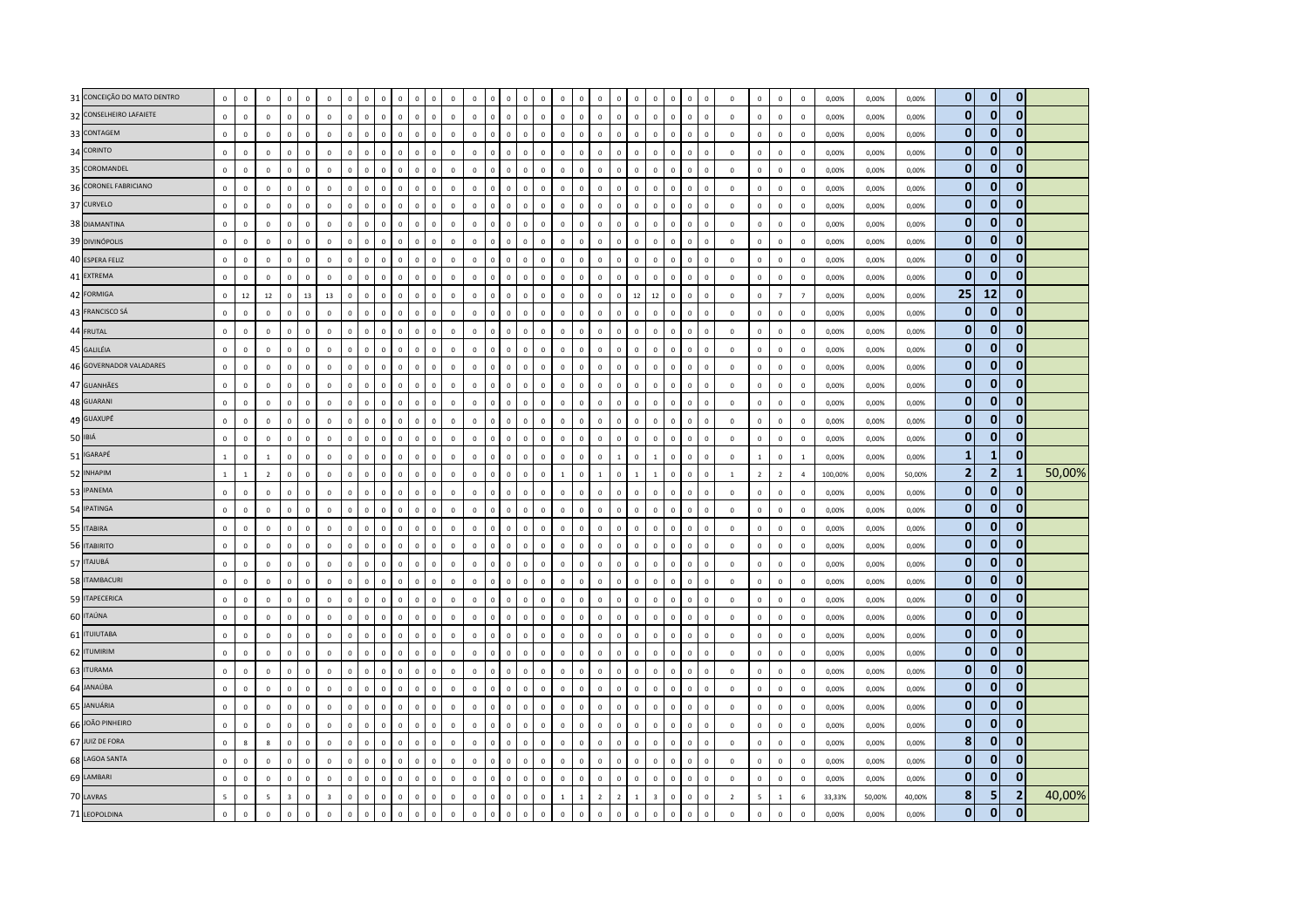| | | | | | | | | | | | | | | | | | | | | | | | | | | | | | | | | | | | | | | | | | | |
|---|---|---|---|---|---|---|---|---|---|---|---|---|---|---|---|---|---|---|---|---|---|---|---|---|---|---|---|---|---|---|---|---|---|---|---|---|---|---|---|---|---|---|
| 31 | CONCEIÇÃO DO MATO DENTRO | 0 | 0 | 0 | 0 | 0 | 0 | 0 | 0 | 0 | 0 | 0 | 0 | 0 | 0 | 0 | 0 | 0 | 0 | 0 | 0 | 0 | 0 | 0 | 0 | 0 | 0 | 0 | 0 | 0 | 0 | 0 | 0 | 0 | 0 | 0,00% | 0,00% | 0,00% | 0 | 0 | 0 | |
| 32 | CONSELHEIRO LAFAIETE | 0 | 0 | 0 | 0 | 0 | 0 | 0 | 0 | 0 | 0 | 0 | 0 | 0 | 0 | 0 | 0 | 0 | 0 | 0 | 0 | 0 | 0 | 0 | 0 | 0 | 0 | 0 | 0 | 0 | 0 | 0 | 0 | 0 | 0 | 0,00% | 0,00% | 0,00% | 0 | 0 | 0 | |
| 33 | CONTAGEM | 0 | 0 | 0 | 0 | 0 | 0 | 0 | 0 | 0 | 0 | 0 | 0 | 0 | 0 | 0 | 0 | 0 | 0 | 0 | 0 | 0 | 0 | 0 | 0 | 0 | 0 | 0 | 0 | 0 | 0 | 0 | 0 | 0 | 0 | 0,00% | 0,00% | 0,00% | 0 | 0 | 0 | |
| 34 | CORINTO | 0 | 0 | 0 | 0 | 0 | 0 | 0 | 0 | 0 | 0 | 0 | 0 | 0 | 0 | 0 | 0 | 0 | 0 | 0 | 0 | 0 | 0 | 0 | 0 | 0 | 0 | 0 | 0 | 0 | 0 | 0 | 0 | 0 | 0 | 0,00% | 0,00% | 0,00% | 0 | 0 | 0 | |
| 35 | COROMANDEL | 0 | 0 | 0 | 0 | 0 | 0 | 0 | 0 | 0 | 0 | 0 | 0 | 0 | 0 | 0 | 0 | 0 | 0 | 0 | 0 | 0 | 0 | 0 | 0 | 0 | 0 | 0 | 0 | 0 | 0 | 0 | 0 | 0 | 0 | 0,00% | 0,00% | 0,00% | 0 | 0 | 0 | |
| 36 | CORONEL FABRICIANO | 0 | 0 | 0 | 0 | 0 | 0 | 0 | 0 | 0 | 0 | 0 | 0 | 0 | 0 | 0 | 0 | 0 | 0 | 0 | 0 | 0 | 0 | 0 | 0 | 0 | 0 | 0 | 0 | 0 | 0 | 0 | 0 | 0 | 0 | 0,00% | 0,00% | 0,00% | 0 | 0 | 0 | |
| 37 | CURVELO | 0 | 0 | 0 | 0 | 0 | 0 | 0 | 0 | 0 | 0 | 0 | 0 | 0 | 0 | 0 | 0 | 0 | 0 | 0 | 0 | 0 | 0 | 0 | 0 | 0 | 0 | 0 | 0 | 0 | 0 | 0 | 0 | 0 | 0 | 0,00% | 0,00% | 0,00% | 0 | 0 | 0 | |
| 38 | DIAMANTINA | 0 | 0 | 0 | 0 | 0 | 0 | 0 | 0 | 0 | 0 | 0 | 0 | 0 | 0 | 0 | 0 | 0 | 0 | 0 | 0 | 0 | 0 | 0 | 0 | 0 | 0 | 0 | 0 | 0 | 0 | 0 | 0 | 0 | 0 | 0,00% | 0,00% | 0,00% | 0 | 0 | 0 | |
| 39 | DIVINÓPOLIS | 0 | 0 | 0 | 0 | 0 | 0 | 0 | 0 | 0 | 0 | 0 | 0 | 0 | 0 | 0 | 0 | 0 | 0 | 0 | 0 | 0 | 0 | 0 | 0 | 0 | 0 | 0 | 0 | 0 | 0 | 0 | 0 | 0 | 0 | 0,00% | 0,00% | 0,00% | 0 | 0 | 0 | |
| 40 | ESPERA FELIZ | 0 | 0 | 0 | 0 | 0 | 0 | 0 | 0 | 0 | 0 | 0 | 0 | 0 | 0 | 0 | 0 | 0 | 0 | 0 | 0 | 0 | 0 | 0 | 0 | 0 | 0 | 0 | 0 | 0 | 0 | 0 | 0 | 0 | 0 | 0,00% | 0,00% | 0,00% | 0 | 0 | 0 | |
| 41 | EXTREMA | 0 | 0 | 0 | 0 | 0 | 0 | 0 | 0 | 0 | 0 | 0 | 0 | 0 | 0 | 0 | 0 | 0 | 0 | 0 | 0 | 0 | 0 | 0 | 0 | 0 | 0 | 0 | 0 | 0 | 0 | 0 | 0 | 0 | 0 | 0,00% | 0,00% | 0,00% | 0 | 0 | 0 | |
| 42 | FORMIGA | 0 | 12 | 12 | 0 | 13 | 13 | 0 | 0 | 0 | 0 | 0 | 0 | 0 | 0 | 0 | 0 | 0 | 0 | 0 | 0 | 0 | 0 | 0 | 0 | 0 | 12 | 12 | 0 | 0 | 0 | 0 | 0 | 7 | 7 | 0,00% | 0,00% | 0,00% | 25 | 12 | 0 | |
| 43 | FRANCISCO SÁ | 0 | 0 | 0 | 0 | 0 | 0 | 0 | 0 | 0 | 0 | 0 | 0 | 0 | 0 | 0 | 0 | 0 | 0 | 0 | 0 | 0 | 0 | 0 | 0 | 0 | 0 | 0 | 0 | 0 | 0 | 0 | 0 | 0 | 0 | 0,00% | 0,00% | 0,00% | 0 | 0 | 0 | |
| 44 | FRUTAL | 0 | 0 | 0 | 0 | 0 | 0 | 0 | 0 | 0 | 0 | 0 | 0 | 0 | 0 | 0 | 0 | 0 | 0 | 0 | 0 | 0 | 0 | 0 | 0 | 0 | 0 | 0 | 0 | 0 | 0 | 0 | 0 | 0 | 0 | 0,00% | 0,00% | 0,00% | 0 | 0 | 0 | |
| 45 | GALILÉIA | 0 | 0 | 0 | 0 | 0 | 0 | 0 | 0 | 0 | 0 | 0 | 0 | 0 | 0 | 0 | 0 | 0 | 0 | 0 | 0 | 0 | 0 | 0 | 0 | 0 | 0 | 0 | 0 | 0 | 0 | 0 | 0 | 0 | 0 | 0,00% | 0,00% | 0,00% | 0 | 0 | 0 | |
| 46 | GOVERNADOR VALADARES | 0 | 0 | 0 | 0 | 0 | 0 | 0 | 0 | 0 | 0 | 0 | 0 | 0 | 0 | 0 | 0 | 0 | 0 | 0 | 0 | 0 | 0 | 0 | 0 | 0 | 0 | 0 | 0 | 0 | 0 | 0 | 0 | 0 | 0 | 0,00% | 0,00% | 0,00% | 0 | 0 | 0 | |
| 47 | GUANHÃES | 0 | 0 | 0 | 0 | 0 | 0 | 0 | 0 | 0 | 0 | 0 | 0 | 0 | 0 | 0 | 0 | 0 | 0 | 0 | 0 | 0 | 0 | 0 | 0 | 0 | 0 | 0 | 0 | 0 | 0 | 0 | 0 | 0 | 0 | 0,00% | 0,00% | 0,00% | 0 | 0 | 0 | |
| 48 | GUARANI | 0 | 0 | 0 | 0 | 0 | 0 | 0 | 0 | 0 | 0 | 0 | 0 | 0 | 0 | 0 | 0 | 0 | 0 | 0 | 0 | 0 | 0 | 0 | 0 | 0 | 0 | 0 | 0 | 0 | 0 | 0 | 0 | 0 | 0 | 0,00% | 0,00% | 0,00% | 0 | 0 | 0 | |
| 49 | GUAXUPÉ | 0 | 0 | 0 | 0 | 0 | 0 | 0 | 0 | 0 | 0 | 0 | 0 | 0 | 0 | 0 | 0 | 0 | 0 | 0 | 0 | 0 | 0 | 0 | 0 | 0 | 0 | 0 | 0 | 0 | 0 | 0 | 0 | 0 | 0 | 0,00% | 0,00% | 0,00% | 0 | 0 | 0 | |
| 50 | IBIÁ | 0 | 0 | 0 | 0 | 0 | 0 | 0 | 0 | 0 | 0 | 0 | 0 | 0 | 0 | 0 | 0 | 0 | 0 | 0 | 0 | 0 | 0 | 0 | 0 | 0 | 0 | 0 | 0 | 0 | 0 | 0 | 0 | 0 | 0 | 0,00% | 0,00% | 0,00% | 0 | 0 | 0 | |
| 51 | IGARAPÉ | 1 | 0 | 1 | 0 | 0 | 0 | 0 | 0 | 0 | 0 | 0 | 0 | 0 | 0 | 0 | 0 | 0 | 0 | 0 | 0 | 0 | 0 | 0 | 0 | 1 | 0 | 1 | 0 | 0 | 0 | 0 | 1 | 0 | 1 | 0,00% | 0,00% | 0,00% | 1 | 1 | 0 | |
| 52 | INHAPIM | 1 | 1 | 2 | 0 | 0 | 0 | 0 | 0 | 0 | 0 | 0 | 0 | 0 | 0 | 0 | 0 | 0 | 0 | 0 | 0 | 0 | 1 | 0 | 1 | 0 | 1 | 1 | 0 | 0 | 0 | 1 | 2 | 2 | 4 | 100,00% | 0,00% | 50,00% | 2 | 2 | 1 | 50,00% |
| 53 | IPANEMA | 0 | 0 | 0 | 0 | 0 | 0 | 0 | 0 | 0 | 0 | 0 | 0 | 0 | 0 | 0 | 0 | 0 | 0 | 0 | 0 | 0 | 0 | 0 | 0 | 0 | 0 | 0 | 0 | 0 | 0 | 0 | 0 | 0 | 0 | 0,00% | 0,00% | 0,00% | 0 | 0 | 0 | |
| 54 | IPATINGA | 0 | 0 | 0 | 0 | 0 | 0 | 0 | 0 | 0 | 0 | 0 | 0 | 0 | 0 | 0 | 0 | 0 | 0 | 0 | 0 | 0 | 0 | 0 | 0 | 0 | 0 | 0 | 0 | 0 | 0 | 0 | 0 | 0 | 0 | 0,00% | 0,00% | 0,00% | 0 | 0 | 0 | |
| 55 | ITABIRA | 0 | 0 | 0 | 0 | 0 | 0 | 0 | 0 | 0 | 0 | 0 | 0 | 0 | 0 | 0 | 0 | 0 | 0 | 0 | 0 | 0 | 0 | 0 | 0 | 0 | 0 | 0 | 0 | 0 | 0 | 0 | 0 | 0 | 0 | 0,00% | 0,00% | 0,00% | 0 | 0 | 0 | |
| 56 | ITABIRITO | 0 | 0 | 0 | 0 | 0 | 0 | 0 | 0 | 0 | 0 | 0 | 0 | 0 | 0 | 0 | 0 | 0 | 0 | 0 | 0 | 0 | 0 | 0 | 0 | 0 | 0 | 0 | 0 | 0 | 0 | 0 | 0 | 0 | 0 | 0,00% | 0,00% | 0,00% | 0 | 0 | 0 | |
| 57 | ITAJUBÁ | 0 | 0 | 0 | 0 | 0 | 0 | 0 | 0 | 0 | 0 | 0 | 0 | 0 | 0 | 0 | 0 | 0 | 0 | 0 | 0 | 0 | 0 | 0 | 0 | 0 | 0 | 0 | 0 | 0 | 0 | 0 | 0 | 0 | 0 | 0,00% | 0,00% | 0,00% | 0 | 0 | 0 | |
| 58 | ITAMBACURI | 0 | 0 | 0 | 0 | 0 | 0 | 0 | 0 | 0 | 0 | 0 | 0 | 0 | 0 | 0 | 0 | 0 | 0 | 0 | 0 | 0 | 0 | 0 | 0 | 0 | 0 | 0 | 0 | 0 | 0 | 0 | 0 | 0 | 0 | 0,00% | 0,00% | 0,00% | 0 | 0 | 0 | |
| 59 | ITAPECERICA | 0 | 0 | 0 | 0 | 0 | 0 | 0 | 0 | 0 | 0 | 0 | 0 | 0 | 0 | 0 | 0 | 0 | 0 | 0 | 0 | 0 | 0 | 0 | 0 | 0 | 0 | 0 | 0 | 0 | 0 | 0 | 0 | 0 | 0 | 0,00% | 0,00% | 0,00% | 0 | 0 | 0 | |
| 60 | ITAÚNA | 0 | 0 | 0 | 0 | 0 | 0 | 0 | 0 | 0 | 0 | 0 | 0 | 0 | 0 | 0 | 0 | 0 | 0 | 0 | 0 | 0 | 0 | 0 | 0 | 0 | 0 | 0 | 0 | 0 | 0 | 0 | 0 | 0 | 0 | 0,00% | 0,00% | 0,00% | 0 | 0 | 0 | |
| 61 | ITUIUTABA | 0 | 0 | 0 | 0 | 0 | 0 | 0 | 0 | 0 | 0 | 0 | 0 | 0 | 0 | 0 | 0 | 0 | 0 | 0 | 0 | 0 | 0 | 0 | 0 | 0 | 0 | 0 | 0 | 0 | 0 | 0 | 0 | 0 | 0 | 0,00% | 0,00% | 0,00% | 0 | 0 | 0 | |
| 62 | ITUMIRIM | 0 | 0 | 0 | 0 | 0 | 0 | 0 | 0 | 0 | 0 | 0 | 0 | 0 | 0 | 0 | 0 | 0 | 0 | 0 | 0 | 0 | 0 | 0 | 0 | 0 | 0 | 0 | 0 | 0 | 0 | 0 | 0 | 0 | 0 | 0,00% | 0,00% | 0,00% | 0 | 0 | 0 | |
| 63 | ITURAMA | 0 | 0 | 0 | 0 | 0 | 0 | 0 | 0 | 0 | 0 | 0 | 0 | 0 | 0 | 0 | 0 | 0 | 0 | 0 | 0 | 0 | 0 | 0 | 0 | 0 | 0 | 0 | 0 | 0 | 0 | 0 | 0 | 0 | 0 | 0,00% | 0,00% | 0,00% | 0 | 0 | 0 | |
| 64 | JANAÚBA | 0 | 0 | 0 | 0 | 0 | 0 | 0 | 0 | 0 | 0 | 0 | 0 | 0 | 0 | 0 | 0 | 0 | 0 | 0 | 0 | 0 | 0 | 0 | 0 | 0 | 0 | 0 | 0 | 0 | 0 | 0 | 0 | 0 | 0 | 0,00% | 0,00% | 0,00% | 0 | 0 | 0 | |
| 65 | JANUÁRIA | 0 | 0 | 0 | 0 | 0 | 0 | 0 | 0 | 0 | 0 | 0 | 0 | 0 | 0 | 0 | 0 | 0 | 0 | 0 | 0 | 0 | 0 | 0 | 0 | 0 | 0 | 0 | 0 | 0 | 0 | 0 | 0 | 0 | 0 | 0,00% | 0,00% | 0,00% | 0 | 0 | 0 | |
| 66 | JOÃO PINHEIRO | 0 | 0 | 0 | 0 | 0 | 0 | 0 | 0 | 0 | 0 | 0 | 0 | 0 | 0 | 0 | 0 | 0 | 0 | 0 | 0 | 0 | 0 | 0 | 0 | 0 | 0 | 0 | 0 | 0 | 0 | 0 | 0 | 0 | 0 | 0,00% | 0,00% | 0,00% | 0 | 0 | 0 | |
| 67 | JUIZ DE FORA | 0 | 8 | 8 | 0 | 0 | 0 | 0 | 0 | 0 | 0 | 0 | 0 | 0 | 0 | 0 | 0 | 0 | 0 | 0 | 0 | 0 | 0 | 0 | 0 | 0 | 0 | 0 | 0 | 0 | 0 | 0 | 0 | 0 | 0 | 0,00% | 0,00% | 0,00% | 8 | 0 | 0 | |
| 68 | LAGOA SANTA | 0 | 0 | 0 | 0 | 0 | 0 | 0 | 0 | 0 | 0 | 0 | 0 | 0 | 0 | 0 | 0 | 0 | 0 | 0 | 0 | 0 | 0 | 0 | 0 | 0 | 0 | 0 | 0 | 0 | 0 | 0 | 0 | 0 | 0 | 0,00% | 0,00% | 0,00% | 0 | 0 | 0 | |
| 69 | LAMBARI | 0 | 0 | 0 | 0 | 0 | 0 | 0 | 0 | 0 | 0 | 0 | 0 | 0 | 0 | 0 | 0 | 0 | 0 | 0 | 0 | 0 | 0 | 0 | 0 | 0 | 0 | 0 | 0 | 0 | 0 | 0 | 0 | 0 | 0 | 0,00% | 0,00% | 0,00% | 0 | 0 | 0 | |
| 70 | LAVRAS | 5 | 0 | 5 | 3 | 0 | 3 | 0 | 0 | 0 | 0 | 0 | 0 | 0 | 0 | 0 | 0 | 0 | 0 | 0 | 0 | 0 | 1 | 1 | 2 | 2 | 1 | 3 | 0 | 0 | 0 | 2 | 5 | 1 | 6 | 33,33% | 50,00% | 40,00% | 8 | 5 | 2 | 40,00% |
| 71 | LEOPOLDINA | 0 | 0 | 0 | 0 | 0 | 0 | 0 | 0 | 0 | 0 | 0 | 0 | 0 | 0 | 0 | 0 | 0 | 0 | 0 | 0 | 0 | 0 | 0 | 0 | 0 | 0 | 0 | 0 | 0 | 0 | 0 | 0 | 0 | 0 | 0,00% | 0,00% | 0,00% | 0 | 0 | 0 | |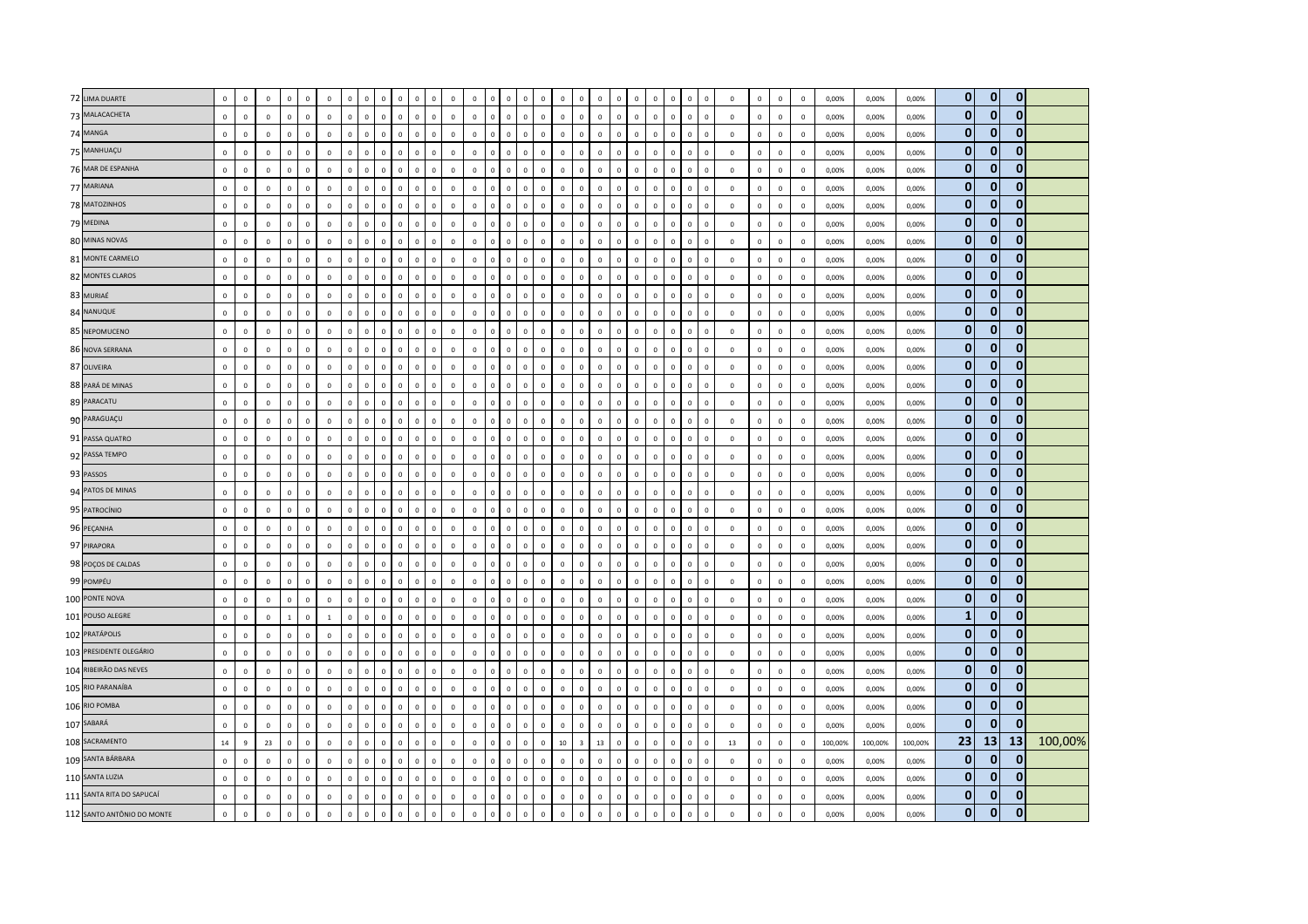| | | | | | | | | | | | | | | | | | | | | | | | | | | | | | | | | | | | | | | | | | | | | |
|---|---|---|---|---|---|---|---|---|---|---|---|---|---|---|---|---|---|---|---|---|---|---|---|---|---|---|---|---|---|---|---|---|---|---|---|---|---|---|---|---|---|---|---|---|
| 72 | LIMA DUARTE | 0 | 0 | 0 | 0 | 0 | 0 | 0 | 0 | 0 | 0 | 0 | 0 | 0 | 0 | 0 | 0 | 0 | 0 | 0 | 0 | 0 | 0 | 0 | 0 | 0 | 0 | 0 | 0 | 0 | 0 | 0 | 0 | 0 | 0 | 0 | 0 | 0,00% | 0,00% | 0,00% | **0** | **0** | **0** | |
| 73 | MALACACHETA | 0 | 0 | 0 | 0 | 0 | 0 | 0 | 0 | 0 | 0 | 0 | 0 | 0 | 0 | 0 | 0 | 0 | 0 | 0 | 0 | 0 | 0 | 0 | 0 | 0 | 0 | 0 | 0 | 0 | 0 | 0 | 0 | 0 | 0 | 0 | 0 | 0,00% | 0,00% | 0,00% | **0** | **0** | **0** | |
| 74 | MANGA | 0 | 0 | 0 | 0 | 0 | 0 | 0 | 0 | 0 | 0 | 0 | 0 | 0 | 0 | 0 | 0 | 0 | 0 | 0 | 0 | 0 | 0 | 0 | 0 | 0 | 0 | 0 | 0 | 0 | 0 | 0 | 0 | 0 | 0 | 0 | 0 | 0,00% | 0,00% | 0,00% | **0** | **0** | **0** | |
| 75 | MANHUAÇU | 0 | 0 | 0 | 0 | 0 | 0 | 0 | 0 | 0 | 0 | 0 | 0 | 0 | 0 | 0 | 0 | 0 | 0 | 0 | 0 | 0 | 0 | 0 | 0 | 0 | 0 | 0 | 0 | 0 | 0 | 0 | 0 | 0 | 0 | 0 | 0 | 0,00% | 0,00% | 0,00% | **0** | **0** | **0** | |
| 76 | MAR DE ESPANHA | 0 | 0 | 0 | 0 | 0 | 0 | 0 | 0 | 0 | 0 | 0 | 0 | 0 | 0 | 0 | 0 | 0 | 0 | 0 | 0 | 0 | 0 | 0 | 0 | 0 | 0 | 0 | 0 | 0 | 0 | 0 | 0 | 0 | 0 | 0 | 0 | 0,00% | 0,00% | 0,00% | **0** | **0** | **0** | |
| 77 | MARIANA | 0 | 0 | 0 | 0 | 0 | 0 | 0 | 0 | 0 | 0 | 0 | 0 | 0 | 0 | 0 | 0 | 0 | 0 | 0 | 0 | 0 | 0 | 0 | 0 | 0 | 0 | 0 | 0 | 0 | 0 | 0 | 0 | 0 | 0 | 0 | 0 | 0,00% | 0,00% | 0,00% | **0** | **0** | **0** | |
| 78 | MATOZINHOS | 0 | 0 | 0 | 0 | 0 | 0 | 0 | 0 | 0 | 0 | 0 | 0 | 0 | 0 | 0 | 0 | 0 | 0 | 0 | 0 | 0 | 0 | 0 | 0 | 0 | 0 | 0 | 0 | 0 | 0 | 0 | 0 | 0 | 0 | 0 | 0 | 0,00% | 0,00% | 0,00% | **0** | **0** | **0** | |
| 79 | MEDINA | 0 | 0 | 0 | 0 | 0 | 0 | 0 | 0 | 0 | 0 | 0 | 0 | 0 | 0 | 0 | 0 | 0 | 0 | 0 | 0 | 0 | 0 | 0 | 0 | 0 | 0 | 0 | 0 | 0 | 0 | 0 | 0 | 0 | 0 | 0 | 0 | 0,00% | 0,00% | 0,00% | **0** | **0** | **0** | |
| 80 | MINAS NOVAS | 0 | 0 | 0 | 0 | 0 | 0 | 0 | 0 | 0 | 0 | 0 | 0 | 0 | 0 | 0 | 0 | 0 | 0 | 0 | 0 | 0 | 0 | 0 | 0 | 0 | 0 | 0 | 0 | 0 | 0 | 0 | 0 | 0 | 0 | 0 | 0 | 0,00% | 0,00% | 0,00% | **0** | **0** | **0** | |
| 81 | MONTE CARMELO | 0 | 0 | 0 | 0 | 0 | 0 | 0 | 0 | 0 | 0 | 0 | 0 | 0 | 0 | 0 | 0 | 0 | 0 | 0 | 0 | 0 | 0 | 0 | 0 | 0 | 0 | 0 | 0 | 0 | 0 | 0 | 0 | 0 | 0 | 0 | 0 | 0,00% | 0,00% | 0,00% | **0** | **0** | **0** | |
| 82 | MONTES CLAROS | 0 | 0 | 0 | 0 | 0 | 0 | 0 | 0 | 0 | 0 | 0 | 0 | 0 | 0 | 0 | 0 | 0 | 0 | 0 | 0 | 0 | 0 | 0 | 0 | 0 | 0 | 0 | 0 | 0 | 0 | 0 | 0 | 0 | 0 | 0 | 0 | 0,00% | 0,00% | 0,00% | **0** | **0** | **0** | |
| 83 | MURIAÉ | 0 | 0 | 0 | 0 | 0 | 0 | 0 | 0 | 0 | 0 | 0 | 0 | 0 | 0 | 0 | 0 | 0 | 0 | 0 | 0 | 0 | 0 | 0 | 0 | 0 | 0 | 0 | 0 | 0 | 0 | 0 | 0 | 0 | 0 | 0 | 0 | 0,00% | 0,00% | 0,00% | **0** | **0** | **0** | |
| 84 | NANUQUE | 0 | 0 | 0 | 0 | 0 | 0 | 0 | 0 | 0 | 0 | 0 | 0 | 0 | 0 | 0 | 0 | 0 | 0 | 0 | 0 | 0 | 0 | 0 | 0 | 0 | 0 | 0 | 0 | 0 | 0 | 0 | 0 | 0 | 0 | 0 | 0 | 0,00% | 0,00% | 0,00% | **0** | **0** | **0** | |
| 85 | NEPOMUCENO | 0 | 0 | 0 | 0 | 0 | 0 | 0 | 0 | 0 | 0 | 0 | 0 | 0 | 0 | 0 | 0 | 0 | 0 | 0 | 0 | 0 | 0 | 0 | 0 | 0 | 0 | 0 | 0 | 0 | 0 | 0 | 0 | 0 | 0 | 0 | 0 | 0,00% | 0,00% | 0,00% | **0** | **0** | **0** | |
| 86 | NOVA SERRANA | 0 | 0 | 0 | 0 | 0 | 0 | 0 | 0 | 0 | 0 | 0 | 0 | 0 | 0 | 0 | 0 | 0 | 0 | 0 | 0 | 0 | 0 | 0 | 0 | 0 | 0 | 0 | 0 | 0 | 0 | 0 | 0 | 0 | 0 | 0 | 0 | 0,00% | 0,00% | 0,00% | **0** | **0** | **0** | |
| 87 | OLIVEIRA | 0 | 0 | 0 | 0 | 0 | 0 | 0 | 0 | 0 | 0 | 0 | 0 | 0 | 0 | 0 | 0 | 0 | 0 | 0 | 0 | 0 | 0 | 0 | 0 | 0 | 0 | 0 | 0 | 0 | 0 | 0 | 0 | 0 | 0 | 0 | 0 | 0,00% | 0,00% | 0,00% | **0** | **0** | **0** | |
| 88 | PARÁ DE MINAS | 0 | 0 | 0 | 0 | 0 | 0 | 0 | 0 | 0 | 0 | 0 | 0 | 0 | 0 | 0 | 0 | 0 | 0 | 0 | 0 | 0 | 0 | 0 | 0 | 0 | 0 | 0 | 0 | 0 | 0 | 0 | 0 | 0 | 0 | 0 | 0 | 0,00% | 0,00% | 0,00% | **0** | **0** | **0** | |
| 89 | PARACATU | 0 | 0 | 0 | 0 | 0 | 0 | 0 | 0 | 0 | 0 | 0 | 0 | 0 | 0 | 0 | 0 | 0 | 0 | 0 | 0 | 0 | 0 | 0 | 0 | 0 | 0 | 0 | 0 | 0 | 0 | 0 | 0 | 0 | 0 | 0 | 0 | 0,00% | 0,00% | 0,00% | **0** | **0** | **0** | |
| 90 | PARAGUAÇU | 0 | 0 | 0 | 0 | 0 | 0 | 0 | 0 | 0 | 0 | 0 | 0 | 0 | 0 | 0 | 0 | 0 | 0 | 0 | 0 | 0 | 0 | 0 | 0 | 0 | 0 | 0 | 0 | 0 | 0 | 0 | 0 | 0 | 0 | 0 | 0 | 0,00% | 0,00% | 0,00% | **0** | **0** | **0** | |
| 91 | PASSA QUATRO | 0 | 0 | 0 | 0 | 0 | 0 | 0 | 0 | 0 | 0 | 0 | 0 | 0 | 0 | 0 | 0 | 0 | 0 | 0 | 0 | 0 | 0 | 0 | 0 | 0 | 0 | 0 | 0 | 0 | 0 | 0 | 0 | 0 | 0 | 0 | 0 | 0,00% | 0,00% | 0,00% | **0** | **0** | **0** | |
| 92 | PASSA TEMPO | 0 | 0 | 0 | 0 | 0 | 0 | 0 | 0 | 0 | 0 | 0 | 0 | 0 | 0 | 0 | 0 | 0 | 0 | 0 | 0 | 0 | 0 | 0 | 0 | 0 | 0 | 0 | 0 | 0 | 0 | 0 | 0 | 0 | 0 | 0 | 0 | 0,00% | 0,00% | 0,00% | **0** | **0** | **0** | |
| 93 | PASSOS | 0 | 0 | 0 | 0 | 0 | 0 | 0 | 0 | 0 | 0 | 0 | 0 | 0 | 0 | 0 | 0 | 0 | 0 | 0 | 0 | 0 | 0 | 0 | 0 | 0 | 0 | 0 | 0 | 0 | 0 | 0 | 0 | 0 | 0 | 0 | 0 | 0,00% | 0,00% | 0,00% | **0** | **0** | **0** | |
| 94 | PATOS DE MINAS | 0 | 0 | 0 | 0 | 0 | 0 | 0 | 0 | 0 | 0 | 0 | 0 | 0 | 0 | 0 | 0 | 0 | 0 | 0 | 0 | 0 | 0 | 0 | 0 | 0 | 0 | 0 | 0 | 0 | 0 | 0 | 0 | 0 | 0 | 0 | 0 | 0,00% | 0,00% | 0,00% | **0** | **0** | **0** | |
| 95 | PATROCÍNIO | 0 | 0 | 0 | 0 | 0 | 0 | 0 | 0 | 0 | 0 | 0 | 0 | 0 | 0 | 0 | 0 | 0 | 0 | 0 | 0 | 0 | 0 | 0 | 0 | 0 | 0 | 0 | 0 | 0 | 0 | 0 | 0 | 0 | 0 | 0 | 0 | 0,00% | 0,00% | 0,00% | **0** | **0** | **0** | |
| 96 | PEÇANHA | 0 | 0 | 0 | 0 | 0 | 0 | 0 | 0 | 0 | 0 | 0 | 0 | 0 | 0 | 0 | 0 | 0 | 0 | 0 | 0 | 0 | 0 | 0 | 0 | 0 | 0 | 0 | 0 | 0 | 0 | 0 | 0 | 0 | 0 | 0 | 0 | 0,00% | 0,00% | 0,00% | **0** | **0** | **0** | |
| 97 | PIRAPORA | 0 | 0 | 0 | 0 | 0 | 0 | 0 | 0 | 0 | 0 | 0 | 0 | 0 | 0 | 0 | 0 | 0 | 0 | 0 | 0 | 0 | 0 | 0 | 0 | 0 | 0 | 0 | 0 | 0 | 0 | 0 | 0 | 0 | 0 | 0 | 0 | 0,00% | 0,00% | 0,00% | **0** | **0** | **0** | |
| 98 | POÇOS DE CALDAS | 0 | 0 | 0 | 0 | 0 | 0 | 0 | 0 | 0 | 0 | 0 | 0 | 0 | 0 | 0 | 0 | 0 | 0 | 0 | 0 | 0 | 0 | 0 | 0 | 0 | 0 | 0 | 0 | 0 | 0 | 0 | 0 | 0 | 0 | 0 | 0 | 0,00% | 0,00% | 0,00% | **0** | **0** | **0** | |
| 99 | POMPÉU | 0 | 0 | 0 | 0 | 0 | 0 | 0 | 0 | 0 | 0 | 0 | 0 | 0 | 0 | 0 | 0 | 0 | 0 | 0 | 0 | 0 | 0 | 0 | 0 | 0 | 0 | 0 | 0 | 0 | 0 | 0 | 0 | 0 | 0 | 0 | 0 | 0,00% | 0,00% | 0,00% | **0** | **0** | **0** | |
| 100 | PONTE NOVA | 0 | 0 | 0 | 0 | 0 | 0 | 0 | 0 | 0 | 0 | 0 | 0 | 0 | 0 | 0 | 0 | 0 | 0 | 0 | 0 | 0 | 0 | 0 | 0 | 0 | 0 | 0 | 0 | 0 | 0 | 0 | 0 | 0 | 0 | 0 | 0 | 0,00% | 0,00% | 0,00% | **0** | **0** | **0** | |
| 101 | POUSO ALEGRE | 0 | 0 | 0 | 1 | 0 | 1 | 0 | 0 | 0 | 0 | 0 | 0 | 0 | 0 | 0 | 0 | 0 | 0 | 0 | 0 | 0 | 0 | 0 | 0 | 0 | 0 | 0 | 0 | 0 | 0 | 0 | 0 | 0 | 0 | 0 | 0 | 0,00% | 0,00% | 0,00% | **1** | **0** | **0** | |
| 102 | PRATÁPOLIS | 0 | 0 | 0 | 0 | 0 | 0 | 0 | 0 | 0 | 0 | 0 | 0 | 0 | 0 | 0 | 0 | 0 | 0 | 0 | 0 | 0 | 0 | 0 | 0 | 0 | 0 | 0 | 0 | 0 | 0 | 0 | 0 | 0 | 0 | 0 | 0 | 0,00% | 0,00% | 0,00% | **0** | **0** | **0** | |
| 103 | PRESIDENTE OLEGÁRIO | 0 | 0 | 0 | 0 | 0 | 0 | 0 | 0 | 0 | 0 | 0 | 0 | 0 | 0 | 0 | 0 | 0 | 0 | 0 | 0 | 0 | 0 | 0 | 0 | 0 | 0 | 0 | 0 | 0 | 0 | 0 | 0 | 0 | 0 | 0 | 0 | 0,00% | 0,00% | 0,00% | **0** | **0** | **0** | |
| 104 | RIBEIRÃO DAS NEVES | 0 | 0 | 0 | 0 | 0 | 0 | 0 | 0 | 0 | 0 | 0 | 0 | 0 | 0 | 0 | 0 | 0 | 0 | 0 | 0 | 0 | 0 | 0 | 0 | 0 | 0 | 0 | 0 | 0 | 0 | 0 | 0 | 0 | 0 | 0 | 0 | 0,00% | 0,00% | 0,00% | **0** | **0** | **0** | |
| 105 | RIO PARANAÍBA | 0 | 0 | 0 | 0 | 0 | 0 | 0 | 0 | 0 | 0 | 0 | 0 | 0 | 0 | 0 | 0 | 0 | 0 | 0 | 0 | 0 | 0 | 0 | 0 | 0 | 0 | 0 | 0 | 0 | 0 | 0 | 0 | 0 | 0 | 0 | 0 | 0,00% | 0,00% | 0,00% | **0** | **0** | **0** | |
| 106 | RIO POMBA | 0 | 0 | 0 | 0 | 0 | 0 | 0 | 0 | 0 | 0 | 0 | 0 | 0 | 0 | 0 | 0 | 0 | 0 | 0 | 0 | 0 | 0 | 0 | 0 | 0 | 0 | 0 | 0 | 0 | 0 | 0 | 0 | 0 | 0 | 0 | 0 | 0,00% | 0,00% | 0,00% | **0** | **0** | **0** | |
| 107 | SABARÁ | 0 | 0 | 0 | 0 | 0 | 0 | 0 | 0 | 0 | 0 | 0 | 0 | 0 | 0 | 0 | 0 | 0 | 0 | 0 | 0 | 0 | 0 | 0 | 0 | 0 | 0 | 0 | 0 | 0 | 0 | 0 | 0 | 0 | 0 | 0 | 0 | 0,00% | 0,00% | 0,00% | **0** | **0** | **0** | |
| 108 | SACRAMENTO | 14 | 9 | 23 | 0 | 0 | 0 | 0 | 0 | 0 | 0 | 0 | 0 | 0 | 0 | 0 | 0 | 0 | 0 | 0 | 0 | 0 | 10 | 3 | 13 | 0 | 0 | 0 | 0 | 0 | 0 | 0 | 0 | 13 | 0 | 0 | 0 | 100,00% | 100,00% | 100,00% | **23** | **13** | **13** | 100,00% |
| 109 | SANTA BÁRBARA | 0 | 0 | 0 | 0 | 0 | 0 | 0 | 0 | 0 | 0 | 0 | 0 | 0 | 0 | 0 | 0 | 0 | 0 | 0 | 0 | 0 | 0 | 0 | 0 | 0 | 0 | 0 | 0 | 0 | 0 | 0 | 0 | 0 | 0 | 0 | 0 | 0,00% | 0,00% | 0,00% | **0** | **0** | **0** | |
| 110 | SANTA LUZIA | 0 | 0 | 0 | 0 | 0 | 0 | 0 | 0 | 0 | 0 | 0 | 0 | 0 | 0 | 0 | 0 | 0 | 0 | 0 | 0 | 0 | 0 | 0 | 0 | 0 | 0 | 0 | 0 | 0 | 0 | 0 | 0 | 0 | 0 | 0 | 0 | 0,00% | 0,00% | 0,00% | **0** | **0** | **0** | |
| 111 | SANTA RITA DO SAPUCAÍ | 0 | 0 | 0 | 0 | 0 | 0 | 0 | 0 | 0 | 0 | 0 | 0 | 0 | 0 | 0 | 0 | 0 | 0 | 0 | 0 | 0 | 0 | 0 | 0 | 0 | 0 | 0 | 0 | 0 | 0 | 0 | 0 | 0 | 0 | 0 | 0 | 0,00% | 0,00% | 0,00% | **0** | **0** | **0** | |
| 112 | SANTO ANTÔNIO DO MONTE | 0 | 0 | 0 | 0 | 0 | 0 | 0 | 0 | 0 | 0 | 0 | 0 | 0 | 0 | 0 | 0 | 0 | 0 | 0 | 0 | 0 | 0 | 0 | 0 | 0 | 0 | 0 | 0 | 0 | 0 | 0 | 0 | 0 | 0 | 0 | 0 | 0,00% | 0,00% | 0,00% | **0** | **0** | **0** | |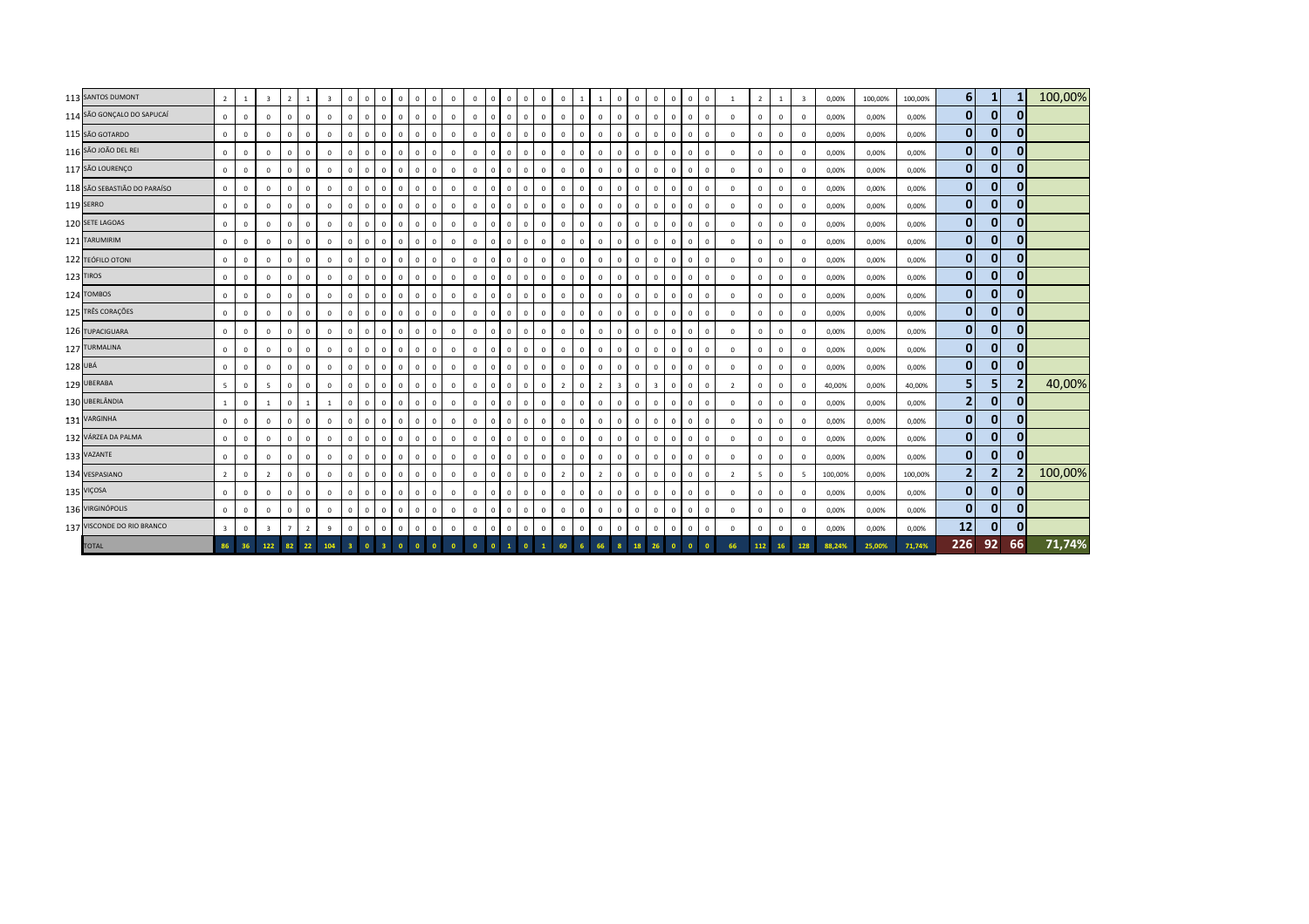| | | | | | | | | | | | | | | | | | | | | | | | | | | | | | | | | | | | | | | | |
|---|---|---|---|---|---|---|---|---|---|---|---|---|---|---|---|---|---|---|---|---|---|---|---|---|---|---|---|---|---|---|---|---|---|---|---|---|---|---|---|
| 113 | SANTOS DUMONT | 2 | 1 | 3 | 2 | 1 | 3 | 0 | 0 | 0 | 0 | 0 | 0 | 0 | 0 | 0 | 0 | 0 | 0 | 0 | 1 | 1 | 0 | 0 | 0 | 0 | 0 | 0 | 1 | 2 | 1 | 3 | 0,00% | 100,00% | 100,00% | 6 | 1 | 1 | 100,00% |
| 114 | SÃO GONÇALO DO SAPUCAÍ | 0 | 0 | 0 | 0 | 0 | 0 | 0 | 0 | 0 | 0 | 0 | 0 | 0 | 0 | 0 | 0 | 0 | 0 | 0 | 0 | 0 | 0 | 0 | 0 | 0 | 0 | 0 | 0 | 0 | 0 | 0 | 0,00% | 0,00% | 0,00% | 0 | 0 | 0 | |
| 115 | SÃO GOTARDO | 0 | 0 | 0 | 0 | 0 | 0 | 0 | 0 | 0 | 0 | 0 | 0 | 0 | 0 | 0 | 0 | 0 | 0 | 0 | 0 | 0 | 0 | 0 | 0 | 0 | 0 | 0 | 0 | 0 | 0 | 0 | 0,00% | 0,00% | 0,00% | 0 | 0 | 0 | |
| 116 | SÃO JOÃO DEL REI | 0 | 0 | 0 | 0 | 0 | 0 | 0 | 0 | 0 | 0 | 0 | 0 | 0 | 0 | 0 | 0 | 0 | 0 | 0 | 0 | 0 | 0 | 0 | 0 | 0 | 0 | 0 | 0 | 0 | 0 | 0 | 0,00% | 0,00% | 0,00% | 0 | 0 | 0 | |
| 117 | SÃO LOURENÇO | 0 | 0 | 0 | 0 | 0 | 0 | 0 | 0 | 0 | 0 | 0 | 0 | 0 | 0 | 0 | 0 | 0 | 0 | 0 | 0 | 0 | 0 | 0 | 0 | 0 | 0 | 0 | 0 | 0 | 0 | 0 | 0,00% | 0,00% | 0,00% | 0 | 0 | 0 | |
| 118 | SÃO SEBASTIÃO DO PARAÍSO | 0 | 0 | 0 | 0 | 0 | 0 | 0 | 0 | 0 | 0 | 0 | 0 | 0 | 0 | 0 | 0 | 0 | 0 | 0 | 0 | 0 | 0 | 0 | 0 | 0 | 0 | 0 | 0 | 0 | 0 | 0 | 0,00% | 0,00% | 0,00% | 0 | 0 | 0 | |
| 119 | SERRO | 0 | 0 | 0 | 0 | 0 | 0 | 0 | 0 | 0 | 0 | 0 | 0 | 0 | 0 | 0 | 0 | 0 | 0 | 0 | 0 | 0 | 0 | 0 | 0 | 0 | 0 | 0 | 0 | 0 | 0 | 0 | 0,00% | 0,00% | 0,00% | 0 | 0 | 0 | |
| 120 | SETE LAGOAS | 0 | 0 | 0 | 0 | 0 | 0 | 0 | 0 | 0 | 0 | 0 | 0 | 0 | 0 | 0 | 0 | 0 | 0 | 0 | 0 | 0 | 0 | 0 | 0 | 0 | 0 | 0 | 0 | 0 | 0 | 0 | 0,00% | 0,00% | 0,00% | 0 | 0 | 0 | |
| 121 | TARUMIRIM | 0 | 0 | 0 | 0 | 0 | 0 | 0 | 0 | 0 | 0 | 0 | 0 | 0 | 0 | 0 | 0 | 0 | 0 | 0 | 0 | 0 | 0 | 0 | 0 | 0 | 0 | 0 | 0 | 0 | 0 | 0 | 0,00% | 0,00% | 0,00% | 0 | 0 | 0 | |
| 122 | TEÓFILO OTONI | 0 | 0 | 0 | 0 | 0 | 0 | 0 | 0 | 0 | 0 | 0 | 0 | 0 | 0 | 0 | 0 | 0 | 0 | 0 | 0 | 0 | 0 | 0 | 0 | 0 | 0 | 0 | 0 | 0 | 0 | 0 | 0,00% | 0,00% | 0,00% | 0 | 0 | 0 | |
| 123 | TIROS | 0 | 0 | 0 | 0 | 0 | 0 | 0 | 0 | 0 | 0 | 0 | 0 | 0 | 0 | 0 | 0 | 0 | 0 | 0 | 0 | 0 | 0 | 0 | 0 | 0 | 0 | 0 | 0 | 0 | 0 | 0 | 0,00% | 0,00% | 0,00% | 0 | 0 | 0 | |
| 124 | TOMBOS | 0 | 0 | 0 | 0 | 0 | 0 | 0 | 0 | 0 | 0 | 0 | 0 | 0 | 0 | 0 | 0 | 0 | 0 | 0 | 0 | 0 | 0 | 0 | 0 | 0 | 0 | 0 | 0 | 0 | 0 | 0 | 0,00% | 0,00% | 0,00% | 0 | 0 | 0 | |
| 125 | TRÊS CORAÇÕES | 0 | 0 | 0 | 0 | 0 | 0 | 0 | 0 | 0 | 0 | 0 | 0 | 0 | 0 | 0 | 0 | 0 | 0 | 0 | 0 | 0 | 0 | 0 | 0 | 0 | 0 | 0 | 0 | 0 | 0 | 0 | 0,00% | 0,00% | 0,00% | 0 | 0 | 0 | |
| 126 | TUPACIGUARA | 0 | 0 | 0 | 0 | 0 | 0 | 0 | 0 | 0 | 0 | 0 | 0 | 0 | 0 | 0 | 0 | 0 | 0 | 0 | 0 | 0 | 0 | 0 | 0 | 0 | 0 | 0 | 0 | 0 | 0 | 0 | 0,00% | 0,00% | 0,00% | 0 | 0 | 0 | |
| 127 | TURMALINA | 0 | 0 | 0 | 0 | 0 | 0 | 0 | 0 | 0 | 0 | 0 | 0 | 0 | 0 | 0 | 0 | 0 | 0 | 0 | 0 | 0 | 0 | 0 | 0 | 0 | 0 | 0 | 0 | 0 | 0 | 0 | 0,00% | 0,00% | 0,00% | 0 | 0 | 0 | |
| 128 | UBÁ | 0 | 0 | 0 | 0 | 0 | 0 | 0 | 0 | 0 | 0 | 0 | 0 | 0 | 0 | 0 | 0 | 0 | 0 | 0 | 0 | 0 | 0 | 0 | 0 | 0 | 0 | 0 | 0 | 0 | 0 | 0 | 0,00% | 0,00% | 0,00% | 0 | 0 | 0 | |
| 129 | UBERABA | 5 | 0 | 5 | 0 | 0 | 0 | 0 | 0 | 0 | 0 | 0 | 0 | 0 | 0 | 0 | 0 | 0 | 0 | 2 | 0 | 2 | 3 | 0 | 3 | 0 | 0 | 0 | 2 | 0 | 0 | 0 | 40,00% | 0,00% | 40,00% | 5 | 5 | 2 | 40,00% |
| 130 | UBERLÂNDIA | 1 | 0 | 1 | 0 | 1 | 1 | 0 | 0 | 0 | 0 | 0 | 0 | 0 | 0 | 0 | 0 | 0 | 0 | 0 | 0 | 0 | 0 | 0 | 0 | 0 | 0 | 0 | 0 | 0 | 0 | 0 | 0,00% | 0,00% | 0,00% | 2 | 0 | 0 | |
| 131 | VARGINHA | 0 | 0 | 0 | 0 | 0 | 0 | 0 | 0 | 0 | 0 | 0 | 0 | 0 | 0 | 0 | 0 | 0 | 0 | 0 | 0 | 0 | 0 | 0 | 0 | 0 | 0 | 0 | 0 | 0 | 0 | 0 | 0,00% | 0,00% | 0,00% | 0 | 0 | 0 | |
| 132 | VÁRZEA DA PALMA | 0 | 0 | 0 | 0 | 0 | 0 | 0 | 0 | 0 | 0 | 0 | 0 | 0 | 0 | 0 | 0 | 0 | 0 | 0 | 0 | 0 | 0 | 0 | 0 | 0 | 0 | 0 | 0 | 0 | 0 | 0 | 0,00% | 0,00% | 0,00% | 0 | 0 | 0 | |
| 133 | VAZANTE | 0 | 0 | 0 | 0 | 0 | 0 | 0 | 0 | 0 | 0 | 0 | 0 | 0 | 0 | 0 | 0 | 0 | 0 | 0 | 0 | 0 | 0 | 0 | 0 | 0 | 0 | 0 | 0 | 0 | 0 | 0 | 0,00% | 0,00% | 0,00% | 0 | 0 | 0 | |
| 134 | VESPASIANO | 2 | 0 | 2 | 0 | 0 | 0 | 0 | 0 | 0 | 0 | 0 | 0 | 0 | 0 | 0 | 0 | 0 | 0 | 2 | 0 | 2 | 0 | 0 | 0 | 0 | 0 | 0 | 2 | 5 | 0 | 5 | 100,00% | 0,00% | 100,00% | 2 | 2 | 2 | 100,00% |
| 135 | VIÇOSA | 0 | 0 | 0 | 0 | 0 | 0 | 0 | 0 | 0 | 0 | 0 | 0 | 0 | 0 | 0 | 0 | 0 | 0 | 0 | 0 | 0 | 0 | 0 | 0 | 0 | 0 | 0 | 0 | 0 | 0 | 0 | 0,00% | 0,00% | 0,00% | 0 | 0 | 0 | |
| 136 | VIRGINÓPOLIS | 0 | 0 | 0 | 0 | 0 | 0 | 0 | 0 | 0 | 0 | 0 | 0 | 0 | 0 | 0 | 0 | 0 | 0 | 0 | 0 | 0 | 0 | 0 | 0 | 0 | 0 | 0 | 0 | 0 | 0 | 0 | 0,00% | 0,00% | 0,00% | 0 | 0 | 0 | |
| 137 | VISCONDE DO RIO BRANCO | 3 | 0 | 3 | 7 | 2 | 9 | 0 | 0 | 0 | 0 | 0 | 0 | 0 | 0 | 0 | 0 | 0 | 0 | 0 | 0 | 0 | 0 | 0 | 0 | 0 | 0 | 0 | 0 | 0 | 0 | 0 | 0,00% | 0,00% | 0,00% | 12 | 0 | 0 | |
| | TOTAL | 86 | 36 | 122 | 82 | 22 | 104 | 3 | 0 | 3 | 0 | 0 | 0 | 0 | 0 | 0 | 1 | 0 | 1 | 60 | 6 | 66 | 8 | 18 | 26 | 0 | 0 | 0 | 66 | 112 | 16 | 128 | 88,24% | 25,00% | 71,74% | 226 | 92 | 66 | 71,74% |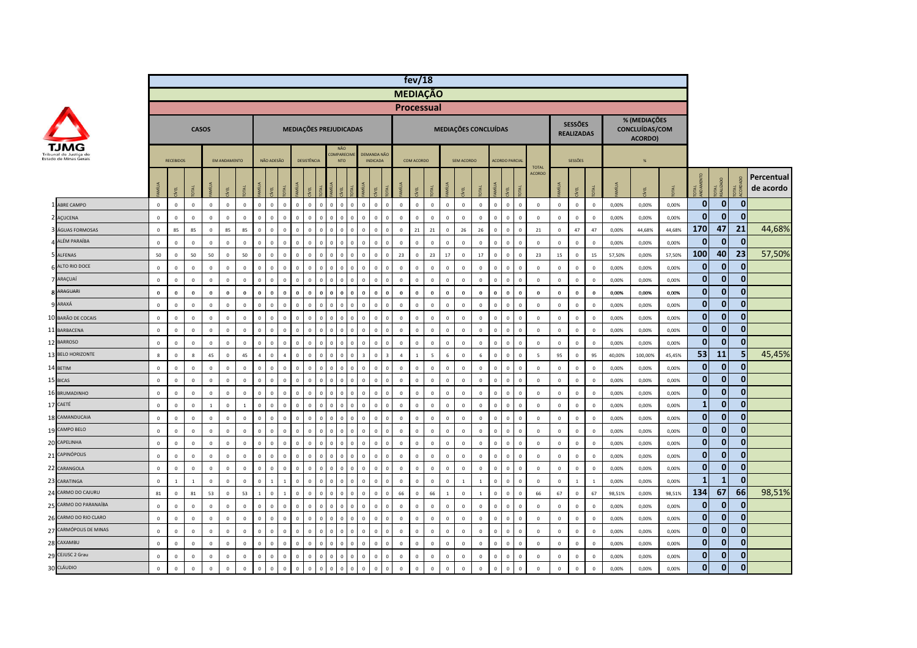# fev/18

## MEDIAÇÃO

### Processual

TJMG Tribunal de Justiça do Estado de Minas Gerais

| | | CASOS | | | | | | MEDIAÇÕES PREJUDICADAS | | | | | | | | | | | | MEDIAÇÕES CONCLUÍDAS | | | | | | | | | | SESSÕES REALIZADAS | | | % (MEDIAÇÕES CONCLUÍDAS/COM ACORDO) | | | | | | |
|---|---|---|---|---|---|---|---|---|---|---|---|---|---|---|---|---|---|---|---|---|---|---|---|---|---|---|---|---|---|---|---|---|---|---|---|---|---|---|---|
| | | RECEBIDOS | | | EM ANDAMENTO | | | NÃO ADESÃO | | | DESISTÊNCIA | | | NÃO COMPARECIMENTO | | | DEMANDA NÃO INDICADA | | | COM ACORDO | | | SEM ACORDO | | | ACORDO PARCIAL | | | TOTAL ACORDO | SESSÕES | | | % | | | | | | |
| | | FAMÍLIA | CÍVEL | TOTAL | FAMÍLIA | CÍVEL | TOTAL | FAMÍLIA | CÍVEL | TOTAL | FAMÍLIA | CÍVEL | TOTAL | FAMÍLIA | CÍVEL | TOTAL | FAMÍLIA | CÍVEL | TOTAL | FAMÍLIA | CÍVEL | TOTAL | FAMÍLIA | CÍVEL | TOTAL | FAMÍLIA | CÍVEL | TOTAL | | FAMÍLIA | CÍVEL | TOTAL | FAMÍLIA | CÍVEL | TOTAL | TOTAL ANDAMENTO | TOTAL REALIZADO | TOTAL ACORDADO | Percentual de acordo |
| 1 | ABRE CAMPO | 0 | 0 | 0 | 0 | 0 | 0 | 0 | 0 | 0 | 0 | 0 | 0 | 0 | 0 | 0 | 0 | 0 | 0 | 0 | 0 | 0 | 0 | 0 | 0 | 0 | 0 | 0 | 0 | 0 | 0 | 0 | 0,00% | 0,00% | 0,00% | 0 | 0 | 0 | |
| 2 | AÇUCENA | 0 | 0 | 0 | 0 | 0 | 0 | 0 | 0 | 0 | 0 | 0 | 0 | 0 | 0 | 0 | 0 | 0 | 0 | 0 | 0 | 0 | 0 | 0 | 0 | 0 | 0 | 0 | 0 | 0 | 0 | 0 | 0,00% | 0,00% | 0,00% | 0 | 0 | 0 | |
| 3 | ÁGUAS FORMOSAS | 0 | 85 | 85 | 0 | 85 | 85 | 0 | 0 | 0 | 0 | 0 | 0 | 0 | 0 | 0 | 0 | 0 | 0 | 0 | 21 | 21 | 0 | 26 | 26 | 0 | 0 | 0 | 21 | 0 | 47 | 47 | 0,00% | 44,68% | 44,68% | 170 | 47 | 21 | 44,68% |
| 4 | ALÉM PARAÍBA | 0 | 0 | 0 | 0 | 0 | 0 | 0 | 0 | 0 | 0 | 0 | 0 | 0 | 0 | 0 | 0 | 0 | 0 | 0 | 0 | 0 | 0 | 0 | 0 | 0 | 0 | 0 | 0 | 0 | 0 | 0 | 0,00% | 0,00% | 0,00% | 0 | 0 | 0 | |
| 5 | ALFENAS | 50 | 0 | 50 | 50 | 0 | 50 | 0 | 0 | 0 | 0 | 0 | 0 | 0 | 0 | 0 | 0 | 0 | 0 | 23 | 0 | 23 | 17 | 0 | 17 | 0 | 0 | 0 | 23 | 15 | 0 | 15 | 57,50% | 0,00% | 57,50% | 100 | 40 | 23 | 57,50% |
| 6 | ALTO RIO DOCE | 0 | 0 | 0 | 0 | 0 | 0 | 0 | 0 | 0 | 0 | 0 | 0 | 0 | 0 | 0 | 0 | 0 | 0 | 0 | 0 | 0 | 0 | 0 | 0 | 0 | 0 | 0 | 0 | 0 | 0 | 0 | 0,00% | 0,00% | 0,00% | 0 | 0 | 0 | |
| 7 | ARAÇUAÍ | 0 | 0 | 0 | 0 | 0 | 0 | 0 | 0 | 0 | 0 | 0 | 0 | 0 | 0 | 0 | 0 | 0 | 0 | 0 | 0 | 0 | 0 | 0 | 0 | 0 | 0 | 0 | 0 | 0 | 0 | 0 | 0,00% | 0,00% | 0,00% | 0 | 0 | 0 | |
| 8 | ARAGUARI | 0 | 0 | 0 | 0 | 0 | 0 | 0 | 0 | 0 | 0 | 0 | 0 | 0 | 0 | 0 | 0 | 0 | 0 | 0 | 0 | 0 | 0 | 0 | 0 | 0 | 0 | 0 | 0 | 0 | 0 | 0 | 0,00% | 0,00% | 0,00% | 0 | 0 | 0 | |
| 9 | ARAXÁ | 0 | 0 | 0 | 0 | 0 | 0 | 0 | 0 | 0 | 0 | 0 | 0 | 0 | 0 | 0 | 0 | 0 | 0 | 0 | 0 | 0 | 0 | 0 | 0 | 0 | 0 | 0 | 0 | 0 | 0 | 0 | 0,00% | 0,00% | 0,00% | 0 | 0 | 0 | |
| 10 | BARÃO DE COCAIS | 0 | 0 | 0 | 0 | 0 | 0 | 0 | 0 | 0 | 0 | 0 | 0 | 0 | 0 | 0 | 0 | 0 | 0 | 0 | 0 | 0 | 0 | 0 | 0 | 0 | 0 | 0 | 0 | 0 | 0 | 0 | 0,00% | 0,00% | 0,00% | 0 | 0 | 0 | |
| 11 | BARBACENA | 0 | 0 | 0 | 0 | 0 | 0 | 0 | 0 | 0 | 0 | 0 | 0 | 0 | 0 | 0 | 0 | 0 | 0 | 0 | 0 | 0 | 0 | 0 | 0 | 0 | 0 | 0 | 0 | 0 | 0 | 0 | 0,00% | 0,00% | 0,00% | 0 | 0 | 0 | |
| 12 | BARROSO | 0 | 0 | 0 | 0 | 0 | 0 | 0 | 0 | 0 | 0 | 0 | 0 | 0 | 0 | 0 | 0 | 0 | 0 | 0 | 0 | 0 | 0 | 0 | 0 | 0 | 0 | 0 | 0 | 0 | 0 | 0 | 0,00% | 0,00% | 0,00% | 0 | 0 | 0 | |
| 13 | BELO HORIZONTE | 8 | 0 | 8 | 45 | 0 | 45 | 4 | 0 | 4 | 0 | 0 | 0 | 0 | 0 | 0 | 3 | 0 | 3 | 4 | 1 | 5 | 6 | 0 | 6 | 0 | 0 | 0 | 5 | 95 | 0 | 95 | 40,00% | 100,00% | 45,45% | 53 | 11 | 5 | 45,45% |
| 14 | BETIM | 0 | 0 | 0 | 0 | 0 | 0 | 0 | 0 | 0 | 0 | 0 | 0 | 0 | 0 | 0 | 0 | 0 | 0 | 0 | 0 | 0 | 0 | 0 | 0 | 0 | 0 | 0 | 0 | 0 | 0 | 0 | 0,00% | 0,00% | 0,00% | 0 | 0 | 0 | |
| 15 | BICAS | 0 | 0 | 0 | 0 | 0 | 0 | 0 | 0 | 0 | 0 | 0 | 0 | 0 | 0 | 0 | 0 | 0 | 0 | 0 | 0 | 0 | 0 | 0 | 0 | 0 | 0 | 0 | 0 | 0 | 0 | 0 | 0,00% | 0,00% | 0,00% | 0 | 0 | 0 | |
| 16 | BRUMADINHO | 0 | 0 | 0 | 0 | 0 | 0 | 0 | 0 | 0 | 0 | 0 | 0 | 0 | 0 | 0 | 0 | 0 | 0 | 0 | 0 | 0 | 0 | 0 | 0 | 0 | 0 | 0 | 0 | 0 | 0 | 0 | 0,00% | 0,00% | 0,00% | 0 | 0 | 0 | |
| 17 | CAETÉ | 0 | 0 | 0 | 1 | 0 | 1 | 0 | 0 | 0 | 0 | 0 | 0 | 0 | 0 | 0 | 0 | 0 | 0 | 0 | 0 | 0 | 0 | 0 | 0 | 0 | 0 | 0 | 0 | 0 | 0 | 0 | 0,00% | 0,00% | 0,00% | 1 | 0 | 0 | |
| 18 | CAMANDUCAIA | 0 | 0 | 0 | 0 | 0 | 0 | 0 | 0 | 0 | 0 | 0 | 0 | 0 | 0 | 0 | 0 | 0 | 0 | 0 | 0 | 0 | 0 | 0 | 0 | 0 | 0 | 0 | 0 | 0 | 0 | 0 | 0,00% | 0,00% | 0,00% | 0 | 0 | 0 | |
| 19 | CAMPO BELO | 0 | 0 | 0 | 0 | 0 | 0 | 0 | 0 | 0 | 0 | 0 | 0 | 0 | 0 | 0 | 0 | 0 | 0 | 0 | 0 | 0 | 0 | 0 | 0 | 0 | 0 | 0 | 0 | 0 | 0 | 0 | 0,00% | 0,00% | 0,00% | 0 | 0 | 0 | |
| 20 | CAPELINHA | 0 | 0 | 0 | 0 | 0 | 0 | 0 | 0 | 0 | 0 | 0 | 0 | 0 | 0 | 0 | 0 | 0 | 0 | 0 | 0 | 0 | 0 | 0 | 0 | 0 | 0 | 0 | 0 | 0 | 0 | 0 | 0,00% | 0,00% | 0,00% | 0 | 0 | 0 | |
| 21 | CAPINÓPOLIS | 0 | 0 | 0 | 0 | 0 | 0 | 0 | 0 | 0 | 0 | 0 | 0 | 0 | 0 | 0 | 0 | 0 | 0 | 0 | 0 | 0 | 0 | 0 | 0 | 0 | 0 | 0 | 0 | 0 | 0 | 0 | 0,00% | 0,00% | 0,00% | 0 | 0 | 0 | |
| 22 | CARANGOLA | 0 | 0 | 0 | 0 | 0 | 0 | 0 | 0 | 0 | 0 | 0 | 0 | 0 | 0 | 0 | 0 | 0 | 0 | 0 | 0 | 0 | 0 | 0 | 0 | 0 | 0 | 0 | 0 | 0 | 0 | 0 | 0,00% | 0,00% | 0,00% | 0 | 0 | 0 | |
| 23 | CARATINGA | 0 | 1 | 1 | 0 | 0 | 0 | 0 | 1 | 1 | 0 | 0 | 0 | 0 | 0 | 0 | 0 | 0 | 0 | 0 | 0 | 0 | 0 | 1 | 1 | 0 | 0 | 0 | 0 | 0 | 1 | 1 | 0,00% | 0,00% | 0,00% | 1 | 1 | 0 | |
| 24 | CARMO DO CAJURU | 81 | 0 | 81 | 53 | 0 | 53 | 1 | 0 | 1 | 0 | 0 | 0 | 0 | 0 | 0 | 0 | 0 | 0 | 66 | 0 | 66 | 1 | 0 | 1 | 0 | 0 | 0 | 66 | 67 | 0 | 67 | 98,51% | 0,00% | 98,51% | 134 | 67 | 66 | 98,51% |
| 25 | CARMO DO PARANAÍBA | 0 | 0 | 0 | 0 | 0 | 0 | 0 | 0 | 0 | 0 | 0 | 0 | 0 | 0 | 0 | 0 | 0 | 0 | 0 | 0 | 0 | 0 | 0 | 0 | 0 | 0 | 0 | 0 | 0 | 0 | 0 | 0,00% | 0,00% | 0,00% | 0 | 0 | 0 | |
| 26 | CARMO DO RIO CLARO | 0 | 0 | 0 | 0 | 0 | 0 | 0 | 0 | 0 | 0 | 0 | 0 | 0 | 0 | 0 | 0 | 0 | 0 | 0 | 0 | 0 | 0 | 0 | 0 | 0 | 0 | 0 | 0 | 0 | 0 | 0 | 0,00% | 0,00% | 0,00% | 0 | 0 | 0 | |
| 27 | CARMÓPOLIS DE MINAS | 0 | 0 | 0 | 0 | 0 | 0 | 0 | 0 | 0 | 0 | 0 | 0 | 0 | 0 | 0 | 0 | 0 | 0 | 0 | 0 | 0 | 0 | 0 | 0 | 0 | 0 | 0 | 0 | 0 | 0 | 0 | 0,00% | 0,00% | 0,00% | 0 | 0 | 0 | |
| 28 | CAXAMBU | 0 | 0 | 0 | 0 | 0 | 0 | 0 | 0 | 0 | 0 | 0 | 0 | 0 | 0 | 0 | 0 | 0 | 0 | 0 | 0 | 0 | 0 | 0 | 0 | 0 | 0 | 0 | 0 | 0 | 0 | 0 | 0,00% | 0,00% | 0,00% | 0 | 0 | 0 | |
| 29 | CEJUSC 2 Grau | 0 | 0 | 0 | 0 | 0 | 0 | 0 | 0 | 0 | 0 | 0 | 0 | 0 | 0 | 0 | 0 | 0 | 0 | 0 | 0 | 0 | 0 | 0 | 0 | 0 | 0 | 0 | 0 | 0 | 0 | 0 | 0,00% | 0,00% | 0,00% | 0 | 0 | 0 | |
| 30 | CLÁUDIO | 0 | 0 | 0 | 0 | 0 | 0 | 0 | 0 | 0 | 0 | 0 | 0 | 0 | 0 | 0 | 0 | 0 | 0 | 0 | 0 | 0 | 0 | 0 | 0 | 0 | 0 | 0 | 0 | 0 | 0 | 0 | 0,00% | 0,00% | 0,00% | 0 | 0 | 0 | |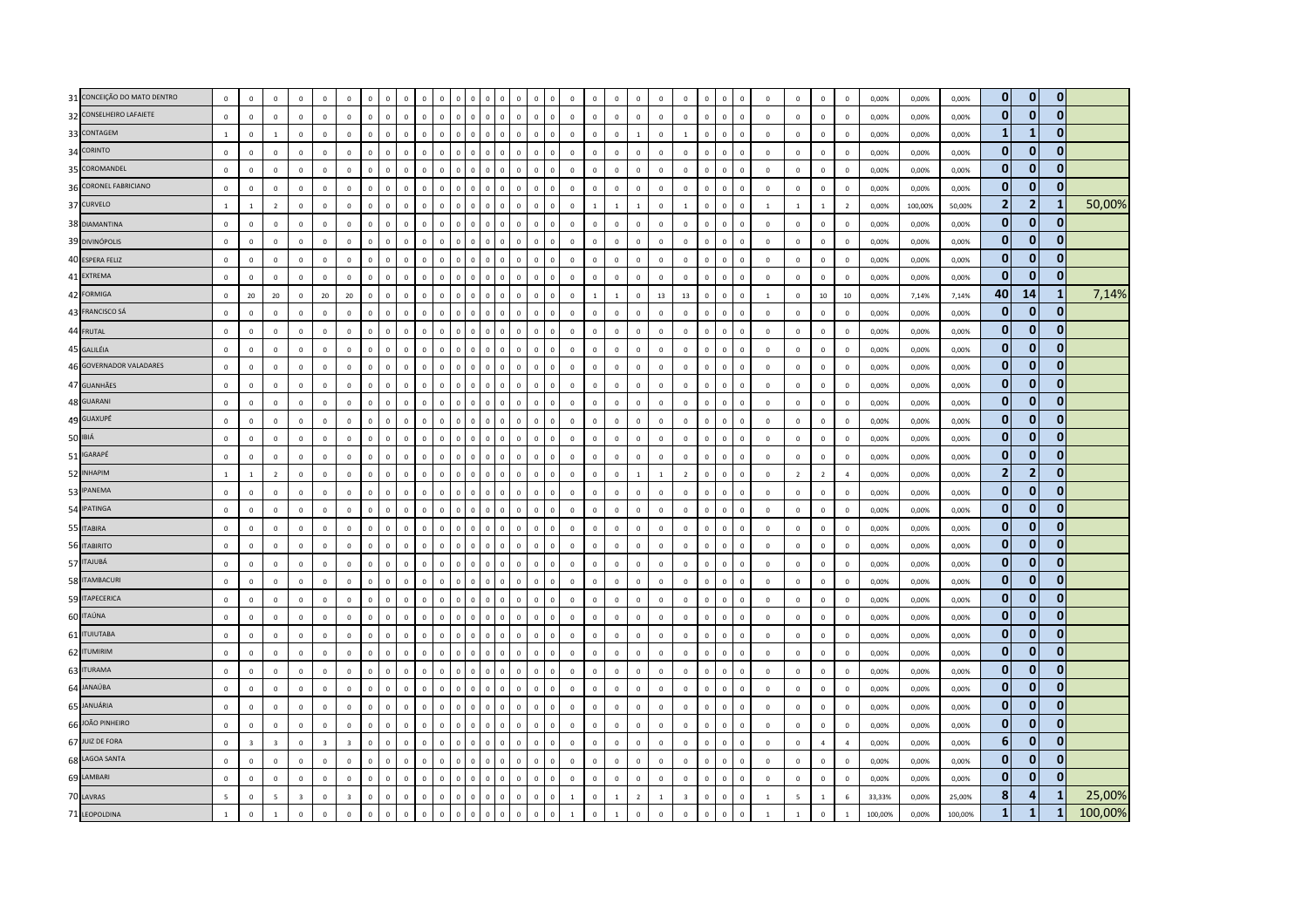| | | | | | | | | | | | | | | | | | | | | | | | | | | | | | | | | | | | | | | | | | |
|---|---|---|---|---|---|---|---|---|---|---|---|---|---|---|---|---|---|---|---|---|---|---|---|---|---|---|---|---|---|---|---|---|---|---|---|---|---|---|---|---|---|
| 31 | CONCEIÇÃO DO MATO DENTRO | 0 | 0 | 0 | 0 | 0 | 0 | 0 | 0 | 0 | 0 | 0 | 0 | 0 | 0 | 0 | 0 | 0 | 0 | 0 | 0 | 0 | 0 | 0 | 0 | 0 | 0 | 0 | 0 | 0 | 0 | 0 | 0 | 0 | 0,00% | 0,00% | 0,00% | **0** | **0** | **0** | |
| 32 | CONSELHEIRO LAFAIETE | 0 | 0 | 0 | 0 | 0 | 0 | 0 | 0 | 0 | 0 | 0 | 0 | 0 | 0 | 0 | 0 | 0 | 0 | 0 | 0 | 0 | 0 | 0 | 0 | 0 | 0 | 0 | 0 | 0 | 0 | 0 | 0 | 0 | 0,00% | 0,00% | 0,00% | **0** | **0** | **0** | |
| 33 | CONTAGEM | 1 | 0 | 1 | 0 | 0 | 0 | 0 | 0 | 0 | 0 | 0 | 0 | 0 | 0 | 0 | 0 | 0 | 0 | 0 | 0 | 0 | 0 | 0 | 1 | 0 | 1 | 0 | 0 | 0 | 0 | 0 | 0 | 0 | 0,00% | 0,00% | 0,00% | **1** | **1** | **0** | |
| 34 | CORINTO | 0 | 0 | 0 | 0 | 0 | 0 | 0 | 0 | 0 | 0 | 0 | 0 | 0 | 0 | 0 | 0 | 0 | 0 | 0 | 0 | 0 | 0 | 0 | 0 | 0 | 0 | 0 | 0 | 0 | 0 | 0 | 0 | 0 | 0,00% | 0,00% | 0,00% | **0** | **0** | **0** | |
| 35 | COROMANDEL | 0 | 0 | 0 | 0 | 0 | 0 | 0 | 0 | 0 | 0 | 0 | 0 | 0 | 0 | 0 | 0 | 0 | 0 | 0 | 0 | 0 | 0 | 0 | 0 | 0 | 0 | 0 | 0 | 0 | 0 | 0 | 0 | 0 | 0,00% | 0,00% | 0,00% | **0** | **0** | **0** | |
| 36 | CORONEL FABRICIANO | 0 | 0 | 0 | 0 | 0 | 0 | 0 | 0 | 0 | 0 | 0 | 0 | 0 | 0 | 0 | 0 | 0 | 0 | 0 | 0 | 0 | 0 | 0 | 0 | 0 | 0 | 0 | 0 | 0 | 0 | 0 | 0 | 0 | 0,00% | 0,00% | 0,00% | **0** | **0** | **0** | |
| 37 | CURVELO | 1 | 1 | 2 | 0 | 0 | 0 | 0 | 0 | 0 | 0 | 0 | 0 | 0 | 0 | 0 | 0 | 0 | 0 | 0 | 0 | 0 | 1 | 1 | 1 | 0 | 1 | 0 | 0 | 0 | 1 | 1 | 1 | 2 | 0,00% | 100,00% | 50,00% | **2** | **2** | **1** | 50,00% |
| 38 | DIAMANTINA | 0 | 0 | 0 | 0 | 0 | 0 | 0 | 0 | 0 | 0 | 0 | 0 | 0 | 0 | 0 | 0 | 0 | 0 | 0 | 0 | 0 | 0 | 0 | 0 | 0 | 0 | 0 | 0 | 0 | 0 | 0 | 0 | 0 | 0,00% | 0,00% | 0,00% | **0** | **0** | **0** | |
| 39 | DIVINÓPOLIS | 0 | 0 | 0 | 0 | 0 | 0 | 0 | 0 | 0 | 0 | 0 | 0 | 0 | 0 | 0 | 0 | 0 | 0 | 0 | 0 | 0 | 0 | 0 | 0 | 0 | 0 | 0 | 0 | 0 | 0 | 0 | 0 | 0 | 0,00% | 0,00% | 0,00% | **0** | **0** | **0** | |
| 40 | ESPERA FELIZ | 0 | 0 | 0 | 0 | 0 | 0 | 0 | 0 | 0 | 0 | 0 | 0 | 0 | 0 | 0 | 0 | 0 | 0 | 0 | 0 | 0 | 0 | 0 | 0 | 0 | 0 | 0 | 0 | 0 | 0 | 0 | 0 | 0 | 0,00% | 0,00% | 0,00% | **0** | **0** | **0** | |
| 41 | EXTREMA | 0 | 0 | 0 | 0 | 0 | 0 | 0 | 0 | 0 | 0 | 0 | 0 | 0 | 0 | 0 | 0 | 0 | 0 | 0 | 0 | 0 | 0 | 0 | 0 | 0 | 0 | 0 | 0 | 0 | 0 | 0 | 0 | 0 | 0,00% | 0,00% | 0,00% | **0** | **0** | **0** | |
| 42 | FORMIGA | 0 | 20 | 20 | 0 | 20 | 20 | 0 | 0 | 0 | 0 | 0 | 0 | 0 | 0 | 0 | 0 | 0 | 0 | 0 | 0 | 0 | 1 | 1 | 0 | 13 | 13 | 0 | 0 | 0 | 1 | 0 | 10 | 10 | 0,00% | 7,14% | 7,14% | **40** | **14** | **1** | 7,14% |
| 43 | FRANCISCO SÁ | 0 | 0 | 0 | 0 | 0 | 0 | 0 | 0 | 0 | 0 | 0 | 0 | 0 | 0 | 0 | 0 | 0 | 0 | 0 | 0 | 0 | 0 | 0 | 0 | 0 | 0 | 0 | 0 | 0 | 0 | 0 | 0 | 0 | 0,00% | 0,00% | 0,00% | **0** | **0** | **0** | |
| 44 | FRUTAL | 0 | 0 | 0 | 0 | 0 | 0 | 0 | 0 | 0 | 0 | 0 | 0 | 0 | 0 | 0 | 0 | 0 | 0 | 0 | 0 | 0 | 0 | 0 | 0 | 0 | 0 | 0 | 0 | 0 | 0 | 0 | 0 | 0 | 0,00% | 0,00% | 0,00% | **0** | **0** | **0** | |
| 45 | GALILÉIA | 0 | 0 | 0 | 0 | 0 | 0 | 0 | 0 | 0 | 0 | 0 | 0 | 0 | 0 | 0 | 0 | 0 | 0 | 0 | 0 | 0 | 0 | 0 | 0 | 0 | 0 | 0 | 0 | 0 | 0 | 0 | 0 | 0 | 0,00% | 0,00% | 0,00% | **0** | **0** | **0** | |
| 46 | GOVERNADOR VALADARES | 0 | 0 | 0 | 0 | 0 | 0 | 0 | 0 | 0 | 0 | 0 | 0 | 0 | 0 | 0 | 0 | 0 | 0 | 0 | 0 | 0 | 0 | 0 | 0 | 0 | 0 | 0 | 0 | 0 | 0 | 0 | 0 | 0 | 0,00% | 0,00% | 0,00% | **0** | **0** | **0** | |
| 47 | GUANHÃES | 0 | 0 | 0 | 0 | 0 | 0 | 0 | 0 | 0 | 0 | 0 | 0 | 0 | 0 | 0 | 0 | 0 | 0 | 0 | 0 | 0 | 0 | 0 | 0 | 0 | 0 | 0 | 0 | 0 | 0 | 0 | 0 | 0 | 0,00% | 0,00% | 0,00% | **0** | **0** | **0** | |
| 48 | GUARANI | 0 | 0 | 0 | 0 | 0 | 0 | 0 | 0 | 0 | 0 | 0 | 0 | 0 | 0 | 0 | 0 | 0 | 0 | 0 | 0 | 0 | 0 | 0 | 0 | 0 | 0 | 0 | 0 | 0 | 0 | 0 | 0 | 0 | 0,00% | 0,00% | 0,00% | **0** | **0** | **0** | |
| 49 | GUAXUPÉ | 0 | 0 | 0 | 0 | 0 | 0 | 0 | 0 | 0 | 0 | 0 | 0 | 0 | 0 | 0 | 0 | 0 | 0 | 0 | 0 | 0 | 0 | 0 | 0 | 0 | 0 | 0 | 0 | 0 | 0 | 0 | 0 | 0 | 0,00% | 0,00% | 0,00% | **0** | **0** | **0** | |
| 50 | IBIÁ | 0 | 0 | 0 | 0 | 0 | 0 | 0 | 0 | 0 | 0 | 0 | 0 | 0 | 0 | 0 | 0 | 0 | 0 | 0 | 0 | 0 | 0 | 0 | 0 | 0 | 0 | 0 | 0 | 0 | 0 | 0 | 0 | 0 | 0,00% | 0,00% | 0,00% | **0** | **0** | **0** | |
| 51 | IGARAPÉ | 0 | 0 | 0 | 0 | 0 | 0 | 0 | 0 | 0 | 0 | 0 | 0 | 0 | 0 | 0 | 0 | 0 | 0 | 0 | 0 | 0 | 0 | 0 | 0 | 0 | 0 | 0 | 0 | 0 | 0 | 0 | 0 | 0 | 0,00% | 0,00% | 0,00% | **0** | **0** | **0** | |
| 52 | INHAPIM | 1 | 1 | 2 | 0 | 0 | 0 | 0 | 0 | 0 | 0 | 0 | 0 | 0 | 0 | 0 | 0 | 0 | 0 | 0 | 0 | 0 | 0 | 0 | 1 | 1 | 2 | 0 | 0 | 0 | 0 | 2 | 2 | 4 | 0,00% | 0,00% | 0,00% | **2** | **2** | **0** | |
| 53 | IPANEMA | 0 | 0 | 0 | 0 | 0 | 0 | 0 | 0 | 0 | 0 | 0 | 0 | 0 | 0 | 0 | 0 | 0 | 0 | 0 | 0 | 0 | 0 | 0 | 0 | 0 | 0 | 0 | 0 | 0 | 0 | 0 | 0 | 0 | 0,00% | 0,00% | 0,00% | **0** | **0** | **0** | |
| 54 | IPATINGA | 0 | 0 | 0 | 0 | 0 | 0 | 0 | 0 | 0 | 0 | 0 | 0 | 0 | 0 | 0 | 0 | 0 | 0 | 0 | 0 | 0 | 0 | 0 | 0 | 0 | 0 | 0 | 0 | 0 | 0 | 0 | 0 | 0 | 0,00% | 0,00% | 0,00% | **0** | **0** | **0** | |
| 55 | ITABIRA | 0 | 0 | 0 | 0 | 0 | 0 | 0 | 0 | 0 | 0 | 0 | 0 | 0 | 0 | 0 | 0 | 0 | 0 | 0 | 0 | 0 | 0 | 0 | 0 | 0 | 0 | 0 | 0 | 0 | 0 | 0 | 0 | 0 | 0,00% | 0,00% | 0,00% | **0** | **0** | **0** | |
| 56 | ITABIRITO | 0 | 0 | 0 | 0 | 0 | 0 | 0 | 0 | 0 | 0 | 0 | 0 | 0 | 0 | 0 | 0 | 0 | 0 | 0 | 0 | 0 | 0 | 0 | 0 | 0 | 0 | 0 | 0 | 0 | 0 | 0 | 0 | 0 | 0,00% | 0,00% | 0,00% | **0** | **0** | **0** | |
| 57 | ITAJUBÁ | 0 | 0 | 0 | 0 | 0 | 0 | 0 | 0 | 0 | 0 | 0 | 0 | 0 | 0 | 0 | 0 | 0 | 0 | 0 | 0 | 0 | 0 | 0 | 0 | 0 | 0 | 0 | 0 | 0 | 0 | 0 | 0 | 0 | 0,00% | 0,00% | 0,00% | **0** | **0** | **0** | |
| 58 | ITAMBACURI | 0 | 0 | 0 | 0 | 0 | 0 | 0 | 0 | 0 | 0 | 0 | 0 | 0 | 0 | 0 | 0 | 0 | 0 | 0 | 0 | 0 | 0 | 0 | 0 | 0 | 0 | 0 | 0 | 0 | 0 | 0 | 0 | 0 | 0,00% | 0,00% | 0,00% | **0** | **0** | **0** | |
| 59 | ITAPECERICA | 0 | 0 | 0 | 0 | 0 | 0 | 0 | 0 | 0 | 0 | 0 | 0 | 0 | 0 | 0 | 0 | 0 | 0 | 0 | 0 | 0 | 0 | 0 | 0 | 0 | 0 | 0 | 0 | 0 | 0 | 0 | 0 | 0 | 0,00% | 0,00% | 0,00% | **0** | **0** | **0** | |
| 60 | ITAÚNA | 0 | 0 | 0 | 0 | 0 | 0 | 0 | 0 | 0 | 0 | 0 | 0 | 0 | 0 | 0 | 0 | 0 | 0 | 0 | 0 | 0 | 0 | 0 | 0 | 0 | 0 | 0 | 0 | 0 | 0 | 0 | 0 | 0 | 0,00% | 0,00% | 0,00% | **0** | **0** | **0** | |
| 61 | ITUIUTABA | 0 | 0 | 0 | 0 | 0 | 0 | 0 | 0 | 0 | 0 | 0 | 0 | 0 | 0 | 0 | 0 | 0 | 0 | 0 | 0 | 0 | 0 | 0 | 0 | 0 | 0 | 0 | 0 | 0 | 0 | 0 | 0 | 0 | 0,00% | 0,00% | 0,00% | **0** | **0** | **0** | |
| 62 | ITUMIRIM | 0 | 0 | 0 | 0 | 0 | 0 | 0 | 0 | 0 | 0 | 0 | 0 | 0 | 0 | 0 | 0 | 0 | 0 | 0 | 0 | 0 | 0 | 0 | 0 | 0 | 0 | 0 | 0 | 0 | 0 | 0 | 0 | 0 | 0,00% | 0,00% | 0,00% | **0** | **0** | **0** | |
| 63 | ITURAMA | 0 | 0 | 0 | 0 | 0 | 0 | 0 | 0 | 0 | 0 | 0 | 0 | 0 | 0 | 0 | 0 | 0 | 0 | 0 | 0 | 0 | 0 | 0 | 0 | 0 | 0 | 0 | 0 | 0 | 0 | 0 | 0 | 0 | 0,00% | 0,00% | 0,00% | **0** | **0** | **0** | |
| 64 | JANAÚBA | 0 | 0 | 0 | 0 | 0 | 0 | 0 | 0 | 0 | 0 | 0 | 0 | 0 | 0 | 0 | 0 | 0 | 0 | 0 | 0 | 0 | 0 | 0 | 0 | 0 | 0 | 0 | 0 | 0 | 0 | 0 | 0 | 0 | 0,00% | 0,00% | 0,00% | **0** | **0** | **0** | |
| 65 | JANUÁRIA | 0 | 0 | 0 | 0 | 0 | 0 | 0 | 0 | 0 | 0 | 0 | 0 | 0 | 0 | 0 | 0 | 0 | 0 | 0 | 0 | 0 | 0 | 0 | 0 | 0 | 0 | 0 | 0 | 0 | 0 | 0 | 0 | 0 | 0,00% | 0,00% | 0,00% | **0** | **0** | **0** | |
| 66 | JOÃO PINHEIRO | 0 | 0 | 0 | 0 | 0 | 0 | 0 | 0 | 0 | 0 | 0 | 0 | 0 | 0 | 0 | 0 | 0 | 0 | 0 | 0 | 0 | 0 | 0 | 0 | 0 | 0 | 0 | 0 | 0 | 0 | 0 | 0 | 0 | 0,00% | 0,00% | 0,00% | **0** | **0** | **0** | |
| 67 | JUIZ DE FORA | 0 | 3 | 3 | 0 | 3 | 3 | 0 | 0 | 0 | 0 | 0 | 0 | 0 | 0 | 0 | 0 | 0 | 0 | 0 | 0 | 0 | 0 | 0 | 0 | 0 | 0 | 0 | 0 | 0 | 0 | 0 | 4 | 4 | 0,00% | 0,00% | 0,00% | **6** | **0** | **0** | |
| 68 | LAGOA SANTA | 0 | 0 | 0 | 0 | 0 | 0 | 0 | 0 | 0 | 0 | 0 | 0 | 0 | 0 | 0 | 0 | 0 | 0 | 0 | 0 | 0 | 0 | 0 | 0 | 0 | 0 | 0 | 0 | 0 | 0 | 0 | 0 | 0 | 0,00% | 0,00% | 0,00% | **0** | **0** | **0** | |
| 69 | LAMBARI | 0 | 0 | 0 | 0 | 0 | 0 | 0 | 0 | 0 | 0 | 0 | 0 | 0 | 0 | 0 | 0 | 0 | 0 | 0 | 0 | 0 | 0 | 0 | 0 | 0 | 0 | 0 | 0 | 0 | 0 | 0 | 0 | 0 | 0,00% | 0,00% | 0,00% | **0** | **0** | **0** | |
| 70 | LAVRAS | 5 | 0 | 5 | 3 | 0 | 3 | 0 | 0 | 0 | 0 | 0 | 0 | 0 | 0 | 0 | 0 | 0 | 0 | 0 | 0 | 1 | 0 | 1 | 2 | 1 | 3 | 0 | 0 | 0 | 1 | 5 | 1 | 6 | 33,33% | 0,00% | 25,00% | **8** | **4** | **1** | 25,00% |
| 71 | LEOPOLDINA | 1 | 0 | 1 | 0 | 0 | 0 | 0 | 0 | 0 | 0 | 0 | 0 | 0 | 0 | 0 | 0 | 0 | 0 | 0 | 0 | 1 | 0 | 1 | 0 | 0 | 0 | 0 | 0 | 0 | 1 | 1 | 0 | 1 | 100,00% | 0,00% | 100,00% | **1** | **1** | **1** | 100,00% |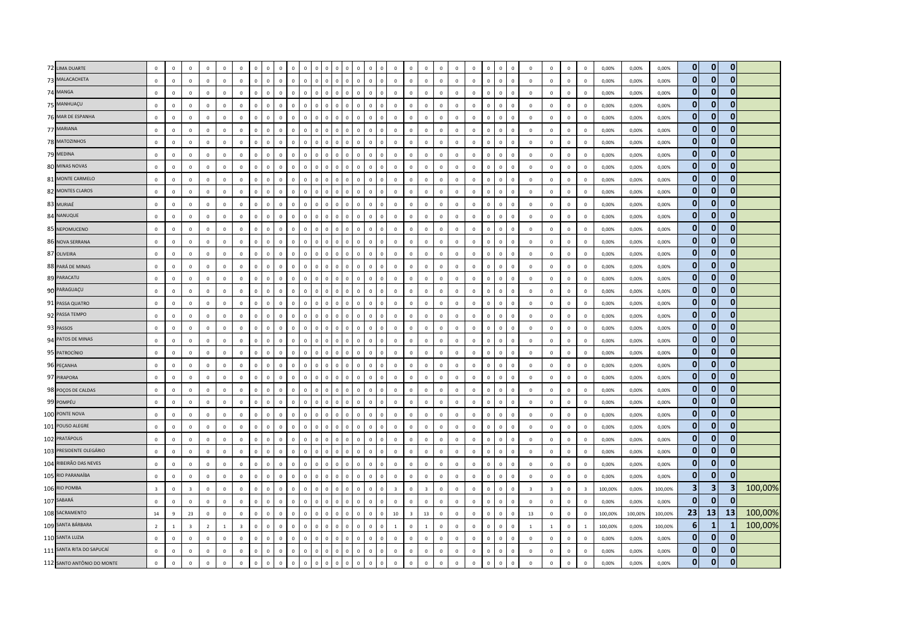| | | | | | | | | | | | | | | | | | | | | | | | | | | | | | | | | | | | | | | | | | |
|---|---|---|---|---|---|---|---|---|---|---|---|---|---|---|---|---|---|---|---|---|---|---|---|---|---|---|---|---|---|---|---|---|---|---|---|---|---|---|---|---|---|
| 72 | LIMA DUARTE | 0 | 0 | 0 | 0 | 0 | 0 | 0 | 0 | 0 | 0 | 0 | 0 | 0 | 0 | 0 | 0 | 0 | 0 | 0 | 0 | 0 | 0 | 0 | 0 | 0 | 0 | 0 | 0 | 0 | 0 | 0 | 0 | 0 | 0,00% | 0,00% | 0,00% | **0** | **0** | **0** | |
| 73 | MALACACHETA | 0 | 0 | 0 | 0 | 0 | 0 | 0 | 0 | 0 | 0 | 0 | 0 | 0 | 0 | 0 | 0 | 0 | 0 | 0 | 0 | 0 | 0 | 0 | 0 | 0 | 0 | 0 | 0 | 0 | 0 | 0 | 0 | 0 | 0,00% | 0,00% | 0,00% | **0** | **0** | **0** | |
| 74 | MANGA | 0 | 0 | 0 | 0 | 0 | 0 | 0 | 0 | 0 | 0 | 0 | 0 | 0 | 0 | 0 | 0 | 0 | 0 | 0 | 0 | 0 | 0 | 0 | 0 | 0 | 0 | 0 | 0 | 0 | 0 | 0 | 0 | 0 | 0,00% | 0,00% | 0,00% | **0** | **0** | **0** | |
| 75 | MANHUAÇU | 0 | 0 | 0 | 0 | 0 | 0 | 0 | 0 | 0 | 0 | 0 | 0 | 0 | 0 | 0 | 0 | 0 | 0 | 0 | 0 | 0 | 0 | 0 | 0 | 0 | 0 | 0 | 0 | 0 | 0 | 0 | 0 | 0 | 0,00% | 0,00% | 0,00% | **0** | **0** | **0** | |
| 76 | MAR DE ESPANHA | 0 | 0 | 0 | 0 | 0 | 0 | 0 | 0 | 0 | 0 | 0 | 0 | 0 | 0 | 0 | 0 | 0 | 0 | 0 | 0 | 0 | 0 | 0 | 0 | 0 | 0 | 0 | 0 | 0 | 0 | 0 | 0 | 0 | 0,00% | 0,00% | 0,00% | **0** | **0** | **0** | |
| 77 | MARIANA | 0 | 0 | 0 | 0 | 0 | 0 | 0 | 0 | 0 | 0 | 0 | 0 | 0 | 0 | 0 | 0 | 0 | 0 | 0 | 0 | 0 | 0 | 0 | 0 | 0 | 0 | 0 | 0 | 0 | 0 | 0 | 0 | 0 | 0,00% | 0,00% | 0,00% | **0** | **0** | **0** | |
| 78 | MATOZINHOS | 0 | 0 | 0 | 0 | 0 | 0 | 0 | 0 | 0 | 0 | 0 | 0 | 0 | 0 | 0 | 0 | 0 | 0 | 0 | 0 | 0 | 0 | 0 | 0 | 0 | 0 | 0 | 0 | 0 | 0 | 0 | 0 | 0 | 0,00% | 0,00% | 0,00% | **0** | **0** | **0** | |
| 79 | MEDINA | 0 | 0 | 0 | 0 | 0 | 0 | 0 | 0 | 0 | 0 | 0 | 0 | 0 | 0 | 0 | 0 | 0 | 0 | 0 | 0 | 0 | 0 | 0 | 0 | 0 | 0 | 0 | 0 | 0 | 0 | 0 | 0 | 0 | 0,00% | 0,00% | 0,00% | **0** | **0** | **0** | |
| 80 | MINAS NOVAS | 0 | 0 | 0 | 0 | 0 | 0 | 0 | 0 | 0 | 0 | 0 | 0 | 0 | 0 | 0 | 0 | 0 | 0 | 0 | 0 | 0 | 0 | 0 | 0 | 0 | 0 | 0 | 0 | 0 | 0 | 0 | 0 | 0 | 0,00% | 0,00% | 0,00% | **0** | **0** | **0** | |
| 81 | MONTE CARMELO | 0 | 0 | 0 | 0 | 0 | 0 | 0 | 0 | 0 | 0 | 0 | 0 | 0 | 0 | 0 | 0 | 0 | 0 | 0 | 0 | 0 | 0 | 0 | 0 | 0 | 0 | 0 | 0 | 0 | 0 | 0 | 0 | 0 | 0,00% | 0,00% | 0,00% | **0** | **0** | **0** | |
| 82 | MONTES CLAROS | 0 | 0 | 0 | 0 | 0 | 0 | 0 | 0 | 0 | 0 | 0 | 0 | 0 | 0 | 0 | 0 | 0 | 0 | 0 | 0 | 0 | 0 | 0 | 0 | 0 | 0 | 0 | 0 | 0 | 0 | 0 | 0 | 0 | 0,00% | 0,00% | 0,00% | **0** | **0** | **0** | |
| 83 | MURIAÉ | 0 | 0 | 0 | 0 | 0 | 0 | 0 | 0 | 0 | 0 | 0 | 0 | 0 | 0 | 0 | 0 | 0 | 0 | 0 | 0 | 0 | 0 | 0 | 0 | 0 | 0 | 0 | 0 | 0 | 0 | 0 | 0 | 0 | 0,00% | 0,00% | 0,00% | **0** | **0** | **0** | |
| 84 | NANUQUE | 0 | 0 | 0 | 0 | 0 | 0 | 0 | 0 | 0 | 0 | 0 | 0 | 0 | 0 | 0 | 0 | 0 | 0 | 0 | 0 | 0 | 0 | 0 | 0 | 0 | 0 | 0 | 0 | 0 | 0 | 0 | 0 | 0 | 0,00% | 0,00% | 0,00% | **0** | **0** | **0** | |
| 85 | NEPOMUCENO | 0 | 0 | 0 | 0 | 0 | 0 | 0 | 0 | 0 | 0 | 0 | 0 | 0 | 0 | 0 | 0 | 0 | 0 | 0 | 0 | 0 | 0 | 0 | 0 | 0 | 0 | 0 | 0 | 0 | 0 | 0 | 0 | 0 | 0,00% | 0,00% | 0,00% | **0** | **0** | **0** | |
| 86 | NOVA SERRANA | 0 | 0 | 0 | 0 | 0 | 0 | 0 | 0 | 0 | 0 | 0 | 0 | 0 | 0 | 0 | 0 | 0 | 0 | 0 | 0 | 0 | 0 | 0 | 0 | 0 | 0 | 0 | 0 | 0 | 0 | 0 | 0 | 0 | 0,00% | 0,00% | 0,00% | **0** | **0** | **0** | |
| 87 | OLIVEIRA | 0 | 0 | 0 | 0 | 0 | 0 | 0 | 0 | 0 | 0 | 0 | 0 | 0 | 0 | 0 | 0 | 0 | 0 | 0 | 0 | 0 | 0 | 0 | 0 | 0 | 0 | 0 | 0 | 0 | 0 | 0 | 0 | 0 | 0,00% | 0,00% | 0,00% | **0** | **0** | **0** | |
| 88 | PARÁ DE MINAS | 0 | 0 | 0 | 0 | 0 | 0 | 0 | 0 | 0 | 0 | 0 | 0 | 0 | 0 | 0 | 0 | 0 | 0 | 0 | 0 | 0 | 0 | 0 | 0 | 0 | 0 | 0 | 0 | 0 | 0 | 0 | 0 | 0 | 0,00% | 0,00% | 0,00% | **0** | **0** | **0** | |
| 89 | PARACATU | 0 | 0 | 0 | 0 | 0 | 0 | 0 | 0 | 0 | 0 | 0 | 0 | 0 | 0 | 0 | 0 | 0 | 0 | 0 | 0 | 0 | 0 | 0 | 0 | 0 | 0 | 0 | 0 | 0 | 0 | 0 | 0 | 0 | 0,00% | 0,00% | 0,00% | **0** | **0** | **0** | |
| 90 | PARAGUAÇU | 0 | 0 | 0 | 0 | 0 | 0 | 0 | 0 | 0 | 0 | 0 | 0 | 0 | 0 | 0 | 0 | 0 | 0 | 0 | 0 | 0 | 0 | 0 | 0 | 0 | 0 | 0 | 0 | 0 | 0 | 0 | 0 | 0 | 0,00% | 0,00% | 0,00% | **0** | **0** | **0** | |
| 91 | PASSA QUATRO | 0 | 0 | 0 | 0 | 0 | 0 | 0 | 0 | 0 | 0 | 0 | 0 | 0 | 0 | 0 | 0 | 0 | 0 | 0 | 0 | 0 | 0 | 0 | 0 | 0 | 0 | 0 | 0 | 0 | 0 | 0 | 0 | 0 | 0,00% | 0,00% | 0,00% | **0** | **0** | **0** | |
| 92 | PASSA TEMPO | 0 | 0 | 0 | 0 | 0 | 0 | 0 | 0 | 0 | 0 | 0 | 0 | 0 | 0 | 0 | 0 | 0 | 0 | 0 | 0 | 0 | 0 | 0 | 0 | 0 | 0 | 0 | 0 | 0 | 0 | 0 | 0 | 0 | 0,00% | 0,00% | 0,00% | **0** | **0** | **0** | |
| 93 | PASSOS | 0 | 0 | 0 | 0 | 0 | 0 | 0 | 0 | 0 | 0 | 0 | 0 | 0 | 0 | 0 | 0 | 0 | 0 | 0 | 0 | 0 | 0 | 0 | 0 | 0 | 0 | 0 | 0 | 0 | 0 | 0 | 0 | 0 | 0,00% | 0,00% | 0,00% | **0** | **0** | **0** | |
| 94 | PATOS DE MINAS | 0 | 0 | 0 | 0 | 0 | 0 | 0 | 0 | 0 | 0 | 0 | 0 | 0 | 0 | 0 | 0 | 0 | 0 | 0 | 0 | 0 | 0 | 0 | 0 | 0 | 0 | 0 | 0 | 0 | 0 | 0 | 0 | 0 | 0,00% | 0,00% | 0,00% | **0** | **0** | **0** | |
| 95 | PATROCÍNIO | 0 | 0 | 0 | 0 | 0 | 0 | 0 | 0 | 0 | 0 | 0 | 0 | 0 | 0 | 0 | 0 | 0 | 0 | 0 | 0 | 0 | 0 | 0 | 0 | 0 | 0 | 0 | 0 | 0 | 0 | 0 | 0 | 0 | 0,00% | 0,00% | 0,00% | **0** | **0** | **0** | |
| 96 | PEÇANHA | 0 | 0 | 0 | 0 | 0 | 0 | 0 | 0 | 0 | 0 | 0 | 0 | 0 | 0 | 0 | 0 | 0 | 0 | 0 | 0 | 0 | 0 | 0 | 0 | 0 | 0 | 0 | 0 | 0 | 0 | 0 | 0 | 0 | 0,00% | 0,00% | 0,00% | **0** | **0** | **0** | |
| 97 | PIRAPORA | 0 | 0 | 0 | 0 | 0 | 0 | 0 | 0 | 0 | 0 | 0 | 0 | 0 | 0 | 0 | 0 | 0 | 0 | 0 | 0 | 0 | 0 | 0 | 0 | 0 | 0 | 0 | 0 | 0 | 0 | 0 | 0 | 0 | 0,00% | 0,00% | 0,00% | **0** | **0** | **0** | |
| 98 | POÇOS DE CALDAS | 0 | 0 | 0 | 0 | 0 | 0 | 0 | 0 | 0 | 0 | 0 | 0 | 0 | 0 | 0 | 0 | 0 | 0 | 0 | 0 | 0 | 0 | 0 | 0 | 0 | 0 | 0 | 0 | 0 | 0 | 0 | 0 | 0 | 0,00% | 0,00% | 0,00% | **0** | **0** | **0** | |
| 99 | POMPÉU | 0 | 0 | 0 | 0 | 0 | 0 | 0 | 0 | 0 | 0 | 0 | 0 | 0 | 0 | 0 | 0 | 0 | 0 | 0 | 0 | 0 | 0 | 0 | 0 | 0 | 0 | 0 | 0 | 0 | 0 | 0 | 0 | 0 | 0,00% | 0,00% | 0,00% | **0** | **0** | **0** | |
| 100 | PONTE NOVA | 0 | 0 | 0 | 0 | 0 | 0 | 0 | 0 | 0 | 0 | 0 | 0 | 0 | 0 | 0 | 0 | 0 | 0 | 0 | 0 | 0 | 0 | 0 | 0 | 0 | 0 | 0 | 0 | 0 | 0 | 0 | 0 | 0 | 0,00% | 0,00% | 0,00% | **0** | **0** | **0** | |
| 101 | POUSO ALEGRE | 0 | 0 | 0 | 0 | 0 | 0 | 0 | 0 | 0 | 0 | 0 | 0 | 0 | 0 | 0 | 0 | 0 | 0 | 0 | 0 | 0 | 0 | 0 | 0 | 0 | 0 | 0 | 0 | 0 | 0 | 0 | 0 | 0 | 0,00% | 0,00% | 0,00% | **0** | **0** | **0** | |
| 102 | PRATÁPOLIS | 0 | 0 | 0 | 0 | 0 | 0 | 0 | 0 | 0 | 0 | 0 | 0 | 0 | 0 | 0 | 0 | 0 | 0 | 0 | 0 | 0 | 0 | 0 | 0 | 0 | 0 | 0 | 0 | 0 | 0 | 0 | 0 | 0 | 0,00% | 0,00% | 0,00% | **0** | **0** | **0** | |
| 103 | PRESIDENTE OLEGÁRIO | 0 | 0 | 0 | 0 | 0 | 0 | 0 | 0 | 0 | 0 | 0 | 0 | 0 | 0 | 0 | 0 | 0 | 0 | 0 | 0 | 0 | 0 | 0 | 0 | 0 | 0 | 0 | 0 | 0 | 0 | 0 | 0 | 0 | 0,00% | 0,00% | 0,00% | **0** | **0** | **0** | |
| 104 | RIBEIRÃO DAS NEVES | 0 | 0 | 0 | 0 | 0 | 0 | 0 | 0 | 0 | 0 | 0 | 0 | 0 | 0 | 0 | 0 | 0 | 0 | 0 | 0 | 0 | 0 | 0 | 0 | 0 | 0 | 0 | 0 | 0 | 0 | 0 | 0 | 0 | 0,00% | 0,00% | 0,00% | **0** | **0** | **0** | |
| 105 | RIO PARANAÍBA | 0 | 0 | 0 | 0 | 0 | 0 | 0 | 0 | 0 | 0 | 0 | 0 | 0 | 0 | 0 | 0 | 0 | 0 | 0 | 0 | 0 | 0 | 0 | 0 | 0 | 0 | 0 | 0 | 0 | 0 | 0 | 0 | 0 | 0,00% | 0,00% | 0,00% | **0** | **0** | **0** | |
| 106 | RIO POMBA | 3 | 0 | 3 | 0 | 0 | 0 | 0 | 0 | 0 | 0 | 0 | 0 | 0 | 0 | 0 | 0 | 0 | 0 | 0 | 3 | 0 | 3 | 0 | 0 | 0 | 0 | 0 | 0 | 0 | 3 | 3 | 0 | 3 | 100,00% | 0,00% | 100,00% | **3** | **3** | **3** | 100,00% |
| 107 | SABARÁ | 0 | 0 | 0 | 0 | 0 | 0 | 0 | 0 | 0 | 0 | 0 | 0 | 0 | 0 | 0 | 0 | 0 | 0 | 0 | 0 | 0 | 0 | 0 | 0 | 0 | 0 | 0 | 0 | 0 | 0 | 0 | 0 | 0 | 0,00% | 0,00% | 0,00% | **0** | **0** | **0** | |
| 108 | SACRAMENTO | 14 | 9 | 23 | 0 | 0 | 0 | 0 | 0 | 0 | 0 | 0 | 0 | 0 | 0 | 0 | 0 | 0 | 0 | 0 | 10 | 3 | 13 | 0 | 0 | 0 | 0 | 0 | 0 | 0 | 13 | 0 | 0 | 0 | 100,00% | 100,00% | 100,00% | **23** | **13** | **13** | 100,00% |
| 109 | SANTA BÁRBARA | 2 | 1 | 3 | 2 | 1 | 3 | 0 | 0 | 0 | 0 | 0 | 0 | 0 | 0 | 0 | 0 | 0 | 0 | 0 | 1 | 0 | 1 | 0 | 0 | 0 | 0 | 0 | 0 | 0 | 1 | 1 | 0 | 1 | 100,00% | 0,00% | 100,00% | **6** | **1** | **1** | 100,00% |
| 110 | SANTA LUZIA | 0 | 0 | 0 | 0 | 0 | 0 | 0 | 0 | 0 | 0 | 0 | 0 | 0 | 0 | 0 | 0 | 0 | 0 | 0 | 0 | 0 | 0 | 0 | 0 | 0 | 0 | 0 | 0 | 0 | 0 | 0 | 0 | 0 | 0,00% | 0,00% | 0,00% | **0** | **0** | **0** | |
| 111 | SANTA RITA DO SAPUCAÍ | 0 | 0 | 0 | 0 | 0 | 0 | 0 | 0 | 0 | 0 | 0 | 0 | 0 | 0 | 0 | 0 | 0 | 0 | 0 | 0 | 0 | 0 | 0 | 0 | 0 | 0 | 0 | 0 | 0 | 0 | 0 | 0 | 0 | 0,00% | 0,00% | 0,00% | **0** | **0** | **0** | |
| 112 | SANTO ANTÔNIO DO MONTE | 0 | 0 | 0 | 0 | 0 | 0 | 0 | 0 | 0 | 0 | 0 | 0 | 0 | 0 | 0 | 0 | 0 | 0 | 0 | 0 | 0 | 0 | 0 | 0 | 0 | 0 | 0 | 0 | 0 | 0 | 0 | 0 | 0 | 0,00% | 0,00% | 0,00% | **0** | **0** | **0** | |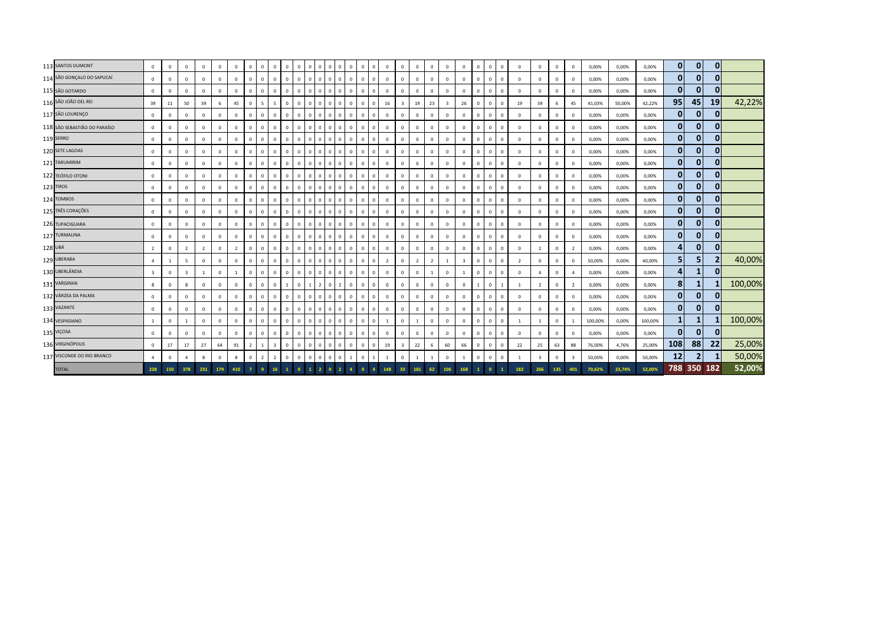| | | | | | | | | | | | | | | | | | | | | | | | | | | | | | | | | | | | | | | | |
|---|---|---|---|---|---|---|---|---|---|---|---|---|---|---|---|---|---|---|---|---|---|---|---|---|---|---|---|---|---|---|---|---|---|---|---|---|---|---|---|
| 113 | SANTOS DUMONT | 0 | 0 | 0 | 0 | 0 | 0 | 0 | 0 | 0 | 0 | 0 | 0 | 0 | 0 | 0 | 0 | 0 | 0 | 0 | 0 | 0 | 0 | 0 | 0 | 0 | 0 | 0 | 0 | 0 | 0 | 0 | 0,00% | 0,00% | 0,00% | 0 | 0 | 0 | |
| 114 | SÃO GONÇALO DO SAPUCAÍ | 0 | 0 | 0 | 0 | 0 | 0 | 0 | 0 | 0 | 0 | 0 | 0 | 0 | 0 | 0 | 0 | 0 | 0 | 0 | 0 | 0 | 0 | 0 | 0 | 0 | 0 | 0 | 0 | 0 | 0 | 0 | 0,00% | 0,00% | 0,00% | 0 | 0 | 0 | |
| 115 | SÃO GOTARDO | 0 | 0 | 0 | 0 | 0 | 0 | 0 | 0 | 0 | 0 | 0 | 0 | 0 | 0 | 0 | 0 | 0 | 0 | 0 | 0 | 0 | 0 | 0 | 0 | 0 | 0 | 0 | 0 | 0 | 0 | 0 | 0,00% | 0,00% | 0,00% | 0 | 0 | 0 | |
| 116 | SÃO JOÃO DEL REI | 39 | 11 | 50 | 39 | 6 | 45 | 0 | 5 | 5 | 0 | 0 | 0 | 0 | 0 | 0 | 0 | 0 | 0 | 16 | 3 | 19 | 23 | 3 | 26 | 0 | 0 | 0 | 19 | 39 | 6 | 45 | 41,03% | 50,00% | 42,22% | 95 | 45 | 19 | 42,22% |
| 117 | SÃO LOURENÇO | 0 | 0 | 0 | 0 | 0 | 0 | 0 | 0 | 0 | 0 | 0 | 0 | 0 | 0 | 0 | 0 | 0 | 0 | 0 | 0 | 0 | 0 | 0 | 0 | 0 | 0 | 0 | 0 | 0 | 0 | 0 | 0,00% | 0,00% | 0,00% | 0 | 0 | 0 | |
| 118 | SÃO SEBASTIÃO DO PARAÍSO | 0 | 0 | 0 | 0 | 0 | 0 | 0 | 0 | 0 | 0 | 0 | 0 | 0 | 0 | 0 | 0 | 0 | 0 | 0 | 0 | 0 | 0 | 0 | 0 | 0 | 0 | 0 | 0 | 0 | 0 | 0 | 0,00% | 0,00% | 0,00% | 0 | 0 | 0 | |
| 119 | SERRO | 0 | 0 | 0 | 0 | 0 | 0 | 0 | 0 | 0 | 0 | 0 | 0 | 0 | 0 | 0 | 0 | 0 | 0 | 0 | 0 | 0 | 0 | 0 | 0 | 0 | 0 | 0 | 0 | 0 | 0 | 0 | 0,00% | 0,00% | 0,00% | 0 | 0 | 0 | |
| 120 | SETE LAGOAS | 0 | 0 | 0 | 0 | 0 | 0 | 0 | 0 | 0 | 0 | 0 | 0 | 0 | 0 | 0 | 0 | 0 | 0 | 0 | 0 | 0 | 0 | 0 | 0 | 0 | 0 | 0 | 0 | 0 | 0 | 0 | 0,00% | 0,00% | 0,00% | 0 | 0 | 0 | |
| 121 | TARUMIRIM | 0 | 0 | 0 | 0 | 0 | 0 | 0 | 0 | 0 | 0 | 0 | 0 | 0 | 0 | 0 | 0 | 0 | 0 | 0 | 0 | 0 | 0 | 0 | 0 | 0 | 0 | 0 | 0 | 0 | 0 | 0 | 0,00% | 0,00% | 0,00% | 0 | 0 | 0 | |
| 122 | TEÓFILO OTONI | 0 | 0 | 0 | 0 | 0 | 0 | 0 | 0 | 0 | 0 | 0 | 0 | 0 | 0 | 0 | 0 | 0 | 0 | 0 | 0 | 0 | 0 | 0 | 0 | 0 | 0 | 0 | 0 | 0 | 0 | 0 | 0,00% | 0,00% | 0,00% | 0 | 0 | 0 | |
| 123 | TIROS | 0 | 0 | 0 | 0 | 0 | 0 | 0 | 0 | 0 | 0 | 0 | 0 | 0 | 0 | 0 | 0 | 0 | 0 | 0 | 0 | 0 | 0 | 0 | 0 | 0 | 0 | 0 | 0 | 0 | 0 | 0 | 0,00% | 0,00% | 0,00% | 0 | 0 | 0 | |
| 124 | TOMBOS | 0 | 0 | 0 | 0 | 0 | 0 | 0 | 0 | 0 | 0 | 0 | 0 | 0 | 0 | 0 | 0 | 0 | 0 | 0 | 0 | 0 | 0 | 0 | 0 | 0 | 0 | 0 | 0 | 0 | 0 | 0 | 0,00% | 0,00% | 0,00% | 0 | 0 | 0 | |
| 125 | TRÊS CORAÇÕES | 0 | 0 | 0 | 0 | 0 | 0 | 0 | 0 | 0 | 0 | 0 | 0 | 0 | 0 | 0 | 0 | 0 | 0 | 0 | 0 | 0 | 0 | 0 | 0 | 0 | 0 | 0 | 0 | 0 | 0 | 0 | 0,00% | 0,00% | 0,00% | 0 | 0 | 0 | |
| 126 | TUPACIGUARA | 0 | 0 | 0 | 0 | 0 | 0 | 0 | 0 | 0 | 0 | 0 | 0 | 0 | 0 | 0 | 0 | 0 | 0 | 0 | 0 | 0 | 0 | 0 | 0 | 0 | 0 | 0 | 0 | 0 | 0 | 0 | 0,00% | 0,00% | 0,00% | 0 | 0 | 0 | |
| 127 | TURMALINA | 0 | 0 | 0 | 0 | 0 | 0 | 0 | 0 | 0 | 0 | 0 | 0 | 0 | 0 | 0 | 0 | 0 | 0 | 0 | 0 | 0 | 0 | 0 | 0 | 0 | 0 | 0 | 0 | 0 | 0 | 0 | 0,00% | 0,00% | 0,00% | 0 | 0 | 0 | |
| 128 | UBÁ | 2 | 0 | 2 | 2 | 0 | 2 | 0 | 0 | 0 | 0 | 0 | 0 | 0 | 0 | 0 | 0 | 0 | 0 | 0 | 0 | 0 | 0 | 0 | 0 | 0 | 0 | 0 | 0 | 2 | 0 | 2 | 0,00% | 0,00% | 0,00% | 4 | 0 | 0 | |
| 129 | UBERABA | 4 | 1 | 5 | 0 | 0 | 0 | 0 | 0 | 0 | 0 | 0 | 0 | 0 | 0 | 0 | 0 | 0 | 0 | 2 | 0 | 2 | 2 | 1 | 3 | 0 | 0 | 0 | 2 | 0 | 0 | 0 | 50,00% | 0,00% | 40,00% | 5 | 5 | 2 | 40,00% |
| 130 | UBERLÂNDIA | 3 | 0 | 3 | 1 | 0 | 1 | 0 | 0 | 0 | 0 | 0 | 0 | 0 | 0 | 0 | 0 | 0 | 0 | 0 | 0 | 0 | 1 | 0 | 1 | 0 | 0 | 0 | 0 | 4 | 0 | 4 | 0,00% | 0,00% | 0,00% | 4 | 1 | 0 | |
| 131 | VARGINHA | 8 | 0 | 8 | 0 | 0 | 0 | 0 | 0 | 0 | 1 | 0 | 1 | 2 | 0 | 2 | 0 | 0 | 0 | 0 | 0 | 0 | 0 | 0 | 0 | 1 | 0 | 1 | 1 | 2 | 0 | 2 | 0,00% | 0,00% | 0,00% | 8 | 1 | 1 | 100,00% |
| 132 | VÁRZEA DA PALMA | 0 | 0 | 0 | 0 | 0 | 0 | 0 | 0 | 0 | 0 | 0 | 0 | 0 | 0 | 0 | 0 | 0 | 0 | 0 | 0 | 0 | 0 | 0 | 0 | 0 | 0 | 0 | 0 | 0 | 0 | 0 | 0,00% | 0,00% | 0,00% | 0 | 0 | 0 | |
| 133 | VAZANTE | 0 | 0 | 0 | 0 | 0 | 0 | 0 | 0 | 0 | 0 | 0 | 0 | 0 | 0 | 0 | 0 | 0 | 0 | 0 | 0 | 0 | 0 | 0 | 0 | 0 | 0 | 0 | 0 | 0 | 0 | 0 | 0,00% | 0,00% | 0,00% | 0 | 0 | 0 | |
| 134 | VESPASIANO | 1 | 0 | 1 | 0 | 0 | 0 | 0 | 0 | 0 | 0 | 0 | 0 | 0 | 0 | 0 | 0 | 0 | 0 | 1 | 0 | 1 | 0 | 0 | 0 | 0 | 0 | 0 | 1 | 1 | 0 | 1 | 100,00% | 0,00% | 100,00% | 1 | 1 | 1 | 100,00% |
| 135 | VIÇOSA | 0 | 0 | 0 | 0 | 0 | 0 | 0 | 0 | 0 | 0 | 0 | 0 | 0 | 0 | 0 | 0 | 0 | 0 | 0 | 0 | 0 | 0 | 0 | 0 | 0 | 0 | 0 | 0 | 0 | 0 | 0 | 0,00% | 0,00% | 0,00% | 0 | 0 | 0 | |
| 136 | VIRGINÓPOLIS | 0 | 17 | 17 | 27 | 64 | 91 | 2 | 1 | 3 | 0 | 0 | 0 | 0 | 0 | 0 | 0 | 0 | 0 | 19 | 3 | 22 | 6 | 60 | 66 | 0 | 0 | 0 | 22 | 25 | 63 | 88 | 76,00% | 4,76% | 25,00% | 108 | 88 | 22 | 25,00% |
| 137 | VISCONDE DO RIO BRANCO | 4 | 0 | 4 | 8 | 0 | 8 | 0 | 2 | 2 | 0 | 0 | 0 | 0 | 0 | 0 | 1 | 0 | 1 | 1 | 0 | 1 | 1 | 0 | 1 | 0 | 0 | 0 | 1 | 3 | 0 | 3 | 50,00% | 0,00% | 50,00% | 12 | 2 | 1 | 50,00% |
| | TOTAL | 228 | 150 | 378 | 231 | 179 | 410 | 7 | 9 | 16 | 1 | 0 | 1 | 2 | 0 | 2 | 4 | 0 | 4 | 148 | 33 | 181 | 62 | 106 | 168 | 1 | 0 | 1 | 182 | 266 | 135 | 401 | 70,62% | 23,74% | 52,00% | 788 | 350 | 182 | 52,00% |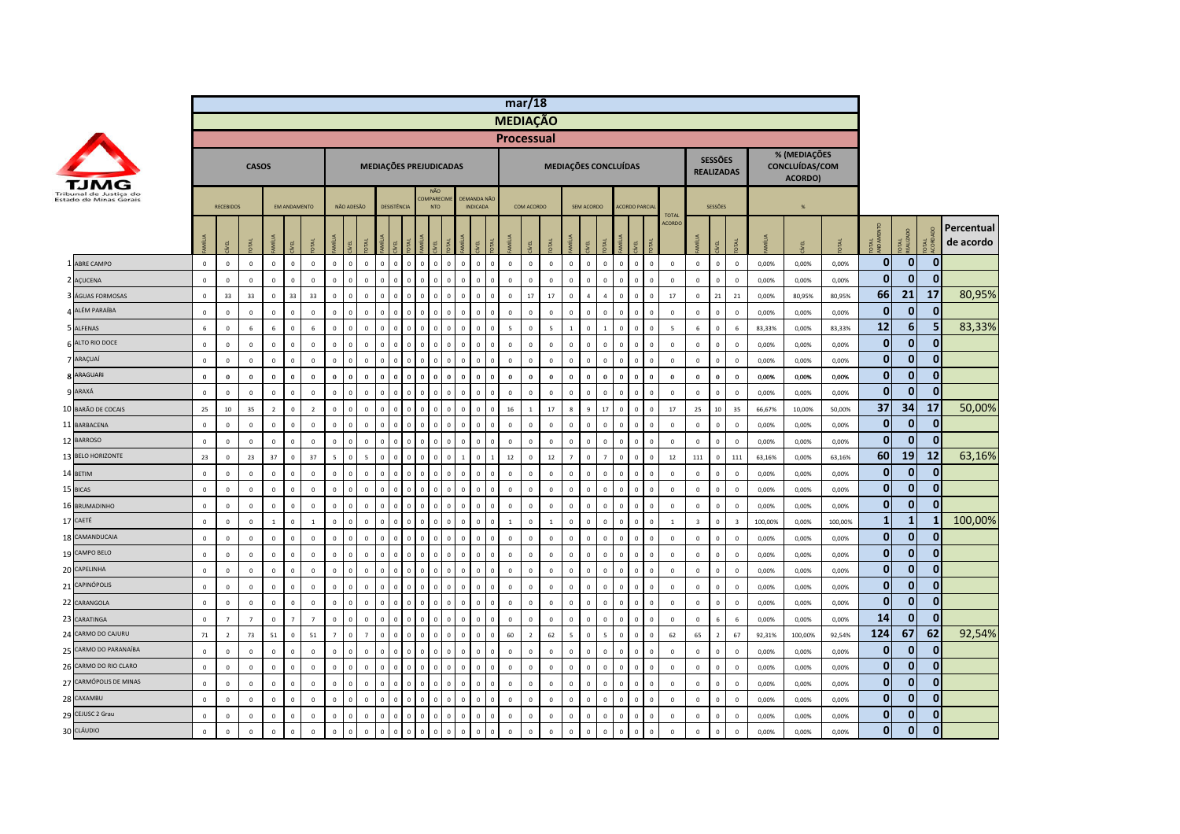| | mar/18 | | | | | | | | | | | | | | | | | | | | | | | | | | | | | | | | | | | | | | | | | | | | | | | |
|---|---|---|---|---|---|---|---|---|---|---|---|---|---|---|---|---|---|---|---|---|---|---|---|---|---|---|---|---|---|---|---|---|---|---|---|---|---|---|---|---|---|---|---|---|---|---|---|---|
| | MEDIAÇÃO | | | | | | | | | | | | | | | | | | | | | | | | | | | | | | | | | | | | | | | | | | | | | | | |
| | Processual | | | | | | | | | | | | | | | | | | | | | | | | | | | | | | | | | | | | | | | | | | | | | | | |
| | CASOS | | | | | | MEDIAÇÕES PREJUDICADAS | | | | | | | | | | | | MEDIAÇÕES CONCLUÍDAS | | | | | | | | | | SESSÕES REALIZADAS | | | % (MEDIAÇÕES CONCLUÍDAS/COM ACORDO) | | | | | | | | | | | | | | |
| | RECEBIDOS | | | EM ANDAMENTO | | | NÃO ADESÃO | | | DESISTÊNCIA | | | NÃO COMPARECIMENTO | | | DEMANDA NÃO INDICADA | | | COM ACORDO | | | SEM ACORDO | | | ACORDO PARCIAL | | | TOTAL ACORDO | SESSÕES | | | % | | | | | | | |
| | FAMÍLIA | CÍVEL | TOTAL | FAMÍLIA | CÍVEL | TOTAL | FAMÍLIA | CÍVEL | TOTAL | FAMÍLIA | CÍVEL | TOTAL | FAMÍLIA | CÍVEL | TOTAL | FAMÍLIA | CÍVEL | TOTAL | FAMÍLIA | CÍVEL | TOTAL | FAMÍLIA | CÍVEL | TOTAL | FAMÍLIA | CÍVEL | TOTAL | | FAMÍLIA | CÍVEL | TOTAL | FAMÍLIA | CÍVEL | TOTAL | TOTAL ANDAMENTO | TOTAL REALIZADO | TOTAL ACORDADO | Percentual de acordo |
| 1 ABRE CAMPO | 0 | 0 | 0 | 0 | 0 | 0 | 0 | 0 | 0 | 0 | 0 | 0 | 0 | 0 | 0 | 0 | 0 | 0 | 0 | 0 | 0 | 0 | 0 | 0 | 0 | 0 | 0 | 0 | 0 | 0 | 0 | 0,00% | 0,00% | 0,00% | 0 | 0 | 0 | |
| 2 AÇUCENA | 0 | 0 | 0 | 0 | 0 | 0 | 0 | 0 | 0 | 0 | 0 | 0 | 0 | 0 | 0 | 0 | 0 | 0 | 0 | 0 | 0 | 0 | 0 | 0 | 0 | 0 | 0 | 0 | 0 | 0 | 0 | 0,00% | 0,00% | 0,00% | 0 | 0 | 0 | |
| 3 ÁGUAS FORMOSAS | 0 | 33 | 33 | 0 | 33 | 33 | 0 | 0 | 0 | 0 | 0 | 0 | 0 | 0 | 0 | 0 | 0 | 0 | 0 | 17 | 17 | 0 | 4 | 4 | 0 | 0 | 0 | 17 | 0 | 21 | 21 | 0,00% | 80,95% | 80,95% | 66 | 21 | 17 | 80,95% |
| 4 ALÉM PARAÍBA | 0 | 0 | 0 | 0 | 0 | 0 | 0 | 0 | 0 | 0 | 0 | 0 | 0 | 0 | 0 | 0 | 0 | 0 | 0 | 0 | 0 | 0 | 0 | 0 | 0 | 0 | 0 | 0 | 0 | 0 | 0 | 0,00% | 0,00% | 0,00% | 0 | 0 | 0 | |
| 5 ALFENAS | 6 | 0 | 6 | 6 | 0 | 6 | 0 | 0 | 0 | 0 | 0 | 0 | 0 | 0 | 0 | 0 | 0 | 0 | 5 | 0 | 5 | 1 | 0 | 1 | 0 | 0 | 0 | 5 | 6 | 0 | 6 | 83,33% | 0,00% | 83,33% | 12 | 6 | 5 | 83,33% |
| 6 ALTO RIO DOCE | 0 | 0 | 0 | 0 | 0 | 0 | 0 | 0 | 0 | 0 | 0 | 0 | 0 | 0 | 0 | 0 | 0 | 0 | 0 | 0 | 0 | 0 | 0 | 0 | 0 | 0 | 0 | 0 | 0 | 0 | 0 | 0,00% | 0,00% | 0,00% | 0 | 0 | 0 | |
| 7 ARAÇUAÍ | 0 | 0 | 0 | 0 | 0 | 0 | 0 | 0 | 0 | 0 | 0 | 0 | 0 | 0 | 0 | 0 | 0 | 0 | 0 | 0 | 0 | 0 | 0 | 0 | 0 | 0 | 0 | 0 | 0 | 0 | 0 | 0,00% | 0,00% | 0,00% | 0 | 0 | 0 | |
| 8 ARAGUARI | 0 | 0 | 0 | 0 | 0 | 0 | 0 | 0 | 0 | 0 | 0 | 0 | 0 | 0 | 0 | 0 | 0 | 0 | 0 | 0 | 0 | 0 | 0 | 0 | 0 | 0 | 0 | 0 | 0 | 0 | 0 | 0,00% | 0,00% | 0,00% | 0 | 0 | 0 | |
| 9 ARAXÁ | 0 | 0 | 0 | 0 | 0 | 0 | 0 | 0 | 0 | 0 | 0 | 0 | 0 | 0 | 0 | 0 | 0 | 0 | 0 | 0 | 0 | 0 | 0 | 0 | 0 | 0 | 0 | 0 | 0 | 0 | 0 | 0,00% | 0,00% | 0,00% | 0 | 0 | 0 | |
| 10 BARÃO DE COCAIS | 25 | 10 | 35 | 2 | 0 | 2 | 0 | 0 | 0 | 0 | 0 | 0 | 0 | 0 | 0 | 0 | 0 | 0 | 16 | 1 | 17 | 8 | 9 | 17 | 0 | 0 | 0 | 17 | 25 | 10 | 35 | 66,67% | 10,00% | 50,00% | 37 | 34 | 17 | 50,00% |
| 11 BARBACENA | 0 | 0 | 0 | 0 | 0 | 0 | 0 | 0 | 0 | 0 | 0 | 0 | 0 | 0 | 0 | 0 | 0 | 0 | 0 | 0 | 0 | 0 | 0 | 0 | 0 | 0 | 0 | 0 | 0 | 0 | 0 | 0,00% | 0,00% | 0,00% | 0 | 0 | 0 | |
| 12 BARROSO | 0 | 0 | 0 | 0 | 0 | 0 | 0 | 0 | 0 | 0 | 0 | 0 | 0 | 0 | 0 | 0 | 0 | 0 | 0 | 0 | 0 | 0 | 0 | 0 | 0 | 0 | 0 | 0 | 0 | 0 | 0 | 0,00% | 0,00% | 0,00% | 0 | 0 | 0 | |
| 13 BELO HORIZONTE | 23 | 0 | 23 | 37 | 0 | 37 | 5 | 0 | 5 | 0 | 0 | 0 | 0 | 0 | 0 | 1 | 0 | 1 | 12 | 0 | 12 | 7 | 0 | 7 | 0 | 0 | 0 | 12 | 111 | 0 | 111 | 63,16% | 0,00% | 63,16% | 60 | 19 | 12 | 63,16% |
| 14 BETIM | 0 | 0 | 0 | 0 | 0 | 0 | 0 | 0 | 0 | 0 | 0 | 0 | 0 | 0 | 0 | 0 | 0 | 0 | 0 | 0 | 0 | 0 | 0 | 0 | 0 | 0 | 0 | 0 | 0 | 0 | 0 | 0,00% | 0,00% | 0,00% | 0 | 0 | 0 | |
| 15 BICAS | 0 | 0 | 0 | 0 | 0 | 0 | 0 | 0 | 0 | 0 | 0 | 0 | 0 | 0 | 0 | 0 | 0 | 0 | 0 | 0 | 0 | 0 | 0 | 0 | 0 | 0 | 0 | 0 | 0 | 0 | 0 | 0,00% | 0,00% | 0,00% | 0 | 0 | 0 | |
| 16 BRUMADINHO | 0 | 0 | 0 | 0 | 0 | 0 | 0 | 0 | 0 | 0 | 0 | 0 | 0 | 0 | 0 | 0 | 0 | 0 | 0 | 0 | 0 | 0 | 0 | 0 | 0 | 0 | 0 | 0 | 0 | 0 | 0 | 0,00% | 0,00% | 0,00% | 0 | 0 | 0 | |
| 17 CAETÉ | 0 | 0 | 0 | 1 | 0 | 1 | 0 | 0 | 0 | 0 | 0 | 0 | 0 | 0 | 0 | 0 | 0 | 0 | 1 | 0 | 1 | 0 | 0 | 0 | 0 | 0 | 0 | 1 | 3 | 0 | 3 | 100,00% | 0,00% | 100,00% | 1 | 1 | 1 | 100,00% |
| 18 CAMANDUCAIA | 0 | 0 | 0 | 0 | 0 | 0 | 0 | 0 | 0 | 0 | 0 | 0 | 0 | 0 | 0 | 0 | 0 | 0 | 0 | 0 | 0 | 0 | 0 | 0 | 0 | 0 | 0 | 0 | 0 | 0 | 0 | 0,00% | 0,00% | 0,00% | 0 | 0 | 0 | |
| 19 CAMPO BELO | 0 | 0 | 0 | 0 | 0 | 0 | 0 | 0 | 0 | 0 | 0 | 0 | 0 | 0 | 0 | 0 | 0 | 0 | 0 | 0 | 0 | 0 | 0 | 0 | 0 | 0 | 0 | 0 | 0 | 0 | 0 | 0,00% | 0,00% | 0,00% | 0 | 0 | 0 | |
| 20 CAPELINHA | 0 | 0 | 0 | 0 | 0 | 0 | 0 | 0 | 0 | 0 | 0 | 0 | 0 | 0 | 0 | 0 | 0 | 0 | 0 | 0 | 0 | 0 | 0 | 0 | 0 | 0 | 0 | 0 | 0 | 0 | 0 | 0,00% | 0,00% | 0,00% | 0 | 0 | 0 | |
| 21 CAPINÓPOLIS | 0 | 0 | 0 | 0 | 0 | 0 | 0 | 0 | 0 | 0 | 0 | 0 | 0 | 0 | 0 | 0 | 0 | 0 | 0 | 0 | 0 | 0 | 0 | 0 | 0 | 0 | 0 | 0 | 0 | 0 | 0 | 0,00% | 0,00% | 0,00% | 0 | 0 | 0 | |
| 22 CARANGOLA | 0 | 0 | 0 | 0 | 0 | 0 | 0 | 0 | 0 | 0 | 0 | 0 | 0 | 0 | 0 | 0 | 0 | 0 | 0 | 0 | 0 | 0 | 0 | 0 | 0 | 0 | 0 | 0 | 0 | 0 | 0 | 0,00% | 0,00% | 0,00% | 0 | 0 | 0 | |
| 23 CARATINGA | 0 | 7 | 7 | 0 | 7 | 7 | 0 | 0 | 0 | 0 | 0 | 0 | 0 | 0 | 0 | 0 | 0 | 0 | 0 | 0 | 0 | 0 | 0 | 0 | 0 | 0 | 0 | 0 | 0 | 6 | 6 | 0,00% | 0,00% | 0,00% | 14 | 0 | 0 | |
| 24 CARMO DO CAJURU | 71 | 2 | 73 | 51 | 0 | 51 | 7 | 0 | 7 | 0 | 0 | 0 | 0 | 0 | 0 | 0 | 0 | 0 | 60 | 2 | 62 | 5 | 0 | 5 | 0 | 0 | 0 | 62 | 65 | 2 | 67 | 92,31% | 100,00% | 92,54% | 124 | 67 | 62 | 92,54% |
| 25 CARMO DO PARANAÍBA | 0 | 0 | 0 | 0 | 0 | 0 | 0 | 0 | 0 | 0 | 0 | 0 | 0 | 0 | 0 | 0 | 0 | 0 | 0 | 0 | 0 | 0 | 0 | 0 | 0 | 0 | 0 | 0 | 0 | 0 | 0 | 0,00% | 0,00% | 0,00% | 0 | 0 | 0 | |
| 26 CARMO DO RIO CLARO | 0 | 0 | 0 | 0 | 0 | 0 | 0 | 0 | 0 | 0 | 0 | 0 | 0 | 0 | 0 | 0 | 0 | 0 | 0 | 0 | 0 | 0 | 0 | 0 | 0 | 0 | 0 | 0 | 0 | 0 | 0 | 0,00% | 0,00% | 0,00% | 0 | 0 | 0 | |
| 27 CARMÓPOLIS DE MINAS | 0 | 0 | 0 | 0 | 0 | 0 | 0 | 0 | 0 | 0 | 0 | 0 | 0 | 0 | 0 | 0 | 0 | 0 | 0 | 0 | 0 | 0 | 0 | 0 | 0 | 0 | 0 | 0 | 0 | 0 | 0 | 0,00% | 0,00% | 0,00% | 0 | 0 | 0 | |
| 28 CAXAMBU | 0 | 0 | 0 | 0 | 0 | 0 | 0 | 0 | 0 | 0 | 0 | 0 | 0 | 0 | 0 | 0 | 0 | 0 | 0 | 0 | 0 | 0 | 0 | 0 | 0 | 0 | 0 | 0 | 0 | 0 | 0 | 0,00% | 0,00% | 0,00% | 0 | 0 | 0 | |
| 29 CEJUSC 2 Grau | 0 | 0 | 0 | 0 | 0 | 0 | 0 | 0 | 0 | 0 | 0 | 0 | 0 | 0 | 0 | 0 | 0 | 0 | 0 | 0 | 0 | 0 | 0 | 0 | 0 | 0 | 0 | 0 | 0 | 0 | 0 | 0,00% | 0,00% | 0,00% | 0 | 0 | 0 | |
| 30 CLÁUDIO | 0 | 0 | 0 | 0 | 0 | 0 | 0 | 0 | 0 | 0 | 0 | 0 | 0 | 0 | 0 | 0 | 0 | 0 | 0 | 0 | 0 | 0 | 0 | 0 | 0 | 0 | 0 | 0 | 0 | 0 | 0 | 0,00% | 0,00% | 0,00% | 0 | 0 | 0 | |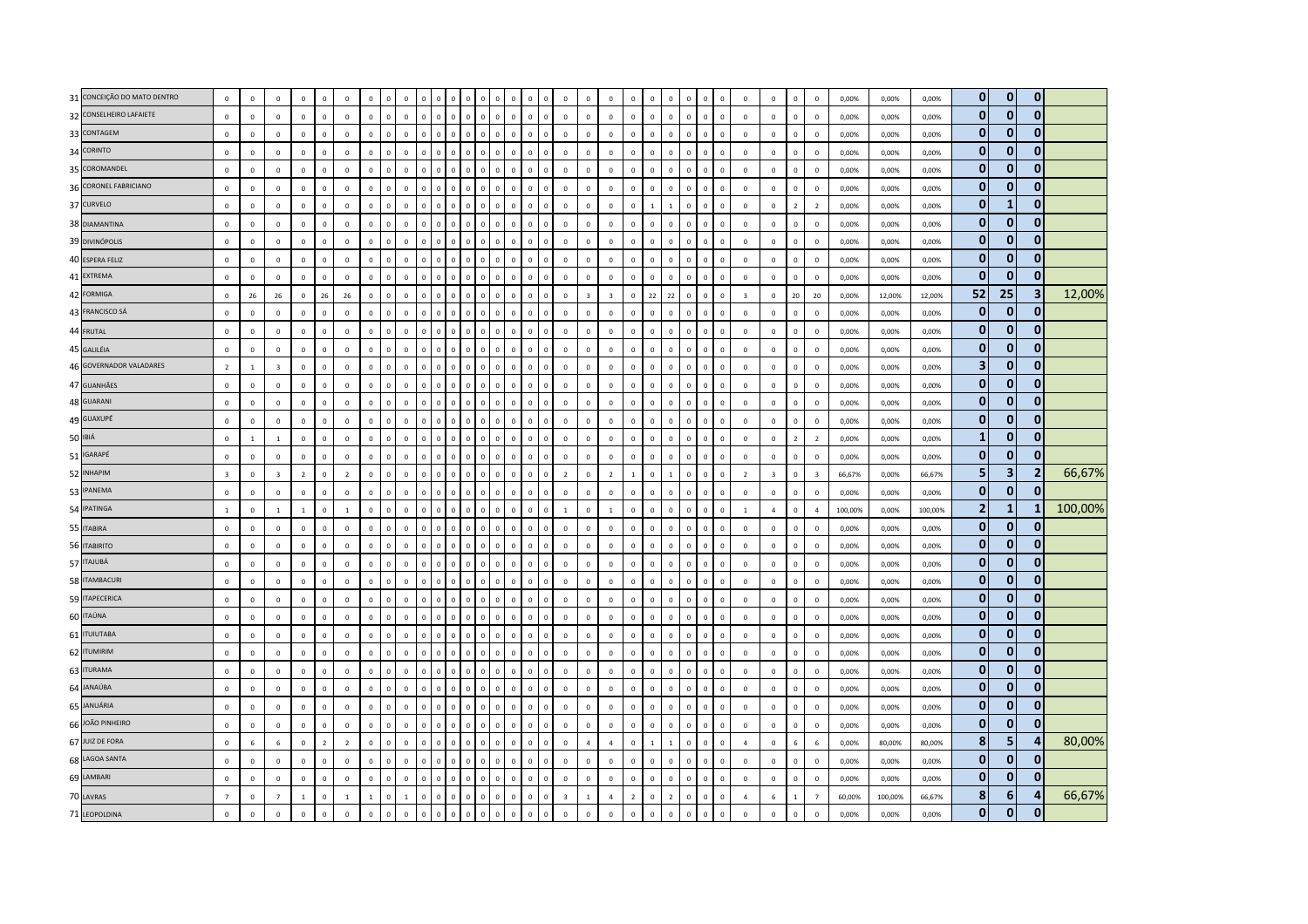| | | | | | | | | | | | | | | | | | | | | | | | | | | | | | | | | | | | | | | | | | |
|---|---|---|---|---|---|---|---|---|---|---|---|---|---|---|---|---|---|---|---|---|---|---|---|---|---|---|---|---|---|---|---|---|---|---|---|---|---|---|---|---|---|
| 31 | CONCEIÇÃO DO MATO DENTRO | 0 | 0 | 0 | 0 | 0 | 0 | 0 | 0 | 0 | 0 | 0 | 0 | 0 | 0 | 0 | 0 | 0 | 0 | 0 | 0 | 0 | 0 | 0 | 0 | 0 | 0 | 0 | 0 | 0 | 0 | 0 | 0 | 0 | 0,00% | 0,00% | 0,00% | **0** | **0** | **0** | |
| 32 | CONSELHEIRO LAFAIETE | 0 | 0 | 0 | 0 | 0 | 0 | 0 | 0 | 0 | 0 | 0 | 0 | 0 | 0 | 0 | 0 | 0 | 0 | 0 | 0 | 0 | 0 | 0 | 0 | 0 | 0 | 0 | 0 | 0 | 0 | 0 | 0 | 0 | 0,00% | 0,00% | 0,00% | **0** | **0** | **0** | |
| 33 | CONTAGEM | 0 | 0 | 0 | 0 | 0 | 0 | 0 | 0 | 0 | 0 | 0 | 0 | 0 | 0 | 0 | 0 | 0 | 0 | 0 | 0 | 0 | 0 | 0 | 0 | 0 | 0 | 0 | 0 | 0 | 0 | 0 | 0 | 0 | 0,00% | 0,00% | 0,00% | **0** | **0** | **0** | |
| 34 | CORINTO | 0 | 0 | 0 | 0 | 0 | 0 | 0 | 0 | 0 | 0 | 0 | 0 | 0 | 0 | 0 | 0 | 0 | 0 | 0 | 0 | 0 | 0 | 0 | 0 | 0 | 0 | 0 | 0 | 0 | 0 | 0 | 0 | 0 | 0,00% | 0,00% | 0,00% | **0** | **0** | **0** | |
| 35 | COROMANDEL | 0 | 0 | 0 | 0 | 0 | 0 | 0 | 0 | 0 | 0 | 0 | 0 | 0 | 0 | 0 | 0 | 0 | 0 | 0 | 0 | 0 | 0 | 0 | 0 | 0 | 0 | 0 | 0 | 0 | 0 | 0 | 0 | 0 | 0,00% | 0,00% | 0,00% | **0** | **0** | **0** | |
| 36 | CORONEL FABRICIANO | 0 | 0 | 0 | 0 | 0 | 0 | 0 | 0 | 0 | 0 | 0 | 0 | 0 | 0 | 0 | 0 | 0 | 0 | 0 | 0 | 0 | 0 | 0 | 0 | 0 | 0 | 0 | 0 | 0 | 0 | 0 | 0 | 0 | 0,00% | 0,00% | 0,00% | **0** | **0** | **0** | |
| 37 | CURVELO | 0 | 0 | 0 | 0 | 0 | 0 | 0 | 0 | 0 | 0 | 0 | 0 | 0 | 0 | 0 | 0 | 0 | 0 | 0 | 0 | 0 | 0 | 0 | 0 | 1 | 1 | 0 | 0 | 0 | 0 | 0 | 2 | 2 | 0,00% | 0,00% | 0,00% | **0** | **1** | **0** | |
| 38 | DIAMANTINA | 0 | 0 | 0 | 0 | 0 | 0 | 0 | 0 | 0 | 0 | 0 | 0 | 0 | 0 | 0 | 0 | 0 | 0 | 0 | 0 | 0 | 0 | 0 | 0 | 0 | 0 | 0 | 0 | 0 | 0 | 0 | 0 | 0 | 0,00% | 0,00% | 0,00% | **0** | **0** | **0** | |
| 39 | DIVINÓPOLIS | 0 | 0 | 0 | 0 | 0 | 0 | 0 | 0 | 0 | 0 | 0 | 0 | 0 | 0 | 0 | 0 | 0 | 0 | 0 | 0 | 0 | 0 | 0 | 0 | 0 | 0 | 0 | 0 | 0 | 0 | 0 | 0 | 0 | 0,00% | 0,00% | 0,00% | **0** | **0** | **0** | |
| 40 | ESPERA FELIZ | 0 | 0 | 0 | 0 | 0 | 0 | 0 | 0 | 0 | 0 | 0 | 0 | 0 | 0 | 0 | 0 | 0 | 0 | 0 | 0 | 0 | 0 | 0 | 0 | 0 | 0 | 0 | 0 | 0 | 0 | 0 | 0 | 0 | 0,00% | 0,00% | 0,00% | **0** | **0** | **0** | |
| 41 | EXTREMA | 0 | 0 | 0 | 0 | 0 | 0 | 0 | 0 | 0 | 0 | 0 | 0 | 0 | 0 | 0 | 0 | 0 | 0 | 0 | 0 | 0 | 0 | 0 | 0 | 0 | 0 | 0 | 0 | 0 | 0 | 0 | 0 | 0 | 0,00% | 0,00% | 0,00% | **0** | **0** | **0** | |
| 42 | FORMIGA | 0 | 26 | 26 | 0 | 26 | 26 | 0 | 0 | 0 | 0 | 0 | 0 | 0 | 0 | 0 | 0 | 0 | 0 | 0 | 0 | 0 | 3 | 3 | 0 | 22 | 22 | 0 | 0 | 0 | 3 | 0 | 20 | 20 | 0,00% | 12,00% | 12,00% | **52** | **25** | **3** | 12,00% |
| 43 | FRANCISCO SÁ | 0 | 0 | 0 | 0 | 0 | 0 | 0 | 0 | 0 | 0 | 0 | 0 | 0 | 0 | 0 | 0 | 0 | 0 | 0 | 0 | 0 | 0 | 0 | 0 | 0 | 0 | 0 | 0 | 0 | 0 | 0 | 0 | 0 | 0,00% | 0,00% | 0,00% | **0** | **0** | **0** | |
| 44 | FRUTAL | 0 | 0 | 0 | 0 | 0 | 0 | 0 | 0 | 0 | 0 | 0 | 0 | 0 | 0 | 0 | 0 | 0 | 0 | 0 | 0 | 0 | 0 | 0 | 0 | 0 | 0 | 0 | 0 | 0 | 0 | 0 | 0 | 0 | 0,00% | 0,00% | 0,00% | **0** | **0** | **0** | |
| 45 | GALILÉIA | 0 | 0 | 0 | 0 | 0 | 0 | 0 | 0 | 0 | 0 | 0 | 0 | 0 | 0 | 0 | 0 | 0 | 0 | 0 | 0 | 0 | 0 | 0 | 0 | 0 | 0 | 0 | 0 | 0 | 0 | 0 | 0 | 0 | 0,00% | 0,00% | 0,00% | **0** | **0** | **0** | |
| 46 | GOVERNADOR VALADARES | 2 | 1 | 3 | 0 | 0 | 0 | 0 | 0 | 0 | 0 | 0 | 0 | 0 | 0 | 0 | 0 | 0 | 0 | 0 | 0 | 0 | 0 | 0 | 0 | 0 | 0 | 0 | 0 | 0 | 0 | 0 | 0 | 0 | 0,00% | 0,00% | 0,00% | **3** | **0** | **0** | |
| 47 | GUANHÃES | 0 | 0 | 0 | 0 | 0 | 0 | 0 | 0 | 0 | 0 | 0 | 0 | 0 | 0 | 0 | 0 | 0 | 0 | 0 | 0 | 0 | 0 | 0 | 0 | 0 | 0 | 0 | 0 | 0 | 0 | 0 | 0 | 0 | 0,00% | 0,00% | 0,00% | **0** | **0** | **0** | |
| 48 | GUARANI | 0 | 0 | 0 | 0 | 0 | 0 | 0 | 0 | 0 | 0 | 0 | 0 | 0 | 0 | 0 | 0 | 0 | 0 | 0 | 0 | 0 | 0 | 0 | 0 | 0 | 0 | 0 | 0 | 0 | 0 | 0 | 0 | 0 | 0,00% | 0,00% | 0,00% | **0** | **0** | **0** | |
| 49 | GUAXUPÉ | 0 | 0 | 0 | 0 | 0 | 0 | 0 | 0 | 0 | 0 | 0 | 0 | 0 | 0 | 0 | 0 | 0 | 0 | 0 | 0 | 0 | 0 | 0 | 0 | 0 | 0 | 0 | 0 | 0 | 0 | 0 | 0 | 0 | 0,00% | 0,00% | 0,00% | **0** | **0** | **0** | |
| 50 | IBIÁ | 0 | 1 | 1 | 0 | 0 | 0 | 0 | 0 | 0 | 0 | 0 | 0 | 0 | 0 | 0 | 0 | 0 | 0 | 0 | 0 | 0 | 0 | 0 | 0 | 0 | 0 | 0 | 0 | 0 | 0 | 0 | 2 | 2 | 0,00% | 0,00% | 0,00% | **1** | **0** | **0** | |
| 51 | IGARAPÉ | 0 | 0 | 0 | 0 | 0 | 0 | 0 | 0 | 0 | 0 | 0 | 0 | 0 | 0 | 0 | 0 | 0 | 0 | 0 | 0 | 0 | 0 | 0 | 0 | 0 | 0 | 0 | 0 | 0 | 0 | 0 | 0 | 0 | 0,00% | 0,00% | 0,00% | **0** | **0** | **0** | |
| 52 | INHAPIM | 3 | 0 | 3 | 2 | 0 | 2 | 0 | 0 | 0 | 0 | 0 | 0 | 0 | 0 | 0 | 0 | 0 | 0 | 0 | 0 | 2 | 0 | 2 | 1 | 0 | 1 | 0 | 0 | 0 | 2 | 3 | 0 | 3 | 66,67% | 0,00% | 66,67% | **5** | **3** | **2** | 66,67% |
| 53 | IPANEMA | 0 | 0 | 0 | 0 | 0 | 0 | 0 | 0 | 0 | 0 | 0 | 0 | 0 | 0 | 0 | 0 | 0 | 0 | 0 | 0 | 0 | 0 | 0 | 0 | 0 | 0 | 0 | 0 | 0 | 0 | 0 | 0 | 0 | 0,00% | 0,00% | 0,00% | **0** | **0** | **0** | |
| 54 | IPATINGA | 1 | 0 | 1 | 1 | 0 | 1 | 0 | 0 | 0 | 0 | 0 | 0 | 0 | 0 | 0 | 0 | 0 | 0 | 0 | 0 | 1 | 0 | 1 | 0 | 0 | 0 | 0 | 0 | 0 | 1 | 4 | 0 | 4 | 100,00% | 0,00% | 100,00% | **2** | **1** | **1** | 100,00% |
| 55 | ITABIRA | 0 | 0 | 0 | 0 | 0 | 0 | 0 | 0 | 0 | 0 | 0 | 0 | 0 | 0 | 0 | 0 | 0 | 0 | 0 | 0 | 0 | 0 | 0 | 0 | 0 | 0 | 0 | 0 | 0 | 0 | 0 | 0 | 0 | 0,00% | 0,00% | 0,00% | **0** | **0** | **0** | |
| 56 | ITABIRITO | 0 | 0 | 0 | 0 | 0 | 0 | 0 | 0 | 0 | 0 | 0 | 0 | 0 | 0 | 0 | 0 | 0 | 0 | 0 | 0 | 0 | 0 | 0 | 0 | 0 | 0 | 0 | 0 | 0 | 0 | 0 | 0 | 0 | 0,00% | 0,00% | 0,00% | **0** | **0** | **0** | |
| 57 | ITAJUBÁ | 0 | 0 | 0 | 0 | 0 | 0 | 0 | 0 | 0 | 0 | 0 | 0 | 0 | 0 | 0 | 0 | 0 | 0 | 0 | 0 | 0 | 0 | 0 | 0 | 0 | 0 | 0 | 0 | 0 | 0 | 0 | 0 | 0 | 0,00% | 0,00% | 0,00% | **0** | **0** | **0** | |
| 58 | ITAMBACURI | 0 | 0 | 0 | 0 | 0 | 0 | 0 | 0 | 0 | 0 | 0 | 0 | 0 | 0 | 0 | 0 | 0 | 0 | 0 | 0 | 0 | 0 | 0 | 0 | 0 | 0 | 0 | 0 | 0 | 0 | 0 | 0 | 0 | 0,00% | 0,00% | 0,00% | **0** | **0** | **0** | |
| 59 | ITAPECERICA | 0 | 0 | 0 | 0 | 0 | 0 | 0 | 0 | 0 | 0 | 0 | 0 | 0 | 0 | 0 | 0 | 0 | 0 | 0 | 0 | 0 | 0 | 0 | 0 | 0 | 0 | 0 | 0 | 0 | 0 | 0 | 0 | 0 | 0,00% | 0,00% | 0,00% | **0** | **0** | **0** | |
| 60 | ITAÚNA | 0 | 0 | 0 | 0 | 0 | 0 | 0 | 0 | 0 | 0 | 0 | 0 | 0 | 0 | 0 | 0 | 0 | 0 | 0 | 0 | 0 | 0 | 0 | 0 | 0 | 0 | 0 | 0 | 0 | 0 | 0 | 0 | 0 | 0,00% | 0,00% | 0,00% | **0** | **0** | **0** | |
| 61 | ITUIUTABA | 0 | 0 | 0 | 0 | 0 | 0 | 0 | 0 | 0 | 0 | 0 | 0 | 0 | 0 | 0 | 0 | 0 | 0 | 0 | 0 | 0 | 0 | 0 | 0 | 0 | 0 | 0 | 0 | 0 | 0 | 0 | 0 | 0 | 0,00% | 0,00% | 0,00% | **0** | **0** | **0** | |
| 62 | ITUMIRIM | 0 | 0 | 0 | 0 | 0 | 0 | 0 | 0 | 0 | 0 | 0 | 0 | 0 | 0 | 0 | 0 | 0 | 0 | 0 | 0 | 0 | 0 | 0 | 0 | 0 | 0 | 0 | 0 | 0 | 0 | 0 | 0 | 0 | 0,00% | 0,00% | 0,00% | **0** | **0** | **0** | |
| 63 | ITURAMA | 0 | 0 | 0 | 0 | 0 | 0 | 0 | 0 | 0 | 0 | 0 | 0 | 0 | 0 | 0 | 0 | 0 | 0 | 0 | 0 | 0 | 0 | 0 | 0 | 0 | 0 | 0 | 0 | 0 | 0 | 0 | 0 | 0 | 0,00% | 0,00% | 0,00% | **0** | **0** | **0** | |
| 64 | JANAÚBA | 0 | 0 | 0 | 0 | 0 | 0 | 0 | 0 | 0 | 0 | 0 | 0 | 0 | 0 | 0 | 0 | 0 | 0 | 0 | 0 | 0 | 0 | 0 | 0 | 0 | 0 | 0 | 0 | 0 | 0 | 0 | 0 | 0 | 0,00% | 0,00% | 0,00% | **0** | **0** | **0** | |
| 65 | JANUÁRIA | 0 | 0 | 0 | 0 | 0 | 0 | 0 | 0 | 0 | 0 | 0 | 0 | 0 | 0 | 0 | 0 | 0 | 0 | 0 | 0 | 0 | 0 | 0 | 0 | 0 | 0 | 0 | 0 | 0 | 0 | 0 | 0 | 0 | 0,00% | 0,00% | 0,00% | **0** | **0** | **0** | |
| 66 | JOÃO PINHEIRO | 0 | 0 | 0 | 0 | 0 | 0 | 0 | 0 | 0 | 0 | 0 | 0 | 0 | 0 | 0 | 0 | 0 | 0 | 0 | 0 | 0 | 0 | 0 | 0 | 0 | 0 | 0 | 0 | 0 | 0 | 0 | 0 | 0 | 0,00% | 0,00% | 0,00% | **0** | **0** | **0** | |
| 67 | JUIZ DE FORA | 0 | 6 | 6 | 0 | 2 | 2 | 0 | 0 | 0 | 0 | 0 | 0 | 0 | 0 | 0 | 0 | 0 | 0 | 0 | 0 | 0 | 4 | 4 | 0 | 1 | 1 | 0 | 0 | 0 | 4 | 0 | 6 | 6 | 0,00% | 80,00% | 80,00% | **8** | **5** | **4** | 80,00% |
| 68 | LAGOA SANTA | 0 | 0 | 0 | 0 | 0 | 0 | 0 | 0 | 0 | 0 | 0 | 0 | 0 | 0 | 0 | 0 | 0 | 0 | 0 | 0 | 0 | 0 | 0 | 0 | 0 | 0 | 0 | 0 | 0 | 0 | 0 | 0 | 0 | 0,00% | 0,00% | 0,00% | **0** | **0** | **0** | |
| 69 | LAMBARI | 0 | 0 | 0 | 0 | 0 | 0 | 0 | 0 | 0 | 0 | 0 | 0 | 0 | 0 | 0 | 0 | 0 | 0 | 0 | 0 | 0 | 0 | 0 | 0 | 0 | 0 | 0 | 0 | 0 | 0 | 0 | 0 | 0 | 0,00% | 0,00% | 0,00% | **0** | **0** | **0** | |
| 70 | LAVRAS | 7 | 0 | 7 | 1 | 0 | 1 | 1 | 0 | 1 | 0 | 0 | 0 | 0 | 0 | 0 | 0 | 0 | 0 | 0 | 0 | 3 | 1 | 4 | 2 | 0 | 2 | 0 | 0 | 0 | 4 | 6 | 1 | 7 | 60,00% | 100,00% | 66,67% | **8** | **6** | **4** | 66,67% |
| 71 | LEOPOLDINA | 0 | 0 | 0 | 0 | 0 | 0 | 0 | 0 | 0 | 0 | 0 | 0 | 0 | 0 | 0 | 0 | 0 | 0 | 0 | 0 | 0 | 0 | 0 | 0 | 0 | 0 | 0 | 0 | 0 | 0 | 0 | 0 | 0 | 0,00% | 0,00% | 0,00% | **0** | **0** | **0** | |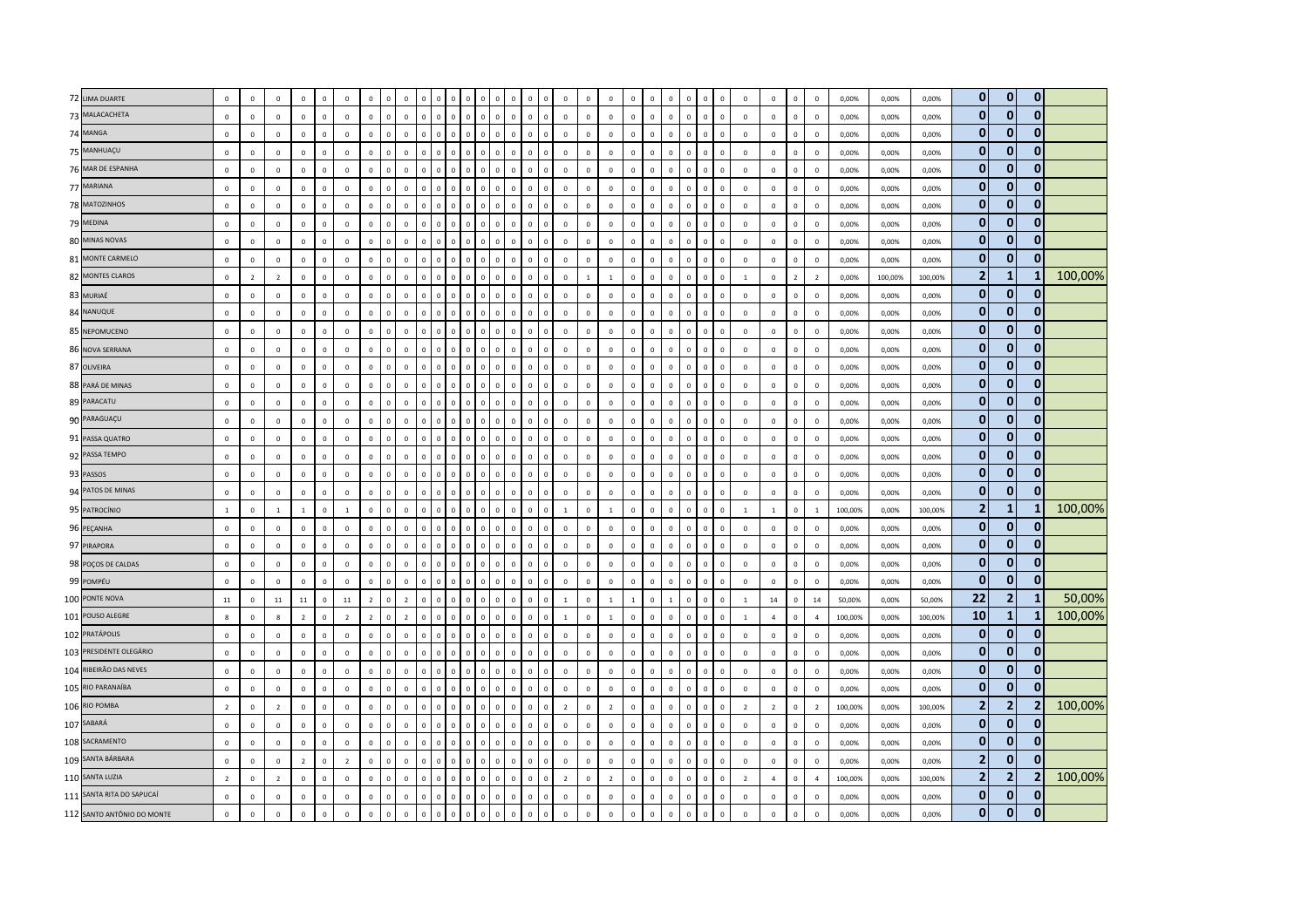| | | | | | | | | | | | | | | | | | | | | | | | | | | | | | | | | | | | | | | | | | | | | |
|---|---|---|---|---|---|---|---|---|---|---|---|---|---|---|---|---|---|---|---|---|---|---|---|---|---|---|---|---|---|---|---|---|---|---|---|---|---|---|---|---|---|---|---|---|
| 72 | LIMA DUARTE | 0 | 0 | 0 | 0 | 0 | 0 | 0 | 0 | 0 | 0 | 0 | 0 | 0 | 0 | 0 | 0 | 0 | 0 | 0 | 0 | 0 | 0 | 0 | 0 | 0 | 0 | 0 | 0 | 0 | 0 | 0 | 0 | 0 | 0 | 0 | 0 | 0 | 0 | 0,00% | 0,00% | 0,00% | **0** | **0** | **0** | |
| 73 | MALACACHETA | 0 | 0 | 0 | 0 | 0 | 0 | 0 | 0 | 0 | 0 | 0 | 0 | 0 | 0 | 0 | 0 | 0 | 0 | 0 | 0 | 0 | 0 | 0 | 0 | 0 | 0 | 0 | 0 | 0 | 0 | 0 | 0 | 0 | 0 | 0 | 0 | 0 | 0 | 0,00% | 0,00% | 0,00% | **0** | **0** | **0** | |
| 74 | MANGA | 0 | 0 | 0 | 0 | 0 | 0 | 0 | 0 | 0 | 0 | 0 | 0 | 0 | 0 | 0 | 0 | 0 | 0 | 0 | 0 | 0 | 0 | 0 | 0 | 0 | 0 | 0 | 0 | 0 | 0 | 0 | 0 | 0 | 0 | 0 | 0 | 0 | 0 | 0,00% | 0,00% | 0,00% | **0** | **0** | **0** | |
| 75 | MANHUAÇU | 0 | 0 | 0 | 0 | 0 | 0 | 0 | 0 | 0 | 0 | 0 | 0 | 0 | 0 | 0 | 0 | 0 | 0 | 0 | 0 | 0 | 0 | 0 | 0 | 0 | 0 | 0 | 0 | 0 | 0 | 0 | 0 | 0 | 0 | 0 | 0 | 0 | 0 | 0,00% | 0,00% | 0,00% | **0** | **0** | **0** | |
| 76 | MAR DE ESPANHA | 0 | 0 | 0 | 0 | 0 | 0 | 0 | 0 | 0 | 0 | 0 | 0 | 0 | 0 | 0 | 0 | 0 | 0 | 0 | 0 | 0 | 0 | 0 | 0 | 0 | 0 | 0 | 0 | 0 | 0 | 0 | 0 | 0 | 0 | 0 | 0 | 0 | 0 | 0,00% | 0,00% | 0,00% | **0** | **0** | **0** | |
| 77 | MARIANA | 0 | 0 | 0 | 0 | 0 | 0 | 0 | 0 | 0 | 0 | 0 | 0 | 0 | 0 | 0 | 0 | 0 | 0 | 0 | 0 | 0 | 0 | 0 | 0 | 0 | 0 | 0 | 0 | 0 | 0 | 0 | 0 | 0 | 0 | 0 | 0 | 0 | 0 | 0,00% | 0,00% | 0,00% | **0** | **0** | **0** | |
| 78 | MATOZINHOS | 0 | 0 | 0 | 0 | 0 | 0 | 0 | 0 | 0 | 0 | 0 | 0 | 0 | 0 | 0 | 0 | 0 | 0 | 0 | 0 | 0 | 0 | 0 | 0 | 0 | 0 | 0 | 0 | 0 | 0 | 0 | 0 | 0 | 0 | 0 | 0 | 0 | 0 | 0,00% | 0,00% | 0,00% | **0** | **0** | **0** | |
| 79 | MEDINA | 0 | 0 | 0 | 0 | 0 | 0 | 0 | 0 | 0 | 0 | 0 | 0 | 0 | 0 | 0 | 0 | 0 | 0 | 0 | 0 | 0 | 0 | 0 | 0 | 0 | 0 | 0 | 0 | 0 | 0 | 0 | 0 | 0 | 0 | 0 | 0 | 0 | 0 | 0,00% | 0,00% | 0,00% | **0** | **0** | **0** | |
| 80 | MINAS NOVAS | 0 | 0 | 0 | 0 | 0 | 0 | 0 | 0 | 0 | 0 | 0 | 0 | 0 | 0 | 0 | 0 | 0 | 0 | 0 | 0 | 0 | 0 | 0 | 0 | 0 | 0 | 0 | 0 | 0 | 0 | 0 | 0 | 0 | 0 | 0 | 0 | 0 | 0 | 0,00% | 0,00% | 0,00% | **0** | **0** | **0** | |
| 81 | MONTE CARMELO | 0 | 0 | 0 | 0 | 0 | 0 | 0 | 0 | 0 | 0 | 0 | 0 | 0 | 0 | 0 | 0 | 0 | 0 | 0 | 0 | 0 | 0 | 0 | 0 | 0 | 0 | 0 | 0 | 0 | 0 | 0 | 0 | 0 | 0 | 0 | 0 | 0 | 0 | 0,00% | 0,00% | 0,00% | **0** | **0** | **0** | |
| 82 | MONTES CLAROS | 0 | 2 | 2 | 0 | 0 | 0 | 0 | 0 | 0 | 0 | 0 | 0 | 0 | 0 | 0 | 0 | 0 | 0 | 0 | 0 | 0 | 0 | 0 | 1 | 1 | 0 | 0 | 0 | 0 | 0 | 0 | 0 | 1 | 0 | 2 | 2 | 0,00% | 100,00% | 100,00% | **2** | **1** | **1** | 100,00% |
| 83 | MURIAÉ | 0 | 0 | 0 | 0 | 0 | 0 | 0 | 0 | 0 | 0 | 0 | 0 | 0 | 0 | 0 | 0 | 0 | 0 | 0 | 0 | 0 | 0 | 0 | 0 | 0 | 0 | 0 | 0 | 0 | 0 | 0 | 0 | 0 | 0 | 0 | 0 | 0,00% | 0,00% | 0,00% | **0** | **0** | **0** | |
| 84 | NANUQUE | 0 | 0 | 0 | 0 | 0 | 0 | 0 | 0 | 0 | 0 | 0 | 0 | 0 | 0 | 0 | 0 | 0 | 0 | 0 | 0 | 0 | 0 | 0 | 0 | 0 | 0 | 0 | 0 | 0 | 0 | 0 | 0 | 0 | 0 | 0 | 0 | 0,00% | 0,00% | 0,00% | **0** | **0** | **0** | |
| 85 | NEPOMUCENO | 0 | 0 | 0 | 0 | 0 | 0 | 0 | 0 | 0 | 0 | 0 | 0 | 0 | 0 | 0 | 0 | 0 | 0 | 0 | 0 | 0 | 0 | 0 | 0 | 0 | 0 | 0 | 0 | 0 | 0 | 0 | 0 | 0 | 0 | 0 | 0 | 0,00% | 0,00% | 0,00% | **0** | **0** | **0** | |
| 86 | NOVA SERRANA | 0 | 0 | 0 | 0 | 0 | 0 | 0 | 0 | 0 | 0 | 0 | 0 | 0 | 0 | 0 | 0 | 0 | 0 | 0 | 0 | 0 | 0 | 0 | 0 | 0 | 0 | 0 | 0 | 0 | 0 | 0 | 0 | 0 | 0 | 0 | 0 | 0,00% | 0,00% | 0,00% | **0** | **0** | **0** | |
| 87 | OLIVEIRA | 0 | 0 | 0 | 0 | 0 | 0 | 0 | 0 | 0 | 0 | 0 | 0 | 0 | 0 | 0 | 0 | 0 | 0 | 0 | 0 | 0 | 0 | 0 | 0 | 0 | 0 | 0 | 0 | 0 | 0 | 0 | 0 | 0 | 0 | 0 | 0 | 0,00% | 0,00% | 0,00% | **0** | **0** | **0** | |
| 88 | PARÁ DE MINAS | 0 | 0 | 0 | 0 | 0 | 0 | 0 | 0 | 0 | 0 | 0 | 0 | 0 | 0 | 0 | 0 | 0 | 0 | 0 | 0 | 0 | 0 | 0 | 0 | 0 | 0 | 0 | 0 | 0 | 0 | 0 | 0 | 0 | 0 | 0 | 0 | 0,00% | 0,00% | 0,00% | **0** | **0** | **0** | |
| 89 | PARACATU | 0 | 0 | 0 | 0 | 0 | 0 | 0 | 0 | 0 | 0 | 0 | 0 | 0 | 0 | 0 | 0 | 0 | 0 | 0 | 0 | 0 | 0 | 0 | 0 | 0 | 0 | 0 | 0 | 0 | 0 | 0 | 0 | 0 | 0 | 0 | 0 | 0,00% | 0,00% | 0,00% | **0** | **0** | **0** | |
| 90 | PARAGUAÇU | 0 | 0 | 0 | 0 | 0 | 0 | 0 | 0 | 0 | 0 | 0 | 0 | 0 | 0 | 0 | 0 | 0 | 0 | 0 | 0 | 0 | 0 | 0 | 0 | 0 | 0 | 0 | 0 | 0 | 0 | 0 | 0 | 0 | 0 | 0 | 0 | 0,00% | 0,00% | 0,00% | **0** | **0** | **0** | |
| 91 | PASSA QUATRO | 0 | 0 | 0 | 0 | 0 | 0 | 0 | 0 | 0 | 0 | 0 | 0 | 0 | 0 | 0 | 0 | 0 | 0 | 0 | 0 | 0 | 0 | 0 | 0 | 0 | 0 | 0 | 0 | 0 | 0 | 0 | 0 | 0 | 0 | 0 | 0 | 0,00% | 0,00% | 0,00% | **0** | **0** | **0** | |
| 92 | PASSA TEMPO | 0 | 0 | 0 | 0 | 0 | 0 | 0 | 0 | 0 | 0 | 0 | 0 | 0 | 0 | 0 | 0 | 0 | 0 | 0 | 0 | 0 | 0 | 0 | 0 | 0 | 0 | 0 | 0 | 0 | 0 | 0 | 0 | 0 | 0 | 0 | 0 | 0,00% | 0,00% | 0,00% | **0** | **0** | **0** | |
| 93 | PASSOS | 0 | 0 | 0 | 0 | 0 | 0 | 0 | 0 | 0 | 0 | 0 | 0 | 0 | 0 | 0 | 0 | 0 | 0 | 0 | 0 | 0 | 0 | 0 | 0 | 0 | 0 | 0 | 0 | 0 | 0 | 0 | 0 | 0 | 0 | 0 | 0 | 0,00% | 0,00% | 0,00% | **0** | **0** | **0** | |
| 94 | PATOS DE MINAS | 0 | 0 | 0 | 0 | 0 | 0 | 0 | 0 | 0 | 0 | 0 | 0 | 0 | 0 | 0 | 0 | 0 | 0 | 0 | 0 | 0 | 0 | 0 | 0 | 0 | 0 | 0 | 0 | 0 | 0 | 0 | 0 | 0 | 0 | 0 | 0 | 0,00% | 0,00% | 0,00% | **0** | **0** | **0** | |
| 95 | PATROCÍNIO | 1 | 0 | 1 | 1 | 0 | 1 | 0 | 0 | 0 | 0 | 0 | 0 | 0 | 0 | 0 | 0 | 0 | 0 | 0 | 0 | 0 | 0 | 1 | 0 | 1 | 0 | 0 | 0 | 0 | 0 | 0 | 0 | 1 | 1 | 0 | 1 | 100,00% | 0,00% | 100,00% | **2** | **1** | **1** | 100,00% |
| 96 | PEÇANHA | 0 | 0 | 0 | 0 | 0 | 0 | 0 | 0 | 0 | 0 | 0 | 0 | 0 | 0 | 0 | 0 | 0 | 0 | 0 | 0 | 0 | 0 | 0 | 0 | 0 | 0 | 0 | 0 | 0 | 0 | 0 | 0 | 0 | 0 | 0 | 0 | 0,00% | 0,00% | 0,00% | **0** | **0** | **0** | |
| 97 | PIRAPORA | 0 | 0 | 0 | 0 | 0 | 0 | 0 | 0 | 0 | 0 | 0 | 0 | 0 | 0 | 0 | 0 | 0 | 0 | 0 | 0 | 0 | 0 | 0 | 0 | 0 | 0 | 0 | 0 | 0 | 0 | 0 | 0 | 0 | 0 | 0 | 0 | 0,00% | 0,00% | 0,00% | **0** | **0** | **0** | |
| 98 | POÇOS DE CALDAS | 0 | 0 | 0 | 0 | 0 | 0 | 0 | 0 | 0 | 0 | 0 | 0 | 0 | 0 | 0 | 0 | 0 | 0 | 0 | 0 | 0 | 0 | 0 | 0 | 0 | 0 | 0 | 0 | 0 | 0 | 0 | 0 | 0 | 0 | 0 | 0 | 0,00% | 0,00% | 0,00% | **0** | **0** | **0** | |
| 99 | POMPÉU | 0 | 0 | 0 | 0 | 0 | 0 | 0 | 0 | 0 | 0 | 0 | 0 | 0 | 0 | 0 | 0 | 0 | 0 | 0 | 0 | 0 | 0 | 0 | 0 | 0 | 0 | 0 | 0 | 0 | 0 | 0 | 0 | 0 | 0 | 0 | 0 | 0,00% | 0,00% | 0,00% | **0** | **0** | **0** | |
| 100 | PONTE NOVA | 11 | 0 | 11 | 11 | 0 | 11 | 2 | 0 | 2 | 0 | 0 | 0 | 0 | 0 | 0 | 0 | 0 | 0 | 0 | 0 | 0 | 0 | 1 | 0 | 1 | 1 | 0 | 1 | 0 | 0 | 0 | 0 | 1 | 14 | 0 | 14 | 50,00% | 0,00% | 50,00% | **22** | **2** | **1** | 50,00% |
| 101 | POUSO ALEGRE | 8 | 0 | 8 | 2 | 0 | 2 | 2 | 0 | 2 | 0 | 0 | 0 | 0 | 0 | 0 | 0 | 0 | 0 | 0 | 0 | 0 | 0 | 1 | 0 | 1 | 0 | 0 | 0 | 0 | 0 | 0 | 0 | 1 | 4 | 0 | 4 | 100,00% | 0,00% | 100,00% | **10** | **1** | **1** | 100,00% |
| 102 | PRATÁPOLIS | 0 | 0 | 0 | 0 | 0 | 0 | 0 | 0 | 0 | 0 | 0 | 0 | 0 | 0 | 0 | 0 | 0 | 0 | 0 | 0 | 0 | 0 | 0 | 0 | 0 | 0 | 0 | 0 | 0 | 0 | 0 | 0 | 0 | 0 | 0 | 0 | 0,00% | 0,00% | 0,00% | **0** | **0** | **0** | |
| 103 | PRESIDENTE OLEGÁRIO | 0 | 0 | 0 | 0 | 0 | 0 | 0 | 0 | 0 | 0 | 0 | 0 | 0 | 0 | 0 | 0 | 0 | 0 | 0 | 0 | 0 | 0 | 0 | 0 | 0 | 0 | 0 | 0 | 0 | 0 | 0 | 0 | 0 | 0 | 0 | 0 | 0,00% | 0,00% | 0,00% | **0** | **0** | **0** | |
| 104 | RIBEIRÃO DAS NEVES | 0 | 0 | 0 | 0 | 0 | 0 | 0 | 0 | 0 | 0 | 0 | 0 | 0 | 0 | 0 | 0 | 0 | 0 | 0 | 0 | 0 | 0 | 0 | 0 | 0 | 0 | 0 | 0 | 0 | 0 | 0 | 0 | 0 | 0 | 0 | 0 | 0,00% | 0,00% | 0,00% | **0** | **0** | **0** | |
| 105 | RIO PARANAÍBA | 0 | 0 | 0 | 0 | 0 | 0 | 0 | 0 | 0 | 0 | 0 | 0 | 0 | 0 | 0 | 0 | 0 | 0 | 0 | 0 | 0 | 0 | 0 | 0 | 0 | 0 | 0 | 0 | 0 | 0 | 0 | 0 | 0 | 0 | 0 | 0 | 0,00% | 0,00% | 0,00% | **0** | **0** | **0** | |
| 106 | RIO POMBA | 2 | 0 | 2 | 0 | 0 | 0 | 0 | 0 | 0 | 0 | 0 | 0 | 0 | 0 | 0 | 0 | 0 | 0 | 0 | 0 | 0 | 0 | 2 | 0 | 2 | 0 | 0 | 0 | 0 | 0 | 0 | 0 | 2 | 2 | 0 | 2 | 100,00% | 0,00% | 100,00% | **2** | **2** | **2** | 100,00% |
| 107 | SABARÁ | 0 | 0 | 0 | 0 | 0 | 0 | 0 | 0 | 0 | 0 | 0 | 0 | 0 | 0 | 0 | 0 | 0 | 0 | 0 | 0 | 0 | 0 | 0 | 0 | 0 | 0 | 0 | 0 | 0 | 0 | 0 | 0 | 0 | 0 | 0 | 0 | 0,00% | 0,00% | 0,00% | **0** | **0** | **0** | |
| 108 | SACRAMENTO | 0 | 0 | 0 | 0 | 0 | 0 | 0 | 0 | 0 | 0 | 0 | 0 | 0 | 0 | 0 | 0 | 0 | 0 | 0 | 0 | 0 | 0 | 0 | 0 | 0 | 0 | 0 | 0 | 0 | 0 | 0 | 0 | 0 | 0 | 0 | 0 | 0,00% | 0,00% | 0,00% | **0** | **0** | **0** | |
| 109 | SANTA BÁRBARA | 0 | 0 | 0 | 2 | 0 | 2 | 0 | 0 | 0 | 0 | 0 | 0 | 0 | 0 | 0 | 0 | 0 | 0 | 0 | 0 | 0 | 0 | 0 | 0 | 0 | 0 | 0 | 0 | 0 | 0 | 0 | 0 | 0 | 0 | 0 | 0 | 0,00% | 0,00% | 0,00% | **2** | **0** | **0** | |
| 110 | SANTA LUZIA | 2 | 0 | 2 | 0 | 0 | 0 | 0 | 0 | 0 | 0 | 0 | 0 | 0 | 0 | 0 | 0 | 0 | 0 | 0 | 0 | 0 | 0 | 2 | 0 | 2 | 0 | 0 | 0 | 0 | 0 | 0 | 0 | 2 | 4 | 0 | 4 | 100,00% | 0,00% | 100,00% | **2** | **2** | **2** | 100,00% |
| 111 | SANTA RITA DO SAPUCAÍ | 0 | 0 | 0 | 0 | 0 | 0 | 0 | 0 | 0 | 0 | 0 | 0 | 0 | 0 | 0 | 0 | 0 | 0 | 0 | 0 | 0 | 0 | 0 | 0 | 0 | 0 | 0 | 0 | 0 | 0 | 0 | 0 | 0 | 0 | 0 | 0 | 0,00% | 0,00% | 0,00% | **0** | **0** | **0** | |
| 112 | SANTO ANTÔNIO DO MONTE | 0 | 0 | 0 | 0 | 0 | 0 | 0 | 0 | 0 | 0 | 0 | 0 | 0 | 0 | 0 | 0 | 0 | 0 | 0 | 0 | 0 | 0 | 0 | 0 | 0 | 0 | 0 | 0 | 0 | 0 | 0 | 0 | 0 | 0 | 0 | 0 | 0,00% | 0,00% | 0,00% | **0** | **0** | **0** | |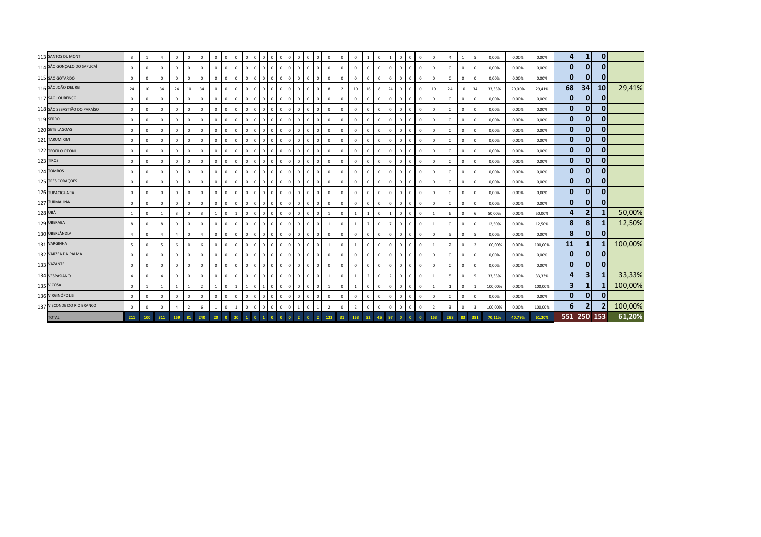| | | | | | | | | | | | | | | | | | | | | | | | | | | | | | | | | | | | | | | | |
|---|---|---|---|---|---|---|---|---|---|---|---|---|---|---|---|---|---|---|---|---|---|---|---|---|---|---|---|---|---|---|---|---|---|---|---|---|---|---|---|
| 113 | SANTOS DUMONT | 3 | 1 | 4 | 0 | 0 | 0 | 0 | 0 | 0 | 0 | 0 | 0 | 0 | 0 | 0 | 0 | 0 | 0 | 0 | 0 | 0 | 1 | 0 | 1 | 0 | 0 | 0 | 0 | 4 | 1 | 5 | 0,00% | 0,00% | 0,00% | 4 | 1 | 0 | |
| 114 | SÃO GONÇALO DO SAPUCAÍ | 0 | 0 | 0 | 0 | 0 | 0 | 0 | 0 | 0 | 0 | 0 | 0 | 0 | 0 | 0 | 0 | 0 | 0 | 0 | 0 | 0 | 0 | 0 | 0 | 0 | 0 | 0 | 0 | 0 | 0 | 0 | 0,00% | 0,00% | 0,00% | 0 | 0 | 0 | |
| 115 | SÃO GOTARDO | 0 | 0 | 0 | 0 | 0 | 0 | 0 | 0 | 0 | 0 | 0 | 0 | 0 | 0 | 0 | 0 | 0 | 0 | 0 | 0 | 0 | 0 | 0 | 0 | 0 | 0 | 0 | 0 | 0 | 0 | 0 | 0,00% | 0,00% | 0,00% | 0 | 0 | 0 | |
| 116 | SÃO JOÃO DEL REI | 24 | 10 | 34 | 24 | 10 | 34 | 0 | 0 | 0 | 0 | 0 | 0 | 0 | 0 | 0 | 0 | 0 | 0 | 8 | 2 | 10 | 16 | 8 | 24 | 0 | 0 | 0 | 10 | 24 | 10 | 34 | 33,33% | 20,00% | 29,41% | 68 | 34 | 10 | 29,41% |
| 117 | SÃO LOURENÇO | 0 | 0 | 0 | 0 | 0 | 0 | 0 | 0 | 0 | 0 | 0 | 0 | 0 | 0 | 0 | 0 | 0 | 0 | 0 | 0 | 0 | 0 | 0 | 0 | 0 | 0 | 0 | 0 | 0 | 0 | 0 | 0,00% | 0,00% | 0,00% | 0 | 0 | 0 | |
| 118 | SÃO SEBASTIÃO DO PARAÍSO | 0 | 0 | 0 | 0 | 0 | 0 | 0 | 0 | 0 | 0 | 0 | 0 | 0 | 0 | 0 | 0 | 0 | 0 | 0 | 0 | 0 | 0 | 0 | 0 | 0 | 0 | 0 | 0 | 0 | 0 | 0 | 0,00% | 0,00% | 0,00% | 0 | 0 | 0 | |
| 119 | SERRO | 0 | 0 | 0 | 0 | 0 | 0 | 0 | 0 | 0 | 0 | 0 | 0 | 0 | 0 | 0 | 0 | 0 | 0 | 0 | 0 | 0 | 0 | 0 | 0 | 0 | 0 | 0 | 0 | 0 | 0 | 0 | 0,00% | 0,00% | 0,00% | 0 | 0 | 0 | |
| 120 | SETE LAGOAS | 0 | 0 | 0 | 0 | 0 | 0 | 0 | 0 | 0 | 0 | 0 | 0 | 0 | 0 | 0 | 0 | 0 | 0 | 0 | 0 | 0 | 0 | 0 | 0 | 0 | 0 | 0 | 0 | 0 | 0 | 0 | 0,00% | 0,00% | 0,00% | 0 | 0 | 0 | |
| 121 | TARUMIRIM | 0 | 0 | 0 | 0 | 0 | 0 | 0 | 0 | 0 | 0 | 0 | 0 | 0 | 0 | 0 | 0 | 0 | 0 | 0 | 0 | 0 | 0 | 0 | 0 | 0 | 0 | 0 | 0 | 0 | 0 | 0 | 0,00% | 0,00% | 0,00% | 0 | 0 | 0 | |
| 122 | TEÓFILO OTONI | 0 | 0 | 0 | 0 | 0 | 0 | 0 | 0 | 0 | 0 | 0 | 0 | 0 | 0 | 0 | 0 | 0 | 0 | 0 | 0 | 0 | 0 | 0 | 0 | 0 | 0 | 0 | 0 | 0 | 0 | 0 | 0,00% | 0,00% | 0,00% | 0 | 0 | 0 | |
| 123 | TIROS | 0 | 0 | 0 | 0 | 0 | 0 | 0 | 0 | 0 | 0 | 0 | 0 | 0 | 0 | 0 | 0 | 0 | 0 | 0 | 0 | 0 | 0 | 0 | 0 | 0 | 0 | 0 | 0 | 0 | 0 | 0 | 0,00% | 0,00% | 0,00% | 0 | 0 | 0 | |
| 124 | TOMBOS | 0 | 0 | 0 | 0 | 0 | 0 | 0 | 0 | 0 | 0 | 0 | 0 | 0 | 0 | 0 | 0 | 0 | 0 | 0 | 0 | 0 | 0 | 0 | 0 | 0 | 0 | 0 | 0 | 0 | 0 | 0 | 0,00% | 0,00% | 0,00% | 0 | 0 | 0 | |
| 125 | TRÊS CORAÇÕES | 0 | 0 | 0 | 0 | 0 | 0 | 0 | 0 | 0 | 0 | 0 | 0 | 0 | 0 | 0 | 0 | 0 | 0 | 0 | 0 | 0 | 0 | 0 | 0 | 0 | 0 | 0 | 0 | 0 | 0 | 0 | 0,00% | 0,00% | 0,00% | 0 | 0 | 0 | |
| 126 | TUPACIGUARA | 0 | 0 | 0 | 0 | 0 | 0 | 0 | 0 | 0 | 0 | 0 | 0 | 0 | 0 | 0 | 0 | 0 | 0 | 0 | 0 | 0 | 0 | 0 | 0 | 0 | 0 | 0 | 0 | 0 | 0 | 0 | 0,00% | 0,00% | 0,00% | 0 | 0 | 0 | |
| 127 | TURMALINA | 0 | 0 | 0 | 0 | 0 | 0 | 0 | 0 | 0 | 0 | 0 | 0 | 0 | 0 | 0 | 0 | 0 | 0 | 0 | 0 | 0 | 0 | 0 | 0 | 0 | 0 | 0 | 0 | 0 | 0 | 0 | 0,00% | 0,00% | 0,00% | 0 | 0 | 0 | |
| 128 | UBÁ | 1 | 0 | 1 | 3 | 0 | 3 | 1 | 0 | 1 | 0 | 0 | 0 | 0 | 0 | 0 | 0 | 0 | 0 | 1 | 0 | 1 | 1 | 0 | 1 | 0 | 0 | 0 | 1 | 6 | 0 | 6 | 50,00% | 0,00% | 50,00% | 4 | 2 | 1 | 50,00% |
| 129 | UBERABA | 8 | 0 | 8 | 0 | 0 | 0 | 0 | 0 | 0 | 0 | 0 | 0 | 0 | 0 | 0 | 0 | 0 | 0 | 1 | 0 | 1 | 7 | 0 | 7 | 0 | 0 | 0 | 1 | 0 | 0 | 0 | 12,50% | 0,00% | 12,50% | 8 | 8 | 1 | 12,50% |
| 130 | UBERLÂNDIA | 4 | 0 | 4 | 4 | 0 | 4 | 0 | 0 | 0 | 0 | 0 | 0 | 0 | 0 | 0 | 0 | 0 | 0 | 0 | 0 | 0 | 0 | 0 | 0 | 0 | 0 | 0 | 0 | 5 | 0 | 5 | 0,00% | 0,00% | 0,00% | 8 | 0 | 0 | |
| 131 | VARGINHA | 5 | 0 | 5 | 6 | 0 | 6 | 0 | 0 | 0 | 0 | 0 | 0 | 0 | 0 | 0 | 0 | 0 | 0 | 1 | 0 | 1 | 0 | 0 | 0 | 0 | 0 | 0 | 1 | 2 | 0 | 2 | 100,00% | 0,00% | 100,00% | 11 | 1 | 1 | 100,00% |
| 132 | VÁRZEA DA PALMA | 0 | 0 | 0 | 0 | 0 | 0 | 0 | 0 | 0 | 0 | 0 | 0 | 0 | 0 | 0 | 0 | 0 | 0 | 0 | 0 | 0 | 0 | 0 | 0 | 0 | 0 | 0 | 0 | 0 | 0 | 0 | 0,00% | 0,00% | 0,00% | 0 | 0 | 0 | |
| 133 | VAZANTE | 0 | 0 | 0 | 0 | 0 | 0 | 0 | 0 | 0 | 0 | 0 | 0 | 0 | 0 | 0 | 0 | 0 | 0 | 0 | 0 | 0 | 0 | 0 | 0 | 0 | 0 | 0 | 0 | 0 | 0 | 0 | 0,00% | 0,00% | 0,00% | 0 | 0 | 0 | |
| 134 | VESPASIANO | 4 | 0 | 4 | 0 | 0 | 0 | 0 | 0 | 0 | 0 | 0 | 0 | 0 | 0 | 0 | 0 | 0 | 0 | 1 | 0 | 1 | 2 | 0 | 2 | 0 | 0 | 0 | 1 | 5 | 0 | 5 | 33,33% | 0,00% | 33,33% | 4 | 3 | 1 | 33,33% |
| 135 | VIÇOSA | 0 | 1 | 1 | 1 | 1 | 2 | 1 | 0 | 1 | 1 | 0 | 1 | 0 | 0 | 0 | 0 | 0 | 0 | 1 | 0 | 1 | 0 | 0 | 0 | 0 | 0 | 0 | 1 | 1 | 0 | 1 | 100,00% | 0,00% | 100,00% | 3 | 1 | 1 | 100,00% |
| 136 | VIRGINÓPOLIS | 0 | 0 | 0 | 0 | 0 | 0 | 0 | 0 | 0 | 0 | 0 | 0 | 0 | 0 | 0 | 0 | 0 | 0 | 0 | 0 | 0 | 0 | 0 | 0 | 0 | 0 | 0 | 0 | 0 | 0 | 0 | 0,00% | 0,00% | 0,00% | 0 | 0 | 0 | |
| 137 | VISCONDE DO RIO BRANCO | 0 | 0 | 0 | 4 | 2 | 6 | 1 | 0 | 1 | 0 | 0 | 0 | 0 | 0 | 0 | 1 | 0 | 1 | 2 | 0 | 2 | 0 | 0 | 0 | 0 | 0 | 0 | 2 | 3 | 0 | 3 | 100,00% | 0,00% | 100,00% | 6 | 2 | 2 | 100,00% |
| | TOTAL | 211 | 100 | 311 | 159 | 81 | 240 | 20 | 0 | 20 | 1 | 0 | 1 | 0 | 0 | 0 | 2 | 0 | 2 | 122 | 31 | 153 | 52 | 45 | 97 | 0 | 0 | 0 | 153 | 298 | 83 | 381 | 70,11% | 40,79% | 61,20% | 551 | 250 | 153 | 61,20% |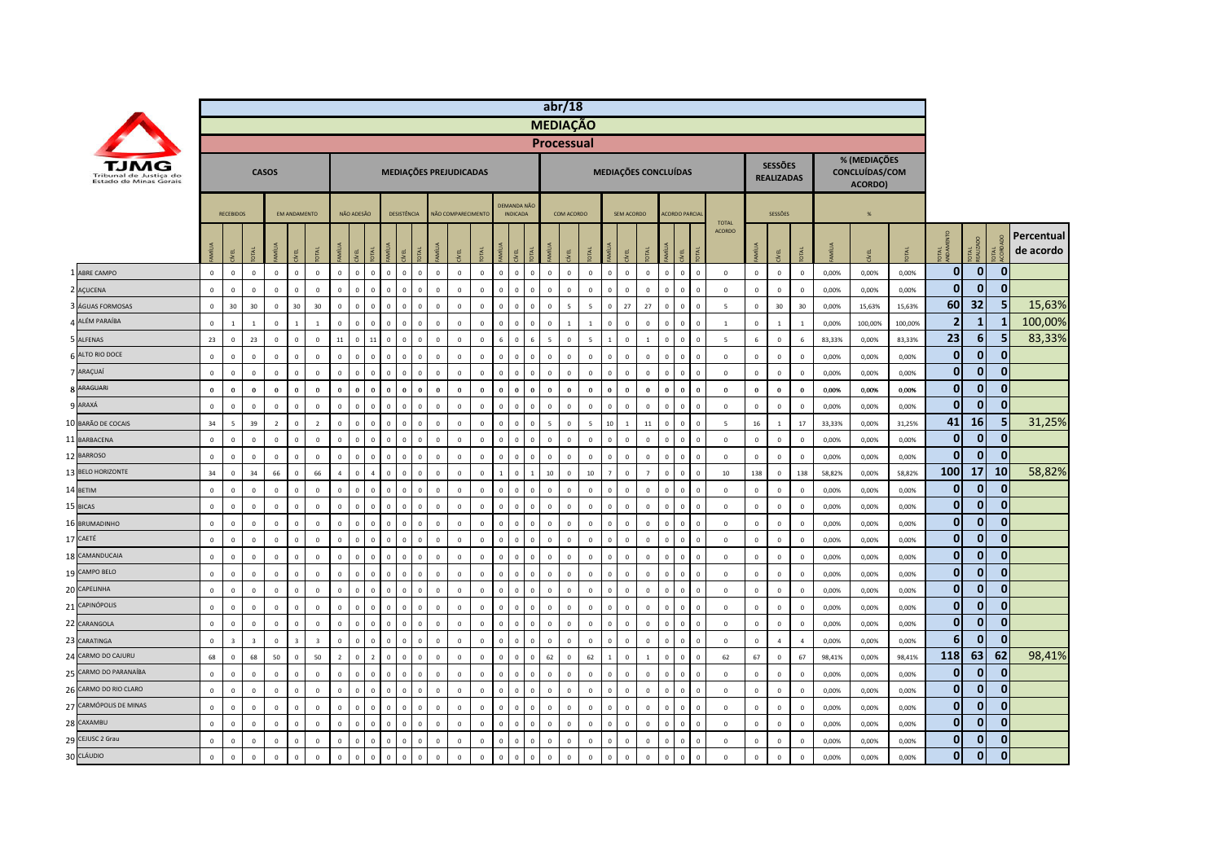TJMG Tribunal de Justiça do Estado de Minas Gerais

# abr/18

## MEDIAÇÃO

### Processual

| | CASOS | | | | | | MEDIAÇÕES PREJUDICADAS | | | | | | | | | | | | MEDIAÇÕES CONCLUÍDAS | | | | | | | | | | SESSÕES REALIZADAS | | | % (MEDIAÇÕES CONCLUÍDAS/COM ACORDO) | | | | | | |
|---|---|---|---|---|---|---|---|---|---|---|---|---|---|---|---|---|---|---|---|---|---|---|---|---|---|---|---|---|---|---|---|---|---|---|---|---|---|---|
| | RECEBIDOS | | | EM ANDAMENTO | | | NÃO ADESÃO | | | DESISTÊNCIA | | | NÃO COMPARECIMENTO | | | DEMANDA NÃO INDICADA | | | COM ACORDO | | | SEM ACORDO | | | ACORDO PARCIAL | | | TOTAL ACORDO | SESSÕES | | | % | | | | | | |
| | FAMÍLIA | CÍVEL | TOTAL | FAMÍLIA | CÍVEL | TOTAL | FAMÍLIA | CÍVEL | TOTAL | FAMÍLIA | CÍVEL | TOTAL | FAMÍLIA | CÍVEL | TOTAL | FAMÍLIA | CÍVEL | TOTAL | FAMÍLIA | CÍVEL | TOTAL | FAMÍLIA | CÍVEL | TOTAL | FAMÍLIA | CÍVEL | TOTAL | | FAMÍLIA | CÍVEL | TOTAL | FAMÍLIA | CÍVEL | TOTAL | TOTAL ANDAMENTO | TOTAL REALIZADO | TOTAL ACORDADO | Percentual de acordo |
| 1 ABRE CAMPO | 0 | 0 | 0 | 0 | 0 | 0 | 0 | 0 | 0 | 0 | 0 | 0 | 0 | 0 | 0 | 0 | 0 | 0 | 0 | 0 | 0 | 0 | 0 | 0 | 0 | 0 | 0 | 0 | 0 | 0 | 0 | 0,00% | 0,00% | 0,00% | 0 | 0 | 0 | |
| 2 AÇUCENA | 0 | 0 | 0 | 0 | 0 | 0 | 0 | 0 | 0 | 0 | 0 | 0 | 0 | 0 | 0 | 0 | 0 | 0 | 0 | 0 | 0 | 0 | 0 | 0 | 0 | 0 | 0 | 0 | 0 | 0 | 0 | 0,00% | 0,00% | 0,00% | 0 | 0 | 0 | |
| 3 ÁGUAS FORMOSAS | 0 | 30 | 30 | 0 | 30 | 30 | 0 | 0 | 0 | 0 | 0 | 0 | 0 | 0 | 0 | 0 | 0 | 0 | 0 | 5 | 5 | 0 | 27 | 27 | 0 | 0 | 0 | 5 | 0 | 30 | 30 | 0,00% | 15,63% | 15,63% | 60 | 32 | 5 | 15,63% |
| 4 ALÉM PARAÍBA | 0 | 1 | 1 | 0 | 1 | 1 | 0 | 0 | 0 | 0 | 0 | 0 | 0 | 0 | 0 | 0 | 0 | 0 | 0 | 1 | 1 | 0 | 0 | 0 | 0 | 0 | 0 | 1 | 0 | 1 | 1 | 0,00% | 100,00% | 100,00% | 2 | 1 | 1 | 100,00% |
| 5 ALFENAS | 23 | 0 | 23 | 0 | 0 | 0 | 11 | 0 | 11 | 0 | 0 | 0 | 0 | 0 | 0 | 6 | 0 | 6 | 5 | 0 | 5 | 1 | 0 | 1 | 0 | 0 | 0 | 5 | 6 | 0 | 6 | 83,33% | 0,00% | 83,33% | 23 | 6 | 5 | 83,33% |
| 6 ALTO RIO DOCE | 0 | 0 | 0 | 0 | 0 | 0 | 0 | 0 | 0 | 0 | 0 | 0 | 0 | 0 | 0 | 0 | 0 | 0 | 0 | 0 | 0 | 0 | 0 | 0 | 0 | 0 | 0 | 0 | 0 | 0 | 0 | 0,00% | 0,00% | 0,00% | 0 | 0 | 0 | |
| 7 ARAÇUAÍ | 0 | 0 | 0 | 0 | 0 | 0 | 0 | 0 | 0 | 0 | 0 | 0 | 0 | 0 | 0 | 0 | 0 | 0 | 0 | 0 | 0 | 0 | 0 | 0 | 0 | 0 | 0 | 0 | 0 | 0 | 0 | 0,00% | 0,00% | 0,00% | 0 | 0 | 0 | |
| 8 ARAGUARI | 0 | 0 | 0 | 0 | 0 | 0 | 0 | 0 | 0 | 0 | 0 | 0 | 0 | 0 | 0 | 0 | 0 | 0 | 0 | 0 | 0 | 0 | 0 | 0 | 0 | 0 | 0 | 0 | 0 | 0 | 0 | 0,00% | 0,00% | 0,00% | 0 | 0 | 0 | |
| 9 ARAXÁ | 0 | 0 | 0 | 0 | 0 | 0 | 0 | 0 | 0 | 0 | 0 | 0 | 0 | 0 | 0 | 0 | 0 | 0 | 0 | 0 | 0 | 0 | 0 | 0 | 0 | 0 | 0 | 0 | 0 | 0 | 0 | 0,00% | 0,00% | 0,00% | 0 | 0 | 0 | |
| 10 BARÃO DE COCAIS | 34 | 5 | 39 | 2 | 0 | 2 | 0 | 0 | 0 | 0 | 0 | 0 | 0 | 0 | 0 | 0 | 0 | 0 | 5 | 0 | 5 | 10 | 1 | 11 | 0 | 0 | 0 | 5 | 16 | 1 | 17 | 33,33% | 0,00% | 31,25% | 41 | 16 | 5 | 31,25% |
| 11 BARBACENA | 0 | 0 | 0 | 0 | 0 | 0 | 0 | 0 | 0 | 0 | 0 | 0 | 0 | 0 | 0 | 0 | 0 | 0 | 0 | 0 | 0 | 0 | 0 | 0 | 0 | 0 | 0 | 0 | 0 | 0 | 0 | 0,00% | 0,00% | 0,00% | 0 | 0 | 0 | |
| 12 BARROSO | 0 | 0 | 0 | 0 | 0 | 0 | 0 | 0 | 0 | 0 | 0 | 0 | 0 | 0 | 0 | 0 | 0 | 0 | 0 | 0 | 0 | 0 | 0 | 0 | 0 | 0 | 0 | 0 | 0 | 0 | 0 | 0,00% | 0,00% | 0,00% | 0 | 0 | 0 | |
| 13 BELO HORIZONTE | 34 | 0 | 34 | 66 | 0 | 66 | 4 | 0 | 4 | 0 | 0 | 0 | 0 | 0 | 0 | 1 | 0 | 1 | 10 | 0 | 10 | 7 | 0 | 7 | 0 | 0 | 0 | 10 | 138 | 0 | 138 | 58,82% | 0,00% | 58,82% | 100 | 17 | 10 | 58,82% |
| 14 BETIM | 0 | 0 | 0 | 0 | 0 | 0 | 0 | 0 | 0 | 0 | 0 | 0 | 0 | 0 | 0 | 0 | 0 | 0 | 0 | 0 | 0 | 0 | 0 | 0 | 0 | 0 | 0 | 0 | 0 | 0 | 0 | 0,00% | 0,00% | 0,00% | 0 | 0 | 0 | |
| 15 BICAS | 0 | 0 | 0 | 0 | 0 | 0 | 0 | 0 | 0 | 0 | 0 | 0 | 0 | 0 | 0 | 0 | 0 | 0 | 0 | 0 | 0 | 0 | 0 | 0 | 0 | 0 | 0 | 0 | 0 | 0 | 0 | 0,00% | 0,00% | 0,00% | 0 | 0 | 0 | |
| 16 BRUMADINHO | 0 | 0 | 0 | 0 | 0 | 0 | 0 | 0 | 0 | 0 | 0 | 0 | 0 | 0 | 0 | 0 | 0 | 0 | 0 | 0 | 0 | 0 | 0 | 0 | 0 | 0 | 0 | 0 | 0 | 0 | 0 | 0,00% | 0,00% | 0,00% | 0 | 0 | 0 | |
| 17 CAETÉ | 0 | 0 | 0 | 0 | 0 | 0 | 0 | 0 | 0 | 0 | 0 | 0 | 0 | 0 | 0 | 0 | 0 | 0 | 0 | 0 | 0 | 0 | 0 | 0 | 0 | 0 | 0 | 0 | 0 | 0 | 0 | 0,00% | 0,00% | 0,00% | 0 | 0 | 0 | |
| 18 CAMANDUCAIA | 0 | 0 | 0 | 0 | 0 | 0 | 0 | 0 | 0 | 0 | 0 | 0 | 0 | 0 | 0 | 0 | 0 | 0 | 0 | 0 | 0 | 0 | 0 | 0 | 0 | 0 | 0 | 0 | 0 | 0 | 0 | 0,00% | 0,00% | 0,00% | 0 | 0 | 0 | |
| 19 CAMPO BELO | 0 | 0 | 0 | 0 | 0 | 0 | 0 | 0 | 0 | 0 | 0 | 0 | 0 | 0 | 0 | 0 | 0 | 0 | 0 | 0 | 0 | 0 | 0 | 0 | 0 | 0 | 0 | 0 | 0 | 0 | 0 | 0,00% | 0,00% | 0,00% | 0 | 0 | 0 | |
| 20 CAPELINHA | 0 | 0 | 0 | 0 | 0 | 0 | 0 | 0 | 0 | 0 | 0 | 0 | 0 | 0 | 0 | 0 | 0 | 0 | 0 | 0 | 0 | 0 | 0 | 0 | 0 | 0 | 0 | 0 | 0 | 0 | 0 | 0,00% | 0,00% | 0,00% | 0 | 0 | 0 | |
| 21 CAPINÓPOLIS | 0 | 0 | 0 | 0 | 0 | 0 | 0 | 0 | 0 | 0 | 0 | 0 | 0 | 0 | 0 | 0 | 0 | 0 | 0 | 0 | 0 | 0 | 0 | 0 | 0 | 0 | 0 | 0 | 0 | 0 | 0 | 0,00% | 0,00% | 0,00% | 0 | 0 | 0 | |
| 22 CARANGOLA | 0 | 0 | 0 | 0 | 0 | 0 | 0 | 0 | 0 | 0 | 0 | 0 | 0 | 0 | 0 | 0 | 0 | 0 | 0 | 0 | 0 | 0 | 0 | 0 | 0 | 0 | 0 | 0 | 0 | 0 | 0 | 0,00% | 0,00% | 0,00% | 0 | 0 | 0 | |
| 23 CARATINGA | 0 | 3 | 3 | 0 | 3 | 3 | 0 | 0 | 0 | 0 | 0 | 0 | 0 | 0 | 0 | 0 | 0 | 0 | 0 | 0 | 0 | 0 | 0 | 0 | 0 | 0 | 0 | 0 | 0 | 4 | 4 | 0,00% | 0,00% | 0,00% | 6 | 0 | 0 | |
| 24 CARMO DO CAJURU | 68 | 0 | 68 | 50 | 0 | 50 | 2 | 0 | 2 | 0 | 0 | 0 | 0 | 0 | 0 | 0 | 0 | 0 | 62 | 0 | 62 | 1 | 0 | 1 | 0 | 0 | 0 | 62 | 67 | 0 | 67 | 98,41% | 0,00% | 98,41% | 118 | 63 | 62 | 98,41% |
| 25 CARMO DO PARANAÍBA | 0 | 0 | 0 | 0 | 0 | 0 | 0 | 0 | 0 | 0 | 0 | 0 | 0 | 0 | 0 | 0 | 0 | 0 | 0 | 0 | 0 | 0 | 0 | 0 | 0 | 0 | 0 | 0 | 0 | 0 | 0 | 0,00% | 0,00% | 0,00% | 0 | 0 | 0 | |
| 26 CARMO DO RIO CLARO | 0 | 0 | 0 | 0 | 0 | 0 | 0 | 0 | 0 | 0 | 0 | 0 | 0 | 0 | 0 | 0 | 0 | 0 | 0 | 0 | 0 | 0 | 0 | 0 | 0 | 0 | 0 | 0 | 0 | 0 | 0 | 0,00% | 0,00% | 0,00% | 0 | 0 | 0 | |
| 27 CARMÓPOLIS DE MINAS | 0 | 0 | 0 | 0 | 0 | 0 | 0 | 0 | 0 | 0 | 0 | 0 | 0 | 0 | 0 | 0 | 0 | 0 | 0 | 0 | 0 | 0 | 0 | 0 | 0 | 0 | 0 | 0 | 0 | 0 | 0 | 0,00% | 0,00% | 0,00% | 0 | 0 | 0 | |
| 28 CAXAMBU | 0 | 0 | 0 | 0 | 0 | 0 | 0 | 0 | 0 | 0 | 0 | 0 | 0 | 0 | 0 | 0 | 0 | 0 | 0 | 0 | 0 | 0 | 0 | 0 | 0 | 0 | 0 | 0 | 0 | 0 | 0 | 0,00% | 0,00% | 0,00% | 0 | 0 | 0 | |
| 29 CEJUSC 2 Grau | 0 | 0 | 0 | 0 | 0 | 0 | 0 | 0 | 0 | 0 | 0 | 0 | 0 | 0 | 0 | 0 | 0 | 0 | 0 | 0 | 0 | 0 | 0 | 0 | 0 | 0 | 0 | 0 | 0 | 0 | 0 | 0,00% | 0,00% | 0,00% | 0 | 0 | 0 | |
| 30 CLÁUDIO | 0 | 0 | 0 | 0 | 0 | 0 | 0 | 0 | 0 | 0 | 0 | 0 | 0 | 0 | 0 | 0 | 0 | 0 | 0 | 0 | 0 | 0 | 0 | 0 | 0 | 0 | 0 | 0 | 0 | 0 | 0 | 0,00% | 0,00% | 0,00% | 0 | 0 | 0 | |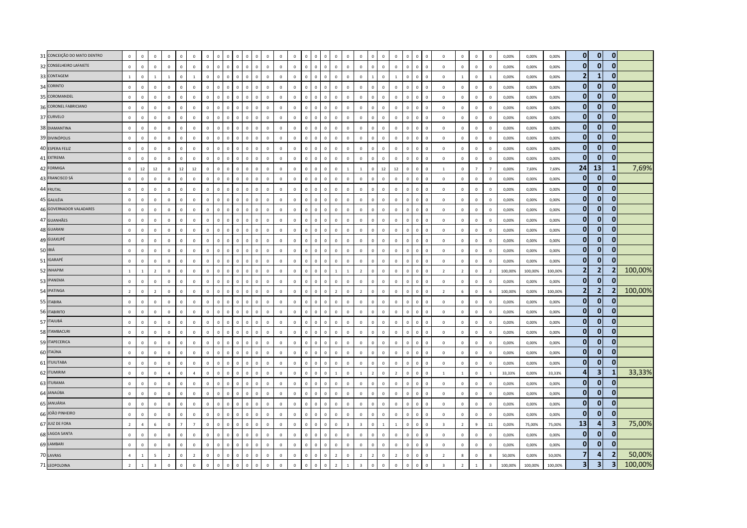| | | | | | | | | | | | | | | | | | | | | | | | | | | | | | | | | | | | | | | |
|---|---|---|---|---|---|---|---|---|---|---|---|---|---|---|---|---|---|---|---|---|---|---|---|---|---|---|---|---|---|---|---|---|---|---|---|---|---|---|
| 31 CONCEIÇÃO DO MATO DENTRO | 0 | 0 | 0 | 0 | 0 | 0 | 0 | 0 | 0 | 0 | 0 | 0 | 0 | 0 | 0 | 0 | 0 | 0 | 0 | 0 | 0 | 0 | 0 | 0 | 0 | 0 | 0 | 0 | 0 | 0 | 0 | 0 | 0,00% | 0,00% | 0,00% | 0 | 0 | 0 | |
| 32 CONSELHEIRO LAFAIETE | 0 | 0 | 0 | 0 | 0 | 0 | 0 | 0 | 0 | 0 | 0 | 0 | 0 | 0 | 0 | 0 | 0 | 0 | 0 | 0 | 0 | 0 | 0 | 0 | 0 | 0 | 0 | 0 | 0 | 0 | 0 | 0 | 0,00% | 0,00% | 0,00% | 0 | 0 | 0 | |
| 33 CONTAGEM | 1 | 0 | 1 | 1 | 0 | 1 | 0 | 0 | 0 | 0 | 0 | 0 | 0 | 0 | 0 | 0 | 0 | 0 | 0 | 0 | 0 | 1 | 0 | 1 | 0 | 0 | 0 | 0 | 1 | 0 | 1 | 0 | 0,00% | 0,00% | 0,00% | 2 | 1 | 0 | |
| 34 CORINTO | 0 | 0 | 0 | 0 | 0 | 0 | 0 | 0 | 0 | 0 | 0 | 0 | 0 | 0 | 0 | 0 | 0 | 0 | 0 | 0 | 0 | 0 | 0 | 0 | 0 | 0 | 0 | 0 | 0 | 0 | 0 | 0 | 0,00% | 0,00% | 0,00% | 0 | 0 | 0 | |
| 35 COROMANDEL | 0 | 0 | 0 | 0 | 0 | 0 | 0 | 0 | 0 | 0 | 0 | 0 | 0 | 0 | 0 | 0 | 0 | 0 | 0 | 0 | 0 | 0 | 0 | 0 | 0 | 0 | 0 | 0 | 0 | 0 | 0 | 0 | 0,00% | 0,00% | 0,00% | 0 | 0 | 0 | |
| 36 CORONEL FABRICIANO | 0 | 0 | 0 | 0 | 0 | 0 | 0 | 0 | 0 | 0 | 0 | 0 | 0 | 0 | 0 | 0 | 0 | 0 | 0 | 0 | 0 | 0 | 0 | 0 | 0 | 0 | 0 | 0 | 0 | 0 | 0 | 0 | 0,00% | 0,00% | 0,00% | 0 | 0 | 0 | |
| 37 CURVELO | 0 | 0 | 0 | 0 | 0 | 0 | 0 | 0 | 0 | 0 | 0 | 0 | 0 | 0 | 0 | 0 | 0 | 0 | 0 | 0 | 0 | 0 | 0 | 0 | 0 | 0 | 0 | 0 | 0 | 0 | 0 | 0 | 0,00% | 0,00% | 0,00% | 0 | 0 | 0 | |
| 38 DIAMANTINA | 0 | 0 | 0 | 0 | 0 | 0 | 0 | 0 | 0 | 0 | 0 | 0 | 0 | 0 | 0 | 0 | 0 | 0 | 0 | 0 | 0 | 0 | 0 | 0 | 0 | 0 | 0 | 0 | 0 | 0 | 0 | 0 | 0,00% | 0,00% | 0,00% | 0 | 0 | 0 | |
| 39 DIVINÓPOLIS | 0 | 0 | 0 | 0 | 0 | 0 | 0 | 0 | 0 | 0 | 0 | 0 | 0 | 0 | 0 | 0 | 0 | 0 | 0 | 0 | 0 | 0 | 0 | 0 | 0 | 0 | 0 | 0 | 0 | 0 | 0 | 0 | 0,00% | 0,00% | 0,00% | 0 | 0 | 0 | |
| 40 ESPERA FELIZ | 0 | 0 | 0 | 0 | 0 | 0 | 0 | 0 | 0 | 0 | 0 | 0 | 0 | 0 | 0 | 0 | 0 | 0 | 0 | 0 | 0 | 0 | 0 | 0 | 0 | 0 | 0 | 0 | 0 | 0 | 0 | 0 | 0,00% | 0,00% | 0,00% | 0 | 0 | 0 | |
| 41 EXTREMA | 0 | 0 | 0 | 0 | 0 | 0 | 0 | 0 | 0 | 0 | 0 | 0 | 0 | 0 | 0 | 0 | 0 | 0 | 0 | 0 | 0 | 0 | 0 | 0 | 0 | 0 | 0 | 0 | 0 | 0 | 0 | 0 | 0,00% | 0,00% | 0,00% | 0 | 0 | 0 | |
| 42 FORMIGA | 0 | 12 | 12 | 0 | 12 | 12 | 0 | 0 | 0 | 0 | 0 | 0 | 0 | 0 | 0 | 0 | 0 | 0 | 0 | 1 | 1 | 0 | 12 | 12 | 0 | 0 | 0 | 1 | 0 | 7 | 7 | | 0,00% | 7,69% | 7,69% | 24 | 13 | 1 | 7,69% |
| 43 FRANCISCO SÁ | 0 | 0 | 0 | 0 | 0 | 0 | 0 | 0 | 0 | 0 | 0 | 0 | 0 | 0 | 0 | 0 | 0 | 0 | 0 | 0 | 0 | 0 | 0 | 0 | 0 | 0 | 0 | 0 | 0 | 0 | 0 | 0 | 0,00% | 0,00% | 0,00% | 0 | 0 | 0 | |
| 44 FRUTAL | 0 | 0 | 0 | 0 | 0 | 0 | 0 | 0 | 0 | 0 | 0 | 0 | 0 | 0 | 0 | 0 | 0 | 0 | 0 | 0 | 0 | 0 | 0 | 0 | 0 | 0 | 0 | 0 | 0 | 0 | 0 | 0 | 0,00% | 0,00% | 0,00% | 0 | 0 | 0 | |
| 45 GALILÉIA | 0 | 0 | 0 | 0 | 0 | 0 | 0 | 0 | 0 | 0 | 0 | 0 | 0 | 0 | 0 | 0 | 0 | 0 | 0 | 0 | 0 | 0 | 0 | 0 | 0 | 0 | 0 | 0 | 0 | 0 | 0 | 0 | 0,00% | 0,00% | 0,00% | 0 | 0 | 0 | |
| 46 GOVERNADOR VALADARES | 0 | 0 | 0 | 0 | 0 | 0 | 0 | 0 | 0 | 0 | 0 | 0 | 0 | 0 | 0 | 0 | 0 | 0 | 0 | 0 | 0 | 0 | 0 | 0 | 0 | 0 | 0 | 0 | 0 | 0 | 0 | 0 | 0,00% | 0,00% | 0,00% | 0 | 0 | 0 | |
| 47 GUANHÃES | 0 | 0 | 0 | 0 | 0 | 0 | 0 | 0 | 0 | 0 | 0 | 0 | 0 | 0 | 0 | 0 | 0 | 0 | 0 | 0 | 0 | 0 | 0 | 0 | 0 | 0 | 0 | 0 | 0 | 0 | 0 | 0 | 0,00% | 0,00% | 0,00% | 0 | 0 | 0 | |
| 48 GUARANI | 0 | 0 | 0 | 0 | 0 | 0 | 0 | 0 | 0 | 0 | 0 | 0 | 0 | 0 | 0 | 0 | 0 | 0 | 0 | 0 | 0 | 0 | 0 | 0 | 0 | 0 | 0 | 0 | 0 | 0 | 0 | 0 | 0,00% | 0,00% | 0,00% | 0 | 0 | 0 | |
| 49 GUAXUPÉ | 0 | 0 | 0 | 0 | 0 | 0 | 0 | 0 | 0 | 0 | 0 | 0 | 0 | 0 | 0 | 0 | 0 | 0 | 0 | 0 | 0 | 0 | 0 | 0 | 0 | 0 | 0 | 0 | 0 | 0 | 0 | 0 | 0,00% | 0,00% | 0,00% | 0 | 0 | 0 | |
| 50 IBIÁ | 0 | 0 | 0 | 0 | 0 | 0 | 0 | 0 | 0 | 0 | 0 | 0 | 0 | 0 | 0 | 0 | 0 | 0 | 0 | 0 | 0 | 0 | 0 | 0 | 0 | 0 | 0 | 0 | 0 | 0 | 0 | 0 | 0,00% | 0,00% | 0,00% | 0 | 0 | 0 | |
| 51 IGARAPÉ | 0 | 0 | 0 | 0 | 0 | 0 | 0 | 0 | 0 | 0 | 0 | 0 | 0 | 0 | 0 | 0 | 0 | 0 | 0 | 0 | 0 | 0 | 0 | 0 | 0 | 0 | 0 | 0 | 0 | 0 | 0 | 0 | 0,00% | 0,00% | 0,00% | 0 | 0 | 0 | |
| 52 INHAPIM | 1 | 1 | 2 | 0 | 0 | 0 | 0 | 0 | 0 | 0 | 0 | 0 | 0 | 0 | 0 | 0 | 0 | 0 | 1 | 1 | 2 | 0 | 0 | 0 | 0 | 0 | 0 | 2 | 2 | 0 | 2 | | 100,00% | 100,00% | 100,00% | 2 | 2 | 2 | 100,00% |
| 53 IPANEMA | 0 | 0 | 0 | 0 | 0 | 0 | 0 | 0 | 0 | 0 | 0 | 0 | 0 | 0 | 0 | 0 | 0 | 0 | 0 | 0 | 0 | 0 | 0 | 0 | 0 | 0 | 0 | 0 | 0 | 0 | 0 | 0 | 0,00% | 0,00% | 0,00% | 0 | 0 | 0 | |
| 54 IPATINGA | 2 | 0 | 2 | 0 | 0 | 0 | 0 | 0 | 0 | 0 | 0 | 0 | 0 | 0 | 0 | 0 | 0 | 0 | 2 | 0 | 2 | 0 | 0 | 0 | 0 | 0 | 0 | 2 | 6 | 0 | 6 | | 100,00% | 0,00% | 100,00% | 2 | 2 | 2 | 100,00% |
| 55 ITABIRA | 0 | 0 | 0 | 0 | 0 | 0 | 0 | 0 | 0 | 0 | 0 | 0 | 0 | 0 | 0 | 0 | 0 | 0 | 0 | 0 | 0 | 0 | 0 | 0 | 0 | 0 | 0 | 0 | 0 | 0 | 0 | 0 | 0,00% | 0,00% | 0,00% | 0 | 0 | 0 | |
| 56 ITABIRITO | 0 | 0 | 0 | 0 | 0 | 0 | 0 | 0 | 0 | 0 | 0 | 0 | 0 | 0 | 0 | 0 | 0 | 0 | 0 | 0 | 0 | 0 | 0 | 0 | 0 | 0 | 0 | 0 | 0 | 0 | 0 | 0 | 0,00% | 0,00% | 0,00% | 0 | 0 | 0 | |
| 57 ITAJUBÁ | 0 | 0 | 0 | 0 | 0 | 0 | 0 | 0 | 0 | 0 | 0 | 0 | 0 | 0 | 0 | 0 | 0 | 0 | 0 | 0 | 0 | 0 | 0 | 0 | 0 | 0 | 0 | 0 | 0 | 0 | 0 | 0 | 0,00% | 0,00% | 0,00% | 0 | 0 | 0 | |
| 58 ITAMBACURI | 0 | 0 | 0 | 0 | 0 | 0 | 0 | 0 | 0 | 0 | 0 | 0 | 0 | 0 | 0 | 0 | 0 | 0 | 0 | 0 | 0 | 0 | 0 | 0 | 0 | 0 | 0 | 0 | 0 | 0 | 0 | 0 | 0,00% | 0,00% | 0,00% | 0 | 0 | 0 | |
| 59 ITAPECERICA | 0 | 0 | 0 | 0 | 0 | 0 | 0 | 0 | 0 | 0 | 0 | 0 | 0 | 0 | 0 | 0 | 0 | 0 | 0 | 0 | 0 | 0 | 0 | 0 | 0 | 0 | 0 | 0 | 0 | 0 | 0 | 0 | 0,00% | 0,00% | 0,00% | 0 | 0 | 0 | |
| 60 ITAÚNA | 0 | 0 | 0 | 0 | 0 | 0 | 0 | 0 | 0 | 0 | 0 | 0 | 0 | 0 | 0 | 0 | 0 | 0 | 0 | 0 | 0 | 0 | 0 | 0 | 0 | 0 | 0 | 0 | 0 | 0 | 0 | 0 | 0,00% | 0,00% | 0,00% | 0 | 0 | 0 | |
| 61 ITUIUTABA | 0 | 0 | 0 | 0 | 0 | 0 | 0 | 0 | 0 | 0 | 0 | 0 | 0 | 0 | 0 | 0 | 0 | 0 | 0 | 0 | 0 | 0 | 0 | 0 | 0 | 0 | 0 | 0 | 0 | 0 | 0 | 0 | 0,00% | 0,00% | 0,00% | 0 | 0 | 0 | |
| 62 ITUMIRIM | 0 | 0 | 0 | 4 | 0 | 4 | 0 | 0 | 0 | 0 | 0 | 0 | 0 | 0 | 0 | 0 | 0 | 0 | 1 | 0 | 1 | 2 | 0 | 2 | 0 | 0 | 0 | 1 | 1 | 0 | 1 | | 33,33% | 0,00% | 33,33% | 4 | 3 | 1 | 33,33% |
| 63 ITURAMA | 0 | 0 | 0 | 0 | 0 | 0 | 0 | 0 | 0 | 0 | 0 | 0 | 0 | 0 | 0 | 0 | 0 | 0 | 0 | 0 | 0 | 0 | 0 | 0 | 0 | 0 | 0 | 0 | 0 | 0 | 0 | 0 | 0,00% | 0,00% | 0,00% | 0 | 0 | 0 | |
| 64 JANAÚBA | 0 | 0 | 0 | 0 | 0 | 0 | 0 | 0 | 0 | 0 | 0 | 0 | 0 | 0 | 0 | 0 | 0 | 0 | 0 | 0 | 0 | 0 | 0 | 0 | 0 | 0 | 0 | 0 | 0 | 0 | 0 | 0 | 0,00% | 0,00% | 0,00% | 0 | 0 | 0 | |
| 65 JANUÁRIA | 0 | 0 | 0 | 0 | 0 | 0 | 0 | 0 | 0 | 0 | 0 | 0 | 0 | 0 | 0 | 0 | 0 | 0 | 0 | 0 | 0 | 0 | 0 | 0 | 0 | 0 | 0 | 0 | 0 | 0 | 0 | 0 | 0,00% | 0,00% | 0,00% | 0 | 0 | 0 | |
| 66 JOÃO PINHEIRO | 0 | 0 | 0 | 0 | 0 | 0 | 0 | 0 | 0 | 0 | 0 | 0 | 0 | 0 | 0 | 0 | 0 | 0 | 0 | 0 | 0 | 0 | 0 | 0 | 0 | 0 | 0 | 0 | 0 | 0 | 0 | 0 | 0,00% | 0,00% | 0,00% | 0 | 0 | 0 | |
| 67 JUIZ DE FORA | 2 | 4 | 6 | 0 | 7 | 7 | 0 | 0 | 0 | 0 | 0 | 0 | 0 | 0 | 0 | 0 | 0 | 0 | 0 | 3 | 3 | 0 | 1 | 1 | 0 | 0 | 0 | 3 | 2 | 9 | 11 | | 0,00% | 75,00% | 75,00% | 13 | 4 | 3 | 75,00% |
| 68 LAGOA SANTA | 0 | 0 | 0 | 0 | 0 | 0 | 0 | 0 | 0 | 0 | 0 | 0 | 0 | 0 | 0 | 0 | 0 | 0 | 0 | 0 | 0 | 0 | 0 | 0 | 0 | 0 | 0 | 0 | 0 | 0 | 0 | 0 | 0,00% | 0,00% | 0,00% | 0 | 0 | 0 | |
| 69 LAMBARI | 0 | 0 | 0 | 0 | 0 | 0 | 0 | 0 | 0 | 0 | 0 | 0 | 0 | 0 | 0 | 0 | 0 | 0 | 0 | 0 | 0 | 0 | 0 | 0 | 0 | 0 | 0 | 0 | 0 | 0 | 0 | 0 | 0,00% | 0,00% | 0,00% | 0 | 0 | 0 | |
| 70 LAVRAS | 4 | 1 | 5 | 2 | 0 | 2 | 0 | 0 | 0 | 0 | 0 | 0 | 0 | 0 | 0 | 0 | 0 | 0 | 2 | 0 | 2 | 2 | 0 | 2 | 0 | 0 | 0 | 2 | 8 | 0 | 8 | | 50,00% | 0,00% | 50,00% | 7 | 4 | 2 | 50,00% |
| 71 LEOPOLDINA | 2 | 1 | 3 | 0 | 0 | 0 | 0 | 0 | 0 | 0 | 0 | 0 | 0 | 0 | 0 | 0 | 0 | 0 | 2 | 1 | 3 | 0 | 0 | 0 | 0 | 0 | 0 | 3 | 2 | 1 | 3 | | 100,00% | 100,00% | 100,00% | 3 | 3 | 3 | 100,00% |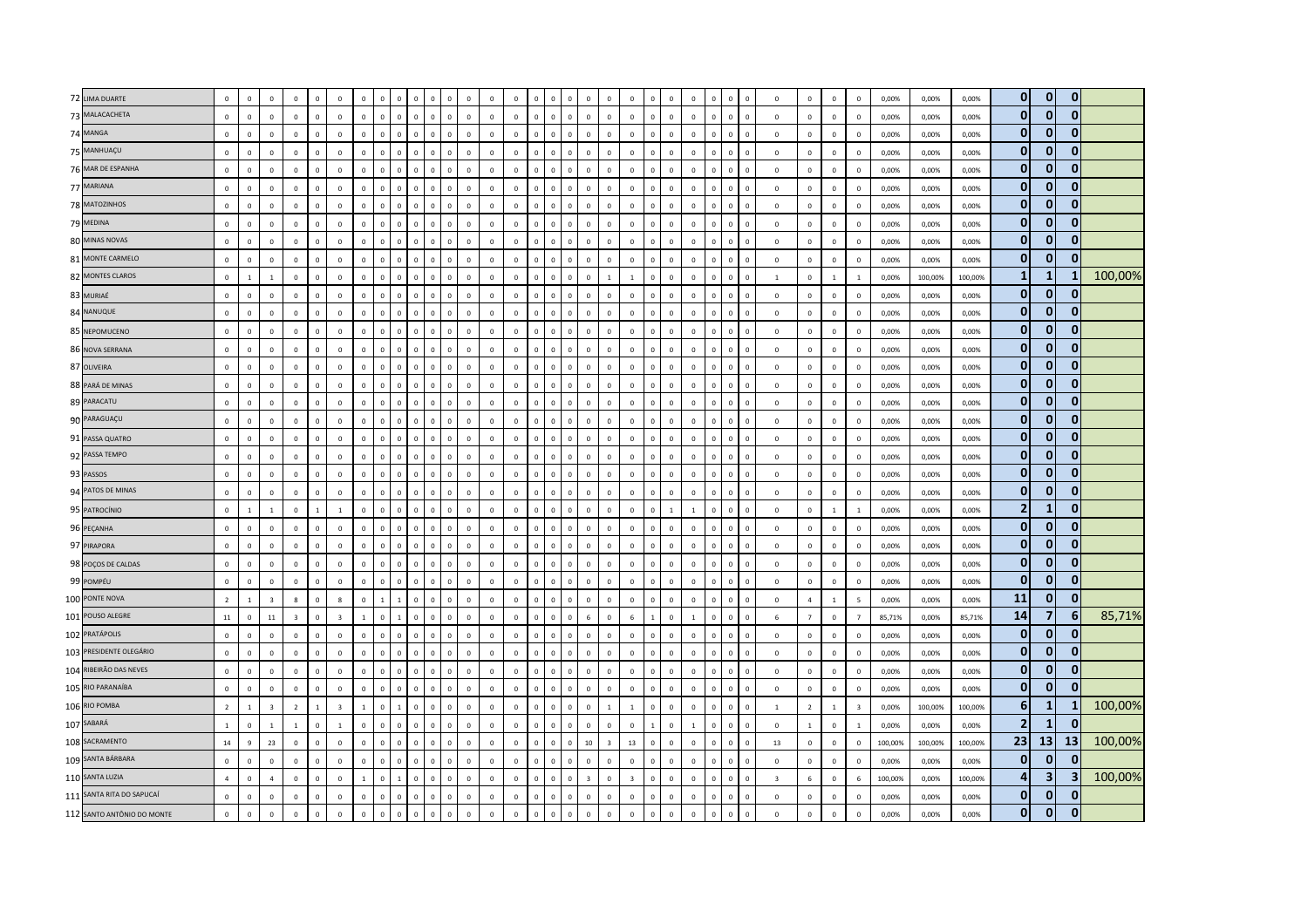| | | | | | | | | | | | | | | | | | | | | | | | | | | | | | | | | | | | | | | | | |
|---|---|---|---|---|---|---|---|---|---|---|---|---|---|---|---|---|---|---|---|---|---|---|---|---|---|---|---|---|---|---|---|---|---|---|---|---|---|---|---|---|
| 72 | LIMA DUARTE | 0 | 0 | 0 | 0 | 0 | 0 | 0 | 0 | 0 | 0 | 0 | 0 | 0 | 0 | 0 | 0 | 0 | 0 | 0 | 0 | 0 | 0 | 0 | 0 | 0 | 0 | 0 | 0 | 0 | 0 | 0 | 0 | 0 | 0,00% | 0,00% | 0,00% | **0** | **0** | **0** | |
| 73 | MALACACHETA | 0 | 0 | 0 | 0 | 0 | 0 | 0 | 0 | 0 | 0 | 0 | 0 | 0 | 0 | 0 | 0 | 0 | 0 | 0 | 0 | 0 | 0 | 0 | 0 | 0 | 0 | 0 | 0 | 0 | 0 | 0 | 0 | 0 | 0,00% | 0,00% | 0,00% | **0** | **0** | **0** | |
| 74 | MANGA | 0 | 0 | 0 | 0 | 0 | 0 | 0 | 0 | 0 | 0 | 0 | 0 | 0 | 0 | 0 | 0 | 0 | 0 | 0 | 0 | 0 | 0 | 0 | 0 | 0 | 0 | 0 | 0 | 0 | 0 | 0 | 0 | 0 | 0,00% | 0,00% | 0,00% | **0** | **0** | **0** | |
| 75 | MANHUAÇU | 0 | 0 | 0 | 0 | 0 | 0 | 0 | 0 | 0 | 0 | 0 | 0 | 0 | 0 | 0 | 0 | 0 | 0 | 0 | 0 | 0 | 0 | 0 | 0 | 0 | 0 | 0 | 0 | 0 | 0 | 0 | 0 | 0 | 0,00% | 0,00% | 0,00% | **0** | **0** | **0** | |
| 76 | MAR DE ESPANHA | 0 | 0 | 0 | 0 | 0 | 0 | 0 | 0 | 0 | 0 | 0 | 0 | 0 | 0 | 0 | 0 | 0 | 0 | 0 | 0 | 0 | 0 | 0 | 0 | 0 | 0 | 0 | 0 | 0 | 0 | 0 | 0 | 0 | 0,00% | 0,00% | 0,00% | **0** | **0** | **0** | |
| 77 | MARIANA | 0 | 0 | 0 | 0 | 0 | 0 | 0 | 0 | 0 | 0 | 0 | 0 | 0 | 0 | 0 | 0 | 0 | 0 | 0 | 0 | 0 | 0 | 0 | 0 | 0 | 0 | 0 | 0 | 0 | 0 | 0 | 0 | 0 | 0,00% | 0,00% | 0,00% | **0** | **0** | **0** | |
| 78 | MATOZINHOS | 0 | 0 | 0 | 0 | 0 | 0 | 0 | 0 | 0 | 0 | 0 | 0 | 0 | 0 | 0 | 0 | 0 | 0 | 0 | 0 | 0 | 0 | 0 | 0 | 0 | 0 | 0 | 0 | 0 | 0 | 0 | 0 | 0 | 0,00% | 0,00% | 0,00% | **0** | **0** | **0** | |
| 79 | MEDINA | 0 | 0 | 0 | 0 | 0 | 0 | 0 | 0 | 0 | 0 | 0 | 0 | 0 | 0 | 0 | 0 | 0 | 0 | 0 | 0 | 0 | 0 | 0 | 0 | 0 | 0 | 0 | 0 | 0 | 0 | 0 | 0 | 0 | 0,00% | 0,00% | 0,00% | **0** | **0** | **0** | |
| 80 | MINAS NOVAS | 0 | 0 | 0 | 0 | 0 | 0 | 0 | 0 | 0 | 0 | 0 | 0 | 0 | 0 | 0 | 0 | 0 | 0 | 0 | 0 | 0 | 0 | 0 | 0 | 0 | 0 | 0 | 0 | 0 | 0 | 0 | 0 | 0 | 0,00% | 0,00% | 0,00% | **0** | **0** | **0** | |
| 81 | MONTE CARMELO | 0 | 0 | 0 | 0 | 0 | 0 | 0 | 0 | 0 | 0 | 0 | 0 | 0 | 0 | 0 | 0 | 0 | 0 | 0 | 0 | 0 | 0 | 0 | 0 | 0 | 0 | 0 | 0 | 0 | 0 | 0 | 0 | 0 | 0,00% | 0,00% | 0,00% | **0** | **0** | **0** | |
| 82 | MONTES CLAROS | 0 | 1 | 1 | 0 | 0 | 0 | 0 | 0 | 0 | 0 | 0 | 0 | 0 | 0 | 0 | 0 | 0 | 0 | 0 | 0 | 1 | 1 | 0 | 0 | 0 | 0 | 0 | 0 | 0 | 1 | 0 | 1 | 1 | 0,00% | 100,00% | 100,00% | **1** | **1** | **1** | 100,00% |
| 83 | MURIAÉ | 0 | 0 | 0 | 0 | 0 | 0 | 0 | 0 | 0 | 0 | 0 | 0 | 0 | 0 | 0 | 0 | 0 | 0 | 0 | 0 | 0 | 0 | 0 | 0 | 0 | 0 | 0 | 0 | 0 | 0 | 0 | 0 | 0 | 0,00% | 0,00% | 0,00% | **0** | **0** | **0** | |
| 84 | NANUQUE | 0 | 0 | 0 | 0 | 0 | 0 | 0 | 0 | 0 | 0 | 0 | 0 | 0 | 0 | 0 | 0 | 0 | 0 | 0 | 0 | 0 | 0 | 0 | 0 | 0 | 0 | 0 | 0 | 0 | 0 | 0 | 0 | 0 | 0,00% | 0,00% | 0,00% | **0** | **0** | **0** | |
| 85 | NEPOMUCENO | 0 | 0 | 0 | 0 | 0 | 0 | 0 | 0 | 0 | 0 | 0 | 0 | 0 | 0 | 0 | 0 | 0 | 0 | 0 | 0 | 0 | 0 | 0 | 0 | 0 | 0 | 0 | 0 | 0 | 0 | 0 | 0 | 0 | 0,00% | 0,00% | 0,00% | **0** | **0** | **0** | |
| 86 | NOVA SERRANA | 0 | 0 | 0 | 0 | 0 | 0 | 0 | 0 | 0 | 0 | 0 | 0 | 0 | 0 | 0 | 0 | 0 | 0 | 0 | 0 | 0 | 0 | 0 | 0 | 0 | 0 | 0 | 0 | 0 | 0 | 0 | 0 | 0 | 0,00% | 0,00% | 0,00% | **0** | **0** | **0** | |
| 87 | OLIVEIRA | 0 | 0 | 0 | 0 | 0 | 0 | 0 | 0 | 0 | 0 | 0 | 0 | 0 | 0 | 0 | 0 | 0 | 0 | 0 | 0 | 0 | 0 | 0 | 0 | 0 | 0 | 0 | 0 | 0 | 0 | 0 | 0 | 0 | 0,00% | 0,00% | 0,00% | **0** | **0** | **0** | |
| 88 | PARÁ DE MINAS | 0 | 0 | 0 | 0 | 0 | 0 | 0 | 0 | 0 | 0 | 0 | 0 | 0 | 0 | 0 | 0 | 0 | 0 | 0 | 0 | 0 | 0 | 0 | 0 | 0 | 0 | 0 | 0 | 0 | 0 | 0 | 0 | 0 | 0,00% | 0,00% | 0,00% | **0** | **0** | **0** | |
| 89 | PARACATU | 0 | 0 | 0 | 0 | 0 | 0 | 0 | 0 | 0 | 0 | 0 | 0 | 0 | 0 | 0 | 0 | 0 | 0 | 0 | 0 | 0 | 0 | 0 | 0 | 0 | 0 | 0 | 0 | 0 | 0 | 0 | 0 | 0 | 0,00% | 0,00% | 0,00% | **0** | **0** | **0** | |
| 90 | PARAGUAÇU | 0 | 0 | 0 | 0 | 0 | 0 | 0 | 0 | 0 | 0 | 0 | 0 | 0 | 0 | 0 | 0 | 0 | 0 | 0 | 0 | 0 | 0 | 0 | 0 | 0 | 0 | 0 | 0 | 0 | 0 | 0 | 0 | 0 | 0,00% | 0,00% | 0,00% | **0** | **0** | **0** | |
| 91 | PASSA QUATRO | 0 | 0 | 0 | 0 | 0 | 0 | 0 | 0 | 0 | 0 | 0 | 0 | 0 | 0 | 0 | 0 | 0 | 0 | 0 | 0 | 0 | 0 | 0 | 0 | 0 | 0 | 0 | 0 | 0 | 0 | 0 | 0 | 0 | 0,00% | 0,00% | 0,00% | **0** | **0** | **0** | |
| 92 | PASSA TEMPO | 0 | 0 | 0 | 0 | 0 | 0 | 0 | 0 | 0 | 0 | 0 | 0 | 0 | 0 | 0 | 0 | 0 | 0 | 0 | 0 | 0 | 0 | 0 | 0 | 0 | 0 | 0 | 0 | 0 | 0 | 0 | 0 | 0 | 0,00% | 0,00% | 0,00% | **0** | **0** | **0** | |
| 93 | PASSOS | 0 | 0 | 0 | 0 | 0 | 0 | 0 | 0 | 0 | 0 | 0 | 0 | 0 | 0 | 0 | 0 | 0 | 0 | 0 | 0 | 0 | 0 | 0 | 0 | 0 | 0 | 0 | 0 | 0 | 0 | 0 | 0 | 0 | 0,00% | 0,00% | 0,00% | **0** | **0** | **0** | |
| 94 | PATOS DE MINAS | 0 | 0 | 0 | 0 | 0 | 0 | 0 | 0 | 0 | 0 | 0 | 0 | 0 | 0 | 0 | 0 | 0 | 0 | 0 | 0 | 0 | 0 | 0 | 0 | 0 | 0 | 0 | 0 | 0 | 0 | 0 | 0 | 0 | 0,00% | 0,00% | 0,00% | **0** | **0** | **0** | |
| 95 | PATROCÍNIO | 0 | 1 | 1 | 0 | 1 | 1 | 0 | 0 | 0 | 0 | 0 | 0 | 0 | 0 | 0 | 0 | 0 | 0 | 0 | 0 | 0 | 0 | 0 | 1 | 1 | 0 | 0 | 0 | 0 | 0 | 0 | 1 | 1 | 0,00% | 0,00% | 0,00% | **2** | **1** | **0** | |
| 96 | PEÇANHA | 0 | 0 | 0 | 0 | 0 | 0 | 0 | 0 | 0 | 0 | 0 | 0 | 0 | 0 | 0 | 0 | 0 | 0 | 0 | 0 | 0 | 0 | 0 | 0 | 0 | 0 | 0 | 0 | 0 | 0 | 0 | 0 | 0 | 0,00% | 0,00% | 0,00% | **0** | **0** | **0** | |
| 97 | PIRAPORA | 0 | 0 | 0 | 0 | 0 | 0 | 0 | 0 | 0 | 0 | 0 | 0 | 0 | 0 | 0 | 0 | 0 | 0 | 0 | 0 | 0 | 0 | 0 | 0 | 0 | 0 | 0 | 0 | 0 | 0 | 0 | 0 | 0 | 0,00% | 0,00% | 0,00% | **0** | **0** | **0** | |
| 98 | POÇOS DE CALDAS | 0 | 0 | 0 | 0 | 0 | 0 | 0 | 0 | 0 | 0 | 0 | 0 | 0 | 0 | 0 | 0 | 0 | 0 | 0 | 0 | 0 | 0 | 0 | 0 | 0 | 0 | 0 | 0 | 0 | 0 | 0 | 0 | 0 | 0,00% | 0,00% | 0,00% | **0** | **0** | **0** | |
| 99 | POMPÉU | 0 | 0 | 0 | 0 | 0 | 0 | 0 | 0 | 0 | 0 | 0 | 0 | 0 | 0 | 0 | 0 | 0 | 0 | 0 | 0 | 0 | 0 | 0 | 0 | 0 | 0 | 0 | 0 | 0 | 0 | 0 | 0 | 0 | 0,00% | 0,00% | 0,00% | **0** | **0** | **0** | |
| 100 | PONTE NOVA | 2 | 1 | 3 | 8 | 0 | 8 | 0 | 1 | 1 | 0 | 0 | 0 | 0 | 0 | 0 | 0 | 0 | 0 | 0 | 0 | 0 | 0 | 0 | 0 | 0 | 0 | 0 | 0 | 0 | 0 | 4 | 1 | 5 | 0,00% | 0,00% | 0,00% | **11** | **0** | **0** | |
| 101 | POUSO ALEGRE | 11 | 0 | 11 | 3 | 0 | 3 | 1 | 0 | 1 | 0 | 0 | 0 | 0 | 0 | 0 | 0 | 0 | 0 | 0 | 6 | 0 | 6 | 1 | 0 | 1 | 0 | 0 | 0 | 0 | 6 | 7 | 0 | 7 | 85,71% | 0,00% | 85,71% | **14** | **7** | **6** | 85,71% |
| 102 | PRATÁPOLIS | 0 | 0 | 0 | 0 | 0 | 0 | 0 | 0 | 0 | 0 | 0 | 0 | 0 | 0 | 0 | 0 | 0 | 0 | 0 | 0 | 0 | 0 | 0 | 0 | 0 | 0 | 0 | 0 | 0 | 0 | 0 | 0 | 0 | 0,00% | 0,00% | 0,00% | **0** | **0** | **0** | |
| 103 | PRESIDENTE OLEGÁRIO | 0 | 0 | 0 | 0 | 0 | 0 | 0 | 0 | 0 | 0 | 0 | 0 | 0 | 0 | 0 | 0 | 0 | 0 | 0 | 0 | 0 | 0 | 0 | 0 | 0 | 0 | 0 | 0 | 0 | 0 | 0 | 0 | 0 | 0,00% | 0,00% | 0,00% | **0** | **0** | **0** | |
| 104 | RIBEIRÃO DAS NEVES | 0 | 0 | 0 | 0 | 0 | 0 | 0 | 0 | 0 | 0 | 0 | 0 | 0 | 0 | 0 | 0 | 0 | 0 | 0 | 0 | 0 | 0 | 0 | 0 | 0 | 0 | 0 | 0 | 0 | 0 | 0 | 0 | 0 | 0,00% | 0,00% | 0,00% | **0** | **0** | **0** | |
| 105 | RIO PARANAÍBA | 0 | 0 | 0 | 0 | 0 | 0 | 0 | 0 | 0 | 0 | 0 | 0 | 0 | 0 | 0 | 0 | 0 | 0 | 0 | 0 | 0 | 0 | 0 | 0 | 0 | 0 | 0 | 0 | 0 | 0 | 0 | 0 | 0 | 0,00% | 0,00% | 0,00% | **0** | **0** | **0** | |
| 106 | RIO POMBA | 2 | 1 | 3 | 2 | 1 | 3 | 1 | 0 | 1 | 0 | 0 | 0 | 0 | 0 | 0 | 0 | 0 | 0 | 0 | 0 | 1 | 1 | 0 | 0 | 0 | 0 | 0 | 0 | 0 | 1 | 2 | 1 | 3 | 0,00% | 100,00% | 100,00% | **6** | **1** | **1** | 100,00% |
| 107 | SABARÁ | 1 | 0 | 1 | 1 | 0 | 1 | 0 | 0 | 0 | 0 | 0 | 0 | 0 | 0 | 0 | 0 | 0 | 0 | 0 | 0 | 0 | 0 | 1 | 0 | 1 | 0 | 0 | 0 | 0 | 0 | 1 | 0 | 1 | 0,00% | 0,00% | 0,00% | **2** | **1** | **0** | |
| 108 | SACRAMENTO | 14 | 9 | 23 | 0 | 0 | 0 | 0 | 0 | 0 | 0 | 0 | 0 | 0 | 0 | 0 | 0 | 0 | 0 | 0 | 10 | 3 | 13 | 0 | 0 | 0 | 0 | 0 | 0 | 0 | 13 | 0 | 0 | 0 | 100,00% | 100,00% | 100,00% | **23** | **13** | **13** | 100,00% |
| 109 | SANTA BÁRBARA | 0 | 0 | 0 | 0 | 0 | 0 | 0 | 0 | 0 | 0 | 0 | 0 | 0 | 0 | 0 | 0 | 0 | 0 | 0 | 0 | 0 | 0 | 0 | 0 | 0 | 0 | 0 | 0 | 0 | 0 | 0 | 0 | 0 | 0,00% | 0,00% | 0,00% | **0** | **0** | **0** | |
| 110 | SANTA LUZIA | 4 | 0 | 4 | 0 | 0 | 0 | 1 | 0 | 1 | 0 | 0 | 0 | 0 | 0 | 0 | 0 | 0 | 0 | 0 | 3 | 0 | 3 | 0 | 0 | 0 | 0 | 0 | 0 | 0 | 3 | 6 | 0 | 6 | 100,00% | 0,00% | 100,00% | **4** | **3** | **3** | 100,00% |
| 111 | SANTA RITA DO SAPUCAÍ | 0 | 0 | 0 | 0 | 0 | 0 | 0 | 0 | 0 | 0 | 0 | 0 | 0 | 0 | 0 | 0 | 0 | 0 | 0 | 0 | 0 | 0 | 0 | 0 | 0 | 0 | 0 | 0 | 0 | 0 | 0 | 0 | 0 | 0,00% | 0,00% | 0,00% | **0** | **0** | **0** | |
| 112 | SANTO ANTÔNIO DO MONTE | 0 | 0 | 0 | 0 | 0 | 0 | 0 | 0 | 0 | 0 | 0 | 0 | 0 | 0 | 0 | 0 | 0 | 0 | 0 | 0 | 0 | 0 | 0 | 0 | 0 | 0 | 0 | 0 | 0 | 0 | 0 | 0 | 0 | 0,00% | 0,00% | 0,00% | **0** | **0** | **0** | |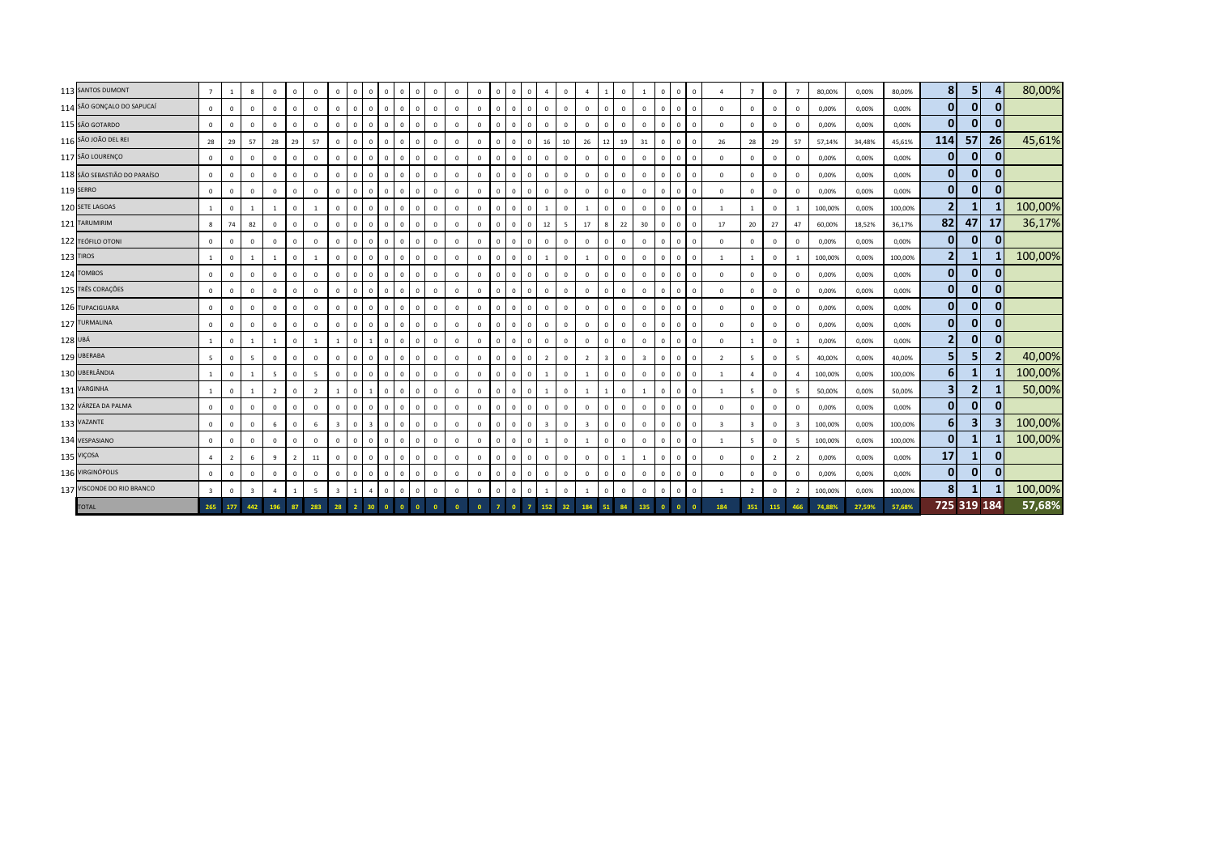| | | | | | | | | | | | | | | | | | | | | | | | | | | | | | | | | | | | | | | | | |
|---|---|---|---|---|---|---|---|---|---|---|---|---|---|---|---|---|---|---|---|---|---|---|---|---|---|---|---|---|---|---|---|---|---|---|---|---|---|---|---|---|---|
| 113 SANTOS DUMONT | 7 | 1 | 8 | 0 | 0 | 0 | 0 | 0 | 0 | 0 | 0 | 0 | 0 | 0 | 0 | 0 | 0 | 0 | 0 | 0 | 0 | 4 | 0 | 4 | 1 | 0 | 1 | 0 | 0 | 0 | 4 | 7 | 0 | 7 | 80,00% | 0,00% | 80,00% | 8 | 5 | 4 | 80,00% |
| 114 SÃO GONÇALO DO SAPUCAÍ | 0 | 0 | 0 | 0 | 0 | 0 | 0 | 0 | 0 | 0 | 0 | 0 | 0 | 0 | 0 | 0 | 0 | 0 | 0 | 0 | 0 | 0 | 0 | 0 | 0 | 0 | 0 | 0 | 0 | 0 | 0 | 0 | 0 | 0 | 0,00% | 0,00% | 0,00% | 0 | 0 | 0 | |
| 115 SÃO GOTARDO | 0 | 0 | 0 | 0 | 0 | 0 | 0 | 0 | 0 | 0 | 0 | 0 | 0 | 0 | 0 | 0 | 0 | 0 | 0 | 0 | 0 | 0 | 0 | 0 | 0 | 0 | 0 | 0 | 0 | 0 | 0 | 0 | 0 | 0 | 0,00% | 0,00% | 0,00% | 0 | 0 | 0 | |
| 116 SÃO JOÃO DEL REI | 28 | 29 | 57 | 28 | 29 | 57 | 0 | 0 | 0 | 0 | 0 | 0 | 0 | 0 | 0 | 0 | 0 | 0 | 0 | 0 | 0 | 16 | 10 | 26 | 12 | 19 | 31 | 0 | 0 | 0 | 26 | 28 | 29 | 57 | 57,14% | 34,48% | 45,61% | 114 | 57 | 26 | 45,61% |
| 117 SÃO LOURENÇO | 0 | 0 | 0 | 0 | 0 | 0 | 0 | 0 | 0 | 0 | 0 | 0 | 0 | 0 | 0 | 0 | 0 | 0 | 0 | 0 | 0 | 0 | 0 | 0 | 0 | 0 | 0 | 0 | 0 | 0 | 0 | 0 | 0 | 0 | 0,00% | 0,00% | 0,00% | 0 | 0 | 0 | |
| 118 SÃO SEBASTIÃO DO PARAÍSO | 0 | 0 | 0 | 0 | 0 | 0 | 0 | 0 | 0 | 0 | 0 | 0 | 0 | 0 | 0 | 0 | 0 | 0 | 0 | 0 | 0 | 0 | 0 | 0 | 0 | 0 | 0 | 0 | 0 | 0 | 0 | 0 | 0 | 0 | 0,00% | 0,00% | 0,00% | 0 | 0 | 0 | |
| 119 SERRO | 0 | 0 | 0 | 0 | 0 | 0 | 0 | 0 | 0 | 0 | 0 | 0 | 0 | 0 | 0 | 0 | 0 | 0 | 0 | 0 | 0 | 0 | 0 | 0 | 0 | 0 | 0 | 0 | 0 | 0 | 0 | 0 | 0 | 0 | 0,00% | 0,00% | 0,00% | 0 | 0 | 0 | |
| 120 SETE LAGOAS | 1 | 0 | 1 | 1 | 0 | 1 | 0 | 0 | 0 | 0 | 0 | 0 | 0 | 0 | 0 | 0 | 0 | 0 | 0 | 0 | 0 | 1 | 0 | 1 | 0 | 0 | 0 | 0 | 0 | 0 | 1 | 1 | 0 | 1 | 100,00% | 0,00% | 100,00% | 2 | 1 | 1 | 100,00% |
| 121 TARUMIRIM | 8 | 74 | 82 | 0 | 0 | 0 | 0 | 0 | 0 | 0 | 0 | 0 | 0 | 0 | 0 | 0 | 0 | 0 | 0 | 0 | 0 | 12 | 5 | 17 | 8 | 22 | 30 | 0 | 0 | 0 | 17 | 20 | 27 | 47 | 60,00% | 18,52% | 36,17% | 82 | 47 | 17 | 36,17% |
| 122 TEÓFILO OTONI | 0 | 0 | 0 | 0 | 0 | 0 | 0 | 0 | 0 | 0 | 0 | 0 | 0 | 0 | 0 | 0 | 0 | 0 | 0 | 0 | 0 | 0 | 0 | 0 | 0 | 0 | 0 | 0 | 0 | 0 | 0 | 0 | 0 | 0 | 0,00% | 0,00% | 0,00% | 0 | 0 | 0 | |
| 123 TIROS | 1 | 0 | 1 | 1 | 0 | 1 | 0 | 0 | 0 | 0 | 0 | 0 | 0 | 0 | 0 | 0 | 0 | 0 | 0 | 0 | 0 | 1 | 0 | 1 | 0 | 0 | 0 | 0 | 0 | 0 | 1 | 1 | 0 | 1 | 100,00% | 0,00% | 100,00% | 2 | 1 | 1 | 100,00% |
| 124 TOMBOS | 0 | 0 | 0 | 0 | 0 | 0 | 0 | 0 | 0 | 0 | 0 | 0 | 0 | 0 | 0 | 0 | 0 | 0 | 0 | 0 | 0 | 0 | 0 | 0 | 0 | 0 | 0 | 0 | 0 | 0 | 0 | 0 | 0 | 0 | 0,00% | 0,00% | 0,00% | 0 | 0 | 0 | |
| 125 TRÊS CORAÇÕES | 0 | 0 | 0 | 0 | 0 | 0 | 0 | 0 | 0 | 0 | 0 | 0 | 0 | 0 | 0 | 0 | 0 | 0 | 0 | 0 | 0 | 0 | 0 | 0 | 0 | 0 | 0 | 0 | 0 | 0 | 0 | 0 | 0 | 0 | 0,00% | 0,00% | 0,00% | 0 | 0 | 0 | |
| 126 TUPACIGUARA | 0 | 0 | 0 | 0 | 0 | 0 | 0 | 0 | 0 | 0 | 0 | 0 | 0 | 0 | 0 | 0 | 0 | 0 | 0 | 0 | 0 | 0 | 0 | 0 | 0 | 0 | 0 | 0 | 0 | 0 | 0 | 0 | 0 | 0 | 0,00% | 0,00% | 0,00% | 0 | 0 | 0 | |
| 127 TURMALINA | 0 | 0 | 0 | 0 | 0 | 0 | 0 | 0 | 0 | 0 | 0 | 0 | 0 | 0 | 0 | 0 | 0 | 0 | 0 | 0 | 0 | 0 | 0 | 0 | 0 | 0 | 0 | 0 | 0 | 0 | 0 | 0 | 0 | 0 | 0,00% | 0,00% | 0,00% | 0 | 0 | 0 | |
| 128 UBÁ | 1 | 0 | 1 | 1 | 0 | 1 | 1 | 0 | 1 | 0 | 0 | 0 | 0 | 0 | 0 | 0 | 0 | 0 | 0 | 0 | 0 | 0 | 0 | 0 | 0 | 0 | 0 | 0 | 0 | 0 | 0 | 1 | 0 | 1 | 0,00% | 0,00% | 0,00% | 2 | 0 | 0 | |
| 129 UBERABA | 5 | 0 | 5 | 0 | 0 | 0 | 0 | 0 | 0 | 0 | 0 | 0 | 0 | 0 | 0 | 0 | 0 | 0 | 0 | 0 | 0 | 2 | 0 | 2 | 3 | 0 | 3 | 0 | 0 | 0 | 2 | 5 | 0 | 5 | 40,00% | 0,00% | 40,00% | 5 | 5 | 2 | 40,00% |
| 130 UBERLÂNDIA | 1 | 0 | 1 | 5 | 0 | 5 | 0 | 0 | 0 | 0 | 0 | 0 | 0 | 0 | 0 | 0 | 0 | 0 | 0 | 0 | 0 | 1 | 0 | 1 | 0 | 0 | 0 | 0 | 0 | 0 | 1 | 4 | 0 | 4 | 100,00% | 0,00% | 100,00% | 6 | 1 | 1 | 100,00% |
| 131 VARGINHA | 1 | 0 | 1 | 2 | 0 | 2 | 1 | 0 | 1 | 0 | 0 | 0 | 0 | 0 | 0 | 0 | 0 | 0 | 0 | 0 | 0 | 1 | 0 | 1 | 1 | 0 | 1 | 0 | 0 | 0 | 1 | 5 | 0 | 5 | 50,00% | 0,00% | 50,00% | 3 | 2 | 1 | 50,00% |
| 132 VÁRZEA DA PALMA | 0 | 0 | 0 | 0 | 0 | 0 | 0 | 0 | 0 | 0 | 0 | 0 | 0 | 0 | 0 | 0 | 0 | 0 | 0 | 0 | 0 | 0 | 0 | 0 | 0 | 0 | 0 | 0 | 0 | 0 | 0 | 0 | 0 | 0 | 0,00% | 0,00% | 0,00% | 0 | 0 | 0 | |
| 133 VAZANTE | 0 | 0 | 0 | 6 | 0 | 6 | 3 | 0 | 3 | 0 | 0 | 0 | 0 | 0 | 0 | 0 | 0 | 0 | 0 | 0 | 0 | 3 | 0 | 3 | 0 | 0 | 0 | 0 | 0 | 0 | 3 | 3 | 0 | 3 | 100,00% | 0,00% | 100,00% | 6 | 3 | 3 | 100,00% |
| 134 VESPASIANO | 0 | 0 | 0 | 0 | 0 | 0 | 0 | 0 | 0 | 0 | 0 | 0 | 0 | 0 | 0 | 0 | 0 | 0 | 0 | 0 | 0 | 1 | 0 | 1 | 0 | 0 | 0 | 0 | 0 | 0 | 1 | 5 | 0 | 5 | 100,00% | 0,00% | 100,00% | 0 | 1 | 1 | 100,00% |
| 135 VIÇOSA | 4 | 2 | 6 | 9 | 2 | 11 | 0 | 0 | 0 | 0 | 0 | 0 | 0 | 0 | 0 | 0 | 0 | 0 | 0 | 0 | 0 | 0 | 0 | 0 | 0 | 1 | 1 | 0 | 0 | 0 | 0 | 0 | 2 | 2 | 0,00% | 0,00% | 0,00% | 17 | 1 | 0 | |
| 136 VIRGINÓPOLIS | 0 | 0 | 0 | 0 | 0 | 0 | 0 | 0 | 0 | 0 | 0 | 0 | 0 | 0 | 0 | 0 | 0 | 0 | 0 | 0 | 0 | 0 | 0 | 0 | 0 | 0 | 0 | 0 | 0 | 0 | 0 | 0 | 0 | 0 | 0,00% | 0,00% | 0,00% | 0 | 0 | 0 | |
| 137 VISCONDE DO RIO BRANCO | 3 | 0 | 3 | 4 | 1 | 5 | 3 | 1 | 4 | 0 | 0 | 0 | 0 | 0 | 0 | 0 | 0 | 0 | 0 | 0 | 0 | 1 | 0 | 1 | 0 | 0 | 0 | 0 | 0 | 0 | 1 | 2 | 0 | 2 | 100,00% | 0,00% | 100,00% | 8 | 1 | 1 | 100,00% |
| TOTAL | 265 | 177 | 442 | 196 | 87 | 283 | 28 | 2 | 30 | 0 | 0 | 0 | 0 | 0 | 0 | 0 | 0 | 0 | 7 | 0 | 7 | 152 | 32 | 184 | 51 | 84 | 135 | 0 | 0 | 0 | 184 | 351 | 115 | 466 | 74,88% | 27,59% | 57,68% | 725 | 319 | 184 | 57,68% |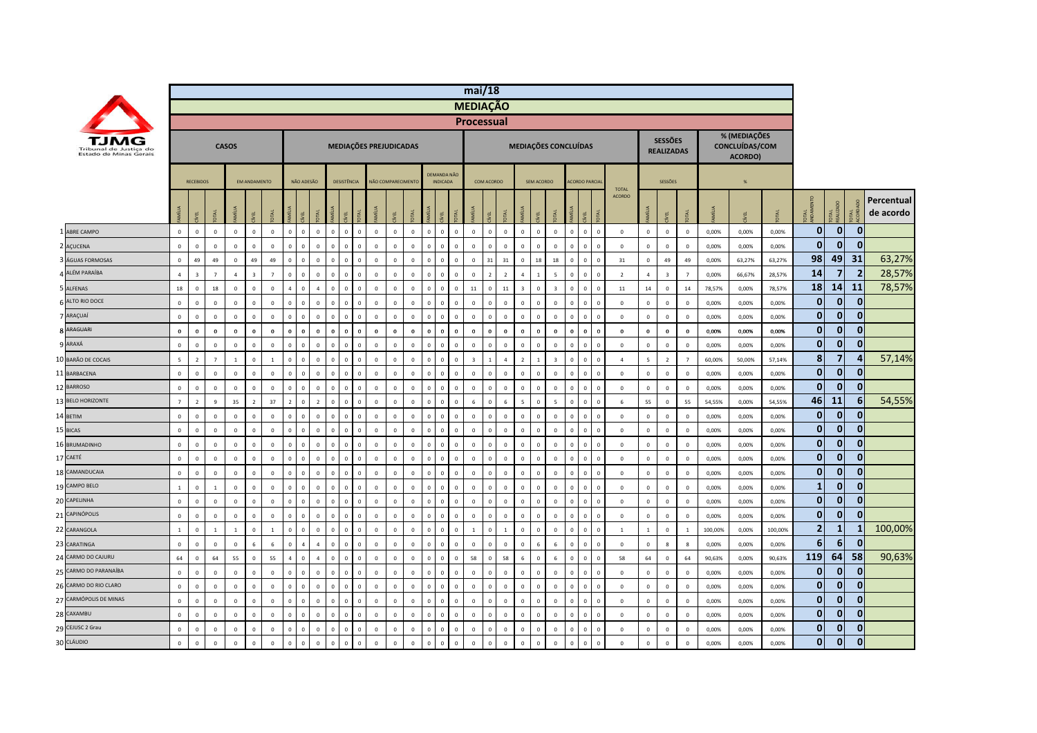# mai/18

## MEDIAÇÃO

### Processual

| | CASOS | | | | | | MEDIAÇÕES PREJUDICADAS | | | | | | | | | | | | MEDIAÇÕES CONCLUÍDAS | | | | | | | | | | SESSÕES REALIZADAS | | | % (MEDIAÇÕES CONCLUÍDAS/COM ACORDO) | | | | | | |
|---|---|---|---|---|---|---|---|---|---|---|---|---|---|---|---|---|---|---|---|---|---|---|---|---|---|---|---|---|---|---|---|---|---|---|---|---|---|---|
| | RECEBIDOS | | | EM ANDAMENTO | | | NÃO ADESÃO | | | DESISTÊNCIA | | | NÃO COMPARECIMENTO | | | DEMANDA NÃO INDICADA | | | COM ACORDO | | | SEM ACORDO | | | ACORDO PARCIAL | | | TOTAL ACORDO | SESSÕES | | | % | | | | | | |
| | FAMÍLIA | CÍVEL | TOTAL | FAMÍLIA | CÍVEL | TOTAL | FAMÍLIA | CÍVEL | TOTAL | FAMÍLIA | CÍVEL | TOTAL | FAMÍLIA | CÍVEL | TOTAL | FAMÍLIA | CÍVEL | TOTAL | FAMÍLIA | CÍVEL | TOTAL | FAMÍLIA | CÍVEL | TOTAL | FAMÍLIA | CÍVEL | TOTAL | | FAMÍLIA | CÍVEL | TOTAL | FAMÍLIA | CÍVEL | TOTAL | TOTAL ANDAMENTO | TOTAL REALIZADO | TOTAL ACORDADO | Percentual de acordo |
| 1 ABRE CAMPO | 0 | 0 | 0 | 0 | 0 | 0 | 0 | 0 | 0 | 0 | 0 | 0 | 0 | 0 | 0 | 0 | 0 | 0 | 0 | 0 | 0 | 0 | 0 | 0 | 0 | 0 | 0 | 0 | 0 | 0 | 0 | 0,00% | 0,00% | 0,00% | 0 | 0 | 0 | |
| 2 AÇUCENA | 0 | 0 | 0 | 0 | 0 | 0 | 0 | 0 | 0 | 0 | 0 | 0 | 0 | 0 | 0 | 0 | 0 | 0 | 0 | 0 | 0 | 0 | 0 | 0 | 0 | 0 | 0 | 0 | 0 | 0 | 0 | 0,00% | 0,00% | 0,00% | 0 | 0 | 0 | |
| 3 ÁGUAS FORMOSAS | 0 | 49 | 49 | 0 | 49 | 49 | 0 | 0 | 0 | 0 | 0 | 0 | 0 | 0 | 0 | 0 | 0 | 0 | 0 | 31 | 31 | 0 | 18 | 18 | 0 | 0 | 0 | 31 | 0 | 49 | 49 | 0,00% | 63,27% | 63,27% | 98 | 49 | 31 | 63,27% |
| 4 ALÉM PARAÍBA | 4 | 3 | 7 | 4 | 3 | 7 | 0 | 0 | 0 | 0 | 0 | 0 | 0 | 0 | 0 | 0 | 0 | 0 | 0 | 2 | 2 | 4 | 1 | 5 | 0 | 0 | 0 | 2 | 4 | 3 | 7 | 0,00% | 66,67% | 28,57% | 14 | 7 | 2 | 28,57% |
| 5 ALFENAS | 18 | 0 | 18 | 0 | 0 | 0 | 4 | 0 | 4 | 0 | 0 | 0 | 0 | 0 | 0 | 0 | 0 | 0 | 11 | 0 | 11 | 3 | 0 | 3 | 0 | 0 | 0 | 11 | 14 | 0 | 14 | 78,57% | 0,00% | 78,57% | 18 | 14 | 11 | 78,57% |
| 6 ALTO RIO DOCE | 0 | 0 | 0 | 0 | 0 | 0 | 0 | 0 | 0 | 0 | 0 | 0 | 0 | 0 | 0 | 0 | 0 | 0 | 0 | 0 | 0 | 0 | 0 | 0 | 0 | 0 | 0 | 0 | 0 | 0 | 0 | 0,00% | 0,00% | 0,00% | 0 | 0 | 0 | |
| 7 ARAÇUAÍ | 0 | 0 | 0 | 0 | 0 | 0 | 0 | 0 | 0 | 0 | 0 | 0 | 0 | 0 | 0 | 0 | 0 | 0 | 0 | 0 | 0 | 0 | 0 | 0 | 0 | 0 | 0 | 0 | 0 | 0 | 0 | 0,00% | 0,00% | 0,00% | 0 | 0 | 0 | |
| 8 ARAGUARI | 0 | 0 | 0 | 0 | 0 | 0 | 0 | 0 | 0 | 0 | 0 | 0 | 0 | 0 | 0 | 0 | 0 | 0 | 0 | 0 | 0 | 0 | 0 | 0 | 0 | 0 | 0 | 0 | 0 | 0 | 0 | 0,00% | 0,00% | 0,00% | 0 | 0 | 0 | |
| 9 ARAXÁ | 0 | 0 | 0 | 0 | 0 | 0 | 0 | 0 | 0 | 0 | 0 | 0 | 0 | 0 | 0 | 0 | 0 | 0 | 0 | 0 | 0 | 0 | 0 | 0 | 0 | 0 | 0 | 0 | 0 | 0 | 0 | 0,00% | 0,00% | 0,00% | 0 | 0 | 0 | |
| 10 BARÃO DE COCAIS | 5 | 2 | 7 | 1 | 0 | 1 | 0 | 0 | 0 | 0 | 0 | 0 | 0 | 0 | 0 | 0 | 0 | 0 | 3 | 1 | 4 | 2 | 1 | 3 | 0 | 0 | 0 | 4 | 5 | 2 | 7 | 60,00% | 50,00% | 57,14% | 8 | 7 | 4 | 57,14% |
| 11 BARBACENA | 0 | 0 | 0 | 0 | 0 | 0 | 0 | 0 | 0 | 0 | 0 | 0 | 0 | 0 | 0 | 0 | 0 | 0 | 0 | 0 | 0 | 0 | 0 | 0 | 0 | 0 | 0 | 0 | 0 | 0 | 0 | 0,00% | 0,00% | 0,00% | 0 | 0 | 0 | |
| 12 BARROSO | 0 | 0 | 0 | 0 | 0 | 0 | 0 | 0 | 0 | 0 | 0 | 0 | 0 | 0 | 0 | 0 | 0 | 0 | 0 | 0 | 0 | 0 | 0 | 0 | 0 | 0 | 0 | 0 | 0 | 0 | 0 | 0,00% | 0,00% | 0,00% | 0 | 0 | 0 | |
| 13 BELO HORIZONTE | 7 | 2 | 9 | 35 | 2 | 37 | 2 | 0 | 2 | 0 | 0 | 0 | 0 | 0 | 0 | 0 | 0 | 0 | 6 | 0 | 6 | 5 | 0 | 5 | 0 | 0 | 0 | 6 | 55 | 0 | 55 | 54,55% | 0,00% | 54,55% | 46 | 11 | 6 | 54,55% |
| 14 BETIM | 0 | 0 | 0 | 0 | 0 | 0 | 0 | 0 | 0 | 0 | 0 | 0 | 0 | 0 | 0 | 0 | 0 | 0 | 0 | 0 | 0 | 0 | 0 | 0 | 0 | 0 | 0 | 0 | 0 | 0 | 0 | 0,00% | 0,00% | 0,00% | 0 | 0 | 0 | |
| 15 BICAS | 0 | 0 | 0 | 0 | 0 | 0 | 0 | 0 | 0 | 0 | 0 | 0 | 0 | 0 | 0 | 0 | 0 | 0 | 0 | 0 | 0 | 0 | 0 | 0 | 0 | 0 | 0 | 0 | 0 | 0 | 0 | 0,00% | 0,00% | 0,00% | 0 | 0 | 0 | |
| 16 BRUMADINHO | 0 | 0 | 0 | 0 | 0 | 0 | 0 | 0 | 0 | 0 | 0 | 0 | 0 | 0 | 0 | 0 | 0 | 0 | 0 | 0 | 0 | 0 | 0 | 0 | 0 | 0 | 0 | 0 | 0 | 0 | 0 | 0,00% | 0,00% | 0,00% | 0 | 0 | 0 | |
| 17 CAETÉ | 0 | 0 | 0 | 0 | 0 | 0 | 0 | 0 | 0 | 0 | 0 | 0 | 0 | 0 | 0 | 0 | 0 | 0 | 0 | 0 | 0 | 0 | 0 | 0 | 0 | 0 | 0 | 0 | 0 | 0 | 0 | 0,00% | 0,00% | 0,00% | 0 | 0 | 0 | |
| 18 CAMANDUCAIA | 0 | 0 | 0 | 0 | 0 | 0 | 0 | 0 | 0 | 0 | 0 | 0 | 0 | 0 | 0 | 0 | 0 | 0 | 0 | 0 | 0 | 0 | 0 | 0 | 0 | 0 | 0 | 0 | 0 | 0 | 0 | 0,00% | 0,00% | 0,00% | 0 | 0 | 0 | |
| 19 CAMPO BELO | 1 | 0 | 1 | 0 | 0 | 0 | 0 | 0 | 0 | 0 | 0 | 0 | 0 | 0 | 0 | 0 | 0 | 0 | 0 | 0 | 0 | 0 | 0 | 0 | 0 | 0 | 0 | 0 | 0 | 0 | 0 | 0,00% | 0,00% | 0,00% | 1 | 0 | 0 | |
| 20 CAPELINHA | 0 | 0 | 0 | 0 | 0 | 0 | 0 | 0 | 0 | 0 | 0 | 0 | 0 | 0 | 0 | 0 | 0 | 0 | 0 | 0 | 0 | 0 | 0 | 0 | 0 | 0 | 0 | 0 | 0 | 0 | 0 | 0,00% | 0,00% | 0,00% | 0 | 0 | 0 | |
| 21 CAPINÓPOLIS | 0 | 0 | 0 | 0 | 0 | 0 | 0 | 0 | 0 | 0 | 0 | 0 | 0 | 0 | 0 | 0 | 0 | 0 | 0 | 0 | 0 | 0 | 0 | 0 | 0 | 0 | 0 | 0 | 0 | 0 | 0 | 0,00% | 0,00% | 0,00% | 0 | 0 | 0 | |
| 22 CARANGOLA | 1 | 0 | 1 | 1 | 0 | 1 | 0 | 0 | 0 | 0 | 0 | 0 | 0 | 0 | 0 | 0 | 0 | 0 | 1 | 0 | 1 | 0 | 0 | 0 | 0 | 0 | 0 | 1 | 1 | 0 | 1 | 100,00% | 0,00% | 100,00% | 2 | 1 | 1 | 100,00% |
| 23 CARATINGA | 0 | 0 | 0 | 0 | 6 | 6 | 0 | 4 | 4 | 0 | 0 | 0 | 0 | 0 | 0 | 0 | 0 | 0 | 0 | 0 | 0 | 0 | 6 | 6 | 0 | 0 | 0 | 0 | 0 | 8 | 8 | 0,00% | 0,00% | 0,00% | 6 | 6 | 0 | |
| 24 CARMO DO CAJURU | 64 | 0 | 64 | 55 | 0 | 55 | 4 | 0 | 4 | 0 | 0 | 0 | 0 | 0 | 0 | 0 | 0 | 0 | 58 | 0 | 58 | 6 | 0 | 6 | 0 | 0 | 0 | 58 | 64 | 0 | 64 | 90,63% | 0,00% | 90,63% | 119 | 64 | 58 | 90,63% |
| 25 CARMO DO PARANAÍBA | 0 | 0 | 0 | 0 | 0 | 0 | 0 | 0 | 0 | 0 | 0 | 0 | 0 | 0 | 0 | 0 | 0 | 0 | 0 | 0 | 0 | 0 | 0 | 0 | 0 | 0 | 0 | 0 | 0 | 0 | 0 | 0,00% | 0,00% | 0,00% | 0 | 0 | 0 | |
| 26 CARMO DO RIO CLARO | 0 | 0 | 0 | 0 | 0 | 0 | 0 | 0 | 0 | 0 | 0 | 0 | 0 | 0 | 0 | 0 | 0 | 0 | 0 | 0 | 0 | 0 | 0 | 0 | 0 | 0 | 0 | 0 | 0 | 0 | 0 | 0,00% | 0,00% | 0,00% | 0 | 0 | 0 | |
| 27 CARMÓPOLIS DE MINAS | 0 | 0 | 0 | 0 | 0 | 0 | 0 | 0 | 0 | 0 | 0 | 0 | 0 | 0 | 0 | 0 | 0 | 0 | 0 | 0 | 0 | 0 | 0 | 0 | 0 | 0 | 0 | 0 | 0 | 0 | 0 | 0,00% | 0,00% | 0,00% | 0 | 0 | 0 | |
| 28 CAXAMBU | 0 | 0 | 0 | 0 | 0 | 0 | 0 | 0 | 0 | 0 | 0 | 0 | 0 | 0 | 0 | 0 | 0 | 0 | 0 | 0 | 0 | 0 | 0 | 0 | 0 | 0 | 0 | 0 | 0 | 0 | 0 | 0,00% | 0,00% | 0,00% | 0 | 0 | 0 | |
| 29 CEJUSC 2 Grau | 0 | 0 | 0 | 0 | 0 | 0 | 0 | 0 | 0 | 0 | 0 | 0 | 0 | 0 | 0 | 0 | 0 | 0 | 0 | 0 | 0 | 0 | 0 | 0 | 0 | 0 | 0 | 0 | 0 | 0 | 0 | 0,00% | 0,00% | 0,00% | 0 | 0 | 0 | |
| 30 CLÁUDIO | 0 | 0 | 0 | 0 | 0 | 0 | 0 | 0 | 0 | 0 | 0 | 0 | 0 | 0 | 0 | 0 | 0 | 0 | 0 | 0 | 0 | 0 | 0 | 0 | 0 | 0 | 0 | 0 | 0 | 0 | 0 | 0,00% | 0,00% | 0,00% | 0 | 0 | 0 | |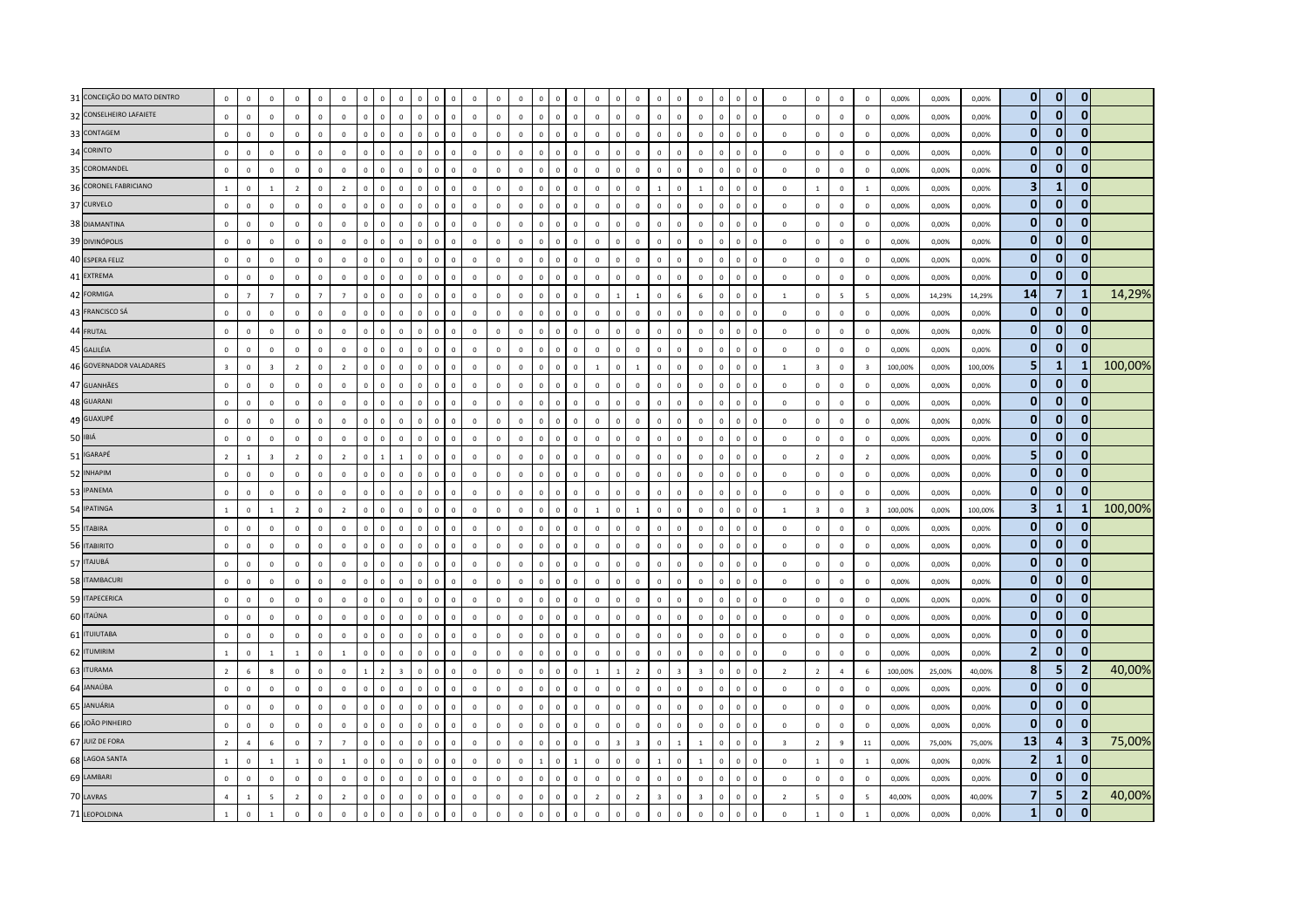| | | | | | | | | | | | | | | | | | | | | | | | | | | | | | | | | | | | | | | | | |
|---|---|---|---|---|---|---|---|---|---|---|---|---|---|---|---|---|---|---|---|---|---|---|---|---|---|---|---|---|---|---|---|---|---|---|---|---|---|---|---|---|
| 31 | CONCEIÇÃO DO MATO DENTRO | 0 | 0 | 0 | 0 | 0 | 0 | 0 | 0 | 0 | 0 | 0 | 0 | 0 | 0 | 0 | 0 | 0 | 0 | 0 | 0 | 0 | 0 | 0 | 0 | 0 | 0 | 0 | 0 | 0 | 0 | 0 | 0 | 0,00% | 0,00% | 0,00% | 0 | 0 | 0 | |
| 32 | CONSELHEIRO LAFAIETE | 0 | 0 | 0 | 0 | 0 | 0 | 0 | 0 | 0 | 0 | 0 | 0 | 0 | 0 | 0 | 0 | 0 | 0 | 0 | 0 | 0 | 0 | 0 | 0 | 0 | 0 | 0 | 0 | 0 | 0 | 0 | 0 | 0,00% | 0,00% | 0,00% | 0 | 0 | 0 | |
| 33 | CONTAGEM | 0 | 0 | 0 | 0 | 0 | 0 | 0 | 0 | 0 | 0 | 0 | 0 | 0 | 0 | 0 | 0 | 0 | 0 | 0 | 0 | 0 | 0 | 0 | 0 | 0 | 0 | 0 | 0 | 0 | 0 | 0 | 0 | 0,00% | 0,00% | 0,00% | 0 | 0 | 0 | |
| 34 | CORINTO | 0 | 0 | 0 | 0 | 0 | 0 | 0 | 0 | 0 | 0 | 0 | 0 | 0 | 0 | 0 | 0 | 0 | 0 | 0 | 0 | 0 | 0 | 0 | 0 | 0 | 0 | 0 | 0 | 0 | 0 | 0 | 0 | 0,00% | 0,00% | 0,00% | 0 | 0 | 0 | |
| 35 | COROMANDEL | 0 | 0 | 0 | 0 | 0 | 0 | 0 | 0 | 0 | 0 | 0 | 0 | 0 | 0 | 0 | 0 | 0 | 0 | 0 | 0 | 0 | 0 | 0 | 0 | 0 | 0 | 0 | 0 | 0 | 0 | 0 | 0 | 0,00% | 0,00% | 0,00% | 0 | 0 | 0 | |
| 36 | CORONEL FABRICIANO | 1 | 0 | 1 | 2 | 0 | 2 | 0 | 0 | 0 | 0 | 0 | 0 | 0 | 0 | 0 | 0 | 0 | 0 | 0 | 0 | 0 | 0 | 1 | 0 | 1 | 0 | 0 | 0 | 0 | 1 | 0 | 1 | 0,00% | 0,00% | 0,00% | 3 | 1 | 0 | |
| 37 | CURVELO | 0 | 0 | 0 | 0 | 0 | 0 | 0 | 0 | 0 | 0 | 0 | 0 | 0 | 0 | 0 | 0 | 0 | 0 | 0 | 0 | 0 | 0 | 0 | 0 | 0 | 0 | 0 | 0 | 0 | 0 | 0 | 0 | 0,00% | 0,00% | 0,00% | 0 | 0 | 0 | |
| 38 | DIAMANTINA | 0 | 0 | 0 | 0 | 0 | 0 | 0 | 0 | 0 | 0 | 0 | 0 | 0 | 0 | 0 | 0 | 0 | 0 | 0 | 0 | 0 | 0 | 0 | 0 | 0 | 0 | 0 | 0 | 0 | 0 | 0 | 0 | 0,00% | 0,00% | 0,00% | 0 | 0 | 0 | |
| 39 | DIVINÓPOLIS | 0 | 0 | 0 | 0 | 0 | 0 | 0 | 0 | 0 | 0 | 0 | 0 | 0 | 0 | 0 | 0 | 0 | 0 | 0 | 0 | 0 | 0 | 0 | 0 | 0 | 0 | 0 | 0 | 0 | 0 | 0 | 0 | 0,00% | 0,00% | 0,00% | 0 | 0 | 0 | |
| 40 | ESPERA FELIZ | 0 | 0 | 0 | 0 | 0 | 0 | 0 | 0 | 0 | 0 | 0 | 0 | 0 | 0 | 0 | 0 | 0 | 0 | 0 | 0 | 0 | 0 | 0 | 0 | 0 | 0 | 0 | 0 | 0 | 0 | 0 | 0 | 0,00% | 0,00% | 0,00% | 0 | 0 | 0 | |
| 41 | EXTREMA | 0 | 0 | 0 | 0 | 0 | 0 | 0 | 0 | 0 | 0 | 0 | 0 | 0 | 0 | 0 | 0 | 0 | 0 | 0 | 0 | 0 | 0 | 0 | 0 | 0 | 0 | 0 | 0 | 0 | 0 | 0 | 0 | 0,00% | 0,00% | 0,00% | 0 | 0 | 0 | |
| 42 | FORMIGA | 0 | 7 | 7 | 0 | 7 | 7 | 0 | 0 | 0 | 0 | 0 | 0 | 0 | 0 | 0 | 0 | 0 | 0 | 0 | 0 | 1 | 1 | 0 | 6 | 6 | 0 | 0 | 0 | 1 | 0 | 5 | 5 | 0,00% | 14,29% | 14,29% | 14 | 7 | 1 | 14,29% |
| 43 | FRANCISCO SÁ | 0 | 0 | 0 | 0 | 0 | 0 | 0 | 0 | 0 | 0 | 0 | 0 | 0 | 0 | 0 | 0 | 0 | 0 | 0 | 0 | 0 | 0 | 0 | 0 | 0 | 0 | 0 | 0 | 0 | 0 | 0 | 0 | 0,00% | 0,00% | 0,00% | 0 | 0 | 0 | |
| 44 | FRUTAL | 0 | 0 | 0 | 0 | 0 | 0 | 0 | 0 | 0 | 0 | 0 | 0 | 0 | 0 | 0 | 0 | 0 | 0 | 0 | 0 | 0 | 0 | 0 | 0 | 0 | 0 | 0 | 0 | 0 | 0 | 0 | 0 | 0,00% | 0,00% | 0,00% | 0 | 0 | 0 | |
| 45 | GALILÉIA | 0 | 0 | 0 | 0 | 0 | 0 | 0 | 0 | 0 | 0 | 0 | 0 | 0 | 0 | 0 | 0 | 0 | 0 | 0 | 0 | 0 | 0 | 0 | 0 | 0 | 0 | 0 | 0 | 0 | 0 | 0 | 0 | 0,00% | 0,00% | 0,00% | 0 | 0 | 0 | |
| 46 | GOVERNADOR VALADARES | 3 | 0 | 3 | 2 | 0 | 2 | 0 | 0 | 0 | 0 | 0 | 0 | 0 | 0 | 0 | 0 | 0 | 0 | 0 | 1 | 0 | 1 | 0 | 0 | 0 | 0 | 0 | 0 | 1 | 3 | 0 | 3 | 100,00% | 0,00% | 100,00% | 5 | 1 | 1 | 100,00% |
| 47 | GUANHÃES | 0 | 0 | 0 | 0 | 0 | 0 | 0 | 0 | 0 | 0 | 0 | 0 | 0 | 0 | 0 | 0 | 0 | 0 | 0 | 0 | 0 | 0 | 0 | 0 | 0 | 0 | 0 | 0 | 0 | 0 | 0 | 0 | 0,00% | 0,00% | 0,00% | 0 | 0 | 0 | |
| 48 | GUARANI | 0 | 0 | 0 | 0 | 0 | 0 | 0 | 0 | 0 | 0 | 0 | 0 | 0 | 0 | 0 | 0 | 0 | 0 | 0 | 0 | 0 | 0 | 0 | 0 | 0 | 0 | 0 | 0 | 0 | 0 | 0 | 0 | 0,00% | 0,00% | 0,00% | 0 | 0 | 0 | |
| 49 | GUAXUPÉ | 0 | 0 | 0 | 0 | 0 | 0 | 0 | 0 | 0 | 0 | 0 | 0 | 0 | 0 | 0 | 0 | 0 | 0 | 0 | 0 | 0 | 0 | 0 | 0 | 0 | 0 | 0 | 0 | 0 | 0 | 0 | 0 | 0,00% | 0,00% | 0,00% | 0 | 0 | 0 | |
| 50 | IBIÁ | 0 | 0 | 0 | 0 | 0 | 0 | 0 | 0 | 0 | 0 | 0 | 0 | 0 | 0 | 0 | 0 | 0 | 0 | 0 | 0 | 0 | 0 | 0 | 0 | 0 | 0 | 0 | 0 | 0 | 0 | 0 | 0 | 0,00% | 0,00% | 0,00% | 0 | 0 | 0 | |
| 51 | IGARAPÉ | 2 | 1 | 3 | 2 | 0 | 2 | 0 | 1 | 1 | 0 | 0 | 0 | 0 | 0 | 0 | 0 | 0 | 0 | 0 | 0 | 0 | 0 | 0 | 0 | 0 | 0 | 0 | 0 | 0 | 2 | 0 | 2 | 0,00% | 0,00% | 0,00% | 5 | 0 | 0 | |
| 52 | INHAPIM | 0 | 0 | 0 | 0 | 0 | 0 | 0 | 0 | 0 | 0 | 0 | 0 | 0 | 0 | 0 | 0 | 0 | 0 | 0 | 0 | 0 | 0 | 0 | 0 | 0 | 0 | 0 | 0 | 0 | 0 | 0 | 0 | 0,00% | 0,00% | 0,00% | 0 | 0 | 0 | |
| 53 | IPANEMA | 0 | 0 | 0 | 0 | 0 | 0 | 0 | 0 | 0 | 0 | 0 | 0 | 0 | 0 | 0 | 0 | 0 | 0 | 0 | 0 | 0 | 0 | 0 | 0 | 0 | 0 | 0 | 0 | 0 | 0 | 0 | 0 | 0,00% | 0,00% | 0,00% | 0 | 0 | 0 | |
| 54 | IPATINGA | 1 | 0 | 1 | 2 | 0 | 2 | 0 | 0 | 0 | 0 | 0 | 0 | 0 | 0 | 0 | 0 | 0 | 0 | 0 | 1 | 0 | 1 | 0 | 0 | 0 | 0 | 0 | 0 | 1 | 3 | 0 | 3 | 100,00% | 0,00% | 100,00% | 3 | 1 | 1 | 100,00% |
| 55 | ITABIRA | 0 | 0 | 0 | 0 | 0 | 0 | 0 | 0 | 0 | 0 | 0 | 0 | 0 | 0 | 0 | 0 | 0 | 0 | 0 | 0 | 0 | 0 | 0 | 0 | 0 | 0 | 0 | 0 | 0 | 0 | 0 | 0 | 0,00% | 0,00% | 0,00% | 0 | 0 | 0 | |
| 56 | ITABIRITO | 0 | 0 | 0 | 0 | 0 | 0 | 0 | 0 | 0 | 0 | 0 | 0 | 0 | 0 | 0 | 0 | 0 | 0 | 0 | 0 | 0 | 0 | 0 | 0 | 0 | 0 | 0 | 0 | 0 | 0 | 0 | 0 | 0,00% | 0,00% | 0,00% | 0 | 0 | 0 | |
| 57 | ITAJUBÁ | 0 | 0 | 0 | 0 | 0 | 0 | 0 | 0 | 0 | 0 | 0 | 0 | 0 | 0 | 0 | 0 | 0 | 0 | 0 | 0 | 0 | 0 | 0 | 0 | 0 | 0 | 0 | 0 | 0 | 0 | 0 | 0 | 0,00% | 0,00% | 0,00% | 0 | 0 | 0 | |
| 58 | ITAMBACURI | 0 | 0 | 0 | 0 | 0 | 0 | 0 | 0 | 0 | 0 | 0 | 0 | 0 | 0 | 0 | 0 | 0 | 0 | 0 | 0 | 0 | 0 | 0 | 0 | 0 | 0 | 0 | 0 | 0 | 0 | 0 | 0 | 0,00% | 0,00% | 0,00% | 0 | 0 | 0 | |
| 59 | ITAPECERICA | 0 | 0 | 0 | 0 | 0 | 0 | 0 | 0 | 0 | 0 | 0 | 0 | 0 | 0 | 0 | 0 | 0 | 0 | 0 | 0 | 0 | 0 | 0 | 0 | 0 | 0 | 0 | 0 | 0 | 0 | 0 | 0 | 0,00% | 0,00% | 0,00% | 0 | 0 | 0 | |
| 60 | ITAÚNA | 0 | 0 | 0 | 0 | 0 | 0 | 0 | 0 | 0 | 0 | 0 | 0 | 0 | 0 | 0 | 0 | 0 | 0 | 0 | 0 | 0 | 0 | 0 | 0 | 0 | 0 | 0 | 0 | 0 | 0 | 0 | 0 | 0,00% | 0,00% | 0,00% | 0 | 0 | 0 | |
| 61 | ITUIUTABA | 0 | 0 | 0 | 0 | 0 | 0 | 0 | 0 | 0 | 0 | 0 | 0 | 0 | 0 | 0 | 0 | 0 | 0 | 0 | 0 | 0 | 0 | 0 | 0 | 0 | 0 | 0 | 0 | 0 | 0 | 0 | 0 | 0,00% | 0,00% | 0,00% | 0 | 0 | 0 | |
| 62 | ITUMIRIM | 1 | 0 | 1 | 1 | 0 | 1 | 0 | 0 | 0 | 0 | 0 | 0 | 0 | 0 | 0 | 0 | 0 | 0 | 0 | 0 | 0 | 0 | 0 | 0 | 0 | 0 | 0 | 0 | 0 | 0 | 0 | 0 | 0,00% | 0,00% | 0,00% | 2 | 0 | 0 | |
| 63 | ITURAMA | 2 | 6 | 8 | 0 | 0 | 0 | 1 | 2 | 3 | 0 | 0 | 0 | 0 | 0 | 0 | 0 | 0 | 0 | 0 | 1 | 1 | 2 | 0 | 3 | 3 | 0 | 0 | 0 | 2 | 2 | 4 | 6 | 100,00% | 25,00% | 40,00% | 8 | 5 | 2 | 40,00% |
| 64 | JANAÚBA | 0 | 0 | 0 | 0 | 0 | 0 | 0 | 0 | 0 | 0 | 0 | 0 | 0 | 0 | 0 | 0 | 0 | 0 | 0 | 0 | 0 | 0 | 0 | 0 | 0 | 0 | 0 | 0 | 0 | 0 | 0 | 0 | 0,00% | 0,00% | 0,00% | 0 | 0 | 0 | |
| 65 | JANUÁRIA | 0 | 0 | 0 | 0 | 0 | 0 | 0 | 0 | 0 | 0 | 0 | 0 | 0 | 0 | 0 | 0 | 0 | 0 | 0 | 0 | 0 | 0 | 0 | 0 | 0 | 0 | 0 | 0 | 0 | 0 | 0 | 0 | 0,00% | 0,00% | 0,00% | 0 | 0 | 0 | |
| 66 | JOÃO PINHEIRO | 0 | 0 | 0 | 0 | 0 | 0 | 0 | 0 | 0 | 0 | 0 | 0 | 0 | 0 | 0 | 0 | 0 | 0 | 0 | 0 | 0 | 0 | 0 | 0 | 0 | 0 | 0 | 0 | 0 | 0 | 0 | 0 | 0,00% | 0,00% | 0,00% | 0 | 0 | 0 | |
| 67 | JUIZ DE FORA | 2 | 4 | 6 | 0 | 7 | 7 | 0 | 0 | 0 | 0 | 0 | 0 | 0 | 0 | 0 | 0 | 0 | 0 | 0 | 0 | 3 | 3 | 0 | 1 | 1 | 0 | 0 | 0 | 3 | 2 | 9 | 11 | 0,00% | 75,00% | 75,00% | 13 | 4 | 3 | 75,00% |
| 68 | LAGOA SANTA | 1 | 0 | 1 | 1 | 0 | 1 | 0 | 0 | 0 | 0 | 0 | 0 | 0 | 0 | 0 | 0 | 1 | 0 | 1 | 0 | 0 | 0 | 1 | 0 | 1 | 0 | 0 | 0 | 0 | 1 | 0 | 1 | 0,00% | 0,00% | 0,00% | 2 | 1 | 0 | |
| 69 | LAMBARI | 0 | 0 | 0 | 0 | 0 | 0 | 0 | 0 | 0 | 0 | 0 | 0 | 0 | 0 | 0 | 0 | 0 | 0 | 0 | 0 | 0 | 0 | 0 | 0 | 0 | 0 | 0 | 0 | 0 | 0 | 0 | 0 | 0,00% | 0,00% | 0,00% | 0 | 0 | 0 | |
| 70 | LAVRAS | 4 | 1 | 5 | 2 | 0 | 2 | 0 | 0 | 0 | 0 | 0 | 0 | 0 | 0 | 0 | 0 | 0 | 0 | 0 | 2 | 0 | 2 | 3 | 0 | 3 | 0 | 0 | 0 | 2 | 5 | 0 | 5 | 40,00% | 0,00% | 40,00% | 7 | 5 | 2 | 40,00% |
| 71 | LEOPOLDINA | 1 | 0 | 1 | 0 | 0 | 0 | 0 | 0 | 0 | 0 | 0 | 0 | 0 | 0 | 0 | 0 | 0 | 0 | 0 | 0 | 0 | 0 | 0 | 0 | 0 | 0 | 0 | 0 | 0 | 1 | 0 | 1 | 0,00% | 0,00% | 0,00% | 1 | 0 | 0 | |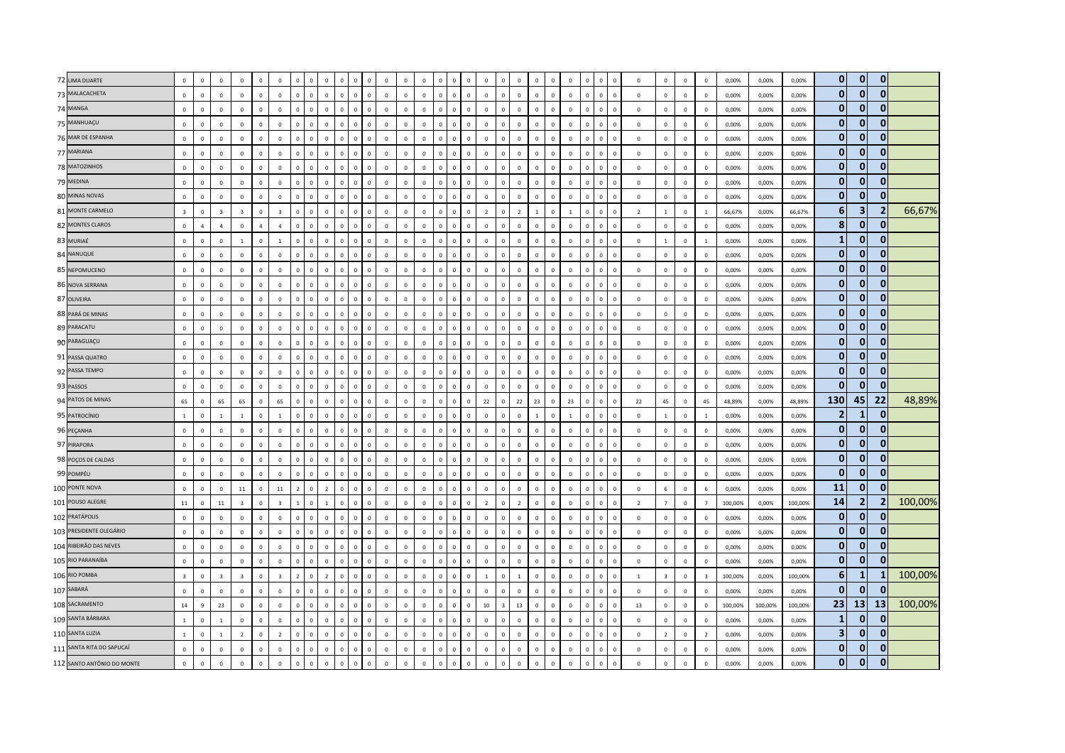| | | | | | | | | | | | | | | | | | | | | | | | | | | | | | | | | | | | | | | | |
|---|---|---|---|---|---|---|---|---|---|---|---|---|---|---|---|---|---|---|---|---|---|---|---|---|---|---|---|---|---|---|---|---|---|---|---|---|---|---|---|
| 72 | LIMA DUARTE | 0 | 0 | 0 | 0 | 0 | 0 | 0 | 0 | 0 | 0 | 0 | 0 | 0 | 0 | 0 | 0 | 0 | 0 | 0 | 0 | 0 | 0 | 0 | 0 | 0 | 0 | 0 | 0 | 0 | 0 | 0 | 0,00% | 0,00% | 0,00% | 0 | 0 | 0 | |
| 73 | MALACACHETA | 0 | 0 | 0 | 0 | 0 | 0 | 0 | 0 | 0 | 0 | 0 | 0 | 0 | 0 | 0 | 0 | 0 | 0 | 0 | 0 | 0 | 0 | 0 | 0 | 0 | 0 | 0 | 0 | 0 | 0 | 0 | 0,00% | 0,00% | 0,00% | 0 | 0 | 0 | |
| 74 | MANGA | 0 | 0 | 0 | 0 | 0 | 0 | 0 | 0 | 0 | 0 | 0 | 0 | 0 | 0 | 0 | 0 | 0 | 0 | 0 | 0 | 0 | 0 | 0 | 0 | 0 | 0 | 0 | 0 | 0 | 0 | 0 | 0,00% | 0,00% | 0,00% | 0 | 0 | 0 | |
| 75 | MANHUAÇU | 0 | 0 | 0 | 0 | 0 | 0 | 0 | 0 | 0 | 0 | 0 | 0 | 0 | 0 | 0 | 0 | 0 | 0 | 0 | 0 | 0 | 0 | 0 | 0 | 0 | 0 | 0 | 0 | 0 | 0 | 0 | 0,00% | 0,00% | 0,00% | 0 | 0 | 0 | |
| 76 | MAR DE ESPANHA | 0 | 0 | 0 | 0 | 0 | 0 | 0 | 0 | 0 | 0 | 0 | 0 | 0 | 0 | 0 | 0 | 0 | 0 | 0 | 0 | 0 | 0 | 0 | 0 | 0 | 0 | 0 | 0 | 0 | 0 | 0 | 0,00% | 0,00% | 0,00% | 0 | 0 | 0 | |
| 77 | MARIANA | 0 | 0 | 0 | 0 | 0 | 0 | 0 | 0 | 0 | 0 | 0 | 0 | 0 | 0 | 0 | 0 | 0 | 0 | 0 | 0 | 0 | 0 | 0 | 0 | 0 | 0 | 0 | 0 | 0 | 0 | 0 | 0,00% | 0,00% | 0,00% | 0 | 0 | 0 | |
| 78 | MATOZINHOS | 0 | 0 | 0 | 0 | 0 | 0 | 0 | 0 | 0 | 0 | 0 | 0 | 0 | 0 | 0 | 0 | 0 | 0 | 0 | 0 | 0 | 0 | 0 | 0 | 0 | 0 | 0 | 0 | 0 | 0 | 0 | 0,00% | 0,00% | 0,00% | 0 | 0 | 0 | |
| 79 | MEDINA | 0 | 0 | 0 | 0 | 0 | 0 | 0 | 0 | 0 | 0 | 0 | 0 | 0 | 0 | 0 | 0 | 0 | 0 | 0 | 0 | 0 | 0 | 0 | 0 | 0 | 0 | 0 | 0 | 0 | 0 | 0 | 0,00% | 0,00% | 0,00% | 0 | 0 | 0 | |
| 80 | MINAS NOVAS | 0 | 0 | 0 | 0 | 0 | 0 | 0 | 0 | 0 | 0 | 0 | 0 | 0 | 0 | 0 | 0 | 0 | 0 | 0 | 0 | 0 | 0 | 0 | 0 | 0 | 0 | 0 | 0 | 0 | 0 | 0 | 0,00% | 0,00% | 0,00% | 0 | 0 | 0 | |
| 81 | MONTE CARMELO | 3 | 0 | 3 | 3 | 0 | 3 | 0 | 0 | 0 | 0 | 0 | 0 | 0 | 0 | 0 | 0 | 0 | 0 | 2 | 0 | 2 | 1 | 0 | 1 | 0 | 0 | 0 | 2 | 1 | 0 | 1 | 66,67% | 0,00% | 66,67% | 6 | 3 | 2 | 66,67% |
| 82 | MONTES CLAROS | 0 | 4 | 4 | 0 | 4 | 4 | 0 | 0 | 0 | 0 | 0 | 0 | 0 | 0 | 0 | 0 | 0 | 0 | 0 | 0 | 0 | 0 | 0 | 0 | 0 | 0 | 0 | 0 | 0 | 0 | 0 | 0,00% | 0,00% | 0,00% | 8 | 0 | 0 | |
| 83 | MURIAÉ | 0 | 0 | 0 | 1 | 0 | 1 | 0 | 0 | 0 | 0 | 0 | 0 | 0 | 0 | 0 | 0 | 0 | 0 | 0 | 0 | 0 | 0 | 0 | 0 | 0 | 0 | 0 | 0 | 1 | 0 | 1 | 0,00% | 0,00% | 0,00% | 1 | 0 | 0 | |
| 84 | NANUQUE | 0 | 0 | 0 | 0 | 0 | 0 | 0 | 0 | 0 | 0 | 0 | 0 | 0 | 0 | 0 | 0 | 0 | 0 | 0 | 0 | 0 | 0 | 0 | 0 | 0 | 0 | 0 | 0 | 0 | 0 | 0 | 0,00% | 0,00% | 0,00% | 0 | 0 | 0 | |
| 85 | NEPOMUCENO | 0 | 0 | 0 | 0 | 0 | 0 | 0 | 0 | 0 | 0 | 0 | 0 | 0 | 0 | 0 | 0 | 0 | 0 | 0 | 0 | 0 | 0 | 0 | 0 | 0 | 0 | 0 | 0 | 0 | 0 | 0 | 0,00% | 0,00% | 0,00% | 0 | 0 | 0 | |
| 86 | NOVA SERRANA | 0 | 0 | 0 | 0 | 0 | 0 | 0 | 0 | 0 | 0 | 0 | 0 | 0 | 0 | 0 | 0 | 0 | 0 | 0 | 0 | 0 | 0 | 0 | 0 | 0 | 0 | 0 | 0 | 0 | 0 | 0 | 0,00% | 0,00% | 0,00% | 0 | 0 | 0 | |
| 87 | OLIVEIRA | 0 | 0 | 0 | 0 | 0 | 0 | 0 | 0 | 0 | 0 | 0 | 0 | 0 | 0 | 0 | 0 | 0 | 0 | 0 | 0 | 0 | 0 | 0 | 0 | 0 | 0 | 0 | 0 | 0 | 0 | 0 | 0,00% | 0,00% | 0,00% | 0 | 0 | 0 | |
| 88 | PARÁ DE MINAS | 0 | 0 | 0 | 0 | 0 | 0 | 0 | 0 | 0 | 0 | 0 | 0 | 0 | 0 | 0 | 0 | 0 | 0 | 0 | 0 | 0 | 0 | 0 | 0 | 0 | 0 | 0 | 0 | 0 | 0 | 0 | 0,00% | 0,00% | 0,00% | 0 | 0 | 0 | |
| 89 | PARACATU | 0 | 0 | 0 | 0 | 0 | 0 | 0 | 0 | 0 | 0 | 0 | 0 | 0 | 0 | 0 | 0 | 0 | 0 | 0 | 0 | 0 | 0 | 0 | 0 | 0 | 0 | 0 | 0 | 0 | 0 | 0 | 0,00% | 0,00% | 0,00% | 0 | 0 | 0 | |
| 90 | PARAGUAÇU | 0 | 0 | 0 | 0 | 0 | 0 | 0 | 0 | 0 | 0 | 0 | 0 | 0 | 0 | 0 | 0 | 0 | 0 | 0 | 0 | 0 | 0 | 0 | 0 | 0 | 0 | 0 | 0 | 0 | 0 | 0 | 0,00% | 0,00% | 0,00% | 0 | 0 | 0 | |
| 91 | PASSA QUATRO | 0 | 0 | 0 | 0 | 0 | 0 | 0 | 0 | 0 | 0 | 0 | 0 | 0 | 0 | 0 | 0 | 0 | 0 | 0 | 0 | 0 | 0 | 0 | 0 | 0 | 0 | 0 | 0 | 0 | 0 | 0 | 0,00% | 0,00% | 0,00% | 0 | 0 | 0 | |
| 92 | PASSA TEMPO | 0 | 0 | 0 | 0 | 0 | 0 | 0 | 0 | 0 | 0 | 0 | 0 | 0 | 0 | 0 | 0 | 0 | 0 | 0 | 0 | 0 | 0 | 0 | 0 | 0 | 0 | 0 | 0 | 0 | 0 | 0 | 0,00% | 0,00% | 0,00% | 0 | 0 | 0 | |
| 93 | PASSOS | 0 | 0 | 0 | 0 | 0 | 0 | 0 | 0 | 0 | 0 | 0 | 0 | 0 | 0 | 0 | 0 | 0 | 0 | 0 | 0 | 0 | 0 | 0 | 0 | 0 | 0 | 0 | 0 | 0 | 0 | 0 | 0,00% | 0,00% | 0,00% | 0 | 0 | 0 | |
| 94 | PATOS DE MINAS | 65 | 0 | 65 | 65 | 0 | 65 | 0 | 0 | 0 | 0 | 0 | 0 | 0 | 0 | 0 | 0 | 0 | 0 | 22 | 0 | 22 | 23 | 0 | 23 | 0 | 0 | 0 | 22 | 45 | 0 | 45 | 48,89% | 0,00% | 48,89% | 130 | 45 | 22 | 48,89% |
| 95 | PATROCÍNIO | 1 | 0 | 1 | 1 | 0 | 1 | 0 | 0 | 0 | 0 | 0 | 0 | 0 | 0 | 0 | 0 | 0 | 0 | 0 | 0 | 0 | 1 | 0 | 1 | 0 | 0 | 0 | 0 | 1 | 0 | 1 | 0,00% | 0,00% | 0,00% | 2 | 1 | 0 | |
| 96 | PEÇANHA | 0 | 0 | 0 | 0 | 0 | 0 | 0 | 0 | 0 | 0 | 0 | 0 | 0 | 0 | 0 | 0 | 0 | 0 | 0 | 0 | 0 | 0 | 0 | 0 | 0 | 0 | 0 | 0 | 0 | 0 | 0 | 0,00% | 0,00% | 0,00% | 0 | 0 | 0 | |
| 97 | PIRAPORA | 0 | 0 | 0 | 0 | 0 | 0 | 0 | 0 | 0 | 0 | 0 | 0 | 0 | 0 | 0 | 0 | 0 | 0 | 0 | 0 | 0 | 0 | 0 | 0 | 0 | 0 | 0 | 0 | 0 | 0 | 0 | 0,00% | 0,00% | 0,00% | 0 | 0 | 0 | |
| 98 | POÇOS DE CALDAS | 0 | 0 | 0 | 0 | 0 | 0 | 0 | 0 | 0 | 0 | 0 | 0 | 0 | 0 | 0 | 0 | 0 | 0 | 0 | 0 | 0 | 0 | 0 | 0 | 0 | 0 | 0 | 0 | 0 | 0 | 0 | 0,00% | 0,00% | 0,00% | 0 | 0 | 0 | |
| 99 | POMPÉU | 0 | 0 | 0 | 0 | 0 | 0 | 0 | 0 | 0 | 0 | 0 | 0 | 0 | 0 | 0 | 0 | 0 | 0 | 0 | 0 | 0 | 0 | 0 | 0 | 0 | 0 | 0 | 0 | 0 | 0 | 0 | 0,00% | 0,00% | 0,00% | 0 | 0 | 0 | |
| 100 | PONTE NOVA | 0 | 0 | 0 | 11 | 0 | 11 | 2 | 0 | 2 | 0 | 0 | 0 | 0 | 0 | 0 | 0 | 0 | 0 | 0 | 0 | 0 | 0 | 0 | 0 | 0 | 0 | 0 | 0 | 6 | 0 | 6 | 0,00% | 0,00% | 0,00% | 11 | 0 | 0 | |
| 101 | POUSO ALEGRE | 11 | 0 | 11 | 3 | 0 | 3 | 1 | 0 | 1 | 0 | 0 | 0 | 0 | 0 | 0 | 0 | 0 | 0 | 2 | 0 | 2 | 0 | 0 | 0 | 0 | 0 | 0 | 2 | 7 | 0 | 7 | 100,00% | 0,00% | 100,00% | 14 | 2 | 2 | 100,00% |
| 102 | PRATÁPOLIS | 0 | 0 | 0 | 0 | 0 | 0 | 0 | 0 | 0 | 0 | 0 | 0 | 0 | 0 | 0 | 0 | 0 | 0 | 0 | 0 | 0 | 0 | 0 | 0 | 0 | 0 | 0 | 0 | 0 | 0 | 0 | 0,00% | 0,00% | 0,00% | 0 | 0 | 0 | |
| 103 | PRESIDENTE OLEGÁRIO | 0 | 0 | 0 | 0 | 0 | 0 | 0 | 0 | 0 | 0 | 0 | 0 | 0 | 0 | 0 | 0 | 0 | 0 | 0 | 0 | 0 | 0 | 0 | 0 | 0 | 0 | 0 | 0 | 0 | 0 | 0 | 0,00% | 0,00% | 0,00% | 0 | 0 | 0 | |
| 104 | RIBEIRÃO DAS NEVES | 0 | 0 | 0 | 0 | 0 | 0 | 0 | 0 | 0 | 0 | 0 | 0 | 0 | 0 | 0 | 0 | 0 | 0 | 0 | 0 | 0 | 0 | 0 | 0 | 0 | 0 | 0 | 0 | 0 | 0 | 0 | 0,00% | 0,00% | 0,00% | 0 | 0 | 0 | |
| 105 | RIO PARANAÍBA | 0 | 0 | 0 | 0 | 0 | 0 | 0 | 0 | 0 | 0 | 0 | 0 | 0 | 0 | 0 | 0 | 0 | 0 | 0 | 0 | 0 | 0 | 0 | 0 | 0 | 0 | 0 | 0 | 0 | 0 | 0 | 0,00% | 0,00% | 0,00% | 0 | 0 | 0 | |
| 106 | RIO POMBA | 3 | 0 | 3 | 3 | 0 | 3 | 2 | 0 | 2 | 0 | 0 | 0 | 0 | 0 | 0 | 0 | 0 | 0 | 1 | 0 | 1 | 0 | 0 | 0 | 0 | 0 | 0 | 1 | 3 | 0 | 3 | 100,00% | 0,00% | 100,00% | 6 | 1 | 1 | 100,00% |
| 107 | SABARÁ | 0 | 0 | 0 | 0 | 0 | 0 | 0 | 0 | 0 | 0 | 0 | 0 | 0 | 0 | 0 | 0 | 0 | 0 | 0 | 0 | 0 | 0 | 0 | 0 | 0 | 0 | 0 | 0 | 0 | 0 | 0 | 0,00% | 0,00% | 0,00% | 0 | 0 | 0 | |
| 108 | SACRAMENTO | 14 | 9 | 23 | 0 | 0 | 0 | 0 | 0 | 0 | 0 | 0 | 0 | 0 | 0 | 0 | 0 | 0 | 0 | 10 | 3 | 13 | 0 | 0 | 0 | 0 | 0 | 0 | 13 | 0 | 0 | 0 | 100,00% | 100,00% | 100,00% | 23 | 13 | 13 | 100,00% |
| 109 | SANTA BÁRBARA | 1 | 0 | 1 | 0 | 0 | 0 | 0 | 0 | 0 | 0 | 0 | 0 | 0 | 0 | 0 | 0 | 0 | 0 | 0 | 0 | 0 | 0 | 0 | 0 | 0 | 0 | 0 | 0 | 0 | 0 | 0 | 0,00% | 0,00% | 0,00% | 1 | 0 | 0 | |
| 110 | SANTA LUZIA | 1 | 0 | 1 | 2 | 0 | 2 | 0 | 0 | 0 | 0 | 0 | 0 | 0 | 0 | 0 | 0 | 0 | 0 | 0 | 0 | 0 | 0 | 0 | 0 | 0 | 0 | 0 | 0 | 2 | 0 | 2 | 0,00% | 0,00% | 0,00% | 3 | 0 | 0 | |
| 111 | SANTA RITA DO SAPUCAÍ | 0 | 0 | 0 | 0 | 0 | 0 | 0 | 0 | 0 | 0 | 0 | 0 | 0 | 0 | 0 | 0 | 0 | 0 | 0 | 0 | 0 | 0 | 0 | 0 | 0 | 0 | 0 | 0 | 0 | 0 | 0 | 0,00% | 0,00% | 0,00% | 0 | 0 | 0 | |
| 112 | SANTO ANTÔNIO DO MONTE | 0 | 0 | 0 | 0 | 0 | 0 | 0 | 0 | 0 | 0 | 0 | 0 | 0 | 0 | 0 | 0 | 0 | 0 | 0 | 0 | 0 | 0 | 0 | 0 | 0 | 0 | 0 | 0 | 0 | 0 | 0 | 0,00% | 0,00% | 0,00% | 0 | 0 | 0 | |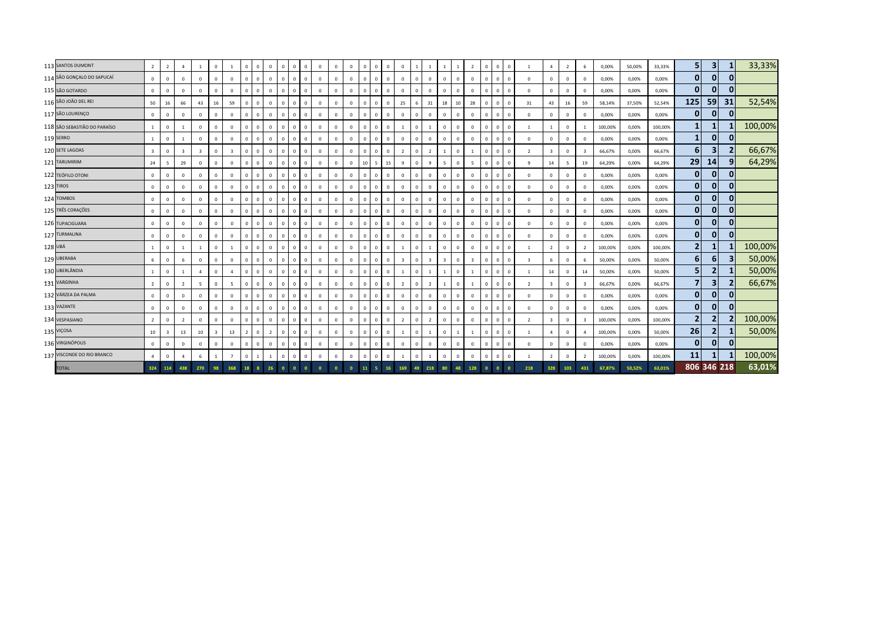| | | | | | | | | | | | | | | | | | | | | | | | | | | | | | | | | | | | | | | | |
|---|---|---|---|---|---|---|---|---|---|---|---|---|---|---|---|---|---|---|---|---|---|---|---|---|---|---|---|---|---|---|---|---|---|---|---|---|---|---|---|
| 113 | SANTOS DUMONT | 2 | 2 | 4 | 1 | 0 | 1 | 0 | 0 | 0 | 0 | 0 | 0 | 0 | 0 | 0 | 0 | 0 | 0 | 0 | 1 | 1 | 1 | 1 | 2 | 0 | 0 | 0 | 1 | 4 | 2 | 6 | 0,00% | 50,00% | 33,33% | 5 | 3 | 1 | 33,33% |
| 114 | SÃO GONÇALO DO SAPUCAÍ | 0 | 0 | 0 | 0 | 0 | 0 | 0 | 0 | 0 | 0 | 0 | 0 | 0 | 0 | 0 | 0 | 0 | 0 | 0 | 0 | 0 | 0 | 0 | 0 | 0 | 0 | 0 | 0 | 0 | 0 | 0 | 0,00% | 0,00% | 0,00% | 0 | 0 | 0 | |
| 115 | SÃO GOTARDO | 0 | 0 | 0 | 0 | 0 | 0 | 0 | 0 | 0 | 0 | 0 | 0 | 0 | 0 | 0 | 0 | 0 | 0 | 0 | 0 | 0 | 0 | 0 | 0 | 0 | 0 | 0 | 0 | 0 | 0 | 0 | 0,00% | 0,00% | 0,00% | 0 | 0 | 0 | |
| 116 | SÃO JOÃO DEL REI | 50 | 16 | 66 | 43 | 16 | 59 | 0 | 0 | 0 | 0 | 0 | 0 | 0 | 0 | 0 | 0 | 0 | 0 | 25 | 6 | 31 | 18 | 10 | 28 | 0 | 0 | 0 | 31 | 43 | 16 | 59 | 58,14% | 37,50% | 52,54% | 125 | 59 | 31 | 52,54% |
| 117 | SÃO LOURENÇO | 0 | 0 | 0 | 0 | 0 | 0 | 0 | 0 | 0 | 0 | 0 | 0 | 0 | 0 | 0 | 0 | 0 | 0 | 0 | 0 | 0 | 0 | 0 | 0 | 0 | 0 | 0 | 0 | 0 | 0 | 0 | 0,00% | 0,00% | 0,00% | 0 | 0 | 0 | |
| 118 | SÃO SEBASTIÃO DO PARAÍSO | 1 | 0 | 1 | 0 | 0 | 0 | 0 | 0 | 0 | 0 | 0 | 0 | 0 | 0 | 0 | 0 | 0 | 0 | 1 | 0 | 1 | 0 | 0 | 0 | 0 | 0 | 0 | 1 | 1 | 0 | 1 | 100,00% | 0,00% | 100,00% | 1 | 1 | 1 | 100,00% |
| 119 | SERRO | 1 | 0 | 1 | 0 | 0 | 0 | 0 | 0 | 0 | 0 | 0 | 0 | 0 | 0 | 0 | 0 | 0 | 0 | 0 | 0 | 0 | 0 | 0 | 0 | 0 | 0 | 0 | 0 | 0 | 0 | 0 | 0,00% | 0,00% | 0,00% | 1 | 0 | 0 | |
| 120 | SETE LAGOAS | 3 | 0 | 3 | 3 | 0 | 3 | 0 | 0 | 0 | 0 | 0 | 0 | 0 | 0 | 0 | 0 | 0 | 0 | 2 | 0 | 2 | 1 | 0 | 1 | 0 | 0 | 0 | 2 | 3 | 0 | 3 | 66,67% | 0,00% | 66,67% | 6 | 3 | 2 | 66,67% |
| 121 | TARUMIRIM | 24 | 5 | 29 | 0 | 0 | 0 | 0 | 0 | 0 | 0 | 0 | 0 | 0 | 0 | 0 | 10 | 5 | 15 | 9 | 0 | 9 | 5 | 0 | 5 | 0 | 0 | 0 | 9 | 14 | 5 | 19 | 64,29% | 0,00% | 64,29% | 29 | 14 | 9 | 64,29% |
| 122 | TEÓFILO OTONI | 0 | 0 | 0 | 0 | 0 | 0 | 0 | 0 | 0 | 0 | 0 | 0 | 0 | 0 | 0 | 0 | 0 | 0 | 0 | 0 | 0 | 0 | 0 | 0 | 0 | 0 | 0 | 0 | 0 | 0 | 0 | 0,00% | 0,00% | 0,00% | 0 | 0 | 0 | |
| 123 | TIROS | 0 | 0 | 0 | 0 | 0 | 0 | 0 | 0 | 0 | 0 | 0 | 0 | 0 | 0 | 0 | 0 | 0 | 0 | 0 | 0 | 0 | 0 | 0 | 0 | 0 | 0 | 0 | 0 | 0 | 0 | 0 | 0,00% | 0,00% | 0,00% | 0 | 0 | 0 | |
| 124 | TOMBOS | 0 | 0 | 0 | 0 | 0 | 0 | 0 | 0 | 0 | 0 | 0 | 0 | 0 | 0 | 0 | 0 | 0 | 0 | 0 | 0 | 0 | 0 | 0 | 0 | 0 | 0 | 0 | 0 | 0 | 0 | 0 | 0,00% | 0,00% | 0,00% | 0 | 0 | 0 | |
| 125 | TRÊS CORAÇÕES | 0 | 0 | 0 | 0 | 0 | 0 | 0 | 0 | 0 | 0 | 0 | 0 | 0 | 0 | 0 | 0 | 0 | 0 | 0 | 0 | 0 | 0 | 0 | 0 | 0 | 0 | 0 | 0 | 0 | 0 | 0 | 0,00% | 0,00% | 0,00% | 0 | 0 | 0 | |
| 126 | TUPACIGUARA | 0 | 0 | 0 | 0 | 0 | 0 | 0 | 0 | 0 | 0 | 0 | 0 | 0 | 0 | 0 | 0 | 0 | 0 | 0 | 0 | 0 | 0 | 0 | 0 | 0 | 0 | 0 | 0 | 0 | 0 | 0 | 0,00% | 0,00% | 0,00% | 0 | 0 | 0 | |
| 127 | TURMALINA | 0 | 0 | 0 | 0 | 0 | 0 | 0 | 0 | 0 | 0 | 0 | 0 | 0 | 0 | 0 | 0 | 0 | 0 | 0 | 0 | 0 | 0 | 0 | 0 | 0 | 0 | 0 | 0 | 0 | 0 | 0 | 0,00% | 0,00% | 0,00% | 0 | 0 | 0 | |
| 128 | UBÁ | 1 | 0 | 1 | 1 | 0 | 1 | 0 | 0 | 0 | 0 | 0 | 0 | 0 | 0 | 0 | 0 | 0 | 0 | 1 | 0 | 1 | 0 | 0 | 0 | 0 | 0 | 0 | 1 | 2 | 0 | 2 | 100,00% | 0,00% | 100,00% | 2 | 1 | 1 | 100,00% |
| 129 | UBERABA | 6 | 0 | 6 | 0 | 0 | 0 | 0 | 0 | 0 | 0 | 0 | 0 | 0 | 0 | 0 | 0 | 0 | 0 | 3 | 0 | 3 | 3 | 0 | 3 | 0 | 0 | 0 | 3 | 6 | 0 | 6 | 50,00% | 0,00% | 50,00% | 6 | 6 | 3 | 50,00% |
| 130 | UBERLÂNDIA | 1 | 0 | 1 | 4 | 0 | 4 | 0 | 0 | 0 | 0 | 0 | 0 | 0 | 0 | 0 | 0 | 0 | 0 | 1 | 0 | 1 | 1 | 0 | 1 | 0 | 0 | 0 | 1 | 14 | 0 | 14 | 50,00% | 0,00% | 50,00% | 5 | 2 | 1 | 50,00% |
| 131 | VARGINHA | 2 | 0 | 2 | 5 | 0 | 5 | 0 | 0 | 0 | 0 | 0 | 0 | 0 | 0 | 0 | 0 | 0 | 0 | 2 | 0 | 2 | 1 | 0 | 1 | 0 | 0 | 0 | 2 | 3 | 0 | 3 | 66,67% | 0,00% | 66,67% | 7 | 3 | 2 | 66,67% |
| 132 | VÁRZEA DA PALMA | 0 | 0 | 0 | 0 | 0 | 0 | 0 | 0 | 0 | 0 | 0 | 0 | 0 | 0 | 0 | 0 | 0 | 0 | 0 | 0 | 0 | 0 | 0 | 0 | 0 | 0 | 0 | 0 | 0 | 0 | 0 | 0,00% | 0,00% | 0,00% | 0 | 0 | 0 | |
| 133 | VAZANTE | 0 | 0 | 0 | 0 | 0 | 0 | 0 | 0 | 0 | 0 | 0 | 0 | 0 | 0 | 0 | 0 | 0 | 0 | 0 | 0 | 0 | 0 | 0 | 0 | 0 | 0 | 0 | 0 | 0 | 0 | 0 | 0,00% | 0,00% | 0,00% | 0 | 0 | 0 | |
| 134 | VESPASIANO | 2 | 0 | 2 | 0 | 0 | 0 | 0 | 0 | 0 | 0 | 0 | 0 | 0 | 0 | 0 | 0 | 0 | 0 | 2 | 0 | 2 | 0 | 0 | 0 | 0 | 0 | 0 | 2 | 3 | 0 | 3 | 100,00% | 0,00% | 100,00% | 2 | 2 | 2 | 100,00% |
| 135 | VIÇOSA | 10 | 3 | 13 | 10 | 3 | 13 | 2 | 0 | 2 | 0 | 0 | 0 | 0 | 0 | 0 | 0 | 0 | 0 | 1 | 0 | 1 | 0 | 1 | 1 | 0 | 0 | 0 | 1 | 4 | 0 | 4 | 100,00% | 0,00% | 50,00% | 26 | 2 | 1 | 50,00% |
| 136 | VIRGINÓPOLIS | 0 | 0 | 0 | 0 | 0 | 0 | 0 | 0 | 0 | 0 | 0 | 0 | 0 | 0 | 0 | 0 | 0 | 0 | 0 | 0 | 0 | 0 | 0 | 0 | 0 | 0 | 0 | 0 | 0 | 0 | 0 | 0,00% | 0,00% | 0,00% | 0 | 0 | 0 | |
| 137 | VISCONDE DO RIO BRANCO | 4 | 0 | 4 | 6 | 1 | 7 | 0 | 1 | 1 | 0 | 0 | 0 | 0 | 0 | 0 | 0 | 0 | 0 | 1 | 0 | 1 | 0 | 0 | 0 | 0 | 0 | 0 | 1 | 2 | 0 | 2 | 100,00% | 0,00% | 100,00% | 11 | 1 | 1 | 100,00% |
| | TOTAL | 324 | 114 | 438 | 270 | 98 | 368 | 18 | 8 | 26 | 0 | 0 | 0 | 0 | 0 | 0 | 11 | 5 | 16 | 169 | 49 | 218 | 80 | 48 | 128 | 0 | 0 | 0 | 218 | 328 | 103 | 431 | 67,87% | 50,52% | 63,01% | 806 | 346 | 218 | 63,01% |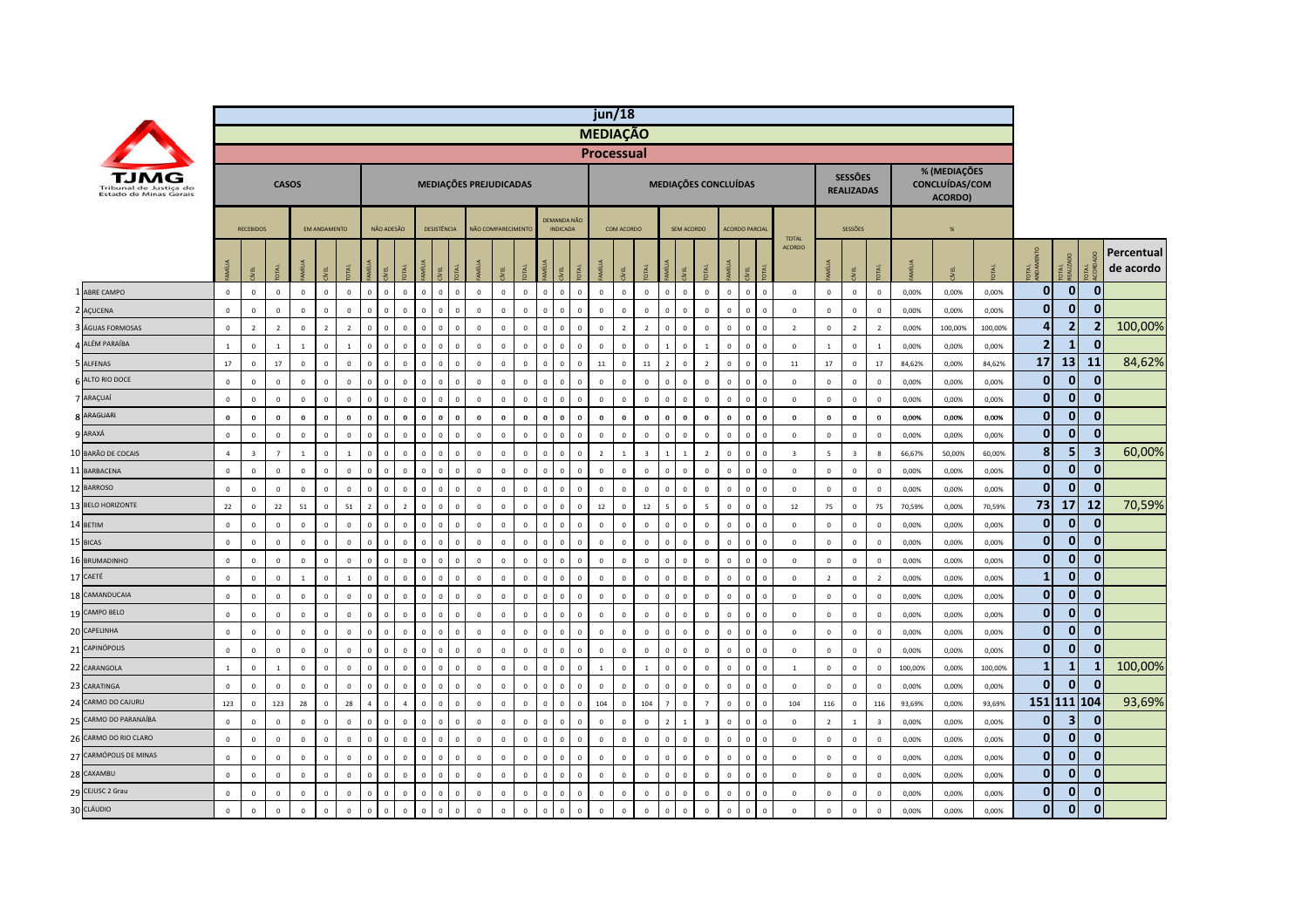| | jun/18 | | | | | | | | | | | | | | | | | | | | | | | | | | | | | | | | | | | | | | | | | | | |
|---|---|---|---|---|---|---|---|---|---|---|---|---|---|---|---|---|---|---|---|---|---|---|---|---|---|---|---|---|---|---|---|---|---|---|---|---|---|---|---|---|---|---|---|---|
| | MEDIAÇÃO | | | | | | | | | | | | | | | | | | | | | | | | | | | | | | | | | | | | | | | | | | | |
| | Processual | | | | | | | | | | | | | | | | | | | | | | | | | | | | | | | | | | | | | | | | | | | |
| TJMG Tribunal de Justiça do Estado de Minas Gerais | CASOS | | | | | | MEDIAÇÕES PREJUDICADAS | | | | | | | | | | | | MEDIAÇÕES CONCLUÍDAS | | | | | | | | | | SESSÕES REALIZADAS | | | % (MEDIAÇÕES CONCLUÍDAS/COM ACORDO) | | | | | | |
| | RECEBIDOS | | | EM ANDAMENTO | | | NÃO ADESÃO | | | DESISTÊNCIA | | | NÃO COMPARECIMENTO | | | DEMANDA NÃO INDICADA | | | COM ACORDO | | | SEM ACORDO | | | ACORDO PARCIAL | | | TOTAL ACORDO | SESSÕES | | | % | | | | | | |
| | FAMÍLIA | CÍVEL | TOTAL | FAMÍLIA | CÍVEL | TOTAL | FAMÍLIA | CÍVEL | TOTAL | FAMÍLIA | CÍVEL | TOTAL | FAMÍLIA | CÍVEL | TOTAL | FAMÍLIA | CÍVEL | TOTAL | FAMÍLIA | CÍVEL | TOTAL | FAMÍLIA | CÍVEL | TOTAL | FAMÍLIA | CÍVEL | TOTAL | | FAMÍLIA | CÍVEL | TOTAL | FAMÍLIA | CÍVEL | TOTAL | TOTAL ANDAMENTO | TOTAL REALIZADO | TOTAL ACORDADO | Percentual de acordo |
| 1 ABRE CAMPO | 0 | 0 | 0 | 0 | 0 | 0 | 0 | 0 | 0 | 0 | 0 | 0 | 0 | 0 | 0 | 0 | 0 | 0 | 0 | 0 | 0 | 0 | 0 | 0 | 0 | 0 | 0 | 0 | 0 | 0 | 0 | 0,00% | 0,00% | 0,00% | 0 | 0 | 0 | |
| 2 AÇUCENA | 0 | 0 | 0 | 0 | 0 | 0 | 0 | 0 | 0 | 0 | 0 | 0 | 0 | 0 | 0 | 0 | 0 | 0 | 0 | 0 | 0 | 0 | 0 | 0 | 0 | 0 | 0 | 0 | 0 | 0 | 0 | 0,00% | 0,00% | 0,00% | 0 | 0 | 0 | |
| 3 ÁGUAS FORMOSAS | 0 | 2 | 2 | 0 | 2 | 2 | 0 | 0 | 0 | 0 | 0 | 0 | 0 | 0 | 0 | 0 | 0 | 0 | 0 | 2 | 2 | 0 | 0 | 0 | 0 | 0 | 0 | 2 | 0 | 2 | 2 | 0,00% | 100,00% | 100,00% | 4 | 2 | 2 | 100,00% |
| 4 ALÉM PARAÍBA | 1 | 0 | 1 | 1 | 0 | 1 | 0 | 0 | 0 | 0 | 0 | 0 | 0 | 0 | 0 | 0 | 0 | 0 | 0 | 0 | 0 | 1 | 0 | 1 | 0 | 0 | 0 | 0 | 1 | 0 | 1 | 0,00% | 0,00% | 0,00% | 2 | 1 | 0 | |
| 5 ALFENAS | 17 | 0 | 17 | 0 | 0 | 0 | 0 | 0 | 0 | 0 | 0 | 0 | 0 | 0 | 0 | 0 | 0 | 0 | 11 | 0 | 11 | 2 | 0 | 2 | 0 | 0 | 0 | 11 | 17 | 0 | 17 | 84,62% | 0,00% | 84,62% | 17 | 13 | 11 | 84,62% |
| 6 ALTO RIO DOCE | 0 | 0 | 0 | 0 | 0 | 0 | 0 | 0 | 0 | 0 | 0 | 0 | 0 | 0 | 0 | 0 | 0 | 0 | 0 | 0 | 0 | 0 | 0 | 0 | 0 | 0 | 0 | 0 | 0 | 0 | 0 | 0,00% | 0,00% | 0,00% | 0 | 0 | 0 | |
| 7 ARAÇUAÍ | 0 | 0 | 0 | 0 | 0 | 0 | 0 | 0 | 0 | 0 | 0 | 0 | 0 | 0 | 0 | 0 | 0 | 0 | 0 | 0 | 0 | 0 | 0 | 0 | 0 | 0 | 0 | 0 | 0 | 0 | 0 | 0,00% | 0,00% | 0,00% | 0 | 0 | 0 | |
| 8 ARAGUARI | 0 | 0 | 0 | 0 | 0 | 0 | 0 | 0 | 0 | 0 | 0 | 0 | 0 | 0 | 0 | 0 | 0 | 0 | 0 | 0 | 0 | 0 | 0 | 0 | 0 | 0 | 0 | 0 | 0 | 0 | 0 | 0,00% | 0,00% | 0,00% | 0 | 0 | 0 | |
| 9 ARAXÁ | 0 | 0 | 0 | 0 | 0 | 0 | 0 | 0 | 0 | 0 | 0 | 0 | 0 | 0 | 0 | 0 | 0 | 0 | 0 | 0 | 0 | 0 | 0 | 0 | 0 | 0 | 0 | 0 | 0 | 0 | 0 | 0,00% | 0,00% | 0,00% | 0 | 0 | 0 | |
| 10 BARÃO DE COCAIS | 4 | 3 | 7 | 1 | 0 | 1 | 0 | 0 | 0 | 0 | 0 | 0 | 0 | 0 | 0 | 0 | 0 | 0 | 2 | 1 | 3 | 1 | 1 | 2 | 0 | 0 | 0 | 3 | 5 | 3 | 8 | 66,67% | 50,00% | 60,00% | 8 | 5 | 3 | 60,00% |
| 11 BARBACENA | 0 | 0 | 0 | 0 | 0 | 0 | 0 | 0 | 0 | 0 | 0 | 0 | 0 | 0 | 0 | 0 | 0 | 0 | 0 | 0 | 0 | 0 | 0 | 0 | 0 | 0 | 0 | 0 | 0 | 0 | 0 | 0,00% | 0,00% | 0,00% | 0 | 0 | 0 | |
| 12 BARROSO | 0 | 0 | 0 | 0 | 0 | 0 | 0 | 0 | 0 | 0 | 0 | 0 | 0 | 0 | 0 | 0 | 0 | 0 | 0 | 0 | 0 | 0 | 0 | 0 | 0 | 0 | 0 | 0 | 0 | 0 | 0 | 0,00% | 0,00% | 0,00% | 0 | 0 | 0 | |
| 13 BELO HORIZONTE | 22 | 0 | 22 | 51 | 0 | 51 | 2 | 0 | 2 | 0 | 0 | 0 | 0 | 0 | 0 | 0 | 0 | 0 | 12 | 0 | 12 | 5 | 0 | 5 | 0 | 0 | 0 | 12 | 75 | 0 | 75 | 70,59% | 0,00% | 70,59% | 73 | 17 | 12 | 70,59% |
| 14 BETIM | 0 | 0 | 0 | 0 | 0 | 0 | 0 | 0 | 0 | 0 | 0 | 0 | 0 | 0 | 0 | 0 | 0 | 0 | 0 | 0 | 0 | 0 | 0 | 0 | 0 | 0 | 0 | 0 | 0 | 0 | 0 | 0,00% | 0,00% | 0,00% | 0 | 0 | 0 | |
| 15 BICAS | 0 | 0 | 0 | 0 | 0 | 0 | 0 | 0 | 0 | 0 | 0 | 0 | 0 | 0 | 0 | 0 | 0 | 0 | 0 | 0 | 0 | 0 | 0 | 0 | 0 | 0 | 0 | 0 | 0 | 0 | 0 | 0,00% | 0,00% | 0,00% | 0 | 0 | 0 | |
| 16 BRUMADINHO | 0 | 0 | 0 | 0 | 0 | 0 | 0 | 0 | 0 | 0 | 0 | 0 | 0 | 0 | 0 | 0 | 0 | 0 | 0 | 0 | 0 | 0 | 0 | 0 | 0 | 0 | 0 | 0 | 0 | 0 | 0 | 0,00% | 0,00% | 0,00% | 0 | 0 | 0 | |
| 17 CAETÉ | 0 | 0 | 0 | 1 | 0 | 1 | 0 | 0 | 0 | 0 | 0 | 0 | 0 | 0 | 0 | 0 | 0 | 0 | 0 | 0 | 0 | 0 | 0 | 0 | 0 | 0 | 0 | 0 | 2 | 0 | 2 | 0,00% | 0,00% | 0,00% | 1 | 0 | 0 | |
| 18 CAMANDUCAIA | 0 | 0 | 0 | 0 | 0 | 0 | 0 | 0 | 0 | 0 | 0 | 0 | 0 | 0 | 0 | 0 | 0 | 0 | 0 | 0 | 0 | 0 | 0 | 0 | 0 | 0 | 0 | 0 | 0 | 0 | 0 | 0,00% | 0,00% | 0,00% | 0 | 0 | 0 | |
| 19 CAMPO BELO | 0 | 0 | 0 | 0 | 0 | 0 | 0 | 0 | 0 | 0 | 0 | 0 | 0 | 0 | 0 | 0 | 0 | 0 | 0 | 0 | 0 | 0 | 0 | 0 | 0 | 0 | 0 | 0 | 0 | 0 | 0 | 0,00% | 0,00% | 0,00% | 0 | 0 | 0 | |
| 20 CAPELINHA | 0 | 0 | 0 | 0 | 0 | 0 | 0 | 0 | 0 | 0 | 0 | 0 | 0 | 0 | 0 | 0 | 0 | 0 | 0 | 0 | 0 | 0 | 0 | 0 | 0 | 0 | 0 | 0 | 0 | 0 | 0 | 0,00% | 0,00% | 0,00% | 0 | 0 | 0 | |
| 21 CAPINÓPOLIS | 0 | 0 | 0 | 0 | 0 | 0 | 0 | 0 | 0 | 0 | 0 | 0 | 0 | 0 | 0 | 0 | 0 | 0 | 0 | 0 | 0 | 0 | 0 | 0 | 0 | 0 | 0 | 0 | 0 | 0 | 0 | 0,00% | 0,00% | 0,00% | 0 | 0 | 0 | |
| 22 CARANGOLA | 1 | 0 | 1 | 0 | 0 | 0 | 0 | 0 | 0 | 0 | 0 | 0 | 0 | 0 | 0 | 0 | 0 | 0 | 1 | 0 | 1 | 0 | 0 | 0 | 0 | 0 | 0 | 1 | 0 | 0 | 0 | 100,00% | 0,00% | 100,00% | 1 | 1 | 1 | 100,00% |
| 23 CARATINGA | 0 | 0 | 0 | 0 | 0 | 0 | 0 | 0 | 0 | 0 | 0 | 0 | 0 | 0 | 0 | 0 | 0 | 0 | 0 | 0 | 0 | 0 | 0 | 0 | 0 | 0 | 0 | 0 | 0 | 0 | 0 | 0,00% | 0,00% | 0,00% | 0 | 0 | 0 | |
| 24 CARMO DO CAJURU | 123 | 0 | 123 | 28 | 0 | 28 | 4 | 0 | 4 | 0 | 0 | 0 | 0 | 0 | 0 | 0 | 0 | 0 | 104 | 0 | 104 | 7 | 0 | 7 | 0 | 0 | 0 | 104 | 116 | 0 | 116 | 93,69% | 0,00% | 93,69% | 151 | 111 | 104 | 93,69% |
| 25 CARMO DO PARANAÍBA | 0 | 0 | 0 | 0 | 0 | 0 | 0 | 0 | 0 | 0 | 0 | 0 | 0 | 0 | 0 | 0 | 0 | 0 | 0 | 0 | 0 | 2 | 1 | 3 | 0 | 0 | 0 | 0 | 2 | 1 | 3 | 0,00% | 0,00% | 0,00% | 0 | 3 | 0 | |
| 26 CARMO DO RIO CLARO | 0 | 0 | 0 | 0 | 0 | 0 | 0 | 0 | 0 | 0 | 0 | 0 | 0 | 0 | 0 | 0 | 0 | 0 | 0 | 0 | 0 | 0 | 0 | 0 | 0 | 0 | 0 | 0 | 0 | 0 | 0 | 0,00% | 0,00% | 0,00% | 0 | 0 | 0 | |
| 27 CARMÓPOLIS DE MINAS | 0 | 0 | 0 | 0 | 0 | 0 | 0 | 0 | 0 | 0 | 0 | 0 | 0 | 0 | 0 | 0 | 0 | 0 | 0 | 0 | 0 | 0 | 0 | 0 | 0 | 0 | 0 | 0 | 0 | 0 | 0 | 0,00% | 0,00% | 0,00% | 0 | 0 | 0 | |
| 28 CAXAMBU | 0 | 0 | 0 | 0 | 0 | 0 | 0 | 0 | 0 | 0 | 0 | 0 | 0 | 0 | 0 | 0 | 0 | 0 | 0 | 0 | 0 | 0 | 0 | 0 | 0 | 0 | 0 | 0 | 0 | 0 | 0 | 0,00% | 0,00% | 0,00% | 0 | 0 | 0 | |
| 29 CEJUSC 2 Grau | 0 | 0 | 0 | 0 | 0 | 0 | 0 | 0 | 0 | 0 | 0 | 0 | 0 | 0 | 0 | 0 | 0 | 0 | 0 | 0 | 0 | 0 | 0 | 0 | 0 | 0 | 0 | 0 | 0 | 0 | 0 | 0,00% | 0,00% | 0,00% | 0 | 0 | 0 | |
| 30 CLÁUDIO | 0 | 0 | 0 | 0 | 0 | 0 | 0 | 0 | 0 | 0 | 0 | 0 | 0 | 0 | 0 | 0 | 0 | 0 | 0 | 0 | 0 | 0 | 0 | 0 | 0 | 0 | 0 | 0 | 0 | 0 | 0 | 0,00% | 0,00% | 0,00% | 0 | 0 | 0 | |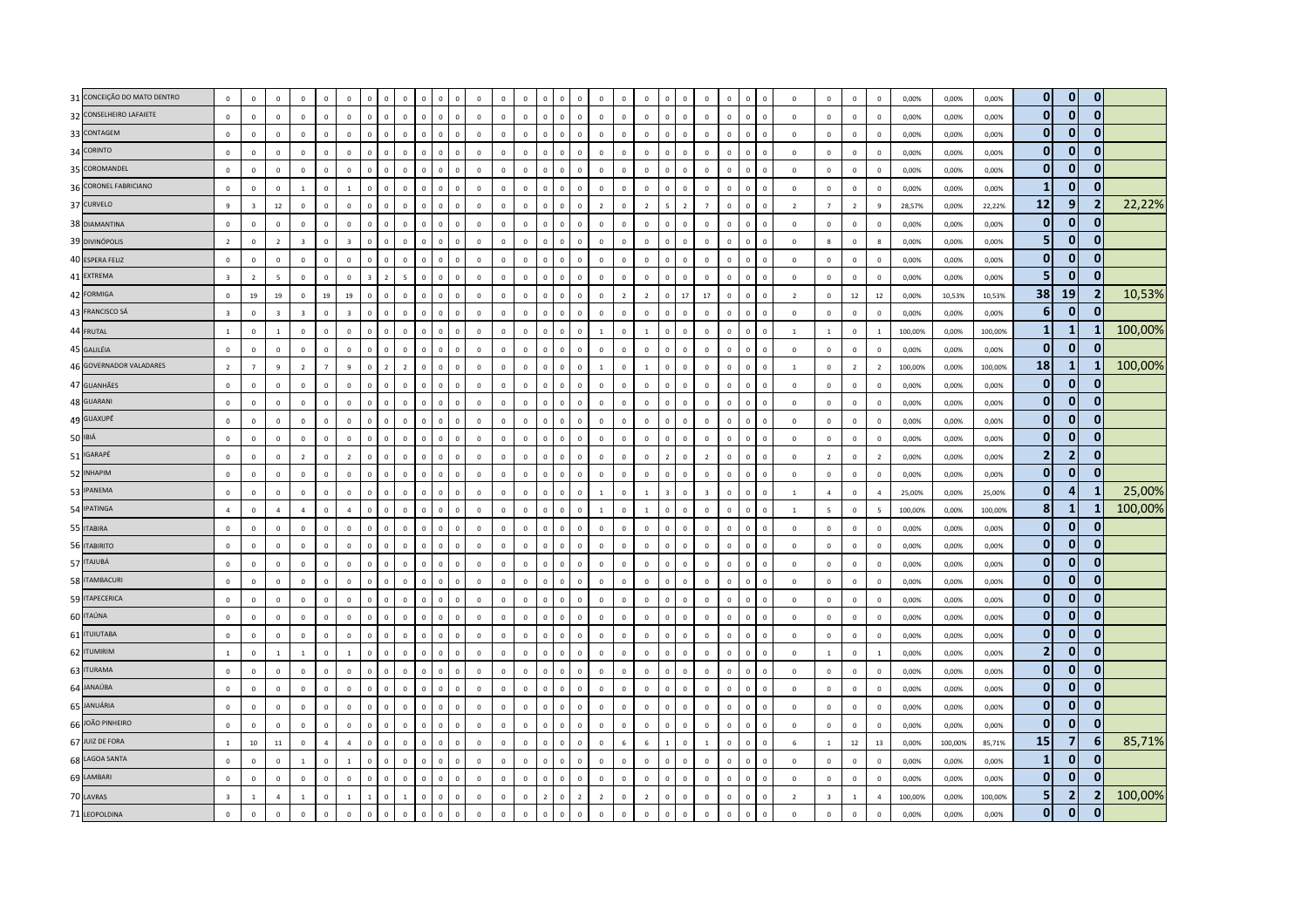| | | | | | | | | | | | | | | | | | | | | | | | | | | | | | | | | | | | | | | | | |
|---|---|---|---|---|---|---|---|---|---|---|---|---|---|---|---|---|---|---|---|---|---|---|---|---|---|---|---|---|---|---|---|---|---|---|---|---|---|---|---|---|
| 31 | CONCEIÇÃO DO MATO DENTRO | 0 | 0 | 0 | 0 | 0 | 0 | 0 | 0 | 0 | 0 | 0 | 0 | 0 | 0 | 0 | 0 | 0 | 0 | 0 | 0 | 0 | 0 | 0 | 0 | 0 | 0 | 0 | 0 | 0 | 0 | 0 | 0 | 0,00% | 0,00% | 0,00% | **0** | **0** | **0** | |
| 32 | CONSELHEIRO LAFAIETE | 0 | 0 | 0 | 0 | 0 | 0 | 0 | 0 | 0 | 0 | 0 | 0 | 0 | 0 | 0 | 0 | 0 | 0 | 0 | 0 | 0 | 0 | 0 | 0 | 0 | 0 | 0 | 0 | 0 | 0 | 0 | 0 | 0,00% | 0,00% | 0,00% | **0** | **0** | **0** | |
| 33 | CONTAGEM | 0 | 0 | 0 | 0 | 0 | 0 | 0 | 0 | 0 | 0 | 0 | 0 | 0 | 0 | 0 | 0 | 0 | 0 | 0 | 0 | 0 | 0 | 0 | 0 | 0 | 0 | 0 | 0 | 0 | 0 | 0 | 0 | 0,00% | 0,00% | 0,00% | **0** | **0** | **0** | |
| 34 | CORINTO | 0 | 0 | 0 | 0 | 0 | 0 | 0 | 0 | 0 | 0 | 0 | 0 | 0 | 0 | 0 | 0 | 0 | 0 | 0 | 0 | 0 | 0 | 0 | 0 | 0 | 0 | 0 | 0 | 0 | 0 | 0 | 0 | 0,00% | 0,00% | 0,00% | **0** | **0** | **0** | |
| 35 | COROMANDEL | 0 | 0 | 0 | 0 | 0 | 0 | 0 | 0 | 0 | 0 | 0 | 0 | 0 | 0 | 0 | 0 | 0 | 0 | 0 | 0 | 0 | 0 | 0 | 0 | 0 | 0 | 0 | 0 | 0 | 0 | 0 | 0 | 0,00% | 0,00% | 0,00% | **0** | **0** | **0** | |
| 36 | CORONEL FABRICIANO | 0 | 0 | 0 | 1 | 0 | 1 | 0 | 0 | 0 | 0 | 0 | 0 | 0 | 0 | 0 | 0 | 0 | 0 | 0 | 0 | 0 | 0 | 0 | 0 | 0 | 0 | 0 | 0 | 0 | 0 | 0 | 0 | 0,00% | 0,00% | 0,00% | **1** | **0** | **0** | |
| 37 | CURVELO | 9 | 3 | 12 | 0 | 0 | 0 | 0 | 0 | 0 | 0 | 0 | 0 | 0 | 0 | 0 | 0 | 0 | 0 | 2 | 0 | 2 | 5 | 2 | 7 | 0 | 0 | 0 | 0 | 2 | 7 | 2 | 9 | 28,57% | 0,00% | 22,22% | **12** | **9** | **2** | 22,22% |
| 38 | DIAMANTINA | 0 | 0 | 0 | 0 | 0 | 0 | 0 | 0 | 0 | 0 | 0 | 0 | 0 | 0 | 0 | 0 | 0 | 0 | 0 | 0 | 0 | 0 | 0 | 0 | 0 | 0 | 0 | 0 | 0 | 0 | 0 | 0 | 0,00% | 0,00% | 0,00% | **0** | **0** | **0** | |
| 39 | DIVINÓPOLIS | 2 | 0 | 2 | 3 | 0 | 3 | 0 | 0 | 0 | 0 | 0 | 0 | 0 | 0 | 0 | 0 | 0 | 0 | 0 | 0 | 0 | 0 | 0 | 0 | 0 | 0 | 0 | 0 | 0 | 8 | 0 | 8 | 0,00% | 0,00% | 0,00% | **5** | **0** | **0** | |
| 40 | ESPERA FELIZ | 0 | 0 | 0 | 0 | 0 | 0 | 0 | 0 | 0 | 0 | 0 | 0 | 0 | 0 | 0 | 0 | 0 | 0 | 0 | 0 | 0 | 0 | 0 | 0 | 0 | 0 | 0 | 0 | 0 | 0 | 0 | 0 | 0,00% | 0,00% | 0,00% | **0** | **0** | **0** | |
| 41 | EXTREMA | 3 | 2 | 5 | 0 | 0 | 0 | 3 | 2 | 5 | 0 | 0 | 0 | 0 | 0 | 0 | 0 | 0 | 0 | 0 | 0 | 0 | 0 | 0 | 0 | 0 | 0 | 0 | 0 | 0 | 0 | 0 | 0 | 0,00% | 0,00% | 0,00% | **5** | **0** | **0** | |
| 42 | FORMIGA | 0 | 19 | 19 | 0 | 19 | 19 | 0 | 0 | 0 | 0 | 0 | 0 | 0 | 0 | 0 | 0 | 0 | 0 | 0 | 2 | 2 | 0 | 17 | 17 | 0 | 0 | 0 | 0 | 2 | 0 | 12 | 12 | 0,00% | 10,53% | 10,53% | **38** | **19** | **2** | 10,53% |
| 43 | FRANCISCO SÁ | 3 | 0 | 3 | 3 | 0 | 3 | 0 | 0 | 0 | 0 | 0 | 0 | 0 | 0 | 0 | 0 | 0 | 0 | 0 | 0 | 0 | 0 | 0 | 0 | 0 | 0 | 0 | 0 | 0 | 0 | 0 | 0 | 0,00% | 0,00% | 0,00% | **6** | **0** | **0** | |
| 44 | FRUTAL | 1 | 0 | 1 | 0 | 0 | 0 | 0 | 0 | 0 | 0 | 0 | 0 | 0 | 0 | 0 | 0 | 0 | 0 | 1 | 0 | 1 | 0 | 0 | 0 | 0 | 0 | 0 | 0 | 1 | 1 | 0 | 1 | 100,00% | 0,00% | 100,00% | **1** | **1** | **1** | 100,00% |
| 45 | GALILÉIA | 0 | 0 | 0 | 0 | 0 | 0 | 0 | 0 | 0 | 0 | 0 | 0 | 0 | 0 | 0 | 0 | 0 | 0 | 0 | 0 | 0 | 0 | 0 | 0 | 0 | 0 | 0 | 0 | 0 | 0 | 0 | 0 | 0,00% | 0,00% | 0,00% | **0** | **0** | **0** | |
| 46 | GOVERNADOR VALADARES | 2 | 7 | 9 | 2 | 7 | 9 | 0 | 2 | 2 | 0 | 0 | 0 | 0 | 0 | 0 | 0 | 0 | 0 | 1 | 0 | 1 | 0 | 0 | 0 | 0 | 0 | 0 | 0 | 1 | 0 | 2 | 2 | 100,00% | 0,00% | 100,00% | **18** | **1** | **1** | 100,00% |
| 47 | GUANHÃES | 0 | 0 | 0 | 0 | 0 | 0 | 0 | 0 | 0 | 0 | 0 | 0 | 0 | 0 | 0 | 0 | 0 | 0 | 0 | 0 | 0 | 0 | 0 | 0 | 0 | 0 | 0 | 0 | 0 | 0 | 0 | 0 | 0,00% | 0,00% | 0,00% | **0** | **0** | **0** | |
| 48 | GUARANI | 0 | 0 | 0 | 0 | 0 | 0 | 0 | 0 | 0 | 0 | 0 | 0 | 0 | 0 | 0 | 0 | 0 | 0 | 0 | 0 | 0 | 0 | 0 | 0 | 0 | 0 | 0 | 0 | 0 | 0 | 0 | 0 | 0,00% | 0,00% | 0,00% | **0** | **0** | **0** | |
| 49 | GUAXUPÉ | 0 | 0 | 0 | 0 | 0 | 0 | 0 | 0 | 0 | 0 | 0 | 0 | 0 | 0 | 0 | 0 | 0 | 0 | 0 | 0 | 0 | 0 | 0 | 0 | 0 | 0 | 0 | 0 | 0 | 0 | 0 | 0 | 0,00% | 0,00% | 0,00% | **0** | **0** | **0** | |
| 50 | IBIÁ | 0 | 0 | 0 | 0 | 0 | 0 | 0 | 0 | 0 | 0 | 0 | 0 | 0 | 0 | 0 | 0 | 0 | 0 | 0 | 0 | 0 | 0 | 0 | 0 | 0 | 0 | 0 | 0 | 0 | 0 | 0 | 0 | 0,00% | 0,00% | 0,00% | **0** | **0** | **0** | |
| 51 | IGARAPÉ | 0 | 0 | 0 | 2 | 0 | 2 | 0 | 0 | 0 | 0 | 0 | 0 | 0 | 0 | 0 | 0 | 0 | 0 | 0 | 0 | 0 | 2 | 0 | 2 | 0 | 0 | 0 | 0 | 0 | 2 | 0 | 2 | 0,00% | 0,00% | 0,00% | **2** | **2** | **0** | |
| 52 | INHAPIM | 0 | 0 | 0 | 0 | 0 | 0 | 0 | 0 | 0 | 0 | 0 | 0 | 0 | 0 | 0 | 0 | 0 | 0 | 0 | 0 | 0 | 0 | 0 | 0 | 0 | 0 | 0 | 0 | 0 | 0 | 0 | 0 | 0,00% | 0,00% | 0,00% | **0** | **0** | **0** | |
| 53 | IPANEMA | 0 | 0 | 0 | 0 | 0 | 0 | 0 | 0 | 0 | 0 | 0 | 0 | 0 | 0 | 0 | 0 | 0 | 0 | 1 | 0 | 1 | 3 | 0 | 3 | 0 | 0 | 0 | 0 | 1 | 4 | 0 | 4 | 25,00% | 0,00% | 25,00% | **0** | **4** | **1** | 25,00% |
| 54 | IPATINGA | 4 | 0 | 4 | 4 | 0 | 4 | 0 | 0 | 0 | 0 | 0 | 0 | 0 | 0 | 0 | 0 | 0 | 0 | 1 | 0 | 1 | 0 | 0 | 0 | 0 | 0 | 0 | 0 | 1 | 5 | 0 | 5 | 100,00% | 0,00% | 100,00% | **8** | **1** | **1** | 100,00% |
| 55 | ITABIRA | 0 | 0 | 0 | 0 | 0 | 0 | 0 | 0 | 0 | 0 | 0 | 0 | 0 | 0 | 0 | 0 | 0 | 0 | 0 | 0 | 0 | 0 | 0 | 0 | 0 | 0 | 0 | 0 | 0 | 0 | 0 | 0 | 0,00% | 0,00% | 0,00% | **0** | **0** | **0** | |
| 56 | ITABIRITO | 0 | 0 | 0 | 0 | 0 | 0 | 0 | 0 | 0 | 0 | 0 | 0 | 0 | 0 | 0 | 0 | 0 | 0 | 0 | 0 | 0 | 0 | 0 | 0 | 0 | 0 | 0 | 0 | 0 | 0 | 0 | 0 | 0,00% | 0,00% | 0,00% | **0** | **0** | **0** | |
| 57 | ITAJUBÁ | 0 | 0 | 0 | 0 | 0 | 0 | 0 | 0 | 0 | 0 | 0 | 0 | 0 | 0 | 0 | 0 | 0 | 0 | 0 | 0 | 0 | 0 | 0 | 0 | 0 | 0 | 0 | 0 | 0 | 0 | 0 | 0 | 0,00% | 0,00% | 0,00% | **0** | **0** | **0** | |
| 58 | ITAMBACURI | 0 | 0 | 0 | 0 | 0 | 0 | 0 | 0 | 0 | 0 | 0 | 0 | 0 | 0 | 0 | 0 | 0 | 0 | 0 | 0 | 0 | 0 | 0 | 0 | 0 | 0 | 0 | 0 | 0 | 0 | 0 | 0 | 0,00% | 0,00% | 0,00% | **0** | **0** | **0** | |
| 59 | ITAPECERICA | 0 | 0 | 0 | 0 | 0 | 0 | 0 | 0 | 0 | 0 | 0 | 0 | 0 | 0 | 0 | 0 | 0 | 0 | 0 | 0 | 0 | 0 | 0 | 0 | 0 | 0 | 0 | 0 | 0 | 0 | 0 | 0 | 0,00% | 0,00% | 0,00% | **0** | **0** | **0** | |
| 60 | ITAÚNA | 0 | 0 | 0 | 0 | 0 | 0 | 0 | 0 | 0 | 0 | 0 | 0 | 0 | 0 | 0 | 0 | 0 | 0 | 0 | 0 | 0 | 0 | 0 | 0 | 0 | 0 | 0 | 0 | 0 | 0 | 0 | 0 | 0,00% | 0,00% | 0,00% | **0** | **0** | **0** | |
| 61 | ITUIUTABA | 0 | 0 | 0 | 0 | 0 | 0 | 0 | 0 | 0 | 0 | 0 | 0 | 0 | 0 | 0 | 0 | 0 | 0 | 0 | 0 | 0 | 0 | 0 | 0 | 0 | 0 | 0 | 0 | 0 | 0 | 0 | 0 | 0,00% | 0,00% | 0,00% | **0** | **0** | **0** | |
| 62 | ITUMIRIM | 1 | 0 | 1 | 1 | 0 | 1 | 0 | 0 | 0 | 0 | 0 | 0 | 0 | 0 | 0 | 0 | 0 | 0 | 0 | 0 | 0 | 0 | 0 | 0 | 0 | 0 | 0 | 0 | 0 | 1 | 0 | 1 | 0,00% | 0,00% | 0,00% | **2** | **0** | **0** | |
| 63 | ITURAMA | 0 | 0 | 0 | 0 | 0 | 0 | 0 | 0 | 0 | 0 | 0 | 0 | 0 | 0 | 0 | 0 | 0 | 0 | 0 | 0 | 0 | 0 | 0 | 0 | 0 | 0 | 0 | 0 | 0 | 0 | 0 | 0 | 0,00% | 0,00% | 0,00% | **0** | **0** | **0** | |
| 64 | JANAÚBA | 0 | 0 | 0 | 0 | 0 | 0 | 0 | 0 | 0 | 0 | 0 | 0 | 0 | 0 | 0 | 0 | 0 | 0 | 0 | 0 | 0 | 0 | 0 | 0 | 0 | 0 | 0 | 0 | 0 | 0 | 0 | 0 | 0,00% | 0,00% | 0,00% | **0** | **0** | **0** | |
| 65 | JANUÁRIA | 0 | 0 | 0 | 0 | 0 | 0 | 0 | 0 | 0 | 0 | 0 | 0 | 0 | 0 | 0 | 0 | 0 | 0 | 0 | 0 | 0 | 0 | 0 | 0 | 0 | 0 | 0 | 0 | 0 | 0 | 0 | 0 | 0,00% | 0,00% | 0,00% | **0** | **0** | **0** | |
| 66 | JOÃO PINHEIRO | 0 | 0 | 0 | 0 | 0 | 0 | 0 | 0 | 0 | 0 | 0 | 0 | 0 | 0 | 0 | 0 | 0 | 0 | 0 | 0 | 0 | 0 | 0 | 0 | 0 | 0 | 0 | 0 | 0 | 0 | 0 | 0 | 0,00% | 0,00% | 0,00% | **0** | **0** | **0** | |
| 67 | JUIZ DE FORA | 1 | 10 | 11 | 0 | 4 | 4 | 0 | 0 | 0 | 0 | 0 | 0 | 0 | 0 | 0 | 0 | 0 | 0 | 0 | 6 | 6 | 1 | 0 | 1 | 0 | 0 | 0 | 0 | 6 | 1 | 12 | 13 | 0,00% | 100,00% | 85,71% | **15** | **7** | **6** | 85,71% |
| 68 | LAGOA SANTA | 0 | 0 | 0 | 1 | 0 | 1 | 0 | 0 | 0 | 0 | 0 | 0 | 0 | 0 | 0 | 0 | 0 | 0 | 0 | 0 | 0 | 0 | 0 | 0 | 0 | 0 | 0 | 0 | 0 | 0 | 0 | 0 | 0,00% | 0,00% | 0,00% | **1** | **0** | **0** | |
| 69 | LAMBARI | 0 | 0 | 0 | 0 | 0 | 0 | 0 | 0 | 0 | 0 | 0 | 0 | 0 | 0 | 0 | 0 | 0 | 0 | 0 | 0 | 0 | 0 | 0 | 0 | 0 | 0 | 0 | 0 | 0 | 0 | 0 | 0 | 0,00% | 0,00% | 0,00% | **0** | **0** | **0** | |
| 70 | LAVRAS | 3 | 1 | 4 | 1 | 0 | 1 | 1 | 0 | 1 | 0 | 0 | 0 | 0 | 0 | 0 | 2 | 0 | 2 | 2 | 0 | 2 | 0 | 0 | 0 | 0 | 0 | 0 | 0 | 2 | 3 | 1 | 4 | 100,00% | 0,00% | 100,00% | **5** | **2** | **2** | 100,00% |
| 71 | LEOPOLDINA | 0 | 0 | 0 | 0 | 0 | 0 | 0 | 0 | 0 | 0 | 0 | 0 | 0 | 0 | 0 | 0 | 0 | 0 | 0 | 0 | 0 | 0 | 0 | 0 | 0 | 0 | 0 | 0 | 0 | 0 | 0 | 0 | 0,00% | 0,00% | 0,00% | **0** | **0** | **0** | |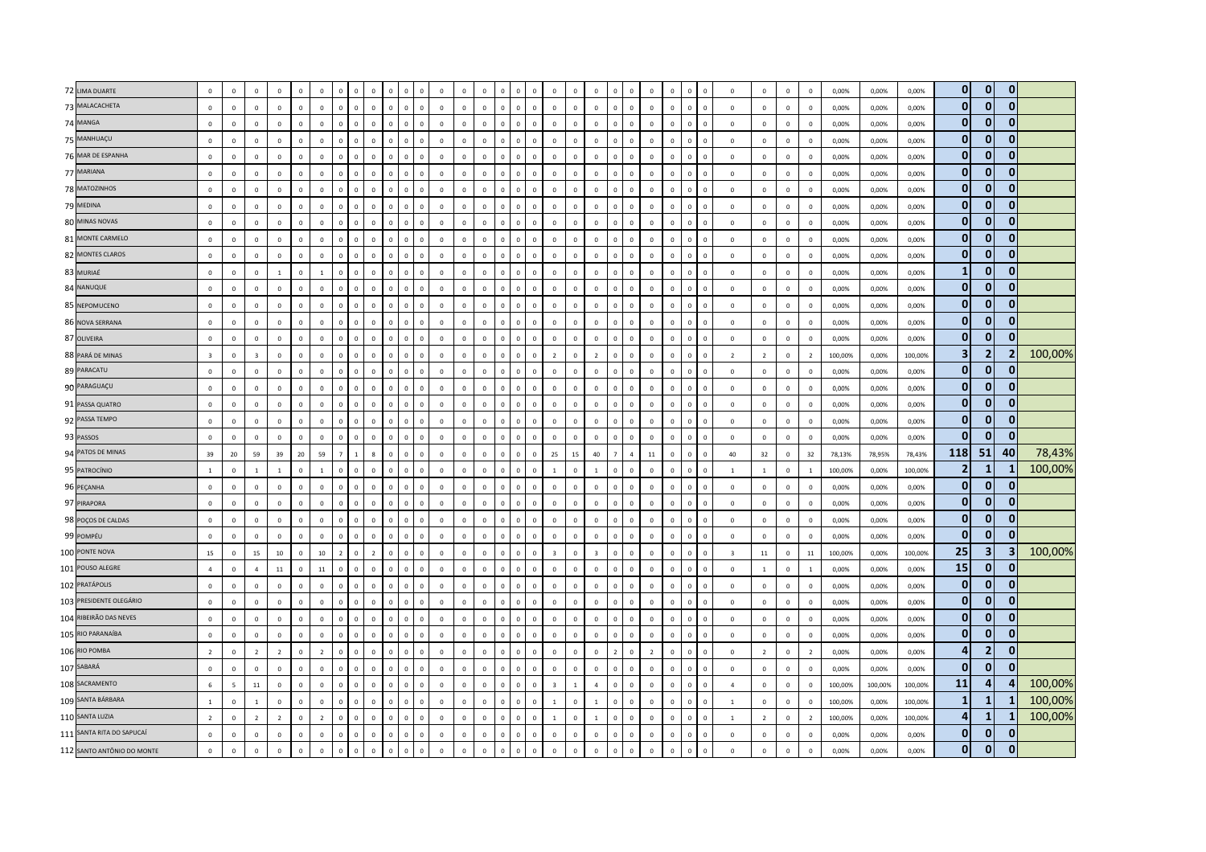| | | | | | | | | | | | | | | | | | | | | | | | | | | | | | | | | | | | | | | | | |
|---|---|---|---|---|---|---|---|---|---|---|---|---|---|---|---|---|---|---|---|---|---|---|---|---|---|---|---|---|---|---|---|---|---|---|---|---|---|---|---|---|
| 72 | LIMA DUARTE | 0 | 0 | 0 | 0 | 0 | 0 | 0 | 0 | 0 | 0 | 0 | 0 | 0 | 0 | 0 | 0 | 0 | 0 | 0 | 0 | 0 | 0 | 0 | 0 | 0 | 0 | 0 | 0 | 0 | 0 | 0 | 0 | 0,00% | 0,00% | 0,00% | **0** | **0** | **0** | |
| 73 | MALACACHETA | 0 | 0 | 0 | 0 | 0 | 0 | 0 | 0 | 0 | 0 | 0 | 0 | 0 | 0 | 0 | 0 | 0 | 0 | 0 | 0 | 0 | 0 | 0 | 0 | 0 | 0 | 0 | 0 | 0 | 0 | 0 | 0 | 0,00% | 0,00% | 0,00% | **0** | **0** | **0** | |
| 74 | MANGA | 0 | 0 | 0 | 0 | 0 | 0 | 0 | 0 | 0 | 0 | 0 | 0 | 0 | 0 | 0 | 0 | 0 | 0 | 0 | 0 | 0 | 0 | 0 | 0 | 0 | 0 | 0 | 0 | 0 | 0 | 0 | 0 | 0,00% | 0,00% | 0,00% | **0** | **0** | **0** | |
| 75 | MANHUAÇU | 0 | 0 | 0 | 0 | 0 | 0 | 0 | 0 | 0 | 0 | 0 | 0 | 0 | 0 | 0 | 0 | 0 | 0 | 0 | 0 | 0 | 0 | 0 | 0 | 0 | 0 | 0 | 0 | 0 | 0 | 0 | 0 | 0,00% | 0,00% | 0,00% | **0** | **0** | **0** | |
| 76 | MAR DE ESPANHA | 0 | 0 | 0 | 0 | 0 | 0 | 0 | 0 | 0 | 0 | 0 | 0 | 0 | 0 | 0 | 0 | 0 | 0 | 0 | 0 | 0 | 0 | 0 | 0 | 0 | 0 | 0 | 0 | 0 | 0 | 0 | 0 | 0,00% | 0,00% | 0,00% | **0** | **0** | **0** | |
| 77 | MARIANA | 0 | 0 | 0 | 0 | 0 | 0 | 0 | 0 | 0 | 0 | 0 | 0 | 0 | 0 | 0 | 0 | 0 | 0 | 0 | 0 | 0 | 0 | 0 | 0 | 0 | 0 | 0 | 0 | 0 | 0 | 0 | 0 | 0,00% | 0,00% | 0,00% | **0** | **0** | **0** | |
| 78 | MATOZINHOS | 0 | 0 | 0 | 0 | 0 | 0 | 0 | 0 | 0 | 0 | 0 | 0 | 0 | 0 | 0 | 0 | 0 | 0 | 0 | 0 | 0 | 0 | 0 | 0 | 0 | 0 | 0 | 0 | 0 | 0 | 0 | 0 | 0,00% | 0,00% | 0,00% | **0** | **0** | **0** | |
| 79 | MEDINA | 0 | 0 | 0 | 0 | 0 | 0 | 0 | 0 | 0 | 0 | 0 | 0 | 0 | 0 | 0 | 0 | 0 | 0 | 0 | 0 | 0 | 0 | 0 | 0 | 0 | 0 | 0 | 0 | 0 | 0 | 0 | 0 | 0,00% | 0,00% | 0,00% | **0** | **0** | **0** | |
| 80 | MINAS NOVAS | 0 | 0 | 0 | 0 | 0 | 0 | 0 | 0 | 0 | 0 | 0 | 0 | 0 | 0 | 0 | 0 | 0 | 0 | 0 | 0 | 0 | 0 | 0 | 0 | 0 | 0 | 0 | 0 | 0 | 0 | 0 | 0 | 0,00% | 0,00% | 0,00% | **0** | **0** | **0** | |
| 81 | MONTE CARMELO | 0 | 0 | 0 | 0 | 0 | 0 | 0 | 0 | 0 | 0 | 0 | 0 | 0 | 0 | 0 | 0 | 0 | 0 | 0 | 0 | 0 | 0 | 0 | 0 | 0 | 0 | 0 | 0 | 0 | 0 | 0 | 0 | 0,00% | 0,00% | 0,00% | **0** | **0** | **0** | |
| 82 | MONTES CLAROS | 0 | 0 | 0 | 0 | 0 | 0 | 0 | 0 | 0 | 0 | 0 | 0 | 0 | 0 | 0 | 0 | 0 | 0 | 0 | 0 | 0 | 0 | 0 | 0 | 0 | 0 | 0 | 0 | 0 | 0 | 0 | 0 | 0,00% | 0,00% | 0,00% | **0** | **0** | **0** | |
| 83 | MURIAÉ | 0 | 0 | 0 | 1 | 0 | 1 | 0 | 0 | 0 | 0 | 0 | 0 | 0 | 0 | 0 | 0 | 0 | 0 | 0 | 0 | 0 | 0 | 0 | 0 | 0 | 0 | 0 | 0 | 0 | 0 | 0 | 0 | 0,00% | 0,00% | 0,00% | **1** | **0** | **0** | |
| 84 | NANUQUE | 0 | 0 | 0 | 0 | 0 | 0 | 0 | 0 | 0 | 0 | 0 | 0 | 0 | 0 | 0 | 0 | 0 | 0 | 0 | 0 | 0 | 0 | 0 | 0 | 0 | 0 | 0 | 0 | 0 | 0 | 0 | 0 | 0,00% | 0,00% | 0,00% | **0** | **0** | **0** | |
| 85 | NEPOMUCENO | 0 | 0 | 0 | 0 | 0 | 0 | 0 | 0 | 0 | 0 | 0 | 0 | 0 | 0 | 0 | 0 | 0 | 0 | 0 | 0 | 0 | 0 | 0 | 0 | 0 | 0 | 0 | 0 | 0 | 0 | 0 | 0 | 0,00% | 0,00% | 0,00% | **0** | **0** | **0** | |
| 86 | NOVA SERRANA | 0 | 0 | 0 | 0 | 0 | 0 | 0 | 0 | 0 | 0 | 0 | 0 | 0 | 0 | 0 | 0 | 0 | 0 | 0 | 0 | 0 | 0 | 0 | 0 | 0 | 0 | 0 | 0 | 0 | 0 | 0 | 0 | 0,00% | 0,00% | 0,00% | **0** | **0** | **0** | |
| 87 | OLIVEIRA | 0 | 0 | 0 | 0 | 0 | 0 | 0 | 0 | 0 | 0 | 0 | 0 | 0 | 0 | 0 | 0 | 0 | 0 | 0 | 0 | 0 | 0 | 0 | 0 | 0 | 0 | 0 | 0 | 0 | 0 | 0 | 0 | 0,00% | 0,00% | 0,00% | **0** | **0** | **0** | |
| 88 | PARÁ DE MINAS | 3 | 0 | 3 | 0 | 0 | 0 | 0 | 0 | 0 | 0 | 0 | 0 | 0 | 0 | 0 | 0 | 0 | 0 | 2 | 0 | 2 | 0 | 0 | 0 | 0 | 0 | 0 | 0 | 2 | 2 | 0 | 2 | 100,00% | 0,00% | 100,00% | **3** | **2** | **2** | 100,00% |
| 89 | PARACATU | 0 | 0 | 0 | 0 | 0 | 0 | 0 | 0 | 0 | 0 | 0 | 0 | 0 | 0 | 0 | 0 | 0 | 0 | 0 | 0 | 0 | 0 | 0 | 0 | 0 | 0 | 0 | 0 | 0 | 0 | 0 | 0 | 0,00% | 0,00% | 0,00% | **0** | **0** | **0** | |
| 90 | PARAGUAÇU | 0 | 0 | 0 | 0 | 0 | 0 | 0 | 0 | 0 | 0 | 0 | 0 | 0 | 0 | 0 | 0 | 0 | 0 | 0 | 0 | 0 | 0 | 0 | 0 | 0 | 0 | 0 | 0 | 0 | 0 | 0 | 0 | 0,00% | 0,00% | 0,00% | **0** | **0** | **0** | |
| 91 | PASSA QUATRO | 0 | 0 | 0 | 0 | 0 | 0 | 0 | 0 | 0 | 0 | 0 | 0 | 0 | 0 | 0 | 0 | 0 | 0 | 0 | 0 | 0 | 0 | 0 | 0 | 0 | 0 | 0 | 0 | 0 | 0 | 0 | 0 | 0,00% | 0,00% | 0,00% | **0** | **0** | **0** | |
| 92 | PASSA TEMPO | 0 | 0 | 0 | 0 | 0 | 0 | 0 | 0 | 0 | 0 | 0 | 0 | 0 | 0 | 0 | 0 | 0 | 0 | 0 | 0 | 0 | 0 | 0 | 0 | 0 | 0 | 0 | 0 | 0 | 0 | 0 | 0 | 0,00% | 0,00% | 0,00% | **0** | **0** | **0** | |
| 93 | PASSOS | 0 | 0 | 0 | 0 | 0 | 0 | 0 | 0 | 0 | 0 | 0 | 0 | 0 | 0 | 0 | 0 | 0 | 0 | 0 | 0 | 0 | 0 | 0 | 0 | 0 | 0 | 0 | 0 | 0 | 0 | 0 | 0 | 0,00% | 0,00% | 0,00% | **0** | **0** | **0** | |
| 94 | PATOS DE MINAS | 39 | 20 | 59 | 39 | 20 | 59 | 7 | 1 | 8 | 0 | 0 | 0 | 0 | 0 | 0 | 0 | 0 | 0 | 25 | 15 | 40 | 7 | 4 | 11 | 0 | 0 | 0 | 0 | 40 | 32 | 0 | 32 | 78,13% | 78,95% | 78,43% | **118** | **51** | **40** | 78,43% |
| 95 | PATROCÍNIO | 1 | 0 | 1 | 1 | 0 | 1 | 0 | 0 | 0 | 0 | 0 | 0 | 0 | 0 | 0 | 0 | 0 | 0 | 1 | 0 | 1 | 0 | 0 | 0 | 0 | 0 | 0 | 0 | 1 | 1 | 0 | 1 | 100,00% | 0,00% | 100,00% | **2** | **1** | **1** | 100,00% |
| 96 | PEÇANHA | 0 | 0 | 0 | 0 | 0 | 0 | 0 | 0 | 0 | 0 | 0 | 0 | 0 | 0 | 0 | 0 | 0 | 0 | 0 | 0 | 0 | 0 | 0 | 0 | 0 | 0 | 0 | 0 | 0 | 0 | 0 | 0 | 0,00% | 0,00% | 0,00% | **0** | **0** | **0** | |
| 97 | PIRAPORA | 0 | 0 | 0 | 0 | 0 | 0 | 0 | 0 | 0 | 0 | 0 | 0 | 0 | 0 | 0 | 0 | 0 | 0 | 0 | 0 | 0 | 0 | 0 | 0 | 0 | 0 | 0 | 0 | 0 | 0 | 0 | 0 | 0,00% | 0,00% | 0,00% | **0** | **0** | **0** | |
| 98 | POÇOS DE CALDAS | 0 | 0 | 0 | 0 | 0 | 0 | 0 | 0 | 0 | 0 | 0 | 0 | 0 | 0 | 0 | 0 | 0 | 0 | 0 | 0 | 0 | 0 | 0 | 0 | 0 | 0 | 0 | 0 | 0 | 0 | 0 | 0 | 0,00% | 0,00% | 0,00% | **0** | **0** | **0** | |
| 99 | POMPÉU | 0 | 0 | 0 | 0 | 0 | 0 | 0 | 0 | 0 | 0 | 0 | 0 | 0 | 0 | 0 | 0 | 0 | 0 | 0 | 0 | 0 | 0 | 0 | 0 | 0 | 0 | 0 | 0 | 0 | 0 | 0 | 0 | 0,00% | 0,00% | 0,00% | **0** | **0** | **0** | |
| 100 | PONTE NOVA | 15 | 0 | 15 | 10 | 0 | 10 | 2 | 0 | 2 | 0 | 0 | 0 | 0 | 0 | 0 | 0 | 0 | 0 | 3 | 0 | 3 | 0 | 0 | 0 | 0 | 0 | 0 | 0 | 3 | 11 | 0 | 11 | 100,00% | 0,00% | 100,00% | **25** | **3** | **3** | 100,00% |
| 101 | POUSO ALEGRE | 4 | 0 | 4 | 11 | 0 | 11 | 0 | 0 | 0 | 0 | 0 | 0 | 0 | 0 | 0 | 0 | 0 | 0 | 0 | 0 | 0 | 0 | 0 | 0 | 0 | 0 | 0 | 0 | 0 | 1 | 0 | 1 | 0,00% | 0,00% | 0,00% | **15** | **0** | **0** | |
| 102 | PRATÁPOLIS | 0 | 0 | 0 | 0 | 0 | 0 | 0 | 0 | 0 | 0 | 0 | 0 | 0 | 0 | 0 | 0 | 0 | 0 | 0 | 0 | 0 | 0 | 0 | 0 | 0 | 0 | 0 | 0 | 0 | 0 | 0 | 0 | 0,00% | 0,00% | 0,00% | **0** | **0** | **0** | |
| 103 | PRESIDENTE OLEGÁRIO | 0 | 0 | 0 | 0 | 0 | 0 | 0 | 0 | 0 | 0 | 0 | 0 | 0 | 0 | 0 | 0 | 0 | 0 | 0 | 0 | 0 | 0 | 0 | 0 | 0 | 0 | 0 | 0 | 0 | 0 | 0 | 0 | 0,00% | 0,00% | 0,00% | **0** | **0** | **0** | |
| 104 | RIBEIRÃO DAS NEVES | 0 | 0 | 0 | 0 | 0 | 0 | 0 | 0 | 0 | 0 | 0 | 0 | 0 | 0 | 0 | 0 | 0 | 0 | 0 | 0 | 0 | 0 | 0 | 0 | 0 | 0 | 0 | 0 | 0 | 0 | 0 | 0 | 0,00% | 0,00% | 0,00% | **0** | **0** | **0** | |
| 105 | RIO PARANAÍBA | 0 | 0 | 0 | 0 | 0 | 0 | 0 | 0 | 0 | 0 | 0 | 0 | 0 | 0 | 0 | 0 | 0 | 0 | 0 | 0 | 0 | 0 | 0 | 0 | 0 | 0 | 0 | 0 | 0 | 0 | 0 | 0 | 0,00% | 0,00% | 0,00% | **0** | **0** | **0** | |
| 106 | RIO POMBA | 2 | 0 | 2 | 2 | 0 | 2 | 0 | 0 | 0 | 0 | 0 | 0 | 0 | 0 | 0 | 0 | 0 | 0 | 0 | 0 | 0 | 2 | 0 | 2 | 0 | 0 | 0 | 0 | 0 | 2 | 0 | 2 | 0,00% | 0,00% | 0,00% | **4** | **2** | **0** | |
| 107 | SABARÁ | 0 | 0 | 0 | 0 | 0 | 0 | 0 | 0 | 0 | 0 | 0 | 0 | 0 | 0 | 0 | 0 | 0 | 0 | 0 | 0 | 0 | 0 | 0 | 0 | 0 | 0 | 0 | 0 | 0 | 0 | 0 | 0 | 0,00% | 0,00% | 0,00% | **0** | **0** | **0** | |
| 108 | SACRAMENTO | 6 | 5 | 11 | 0 | 0 | 0 | 0 | 0 | 0 | 0 | 0 | 0 | 0 | 0 | 0 | 0 | 0 | 0 | 3 | 1 | 4 | 0 | 0 | 0 | 0 | 0 | 0 | 0 | 4 | 0 | 0 | 0 | 100,00% | 100,00% | 100,00% | **11** | **4** | **4** | 100,00% |
| 109 | SANTA BÁRBARA | 1 | 0 | 1 | 0 | 0 | 0 | 0 | 0 | 0 | 0 | 0 | 0 | 0 | 0 | 0 | 0 | 0 | 0 | 1 | 0 | 1 | 0 | 0 | 0 | 0 | 0 | 0 | 0 | 1 | 0 | 0 | 0 | 100,00% | 0,00% | 100,00% | **1** | **1** | **1** | 100,00% |
| 110 | SANTA LUZIA | 2 | 0 | 2 | 2 | 0 | 2 | 0 | 0 | 0 | 0 | 0 | 0 | 0 | 0 | 0 | 0 | 0 | 0 | 1 | 0 | 1 | 0 | 0 | 0 | 0 | 0 | 0 | 0 | 1 | 2 | 0 | 2 | 100,00% | 0,00% | 100,00% | **4** | **1** | **1** | 100,00% |
| 111 | SANTA RITA DO SAPUCAÍ | 0 | 0 | 0 | 0 | 0 | 0 | 0 | 0 | 0 | 0 | 0 | 0 | 0 | 0 | 0 | 0 | 0 | 0 | 0 | 0 | 0 | 0 | 0 | 0 | 0 | 0 | 0 | 0 | 0 | 0 | 0 | 0 | 0,00% | 0,00% | 0,00% | **0** | **0** | **0** | |
| 112 | SANTO ANTÔNIO DO MONTE | 0 | 0 | 0 | 0 | 0 | 0 | 0 | 0 | 0 | 0 | 0 | 0 | 0 | 0 | 0 | 0 | 0 | 0 | 0 | 0 | 0 | 0 | 0 | 0 | 0 | 0 | 0 | 0 | 0 | 0 | 0 | 0 | 0,00% | 0,00% | 0,00% | **0** | **0** | **0** | |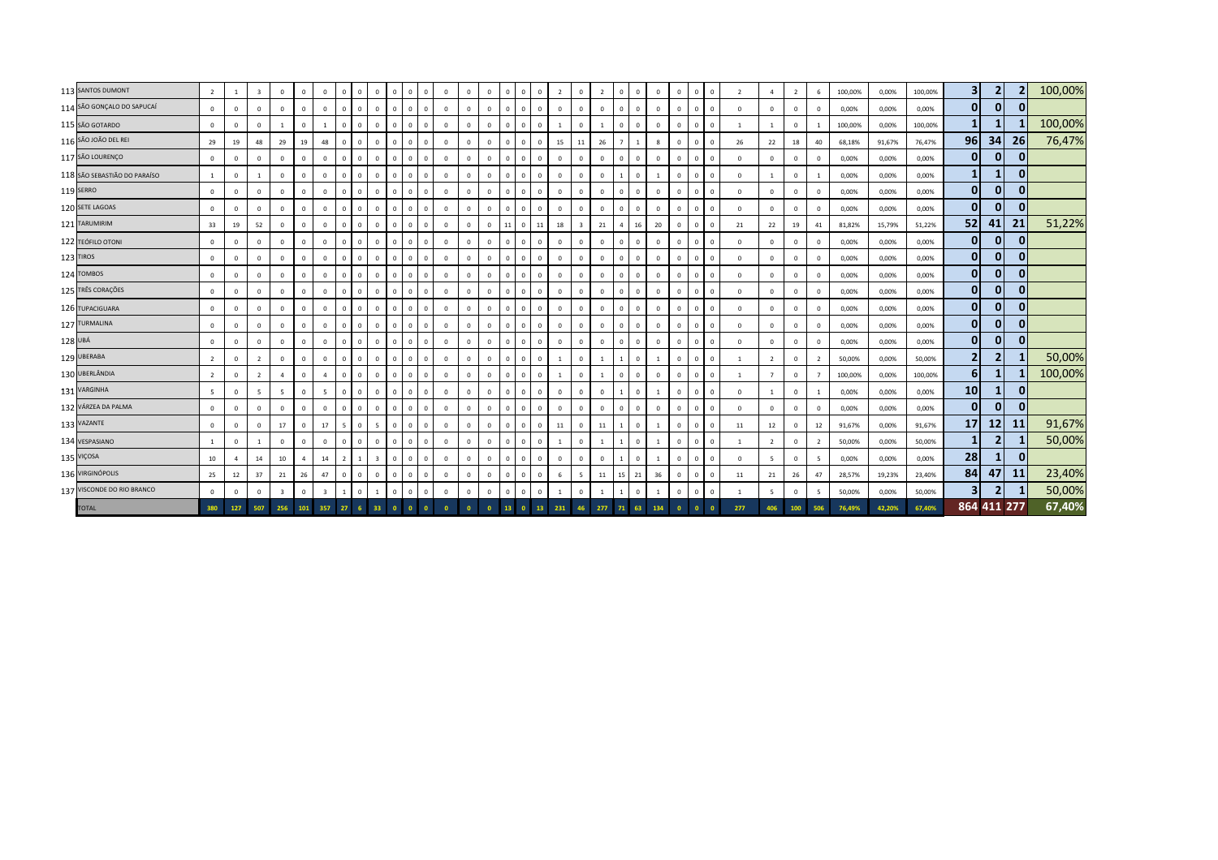| | | | | | | | | | | | | | | | | | | | | | | | | | | | | | | | | | | | | | | | |
|---|---|---|---|---|---|---|---|---|---|---|---|---|---|---|---|---|---|---|---|---|---|---|---|---|---|---|---|---|---|---|---|---|---|---|---|---|---|---|---|
| 113 | SANTOS DUMONT | 2 | 1 | 3 | 0 | 0 | 0 | 0 | 0 | 0 | 0 | 0 | 0 | 0 | 0 | 0 | 0 | 0 | 0 | 2 | 0 | 2 | 0 | 0 | 0 | 0 | 0 | 0 | 2 | 4 | 2 | 6 | 100,00% | 0,00% | 100,00% | 3 | 2 | 2 | 100,00% |
| 114 | SÃO GONÇALO DO SAPUCAÍ | 0 | 0 | 0 | 0 | 0 | 0 | 0 | 0 | 0 | 0 | 0 | 0 | 0 | 0 | 0 | 0 | 0 | 0 | 0 | 0 | 0 | 0 | 0 | 0 | 0 | 0 | 0 | 0 | 0 | 0 | 0 | 0,00% | 0,00% | 0,00% | 0 | 0 | 0 | |
| 115 | SÃO GOTARDO | 0 | 0 | 0 | 1 | 0 | 1 | 0 | 0 | 0 | 0 | 0 | 0 | 0 | 0 | 0 | 0 | 0 | 0 | 1 | 0 | 1 | 0 | 0 | 0 | 0 | 0 | 0 | 1 | 1 | 0 | 1 | 100,00% | 0,00% | 100,00% | 1 | 1 | 1 | 100,00% |
| 116 | SÃO JOÃO DEL REI | 29 | 19 | 48 | 29 | 19 | 48 | 0 | 0 | 0 | 0 | 0 | 0 | 0 | 0 | 0 | 0 | 0 | 0 | 15 | 11 | 26 | 7 | 1 | 8 | 0 | 0 | 0 | 26 | 22 | 18 | 40 | 68,18% | 91,67% | 76,47% | 96 | 34 | 26 | 76,47% |
| 117 | SÃO LOURENÇO | 0 | 0 | 0 | 0 | 0 | 0 | 0 | 0 | 0 | 0 | 0 | 0 | 0 | 0 | 0 | 0 | 0 | 0 | 0 | 0 | 0 | 0 | 0 | 0 | 0 | 0 | 0 | 0 | 0 | 0 | 0 | 0,00% | 0,00% | 0,00% | 0 | 0 | 0 | |
| 118 | SÃO SEBASTIÃO DO PARAÍSO | 1 | 0 | 1 | 0 | 0 | 0 | 0 | 0 | 0 | 0 | 0 | 0 | 0 | 0 | 0 | 0 | 0 | 0 | 0 | 0 | 0 | 1 | 0 | 1 | 0 | 0 | 0 | 0 | 1 | 0 | 1 | 0,00% | 0,00% | 0,00% | 1 | 1 | 0 | |
| 119 | SERRO | 0 | 0 | 0 | 0 | 0 | 0 | 0 | 0 | 0 | 0 | 0 | 0 | 0 | 0 | 0 | 0 | 0 | 0 | 0 | 0 | 0 | 0 | 0 | 0 | 0 | 0 | 0 | 0 | 0 | 0 | 0 | 0,00% | 0,00% | 0,00% | 0 | 0 | 0 | |
| 120 | SETE LAGOAS | 0 | 0 | 0 | 0 | 0 | 0 | 0 | 0 | 0 | 0 | 0 | 0 | 0 | 0 | 0 | 0 | 0 | 0 | 0 | 0 | 0 | 0 | 0 | 0 | 0 | 0 | 0 | 0 | 0 | 0 | 0 | 0,00% | 0,00% | 0,00% | 0 | 0 | 0 | |
| 121 | TARUMIRIM | 33 | 19 | 52 | 0 | 0 | 0 | 0 | 0 | 0 | 0 | 0 | 0 | 0 | 0 | 0 | 11 | 0 | 11 | 18 | 3 | 21 | 4 | 16 | 20 | 0 | 0 | 0 | 21 | 22 | 19 | 41 | 81,82% | 15,79% | 51,22% | 52 | 41 | 21 | 51,22% |
| 122 | TEÓFILO OTONI | 0 | 0 | 0 | 0 | 0 | 0 | 0 | 0 | 0 | 0 | 0 | 0 | 0 | 0 | 0 | 0 | 0 | 0 | 0 | 0 | 0 | 0 | 0 | 0 | 0 | 0 | 0 | 0 | 0 | 0 | 0 | 0,00% | 0,00% | 0,00% | 0 | 0 | 0 | |
| 123 | TIROS | 0 | 0 | 0 | 0 | 0 | 0 | 0 | 0 | 0 | 0 | 0 | 0 | 0 | 0 | 0 | 0 | 0 | 0 | 0 | 0 | 0 | 0 | 0 | 0 | 0 | 0 | 0 | 0 | 0 | 0 | 0 | 0,00% | 0,00% | 0,00% | 0 | 0 | 0 | |
| 124 | TOMBOS | 0 | 0 | 0 | 0 | 0 | 0 | 0 | 0 | 0 | 0 | 0 | 0 | 0 | 0 | 0 | 0 | 0 | 0 | 0 | 0 | 0 | 0 | 0 | 0 | 0 | 0 | 0 | 0 | 0 | 0 | 0 | 0,00% | 0,00% | 0,00% | 0 | 0 | 0 | |
| 125 | TRÊS CORAÇÕES | 0 | 0 | 0 | 0 | 0 | 0 | 0 | 0 | 0 | 0 | 0 | 0 | 0 | 0 | 0 | 0 | 0 | 0 | 0 | 0 | 0 | 0 | 0 | 0 | 0 | 0 | 0 | 0 | 0 | 0 | 0 | 0,00% | 0,00% | 0,00% | 0 | 0 | 0 | |
| 126 | TUPACIGUARA | 0 | 0 | 0 | 0 | 0 | 0 | 0 | 0 | 0 | 0 | 0 | 0 | 0 | 0 | 0 | 0 | 0 | 0 | 0 | 0 | 0 | 0 | 0 | 0 | 0 | 0 | 0 | 0 | 0 | 0 | 0 | 0,00% | 0,00% | 0,00% | 0 | 0 | 0 | |
| 127 | TURMALINA | 0 | 0 | 0 | 0 | 0 | 0 | 0 | 0 | 0 | 0 | 0 | 0 | 0 | 0 | 0 | 0 | 0 | 0 | 0 | 0 | 0 | 0 | 0 | 0 | 0 | 0 | 0 | 0 | 0 | 0 | 0 | 0,00% | 0,00% | 0,00% | 0 | 0 | 0 | |
| 128 | UBÁ | 0 | 0 | 0 | 0 | 0 | 0 | 0 | 0 | 0 | 0 | 0 | 0 | 0 | 0 | 0 | 0 | 0 | 0 | 0 | 0 | 0 | 0 | 0 | 0 | 0 | 0 | 0 | 0 | 0 | 0 | 0 | 0,00% | 0,00% | 0,00% | 0 | 0 | 0 | |
| 129 | UBERABA | 2 | 0 | 2 | 0 | 0 | 0 | 0 | 0 | 0 | 0 | 0 | 0 | 0 | 0 | 0 | 0 | 0 | 0 | 1 | 0 | 1 | 1 | 0 | 1 | 0 | 0 | 0 | 1 | 2 | 0 | 2 | 50,00% | 0,00% | 50,00% | 2 | 2 | 1 | 50,00% |
| 130 | UBERLÂNDIA | 2 | 0 | 2 | 4 | 0 | 4 | 0 | 0 | 0 | 0 | 0 | 0 | 0 | 0 | 0 | 0 | 0 | 0 | 1 | 0 | 1 | 0 | 0 | 0 | 0 | 0 | 0 | 1 | 7 | 0 | 7 | 100,00% | 0,00% | 100,00% | 6 | 1 | 1 | 100,00% |
| 131 | VARGINHA | 5 | 0 | 5 | 5 | 0 | 5 | 0 | 0 | 0 | 0 | 0 | 0 | 0 | 0 | 0 | 0 | 0 | 0 | 0 | 0 | 0 | 1 | 0 | 1 | 0 | 0 | 0 | 0 | 1 | 0 | 1 | 0,00% | 0,00% | 0,00% | 10 | 1 | 0 | |
| 132 | VÁRZEA DA PALMA | 0 | 0 | 0 | 0 | 0 | 0 | 0 | 0 | 0 | 0 | 0 | 0 | 0 | 0 | 0 | 0 | 0 | 0 | 0 | 0 | 0 | 0 | 0 | 0 | 0 | 0 | 0 | 0 | 0 | 0 | 0 | 0,00% | 0,00% | 0,00% | 0 | 0 | 0 | |
| 133 | VAZANTE | 0 | 0 | 0 | 17 | 0 | 17 | 5 | 0 | 5 | 0 | 0 | 0 | 0 | 0 | 0 | 0 | 0 | 0 | 11 | 0 | 11 | 1 | 0 | 1 | 0 | 0 | 0 | 11 | 12 | 0 | 12 | 91,67% | 0,00% | 91,67% | 17 | 12 | 11 | 91,67% |
| 134 | VESPASIANO | 1 | 0 | 1 | 0 | 0 | 0 | 0 | 0 | 0 | 0 | 0 | 0 | 0 | 0 | 0 | 0 | 0 | 0 | 1 | 0 | 1 | 1 | 0 | 1 | 0 | 0 | 0 | 1 | 2 | 0 | 2 | 50,00% | 0,00% | 50,00% | 1 | 2 | 1 | 50,00% |
| 135 | VIÇOSA | 10 | 4 | 14 | 10 | 4 | 14 | 2 | 1 | 3 | 0 | 0 | 0 | 0 | 0 | 0 | 0 | 0 | 0 | 0 | 0 | 0 | 1 | 0 | 1 | 0 | 0 | 0 | 0 | 5 | 0 | 5 | 0,00% | 0,00% | 0,00% | 28 | 1 | 0 | |
| 136 | VIRGINÓPOLIS | 25 | 12 | 37 | 21 | 26 | 47 | 0 | 0 | 0 | 0 | 0 | 0 | 0 | 0 | 0 | 0 | 0 | 0 | 6 | 5 | 11 | 15 | 21 | 36 | 0 | 0 | 0 | 11 | 21 | 26 | 47 | 28,57% | 19,23% | 23,40% | 84 | 47 | 11 | 23,40% |
| 137 | VISCONDE DO RIO BRANCO | 0 | 0 | 0 | 3 | 0 | 3 | 1 | 0 | 1 | 0 | 0 | 0 | 0 | 0 | 0 | 0 | 0 | 0 | 1 | 0 | 1 | 1 | 0 | 1 | 0 | 0 | 0 | 1 | 5 | 0 | 5 | 50,00% | 0,00% | 50,00% | 3 | 2 | 1 | 50,00% |
| | TOTAL | 380 | 127 | 507 | 256 | 101 | 357 | 27 | 6 | 33 | 0 | 0 | 0 | 0 | 0 | 0 | 13 | 0 | 13 | 231 | 46 | 277 | 71 | 63 | 134 | 0 | 0 | 0 | 277 | 406 | 100 | 506 | 76,49% | 42,20% | 67,40% | 864 | 411 | 277 | 67,40% |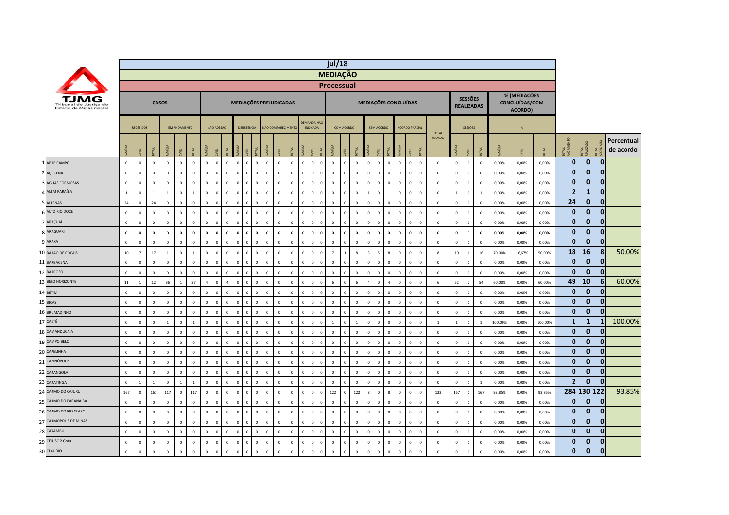# jul/18

## MEDIAÇÃO

### Processual

| | CASOS | | | | | | MEDIAÇÕES PREJUDICADAS | | | | | | | | | | | | MEDIAÇÕES CONCLUÍDAS | | | | | | | | | | SESSÕES REALIZADAS | | | % (MEDIAÇÕES CONCLUÍDAS/COM ACORDO) | | | | | | |
|---|---|---|---|---|---|---|---|---|---|---|---|---|---|---|---|---|---|---|---|---|---|---|---|---|---|---|---|---|---|---|---|---|---|---|---|---|---|---|
| | RECEBIDOS | | | EM ANDAMENTO | | | NÃO ADESÃO | | | DESISTÊNCIA | | | NÃO COMPARECIMENTO | | | DEMANDA NÃO INDICADA | | | COM ACORDO | | | SEM ACORDO | | | ACORDO PARCIAL | | | TOTAL ACORDO | SESSÕES | | | % | | | | | | |
| | FAMÍLIA | CÍVEL | TOTAL | FAMÍLIA | CÍVEL | TOTAL | FAMÍLIA | CÍVEL | TOTAL | FAMÍLIA | CÍVEL | TOTAL | FAMÍLIA | CÍVEL | TOTAL | FAMÍLIA | CÍVEL | TOTAL | FAMÍLIA | CÍVEL | TOTAL | FAMÍLIA | CÍVEL | TOTAL | FAMÍLIA | CÍVEL | TOTAL | | FAMÍLIA | CÍVEL | TOTAL | FAMÍLIA | CÍVEL | TOTAL | TOTAL ANDAMENTO | TOTAL REALIZADO | TOTAL ACORDADO | Percentual de acordo |
| 1 ABRE CAMPO | 0 | 0 | 0 | 0 | 0 | 0 | 0 | 0 | 0 | 0 | 0 | 0 | 0 | 0 | 0 | 0 | 0 | 0 | 0 | 0 | 0 | 0 | 0 | 0 | 0 | 0 | 0 | 0 | 0 | 0 | 0 | 0,00% | 0,00% | 0,00% | 0 | 0 | 0 | |
| 2 AÇUCENA | 0 | 0 | 0 | 0 | 0 | 0 | 0 | 0 | 0 | 0 | 0 | 0 | 0 | 0 | 0 | 0 | 0 | 0 | 0 | 0 | 0 | 0 | 0 | 0 | 0 | 0 | 0 | 0 | 0 | 0 | 0 | 0,00% | 0,00% | 0,00% | 0 | 0 | 0 | |
| 3 ÁGUAS FORMOSAS | 0 | 0 | 0 | 0 | 0 | 0 | 0 | 0 | 0 | 0 | 0 | 0 | 0 | 0 | 0 | 0 | 0 | 0 | 0 | 0 | 0 | 0 | 0 | 0 | 0 | 0 | 0 | 0 | 0 | 0 | 0 | 0,00% | 0,00% | 0,00% | 0 | 0 | 0 | |
| 4 ALÉM PARAÍBA | 1 | 0 | 1 | 1 | 0 | 1 | 0 | 0 | 0 | 0 | 0 | 0 | 0 | 0 | 0 | 0 | 0 | 0 | 0 | 0 | 0 | 1 | 0 | 1 | 0 | 0 | 0 | 0 | 1 | 0 | 1 | 0,00% | 0,00% | 0,00% | 2 | 1 | 0 | |
| 5 ALFENAS | 24 | 0 | 24 | 0 | 0 | 0 | 0 | 0 | 0 | 0 | 0 | 0 | 0 | 0 | 0 | 0 | 0 | 0 | 0 | 0 | 0 | 0 | 0 | 0 | 0 | 0 | 0 | 0 | 0 | 0 | 0 | 0,00% | 0,00% | 0,00% | 24 | 0 | 0 | |
| 6 ALTO RIO DOCE | 0 | 0 | 0 | 0 | 0 | 0 | 0 | 0 | 0 | 0 | 0 | 0 | 0 | 0 | 0 | 0 | 0 | 0 | 0 | 0 | 0 | 0 | 0 | 0 | 0 | 0 | 0 | 0 | 0 | 0 | 0 | 0,00% | 0,00% | 0,00% | 0 | 0 | 0 | |
| 7 ARAÇUAÍ | 0 | 0 | 0 | 0 | 0 | 0 | 0 | 0 | 0 | 0 | 0 | 0 | 0 | 0 | 0 | 0 | 0 | 0 | 0 | 0 | 0 | 0 | 0 | 0 | 0 | 0 | 0 | 0 | 0 | 0 | 0 | 0,00% | 0,00% | 0,00% | 0 | 0 | 0 | |
| 8 ARAGUARI | 0 | 0 | 0 | 0 | 0 | 0 | 0 | 0 | 0 | 0 | 0 | 0 | 0 | 0 | 0 | 0 | 0 | 0 | 0 | 0 | 0 | 0 | 0 | 0 | 0 | 0 | 0 | 0 | 0 | 0 | 0 | 0,00% | 0,00% | 0,00% | 0 | 0 | 0 | |
| 9 ARAXÁ | 0 | 0 | 0 | 0 | 0 | 0 | 0 | 0 | 0 | 0 | 0 | 0 | 0 | 0 | 0 | 0 | 0 | 0 | 0 | 0 | 0 | 0 | 0 | 0 | 0 | 0 | 0 | 0 | 0 | 0 | 0 | 0,00% | 0,00% | 0,00% | 0 | 0 | 0 | |
| 10 BARÃO DE COCAIS | 10 | 7 | 17 | 1 | 0 | 1 | 0 | 0 | 0 | 0 | 0 | 0 | 0 | 0 | 0 | 0 | 0 | 0 | 7 | 1 | 8 | 3 | 5 | 8 | 0 | 0 | 0 | 8 | 10 | 6 | 16 | 70,00% | 16,67% | 50,00% | 18 | 16 | 8 | 50,00% |
| 11 BARBACENA | 0 | 0 | 0 | 0 | 0 | 0 | 0 | 0 | 0 | 0 | 0 | 0 | 0 | 0 | 0 | 0 | 0 | 0 | 0 | 0 | 0 | 0 | 0 | 0 | 0 | 0 | 0 | 0 | 0 | 0 | 0 | 0,00% | 0,00% | 0,00% | 0 | 0 | 0 | |
| 12 BARROSO | 0 | 0 | 0 | 0 | 0 | 0 | 0 | 0 | 0 | 0 | 0 | 0 | 0 | 0 | 0 | 0 | 0 | 0 | 0 | 0 | 0 | 0 | 0 | 0 | 0 | 0 | 0 | 0 | 0 | 0 | 0 | 0,00% | 0,00% | 0,00% | 0 | 0 | 0 | |
| 13 BELO HORIZONTE | 11 | 1 | 12 | 36 | 1 | 37 | 4 | 0 | 4 | 0 | 0 | 0 | 0 | 0 | 0 | 0 | 0 | 0 | 6 | 0 | 6 | 4 | 0 | 4 | 0 | 0 | 0 | 6 | 52 | 2 | 54 | 60,00% | 0,00% | 60,00% | 49 | 10 | 6 | 60,00% |
| 14 BETIM | 0 | 0 | 0 | 0 | 0 | 0 | 0 | 0 | 0 | 0 | 0 | 0 | 0 | 0 | 0 | 0 | 0 | 0 | 0 | 0 | 0 | 0 | 0 | 0 | 0 | 0 | 0 | 0 | 0 | 0 | 0 | 0,00% | 0,00% | 0,00% | 0 | 0 | 0 | |
| 15 BICAS | 0 | 0 | 0 | 0 | 0 | 0 | 0 | 0 | 0 | 0 | 0 | 0 | 0 | 0 | 0 | 0 | 0 | 0 | 0 | 0 | 0 | 0 | 0 | 0 | 0 | 0 | 0 | 0 | 0 | 0 | 0 | 0,00% | 0,00% | 0,00% | 0 | 0 | 0 | |
| 16 BRUMADINHO | 0 | 0 | 0 | 0 | 0 | 0 | 0 | 0 | 0 | 0 | 0 | 0 | 0 | 0 | 0 | 0 | 0 | 0 | 0 | 0 | 0 | 0 | 0 | 0 | 0 | 0 | 0 | 0 | 0 | 0 | 0 | 0,00% | 0,00% | 0,00% | 0 | 0 | 0 | |
| 17 CAETÉ | 0 | 0 | 0 | 1 | 0 | 1 | 0 | 0 | 0 | 0 | 0 | 0 | 0 | 0 | 0 | 0 | 0 | 0 | 1 | 0 | 1 | 0 | 0 | 0 | 0 | 0 | 0 | 1 | 1 | 0 | 1 | 100,00% | 0,00% | 100,00% | 1 | 1 | 1 | 100,00% |
| 18 CAMANDUCAIA | 0 | 0 | 0 | 0 | 0 | 0 | 0 | 0 | 0 | 0 | 0 | 0 | 0 | 0 | 0 | 0 | 0 | 0 | 0 | 0 | 0 | 0 | 0 | 0 | 0 | 0 | 0 | 0 | 0 | 0 | 0 | 0,00% | 0,00% | 0,00% | 0 | 0 | 0 | |
| 19 CAMPO BELO | 0 | 0 | 0 | 0 | 0 | 0 | 0 | 0 | 0 | 0 | 0 | 0 | 0 | 0 | 0 | 0 | 0 | 0 | 0 | 0 | 0 | 0 | 0 | 0 | 0 | 0 | 0 | 0 | 0 | 0 | 0 | 0,00% | 0,00% | 0,00% | 0 | 0 | 0 | |
| 20 CAPELINHA | 0 | 0 | 0 | 0 | 0 | 0 | 0 | 0 | 0 | 0 | 0 | 0 | 0 | 0 | 0 | 0 | 0 | 0 | 0 | 0 | 0 | 0 | 0 | 0 | 0 | 0 | 0 | 0 | 0 | 0 | 0 | 0,00% | 0,00% | 0,00% | 0 | 0 | 0 | |
| 21 CAPINÓPOLIS | 0 | 0 | 0 | 0 | 0 | 0 | 0 | 0 | 0 | 0 | 0 | 0 | 0 | 0 | 0 | 0 | 0 | 0 | 0 | 0 | 0 | 0 | 0 | 0 | 0 | 0 | 0 | 0 | 0 | 0 | 0 | 0,00% | 0,00% | 0,00% | 0 | 0 | 0 | |
| 22 CARANGOLA | 0 | 0 | 0 | 0 | 0 | 0 | 0 | 0 | 0 | 0 | 0 | 0 | 0 | 0 | 0 | 0 | 0 | 0 | 0 | 0 | 0 | 0 | 0 | 0 | 0 | 0 | 0 | 0 | 0 | 0 | 0 | 0,00% | 0,00% | 0,00% | 0 | 0 | 0 | |
| 23 CARATINGA | 0 | 1 | 1 | 0 | 1 | 1 | 0 | 0 | 0 | 0 | 0 | 0 | 0 | 0 | 0 | 0 | 0 | 0 | 0 | 0 | 0 | 0 | 0 | 0 | 0 | 0 | 0 | 0 | 0 | 1 | 1 | 0,00% | 0,00% | 0,00% | 2 | 0 | 0 | |
| 24 CARMO DO CAJURU | 167 | 0 | 167 | 117 | 0 | 117 | 0 | 0 | 0 | 0 | 0 | 0 | 0 | 0 | 0 | 0 | 0 | 0 | 122 | 0 | 122 | 8 | 0 | 8 | 0 | 0 | 0 | 122 | 167 | 0 | 167 | 93,85% | 0,00% | 93,85% | 284 | 130 | 122 | 93,85% |
| 25 CARMO DO PARANAÍBA | 0 | 0 | 0 | 0 | 0 | 0 | 0 | 0 | 0 | 0 | 0 | 0 | 0 | 0 | 0 | 0 | 0 | 0 | 0 | 0 | 0 | 0 | 0 | 0 | 0 | 0 | 0 | 0 | 0 | 0 | 0 | 0,00% | 0,00% | 0,00% | 0 | 0 | 0 | |
| 26 CARMO DO RIO CLARO | 0 | 0 | 0 | 0 | 0 | 0 | 0 | 0 | 0 | 0 | 0 | 0 | 0 | 0 | 0 | 0 | 0 | 0 | 0 | 0 | 0 | 0 | 0 | 0 | 0 | 0 | 0 | 0 | 0 | 0 | 0 | 0,00% | 0,00% | 0,00% | 0 | 0 | 0 | |
| 27 CARMÓPOLIS DE MINAS | 0 | 0 | 0 | 0 | 0 | 0 | 0 | 0 | 0 | 0 | 0 | 0 | 0 | 0 | 0 | 0 | 0 | 0 | 0 | 0 | 0 | 0 | 0 | 0 | 0 | 0 | 0 | 0 | 0 | 0 | 0 | 0,00% | 0,00% | 0,00% | 0 | 0 | 0 | |
| 28 CAXAMBU | 0 | 0 | 0 | 0 | 0 | 0 | 0 | 0 | 0 | 0 | 0 | 0 | 0 | 0 | 0 | 0 | 0 | 0 | 0 | 0 | 0 | 0 | 0 | 0 | 0 | 0 | 0 | 0 | 0 | 0 | 0 | 0,00% | 0,00% | 0,00% | 0 | 0 | 0 | |
| 29 CEJUSC 2 Grau | 0 | 0 | 0 | 0 | 0 | 0 | 0 | 0 | 0 | 0 | 0 | 0 | 0 | 0 | 0 | 0 | 0 | 0 | 0 | 0 | 0 | 0 | 0 | 0 | 0 | 0 | 0 | 0 | 0 | 0 | 0 | 0,00% | 0,00% | 0,00% | 0 | 0 | 0 | |
| 30 CLÁUDIO | 0 | 0 | 0 | 0 | 0 | 0 | 0 | 0 | 0 | 0 | 0 | 0 | 0 | 0 | 0 | 0 | 0 | 0 | 0 | 0 | 0 | 0 | 0 | 0 | 0 | 0 | 0 | 0 | 0 | 0 | 0 | 0,00% | 0,00% | 0,00% | 0 | 0 | 0 | |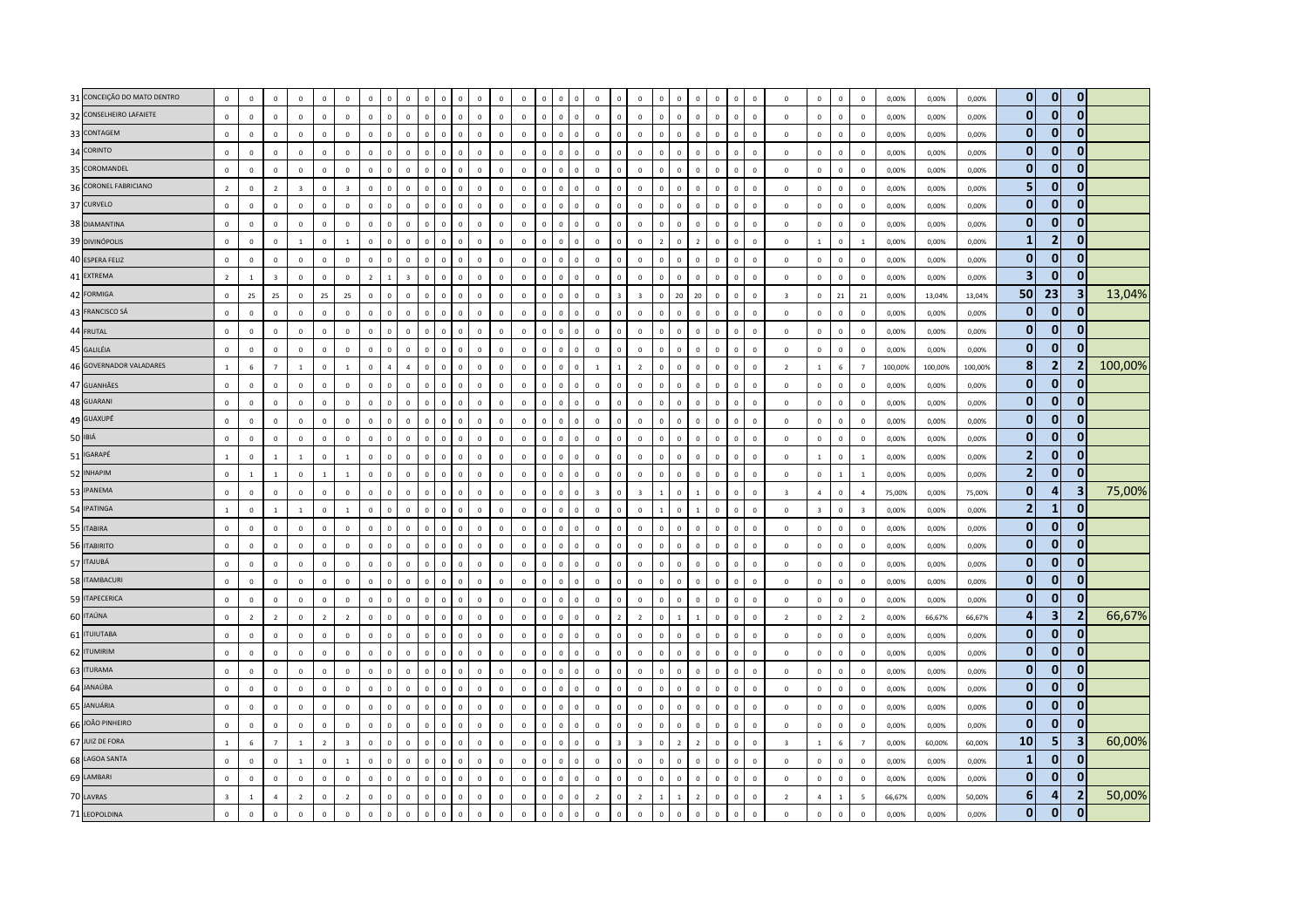| | | | | | | | | | | | | | | | | | | | | | | | | | | | | | | | | | | | | | | | | | | | | | |
|---|---|---|---|---|---|---|---|---|---|---|---|---|---|---|---|---|---|---|---|---|---|---|---|---|---|---|---|---|---|---|---|---|---|---|---|---|---|---|---|---|---|---|---|---|---|
| 31 | CONCEIÇÃO DO MATO DENTRO | 0 | 0 | 0 | 0 | 0 | 0 | 0 | 0 | 0 | 0 | 0 | 0 | 0 | 0 | 0 | 0 | 0 | 0 | 0 | 0 | 0 | 0 | 0 | 0 | 0 | 0 | 0 | 0 | 0 | 0 | 0 | 0 | 0 | 0 | 0 | 0 | 0 | 0,00% | 0,00% | 0,00% | 0 | 0 | 0 | |
| 32 | CONSELHEIRO LAFAIETE | 0 | 0 | 0 | 0 | 0 | 0 | 0 | 0 | 0 | 0 | 0 | 0 | 0 | 0 | 0 | 0 | 0 | 0 | 0 | 0 | 0 | 0 | 0 | 0 | 0 | 0 | 0 | 0 | 0 | 0 | 0 | 0 | 0 | 0 | 0 | 0 | 0 | 0,00% | 0,00% | 0,00% | 0 | 0 | 0 | |
| 33 | CONTAGEM | 0 | 0 | 0 | 0 | 0 | 0 | 0 | 0 | 0 | 0 | 0 | 0 | 0 | 0 | 0 | 0 | 0 | 0 | 0 | 0 | 0 | 0 | 0 | 0 | 0 | 0 | 0 | 0 | 0 | 0 | 0 | 0 | 0 | 0 | 0 | 0 | 0 | 0,00% | 0,00% | 0,00% | 0 | 0 | 0 | |
| 34 | CORINTO | 0 | 0 | 0 | 0 | 0 | 0 | 0 | 0 | 0 | 0 | 0 | 0 | 0 | 0 | 0 | 0 | 0 | 0 | 0 | 0 | 0 | 0 | 0 | 0 | 0 | 0 | 0 | 0 | 0 | 0 | 0 | 0 | 0 | 0 | 0 | 0 | 0 | 0,00% | 0,00% | 0,00% | 0 | 0 | 0 | |
| 35 | COROMANDEL | 0 | 0 | 0 | 0 | 0 | 0 | 0 | 0 | 0 | 0 | 0 | 0 | 0 | 0 | 0 | 0 | 0 | 0 | 0 | 0 | 0 | 0 | 0 | 0 | 0 | 0 | 0 | 0 | 0 | 0 | 0 | 0 | 0 | 0 | 0 | 0 | 0 | 0,00% | 0,00% | 0,00% | 0 | 0 | 0 | |
| 36 | CORONEL FABRICIANO | 2 | 0 | 2 | 3 | 0 | 3 | 0 | 0 | 0 | 0 | 0 | 0 | 0 | 0 | 0 | 0 | 0 | 0 | 0 | 0 | 0 | 0 | 0 | 0 | 0 | 0 | 0 | 0 | 0 | 0 | 0 | 0 | 0 | 0 | 0 | 0 | 0 | 0,00% | 0,00% | 0,00% | 5 | 0 | 0 | |
| 37 | CURVELO | 0 | 0 | 0 | 0 | 0 | 0 | 0 | 0 | 0 | 0 | 0 | 0 | 0 | 0 | 0 | 0 | 0 | 0 | 0 | 0 | 0 | 0 | 0 | 0 | 0 | 0 | 0 | 0 | 0 | 0 | 0 | 0 | 0 | 0 | 0 | 0 | 0 | 0,00% | 0,00% | 0,00% | 0 | 0 | 0 | |
| 38 | DIAMANTINA | 0 | 0 | 0 | 0 | 0 | 0 | 0 | 0 | 0 | 0 | 0 | 0 | 0 | 0 | 0 | 0 | 0 | 0 | 0 | 0 | 0 | 0 | 0 | 0 | 0 | 0 | 0 | 0 | 0 | 0 | 0 | 0 | 0 | 0 | 0 | 0 | 0 | 0,00% | 0,00% | 0,00% | 0 | 0 | 0 | |
| 39 | DIVINÓPOLIS | 0 | 0 | 0 | 1 | 0 | 1 | 0 | 0 | 0 | 0 | 0 | 0 | 0 | 0 | 0 | 0 | 0 | 0 | 0 | 0 | 0 | 0 | 0 | 0 | 0 | 0 | 0 | 2 | 0 | 2 | 0 | 0 | 0 | 0 | 1 | 0 | 1 | 0,00% | 0,00% | 0,00% | 1 | 2 | 0 | |
| 40 | ESPERA FELIZ | 0 | 0 | 0 | 0 | 0 | 0 | 0 | 0 | 0 | 0 | 0 | 0 | 0 | 0 | 0 | 0 | 0 | 0 | 0 | 0 | 0 | 0 | 0 | 0 | 0 | 0 | 0 | 0 | 0 | 0 | 0 | 0 | 0 | 0 | 0 | 0 | 0 | 0,00% | 0,00% | 0,00% | 0 | 0 | 0 | |
| 41 | EXTREMA | 2 | 1 | 3 | 0 | 0 | 0 | 2 | 1 | 3 | 0 | 0 | 0 | 0 | 0 | 0 | 0 | 0 | 0 | 0 | 0 | 0 | 0 | 0 | 0 | 0 | 0 | 0 | 0 | 0 | 0 | 0 | 0 | 0 | 0 | 0 | 0 | 0 | 0,00% | 0,00% | 0,00% | 3 | 0 | 0 | |
| 42 | FORMIGA | 0 | 25 | 25 | 0 | 25 | 25 | 0 | 0 | 0 | 0 | 0 | 0 | 0 | 0 | 0 | 0 | 0 | 0 | 0 | 0 | 0 | 0 | 0 | 0 | 0 | 3 | 3 | 0 | 20 | 20 | 0 | 0 | 0 | 3 | 0 | 21 | 21 | 0,00% | 13,04% | 13,04% | 50 | 23 | 3 | 13,04% |
| 43 | FRANCISCO SÁ | 0 | 0 | 0 | 0 | 0 | 0 | 0 | 0 | 0 | 0 | 0 | 0 | 0 | 0 | 0 | 0 | 0 | 0 | 0 | 0 | 0 | 0 | 0 | 0 | 0 | 0 | 0 | 0 | 0 | 0 | 0 | 0 | 0 | 0 | 0 | 0 | 0 | 0,00% | 0,00% | 0,00% | 0 | 0 | 0 | |
| 44 | FRUTAL | 0 | 0 | 0 | 0 | 0 | 0 | 0 | 0 | 0 | 0 | 0 | 0 | 0 | 0 | 0 | 0 | 0 | 0 | 0 | 0 | 0 | 0 | 0 | 0 | 0 | 0 | 0 | 0 | 0 | 0 | 0 | 0 | 0 | 0 | 0 | 0 | 0 | 0,00% | 0,00% | 0,00% | 0 | 0 | 0 | |
| 45 | GALILÉIA | 0 | 0 | 0 | 0 | 0 | 0 | 0 | 0 | 0 | 0 | 0 | 0 | 0 | 0 | 0 | 0 | 0 | 0 | 0 | 0 | 0 | 0 | 0 | 0 | 0 | 0 | 0 | 0 | 0 | 0 | 0 | 0 | 0 | 0 | 0 | 0 | 0 | 0,00% | 0,00% | 0,00% | 0 | 0 | 0 | |
| 46 | GOVERNADOR VALADARES | 1 | 6 | 7 | 1 | 0 | 1 | 0 | 4 | 4 | 0 | 0 | 0 | 0 | 0 | 0 | 0 | 0 | 0 | 0 | 0 | 0 | 0 | 0 | 0 | 1 | 1 | 2 | 0 | 0 | 0 | 0 | 0 | 0 | 2 | 1 | 6 | 7 | 100,00% | 100,00% | 100,00% | 8 | 2 | 2 | 100,00% |
| 47 | GUANHÃES | 0 | 0 | 0 | 0 | 0 | 0 | 0 | 0 | 0 | 0 | 0 | 0 | 0 | 0 | 0 | 0 | 0 | 0 | 0 | 0 | 0 | 0 | 0 | 0 | 0 | 0 | 0 | 0 | 0 | 0 | 0 | 0 | 0 | 0 | 0 | 0 | 0 | 0,00% | 0,00% | 0,00% | 0 | 0 | 0 | |
| 48 | GUARANI | 0 | 0 | 0 | 0 | 0 | 0 | 0 | 0 | 0 | 0 | 0 | 0 | 0 | 0 | 0 | 0 | 0 | 0 | 0 | 0 | 0 | 0 | 0 | 0 | 0 | 0 | 0 | 0 | 0 | 0 | 0 | 0 | 0 | 0 | 0 | 0 | 0 | 0,00% | 0,00% | 0,00% | 0 | 0 | 0 | |
| 49 | GUAXUPÉ | 0 | 0 | 0 | 0 | 0 | 0 | 0 | 0 | 0 | 0 | 0 | 0 | 0 | 0 | 0 | 0 | 0 | 0 | 0 | 0 | 0 | 0 | 0 | 0 | 0 | 0 | 0 | 0 | 0 | 0 | 0 | 0 | 0 | 0 | 0 | 0 | 0 | 0,00% | 0,00% | 0,00% | 0 | 0 | 0 | |
| 50 | IBIÁ | 0 | 0 | 0 | 0 | 0 | 0 | 0 | 0 | 0 | 0 | 0 | 0 | 0 | 0 | 0 | 0 | 0 | 0 | 0 | 0 | 0 | 0 | 0 | 0 | 0 | 0 | 0 | 0 | 0 | 0 | 0 | 0 | 0 | 0 | 0 | 0 | 0 | 0,00% | 0,00% | 0,00% | 0 | 0 | 0 | |
| 51 | IGARAPÉ | 1 | 0 | 1 | 1 | 0 | 1 | 0 | 0 | 0 | 0 | 0 | 0 | 0 | 0 | 0 | 0 | 0 | 0 | 0 | 0 | 0 | 0 | 0 | 0 | 0 | 0 | 0 | 0 | 0 | 0 | 0 | 0 | 0 | 0 | 1 | 0 | 1 | 0,00% | 0,00% | 0,00% | 2 | 0 | 0 | |
| 52 | INHAPIM | 0 | 1 | 1 | 0 | 1 | 1 | 0 | 0 | 0 | 0 | 0 | 0 | 0 | 0 | 0 | 0 | 0 | 0 | 0 | 0 | 0 | 0 | 0 | 0 | 0 | 0 | 0 | 0 | 0 | 0 | 0 | 0 | 0 | 0 | 0 | 1 | 1 | 0,00% | 0,00% | 0,00% | 2 | 0 | 0 | |
| 53 | IPANEMA | 0 | 0 | 0 | 0 | 0 | 0 | 0 | 0 | 0 | 0 | 0 | 0 | 0 | 0 | 0 | 0 | 0 | 0 | 0 | 0 | 0 | 0 | 0 | 0 | 3 | 0 | 3 | 1 | 0 | 1 | 0 | 0 | 0 | 3 | 4 | 0 | 4 | 75,00% | 0,00% | 75,00% | 0 | 4 | 3 | 75,00% |
| 54 | IPATINGA | 1 | 0 | 1 | 1 | 0 | 1 | 0 | 0 | 0 | 0 | 0 | 0 | 0 | 0 | 0 | 0 | 0 | 0 | 0 | 0 | 0 | 0 | 0 | 0 | 0 | 0 | 0 | 1 | 0 | 1 | 0 | 0 | 0 | 0 | 3 | 0 | 3 | 0,00% | 0,00% | 0,00% | 2 | 1 | 0 | |
| 55 | ITABIRA | 0 | 0 | 0 | 0 | 0 | 0 | 0 | 0 | 0 | 0 | 0 | 0 | 0 | 0 | 0 | 0 | 0 | 0 | 0 | 0 | 0 | 0 | 0 | 0 | 0 | 0 | 0 | 0 | 0 | 0 | 0 | 0 | 0 | 0 | 0 | 0 | 0 | 0,00% | 0,00% | 0,00% | 0 | 0 | 0 | |
| 56 | ITABIRITO | 0 | 0 | 0 | 0 | 0 | 0 | 0 | 0 | 0 | 0 | 0 | 0 | 0 | 0 | 0 | 0 | 0 | 0 | 0 | 0 | 0 | 0 | 0 | 0 | 0 | 0 | 0 | 0 | 0 | 0 | 0 | 0 | 0 | 0 | 0 | 0 | 0 | 0,00% | 0,00% | 0,00% | 0 | 0 | 0 | |
| 57 | ITAJUBÁ | 0 | 0 | 0 | 0 | 0 | 0 | 0 | 0 | 0 | 0 | 0 | 0 | 0 | 0 | 0 | 0 | 0 | 0 | 0 | 0 | 0 | 0 | 0 | 0 | 0 | 0 | 0 | 0 | 0 | 0 | 0 | 0 | 0 | 0 | 0 | 0 | 0 | 0,00% | 0,00% | 0,00% | 0 | 0 | 0 | |
| 58 | ITAMBACURI | 0 | 0 | 0 | 0 | 0 | 0 | 0 | 0 | 0 | 0 | 0 | 0 | 0 | 0 | 0 | 0 | 0 | 0 | 0 | 0 | 0 | 0 | 0 | 0 | 0 | 0 | 0 | 0 | 0 | 0 | 0 | 0 | 0 | 0 | 0 | 0 | 0 | 0,00% | 0,00% | 0,00% | 0 | 0 | 0 | |
| 59 | ITAPECERICA | 0 | 0 | 0 | 0 | 0 | 0 | 0 | 0 | 0 | 0 | 0 | 0 | 0 | 0 | 0 | 0 | 0 | 0 | 0 | 0 | 0 | 0 | 0 | 0 | 0 | 0 | 0 | 0 | 0 | 0 | 0 | 0 | 0 | 0 | 0 | 0 | 0 | 0,00% | 0,00% | 0,00% | 0 | 0 | 0 | |
| 60 | ITAÚNA | 0 | 2 | 2 | 0 | 2 | 2 | 0 | 0 | 0 | 0 | 0 | 0 | 0 | 0 | 0 | 0 | 0 | 0 | 0 | 0 | 0 | 0 | 0 | 0 | 0 | 2 | 2 | 0 | 1 | 1 | 0 | 0 | 0 | 2 | 0 | 2 | 2 | 0,00% | 66,67% | 66,67% | 4 | 3 | 2 | 66,67% |
| 61 | ITUIUTABA | 0 | 0 | 0 | 0 | 0 | 0 | 0 | 0 | 0 | 0 | 0 | 0 | 0 | 0 | 0 | 0 | 0 | 0 | 0 | 0 | 0 | 0 | 0 | 0 | 0 | 0 | 0 | 0 | 0 | 0 | 0 | 0 | 0 | 0 | 0 | 0 | 0 | 0,00% | 0,00% | 0,00% | 0 | 0 | 0 | |
| 62 | ITUMIRIM | 0 | 0 | 0 | 0 | 0 | 0 | 0 | 0 | 0 | 0 | 0 | 0 | 0 | 0 | 0 | 0 | 0 | 0 | 0 | 0 | 0 | 0 | 0 | 0 | 0 | 0 | 0 | 0 | 0 | 0 | 0 | 0 | 0 | 0 | 0 | 0 | 0 | 0,00% | 0,00% | 0,00% | 0 | 0 | 0 | |
| 63 | ITURAMA | 0 | 0 | 0 | 0 | 0 | 0 | 0 | 0 | 0 | 0 | 0 | 0 | 0 | 0 | 0 | 0 | 0 | 0 | 0 | 0 | 0 | 0 | 0 | 0 | 0 | 0 | 0 | 0 | 0 | 0 | 0 | 0 | 0 | 0 | 0 | 0 | 0 | 0,00% | 0,00% | 0,00% | 0 | 0 | 0 | |
| 64 | JANAÚBA | 0 | 0 | 0 | 0 | 0 | 0 | 0 | 0 | 0 | 0 | 0 | 0 | 0 | 0 | 0 | 0 | 0 | 0 | 0 | 0 | 0 | 0 | 0 | 0 | 0 | 0 | 0 | 0 | 0 | 0 | 0 | 0 | 0 | 0 | 0 | 0 | 0 | 0,00% | 0,00% | 0,00% | 0 | 0 | 0 | |
| 65 | JANUÁRIA | 0 | 0 | 0 | 0 | 0 | 0 | 0 | 0 | 0 | 0 | 0 | 0 | 0 | 0 | 0 | 0 | 0 | 0 | 0 | 0 | 0 | 0 | 0 | 0 | 0 | 0 | 0 | 0 | 0 | 0 | 0 | 0 | 0 | 0 | 0 | 0 | 0 | 0,00% | 0,00% | 0,00% | 0 | 0 | 0 | |
| 66 | JOÃO PINHEIRO | 0 | 0 | 0 | 0 | 0 | 0 | 0 | 0 | 0 | 0 | 0 | 0 | 0 | 0 | 0 | 0 | 0 | 0 | 0 | 0 | 0 | 0 | 0 | 0 | 0 | 0 | 0 | 0 | 0 | 0 | 0 | 0 | 0 | 0 | 0 | 0 | 0 | 0,00% | 0,00% | 0,00% | 0 | 0 | 0 | |
| 67 | JUIZ DE FORA | 1 | 6 | 7 | 1 | 2 | 3 | 0 | 0 | 0 | 0 | 0 | 0 | 0 | 0 | 0 | 0 | 0 | 0 | 0 | 0 | 0 | 0 | 0 | 0 | 0 | 3 | 3 | 0 | 2 | 2 | 0 | 0 | 0 | 3 | 1 | 6 | 7 | 0,00% | 60,00% | 60,00% | 10 | 5 | 3 | 60,00% |
| 68 | LAGOA SANTA | 0 | 0 | 0 | 1 | 0 | 1 | 0 | 0 | 0 | 0 | 0 | 0 | 0 | 0 | 0 | 0 | 0 | 0 | 0 | 0 | 0 | 0 | 0 | 0 | 0 | 0 | 0 | 0 | 0 | 0 | 0 | 0 | 0 | 0 | 0 | 0 | 0 | 0,00% | 0,00% | 0,00% | 1 | 0 | 0 | |
| 69 | LAMBARI | 0 | 0 | 0 | 0 | 0 | 0 | 0 | 0 | 0 | 0 | 0 | 0 | 0 | 0 | 0 | 0 | 0 | 0 | 0 | 0 | 0 | 0 | 0 | 0 | 0 | 0 | 0 | 0 | 0 | 0 | 0 | 0 | 0 | 0 | 0 | 0 | 0 | 0,00% | 0,00% | 0,00% | 0 | 0 | 0 | |
| 70 | LAVRAS | 3 | 1 | 4 | 2 | 0 | 2 | 0 | 0 | 0 | 0 | 0 | 0 | 0 | 0 | 0 | 0 | 0 | 0 | 0 | 0 | 0 | 0 | 0 | 0 | 2 | 0 | 2 | 1 | 1 | 2 | 0 | 0 | 0 | 2 | 4 | 1 | 5 | 66,67% | 0,00% | 50,00% | 6 | 4 | 2 | 50,00% |
| 71 | LEOPOLDINA | 0 | 0 | 0 | 0 | 0 | 0 | 0 | 0 | 0 | 0 | 0 | 0 | 0 | 0 | 0 | 0 | 0 | 0 | 0 | 0 | 0 | 0 | 0 | 0 | 0 | 0 | 0 | 0 | 0 | 0 | 0 | 0 | 0 | 0 | 0 | 0 | 0 | 0,00% | 0,00% | 0,00% | 0 | 0 | 0 | |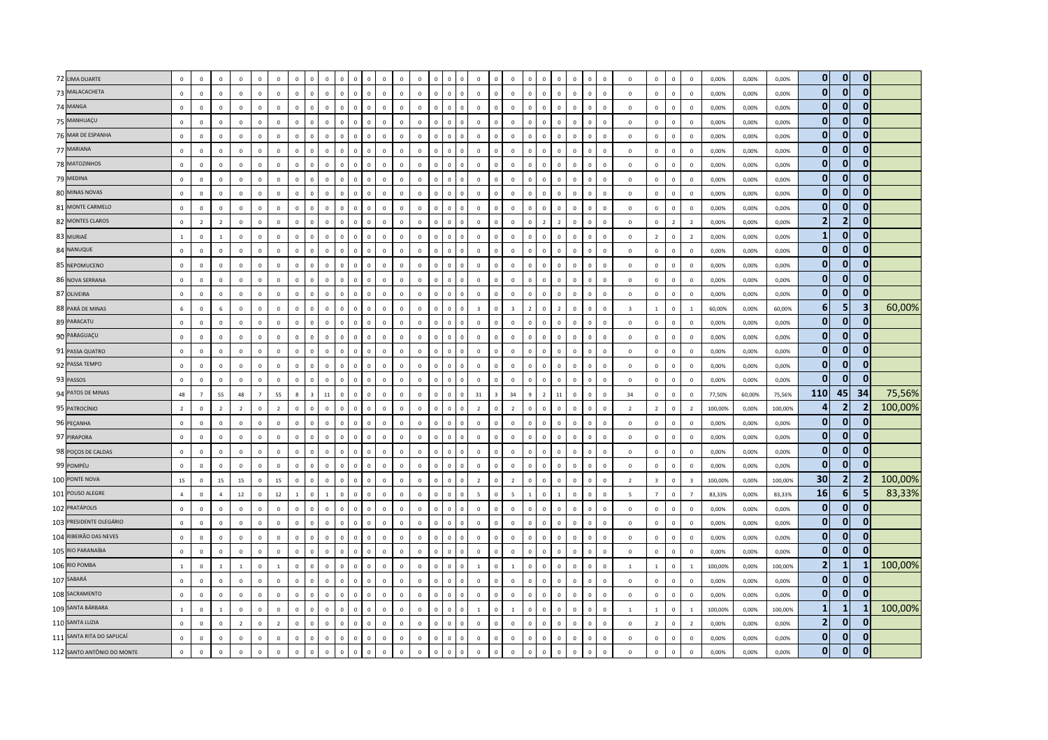| | | | | | | | | | | | | | | | | | | | | | | | | | | | | | | | | | | | | | | | | | | |
|---|---|---|---|---|---|---|---|---|---|---|---|---|---|---|---|---|---|---|---|---|---|---|---|---|---|---|---|---|---|---|---|---|---|---|---|---|---|---|---|---|---|---|
| 72 | LIMA DUARTE | 0 | 0 | 0 | 0 | 0 | 0 | 0 | 0 | 0 | 0 | 0 | 0 | 0 | 0 | 0 | 0 | 0 | 0 | 0 | 0 | 0 | 0 | 0 | 0 | 0 | 0 | 0 | 0 | 0 | 0 | 0 | 0 | 0 | 0 | 0,00% | 0,00% | 0,00% | 0 | 0 | 0 | |
| 73 | MALACACHETA | 0 | 0 | 0 | 0 | 0 | 0 | 0 | 0 | 0 | 0 | 0 | 0 | 0 | 0 | 0 | 0 | 0 | 0 | 0 | 0 | 0 | 0 | 0 | 0 | 0 | 0 | 0 | 0 | 0 | 0 | 0 | 0 | 0 | 0 | 0,00% | 0,00% | 0,00% | 0 | 0 | 0 | |
| 74 | MANGA | 0 | 0 | 0 | 0 | 0 | 0 | 0 | 0 | 0 | 0 | 0 | 0 | 0 | 0 | 0 | 0 | 0 | 0 | 0 | 0 | 0 | 0 | 0 | 0 | 0 | 0 | 0 | 0 | 0 | 0 | 0 | 0 | 0 | 0 | 0,00% | 0,00% | 0,00% | 0 | 0 | 0 | |
| 75 | MANHUAÇU | 0 | 0 | 0 | 0 | 0 | 0 | 0 | 0 | 0 | 0 | 0 | 0 | 0 | 0 | 0 | 0 | 0 | 0 | 0 | 0 | 0 | 0 | 0 | 0 | 0 | 0 | 0 | 0 | 0 | 0 | 0 | 0 | 0 | 0 | 0,00% | 0,00% | 0,00% | 0 | 0 | 0 | |
| 76 | MAR DE ESPANHA | 0 | 0 | 0 | 0 | 0 | 0 | 0 | 0 | 0 | 0 | 0 | 0 | 0 | 0 | 0 | 0 | 0 | 0 | 0 | 0 | 0 | 0 | 0 | 0 | 0 | 0 | 0 | 0 | 0 | 0 | 0 | 0 | 0 | 0 | 0,00% | 0,00% | 0,00% | 0 | 0 | 0 | |
| 77 | MARIANA | 0 | 0 | 0 | 0 | 0 | 0 | 0 | 0 | 0 | 0 | 0 | 0 | 0 | 0 | 0 | 0 | 0 | 0 | 0 | 0 | 0 | 0 | 0 | 0 | 0 | 0 | 0 | 0 | 0 | 0 | 0 | 0 | 0 | 0 | 0,00% | 0,00% | 0,00% | 0 | 0 | 0 | |
| 78 | MATOZINHOS | 0 | 0 | 0 | 0 | 0 | 0 | 0 | 0 | 0 | 0 | 0 | 0 | 0 | 0 | 0 | 0 | 0 | 0 | 0 | 0 | 0 | 0 | 0 | 0 | 0 | 0 | 0 | 0 | 0 | 0 | 0 | 0 | 0 | 0 | 0,00% | 0,00% | 0,00% | 0 | 0 | 0 | |
| 79 | MEDINA | 0 | 0 | 0 | 0 | 0 | 0 | 0 | 0 | 0 | 0 | 0 | 0 | 0 | 0 | 0 | 0 | 0 | 0 | 0 | 0 | 0 | 0 | 0 | 0 | 0 | 0 | 0 | 0 | 0 | 0 | 0 | 0 | 0 | 0 | 0,00% | 0,00% | 0,00% | 0 | 0 | 0 | |
| 80 | MINAS NOVAS | 0 | 0 | 0 | 0 | 0 | 0 | 0 | 0 | 0 | 0 | 0 | 0 | 0 | 0 | 0 | 0 | 0 | 0 | 0 | 0 | 0 | 0 | 0 | 0 | 0 | 0 | 0 | 0 | 0 | 0 | 0 | 0 | 0 | 0 | 0,00% | 0,00% | 0,00% | 0 | 0 | 0 | |
| 81 | MONTE CARMELO | 0 | 0 | 0 | 0 | 0 | 0 | 0 | 0 | 0 | 0 | 0 | 0 | 0 | 0 | 0 | 0 | 0 | 0 | 0 | 0 | 0 | 0 | 0 | 0 | 0 | 0 | 0 | 0 | 0 | 0 | 0 | 0 | 0 | 0 | 0,00% | 0,00% | 0,00% | 0 | 0 | 0 | |
| 82 | MONTES CLAROS | 0 | 2 | 2 | 0 | 0 | 0 | 0 | 0 | 0 | 0 | 0 | 0 | 0 | 0 | 0 | 0 | 0 | 0 | 0 | 0 | 0 | 0 | 0 | 0 | 2 | 2 | 0 | 0 | 0 | 0 | 0 | 0 | 2 | 2 | 0,00% | 0,00% | 0,00% | 2 | 2 | 0 | |
| 83 | MURIAÉ | 1 | 0 | 1 | 0 | 0 | 0 | 0 | 0 | 0 | 0 | 0 | 0 | 0 | 0 | 0 | 0 | 0 | 0 | 0 | 0 | 0 | 0 | 0 | 0 | 0 | 0 | 0 | 0 | 0 | 0 | 0 | 2 | 0 | 2 | 0,00% | 0,00% | 0,00% | 1 | 0 | 0 | |
| 84 | NANUQUE | 0 | 0 | 0 | 0 | 0 | 0 | 0 | 0 | 0 | 0 | 0 | 0 | 0 | 0 | 0 | 0 | 0 | 0 | 0 | 0 | 0 | 0 | 0 | 0 | 0 | 0 | 0 | 0 | 0 | 0 | 0 | 0 | 0 | 0 | 0,00% | 0,00% | 0,00% | 0 | 0 | 0 | |
| 85 | NEPOMUCENO | 0 | 0 | 0 | 0 | 0 | 0 | 0 | 0 | 0 | 0 | 0 | 0 | 0 | 0 | 0 | 0 | 0 | 0 | 0 | 0 | 0 | 0 | 0 | 0 | 0 | 0 | 0 | 0 | 0 | 0 | 0 | 0 | 0 | 0 | 0,00% | 0,00% | 0,00% | 0 | 0 | 0 | |
| 86 | NOVA SERRANA | 0 | 0 | 0 | 0 | 0 | 0 | 0 | 0 | 0 | 0 | 0 | 0 | 0 | 0 | 0 | 0 | 0 | 0 | 0 | 0 | 0 | 0 | 0 | 0 | 0 | 0 | 0 | 0 | 0 | 0 | 0 | 0 | 0 | 0 | 0,00% | 0,00% | 0,00% | 0 | 0 | 0 | |
| 87 | OLIVEIRA | 0 | 0 | 0 | 0 | 0 | 0 | 0 | 0 | 0 | 0 | 0 | 0 | 0 | 0 | 0 | 0 | 0 | 0 | 0 | 0 | 0 | 0 | 0 | 0 | 0 | 0 | 0 | 0 | 0 | 0 | 0 | 0 | 0 | 0 | 0,00% | 0,00% | 0,00% | 0 | 0 | 0 | |
| 88 | PARÁ DE MINAS | 6 | 0 | 6 | 0 | 0 | 0 | 0 | 0 | 0 | 0 | 0 | 0 | 0 | 0 | 0 | 0 | 0 | 0 | 0 | 0 | 3 | 0 | 3 | 2 | 0 | 2 | 0 | 0 | 0 | 0 | 3 | 1 | 0 | 1 | 60,00% | 0,00% | 60,00% | 6 | 5 | 3 | 60,00% |
| 89 | PARACATU | 0 | 0 | 0 | 0 | 0 | 0 | 0 | 0 | 0 | 0 | 0 | 0 | 0 | 0 | 0 | 0 | 0 | 0 | 0 | 0 | 0 | 0 | 0 | 0 | 0 | 0 | 0 | 0 | 0 | 0 | 0 | 0 | 0 | 0 | 0,00% | 0,00% | 0,00% | 0 | 0 | 0 | |
| 90 | PARAGUAÇU | 0 | 0 | 0 | 0 | 0 | 0 | 0 | 0 | 0 | 0 | 0 | 0 | 0 | 0 | 0 | 0 | 0 | 0 | 0 | 0 | 0 | 0 | 0 | 0 | 0 | 0 | 0 | 0 | 0 | 0 | 0 | 0 | 0 | 0 | 0,00% | 0,00% | 0,00% | 0 | 0 | 0 | |
| 91 | PASSA QUATRO | 0 | 0 | 0 | 0 | 0 | 0 | 0 | 0 | 0 | 0 | 0 | 0 | 0 | 0 | 0 | 0 | 0 | 0 | 0 | 0 | 0 | 0 | 0 | 0 | 0 | 0 | 0 | 0 | 0 | 0 | 0 | 0 | 0 | 0 | 0,00% | 0,00% | 0,00% | 0 | 0 | 0 | |
| 92 | PASSA TEMPO | 0 | 0 | 0 | 0 | 0 | 0 | 0 | 0 | 0 | 0 | 0 | 0 | 0 | 0 | 0 | 0 | 0 | 0 | 0 | 0 | 0 | 0 | 0 | 0 | 0 | 0 | 0 | 0 | 0 | 0 | 0 | 0 | 0 | 0 | 0,00% | 0,00% | 0,00% | 0 | 0 | 0 | |
| 93 | PASSOS | 0 | 0 | 0 | 0 | 0 | 0 | 0 | 0 | 0 | 0 | 0 | 0 | 0 | 0 | 0 | 0 | 0 | 0 | 0 | 0 | 0 | 0 | 0 | 0 | 0 | 0 | 0 | 0 | 0 | 0 | 0 | 0 | 0 | 0 | 0,00% | 0,00% | 0,00% | 0 | 0 | 0 | |
| 94 | PATOS DE MINAS | 48 | 7 | 55 | 48 | 7 | 55 | 8 | 3 | 11 | 0 | 0 | 0 | 0 | 0 | 0 | 0 | 0 | 0 | 0 | 0 | 31 | 3 | 34 | 9 | 2 | 11 | 0 | 0 | 0 | 0 | 34 | 0 | 0 | 0 | 77,50% | 60,00% | 75,56% | 110 | 45 | 34 | 75,56% |
| 95 | PATROCÍNIO | 2 | 0 | 2 | 2 | 0 | 2 | 0 | 0 | 0 | 0 | 0 | 0 | 0 | 0 | 0 | 0 | 0 | 0 | 0 | 0 | 2 | 0 | 2 | 0 | 0 | 0 | 0 | 0 | 0 | 0 | 2 | 2 | 0 | 2 | 100,00% | 0,00% | 100,00% | 4 | 2 | 2 | 100,00% |
| 96 | PEÇANHA | 0 | 0 | 0 | 0 | 0 | 0 | 0 | 0 | 0 | 0 | 0 | 0 | 0 | 0 | 0 | 0 | 0 | 0 | 0 | 0 | 0 | 0 | 0 | 0 | 0 | 0 | 0 | 0 | 0 | 0 | 0 | 0 | 0 | 0 | 0,00% | 0,00% | 0,00% | 0 | 0 | 0 | |
| 97 | PIRAPORA | 0 | 0 | 0 | 0 | 0 | 0 | 0 | 0 | 0 | 0 | 0 | 0 | 0 | 0 | 0 | 0 | 0 | 0 | 0 | 0 | 0 | 0 | 0 | 0 | 0 | 0 | 0 | 0 | 0 | 0 | 0 | 0 | 0 | 0 | 0,00% | 0,00% | 0,00% | 0 | 0 | 0 | |
| 98 | POÇOS DE CALDAS | 0 | 0 | 0 | 0 | 0 | 0 | 0 | 0 | 0 | 0 | 0 | 0 | 0 | 0 | 0 | 0 | 0 | 0 | 0 | 0 | 0 | 0 | 0 | 0 | 0 | 0 | 0 | 0 | 0 | 0 | 0 | 0 | 0 | 0 | 0,00% | 0,00% | 0,00% | 0 | 0 | 0 | |
| 99 | POMPÉU | 0 | 0 | 0 | 0 | 0 | 0 | 0 | 0 | 0 | 0 | 0 | 0 | 0 | 0 | 0 | 0 | 0 | 0 | 0 | 0 | 0 | 0 | 0 | 0 | 0 | 0 | 0 | 0 | 0 | 0 | 0 | 0 | 0 | 0 | 0,00% | 0,00% | 0,00% | 0 | 0 | 0 | |
| 100 | PONTE NOVA | 15 | 0 | 15 | 15 | 0 | 15 | 0 | 0 | 0 | 0 | 0 | 0 | 0 | 0 | 0 | 0 | 0 | 0 | 0 | 0 | 2 | 0 | 2 | 0 | 0 | 0 | 0 | 0 | 0 | 0 | 2 | 3 | 0 | 3 | 100,00% | 0,00% | 100,00% | 30 | 2 | 2 | 100,00% |
| 101 | POUSO ALEGRE | 4 | 0 | 4 | 12 | 0 | 12 | 1 | 0 | 1 | 0 | 0 | 0 | 0 | 0 | 0 | 0 | 0 | 0 | 0 | 0 | 5 | 0 | 5 | 1 | 0 | 1 | 0 | 0 | 0 | 0 | 5 | 7 | 0 | 7 | 83,33% | 0,00% | 83,33% | 16 | 6 | 5 | 83,33% |
| 102 | PRATÁPOLIS | 0 | 0 | 0 | 0 | 0 | 0 | 0 | 0 | 0 | 0 | 0 | 0 | 0 | 0 | 0 | 0 | 0 | 0 | 0 | 0 | 0 | 0 | 0 | 0 | 0 | 0 | 0 | 0 | 0 | 0 | 0 | 0 | 0 | 0 | 0,00% | 0,00% | 0,00% | 0 | 0 | 0 | |
| 103 | PRESIDENTE OLEGÁRIO | 0 | 0 | 0 | 0 | 0 | 0 | 0 | 0 | 0 | 0 | 0 | 0 | 0 | 0 | 0 | 0 | 0 | 0 | 0 | 0 | 0 | 0 | 0 | 0 | 0 | 0 | 0 | 0 | 0 | 0 | 0 | 0 | 0 | 0 | 0,00% | 0,00% | 0,00% | 0 | 0 | 0 | |
| 104 | RIBEIRÃO DAS NEVES | 0 | 0 | 0 | 0 | 0 | 0 | 0 | 0 | 0 | 0 | 0 | 0 | 0 | 0 | 0 | 0 | 0 | 0 | 0 | 0 | 0 | 0 | 0 | 0 | 0 | 0 | 0 | 0 | 0 | 0 | 0 | 0 | 0 | 0 | 0,00% | 0,00% | 0,00% | 0 | 0 | 0 | |
| 105 | RIO PARANAÍBA | 0 | 0 | 0 | 0 | 0 | 0 | 0 | 0 | 0 | 0 | 0 | 0 | 0 | 0 | 0 | 0 | 0 | 0 | 0 | 0 | 0 | 0 | 0 | 0 | 0 | 0 | 0 | 0 | 0 | 0 | 0 | 0 | 0 | 0 | 0,00% | 0,00% | 0,00% | 0 | 0 | 0 | |
| 106 | RIO POMBA | 1 | 0 | 1 | 1 | 0 | 1 | 0 | 0 | 0 | 0 | 0 | 0 | 0 | 0 | 0 | 0 | 0 | 0 | 0 | 0 | 1 | 0 | 1 | 0 | 0 | 0 | 0 | 0 | 0 | 0 | 1 | 1 | 0 | 1 | 100,00% | 0,00% | 100,00% | 2 | 1 | 1 | 100,00% |
| 107 | SABARÁ | 0 | 0 | 0 | 0 | 0 | 0 | 0 | 0 | 0 | 0 | 0 | 0 | 0 | 0 | 0 | 0 | 0 | 0 | 0 | 0 | 0 | 0 | 0 | 0 | 0 | 0 | 0 | 0 | 0 | 0 | 0 | 0 | 0 | 0 | 0,00% | 0,00% | 0,00% | 0 | 0 | 0 | |
| 108 | SACRAMENTO | 0 | 0 | 0 | 0 | 0 | 0 | 0 | 0 | 0 | 0 | 0 | 0 | 0 | 0 | 0 | 0 | 0 | 0 | 0 | 0 | 0 | 0 | 0 | 0 | 0 | 0 | 0 | 0 | 0 | 0 | 0 | 0 | 0 | 0 | 0,00% | 0,00% | 0,00% | 0 | 0 | 0 | |
| 109 | SANTA BÁRBARA | 1 | 0 | 1 | 0 | 0 | 0 | 0 | 0 | 0 | 0 | 0 | 0 | 0 | 0 | 0 | 0 | 0 | 0 | 0 | 0 | 1 | 0 | 1 | 0 | 0 | 0 | 0 | 0 | 0 | 0 | 1 | 1 | 0 | 1 | 100,00% | 0,00% | 100,00% | 1 | 1 | 1 | 100,00% |
| 110 | SANTA LUZIA | 0 | 0 | 0 | 2 | 0 | 2 | 0 | 0 | 0 | 0 | 0 | 0 | 0 | 0 | 0 | 0 | 0 | 0 | 0 | 0 | 0 | 0 | 0 | 0 | 0 | 0 | 0 | 0 | 0 | 0 | 0 | 2 | 0 | 2 | 0,00% | 0,00% | 0,00% | 2 | 0 | 0 | |
| 111 | SANTA RITA DO SAPUCAÍ | 0 | 0 | 0 | 0 | 0 | 0 | 0 | 0 | 0 | 0 | 0 | 0 | 0 | 0 | 0 | 0 | 0 | 0 | 0 | 0 | 0 | 0 | 0 | 0 | 0 | 0 | 0 | 0 | 0 | 0 | 0 | 0 | 0 | 0 | 0,00% | 0,00% | 0,00% | 0 | 0 | 0 | |
| 112 | SANTO ANTÔNIO DO MONTE | 0 | 0 | 0 | 0 | 0 | 0 | 0 | 0 | 0 | 0 | 0 | 0 | 0 | 0 | 0 | 0 | 0 | 0 | 0 | 0 | 0 | 0 | 0 | 0 | 0 | 0 | 0 | 0 | 0 | 0 | 0 | 0 | 0 | 0 | 0,00% | 0,00% | 0,00% | 0 | 0 | 0 | |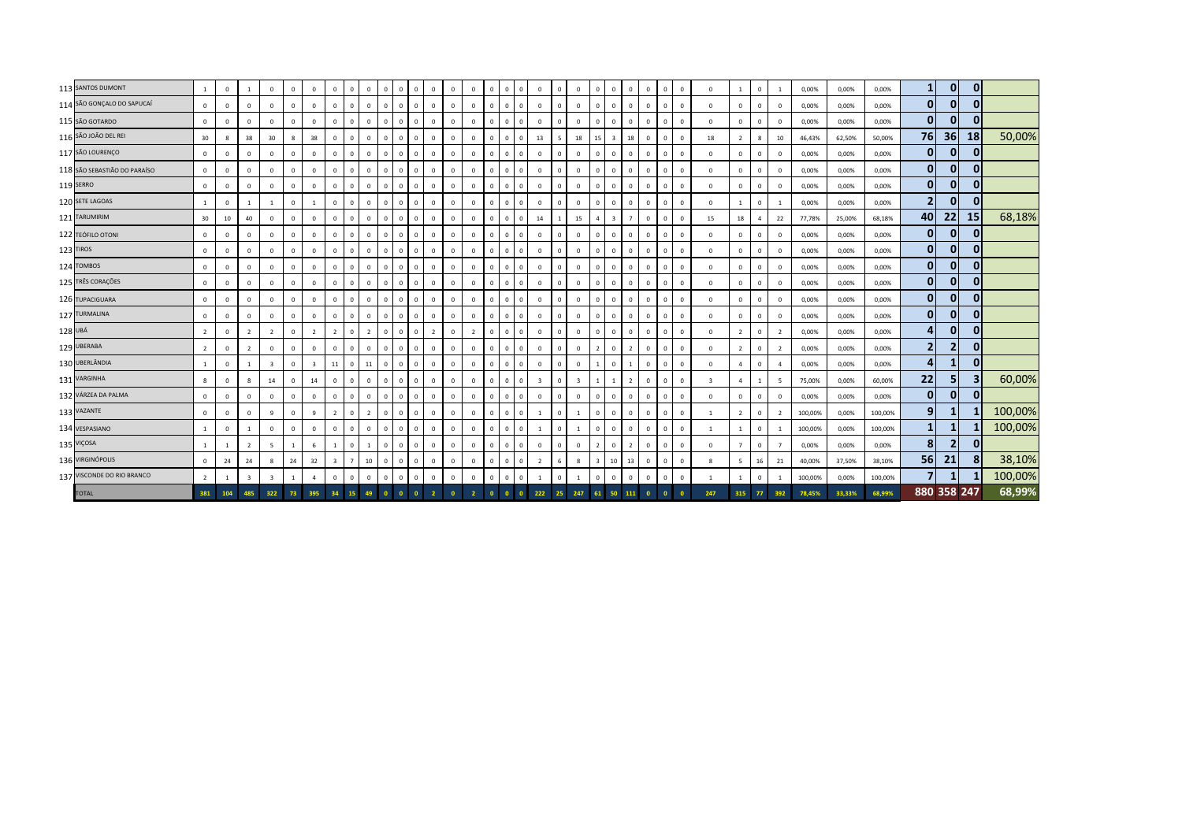| | | | | | | | | | | | | | | | | | | | | | | | | | | | | | | | | | | | | | | | |
|---|---|---|---|---|---|---|---|---|---|---|---|---|---|---|---|---|---|---|---|---|---|---|---|---|---|---|---|---|---|---|---|---|---|---|---|---|---|---|---|
| 113 | SANTOS DUMONT | 1 | 0 | 1 | 0 | 0 | 0 | 0 | 0 | 0 | 0 | 0 | 0 | 0 | 0 | 0 | 0 | 0 | 0 | 0 | 0 | 0 | 0 | 0 | 0 | 0 | 0 | 0 | 0 | 1 | 0 | 1 | 0,00% | 0,00% | 0,00% | 1 | 0 | 0 | |
| 114 | SÃO GONÇALO DO SAPUCAÍ | 0 | 0 | 0 | 0 | 0 | 0 | 0 | 0 | 0 | 0 | 0 | 0 | 0 | 0 | 0 | 0 | 0 | 0 | 0 | 0 | 0 | 0 | 0 | 0 | 0 | 0 | 0 | 0 | 0 | 0 | 0 | 0,00% | 0,00% | 0,00% | 0 | 0 | 0 | |
| 115 | SÃO GOTARDO | 0 | 0 | 0 | 0 | 0 | 0 | 0 | 0 | 0 | 0 | 0 | 0 | 0 | 0 | 0 | 0 | 0 | 0 | 0 | 0 | 0 | 0 | 0 | 0 | 0 | 0 | 0 | 0 | 0 | 0 | 0 | 0,00% | 0,00% | 0,00% | 0 | 0 | 0 | |
| 116 | SÃO JOÃO DEL REI | 30 | 8 | 38 | 30 | 8 | 38 | 0 | 0 | 0 | 0 | 0 | 0 | 0 | 0 | 0 | 0 | 0 | 0 | 13 | 5 | 18 | 15 | 3 | 18 | 0 | 0 | 0 | 18 | 2 | 8 | 10 | 46,43% | 62,50% | 50,00% | 76 | 36 | 18 | 50,00% |
| 117 | SÃO LOURENÇO | 0 | 0 | 0 | 0 | 0 | 0 | 0 | 0 | 0 | 0 | 0 | 0 | 0 | 0 | 0 | 0 | 0 | 0 | 0 | 0 | 0 | 0 | 0 | 0 | 0 | 0 | 0 | 0 | 0 | 0 | 0 | 0,00% | 0,00% | 0,00% | 0 | 0 | 0 | |
| 118 | SÃO SEBASTIÃO DO PARAÍSO | 0 | 0 | 0 | 0 | 0 | 0 | 0 | 0 | 0 | 0 | 0 | 0 | 0 | 0 | 0 | 0 | 0 | 0 | 0 | 0 | 0 | 0 | 0 | 0 | 0 | 0 | 0 | 0 | 0 | 0 | 0 | 0,00% | 0,00% | 0,00% | 0 | 0 | 0 | |
| 119 | SERRO | 0 | 0 | 0 | 0 | 0 | 0 | 0 | 0 | 0 | 0 | 0 | 0 | 0 | 0 | 0 | 0 | 0 | 0 | 0 | 0 | 0 | 0 | 0 | 0 | 0 | 0 | 0 | 0 | 0 | 0 | 0 | 0,00% | 0,00% | 0,00% | 0 | 0 | 0 | |
| 120 | SETE LAGOAS | 1 | 0 | 1 | 1 | 0 | 1 | 0 | 0 | 0 | 0 | 0 | 0 | 0 | 0 | 0 | 0 | 0 | 0 | 0 | 0 | 0 | 0 | 0 | 0 | 0 | 0 | 0 | 0 | 1 | 0 | 1 | 0,00% | 0,00% | 0,00% | 2 | 0 | 0 | |
| 121 | TARUMIRIM | 30 | 10 | 40 | 0 | 0 | 0 | 0 | 0 | 0 | 0 | 0 | 0 | 0 | 0 | 0 | 0 | 0 | 0 | 14 | 1 | 15 | 4 | 3 | 7 | 0 | 0 | 0 | 15 | 18 | 4 | 22 | 77,78% | 25,00% | 68,18% | 40 | 22 | 15 | 68,18% |
| 122 | TEÓFILO OTONI | 0 | 0 | 0 | 0 | 0 | 0 | 0 | 0 | 0 | 0 | 0 | 0 | 0 | 0 | 0 | 0 | 0 | 0 | 0 | 0 | 0 | 0 | 0 | 0 | 0 | 0 | 0 | 0 | 0 | 0 | 0 | 0,00% | 0,00% | 0,00% | 0 | 0 | 0 | |
| 123 | TIROS | 0 | 0 | 0 | 0 | 0 | 0 | 0 | 0 | 0 | 0 | 0 | 0 | 0 | 0 | 0 | 0 | 0 | 0 | 0 | 0 | 0 | 0 | 0 | 0 | 0 | 0 | 0 | 0 | 0 | 0 | 0 | 0,00% | 0,00% | 0,00% | 0 | 0 | 0 | |
| 124 | TOMBOS | 0 | 0 | 0 | 0 | 0 | 0 | 0 | 0 | 0 | 0 | 0 | 0 | 0 | 0 | 0 | 0 | 0 | 0 | 0 | 0 | 0 | 0 | 0 | 0 | 0 | 0 | 0 | 0 | 0 | 0 | 0 | 0,00% | 0,00% | 0,00% | 0 | 0 | 0 | |
| 125 | TRÊS CORAÇÕES | 0 | 0 | 0 | 0 | 0 | 0 | 0 | 0 | 0 | 0 | 0 | 0 | 0 | 0 | 0 | 0 | 0 | 0 | 0 | 0 | 0 | 0 | 0 | 0 | 0 | 0 | 0 | 0 | 0 | 0 | 0 | 0,00% | 0,00% | 0,00% | 0 | 0 | 0 | |
| 126 | TUPACIGUARA | 0 | 0 | 0 | 0 | 0 | 0 | 0 | 0 | 0 | 0 | 0 | 0 | 0 | 0 | 0 | 0 | 0 | 0 | 0 | 0 | 0 | 0 | 0 | 0 | 0 | 0 | 0 | 0 | 0 | 0 | 0 | 0,00% | 0,00% | 0,00% | 0 | 0 | 0 | |
| 127 | TURMALINA | 0 | 0 | 0 | 0 | 0 | 0 | 0 | 0 | 0 | 0 | 0 | 0 | 0 | 0 | 0 | 0 | 0 | 0 | 0 | 0 | 0 | 0 | 0 | 0 | 0 | 0 | 0 | 0 | 0 | 0 | 0 | 0,00% | 0,00% | 0,00% | 0 | 0 | 0 | |
| 128 | UBÁ | 2 | 0 | 2 | 2 | 0 | 2 | 2 | 0 | 2 | 0 | 0 | 0 | 2 | 0 | 2 | 0 | 0 | 0 | 0 | 0 | 0 | 0 | 0 | 0 | 0 | 0 | 0 | 0 | 2 | 0 | 2 | 0,00% | 0,00% | 0,00% | 4 | 0 | 0 | |
| 129 | UBERABA | 2 | 0 | 2 | 0 | 0 | 0 | 0 | 0 | 0 | 0 | 0 | 0 | 0 | 0 | 0 | 0 | 0 | 0 | 0 | 0 | 0 | 2 | 0 | 2 | 0 | 0 | 0 | 0 | 2 | 0 | 2 | 0,00% | 0,00% | 0,00% | 2 | 2 | 0 | |
| 130 | UBERLÂNDIA | 1 | 0 | 1 | 3 | 0 | 3 | 11 | 0 | 11 | 0 | 0 | 0 | 0 | 0 | 0 | 0 | 0 | 0 | 0 | 0 | 0 | 1 | 0 | 1 | 0 | 0 | 0 | 0 | 4 | 0 | 4 | 0,00% | 0,00% | 0,00% | 4 | 1 | 0 | |
| 131 | VARGINHA | 8 | 0 | 8 | 14 | 0 | 14 | 0 | 0 | 0 | 0 | 0 | 0 | 0 | 0 | 0 | 0 | 0 | 0 | 3 | 0 | 3 | 1 | 1 | 2 | 0 | 0 | 0 | 3 | 4 | 1 | 5 | 75,00% | 0,00% | 60,00% | 22 | 5 | 3 | 60,00% |
| 132 | VÁRZEA DA PALMA | 0 | 0 | 0 | 0 | 0 | 0 | 0 | 0 | 0 | 0 | 0 | 0 | 0 | 0 | 0 | 0 | 0 | 0 | 0 | 0 | 0 | 0 | 0 | 0 | 0 | 0 | 0 | 0 | 0 | 0 | 0 | 0,00% | 0,00% | 0,00% | 0 | 0 | 0 | |
| 133 | VAZANTE | 0 | 0 | 0 | 9 | 0 | 9 | 2 | 0 | 2 | 0 | 0 | 0 | 0 | 0 | 0 | 0 | 0 | 0 | 1 | 0 | 1 | 0 | 0 | 0 | 0 | 0 | 0 | 1 | 2 | 0 | 2 | 100,00% | 0,00% | 100,00% | 9 | 1 | 1 | 100,00% |
| 134 | VESPASIANO | 1 | 0 | 1 | 0 | 0 | 0 | 0 | 0 | 0 | 0 | 0 | 0 | 0 | 0 | 0 | 0 | 0 | 0 | 1 | 0 | 1 | 0 | 0 | 0 | 0 | 0 | 0 | 1 | 1 | 0 | 1 | 100,00% | 0,00% | 100,00% | 1 | 1 | 1 | 100,00% |
| 135 | VIÇOSA | 1 | 1 | 2 | 5 | 1 | 6 | 1 | 0 | 1 | 0 | 0 | 0 | 0 | 0 | 0 | 0 | 0 | 0 | 0 | 0 | 0 | 2 | 0 | 2 | 0 | 0 | 0 | 0 | 7 | 0 | 7 | 0,00% | 0,00% | 0,00% | 8 | 2 | 0 | |
| 136 | VIRGINÓPOLIS | 0 | 24 | 24 | 8 | 24 | 32 | 3 | 7 | 10 | 0 | 0 | 0 | 0 | 0 | 0 | 0 | 0 | 0 | 2 | 6 | 8 | 3 | 10 | 13 | 0 | 0 | 0 | 8 | 5 | 16 | 21 | 40,00% | 37,50% | 38,10% | 56 | 21 | 8 | 38,10% |
| 137 | VISCONDE DO RIO BRANCO | 2 | 1 | 3 | 3 | 1 | 4 | 0 | 0 | 0 | 0 | 0 | 0 | 0 | 0 | 0 | 0 | 0 | 0 | 1 | 0 | 1 | 0 | 0 | 0 | 0 | 0 | 0 | 1 | 1 | 0 | 1 | 100,00% | 0,00% | 100,00% | 7 | 1 | 1 | 100,00% |
| | TOTAL | 381 | 104 | 485 | 322 | 73 | 395 | 34 | 15 | 49 | 0 | 0 | 0 | 2 | 0 | 2 | 0 | 0 | 0 | 222 | 25 | 247 | 61 | 50 | 111 | 0 | 0 | 0 | 247 | 315 | 77 | 392 | 78,45% | 33,33% | 68,99% | 880 | 358 | 247 | 68,99% |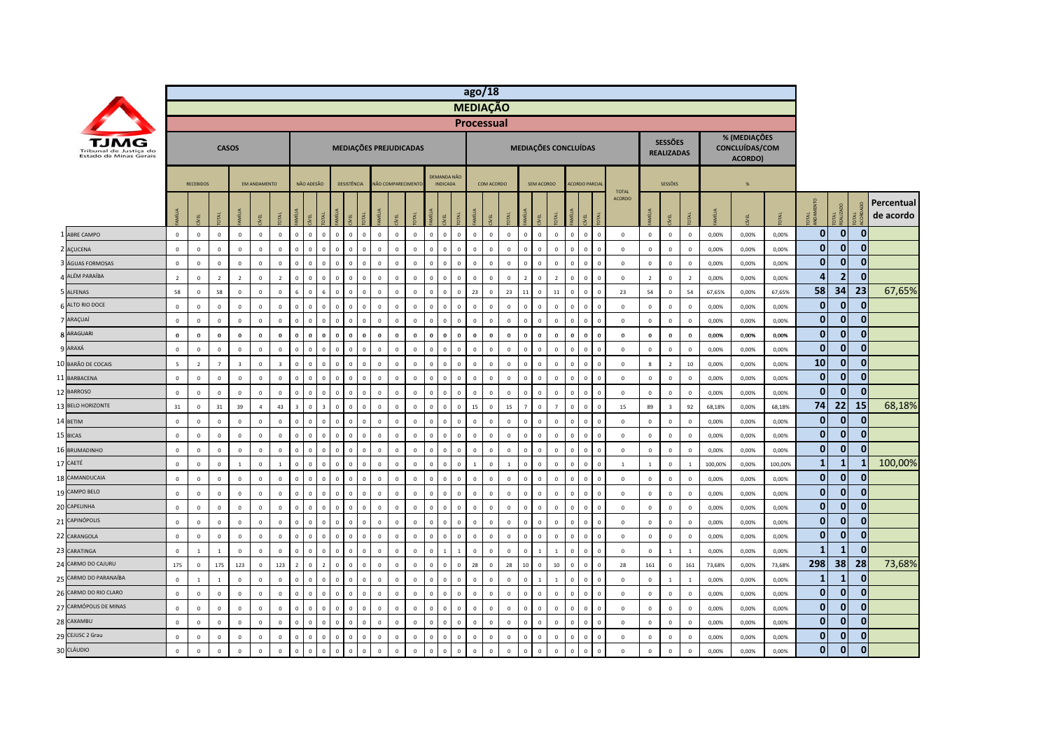| | ago/18 | | | | | | | | | | | | | | | | | | | | | | | | | | | | | | | | | | | | | | | | | | | | | |
|---|---|---|---|---|---|---|---|---|---|---|---|---|---|---|---|---|---|---|---|---|---|---|---|---|---|---|---|---|---|---|---|---|---|---|---|---|---|---|---|---|---|---|---|---|---|---|
| | MEDIAÇÃO | | | | | | | | | | | | | | | | | | | | | | | | | | | | | | | | | | | | | | | | | | | | | |
| | Processual | | | | | | | | | | | | | | | | | | | | | | | | | | | | | | | | | | | | | | | | | | | | | |
| TJMG Tribunal de Justiça do Estado de Minas Gerais | CASOS | | | | | | MEDIAÇÕES PREJUDICADAS | | | | | | | | | | | | MEDIAÇÕES CONCLUÍDAS | | | | | | | | | | SESSÕES REALIZADAS | | | % (MEDIAÇÕES CONCLUÍDAS/COM ACORDO) | | | | | | |
| | RECEBIDOS | | | EM ANDAMENTO | | | NÃO ADESÃO | | | DESISTÊNCIA | | | NÃO COMPARECIMENTO | | | DEMANDA NÃO INDICADA | | | COM ACORDO | | | SEM ACORDO | | | ACORDO PARCIAL | | | TOTAL ACORDO | SESSÕES | | | % | | | | | | |
| | FAMÍLIA | CÍVEL | TOTAL | FAMÍLIA | CÍVEL | TOTAL | FAMÍLIA | CÍVEL | TOTAL | FAMÍLIA | CÍVEL | TOTAL | FAMÍLIA | CÍVEL | TOTAL | FAMÍLIA | CÍVEL | TOTAL | FAMÍLIA | CÍVEL | TOTAL | FAMÍLIA | CÍVEL | TOTAL | FAMÍLIA | CÍVEL | TOTAL | | FAMÍLIA | CÍVEL | TOTAL | FAMÍLIA | CÍVEL | TOTAL | TOTAL ANDAMENTO | TOTAL REALIZADO | TOTAL ACORDADO | Percentual de acordo |
| 1 ABRE CAMPO | 0 | 0 | 0 | 0 | 0 | 0 | 0 | 0 | 0 | 0 | 0 | 0 | 0 | 0 | 0 | 0 | 0 | 0 | 0 | 0 | 0 | 0 | 0 | 0 | 0 | 0 | 0 | 0 | 0 | 0 | 0 | 0,00% | 0,00% | 0,00% | 0 | 0 | 0 | |
| 2 AÇUCENA | 0 | 0 | 0 | 0 | 0 | 0 | 0 | 0 | 0 | 0 | 0 | 0 | 0 | 0 | 0 | 0 | 0 | 0 | 0 | 0 | 0 | 0 | 0 | 0 | 0 | 0 | 0 | 0 | 0 | 0 | 0 | 0,00% | 0,00% | 0,00% | 0 | 0 | 0 | |
| 3 ÁGUAS FORMOSAS | 0 | 0 | 0 | 0 | 0 | 0 | 0 | 0 | 0 | 0 | 0 | 0 | 0 | 0 | 0 | 0 | 0 | 0 | 0 | 0 | 0 | 0 | 0 | 0 | 0 | 0 | 0 | 0 | 0 | 0 | 0 | 0,00% | 0,00% | 0,00% | 0 | 0 | 0 | |
| 4 ALÉM PARAÍBA | 2 | 0 | 2 | 2 | 0 | 2 | 0 | 0 | 0 | 0 | 0 | 0 | 0 | 0 | 0 | 0 | 0 | 0 | 0 | 0 | 0 | 2 | 0 | 2 | 0 | 0 | 0 | 0 | 2 | 0 | 2 | 0,00% | 0,00% | 0,00% | 4 | 2 | 0 | |
| 5 ALFENAS | 58 | 0 | 58 | 0 | 0 | 0 | 6 | 0 | 6 | 0 | 0 | 0 | 0 | 0 | 0 | 0 | 0 | 0 | 23 | 0 | 23 | 11 | 0 | 11 | 0 | 0 | 0 | 23 | 54 | 0 | 54 | 67,65% | 0,00% | 67,65% | 58 | 34 | 23 | 67,65% |
| 6 ALTO RIO DOCE | 0 | 0 | 0 | 0 | 0 | 0 | 0 | 0 | 0 | 0 | 0 | 0 | 0 | 0 | 0 | 0 | 0 | 0 | 0 | 0 | 0 | 0 | 0 | 0 | 0 | 0 | 0 | 0 | 0 | 0 | 0 | 0,00% | 0,00% | 0,00% | 0 | 0 | 0 | |
| 7 ARAÇUAÍ | 0 | 0 | 0 | 0 | 0 | 0 | 0 | 0 | 0 | 0 | 0 | 0 | 0 | 0 | 0 | 0 | 0 | 0 | 0 | 0 | 0 | 0 | 0 | 0 | 0 | 0 | 0 | 0 | 0 | 0 | 0 | 0,00% | 0,00% | 0,00% | 0 | 0 | 0 | |
| 8 ARAGUARI | 0 | 0 | 0 | 0 | 0 | 0 | 0 | 0 | 0 | 0 | 0 | 0 | 0 | 0 | 0 | 0 | 0 | 0 | 0 | 0 | 0 | 0 | 0 | 0 | 0 | 0 | 0 | 0 | 0 | 0 | 0 | 0,00% | 0,00% | 0,00% | 0 | 0 | 0 | |
| 9 ARAXÁ | 0 | 0 | 0 | 0 | 0 | 0 | 0 | 0 | 0 | 0 | 0 | 0 | 0 | 0 | 0 | 0 | 0 | 0 | 0 | 0 | 0 | 0 | 0 | 0 | 0 | 0 | 0 | 0 | 0 | 0 | 0 | 0,00% | 0,00% | 0,00% | 0 | 0 | 0 | |
| 10 BARÃO DE COCAIS | 5 | 2 | 7 | 3 | 0 | 3 | 0 | 0 | 0 | 0 | 0 | 0 | 0 | 0 | 0 | 0 | 0 | 0 | 0 | 0 | 0 | 0 | 0 | 0 | 0 | 0 | 0 | 0 | 8 | 2 | 10 | 0,00% | 0,00% | 0,00% | 10 | 0 | 0 | |
| 11 BARBACENA | 0 | 0 | 0 | 0 | 0 | 0 | 0 | 0 | 0 | 0 | 0 | 0 | 0 | 0 | 0 | 0 | 0 | 0 | 0 | 0 | 0 | 0 | 0 | 0 | 0 | 0 | 0 | 0 | 0 | 0 | 0 | 0,00% | 0,00% | 0,00% | 0 | 0 | 0 | |
| 12 BARROSO | 0 | 0 | 0 | 0 | 0 | 0 | 0 | 0 | 0 | 0 | 0 | 0 | 0 | 0 | 0 | 0 | 0 | 0 | 0 | 0 | 0 | 0 | 0 | 0 | 0 | 0 | 0 | 0 | 0 | 0 | 0 | 0,00% | 0,00% | 0,00% | 0 | 0 | 0 | |
| 13 BELO HORIZONTE | 31 | 0 | 31 | 39 | 4 | 43 | 3 | 0 | 3 | 0 | 0 | 0 | 0 | 0 | 0 | 0 | 0 | 0 | 15 | 0 | 15 | 7 | 0 | 7 | 0 | 0 | 0 | 15 | 89 | 3 | 92 | 68,18% | 0,00% | 68,18% | 74 | 22 | 15 | 68,18% |
| 14 BETIM | 0 | 0 | 0 | 0 | 0 | 0 | 0 | 0 | 0 | 0 | 0 | 0 | 0 | 0 | 0 | 0 | 0 | 0 | 0 | 0 | 0 | 0 | 0 | 0 | 0 | 0 | 0 | 0 | 0 | 0 | 0 | 0,00% | 0,00% | 0,00% | 0 | 0 | 0 | |
| 15 BICAS | 0 | 0 | 0 | 0 | 0 | 0 | 0 | 0 | 0 | 0 | 0 | 0 | 0 | 0 | 0 | 0 | 0 | 0 | 0 | 0 | 0 | 0 | 0 | 0 | 0 | 0 | 0 | 0 | 0 | 0 | 0 | 0,00% | 0,00% | 0,00% | 0 | 0 | 0 | |
| 16 BRUMADINHO | 0 | 0 | 0 | 0 | 0 | 0 | 0 | 0 | 0 | 0 | 0 | 0 | 0 | 0 | 0 | 0 | 0 | 0 | 0 | 0 | 0 | 0 | 0 | 0 | 0 | 0 | 0 | 0 | 0 | 0 | 0 | 0,00% | 0,00% | 0,00% | 0 | 0 | 0 | |
| 17 CAETÉ | 0 | 0 | 0 | 1 | 0 | 1 | 0 | 0 | 0 | 0 | 0 | 0 | 0 | 0 | 0 | 0 | 0 | 0 | 1 | 0 | 1 | 0 | 0 | 0 | 0 | 0 | 0 | 1 | 1 | 0 | 1 | 100,00% | 0,00% | 100,00% | 1 | 1 | 1 | 100,00% |
| 18 CAMANDUCAIA | 0 | 0 | 0 | 0 | 0 | 0 | 0 | 0 | 0 | 0 | 0 | 0 | 0 | 0 | 0 | 0 | 0 | 0 | 0 | 0 | 0 | 0 | 0 | 0 | 0 | 0 | 0 | 0 | 0 | 0 | 0 | 0,00% | 0,00% | 0,00% | 0 | 0 | 0 | |
| 19 CAMPO BELO | 0 | 0 | 0 | 0 | 0 | 0 | 0 | 0 | 0 | 0 | 0 | 0 | 0 | 0 | 0 | 0 | 0 | 0 | 0 | 0 | 0 | 0 | 0 | 0 | 0 | 0 | 0 | 0 | 0 | 0 | 0 | 0,00% | 0,00% | 0,00% | 0 | 0 | 0 | |
| 20 CAPELINHA | 0 | 0 | 0 | 0 | 0 | 0 | 0 | 0 | 0 | 0 | 0 | 0 | 0 | 0 | 0 | 0 | 0 | 0 | 0 | 0 | 0 | 0 | 0 | 0 | 0 | 0 | 0 | 0 | 0 | 0 | 0 | 0,00% | 0,00% | 0,00% | 0 | 0 | 0 | |
| 21 CAPINÓPOLIS | 0 | 0 | 0 | 0 | 0 | 0 | 0 | 0 | 0 | 0 | 0 | 0 | 0 | 0 | 0 | 0 | 0 | 0 | 0 | 0 | 0 | 0 | 0 | 0 | 0 | 0 | 0 | 0 | 0 | 0 | 0 | 0,00% | 0,00% | 0,00% | 0 | 0 | 0 | |
| 22 CARANGOLA | 0 | 0 | 0 | 0 | 0 | 0 | 0 | 0 | 0 | 0 | 0 | 0 | 0 | 0 | 0 | 0 | 0 | 0 | 0 | 0 | 0 | 0 | 0 | 0 | 0 | 0 | 0 | 0 | 0 | 0 | 0 | 0,00% | 0,00% | 0,00% | 0 | 0 | 0 | |
| 23 CARATINGA | 0 | 1 | 1 | 0 | 0 | 0 | 0 | 0 | 0 | 0 | 0 | 0 | 0 | 0 | 0 | 0 | 1 | 1 | 0 | 0 | 0 | 0 | 1 | 1 | 0 | 0 | 0 | 0 | 0 | 1 | 1 | 0,00% | 0,00% | 0,00% | 1 | 1 | 0 | |
| 24 CARMO DO CAJURU | 175 | 0 | 175 | 123 | 0 | 123 | 2 | 0 | 2 | 0 | 0 | 0 | 0 | 0 | 0 | 0 | 0 | 0 | 28 | 0 | 28 | 10 | 0 | 10 | 0 | 0 | 0 | 28 | 161 | 0 | 161 | 73,68% | 0,00% | 73,68% | 298 | 38 | 28 | 73,68% |
| 25 CARMO DO PARANAÍBA | 0 | 1 | 1 | 0 | 0 | 0 | 0 | 0 | 0 | 0 | 0 | 0 | 0 | 0 | 0 | 0 | 0 | 0 | 0 | 0 | 0 | 0 | 1 | 1 | 0 | 0 | 0 | 0 | 0 | 1 | 1 | 0,00% | 0,00% | 0,00% | 1 | 1 | 0 | |
| 26 CARMO DO RIO CLARO | 0 | 0 | 0 | 0 | 0 | 0 | 0 | 0 | 0 | 0 | 0 | 0 | 0 | 0 | 0 | 0 | 0 | 0 | 0 | 0 | 0 | 0 | 0 | 0 | 0 | 0 | 0 | 0 | 0 | 0 | 0 | 0,00% | 0,00% | 0,00% | 0 | 0 | 0 | |
| 27 CARMÓPOLIS DE MINAS | 0 | 0 | 0 | 0 | 0 | 0 | 0 | 0 | 0 | 0 | 0 | 0 | 0 | 0 | 0 | 0 | 0 | 0 | 0 | 0 | 0 | 0 | 0 | 0 | 0 | 0 | 0 | 0 | 0 | 0 | 0 | 0,00% | 0,00% | 0,00% | 0 | 0 | 0 | |
| 28 CAXAMBU | 0 | 0 | 0 | 0 | 0 | 0 | 0 | 0 | 0 | 0 | 0 | 0 | 0 | 0 | 0 | 0 | 0 | 0 | 0 | 0 | 0 | 0 | 0 | 0 | 0 | 0 | 0 | 0 | 0 | 0 | 0 | 0,00% | 0,00% | 0,00% | 0 | 0 | 0 | |
| 29 CEJUSC 2 Grau | 0 | 0 | 0 | 0 | 0 | 0 | 0 | 0 | 0 | 0 | 0 | 0 | 0 | 0 | 0 | 0 | 0 | 0 | 0 | 0 | 0 | 0 | 0 | 0 | 0 | 0 | 0 | 0 | 0 | 0 | 0 | 0,00% | 0,00% | 0,00% | 0 | 0 | 0 | |
| 30 CLÁUDIO | 0 | 0 | 0 | 0 | 0 | 0 | 0 | 0 | 0 | 0 | 0 | 0 | 0 | 0 | 0 | 0 | 0 | 0 | 0 | 0 | 0 | 0 | 0 | 0 | 0 | 0 | 0 | 0 | 0 | 0 | 0 | 0,00% | 0,00% | 0,00% | 0 | 0 | 0 | |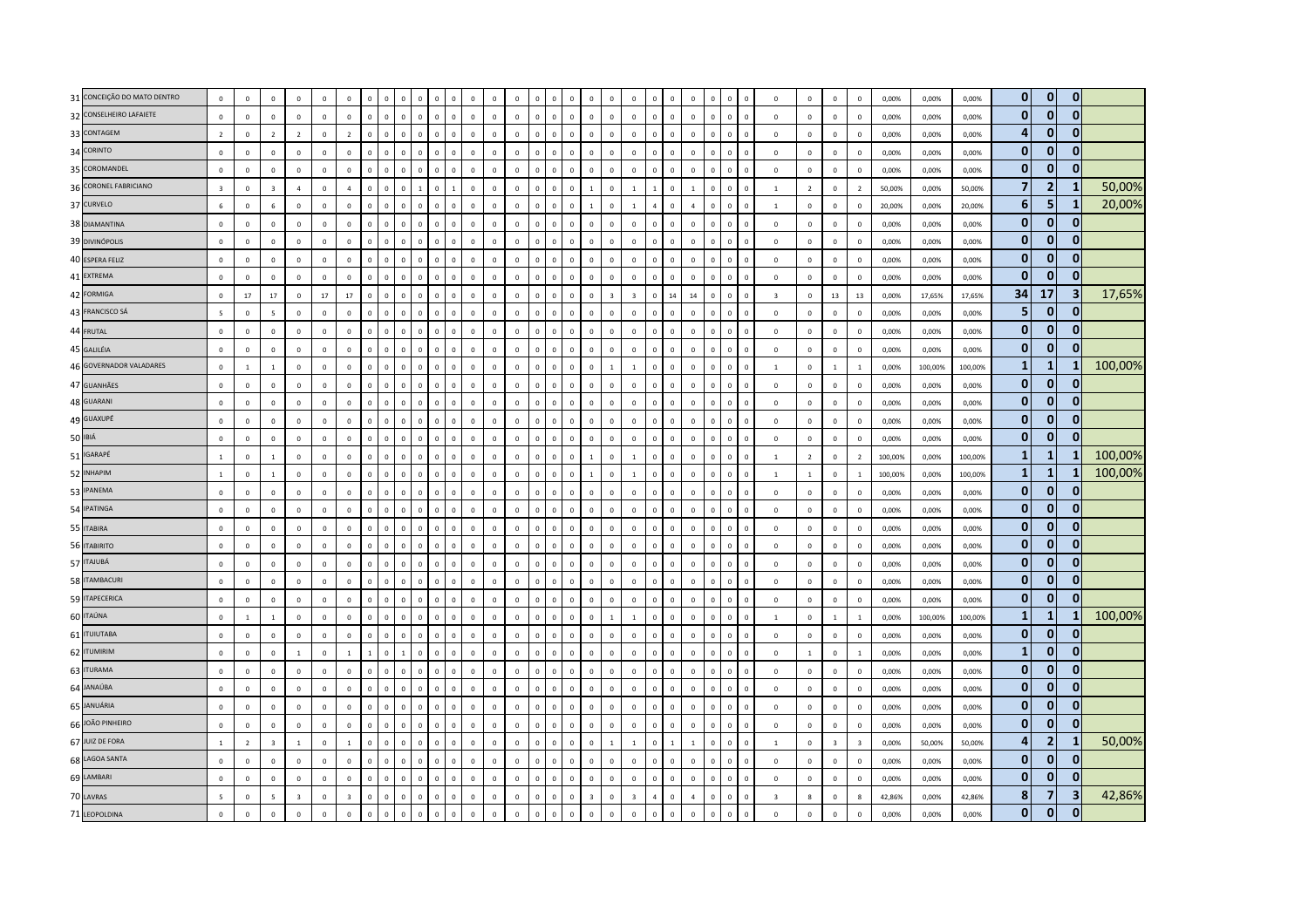| | | | | | | | | | | | | | | | | | | | | | | | | | | | | | | | | | | | | | | | | | | |
|---|---|---|---|---|---|---|---|---|---|---|---|---|---|---|---|---|---|---|---|---|---|---|---|---|---|---|---|---|---|---|---|---|---|---|---|---|---|---|---|---|---|---|
| 31 | CONCEIÇÃO DO MATO DENTRO | 0 | 0 | 0 | 0 | 0 | 0 | 0 | 0 | 0 | 0 | 0 | 0 | 0 | 0 | 0 | 0 | 0 | 0 | 0 | 0 | 0 | 0 | 0 | 0 | 0 | 0 | 0 | 0 | 0 | 0 | 0 | 0 | 0 | 0 | 0,00% | 0,00% | 0,00% | **0** | **0** | **0** | |
| 32 | CONSELHEIRO LAFAIETE | 0 | 0 | 0 | 0 | 0 | 0 | 0 | 0 | 0 | 0 | 0 | 0 | 0 | 0 | 0 | 0 | 0 | 0 | 0 | 0 | 0 | 0 | 0 | 0 | 0 | 0 | 0 | 0 | 0 | 0 | 0 | 0 | 0 | 0 | 0,00% | 0,00% | 0,00% | **0** | **0** | **0** | |
| 33 | CONTAGEM | 2 | 0 | 2 | 2 | 0 | 2 | 0 | 0 | 0 | 0 | 0 | 0 | 0 | 0 | 0 | 0 | 0 | 0 | 0 | 0 | 0 | 0 | 0 | 0 | 0 | 0 | 0 | 0 | 0 | 0 | 0 | 0 | 0 | 0 | 0,00% | 0,00% | 0,00% | **4** | **0** | **0** | |
| 34 | CORINTO | 0 | 0 | 0 | 0 | 0 | 0 | 0 | 0 | 0 | 0 | 0 | 0 | 0 | 0 | 0 | 0 | 0 | 0 | 0 | 0 | 0 | 0 | 0 | 0 | 0 | 0 | 0 | 0 | 0 | 0 | 0 | 0 | 0 | 0 | 0,00% | 0,00% | 0,00% | **0** | **0** | **0** | |
| 35 | COROMANDEL | 0 | 0 | 0 | 0 | 0 | 0 | 0 | 0 | 0 | 0 | 0 | 0 | 0 | 0 | 0 | 0 | 0 | 0 | 0 | 0 | 0 | 0 | 0 | 0 | 0 | 0 | 0 | 0 | 0 | 0 | 0 | 0 | 0 | 0 | 0,00% | 0,00% | 0,00% | **0** | **0** | **0** | |
| 36 | CORONEL FABRICIANO | 3 | 0 | 3 | 4 | 0 | 4 | 0 | 0 | 0 | 1 | 0 | 1 | 0 | 0 | 0 | 0 | 0 | 0 | 0 | 0 | 1 | 0 | 1 | 1 | 0 | 1 | 0 | 0 | 0 | 0 | 1 | 2 | 0 | 2 | 50,00% | 0,00% | 50,00% | **7** | **2** | **1** | 50,00% |
| 37 | CURVELO | 6 | 0 | 6 | 0 | 0 | 0 | 0 | 0 | 0 | 0 | 0 | 0 | 0 | 0 | 0 | 0 | 0 | 0 | 0 | 0 | 1 | 0 | 1 | 4 | 0 | 4 | 0 | 0 | 0 | 0 | 1 | 0 | 0 | 0 | 20,00% | 0,00% | 20,00% | **6** | **5** | **1** | 20,00% |
| 38 | DIAMANTINA | 0 | 0 | 0 | 0 | 0 | 0 | 0 | 0 | 0 | 0 | 0 | 0 | 0 | 0 | 0 | 0 | 0 | 0 | 0 | 0 | 0 | 0 | 0 | 0 | 0 | 0 | 0 | 0 | 0 | 0 | 0 | 0 | 0 | 0 | 0,00% | 0,00% | 0,00% | **0** | **0** | **0** | |
| 39 | DIVINÓPOLIS | 0 | 0 | 0 | 0 | 0 | 0 | 0 | 0 | 0 | 0 | 0 | 0 | 0 | 0 | 0 | 0 | 0 | 0 | 0 | 0 | 0 | 0 | 0 | 0 | 0 | 0 | 0 | 0 | 0 | 0 | 0 | 0 | 0 | 0 | 0,00% | 0,00% | 0,00% | **0** | **0** | **0** | |
| 40 | ESPERA FELIZ | 0 | 0 | 0 | 0 | 0 | 0 | 0 | 0 | 0 | 0 | 0 | 0 | 0 | 0 | 0 | 0 | 0 | 0 | 0 | 0 | 0 | 0 | 0 | 0 | 0 | 0 | 0 | 0 | 0 | 0 | 0 | 0 | 0 | 0 | 0,00% | 0,00% | 0,00% | **0** | **0** | **0** | |
| 41 | EXTREMA | 0 | 0 | 0 | 0 | 0 | 0 | 0 | 0 | 0 | 0 | 0 | 0 | 0 | 0 | 0 | 0 | 0 | 0 | 0 | 0 | 0 | 0 | 0 | 0 | 0 | 0 | 0 | 0 | 0 | 0 | 0 | 0 | 0 | 0 | 0,00% | 0,00% | 0,00% | **0** | **0** | **0** | |
| 42 | FORMIGA | 0 | 17 | 17 | 0 | 17 | 17 | 0 | 0 | 0 | 0 | 0 | 0 | 0 | 0 | 0 | 0 | 0 | 0 | 0 | 0 | 0 | 3 | 3 | 0 | 14 | 14 | 0 | 0 | 0 | 0 | 3 | 0 | 13 | 13 | 0,00% | 17,65% | 17,65% | **34** | **17** | **3** | 17,65% |
| 43 | FRANCISCO SÁ | 5 | 0 | 5 | 0 | 0 | 0 | 0 | 0 | 0 | 0 | 0 | 0 | 0 | 0 | 0 | 0 | 0 | 0 | 0 | 0 | 0 | 0 | 0 | 0 | 0 | 0 | 0 | 0 | 0 | 0 | 0 | 0 | 0 | 0 | 0,00% | 0,00% | 0,00% | **5** | **0** | **0** | |
| 44 | FRUTAL | 0 | 0 | 0 | 0 | 0 | 0 | 0 | 0 | 0 | 0 | 0 | 0 | 0 | 0 | 0 | 0 | 0 | 0 | 0 | 0 | 0 | 0 | 0 | 0 | 0 | 0 | 0 | 0 | 0 | 0 | 0 | 0 | 0 | 0 | 0,00% | 0,00% | 0,00% | **0** | **0** | **0** | |
| 45 | GALILÉIA | 0 | 0 | 0 | 0 | 0 | 0 | 0 | 0 | 0 | 0 | 0 | 0 | 0 | 0 | 0 | 0 | 0 | 0 | 0 | 0 | 0 | 0 | 0 | 0 | 0 | 0 | 0 | 0 | 0 | 0 | 0 | 0 | 0 | 0 | 0,00% | 0,00% | 0,00% | **0** | **0** | **0** | |
| 46 | GOVERNADOR VALADARES | 0 | 1 | 1 | 0 | 0 | 0 | 0 | 0 | 0 | 0 | 0 | 0 | 0 | 0 | 0 | 0 | 0 | 0 | 0 | 0 | 0 | 1 | 1 | 0 | 0 | 0 | 0 | 0 | 0 | 0 | 1 | 0 | 1 | 1 | 0,00% | 100,00% | 100,00% | **1** | **1** | **1** | 100,00% |
| 47 | GUANHÃES | 0 | 0 | 0 | 0 | 0 | 0 | 0 | 0 | 0 | 0 | 0 | 0 | 0 | 0 | 0 | 0 | 0 | 0 | 0 | 0 | 0 | 0 | 0 | 0 | 0 | 0 | 0 | 0 | 0 | 0 | 0 | 0 | 0 | 0 | 0,00% | 0,00% | 0,00% | **0** | **0** | **0** | |
| 48 | GUARANI | 0 | 0 | 0 | 0 | 0 | 0 | 0 | 0 | 0 | 0 | 0 | 0 | 0 | 0 | 0 | 0 | 0 | 0 | 0 | 0 | 0 | 0 | 0 | 0 | 0 | 0 | 0 | 0 | 0 | 0 | 0 | 0 | 0 | 0 | 0,00% | 0,00% | 0,00% | **0** | **0** | **0** | |
| 49 | GUAXUPÉ | 0 | 0 | 0 | 0 | 0 | 0 | 0 | 0 | 0 | 0 | 0 | 0 | 0 | 0 | 0 | 0 | 0 | 0 | 0 | 0 | 0 | 0 | 0 | 0 | 0 | 0 | 0 | 0 | 0 | 0 | 0 | 0 | 0 | 0 | 0,00% | 0,00% | 0,00% | **0** | **0** | **0** | |
| 50 | IBIÁ | 0 | 0 | 0 | 0 | 0 | 0 | 0 | 0 | 0 | 0 | 0 | 0 | 0 | 0 | 0 | 0 | 0 | 0 | 0 | 0 | 0 | 0 | 0 | 0 | 0 | 0 | 0 | 0 | 0 | 0 | 0 | 0 | 0 | 0 | 0,00% | 0,00% | 0,00% | **0** | **0** | **0** | |
| 51 | IGARAPÉ | 1 | 0 | 1 | 0 | 0 | 0 | 0 | 0 | 0 | 0 | 0 | 0 | 0 | 0 | 0 | 0 | 0 | 0 | 0 | 0 | 1 | 0 | 1 | 0 | 0 | 0 | 0 | 0 | 0 | 0 | 1 | 2 | 0 | 2 | 100,00% | 0,00% | 100,00% | **1** | **1** | **1** | 100,00% |
| 52 | INHAPIM | 1 | 0 | 1 | 0 | 0 | 0 | 0 | 0 | 0 | 0 | 0 | 0 | 0 | 0 | 0 | 0 | 0 | 0 | 0 | 0 | 1 | 0 | 1 | 0 | 0 | 0 | 0 | 0 | 0 | 0 | 1 | 1 | 0 | 1 | 100,00% | 0,00% | 100,00% | **1** | **1** | **1** | 100,00% |
| 53 | IPANEMA | 0 | 0 | 0 | 0 | 0 | 0 | 0 | 0 | 0 | 0 | 0 | 0 | 0 | 0 | 0 | 0 | 0 | 0 | 0 | 0 | 0 | 0 | 0 | 0 | 0 | 0 | 0 | 0 | 0 | 0 | 0 | 0 | 0 | 0 | 0,00% | 0,00% | 0,00% | **0** | **0** | **0** | |
| 54 | IPATINGA | 0 | 0 | 0 | 0 | 0 | 0 | 0 | 0 | 0 | 0 | 0 | 0 | 0 | 0 | 0 | 0 | 0 | 0 | 0 | 0 | 0 | 0 | 0 | 0 | 0 | 0 | 0 | 0 | 0 | 0 | 0 | 0 | 0 | 0 | 0,00% | 0,00% | 0,00% | **0** | **0** | **0** | |
| 55 | ITABIRA | 0 | 0 | 0 | 0 | 0 | 0 | 0 | 0 | 0 | 0 | 0 | 0 | 0 | 0 | 0 | 0 | 0 | 0 | 0 | 0 | 0 | 0 | 0 | 0 | 0 | 0 | 0 | 0 | 0 | 0 | 0 | 0 | 0 | 0 | 0,00% | 0,00% | 0,00% | **0** | **0** | **0** | |
| 56 | ITABIRITO | 0 | 0 | 0 | 0 | 0 | 0 | 0 | 0 | 0 | 0 | 0 | 0 | 0 | 0 | 0 | 0 | 0 | 0 | 0 | 0 | 0 | 0 | 0 | 0 | 0 | 0 | 0 | 0 | 0 | 0 | 0 | 0 | 0 | 0 | 0,00% | 0,00% | 0,00% | **0** | **0** | **0** | |
| 57 | ITAJUBÁ | 0 | 0 | 0 | 0 | 0 | 0 | 0 | 0 | 0 | 0 | 0 | 0 | 0 | 0 | 0 | 0 | 0 | 0 | 0 | 0 | 0 | 0 | 0 | 0 | 0 | 0 | 0 | 0 | 0 | 0 | 0 | 0 | 0 | 0 | 0,00% | 0,00% | 0,00% | **0** | **0** | **0** | |
| 58 | ITAMBACURI | 0 | 0 | 0 | 0 | 0 | 0 | 0 | 0 | 0 | 0 | 0 | 0 | 0 | 0 | 0 | 0 | 0 | 0 | 0 | 0 | 0 | 0 | 0 | 0 | 0 | 0 | 0 | 0 | 0 | 0 | 0 | 0 | 0 | 0 | 0,00% | 0,00% | 0,00% | **0** | **0** | **0** | |
| 59 | ITAPECERICA | 0 | 0 | 0 | 0 | 0 | 0 | 0 | 0 | 0 | 0 | 0 | 0 | 0 | 0 | 0 | 0 | 0 | 0 | 0 | 0 | 0 | 0 | 0 | 0 | 0 | 0 | 0 | 0 | 0 | 0 | 0 | 0 | 0 | 0 | 0,00% | 0,00% | 0,00% | **0** | **0** | **0** | |
| 60 | ITAÚNA | 0 | 1 | 1 | 0 | 0 | 0 | 0 | 0 | 0 | 0 | 0 | 0 | 0 | 0 | 0 | 0 | 0 | 0 | 0 | 0 | 0 | 1 | 1 | 0 | 0 | 0 | 0 | 0 | 0 | 0 | 1 | 0 | 1 | 1 | 0,00% | 100,00% | 100,00% | **1** | **1** | **1** | 100,00% |
| 61 | ITUIUTABA | 0 | 0 | 0 | 0 | 0 | 0 | 0 | 0 | 0 | 0 | 0 | 0 | 0 | 0 | 0 | 0 | 0 | 0 | 0 | 0 | 0 | 0 | 0 | 0 | 0 | 0 | 0 | 0 | 0 | 0 | 0 | 0 | 0 | 0 | 0,00% | 0,00% | 0,00% | **0** | **0** | **0** | |
| 62 | ITUMIRIM | 0 | 0 | 0 | 1 | 0 | 1 | 1 | 0 | 1 | 0 | 0 | 0 | 0 | 0 | 0 | 0 | 0 | 0 | 0 | 0 | 0 | 0 | 0 | 0 | 0 | 0 | 0 | 0 | 0 | 0 | 0 | 1 | 0 | 1 | 0,00% | 0,00% | 0,00% | **1** | **0** | **0** | |
| 63 | ITURAMA | 0 | 0 | 0 | 0 | 0 | 0 | 0 | 0 | 0 | 0 | 0 | 0 | 0 | 0 | 0 | 0 | 0 | 0 | 0 | 0 | 0 | 0 | 0 | 0 | 0 | 0 | 0 | 0 | 0 | 0 | 0 | 0 | 0 | 0 | 0,00% | 0,00% | 0,00% | **0** | **0** | **0** | |
| 64 | JANAÚBA | 0 | 0 | 0 | 0 | 0 | 0 | 0 | 0 | 0 | 0 | 0 | 0 | 0 | 0 | 0 | 0 | 0 | 0 | 0 | 0 | 0 | 0 | 0 | 0 | 0 | 0 | 0 | 0 | 0 | 0 | 0 | 0 | 0 | 0 | 0,00% | 0,00% | 0,00% | **0** | **0** | **0** | |
| 65 | JANUÁRIA | 0 | 0 | 0 | 0 | 0 | 0 | 0 | 0 | 0 | 0 | 0 | 0 | 0 | 0 | 0 | 0 | 0 | 0 | 0 | 0 | 0 | 0 | 0 | 0 | 0 | 0 | 0 | 0 | 0 | 0 | 0 | 0 | 0 | 0 | 0,00% | 0,00% | 0,00% | **0** | **0** | **0** | |
| 66 | JOÃO PINHEIRO | 0 | 0 | 0 | 0 | 0 | 0 | 0 | 0 | 0 | 0 | 0 | 0 | 0 | 0 | 0 | 0 | 0 | 0 | 0 | 0 | 0 | 0 | 0 | 0 | 0 | 0 | 0 | 0 | 0 | 0 | 0 | 0 | 0 | 0 | 0,00% | 0,00% | 0,00% | **0** | **0** | **0** | |
| 67 | JUIZ DE FORA | 1 | 2 | 3 | 1 | 0 | 1 | 0 | 0 | 0 | 0 | 0 | 0 | 0 | 0 | 0 | 0 | 0 | 0 | 0 | 0 | 0 | 1 | 1 | 0 | 1 | 1 | 0 | 0 | 0 | 0 | 1 | 0 | 3 | 3 | 0,00% | 50,00% | 50,00% | **4** | **2** | **1** | 50,00% |
| 68 | LAGOA SANTA | 0 | 0 | 0 | 0 | 0 | 0 | 0 | 0 | 0 | 0 | 0 | 0 | 0 | 0 | 0 | 0 | 0 | 0 | 0 | 0 | 0 | 0 | 0 | 0 | 0 | 0 | 0 | 0 | 0 | 0 | 0 | 0 | 0 | 0 | 0,00% | 0,00% | 0,00% | **0** | **0** | **0** | |
| 69 | LAMBARI | 0 | 0 | 0 | 0 | 0 | 0 | 0 | 0 | 0 | 0 | 0 | 0 | 0 | 0 | 0 | 0 | 0 | 0 | 0 | 0 | 0 | 0 | 0 | 0 | 0 | 0 | 0 | 0 | 0 | 0 | 0 | 0 | 0 | 0 | 0,00% | 0,00% | 0,00% | **0** | **0** | **0** | |
| 70 | LAVRAS | 5 | 0 | 5 | 3 | 0 | 3 | 0 | 0 | 0 | 0 | 0 | 0 | 0 | 0 | 0 | 0 | 0 | 0 | 0 | 0 | 3 | 0 | 3 | 4 | 0 | 4 | 0 | 0 | 0 | 0 | 3 | 8 | 0 | 8 | 42,86% | 0,00% | 42,86% | **8** | **7** | **3** | 42,86% |
| 71 | LEOPOLDINA | 0 | 0 | 0 | 0 | 0 | 0 | 0 | 0 | 0 | 0 | 0 | 0 | 0 | 0 | 0 | 0 | 0 | 0 | 0 | 0 | 0 | 0 | 0 | 0 | 0 | 0 | 0 | 0 | 0 | 0 | 0 | 0 | 0 | 0 | 0,00% | 0,00% | 0,00% | **0** | **0** | **0** | |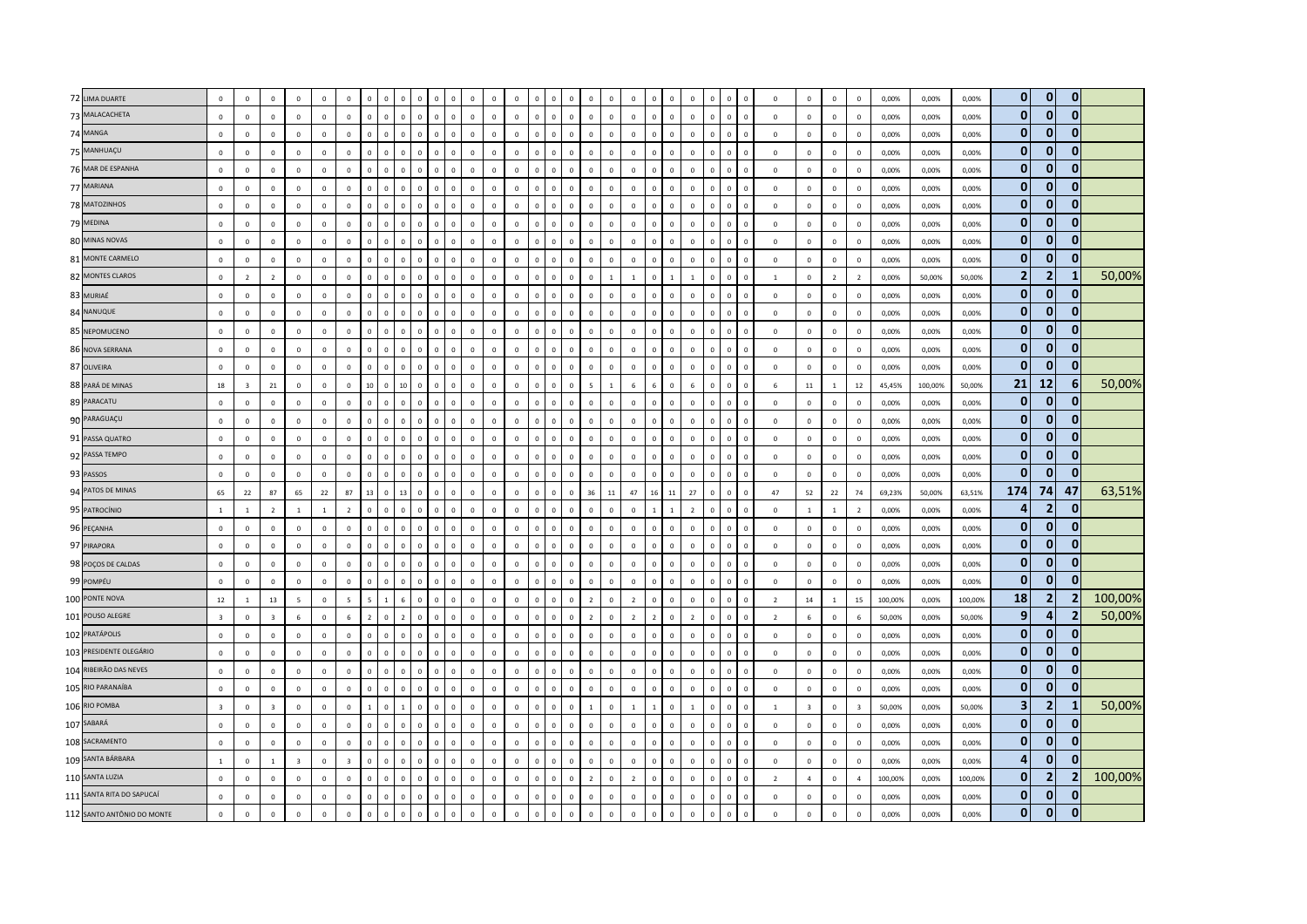| # | Município | | | | | | | | | | | | | | | | | | | | | | | | | | | | | | | | | | | | | | | | | |
|---|---|---|---|---|---|---|---|---|---|---|---|---|---|---|---|---|---|---|---|---|---|---|---|---|---|---|---|---|---|---|---|---|---|---|---|---|---|---|---|---|---|---|
| 72 | LIMA DUARTE | 0 | 0 | 0 | 0 | 0 | 0 | 0 | 0 | 0 | 0 | 0 | 0 | 0 | 0 | 0 | 0 | 0 | 0 | 0 | 0 | 0 | 0 | 0 | 0 | 0 | 0 | 0 | 0 | 0 | 0 | 0 | 0 | 0 | 0 | 0,00% | 0,00% | 0,00% | **0** | **0** | **0** | |
| 73 | MALACACHETA | 0 | 0 | 0 | 0 | 0 | 0 | 0 | 0 | 0 | 0 | 0 | 0 | 0 | 0 | 0 | 0 | 0 | 0 | 0 | 0 | 0 | 0 | 0 | 0 | 0 | 0 | 0 | 0 | 0 | 0 | 0 | 0 | 0 | 0 | 0,00% | 0,00% | 0,00% | **0** | **0** | **0** | |
| 74 | MANGA | 0 | 0 | 0 | 0 | 0 | 0 | 0 | 0 | 0 | 0 | 0 | 0 | 0 | 0 | 0 | 0 | 0 | 0 | 0 | 0 | 0 | 0 | 0 | 0 | 0 | 0 | 0 | 0 | 0 | 0 | 0 | 0 | 0 | 0 | 0,00% | 0,00% | 0,00% | **0** | **0** | **0** | |
| 75 | MANHUAÇU | 0 | 0 | 0 | 0 | 0 | 0 | 0 | 0 | 0 | 0 | 0 | 0 | 0 | 0 | 0 | 0 | 0 | 0 | 0 | 0 | 0 | 0 | 0 | 0 | 0 | 0 | 0 | 0 | 0 | 0 | 0 | 0 | 0 | 0 | 0,00% | 0,00% | 0,00% | **0** | **0** | **0** | |
| 76 | MAR DE ESPANHA | 0 | 0 | 0 | 0 | 0 | 0 | 0 | 0 | 0 | 0 | 0 | 0 | 0 | 0 | 0 | 0 | 0 | 0 | 0 | 0 | 0 | 0 | 0 | 0 | 0 | 0 | 0 | 0 | 0 | 0 | 0 | 0 | 0 | 0 | 0,00% | 0,00% | 0,00% | **0** | **0** | **0** | |
| 77 | MARIANA | 0 | 0 | 0 | 0 | 0 | 0 | 0 | 0 | 0 | 0 | 0 | 0 | 0 | 0 | 0 | 0 | 0 | 0 | 0 | 0 | 0 | 0 | 0 | 0 | 0 | 0 | 0 | 0 | 0 | 0 | 0 | 0 | 0 | 0 | 0,00% | 0,00% | 0,00% | **0** | **0** | **0** | |
| 78 | MATOZINHOS | 0 | 0 | 0 | 0 | 0 | 0 | 0 | 0 | 0 | 0 | 0 | 0 | 0 | 0 | 0 | 0 | 0 | 0 | 0 | 0 | 0 | 0 | 0 | 0 | 0 | 0 | 0 | 0 | 0 | 0 | 0 | 0 | 0 | 0 | 0,00% | 0,00% | 0,00% | **0** | **0** | **0** | |
| 79 | MEDINA | 0 | 0 | 0 | 0 | 0 | 0 | 0 | 0 | 0 | 0 | 0 | 0 | 0 | 0 | 0 | 0 | 0 | 0 | 0 | 0 | 0 | 0 | 0 | 0 | 0 | 0 | 0 | 0 | 0 | 0 | 0 | 0 | 0 | 0 | 0,00% | 0,00% | 0,00% | **0** | **0** | **0** | |
| 80 | MINAS NOVAS | 0 | 0 | 0 | 0 | 0 | 0 | 0 | 0 | 0 | 0 | 0 | 0 | 0 | 0 | 0 | 0 | 0 | 0 | 0 | 0 | 0 | 0 | 0 | 0 | 0 | 0 | 0 | 0 | 0 | 0 | 0 | 0 | 0 | 0 | 0,00% | 0,00% | 0,00% | **0** | **0** | **0** | |
| 81 | MONTE CARMELO | 0 | 0 | 0 | 0 | 0 | 0 | 0 | 0 | 0 | 0 | 0 | 0 | 0 | 0 | 0 | 0 | 0 | 0 | 0 | 0 | 0 | 0 | 0 | 0 | 0 | 0 | 0 | 0 | 0 | 0 | 0 | 0 | 0 | 0 | 0,00% | 0,00% | 0,00% | **0** | **0** | **0** | |
| 82 | MONTES CLAROS | 0 | 2 | 2 | 0 | 0 | 0 | 0 | 0 | 0 | 0 | 0 | 0 | 0 | 0 | 0 | 0 | 0 | 0 | 0 | 0 | 0 | 1 | 1 | 0 | 1 | 1 | 0 | 0 | 0 | 0 | 1 | 0 | 2 | 2 | 0,00% | 50,00% | 50,00% | **2** | **2** | **1** | 50,00% |
| 83 | MURIAÉ | 0 | 0 | 0 | 0 | 0 | 0 | 0 | 0 | 0 | 0 | 0 | 0 | 0 | 0 | 0 | 0 | 0 | 0 | 0 | 0 | 0 | 0 | 0 | 0 | 0 | 0 | 0 | 0 | 0 | 0 | 0 | 0 | 0 | 0 | 0,00% | 0,00% | 0,00% | **0** | **0** | **0** | |
| 84 | NANUQUE | 0 | 0 | 0 | 0 | 0 | 0 | 0 | 0 | 0 | 0 | 0 | 0 | 0 | 0 | 0 | 0 | 0 | 0 | 0 | 0 | 0 | 0 | 0 | 0 | 0 | 0 | 0 | 0 | 0 | 0 | 0 | 0 | 0 | 0 | 0,00% | 0,00% | 0,00% | **0** | **0** | **0** | |
| 85 | NEPOMUCENO | 0 | 0 | 0 | 0 | 0 | 0 | 0 | 0 | 0 | 0 | 0 | 0 | 0 | 0 | 0 | 0 | 0 | 0 | 0 | 0 | 0 | 0 | 0 | 0 | 0 | 0 | 0 | 0 | 0 | 0 | 0 | 0 | 0 | 0 | 0,00% | 0,00% | 0,00% | **0** | **0** | **0** | |
| 86 | NOVA SERRANA | 0 | 0 | 0 | 0 | 0 | 0 | 0 | 0 | 0 | 0 | 0 | 0 | 0 | 0 | 0 | 0 | 0 | 0 | 0 | 0 | 0 | 0 | 0 | 0 | 0 | 0 | 0 | 0 | 0 | 0 | 0 | 0 | 0 | 0 | 0,00% | 0,00% | 0,00% | **0** | **0** | **0** | |
| 87 | OLIVEIRA | 0 | 0 | 0 | 0 | 0 | 0 | 0 | 0 | 0 | 0 | 0 | 0 | 0 | 0 | 0 | 0 | 0 | 0 | 0 | 0 | 0 | 0 | 0 | 0 | 0 | 0 | 0 | 0 | 0 | 0 | 0 | 0 | 0 | 0 | 0,00% | 0,00% | 0,00% | **0** | **0** | **0** | |
| 88 | PARÁ DE MINAS | 18 | 3 | 21 | 0 | 0 | 0 | 10 | 0 | 10 | 0 | 0 | 0 | 0 | 0 | 0 | 0 | 0 | 0 | 0 | 0 | 5 | 1 | 6 | 6 | 0 | 6 | 0 | 0 | 0 | 0 | 6 | 11 | 1 | 12 | 45,45% | 100,00% | 50,00% | **21** | **12** | **6** | 50,00% |
| 89 | PARACATU | 0 | 0 | 0 | 0 | 0 | 0 | 0 | 0 | 0 | 0 | 0 | 0 | 0 | 0 | 0 | 0 | 0 | 0 | 0 | 0 | 0 | 0 | 0 | 0 | 0 | 0 | 0 | 0 | 0 | 0 | 0 | 0 | 0 | 0 | 0,00% | 0,00% | 0,00% | **0** | **0** | **0** | |
| 90 | PARAGUAÇU | 0 | 0 | 0 | 0 | 0 | 0 | 0 | 0 | 0 | 0 | 0 | 0 | 0 | 0 | 0 | 0 | 0 | 0 | 0 | 0 | 0 | 0 | 0 | 0 | 0 | 0 | 0 | 0 | 0 | 0 | 0 | 0 | 0 | 0 | 0,00% | 0,00% | 0,00% | **0** | **0** | **0** | |
| 91 | PASSA QUATRO | 0 | 0 | 0 | 0 | 0 | 0 | 0 | 0 | 0 | 0 | 0 | 0 | 0 | 0 | 0 | 0 | 0 | 0 | 0 | 0 | 0 | 0 | 0 | 0 | 0 | 0 | 0 | 0 | 0 | 0 | 0 | 0 | 0 | 0 | 0,00% | 0,00% | 0,00% | **0** | **0** | **0** | |
| 92 | PASSA TEMPO | 0 | 0 | 0 | 0 | 0 | 0 | 0 | 0 | 0 | 0 | 0 | 0 | 0 | 0 | 0 | 0 | 0 | 0 | 0 | 0 | 0 | 0 | 0 | 0 | 0 | 0 | 0 | 0 | 0 | 0 | 0 | 0 | 0 | 0 | 0,00% | 0,00% | 0,00% | **0** | **0** | **0** | |
| 93 | PASSOS | 0 | 0 | 0 | 0 | 0 | 0 | 0 | 0 | 0 | 0 | 0 | 0 | 0 | 0 | 0 | 0 | 0 | 0 | 0 | 0 | 0 | 0 | 0 | 0 | 0 | 0 | 0 | 0 | 0 | 0 | 0 | 0 | 0 | 0 | 0,00% | 0,00% | 0,00% | **0** | **0** | **0** | |
| 94 | PATOS DE MINAS | 65 | 22 | 87 | 65 | 22 | 87 | 13 | 0 | 13 | 0 | 0 | 0 | 0 | 0 | 0 | 0 | 0 | 0 | 0 | 0 | 36 | 11 | 47 | 16 | 11 | 27 | 0 | 0 | 0 | 0 | 47 | 52 | 22 | 74 | 69,23% | 50,00% | 63,51% | **174** | **74** | **47** | 63,51% |
| 95 | PATROCÍNIO | 1 | 1 | 2 | 1 | 1 | 2 | 0 | 0 | 0 | 0 | 0 | 0 | 0 | 0 | 0 | 0 | 0 | 0 | 0 | 0 | 0 | 0 | 0 | 1 | 1 | 2 | 0 | 0 | 0 | 0 | 0 | 1 | 1 | 2 | 0,00% | 0,00% | 0,00% | **4** | **2** | **0** | |
| 96 | PEÇANHA | 0 | 0 | 0 | 0 | 0 | 0 | 0 | 0 | 0 | 0 | 0 | 0 | 0 | 0 | 0 | 0 | 0 | 0 | 0 | 0 | 0 | 0 | 0 | 0 | 0 | 0 | 0 | 0 | 0 | 0 | 0 | 0 | 0 | 0 | 0,00% | 0,00% | 0,00% | **0** | **0** | **0** | |
| 97 | PIRAPORA | 0 | 0 | 0 | 0 | 0 | 0 | 0 | 0 | 0 | 0 | 0 | 0 | 0 | 0 | 0 | 0 | 0 | 0 | 0 | 0 | 0 | 0 | 0 | 0 | 0 | 0 | 0 | 0 | 0 | 0 | 0 | 0 | 0 | 0 | 0,00% | 0,00% | 0,00% | **0** | **0** | **0** | |
| 98 | POÇOS DE CALDAS | 0 | 0 | 0 | 0 | 0 | 0 | 0 | 0 | 0 | 0 | 0 | 0 | 0 | 0 | 0 | 0 | 0 | 0 | 0 | 0 | 0 | 0 | 0 | 0 | 0 | 0 | 0 | 0 | 0 | 0 | 0 | 0 | 0 | 0 | 0,00% | 0,00% | 0,00% | **0** | **0** | **0** | |
| 99 | POMPÉU | 0 | 0 | 0 | 0 | 0 | 0 | 0 | 0 | 0 | 0 | 0 | 0 | 0 | 0 | 0 | 0 | 0 | 0 | 0 | 0 | 0 | 0 | 0 | 0 | 0 | 0 | 0 | 0 | 0 | 0 | 0 | 0 | 0 | 0 | 0,00% | 0,00% | 0,00% | **0** | **0** | **0** | |
| 100 | PONTE NOVA | 12 | 1 | 13 | 5 | 0 | 5 | 5 | 1 | 6 | 0 | 0 | 0 | 0 | 0 | 0 | 0 | 0 | 0 | 0 | 0 | 2 | 0 | 2 | 0 | 0 | 0 | 0 | 0 | 0 | 0 | 2 | 14 | 1 | 15 | 100,00% | 0,00% | 100,00% | **18** | **2** | **2** | 100,00% |
| 101 | POUSO ALEGRE | 3 | 0 | 3 | 6 | 0 | 6 | 2 | 0 | 2 | 0 | 0 | 0 | 0 | 0 | 0 | 0 | 0 | 0 | 0 | 0 | 2 | 0 | 2 | 2 | 0 | 2 | 0 | 0 | 0 | 0 | 2 | 6 | 0 | 6 | 50,00% | 0,00% | 50,00% | **9** | **4** | **2** | 50,00% |
| 102 | PRATÁPOLIS | 0 | 0 | 0 | 0 | 0 | 0 | 0 | 0 | 0 | 0 | 0 | 0 | 0 | 0 | 0 | 0 | 0 | 0 | 0 | 0 | 0 | 0 | 0 | 0 | 0 | 0 | 0 | 0 | 0 | 0 | 0 | 0 | 0 | 0 | 0,00% | 0,00% | 0,00% | **0** | **0** | **0** | |
| 103 | PRESIDENTE OLEGÁRIO | 0 | 0 | 0 | 0 | 0 | 0 | 0 | 0 | 0 | 0 | 0 | 0 | 0 | 0 | 0 | 0 | 0 | 0 | 0 | 0 | 0 | 0 | 0 | 0 | 0 | 0 | 0 | 0 | 0 | 0 | 0 | 0 | 0 | 0 | 0,00% | 0,00% | 0,00% | **0** | **0** | **0** | |
| 104 | RIBEIRÃO DAS NEVES | 0 | 0 | 0 | 0 | 0 | 0 | 0 | 0 | 0 | 0 | 0 | 0 | 0 | 0 | 0 | 0 | 0 | 0 | 0 | 0 | 0 | 0 | 0 | 0 | 0 | 0 | 0 | 0 | 0 | 0 | 0 | 0 | 0 | 0 | 0,00% | 0,00% | 0,00% | **0** | **0** | **0** | |
| 105 | RIO PARANAÍBA | 0 | 0 | 0 | 0 | 0 | 0 | 0 | 0 | 0 | 0 | 0 | 0 | 0 | 0 | 0 | 0 | 0 | 0 | 0 | 0 | 0 | 0 | 0 | 0 | 0 | 0 | 0 | 0 | 0 | 0 | 0 | 0 | 0 | 0 | 0,00% | 0,00% | 0,00% | **0** | **0** | **0** | |
| 106 | RIO POMBA | 3 | 0 | 3 | 0 | 0 | 0 | 1 | 0 | 1 | 0 | 0 | 0 | 0 | 0 | 0 | 0 | 0 | 0 | 0 | 0 | 1 | 0 | 1 | 1 | 0 | 1 | 0 | 0 | 0 | 0 | 1 | 3 | 0 | 3 | 50,00% | 0,00% | 50,00% | **3** | **2** | **1** | 50,00% |
| 107 | SABARÁ | 0 | 0 | 0 | 0 | 0 | 0 | 0 | 0 | 0 | 0 | 0 | 0 | 0 | 0 | 0 | 0 | 0 | 0 | 0 | 0 | 0 | 0 | 0 | 0 | 0 | 0 | 0 | 0 | 0 | 0 | 0 | 0 | 0 | 0 | 0,00% | 0,00% | 0,00% | **0** | **0** | **0** | |
| 108 | SACRAMENTO | 0 | 0 | 0 | 0 | 0 | 0 | 0 | 0 | 0 | 0 | 0 | 0 | 0 | 0 | 0 | 0 | 0 | 0 | 0 | 0 | 0 | 0 | 0 | 0 | 0 | 0 | 0 | 0 | 0 | 0 | 0 | 0 | 0 | 0 | 0,00% | 0,00% | 0,00% | **0** | **0** | **0** | |
| 109 | SANTA BÁRBARA | 1 | 0 | 1 | 3 | 0 | 3 | 0 | 0 | 0 | 0 | 0 | 0 | 0 | 0 | 0 | 0 | 0 | 0 | 0 | 0 | 0 | 0 | 0 | 0 | 0 | 0 | 0 | 0 | 0 | 0 | 0 | 0 | 0 | 0 | 0,00% | 0,00% | 0,00% | **4** | **0** | **0** | |
| 110 | SANTA LUZIA | 0 | 0 | 0 | 0 | 0 | 0 | 0 | 0 | 0 | 0 | 0 | 0 | 0 | 0 | 0 | 0 | 0 | 0 | 0 | 0 | 2 | 0 | 2 | 0 | 0 | 0 | 0 | 0 | 0 | 0 | 2 | 4 | 0 | 4 | 100,00% | 0,00% | 100,00% | **0** | **2** | **2** | 100,00% |
| 111 | SANTA RITA DO SAPUCAÍ | 0 | 0 | 0 | 0 | 0 | 0 | 0 | 0 | 0 | 0 | 0 | 0 | 0 | 0 | 0 | 0 | 0 | 0 | 0 | 0 | 0 | 0 | 0 | 0 | 0 | 0 | 0 | 0 | 0 | 0 | 0 | 0 | 0 | 0 | 0,00% | 0,00% | 0,00% | **0** | **0** | **0** | |
| 112 | SANTO ANTÔNIO DO MONTE | 0 | 0 | 0 | 0 | 0 | 0 | 0 | 0 | 0 | 0 | 0 | 0 | 0 | 0 | 0 | 0 | 0 | 0 | 0 | 0 | 0 | 0 | 0 | 0 | 0 | 0 | 0 | 0 | 0 | 0 | 0 | 0 | 0 | 0 | 0,00% | 0,00% | 0,00% | **0** | **0** | **0** | |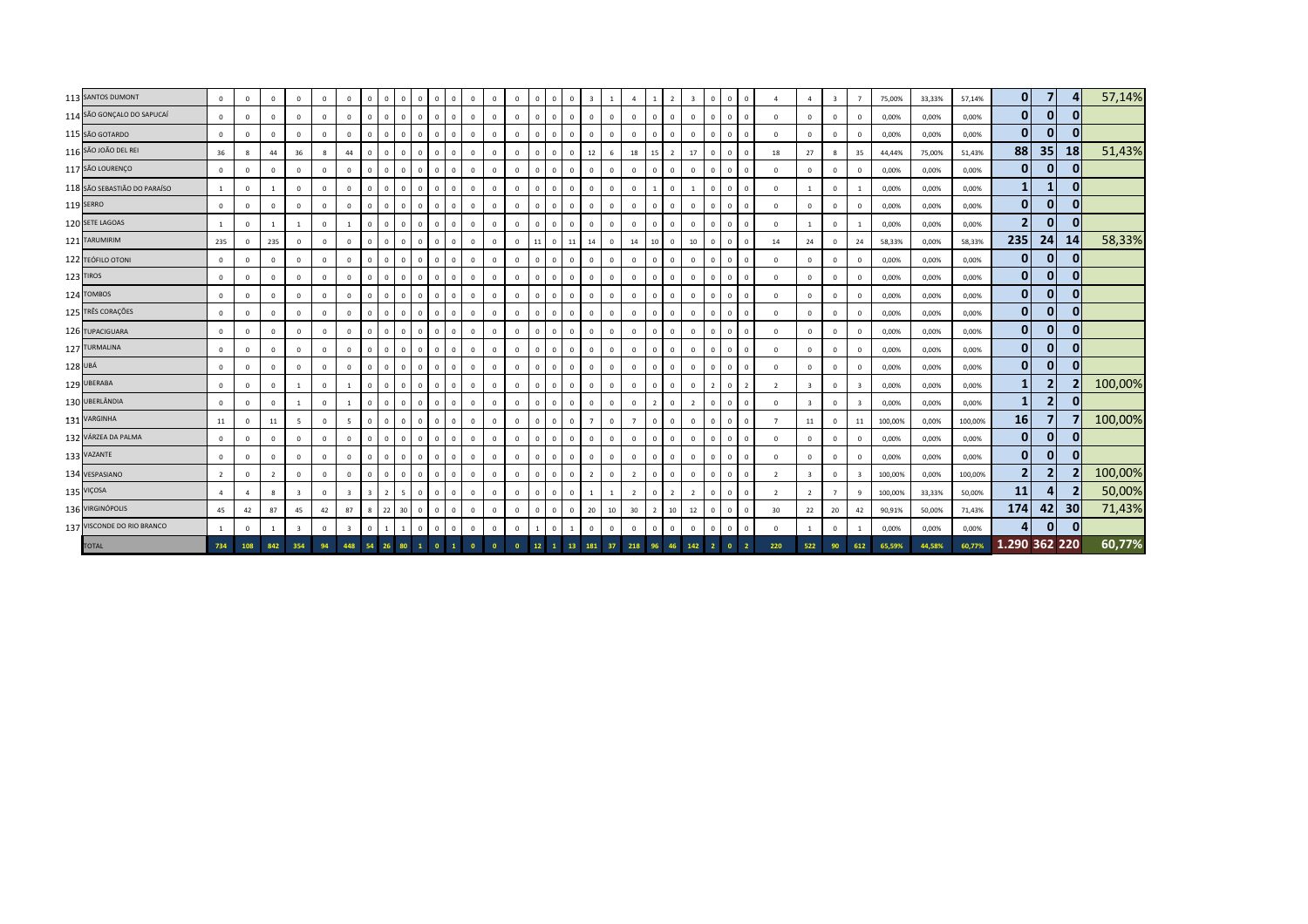| | | | | | | | | | | | | | | | | | | | | | | | | | | | | | | | | | | | | | | | |
|---|---|---|---|---|---|---|---|---|---|---|---|---|---|---|---|---|---|---|---|---|---|---|---|---|---|---|---|---|---|---|---|---|---|---|---|---|---|---|---|
| 113 | SANTOS DUMONT | 0 | 0 | 0 | 0 | 0 | 0 | 0 | 0 | 0 | 0 | 0 | 0 | 0 | 0 | 0 | 0 | 0 | 0 | 3 | 1 | 4 | 1 | 2 | 3 | 0 | 0 | 0 | 4 | 4 | 3 | 7 | 75,00% | 33,33% | 57,14% | 0 | 7 | 4 | 57,14% |
| 114 | SÃO GONÇALO DO SAPUCAÍ | 0 | 0 | 0 | 0 | 0 | 0 | 0 | 0 | 0 | 0 | 0 | 0 | 0 | 0 | 0 | 0 | 0 | 0 | 0 | 0 | 0 | 0 | 0 | 0 | 0 | 0 | 0 | 0 | 0 | 0 | 0 | 0,00% | 0,00% | 0,00% | 0 | 0 | 0 | |
| 115 | SÃO GOTARDO | 0 | 0 | 0 | 0 | 0 | 0 | 0 | 0 | 0 | 0 | 0 | 0 | 0 | 0 | 0 | 0 | 0 | 0 | 0 | 0 | 0 | 0 | 0 | 0 | 0 | 0 | 0 | 0 | 0 | 0 | 0 | 0,00% | 0,00% | 0,00% | 0 | 0 | 0 | |
| 116 | SÃO JOÃO DEL REI | 36 | 8 | 44 | 36 | 8 | 44 | 0 | 0 | 0 | 0 | 0 | 0 | 0 | 0 | 0 | 0 | 0 | 0 | 12 | 6 | 18 | 15 | 2 | 17 | 0 | 0 | 0 | 18 | 27 | 8 | 35 | 44,44% | 75,00% | 51,43% | 88 | 35 | 18 | 51,43% |
| 117 | SÃO LOURENÇO | 0 | 0 | 0 | 0 | 0 | 0 | 0 | 0 | 0 | 0 | 0 | 0 | 0 | 0 | 0 | 0 | 0 | 0 | 0 | 0 | 0 | 0 | 0 | 0 | 0 | 0 | 0 | 0 | 0 | 0 | 0 | 0,00% | 0,00% | 0,00% | 0 | 0 | 0 | |
| 118 | SÃO SEBASTIÃO DO PARAÍSO | 1 | 0 | 1 | 0 | 0 | 0 | 0 | 0 | 0 | 0 | 0 | 0 | 0 | 0 | 0 | 0 | 0 | 0 | 0 | 0 | 0 | 1 | 0 | 1 | 0 | 0 | 0 | 0 | 1 | 0 | 1 | 0,00% | 0,00% | 0,00% | 1 | 1 | 0 | |
| 119 | SERRO | 0 | 0 | 0 | 0 | 0 | 0 | 0 | 0 | 0 | 0 | 0 | 0 | 0 | 0 | 0 | 0 | 0 | 0 | 0 | 0 | 0 | 0 | 0 | 0 | 0 | 0 | 0 | 0 | 0 | 0 | 0 | 0,00% | 0,00% | 0,00% | 0 | 0 | 0 | |
| 120 | SETE LAGOAS | 1 | 0 | 1 | 1 | 0 | 1 | 0 | 0 | 0 | 0 | 0 | 0 | 0 | 0 | 0 | 0 | 0 | 0 | 0 | 0 | 0 | 0 | 0 | 0 | 0 | 0 | 0 | 0 | 1 | 0 | 1 | 0,00% | 0,00% | 0,00% | 2 | 0 | 0 | |
| 121 | TARUMIRIM | 235 | 0 | 235 | 0 | 0 | 0 | 0 | 0 | 0 | 0 | 0 | 0 | 0 | 0 | 0 | 11 | 0 | 11 | 14 | 0 | 14 | 10 | 0 | 10 | 0 | 0 | 0 | 14 | 24 | 0 | 24 | 58,33% | 0,00% | 58,33% | 235 | 24 | 14 | 58,33% |
| 122 | TEÓFILO OTONI | 0 | 0 | 0 | 0 | 0 | 0 | 0 | 0 | 0 | 0 | 0 | 0 | 0 | 0 | 0 | 0 | 0 | 0 | 0 | 0 | 0 | 0 | 0 | 0 | 0 | 0 | 0 | 0 | 0 | 0 | 0 | 0,00% | 0,00% | 0,00% | 0 | 0 | 0 | |
| 123 | TIROS | 0 | 0 | 0 | 0 | 0 | 0 | 0 | 0 | 0 | 0 | 0 | 0 | 0 | 0 | 0 | 0 | 0 | 0 | 0 | 0 | 0 | 0 | 0 | 0 | 0 | 0 | 0 | 0 | 0 | 0 | 0 | 0,00% | 0,00% | 0,00% | 0 | 0 | 0 | |
| 124 | TOMBOS | 0 | 0 | 0 | 0 | 0 | 0 | 0 | 0 | 0 | 0 | 0 | 0 | 0 | 0 | 0 | 0 | 0 | 0 | 0 | 0 | 0 | 0 | 0 | 0 | 0 | 0 | 0 | 0 | 0 | 0 | 0 | 0,00% | 0,00% | 0,00% | 0 | 0 | 0 | |
| 125 | TRÊS CORAÇÕES | 0 | 0 | 0 | 0 | 0 | 0 | 0 | 0 | 0 | 0 | 0 | 0 | 0 | 0 | 0 | 0 | 0 | 0 | 0 | 0 | 0 | 0 | 0 | 0 | 0 | 0 | 0 | 0 | 0 | 0 | 0 | 0,00% | 0,00% | 0,00% | 0 | 0 | 0 | |
| 126 | TUPACIGUARA | 0 | 0 | 0 | 0 | 0 | 0 | 0 | 0 | 0 | 0 | 0 | 0 | 0 | 0 | 0 | 0 | 0 | 0 | 0 | 0 | 0 | 0 | 0 | 0 | 0 | 0 | 0 | 0 | 0 | 0 | 0 | 0,00% | 0,00% | 0,00% | 0 | 0 | 0 | |
| 127 | TURMALINA | 0 | 0 | 0 | 0 | 0 | 0 | 0 | 0 | 0 | 0 | 0 | 0 | 0 | 0 | 0 | 0 | 0 | 0 | 0 | 0 | 0 | 0 | 0 | 0 | 0 | 0 | 0 | 0 | 0 | 0 | 0 | 0,00% | 0,00% | 0,00% | 0 | 0 | 0 | |
| 128 | UBÁ | 0 | 0 | 0 | 0 | 0 | 0 | 0 | 0 | 0 | 0 | 0 | 0 | 0 | 0 | 0 | 0 | 0 | 0 | 0 | 0 | 0 | 0 | 0 | 0 | 0 | 0 | 0 | 0 | 0 | 0 | 0 | 0,00% | 0,00% | 0,00% | 0 | 0 | 0 | |
| 129 | UBERABA | 0 | 0 | 0 | 1 | 0 | 1 | 0 | 0 | 0 | 0 | 0 | 0 | 0 | 0 | 0 | 0 | 0 | 0 | 0 | 0 | 0 | 0 | 0 | 0 | 2 | 0 | 2 | 2 | 3 | 0 | 3 | 0,00% | 0,00% | 0,00% | 1 | 2 | 2 | 100,00% |
| 130 | UBERLÂNDIA | 0 | 0 | 0 | 1 | 0 | 1 | 0 | 0 | 0 | 0 | 0 | 0 | 0 | 0 | 0 | 0 | 0 | 0 | 0 | 0 | 0 | 2 | 0 | 2 | 0 | 0 | 0 | 0 | 3 | 0 | 3 | 0,00% | 0,00% | 0,00% | 1 | 2 | 0 | |
| 131 | VARGINHA | 11 | 0 | 11 | 5 | 0 | 5 | 0 | 0 | 0 | 0 | 0 | 0 | 0 | 0 | 0 | 0 | 0 | 0 | 7 | 0 | 7 | 0 | 0 | 0 | 0 | 0 | 0 | 7 | 11 | 0 | 11 | 100,00% | 0,00% | 100,00% | 16 | 7 | 7 | 100,00% |
| 132 | VÁRZEA DA PALMA | 0 | 0 | 0 | 0 | 0 | 0 | 0 | 0 | 0 | 0 | 0 | 0 | 0 | 0 | 0 | 0 | 0 | 0 | 0 | 0 | 0 | 0 | 0 | 0 | 0 | 0 | 0 | 0 | 0 | 0 | 0 | 0,00% | 0,00% | 0,00% | 0 | 0 | 0 | |
| 133 | VAZANTE | 0 | 0 | 0 | 0 | 0 | 0 | 0 | 0 | 0 | 0 | 0 | 0 | 0 | 0 | 0 | 0 | 0 | 0 | 0 | 0 | 0 | 0 | 0 | 0 | 0 | 0 | 0 | 0 | 0 | 0 | 0 | 0,00% | 0,00% | 0,00% | 0 | 0 | 0 | |
| 134 | VESPASIANO | 2 | 0 | 2 | 0 | 0 | 0 | 0 | 0 | 0 | 0 | 0 | 0 | 0 | 0 | 0 | 0 | 0 | 0 | 2 | 0 | 2 | 0 | 0 | 0 | 0 | 0 | 0 | 2 | 3 | 0 | 3 | 100,00% | 0,00% | 100,00% | 2 | 2 | 2 | 100,00% |
| 135 | VIÇOSA | 4 | 4 | 8 | 3 | 0 | 3 | 3 | 2 | 5 | 0 | 0 | 0 | 0 | 0 | 0 | 0 | 0 | 0 | 1 | 1 | 2 | 0 | 2 | 2 | 0 | 0 | 0 | 2 | 2 | 7 | 9 | 100,00% | 33,33% | 50,00% | 11 | 4 | 2 | 50,00% |
| 136 | VIRGINÓPOLIS | 45 | 42 | 87 | 45 | 42 | 87 | 8 | 22 | 30 | 0 | 0 | 0 | 0 | 0 | 0 | 0 | 0 | 0 | 20 | 10 | 30 | 2 | 10 | 12 | 0 | 0 | 0 | 30 | 22 | 20 | 42 | 90,91% | 50,00% | 71,43% | 174 | 42 | 30 | 71,43% |
| 137 | VISCONDE DO RIO BRANCO | 1 | 0 | 1 | 3 | 0 | 3 | 0 | 1 | 1 | 0 | 0 | 0 | 0 | 0 | 0 | 1 | 0 | 1 | 0 | 0 | 0 | 0 | 0 | 0 | 0 | 0 | 0 | 0 | 1 | 0 | 1 | 0,00% | 0,00% | 0,00% | 4 | 0 | 0 | |
| | TOTAL | 734 | 108 | 842 | 354 | 94 | 448 | 54 | 26 | 80 | 1 | 0 | 1 | 0 | 0 | 0 | 12 | 1 | 13 | 181 | 37 | 218 | 96 | 46 | 142 | 2 | 0 | 2 | 220 | 522 | 90 | 612 | 65,59% | 44,58% | 60,77% | 1.290 | 362 | 220 | 60,77% |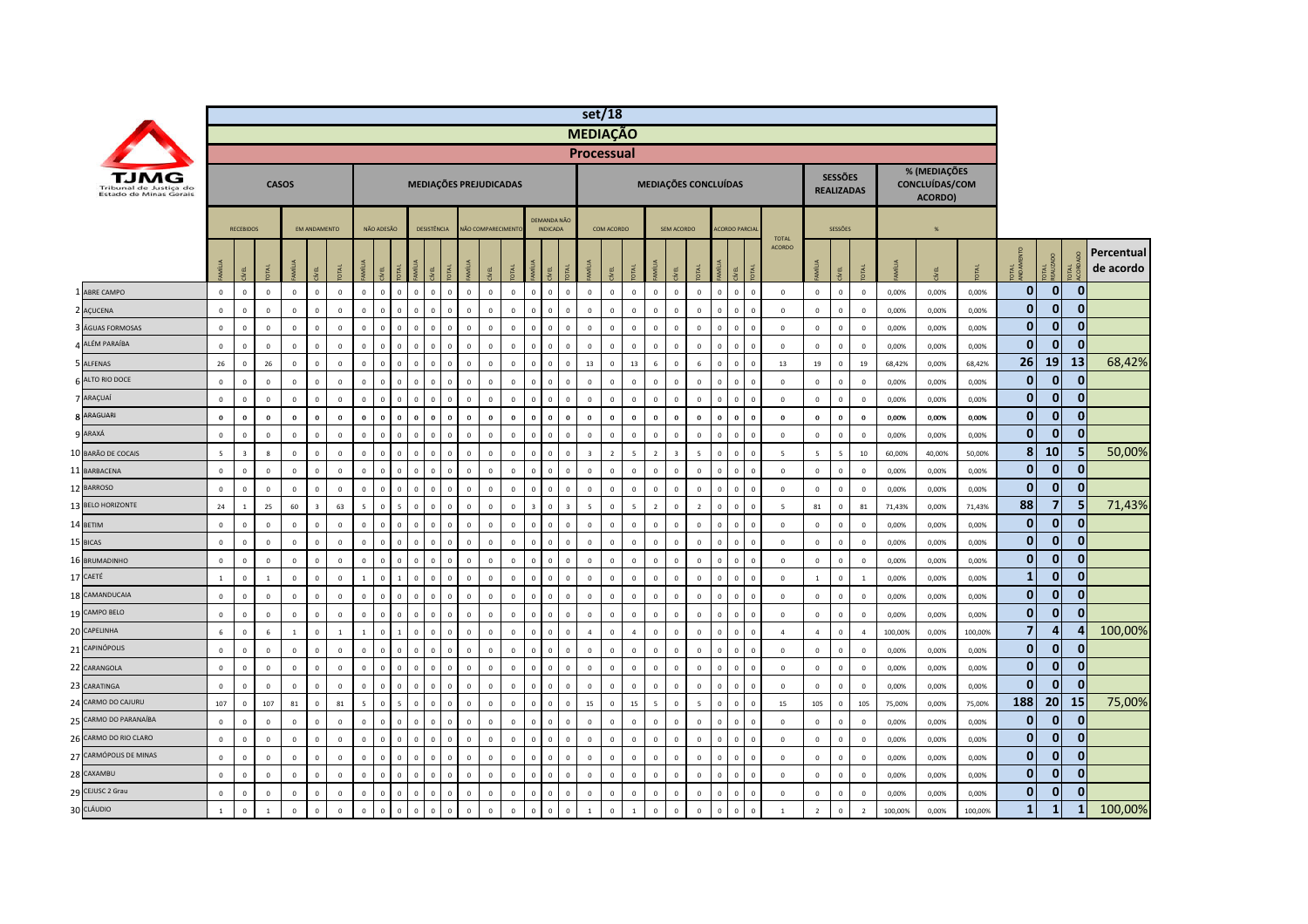**TJMG** Tribunal de Justiça do Estado de Minas Gerais

# set/18
## MEDIAÇÃO
### Processual

| | CASOS | | | | | | MEDIAÇÕES PREJUDICADAS | | | | | | | | | | | | MEDIAÇÕES CONCLUÍDAS | | | | | | | | | | SESSÕES REALIZADAS | | | % (MEDIAÇÕES CONCLUÍDAS/COM ACORDO) | | | | | | |
|---|---|---|---|---|---|---|---|---|---|---|---|---|---|---|---|---|---|---|---|---|---|---|---|---|---|---|---|---|---|---|---|---|---|---|---|---|---|---|
| | RECEBIDOS | | | EM ANDAMENTO | | | NÃO ADESÃO | | | DESISTÊNCIA | | | NÃO COMPARECIMENTO | | | DEMANDA NÃO INDICADA | | | COM ACORDO | | | SEM ACORDO | | | ACORDO PARCIAL | | | TOTAL ACORDO | SESSÕES | | | % | | | | | | |
| | FAMÍLIA | CÍVEL | TOTAL | FAMÍLIA | CÍVEL | TOTAL | FAMÍLIA | CÍVEL | TOTAL | FAMÍLIA | CÍVEL | TOTAL | FAMÍLIA | CÍVEL | TOTAL | FAMÍLIA | CÍVEL | TOTAL | FAMÍLIA | CÍVEL | TOTAL | FAMÍLIA | CÍVEL | TOTAL | FAMÍLIA | CÍVEL | TOTAL | | FAMÍLIA | CÍVEL | TOTAL | FAMÍLIA | CÍVEL | TOTAL | TOTAL ANDAMENTO | TOTAL REALIZADO | TOTAL ACORDADO | Percentual de acordo |
| 1 ABRE CAMPO | 0 | 0 | 0 | 0 | 0 | 0 | 0 | 0 | 0 | 0 | 0 | 0 | 0 | 0 | 0 | 0 | 0 | 0 | 0 | 0 | 0 | 0 | 0 | 0 | 0 | 0 | 0 | 0 | 0 | 0 | 0 | 0,00% | 0,00% | 0,00% | 0 | 0 | 0 | |
| 2 AÇUCENA | 0 | 0 | 0 | 0 | 0 | 0 | 0 | 0 | 0 | 0 | 0 | 0 | 0 | 0 | 0 | 0 | 0 | 0 | 0 | 0 | 0 | 0 | 0 | 0 | 0 | 0 | 0 | 0 | 0 | 0 | 0 | 0,00% | 0,00% | 0,00% | 0 | 0 | 0 | |
| 3 ÁGUAS FORMOSAS | 0 | 0 | 0 | 0 | 0 | 0 | 0 | 0 | 0 | 0 | 0 | 0 | 0 | 0 | 0 | 0 | 0 | 0 | 0 | 0 | 0 | 0 | 0 | 0 | 0 | 0 | 0 | 0 | 0 | 0 | 0 | 0,00% | 0,00% | 0,00% | 0 | 0 | 0 | |
| 4 ALÉM PARAÍBA | 0 | 0 | 0 | 0 | 0 | 0 | 0 | 0 | 0 | 0 | 0 | 0 | 0 | 0 | 0 | 0 | 0 | 0 | 0 | 0 | 0 | 0 | 0 | 0 | 0 | 0 | 0 | 0 | 0 | 0 | 0 | 0,00% | 0,00% | 0,00% | 0 | 0 | 0 | |
| 5 ALFENAS | 26 | 0 | 26 | 0 | 0 | 0 | 0 | 0 | 0 | 0 | 0 | 0 | 0 | 0 | 0 | 0 | 0 | 0 | 13 | 0 | 13 | 6 | 0 | 6 | 0 | 0 | 0 | 13 | 19 | 0 | 19 | 68,42% | 0,00% | 68,42% | 26 | 19 | 13 | 68,42% |
| 6 ALTO RIO DOCE | 0 | 0 | 0 | 0 | 0 | 0 | 0 | 0 | 0 | 0 | 0 | 0 | 0 | 0 | 0 | 0 | 0 | 0 | 0 | 0 | 0 | 0 | 0 | 0 | 0 | 0 | 0 | 0 | 0 | 0 | 0 | 0,00% | 0,00% | 0,00% | 0 | 0 | 0 | |
| 7 ARAÇUAÍ | 0 | 0 | 0 | 0 | 0 | 0 | 0 | 0 | 0 | 0 | 0 | 0 | 0 | 0 | 0 | 0 | 0 | 0 | 0 | 0 | 0 | 0 | 0 | 0 | 0 | 0 | 0 | 0 | 0 | 0 | 0 | 0,00% | 0,00% | 0,00% | 0 | 0 | 0 | |
| 8 ARAGUARI | 0 | 0 | 0 | 0 | 0 | 0 | 0 | 0 | 0 | 0 | 0 | 0 | 0 | 0 | 0 | 0 | 0 | 0 | 0 | 0 | 0 | 0 | 0 | 0 | 0 | 0 | 0 | 0 | 0 | 0 | 0 | 0,00% | 0,00% | 0,00% | 0 | 0 | 0 | |
| 9 ARAXÁ | 0 | 0 | 0 | 0 | 0 | 0 | 0 | 0 | 0 | 0 | 0 | 0 | 0 | 0 | 0 | 0 | 0 | 0 | 0 | 0 | 0 | 0 | 0 | 0 | 0 | 0 | 0 | 0 | 0 | 0 | 0 | 0,00% | 0,00% | 0,00% | 0 | 0 | 0 | |
| 10 BARÃO DE COCAIS | 5 | 3 | 8 | 0 | 0 | 0 | 0 | 0 | 0 | 0 | 0 | 0 | 0 | 0 | 0 | 0 | 0 | 0 | 3 | 2 | 5 | 2 | 3 | 5 | 0 | 0 | 0 | 5 | 5 | 5 | 10 | 60,00% | 40,00% | 50,00% | 8 | 10 | 5 | 50,00% |
| 11 BARBACENA | 0 | 0 | 0 | 0 | 0 | 0 | 0 | 0 | 0 | 0 | 0 | 0 | 0 | 0 | 0 | 0 | 0 | 0 | 0 | 0 | 0 | 0 | 0 | 0 | 0 | 0 | 0 | 0 | 0 | 0 | 0 | 0,00% | 0,00% | 0,00% | 0 | 0 | 0 | |
| 12 BARROSO | 0 | 0 | 0 | 0 | 0 | 0 | 0 | 0 | 0 | 0 | 0 | 0 | 0 | 0 | 0 | 0 | 0 | 0 | 0 | 0 | 0 | 0 | 0 | 0 | 0 | 0 | 0 | 0 | 0 | 0 | 0 | 0,00% | 0,00% | 0,00% | 0 | 0 | 0 | |
| 13 BELO HORIZONTE | 24 | 1 | 25 | 60 | 3 | 63 | 5 | 0 | 5 | 0 | 0 | 0 | 0 | 0 | 0 | 3 | 0 | 3 | 5 | 0 | 5 | 2 | 0 | 2 | 0 | 0 | 0 | 5 | 81 | 0 | 81 | 71,43% | 0,00% | 71,43% | 88 | 7 | 5 | 71,43% |
| 14 BETIM | 0 | 0 | 0 | 0 | 0 | 0 | 0 | 0 | 0 | 0 | 0 | 0 | 0 | 0 | 0 | 0 | 0 | 0 | 0 | 0 | 0 | 0 | 0 | 0 | 0 | 0 | 0 | 0 | 0 | 0 | 0 | 0,00% | 0,00% | 0,00% | 0 | 0 | 0 | |
| 15 BICAS | 0 | 0 | 0 | 0 | 0 | 0 | 0 | 0 | 0 | 0 | 0 | 0 | 0 | 0 | 0 | 0 | 0 | 0 | 0 | 0 | 0 | 0 | 0 | 0 | 0 | 0 | 0 | 0 | 0 | 0 | 0 | 0,00% | 0,00% | 0,00% | 0 | 0 | 0 | |
| 16 BRUMADINHO | 0 | 0 | 0 | 0 | 0 | 0 | 0 | 0 | 0 | 0 | 0 | 0 | 0 | 0 | 0 | 0 | 0 | 0 | 0 | 0 | 0 | 0 | 0 | 0 | 0 | 0 | 0 | 0 | 0 | 0 | 0 | 0,00% | 0,00% | 0,00% | 0 | 0 | 0 | |
| 17 CAETÉ | 1 | 0 | 1 | 0 | 0 | 0 | 1 | 0 | 1 | 0 | 0 | 0 | 0 | 0 | 0 | 0 | 0 | 0 | 0 | 0 | 0 | 0 | 0 | 0 | 0 | 0 | 0 | 0 | 1 | 0 | 1 | 0,00% | 0,00% | 0,00% | 1 | 0 | 0 | |
| 18 CAMANDUCAIA | 0 | 0 | 0 | 0 | 0 | 0 | 0 | 0 | 0 | 0 | 0 | 0 | 0 | 0 | 0 | 0 | 0 | 0 | 0 | 0 | 0 | 0 | 0 | 0 | 0 | 0 | 0 | 0 | 0 | 0 | 0 | 0,00% | 0,00% | 0,00% | 0 | 0 | 0 | |
| 19 CAMPO BELO | 0 | 0 | 0 | 0 | 0 | 0 | 0 | 0 | 0 | 0 | 0 | 0 | 0 | 0 | 0 | 0 | 0 | 0 | 0 | 0 | 0 | 0 | 0 | 0 | 0 | 0 | 0 | 0 | 0 | 0 | 0 | 0,00% | 0,00% | 0,00% | 0 | 0 | 0 | |
| 20 CAPELINHA | 6 | 0 | 6 | 1 | 0 | 1 | 1 | 0 | 1 | 0 | 0 | 0 | 0 | 0 | 0 | 0 | 0 | 0 | 4 | 0 | 4 | 0 | 0 | 0 | 0 | 0 | 0 | 4 | 4 | 0 | 4 | 100,00% | 0,00% | 100,00% | 7 | 4 | 4 | 100,00% |
| 21 CAPINÓPOLIS | 0 | 0 | 0 | 0 | 0 | 0 | 0 | 0 | 0 | 0 | 0 | 0 | 0 | 0 | 0 | 0 | 0 | 0 | 0 | 0 | 0 | 0 | 0 | 0 | 0 | 0 | 0 | 0 | 0 | 0 | 0 | 0,00% | 0,00% | 0,00% | 0 | 0 | 0 | |
| 22 CARANGOLA | 0 | 0 | 0 | 0 | 0 | 0 | 0 | 0 | 0 | 0 | 0 | 0 | 0 | 0 | 0 | 0 | 0 | 0 | 0 | 0 | 0 | 0 | 0 | 0 | 0 | 0 | 0 | 0 | 0 | 0 | 0 | 0,00% | 0,00% | 0,00% | 0 | 0 | 0 | |
| 23 CARATINGA | 0 | 0 | 0 | 0 | 0 | 0 | 0 | 0 | 0 | 0 | 0 | 0 | 0 | 0 | 0 | 0 | 0 | 0 | 0 | 0 | 0 | 0 | 0 | 0 | 0 | 0 | 0 | 0 | 0 | 0 | 0 | 0,00% | 0,00% | 0,00% | 0 | 0 | 0 | |
| 24 CARMO DO CAJURU | 107 | 0 | 107 | 81 | 0 | 81 | 5 | 0 | 5 | 0 | 0 | 0 | 0 | 0 | 0 | 0 | 0 | 0 | 15 | 0 | 15 | 5 | 0 | 5 | 0 | 0 | 0 | 15 | 105 | 0 | 105 | 75,00% | 0,00% | 75,00% | 188 | 20 | 15 | 75,00% |
| 25 CARMO DO PARANAÍBA | 0 | 0 | 0 | 0 | 0 | 0 | 0 | 0 | 0 | 0 | 0 | 0 | 0 | 0 | 0 | 0 | 0 | 0 | 0 | 0 | 0 | 0 | 0 | 0 | 0 | 0 | 0 | 0 | 0 | 0 | 0 | 0,00% | 0,00% | 0,00% | 0 | 0 | 0 | |
| 26 CARMO DO RIO CLARO | 0 | 0 | 0 | 0 | 0 | 0 | 0 | 0 | 0 | 0 | 0 | 0 | 0 | 0 | 0 | 0 | 0 | 0 | 0 | 0 | 0 | 0 | 0 | 0 | 0 | 0 | 0 | 0 | 0 | 0 | 0 | 0,00% | 0,00% | 0,00% | 0 | 0 | 0 | |
| 27 CARMÓPOLIS DE MINAS | 0 | 0 | 0 | 0 | 0 | 0 | 0 | 0 | 0 | 0 | 0 | 0 | 0 | 0 | 0 | 0 | 0 | 0 | 0 | 0 | 0 | 0 | 0 | 0 | 0 | 0 | 0 | 0 | 0 | 0 | 0 | 0,00% | 0,00% | 0,00% | 0 | 0 | 0 | |
| 28 CAXAMBU | 0 | 0 | 0 | 0 | 0 | 0 | 0 | 0 | 0 | 0 | 0 | 0 | 0 | 0 | 0 | 0 | 0 | 0 | 0 | 0 | 0 | 0 | 0 | 0 | 0 | 0 | 0 | 0 | 0 | 0 | 0 | 0,00% | 0,00% | 0,00% | 0 | 0 | 0 | |
| 29 CEJUSC 2 Grau | 0 | 0 | 0 | 0 | 0 | 0 | 0 | 0 | 0 | 0 | 0 | 0 | 0 | 0 | 0 | 0 | 0 | 0 | 0 | 0 | 0 | 0 | 0 | 0 | 0 | 0 | 0 | 0 | 0 | 0 | 0 | 0,00% | 0,00% | 0,00% | 0 | 0 | 0 | |
| 30 CLÁUDIO | 1 | 0 | 1 | 0 | 0 | 0 | 0 | 0 | 0 | 0 | 0 | 0 | 0 | 0 | 0 | 0 | 0 | 0 | 1 | 0 | 1 | 0 | 0 | 0 | 0 | 0 | 0 | 1 | 2 | 0 | 2 | 100,00% | 0,00% | 100,00% | 1 | 1 | 1 | 100,00% |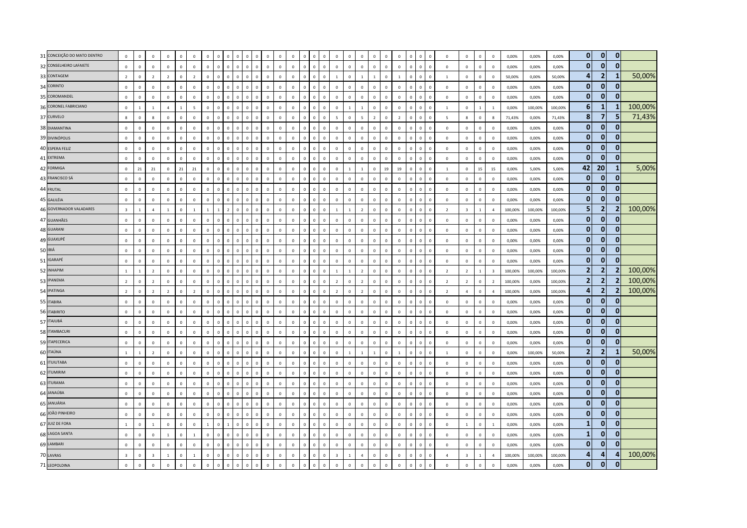| | | | | | | | | | | | | | | | | | | | | | | | | | | | | | | | | | | | | | | | | | | | |
|---|---|---|---|---|---|---|---|---|---|---|---|---|---|---|---|---|---|---|---|---|---|---|---|---|---|---|---|---|---|---|---|---|---|---|---|---|---|---|---|---|---|---|---|
| 31 CONCEIÇÃO DO MATO DENTRO | 0 | 0 | 0 | 0 | 0 | 0 | 0 | 0 | 0 | 0 | 0 | 0 | 0 | 0 | 0 | 0 | 0 | 0 | 0 | 0 | 0 | 0 | 0 | 0 | 0 | 0 | 0 | 0 | 0 | 0 | 0 | 0 | 0 | 0 | 0 | 0 | 0 | 0,00% | 0,00% | 0,00% | 0 | 0 | 0 | |
| 32 CONSELHEIRO LAFAIETE | 0 | 0 | 0 | 0 | 0 | 0 | 0 | 0 | 0 | 0 | 0 | 0 | 0 | 0 | 0 | 0 | 0 | 0 | 0 | 0 | 0 | 0 | 0 | 0 | 0 | 0 | 0 | 0 | 0 | 0 | 0 | 0 | 0 | 0 | 0 | 0 | 0 | 0,00% | 0,00% | 0,00% | 0 | 0 | 0 | |
| 33 CONTAGEM | 2 | 0 | 2 | 2 | 0 | 2 | 0 | 0 | 0 | 0 | 0 | 0 | 0 | 0 | 0 | 0 | 0 | 0 | 0 | 0 | 0 | 0 | 1 | 0 | 1 | 1 | 0 | 1 | 0 | 0 | 0 | 0 | 1 | 0 | 0 | 0 | 0 | 50,00% | 0,00% | 50,00% | 4 | 2 | 1 | 50,00% |
| 34 CORINTO | 0 | 0 | 0 | 0 | 0 | 0 | 0 | 0 | 0 | 0 | 0 | 0 | 0 | 0 | 0 | 0 | 0 | 0 | 0 | 0 | 0 | 0 | 0 | 0 | 0 | 0 | 0 | 0 | 0 | 0 | 0 | 0 | 0 | 0 | 0 | 0 | 0 | 0,00% | 0,00% | 0,00% | 0 | 0 | 0 | |
| 35 COROMANDEL | 0 | 0 | 0 | 0 | 0 | 0 | 0 | 0 | 0 | 0 | 0 | 0 | 0 | 0 | 0 | 0 | 0 | 0 | 0 | 0 | 0 | 0 | 0 | 0 | 0 | 0 | 0 | 0 | 0 | 0 | 0 | 0 | 0 | 0 | 0 | 0 | 0 | 0,00% | 0,00% | 0,00% | 0 | 0 | 0 | |
| 36 CORONEL FABRICIANO | 0 | 1 | 1 | 4 | 1 | 5 | 0 | 0 | 0 | 0 | 0 | 0 | 0 | 0 | 0 | 0 | 0 | 0 | 0 | 0 | 0 | 0 | 0 | 1 | 1 | 0 | 0 | 0 | 0 | 0 | 0 | 0 | 1 | 0 | 1 | 1 | 0 | 0,00% | 100,00% | 100,00% | 6 | 1 | 1 | 100,00% |
| 37 CURVELO | 8 | 0 | 8 | 0 | 0 | 0 | 0 | 0 | 0 | 0 | 0 | 0 | 0 | 0 | 0 | 0 | 0 | 0 | 0 | 0 | 0 | 0 | 5 | 0 | 5 | 2 | 0 | 2 | 0 | 0 | 0 | 0 | 5 | 8 | 0 | 8 | 0 | 71,43% | 0,00% | 71,43% | 8 | 7 | 5 | 71,43% |
| 38 DIAMANTINA | 0 | 0 | 0 | 0 | 0 | 0 | 0 | 0 | 0 | 0 | 0 | 0 | 0 | 0 | 0 | 0 | 0 | 0 | 0 | 0 | 0 | 0 | 0 | 0 | 0 | 0 | 0 | 0 | 0 | 0 | 0 | 0 | 0 | 0 | 0 | 0 | 0 | 0,00% | 0,00% | 0,00% | 0 | 0 | 0 | |
| 39 DIVINÓPOLIS | 0 | 0 | 0 | 0 | 0 | 0 | 0 | 0 | 0 | 0 | 0 | 0 | 0 | 0 | 0 | 0 | 0 | 0 | 0 | 0 | 0 | 0 | 0 | 0 | 0 | 0 | 0 | 0 | 0 | 0 | 0 | 0 | 0 | 0 | 0 | 0 | 0 | 0,00% | 0,00% | 0,00% | 0 | 0 | 0 | |
| 40 ESPERA FELIZ | 0 | 0 | 0 | 0 | 0 | 0 | 0 | 0 | 0 | 0 | 0 | 0 | 0 | 0 | 0 | 0 | 0 | 0 | 0 | 0 | 0 | 0 | 0 | 0 | 0 | 0 | 0 | 0 | 0 | 0 | 0 | 0 | 0 | 0 | 0 | 0 | 0 | 0,00% | 0,00% | 0,00% | 0 | 0 | 0 | |
| 41 EXTREMA | 0 | 0 | 0 | 0 | 0 | 0 | 0 | 0 | 0 | 0 | 0 | 0 | 0 | 0 | 0 | 0 | 0 | 0 | 0 | 0 | 0 | 0 | 0 | 0 | 0 | 0 | 0 | 0 | 0 | 0 | 0 | 0 | 0 | 0 | 0 | 0 | 0 | 0,00% | 0,00% | 0,00% | 0 | 0 | 0 | |
| 42 FORMIGA | 0 | 21 | 21 | 0 | 21 | 21 | 0 | 0 | 0 | 0 | 0 | 0 | 0 | 0 | 0 | 0 | 0 | 0 | 0 | 0 | 0 | 0 | 0 | 1 | 1 | 0 | 19 | 19 | 0 | 0 | 0 | 0 | 1 | 0 | 15 | 15 | 0 | 0,00% | 5,00% | 5,00% | 42 | 20 | 1 | 5,00% |
| 43 FRANCISCO SÁ | 0 | 0 | 0 | 0 | 0 | 0 | 0 | 0 | 0 | 0 | 0 | 0 | 0 | 0 | 0 | 0 | 0 | 0 | 0 | 0 | 0 | 0 | 0 | 0 | 0 | 0 | 0 | 0 | 0 | 0 | 0 | 0 | 0 | 0 | 0 | 0 | 0 | 0,00% | 0,00% | 0,00% | 0 | 0 | 0 | |
| 44 FRUTAL | 0 | 0 | 0 | 0 | 0 | 0 | 0 | 0 | 0 | 0 | 0 | 0 | 0 | 0 | 0 | 0 | 0 | 0 | 0 | 0 | 0 | 0 | 0 | 0 | 0 | 0 | 0 | 0 | 0 | 0 | 0 | 0 | 0 | 0 | 0 | 0 | 0 | 0,00% | 0,00% | 0,00% | 0 | 0 | 0 | |
| 45 GALILÉIA | 0 | 0 | 0 | 0 | 0 | 0 | 0 | 0 | 0 | 0 | 0 | 0 | 0 | 0 | 0 | 0 | 0 | 0 | 0 | 0 | 0 | 0 | 0 | 0 | 0 | 0 | 0 | 0 | 0 | 0 | 0 | 0 | 0 | 0 | 0 | 0 | 0 | 0,00% | 0,00% | 0,00% | 0 | 0 | 0 | |
| 46 GOVERNADOR VALADARES | 3 | 1 | 4 | 1 | 0 | 1 | 1 | 1 | 2 | 0 | 0 | 0 | 0 | 0 | 0 | 0 | 0 | 0 | 0 | 0 | 0 | 0 | 1 | 1 | 2 | 0 | 0 | 0 | 0 | 0 | 0 | 0 | 2 | 3 | 1 | 4 | 0 | 100,00% | 100,00% | 100,00% | 5 | 2 | 2 | 100,00% |
| 47 GUANHÃES | 0 | 0 | 0 | 0 | 0 | 0 | 0 | 0 | 0 | 0 | 0 | 0 | 0 | 0 | 0 | 0 | 0 | 0 | 0 | 0 | 0 | 0 | 0 | 0 | 0 | 0 | 0 | 0 | 0 | 0 | 0 | 0 | 0 | 0 | 0 | 0 | 0 | 0,00% | 0,00% | 0,00% | 0 | 0 | 0 | |
| 48 GUARANI | 0 | 0 | 0 | 0 | 0 | 0 | 0 | 0 | 0 | 0 | 0 | 0 | 0 | 0 | 0 | 0 | 0 | 0 | 0 | 0 | 0 | 0 | 0 | 0 | 0 | 0 | 0 | 0 | 0 | 0 | 0 | 0 | 0 | 0 | 0 | 0 | 0 | 0,00% | 0,00% | 0,00% | 0 | 0 | 0 | |
| 49 GUAXUPÉ | 0 | 0 | 0 | 0 | 0 | 0 | 0 | 0 | 0 | 0 | 0 | 0 | 0 | 0 | 0 | 0 | 0 | 0 | 0 | 0 | 0 | 0 | 0 | 0 | 0 | 0 | 0 | 0 | 0 | 0 | 0 | 0 | 0 | 0 | 0 | 0 | 0 | 0,00% | 0,00% | 0,00% | 0 | 0 | 0 | |
| 50 IBIÁ | 0 | 0 | 0 | 0 | 0 | 0 | 0 | 0 | 0 | 0 | 0 | 0 | 0 | 0 | 0 | 0 | 0 | 0 | 0 | 0 | 0 | 0 | 0 | 0 | 0 | 0 | 0 | 0 | 0 | 0 | 0 | 0 | 0 | 0 | 0 | 0 | 0 | 0,00% | 0,00% | 0,00% | 0 | 0 | 0 | |
| 51 IGARAPÉ | 0 | 0 | 0 | 0 | 0 | 0 | 0 | 0 | 0 | 0 | 0 | 0 | 0 | 0 | 0 | 0 | 0 | 0 | 0 | 0 | 0 | 0 | 0 | 0 | 0 | 0 | 0 | 0 | 0 | 0 | 0 | 0 | 0 | 0 | 0 | 0 | 0 | 0,00% | 0,00% | 0,00% | 0 | 0 | 0 | |
| 52 INHAPIM | 1 | 1 | 2 | 0 | 0 | 0 | 0 | 0 | 0 | 0 | 0 | 0 | 0 | 0 | 0 | 0 | 0 | 0 | 0 | 0 | 0 | 0 | 1 | 1 | 2 | 0 | 0 | 0 | 0 | 0 | 0 | 0 | 2 | 2 | 1 | 3 | 0 | 100,00% | 100,00% | 100,00% | 2 | 2 | 2 | 100,00% |
| 53 IPANEMA | 2 | 0 | 2 | 0 | 0 | 0 | 0 | 0 | 0 | 0 | 0 | 0 | 0 | 0 | 0 | 0 | 0 | 0 | 0 | 0 | 0 | 0 | 2 | 0 | 2 | 0 | 0 | 0 | 0 | 0 | 0 | 0 | 2 | 2 | 0 | 2 | 0 | 100,00% | 0,00% | 100,00% | 2 | 2 | 2 | 100,00% |
| 54 IPATINGA | 2 | 0 | 2 | 2 | 0 | 2 | 0 | 0 | 0 | 0 | 0 | 0 | 0 | 0 | 0 | 0 | 0 | 0 | 0 | 0 | 0 | 0 | 2 | 0 | 2 | 0 | 0 | 0 | 0 | 0 | 0 | 0 | 2 | 4 | 0 | 4 | 0 | 100,00% | 0,00% | 100,00% | 4 | 2 | 2 | 100,00% |
| 55 ITABIRA | 0 | 0 | 0 | 0 | 0 | 0 | 0 | 0 | 0 | 0 | 0 | 0 | 0 | 0 | 0 | 0 | 0 | 0 | 0 | 0 | 0 | 0 | 0 | 0 | 0 | 0 | 0 | 0 | 0 | 0 | 0 | 0 | 0 | 0 | 0 | 0 | 0 | 0,00% | 0,00% | 0,00% | 0 | 0 | 0 | |
| 56 ITABIRITO | 0 | 0 | 0 | 0 | 0 | 0 | 0 | 0 | 0 | 0 | 0 | 0 | 0 | 0 | 0 | 0 | 0 | 0 | 0 | 0 | 0 | 0 | 0 | 0 | 0 | 0 | 0 | 0 | 0 | 0 | 0 | 0 | 0 | 0 | 0 | 0 | 0 | 0,00% | 0,00% | 0,00% | 0 | 0 | 0 | |
| 57 ITAJUBÁ | 0 | 0 | 0 | 0 | 0 | 0 | 0 | 0 | 0 | 0 | 0 | 0 | 0 | 0 | 0 | 0 | 0 | 0 | 0 | 0 | 0 | 0 | 0 | 0 | 0 | 0 | 0 | 0 | 0 | 0 | 0 | 0 | 0 | 0 | 0 | 0 | 0 | 0,00% | 0,00% | 0,00% | 0 | 0 | 0 | |
| 58 ITAMBACURI | 0 | 0 | 0 | 0 | 0 | 0 | 0 | 0 | 0 | 0 | 0 | 0 | 0 | 0 | 0 | 0 | 0 | 0 | 0 | 0 | 0 | 0 | 0 | 0 | 0 | 0 | 0 | 0 | 0 | 0 | 0 | 0 | 0 | 0 | 0 | 0 | 0 | 0,00% | 0,00% | 0,00% | 0 | 0 | 0 | |
| 59 ITAPECERICA | 0 | 0 | 0 | 0 | 0 | 0 | 0 | 0 | 0 | 0 | 0 | 0 | 0 | 0 | 0 | 0 | 0 | 0 | 0 | 0 | 0 | 0 | 0 | 0 | 0 | 0 | 0 | 0 | 0 | 0 | 0 | 0 | 0 | 0 | 0 | 0 | 0 | 0,00% | 0,00% | 0,00% | 0 | 0 | 0 | |
| 60 ITAÚNA | 1 | 1 | 2 | 0 | 0 | 0 | 0 | 0 | 0 | 0 | 0 | 0 | 0 | 0 | 0 | 0 | 0 | 0 | 0 | 0 | 0 | 0 | 0 | 1 | 1 | 1 | 0 | 1 | 0 | 0 | 0 | 0 | 1 | 0 | 0 | 0 | 0 | 0,00% | 100,00% | 50,00% | 2 | 2 | 1 | 50,00% |
| 61 ITUIUTABA | 0 | 0 | 0 | 0 | 0 | 0 | 0 | 0 | 0 | 0 | 0 | 0 | 0 | 0 | 0 | 0 | 0 | 0 | 0 | 0 | 0 | 0 | 0 | 0 | 0 | 0 | 0 | 0 | 0 | 0 | 0 | 0 | 0 | 0 | 0 | 0 | 0 | 0,00% | 0,00% | 0,00% | 0 | 0 | 0 | |
| 62 ITUMIRIM | 0 | 0 | 0 | 0 | 0 | 0 | 0 | 0 | 0 | 0 | 0 | 0 | 0 | 0 | 0 | 0 | 0 | 0 | 0 | 0 | 0 | 0 | 0 | 0 | 0 | 0 | 0 | 0 | 0 | 0 | 0 | 0 | 0 | 0 | 0 | 0 | 0 | 0,00% | 0,00% | 0,00% | 0 | 0 | 0 | |
| 63 ITURAMA | 0 | 0 | 0 | 0 | 0 | 0 | 0 | 0 | 0 | 0 | 0 | 0 | 0 | 0 | 0 | 0 | 0 | 0 | 0 | 0 | 0 | 0 | 0 | 0 | 0 | 0 | 0 | 0 | 0 | 0 | 0 | 0 | 0 | 0 | 0 | 0 | 0 | 0,00% | 0,00% | 0,00% | 0 | 0 | 0 | |
| 64 JANAÚBA | 0 | 0 | 0 | 0 | 0 | 0 | 0 | 0 | 0 | 0 | 0 | 0 | 0 | 0 | 0 | 0 | 0 | 0 | 0 | 0 | 0 | 0 | 0 | 0 | 0 | 0 | 0 | 0 | 0 | 0 | 0 | 0 | 0 | 0 | 0 | 0 | 0 | 0,00% | 0,00% | 0,00% | 0 | 0 | 0 | |
| 65 JANUÁRIA | 0 | 0 | 0 | 0 | 0 | 0 | 0 | 0 | 0 | 0 | 0 | 0 | 0 | 0 | 0 | 0 | 0 | 0 | 0 | 0 | 0 | 0 | 0 | 0 | 0 | 0 | 0 | 0 | 0 | 0 | 0 | 0 | 0 | 0 | 0 | 0 | 0 | 0,00% | 0,00% | 0,00% | 0 | 0 | 0 | |
| 66 JOÃO PINHEIRO | 0 | 0 | 0 | 0 | 0 | 0 | 0 | 0 | 0 | 0 | 0 | 0 | 0 | 0 | 0 | 0 | 0 | 0 | 0 | 0 | 0 | 0 | 0 | 0 | 0 | 0 | 0 | 0 | 0 | 0 | 0 | 0 | 0 | 0 | 0 | 0 | 0 | 0,00% | 0,00% | 0,00% | 0 | 0 | 0 | |
| 67 JUIZ DE FORA | 1 | 0 | 1 | 0 | 0 | 0 | 1 | 0 | 1 | 0 | 0 | 0 | 0 | 0 | 0 | 0 | 0 | 0 | 0 | 0 | 0 | 0 | 0 | 0 | 0 | 0 | 0 | 0 | 0 | 0 | 0 | 0 | 0 | 1 | 0 | 1 | 0 | 0,00% | 0,00% | 0,00% | 1 | 0 | 0 | |
| 68 LAGOA SANTA | 0 | 0 | 0 | 1 | 0 | 1 | 0 | 0 | 0 | 0 | 0 | 0 | 0 | 0 | 0 | 0 | 0 | 0 | 0 | 0 | 0 | 0 | 0 | 0 | 0 | 0 | 0 | 0 | 0 | 0 | 0 | 0 | 0 | 0 | 0 | 0 | 0 | 0,00% | 0,00% | 0,00% | 1 | 0 | 0 | |
| 69 LAMBARI | 0 | 0 | 0 | 0 | 0 | 0 | 0 | 0 | 0 | 0 | 0 | 0 | 0 | 0 | 0 | 0 | 0 | 0 | 0 | 0 | 0 | 0 | 0 | 0 | 0 | 0 | 0 | 0 | 0 | 0 | 0 | 0 | 0 | 0 | 0 | 0 | 0 | 0,00% | 0,00% | 0,00% | 0 | 0 | 0 | |
| 70 LAVRAS | 3 | 0 | 3 | 1 | 0 | 1 | 0 | 0 | 0 | 0 | 0 | 0 | 0 | 0 | 0 | 0 | 0 | 0 | 0 | 0 | 0 | 0 | 3 | 1 | 4 | 0 | 0 | 0 | 0 | 0 | 0 | 0 | 4 | 3 | 1 | 4 | 0 | 100,00% | 100,00% | 100,00% | 4 | 4 | 4 | 100,00% |
| 71 LEOPOLDINA | 0 | 0 | 0 | 0 | 0 | 0 | 0 | 0 | 0 | 0 | 0 | 0 | 0 | 0 | 0 | 0 | 0 | 0 | 0 | 0 | 0 | 0 | 0 | 0 | 0 | 0 | 0 | 0 | 0 | 0 | 0 | 0 | 0 | 0 | 0 | 0 | 0 | 0,00% | 0,00% | 0,00% | 0 | 0 | 0 | |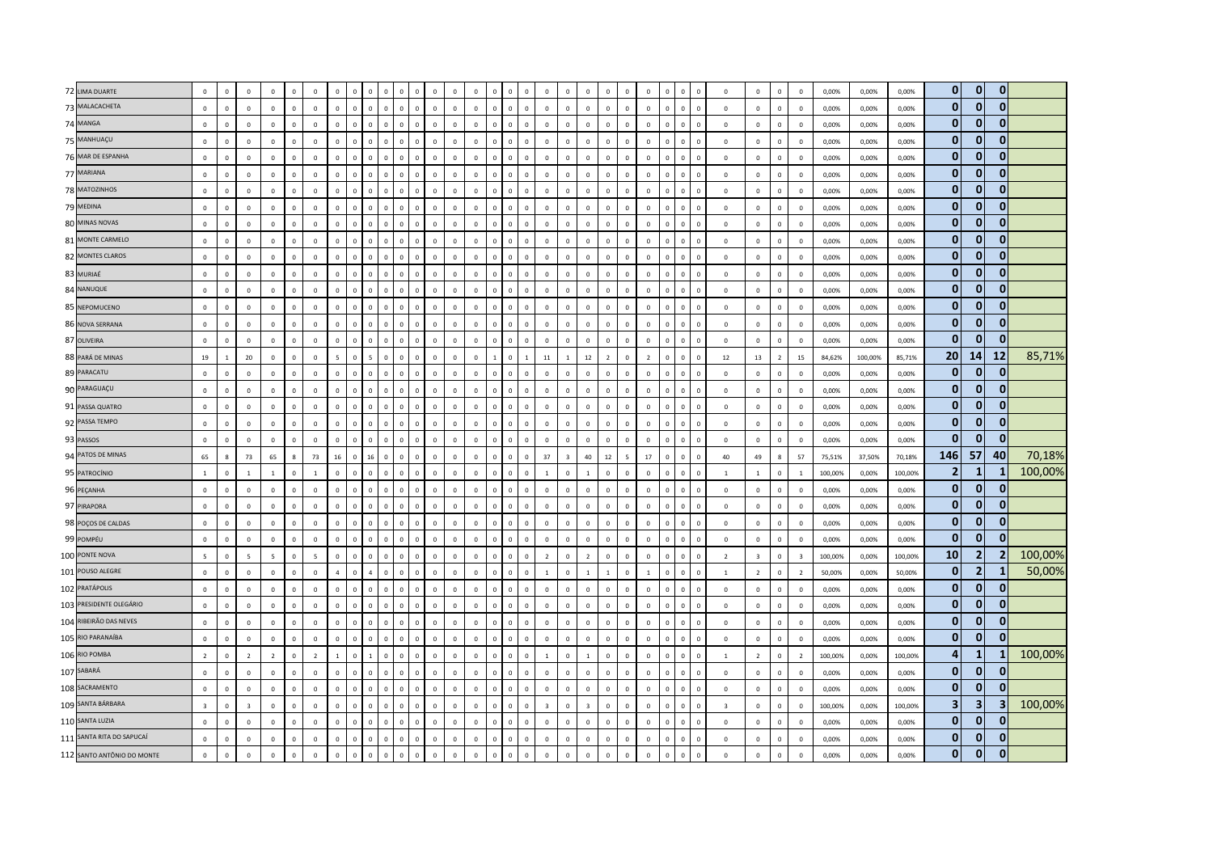| | | | | | | | | | | | | | | | | | | | | | | | | | | | | | | | | | | | | | | | | | | |
|---|---|---|---|---|---|---|---|---|---|---|---|---|---|---|---|---|---|---|---|---|---|---|---|---|---|---|---|---|---|---|---|---|---|---|---|---|---|---|---|---|---|---|
| 72 | LIMA DUARTE | 0 | 0 | 0 | 0 | 0 | 0 | 0 | 0 | 0 | 0 | 0 | 0 | 0 | 0 | 0 | 0 | 0 | 0 | 0 | 0 | 0 | 0 | 0 | 0 | 0 | 0 | 0 | 0 | 0 | 0 | 0 | 0 | 0 | 0 | 0,00% | 0,00% | 0,00% | 0 | 0 | 0 | |
| 73 | MALACACHETA | 0 | 0 | 0 | 0 | 0 | 0 | 0 | 0 | 0 | 0 | 0 | 0 | 0 | 0 | 0 | 0 | 0 | 0 | 0 | 0 | 0 | 0 | 0 | 0 | 0 | 0 | 0 | 0 | 0 | 0 | 0 | 0 | 0 | 0 | 0,00% | 0,00% | 0,00% | 0 | 0 | 0 | |
| 74 | MANGA | 0 | 0 | 0 | 0 | 0 | 0 | 0 | 0 | 0 | 0 | 0 | 0 | 0 | 0 | 0 | 0 | 0 | 0 | 0 | 0 | 0 | 0 | 0 | 0 | 0 | 0 | 0 | 0 | 0 | 0 | 0 | 0 | 0 | 0 | 0,00% | 0,00% | 0,00% | 0 | 0 | 0 | |
| 75 | MANHUAÇU | 0 | 0 | 0 | 0 | 0 | 0 | 0 | 0 | 0 | 0 | 0 | 0 | 0 | 0 | 0 | 0 | 0 | 0 | 0 | 0 | 0 | 0 | 0 | 0 | 0 | 0 | 0 | 0 | 0 | 0 | 0 | 0 | 0 | 0 | 0,00% | 0,00% | 0,00% | 0 | 0 | 0 | |
| 76 | MAR DE ESPANHA | 0 | 0 | 0 | 0 | 0 | 0 | 0 | 0 | 0 | 0 | 0 | 0 | 0 | 0 | 0 | 0 | 0 | 0 | 0 | 0 | 0 | 0 | 0 | 0 | 0 | 0 | 0 | 0 | 0 | 0 | 0 | 0 | 0 | 0 | 0,00% | 0,00% | 0,00% | 0 | 0 | 0 | |
| 77 | MARIANA | 0 | 0 | 0 | 0 | 0 | 0 | 0 | 0 | 0 | 0 | 0 | 0 | 0 | 0 | 0 | 0 | 0 | 0 | 0 | 0 | 0 | 0 | 0 | 0 | 0 | 0 | 0 | 0 | 0 | 0 | 0 | 0 | 0 | 0 | 0,00% | 0,00% | 0,00% | 0 | 0 | 0 | |
| 78 | MATOZINHOS | 0 | 0 | 0 | 0 | 0 | 0 | 0 | 0 | 0 | 0 | 0 | 0 | 0 | 0 | 0 | 0 | 0 | 0 | 0 | 0 | 0 | 0 | 0 | 0 | 0 | 0 | 0 | 0 | 0 | 0 | 0 | 0 | 0 | 0 | 0,00% | 0,00% | 0,00% | 0 | 0 | 0 | |
| 79 | MEDINA | 0 | 0 | 0 | 0 | 0 | 0 | 0 | 0 | 0 | 0 | 0 | 0 | 0 | 0 | 0 | 0 | 0 | 0 | 0 | 0 | 0 | 0 | 0 | 0 | 0 | 0 | 0 | 0 | 0 | 0 | 0 | 0 | 0 | 0 | 0,00% | 0,00% | 0,00% | 0 | 0 | 0 | |
| 80 | MINAS NOVAS | 0 | 0 | 0 | 0 | 0 | 0 | 0 | 0 | 0 | 0 | 0 | 0 | 0 | 0 | 0 | 0 | 0 | 0 | 0 | 0 | 0 | 0 | 0 | 0 | 0 | 0 | 0 | 0 | 0 | 0 | 0 | 0 | 0 | 0 | 0,00% | 0,00% | 0,00% | 0 | 0 | 0 | |
| 81 | MONTE CARMELO | 0 | 0 | 0 | 0 | 0 | 0 | 0 | 0 | 0 | 0 | 0 | 0 | 0 | 0 | 0 | 0 | 0 | 0 | 0 | 0 | 0 | 0 | 0 | 0 | 0 | 0 | 0 | 0 | 0 | 0 | 0 | 0 | 0 | 0 | 0,00% | 0,00% | 0,00% | 0 | 0 | 0 | |
| 82 | MONTES CLAROS | 0 | 0 | 0 | 0 | 0 | 0 | 0 | 0 | 0 | 0 | 0 | 0 | 0 | 0 | 0 | 0 | 0 | 0 | 0 | 0 | 0 | 0 | 0 | 0 | 0 | 0 | 0 | 0 | 0 | 0 | 0 | 0 | 0 | 0 | 0,00% | 0,00% | 0,00% | 0 | 0 | 0 | |
| 83 | MURIAÉ | 0 | 0 | 0 | 0 | 0 | 0 | 0 | 0 | 0 | 0 | 0 | 0 | 0 | 0 | 0 | 0 | 0 | 0 | 0 | 0 | 0 | 0 | 0 | 0 | 0 | 0 | 0 | 0 | 0 | 0 | 0 | 0 | 0 | 0 | 0,00% | 0,00% | 0,00% | 0 | 0 | 0 | |
| 84 | NANUQUE | 0 | 0 | 0 | 0 | 0 | 0 | 0 | 0 | 0 | 0 | 0 | 0 | 0 | 0 | 0 | 0 | 0 | 0 | 0 | 0 | 0 | 0 | 0 | 0 | 0 | 0 | 0 | 0 | 0 | 0 | 0 | 0 | 0 | 0 | 0,00% | 0,00% | 0,00% | 0 | 0 | 0 | |
| 85 | NEPOMUCENO | 0 | 0 | 0 | 0 | 0 | 0 | 0 | 0 | 0 | 0 | 0 | 0 | 0 | 0 | 0 | 0 | 0 | 0 | 0 | 0 | 0 | 0 | 0 | 0 | 0 | 0 | 0 | 0 | 0 | 0 | 0 | 0 | 0 | 0 | 0,00% | 0,00% | 0,00% | 0 | 0 | 0 | |
| 86 | NOVA SERRANA | 0 | 0 | 0 | 0 | 0 | 0 | 0 | 0 | 0 | 0 | 0 | 0 | 0 | 0 | 0 | 0 | 0 | 0 | 0 | 0 | 0 | 0 | 0 | 0 | 0 | 0 | 0 | 0 | 0 | 0 | 0 | 0 | 0 | 0 | 0,00% | 0,00% | 0,00% | 0 | 0 | 0 | |
| 87 | OLIVEIRA | 0 | 0 | 0 | 0 | 0 | 0 | 0 | 0 | 0 | 0 | 0 | 0 | 0 | 0 | 0 | 0 | 0 | 0 | 0 | 0 | 0 | 0 | 0 | 0 | 0 | 0 | 0 | 0 | 0 | 0 | 0 | 0 | 0 | 0 | 0,00% | 0,00% | 0,00% | 0 | 0 | 0 | |
| 88 | PARÁ DE MINAS | 19 | 1 | 20 | 0 | 0 | 0 | 5 | 0 | 5 | 0 | 0 | 0 | 0 | 0 | 0 | 0 | 0 | 1 | 0 | 1 | 11 | 1 | 12 | 2 | 0 | 2 | 0 | 0 | 0 | 0 | 12 | 13 | 2 | 15 | 84,62% | 100,00% | 85,71% | 20 | 14 | 12 | 85,71% |
| 89 | PARACATU | 0 | 0 | 0 | 0 | 0 | 0 | 0 | 0 | 0 | 0 | 0 | 0 | 0 | 0 | 0 | 0 | 0 | 0 | 0 | 0 | 0 | 0 | 0 | 0 | 0 | 0 | 0 | 0 | 0 | 0 | 0 | 0 | 0 | 0 | 0,00% | 0,00% | 0,00% | 0 | 0 | 0 | |
| 90 | PARAGUAÇU | 0 | 0 | 0 | 0 | 0 | 0 | 0 | 0 | 0 | 0 | 0 | 0 | 0 | 0 | 0 | 0 | 0 | 0 | 0 | 0 | 0 | 0 | 0 | 0 | 0 | 0 | 0 | 0 | 0 | 0 | 0 | 0 | 0 | 0 | 0,00% | 0,00% | 0,00% | 0 | 0 | 0 | |
| 91 | PASSA QUATRO | 0 | 0 | 0 | 0 | 0 | 0 | 0 | 0 | 0 | 0 | 0 | 0 | 0 | 0 | 0 | 0 | 0 | 0 | 0 | 0 | 0 | 0 | 0 | 0 | 0 | 0 | 0 | 0 | 0 | 0 | 0 | 0 | 0 | 0 | 0,00% | 0,00% | 0,00% | 0 | 0 | 0 | |
| 92 | PASSA TEMPO | 0 | 0 | 0 | 0 | 0 | 0 | 0 | 0 | 0 | 0 | 0 | 0 | 0 | 0 | 0 | 0 | 0 | 0 | 0 | 0 | 0 | 0 | 0 | 0 | 0 | 0 | 0 | 0 | 0 | 0 | 0 | 0 | 0 | 0 | 0,00% | 0,00% | 0,00% | 0 | 0 | 0 | |
| 93 | PASSOS | 0 | 0 | 0 | 0 | 0 | 0 | 0 | 0 | 0 | 0 | 0 | 0 | 0 | 0 | 0 | 0 | 0 | 0 | 0 | 0 | 0 | 0 | 0 | 0 | 0 | 0 | 0 | 0 | 0 | 0 | 0 | 0 | 0 | 0 | 0,00% | 0,00% | 0,00% | 0 | 0 | 0 | |
| 94 | PATOS DE MINAS | 65 | 8 | 73 | 65 | 8 | 73 | 16 | 0 | 16 | 0 | 0 | 0 | 0 | 0 | 0 | 0 | 0 | 0 | 0 | 0 | 37 | 3 | 40 | 12 | 5 | 17 | 0 | 0 | 0 | 0 | 40 | 49 | 8 | 57 | 75,51% | 37,50% | 70,18% | 146 | 57 | 40 | 70,18% |
| 95 | PATROCÍNIO | 1 | 0 | 1 | 1 | 0 | 1 | 0 | 0 | 0 | 0 | 0 | 0 | 0 | 0 | 0 | 0 | 0 | 0 | 0 | 0 | 1 | 0 | 1 | 0 | 0 | 0 | 0 | 0 | 0 | 0 | 1 | 1 | 0 | 1 | 100,00% | 0,00% | 100,00% | 2 | 1 | 1 | 100,00% |
| 96 | PEÇANHA | 0 | 0 | 0 | 0 | 0 | 0 | 0 | 0 | 0 | 0 | 0 | 0 | 0 | 0 | 0 | 0 | 0 | 0 | 0 | 0 | 0 | 0 | 0 | 0 | 0 | 0 | 0 | 0 | 0 | 0 | 0 | 0 | 0 | 0 | 0,00% | 0,00% | 0,00% | 0 | 0 | 0 | |
| 97 | PIRAPORA | 0 | 0 | 0 | 0 | 0 | 0 | 0 | 0 | 0 | 0 | 0 | 0 | 0 | 0 | 0 | 0 | 0 | 0 | 0 | 0 | 0 | 0 | 0 | 0 | 0 | 0 | 0 | 0 | 0 | 0 | 0 | 0 | 0 | 0 | 0,00% | 0,00% | 0,00% | 0 | 0 | 0 | |
| 98 | POÇOS DE CALDAS | 0 | 0 | 0 | 0 | 0 | 0 | 0 | 0 | 0 | 0 | 0 | 0 | 0 | 0 | 0 | 0 | 0 | 0 | 0 | 0 | 0 | 0 | 0 | 0 | 0 | 0 | 0 | 0 | 0 | 0 | 0 | 0 | 0 | 0 | 0,00% | 0,00% | 0,00% | 0 | 0 | 0 | |
| 99 | POMPÉU | 0 | 0 | 0 | 0 | 0 | 0 | 0 | 0 | 0 | 0 | 0 | 0 | 0 | 0 | 0 | 0 | 0 | 0 | 0 | 0 | 0 | 0 | 0 | 0 | 0 | 0 | 0 | 0 | 0 | 0 | 0 | 0 | 0 | 0 | 0,00% | 0,00% | 0,00% | 0 | 0 | 0 | |
| 100 | PONTE NOVA | 5 | 0 | 5 | 5 | 0 | 5 | 0 | 0 | 0 | 0 | 0 | 0 | 0 | 0 | 0 | 0 | 0 | 0 | 0 | 0 | 2 | 0 | 2 | 0 | 0 | 0 | 0 | 0 | 0 | 0 | 2 | 3 | 0 | 3 | 100,00% | 0,00% | 100,00% | 10 | 2 | 2 | 100,00% |
| 101 | POUSO ALEGRE | 0 | 0 | 0 | 0 | 0 | 0 | 4 | 0 | 4 | 0 | 0 | 0 | 0 | 0 | 0 | 0 | 0 | 0 | 0 | 0 | 1 | 0 | 1 | 1 | 0 | 1 | 0 | 0 | 0 | 0 | 1 | 2 | 0 | 2 | 50,00% | 0,00% | 50,00% | 0 | 2 | 1 | 50,00% |
| 102 | PRATÁPOLIS | 0 | 0 | 0 | 0 | 0 | 0 | 0 | 0 | 0 | 0 | 0 | 0 | 0 | 0 | 0 | 0 | 0 | 0 | 0 | 0 | 0 | 0 | 0 | 0 | 0 | 0 | 0 | 0 | 0 | 0 | 0 | 0 | 0 | 0 | 0,00% | 0,00% | 0,00% | 0 | 0 | 0 | |
| 103 | PRESIDENTE OLEGÁRIO | 0 | 0 | 0 | 0 | 0 | 0 | 0 | 0 | 0 | 0 | 0 | 0 | 0 | 0 | 0 | 0 | 0 | 0 | 0 | 0 | 0 | 0 | 0 | 0 | 0 | 0 | 0 | 0 | 0 | 0 | 0 | 0 | 0 | 0 | 0,00% | 0,00% | 0,00% | 0 | 0 | 0 | |
| 104 | RIBEIRÃO DAS NEVES | 0 | 0 | 0 | 0 | 0 | 0 | 0 | 0 | 0 | 0 | 0 | 0 | 0 | 0 | 0 | 0 | 0 | 0 | 0 | 0 | 0 | 0 | 0 | 0 | 0 | 0 | 0 | 0 | 0 | 0 | 0 | 0 | 0 | 0 | 0,00% | 0,00% | 0,00% | 0 | 0 | 0 | |
| 105 | RIO PARANAÍBA | 0 | 0 | 0 | 0 | 0 | 0 | 0 | 0 | 0 | 0 | 0 | 0 | 0 | 0 | 0 | 0 | 0 | 0 | 0 | 0 | 0 | 0 | 0 | 0 | 0 | 0 | 0 | 0 | 0 | 0 | 0 | 0 | 0 | 0 | 0,00% | 0,00% | 0,00% | 0 | 0 | 0 | |
| 106 | RIO POMBA | 2 | 0 | 2 | 2 | 0 | 2 | 1 | 0 | 1 | 0 | 0 | 0 | 0 | 0 | 0 | 0 | 0 | 0 | 0 | 0 | 1 | 0 | 1 | 0 | 0 | 0 | 0 | 0 | 0 | 0 | 1 | 2 | 0 | 2 | 100,00% | 0,00% | 100,00% | 4 | 1 | 1 | 100,00% |
| 107 | SABARÁ | 0 | 0 | 0 | 0 | 0 | 0 | 0 | 0 | 0 | 0 | 0 | 0 | 0 | 0 | 0 | 0 | 0 | 0 | 0 | 0 | 0 | 0 | 0 | 0 | 0 | 0 | 0 | 0 | 0 | 0 | 0 | 0 | 0 | 0 | 0,00% | 0,00% | 0,00% | 0 | 0 | 0 | |
| 108 | SACRAMENTO | 0 | 0 | 0 | 0 | 0 | 0 | 0 | 0 | 0 | 0 | 0 | 0 | 0 | 0 | 0 | 0 | 0 | 0 | 0 | 0 | 0 | 0 | 0 | 0 | 0 | 0 | 0 | 0 | 0 | 0 | 0 | 0 | 0 | 0 | 0,00% | 0,00% | 0,00% | 0 | 0 | 0 | |
| 109 | SANTA BÁRBARA | 3 | 0 | 3 | 0 | 0 | 0 | 0 | 0 | 0 | 0 | 0 | 0 | 0 | 0 | 0 | 0 | 0 | 0 | 0 | 0 | 3 | 0 | 3 | 0 | 0 | 0 | 0 | 0 | 0 | 0 | 3 | 0 | 0 | 0 | 100,00% | 0,00% | 100,00% | 3 | 3 | 3 | 100,00% |
| 110 | SANTA LUZIA | 0 | 0 | 0 | 0 | 0 | 0 | 0 | 0 | 0 | 0 | 0 | 0 | 0 | 0 | 0 | 0 | 0 | 0 | 0 | 0 | 0 | 0 | 0 | 0 | 0 | 0 | 0 | 0 | 0 | 0 | 0 | 0 | 0 | 0 | 0,00% | 0,00% | 0,00% | 0 | 0 | 0 | |
| 111 | SANTA RITA DO SAPUCAÍ | 0 | 0 | 0 | 0 | 0 | 0 | 0 | 0 | 0 | 0 | 0 | 0 | 0 | 0 | 0 | 0 | 0 | 0 | 0 | 0 | 0 | 0 | 0 | 0 | 0 | 0 | 0 | 0 | 0 | 0 | 0 | 0 | 0 | 0 | 0,00% | 0,00% | 0,00% | 0 | 0 | 0 | |
| 112 | SANTO ANTÔNIO DO MONTE | 0 | 0 | 0 | 0 | 0 | 0 | 0 | 0 | 0 | 0 | 0 | 0 | 0 | 0 | 0 | 0 | 0 | 0 | 0 | 0 | 0 | 0 | 0 | 0 | 0 | 0 | 0 | 0 | 0 | 0 | 0 | 0 | 0 | 0 | 0,00% | 0,00% | 0,00% | 0 | 0 | 0 | |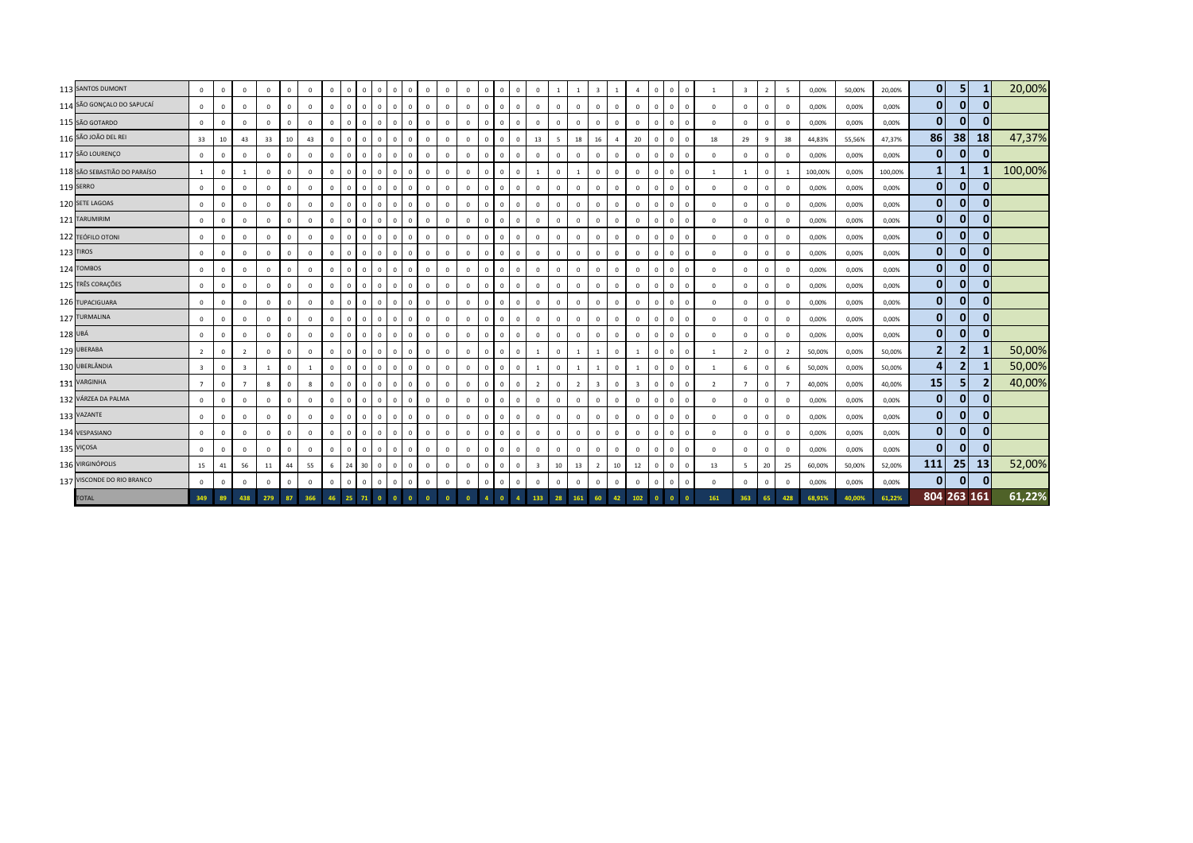| | | | | | | | | | | | | | | | | | | | | | | | | | | | | | | | | | | | | | | | |
|---|---|---|---|---|---|---|---|---|---|---|---|---|---|---|---|---|---|---|---|---|---|---|---|---|---|---|---|---|---|---|---|---|---|---|---|---|---|---|---|
| 113 | SANTOS DUMONT | 0 | 0 | 0 | 0 | 0 | 0 | 0 | 0 | 0 | 0 | 0 | 0 | 0 | 0 | 0 | 0 | 0 | 0 | 0 | 1 | 1 | 3 | 1 | 4 | 0 | 0 | 0 | 0 | 1 | 3 | 2 | 5 | 0,00% | 50,00% | 20,00% | **0** | **5** | **1** | 20,00% |
| 114 | SÃO GONÇALO DO SAPUCAÍ | 0 | 0 | 0 | 0 | 0 | 0 | 0 | 0 | 0 | 0 | 0 | 0 | 0 | 0 | 0 | 0 | 0 | 0 | 0 | 0 | 0 | 0 | 0 | 0 | 0 | 0 | 0 | 0 | 0 | 0 | 0 | 0 | 0,00% | 0,00% | 0,00% | **0** | **0** | **0** | |
| 115 | SÃO GOTARDO | 0 | 0 | 0 | 0 | 0 | 0 | 0 | 0 | 0 | 0 | 0 | 0 | 0 | 0 | 0 | 0 | 0 | 0 | 0 | 0 | 0 | 0 | 0 | 0 | 0 | 0 | 0 | 0 | 0 | 0 | 0 | 0 | 0,00% | 0,00% | 0,00% | **0** | **0** | **0** | |
| 116 | SÃO JOÃO DEL REI | 33 | 10 | 43 | 33 | 10 | 43 | 0 | 0 | 0 | 0 | 0 | 0 | 0 | 0 | 0 | 0 | 0 | 0 | 13 | 5 | 18 | 16 | 4 | 20 | 0 | 0 | 0 | 0 | 18 | 29 | 9 | 38 | 44,83% | 55,56% | 47,37% | **86** | **38** | **18** | 47,37% |
| 117 | SÃO LOURENÇO | 0 | 0 | 0 | 0 | 0 | 0 | 0 | 0 | 0 | 0 | 0 | 0 | 0 | 0 | 0 | 0 | 0 | 0 | 0 | 0 | 0 | 0 | 0 | 0 | 0 | 0 | 0 | 0 | 0 | 0 | 0 | 0 | 0,00% | 0,00% | 0,00% | **0** | **0** | **0** | |
| 118 | SÃO SEBASTIÃO DO PARAÍSO | 1 | 0 | 1 | 0 | 0 | 0 | 0 | 0 | 0 | 0 | 0 | 0 | 0 | 0 | 0 | 0 | 0 | 0 | 1 | 0 | 1 | 0 | 0 | 0 | 0 | 0 | 0 | 0 | 1 | 1 | 0 | 1 | 100,00% | 0,00% | 100,00% | **1** | **1** | **1** | 100,00% |
| 119 | SERRO | 0 | 0 | 0 | 0 | 0 | 0 | 0 | 0 | 0 | 0 | 0 | 0 | 0 | 0 | 0 | 0 | 0 | 0 | 0 | 0 | 0 | 0 | 0 | 0 | 0 | 0 | 0 | 0 | 0 | 0 | 0 | 0 | 0,00% | 0,00% | 0,00% | **0** | **0** | **0** | |
| 120 | SETE LAGOAS | 0 | 0 | 0 | 0 | 0 | 0 | 0 | 0 | 0 | 0 | 0 | 0 | 0 | 0 | 0 | 0 | 0 | 0 | 0 | 0 | 0 | 0 | 0 | 0 | 0 | 0 | 0 | 0 | 0 | 0 | 0 | 0 | 0,00% | 0,00% | 0,00% | **0** | **0** | **0** | |
| 121 | TARUMIRIM | 0 | 0 | 0 | 0 | 0 | 0 | 0 | 0 | 0 | 0 | 0 | 0 | 0 | 0 | 0 | 0 | 0 | 0 | 0 | 0 | 0 | 0 | 0 | 0 | 0 | 0 | 0 | 0 | 0 | 0 | 0 | 0 | 0,00% | 0,00% | 0,00% | **0** | **0** | **0** | |
| 122 | TEÓFILO OTONI | 0 | 0 | 0 | 0 | 0 | 0 | 0 | 0 | 0 | 0 | 0 | 0 | 0 | 0 | 0 | 0 | 0 | 0 | 0 | 0 | 0 | 0 | 0 | 0 | 0 | 0 | 0 | 0 | 0 | 0 | 0 | 0 | 0,00% | 0,00% | 0,00% | **0** | **0** | **0** | |
| 123 | TIROS | 0 | 0 | 0 | 0 | 0 | 0 | 0 | 0 | 0 | 0 | 0 | 0 | 0 | 0 | 0 | 0 | 0 | 0 | 0 | 0 | 0 | 0 | 0 | 0 | 0 | 0 | 0 | 0 | 0 | 0 | 0 | 0 | 0,00% | 0,00% | 0,00% | **0** | **0** | **0** | |
| 124 | TOMBOS | 0 | 0 | 0 | 0 | 0 | 0 | 0 | 0 | 0 | 0 | 0 | 0 | 0 | 0 | 0 | 0 | 0 | 0 | 0 | 0 | 0 | 0 | 0 | 0 | 0 | 0 | 0 | 0 | 0 | 0 | 0 | 0 | 0,00% | 0,00% | 0,00% | **0** | **0** | **0** | |
| 125 | TRÊS CORAÇÕES | 0 | 0 | 0 | 0 | 0 | 0 | 0 | 0 | 0 | 0 | 0 | 0 | 0 | 0 | 0 | 0 | 0 | 0 | 0 | 0 | 0 | 0 | 0 | 0 | 0 | 0 | 0 | 0 | 0 | 0 | 0 | 0 | 0,00% | 0,00% | 0,00% | **0** | **0** | **0** | |
| 126 | TUPACIGUARA | 0 | 0 | 0 | 0 | 0 | 0 | 0 | 0 | 0 | 0 | 0 | 0 | 0 | 0 | 0 | 0 | 0 | 0 | 0 | 0 | 0 | 0 | 0 | 0 | 0 | 0 | 0 | 0 | 0 | 0 | 0 | 0 | 0,00% | 0,00% | 0,00% | **0** | **0** | **0** | |
| 127 | TURMALINA | 0 | 0 | 0 | 0 | 0 | 0 | 0 | 0 | 0 | 0 | 0 | 0 | 0 | 0 | 0 | 0 | 0 | 0 | 0 | 0 | 0 | 0 | 0 | 0 | 0 | 0 | 0 | 0 | 0 | 0 | 0 | 0 | 0,00% | 0,00% | 0,00% | **0** | **0** | **0** | |
| 128 | UBÁ | 0 | 0 | 0 | 0 | 0 | 0 | 0 | 0 | 0 | 0 | 0 | 0 | 0 | 0 | 0 | 0 | 0 | 0 | 0 | 0 | 0 | 0 | 0 | 0 | 0 | 0 | 0 | 0 | 0 | 0 | 0 | 0 | 0,00% | 0,00% | 0,00% | **0** | **0** | **0** | |
| 129 | UBERABA | 2 | 0 | 2 | 0 | 0 | 0 | 0 | 0 | 0 | 0 | 0 | 0 | 0 | 0 | 0 | 0 | 0 | 0 | 1 | 0 | 1 | 1 | 0 | 1 | 0 | 0 | 0 | 0 | 1 | 2 | 0 | 2 | 50,00% | 0,00% | 50,00% | **2** | **2** | **1** | 50,00% |
| 130 | UBERLÂNDIA | 3 | 0 | 3 | 1 | 0 | 1 | 0 | 0 | 0 | 0 | 0 | 0 | 0 | 0 | 0 | 0 | 0 | 0 | 1 | 0 | 1 | 1 | 0 | 1 | 0 | 0 | 0 | 0 | 1 | 6 | 0 | 6 | 50,00% | 0,00% | 50,00% | **4** | **2** | **1** | 50,00% |
| 131 | VARGINHA | 7 | 0 | 7 | 8 | 0 | 8 | 0 | 0 | 0 | 0 | 0 | 0 | 0 | 0 | 0 | 0 | 0 | 0 | 2 | 0 | 2 | 3 | 0 | 3 | 0 | 0 | 0 | 0 | 2 | 7 | 0 | 7 | 40,00% | 0,00% | 40,00% | **15** | **5** | **2** | 40,00% |
| 132 | VÁRZEA DA PALMA | 0 | 0 | 0 | 0 | 0 | 0 | 0 | 0 | 0 | 0 | 0 | 0 | 0 | 0 | 0 | 0 | 0 | 0 | 0 | 0 | 0 | 0 | 0 | 0 | 0 | 0 | 0 | 0 | 0 | 0 | 0 | 0 | 0,00% | 0,00% | 0,00% | **0** | **0** | **0** | |
| 133 | VAZANTE | 0 | 0 | 0 | 0 | 0 | 0 | 0 | 0 | 0 | 0 | 0 | 0 | 0 | 0 | 0 | 0 | 0 | 0 | 0 | 0 | 0 | 0 | 0 | 0 | 0 | 0 | 0 | 0 | 0 | 0 | 0 | 0 | 0,00% | 0,00% | 0,00% | **0** | **0** | **0** | |
| 134 | VESPASIANO | 0 | 0 | 0 | 0 | 0 | 0 | 0 | 0 | 0 | 0 | 0 | 0 | 0 | 0 | 0 | 0 | 0 | 0 | 0 | 0 | 0 | 0 | 0 | 0 | 0 | 0 | 0 | 0 | 0 | 0 | 0 | 0 | 0,00% | 0,00% | 0,00% | **0** | **0** | **0** | |
| 135 | VIÇOSA | 0 | 0 | 0 | 0 | 0 | 0 | 0 | 0 | 0 | 0 | 0 | 0 | 0 | 0 | 0 | 0 | 0 | 0 | 0 | 0 | 0 | 0 | 0 | 0 | 0 | 0 | 0 | 0 | 0 | 0 | 0 | 0 | 0,00% | 0,00% | 0,00% | **0** | **0** | **0** | |
| 136 | VIRGINÓPOLIS | 15 | 41 | 56 | 11 | 44 | 55 | 6 | 24 | 30 | 0 | 0 | 0 | 0 | 0 | 0 | 0 | 0 | 0 | 3 | 10 | 13 | 2 | 10 | 12 | 0 | 0 | 0 | 0 | 13 | 5 | 20 | 25 | 60,00% | 50,00% | 52,00% | **111** | **25** | **13** | 52,00% |
| 137 | VISCONDE DO RIO BRANCO | 0 | 0 | 0 | 0 | 0 | 0 | 0 | 0 | 0 | 0 | 0 | 0 | 0 | 0 | 0 | 0 | 0 | 0 | 0 | 0 | 0 | 0 | 0 | 0 | 0 | 0 | 0 | 0 | 0 | 0 | 0 | 0 | 0,00% | 0,00% | 0,00% | **0** | **0** | **0** | |
| | TOTAL | 349 | 89 | 438 | 279 | 87 | 366 | 46 | 25 | 71 | 0 | 0 | 0 | 0 | 0 | 0 | 4 | 0 | 4 | 133 | 28 | 161 | 60 | 42 | 102 | 0 | 0 | 0 | 0 | 161 | 363 | 65 | 428 | 68,91% | 40,00% | 61,22% | **804** | **263** | **161** | 61,22% |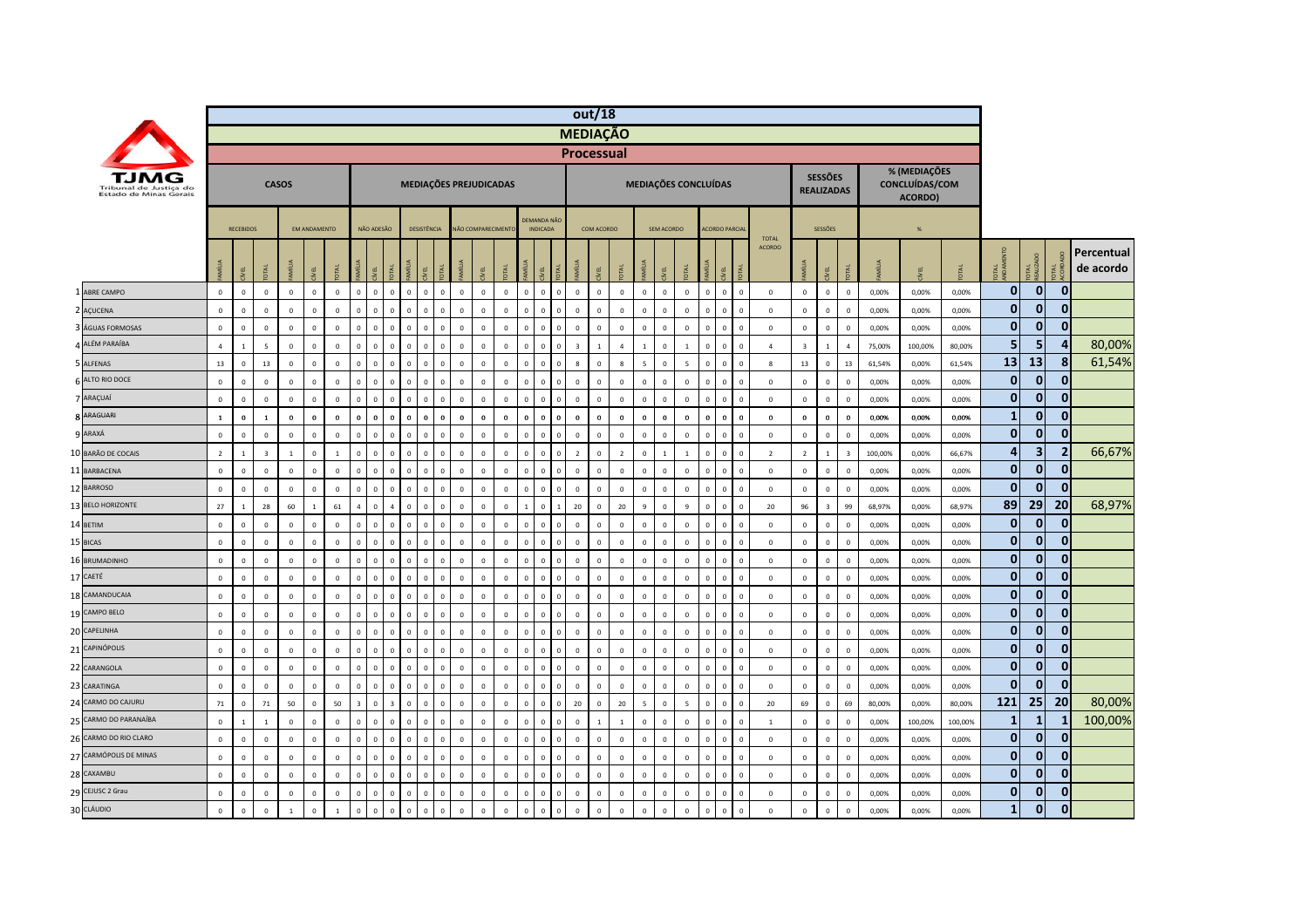# out/18

## MEDIAÇÃO

### Processual

TJMG Tribunal de Justiça do Estado de Minas Gerais

| | CASOS | | | | | | MEDIAÇÕES PREJUDICADAS | | | | | | | | | | | | MEDIAÇÕES CONCLUÍDAS | | | | | | | | | | SESSÕES REALIZADAS | | | % (MEDIAÇÕES CONCLUÍDAS/COM ACORDO) | | | | | | |
|---|---|---|---|---|---|---|---|---|---|---|---|---|---|---|---|---|---|---|---|---|---|---|---|---|---|---|---|---|---|---|---|---|---|---|---|---|---|---|
| | RECEBIDOS | | | EM ANDAMENTO | | | NÃO ADESÃO | | | DESISTÊNCIA | | | NÃO COMPARECIMENTO | | | DEMANDA NÃO INDICADA | | | COM ACORDO | | | SEM ACORDO | | | ACORDO PARCIAL | | | TOTAL ACORDO | SESSÕES | | | % | | | | | | |
| | FAMÍLIA | CÍVEL | TOTAL | FAMÍLIA | CÍVEL | TOTAL | FAMÍLIA | CÍVEL | TOTAL | FAMÍLIA | CÍVEL | TOTAL | FAMÍLIA | CÍVEL | TOTAL | FAMÍLIA | CÍVEL | TOTAL | FAMÍLIA | CÍVEL | TOTAL | FAMÍLIA | CÍVEL | TOTAL | FAMÍLIA | CÍVEL | TOTAL | | FAMÍLIA | CÍVEL | TOTAL | FAMÍLIA | CÍVEL | TOTAL | TOTAL ANDAMENTO | TOTAL REALIZADO | TOTAL ACORDADO | Percentual de acordo |
| 1 ABRE CAMPO | 0 | 0 | 0 | 0 | 0 | 0 | 0 | 0 | 0 | 0 | 0 | 0 | 0 | 0 | 0 | 0 | 0 | 0 | 0 | 0 | 0 | 0 | 0 | 0 | 0 | 0 | 0 | 0 | 0 | 0 | 0 | 0,00% | 0,00% | 0,00% | 0 | 0 | 0 | |
| 2 AÇUCENA | 0 | 0 | 0 | 0 | 0 | 0 | 0 | 0 | 0 | 0 | 0 | 0 | 0 | 0 | 0 | 0 | 0 | 0 | 0 | 0 | 0 | 0 | 0 | 0 | 0 | 0 | 0 | 0 | 0 | 0 | 0 | 0,00% | 0,00% | 0,00% | 0 | 0 | 0 | |
| 3 ÁGUAS FORMOSAS | 0 | 0 | 0 | 0 | 0 | 0 | 0 | 0 | 0 | 0 | 0 | 0 | 0 | 0 | 0 | 0 | 0 | 0 | 0 | 0 | 0 | 0 | 0 | 0 | 0 | 0 | 0 | 0 | 0 | 0 | 0 | 0,00% | 0,00% | 0,00% | 0 | 0 | 0 | |
| 4 ALÉM PARAÍBA | 4 | 1 | 5 | 0 | 0 | 0 | 0 | 0 | 0 | 0 | 0 | 0 | 0 | 0 | 0 | 0 | 0 | 0 | 3 | 1 | 4 | 1 | 0 | 1 | 0 | 0 | 0 | 4 | 3 | 1 | 4 | 75,00% | 100,00% | 80,00% | 5 | 5 | 4 | 80,00% |
| 5 ALFENAS | 13 | 0 | 13 | 0 | 0 | 0 | 0 | 0 | 0 | 0 | 0 | 0 | 0 | 0 | 0 | 0 | 0 | 0 | 8 | 0 | 8 | 5 | 0 | 5 | 0 | 0 | 0 | 8 | 13 | 0 | 13 | 61,54% | 0,00% | 61,54% | 13 | 13 | 8 | 61,54% |
| 6 ALTO RIO DOCE | 0 | 0 | 0 | 0 | 0 | 0 | 0 | 0 | 0 | 0 | 0 | 0 | 0 | 0 | 0 | 0 | 0 | 0 | 0 | 0 | 0 | 0 | 0 | 0 | 0 | 0 | 0 | 0 | 0 | 0 | 0 | 0,00% | 0,00% | 0,00% | 0 | 0 | 0 | |
| 7 ARAÇUAÍ | 0 | 0 | 0 | 0 | 0 | 0 | 0 | 0 | 0 | 0 | 0 | 0 | 0 | 0 | 0 | 0 | 0 | 0 | 0 | 0 | 0 | 0 | 0 | 0 | 0 | 0 | 0 | 0 | 0 | 0 | 0 | 0,00% | 0,00% | 0,00% | 0 | 0 | 0 | |
| 8 ARAGUARI | 1 | 0 | 1 | 0 | 0 | 0 | 0 | 0 | 0 | 0 | 0 | 0 | 0 | 0 | 0 | 0 | 0 | 0 | 0 | 0 | 0 | 0 | 0 | 0 | 0 | 0 | 0 | 0 | 0 | 0 | 0 | 0,00% | 0,00% | 0,00% | 1 | 0 | 0 | |
| 9 ARAXÁ | 0 | 0 | 0 | 0 | 0 | 0 | 0 | 0 | 0 | 0 | 0 | 0 | 0 | 0 | 0 | 0 | 0 | 0 | 0 | 0 | 0 | 0 | 0 | 0 | 0 | 0 | 0 | 0 | 0 | 0 | 0 | 0,00% | 0,00% | 0,00% | 0 | 0 | 0 | |
| 10 BARÃO DE COCAIS | 2 | 1 | 3 | 1 | 0 | 1 | 0 | 0 | 0 | 0 | 0 | 0 | 0 | 0 | 0 | 0 | 0 | 0 | 2 | 0 | 2 | 0 | 1 | 1 | 0 | 0 | 0 | 2 | 2 | 1 | 3 | 100,00% | 0,00% | 66,67% | 4 | 3 | 2 | 66,67% |
| 11 BARBACENA | 0 | 0 | 0 | 0 | 0 | 0 | 0 | 0 | 0 | 0 | 0 | 0 | 0 | 0 | 0 | 0 | 0 | 0 | 0 | 0 | 0 | 0 | 0 | 0 | 0 | 0 | 0 | 0 | 0 | 0 | 0 | 0,00% | 0,00% | 0,00% | 0 | 0 | 0 | |
| 12 BARROSO | 0 | 0 | 0 | 0 | 0 | 0 | 0 | 0 | 0 | 0 | 0 | 0 | 0 | 0 | 0 | 0 | 0 | 0 | 0 | 0 | 0 | 0 | 0 | 0 | 0 | 0 | 0 | 0 | 0 | 0 | 0 | 0,00% | 0,00% | 0,00% | 0 | 0 | 0 | |
| 13 BELO HORIZONTE | 27 | 1 | 28 | 60 | 1 | 61 | 4 | 0 | 4 | 0 | 0 | 0 | 0 | 0 | 0 | 1 | 0 | 1 | 20 | 0 | 20 | 9 | 0 | 9 | 0 | 0 | 0 | 20 | 96 | 3 | 99 | 68,97% | 0,00% | 68,97% | 89 | 29 | 20 | 68,97% |
| 14 BETIM | 0 | 0 | 0 | 0 | 0 | 0 | 0 | 0 | 0 | 0 | 0 | 0 | 0 | 0 | 0 | 0 | 0 | 0 | 0 | 0 | 0 | 0 | 0 | 0 | 0 | 0 | 0 | 0 | 0 | 0 | 0 | 0,00% | 0,00% | 0,00% | 0 | 0 | 0 | |
| 15 BICAS | 0 | 0 | 0 | 0 | 0 | 0 | 0 | 0 | 0 | 0 | 0 | 0 | 0 | 0 | 0 | 0 | 0 | 0 | 0 | 0 | 0 | 0 | 0 | 0 | 0 | 0 | 0 | 0 | 0 | 0 | 0 | 0,00% | 0,00% | 0,00% | 0 | 0 | 0 | |
| 16 BRUMADINHO | 0 | 0 | 0 | 0 | 0 | 0 | 0 | 0 | 0 | 0 | 0 | 0 | 0 | 0 | 0 | 0 | 0 | 0 | 0 | 0 | 0 | 0 | 0 | 0 | 0 | 0 | 0 | 0 | 0 | 0 | 0 | 0,00% | 0,00% | 0,00% | 0 | 0 | 0 | |
| 17 CAETÉ | 0 | 0 | 0 | 0 | 0 | 0 | 0 | 0 | 0 | 0 | 0 | 0 | 0 | 0 | 0 | 0 | 0 | 0 | 0 | 0 | 0 | 0 | 0 | 0 | 0 | 0 | 0 | 0 | 0 | 0 | 0 | 0,00% | 0,00% | 0,00% | 0 | 0 | 0 | |
| 18 CAMANDUCAIA | 0 | 0 | 0 | 0 | 0 | 0 | 0 | 0 | 0 | 0 | 0 | 0 | 0 | 0 | 0 | 0 | 0 | 0 | 0 | 0 | 0 | 0 | 0 | 0 | 0 | 0 | 0 | 0 | 0 | 0 | 0 | 0,00% | 0,00% | 0,00% | 0 | 0 | 0 | |
| 19 CAMPO BELO | 0 | 0 | 0 | 0 | 0 | 0 | 0 | 0 | 0 | 0 | 0 | 0 | 0 | 0 | 0 | 0 | 0 | 0 | 0 | 0 | 0 | 0 | 0 | 0 | 0 | 0 | 0 | 0 | 0 | 0 | 0 | 0,00% | 0,00% | 0,00% | 0 | 0 | 0 | |
| 20 CAPELINHA | 0 | 0 | 0 | 0 | 0 | 0 | 0 | 0 | 0 | 0 | 0 | 0 | 0 | 0 | 0 | 0 | 0 | 0 | 0 | 0 | 0 | 0 | 0 | 0 | 0 | 0 | 0 | 0 | 0 | 0 | 0 | 0,00% | 0,00% | 0,00% | 0 | 0 | 0 | |
| 21 CAPINÓPOLIS | 0 | 0 | 0 | 0 | 0 | 0 | 0 | 0 | 0 | 0 | 0 | 0 | 0 | 0 | 0 | 0 | 0 | 0 | 0 | 0 | 0 | 0 | 0 | 0 | 0 | 0 | 0 | 0 | 0 | 0 | 0 | 0,00% | 0,00% | 0,00% | 0 | 0 | 0 | |
| 22 CARANGOLA | 0 | 0 | 0 | 0 | 0 | 0 | 0 | 0 | 0 | 0 | 0 | 0 | 0 | 0 | 0 | 0 | 0 | 0 | 0 | 0 | 0 | 0 | 0 | 0 | 0 | 0 | 0 | 0 | 0 | 0 | 0 | 0,00% | 0,00% | 0,00% | 0 | 0 | 0 | |
| 23 CARATINGA | 0 | 0 | 0 | 0 | 0 | 0 | 0 | 0 | 0 | 0 | 0 | 0 | 0 | 0 | 0 | 0 | 0 | 0 | 0 | 0 | 0 | 0 | 0 | 0 | 0 | 0 | 0 | 0 | 0 | 0 | 0 | 0,00% | 0,00% | 0,00% | 0 | 0 | 0 | |
| 24 CARMO DO CAJURU | 71 | 0 | 71 | 50 | 0 | 50 | 3 | 0 | 3 | 0 | 0 | 0 | 0 | 0 | 0 | 0 | 0 | 0 | 20 | 0 | 20 | 5 | 0 | 5 | 0 | 0 | 0 | 20 | 69 | 0 | 69 | 80,00% | 0,00% | 80,00% | 121 | 25 | 20 | 80,00% |
| 25 CARMO DO PARANAÍBA | 0 | 1 | 1 | 0 | 0 | 0 | 0 | 0 | 0 | 0 | 0 | 0 | 0 | 0 | 0 | 0 | 0 | 0 | 0 | 1 | 1 | 0 | 0 | 0 | 0 | 0 | 0 | 1 | 0 | 0 | 0 | 0,00% | 100,00% | 100,00% | 1 | 1 | 1 | 100,00% |
| 26 CARMO DO RIO CLARO | 0 | 0 | 0 | 0 | 0 | 0 | 0 | 0 | 0 | 0 | 0 | 0 | 0 | 0 | 0 | 0 | 0 | 0 | 0 | 0 | 0 | 0 | 0 | 0 | 0 | 0 | 0 | 0 | 0 | 0 | 0 | 0,00% | 0,00% | 0,00% | 0 | 0 | 0 | |
| 27 CARMÓPOLIS DE MINAS | 0 | 0 | 0 | 0 | 0 | 0 | 0 | 0 | 0 | 0 | 0 | 0 | 0 | 0 | 0 | 0 | 0 | 0 | 0 | 0 | 0 | 0 | 0 | 0 | 0 | 0 | 0 | 0 | 0 | 0 | 0 | 0,00% | 0,00% | 0,00% | 0 | 0 | 0 | |
| 28 CAXAMBU | 0 | 0 | 0 | 0 | 0 | 0 | 0 | 0 | 0 | 0 | 0 | 0 | 0 | 0 | 0 | 0 | 0 | 0 | 0 | 0 | 0 | 0 | 0 | 0 | 0 | 0 | 0 | 0 | 0 | 0 | 0 | 0,00% | 0,00% | 0,00% | 0 | 0 | 0 | |
| 29 CEJUSC 2 Grau | 0 | 0 | 0 | 0 | 0 | 0 | 0 | 0 | 0 | 0 | 0 | 0 | 0 | 0 | 0 | 0 | 0 | 0 | 0 | 0 | 0 | 0 | 0 | 0 | 0 | 0 | 0 | 0 | 0 | 0 | 0 | 0,00% | 0,00% | 0,00% | 0 | 0 | 0 | |
| 30 CLÁUDIO | 0 | 0 | 0 | 1 | 0 | 1 | 0 | 0 | 0 | 0 | 0 | 0 | 0 | 0 | 0 | 0 | 0 | 0 | 0 | 0 | 0 | 0 | 0 | 0 | 0 | 0 | 0 | 0 | 0 | 0 | 0 | 0,00% | 0,00% | 0,00% | 1 | 0 | 0 | |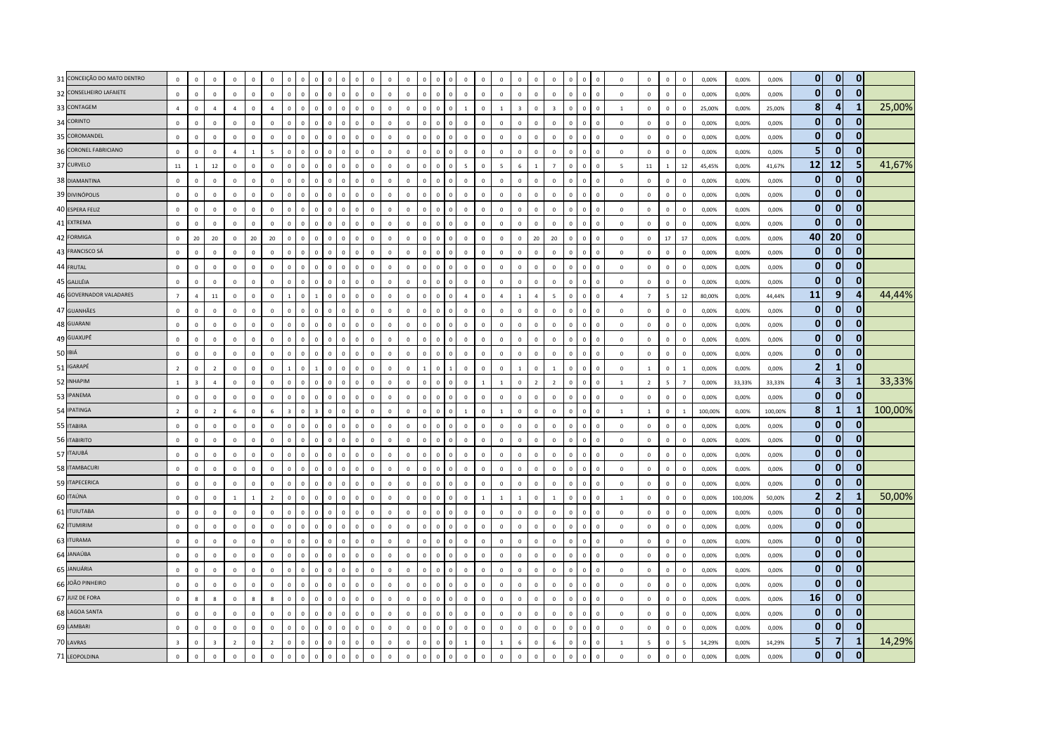| | | | | | | | | | | | | | | | | | | | | | | | | | | | | | | | | | | | | | | | | | |
|---|---|---|---|---|---|---|---|---|---|---|---|---|---|---|---|---|---|---|---|---|---|---|---|---|---|---|---|---|---|---|---|---|---|---|---|---|---|---|---|---|---|
| 31 | CONCEIÇÃO DO MATO DENTRO | 0 | 0 | 0 | 0 | 0 | 0 | 0 | 0 | 0 | 0 | 0 | 0 | 0 | 0 | 0 | 0 | 0 | 0 | 0 | 0 | 0 | 0 | 0 | 0 | 0 | 0 | 0 | 0 | 0 | 0 | 0 | 0 | 0 | 0,00% | 0,00% | 0,00% | 0 | 0 | 0 | |
| 32 | CONSELHEIRO LAFAIETE | 0 | 0 | 0 | 0 | 0 | 0 | 0 | 0 | 0 | 0 | 0 | 0 | 0 | 0 | 0 | 0 | 0 | 0 | 0 | 0 | 0 | 0 | 0 | 0 | 0 | 0 | 0 | 0 | 0 | 0 | 0 | 0 | 0 | 0,00% | 0,00% | 0,00% | 0 | 0 | 0 | |
| 33 | CONTAGEM | 4 | 0 | 4 | 4 | 0 | 4 | 0 | 0 | 0 | 0 | 0 | 0 | 0 | 0 | 0 | 0 | 0 | 0 | 0 | 0 | 1 | 0 | 1 | 3 | 0 | 3 | 0 | 0 | 0 | 1 | 0 | 0 | 0 | 25,00% | 0,00% | 25,00% | 8 | 4 | 1 | 25,00% |
| 34 | CORINTO | 0 | 0 | 0 | 0 | 0 | 0 | 0 | 0 | 0 | 0 | 0 | 0 | 0 | 0 | 0 | 0 | 0 | 0 | 0 | 0 | 0 | 0 | 0 | 0 | 0 | 0 | 0 | 0 | 0 | 0 | 0 | 0 | 0 | 0,00% | 0,00% | 0,00% | 0 | 0 | 0 | |
| 35 | COROMANDEL | 0 | 0 | 0 | 0 | 0 | 0 | 0 | 0 | 0 | 0 | 0 | 0 | 0 | 0 | 0 | 0 | 0 | 0 | 0 | 0 | 0 | 0 | 0 | 0 | 0 | 0 | 0 | 0 | 0 | 0 | 0 | 0 | 0 | 0,00% | 0,00% | 0,00% | 0 | 0 | 0 | |
| 36 | CORONEL FABRICIANO | 0 | 0 | 0 | 4 | 1 | 5 | 0 | 0 | 0 | 0 | 0 | 0 | 0 | 0 | 0 | 0 | 0 | 0 | 0 | 0 | 0 | 0 | 0 | 0 | 0 | 0 | 0 | 0 | 0 | 0 | 0 | 0 | 0 | 0,00% | 0,00% | 0,00% | 5 | 0 | 0 | |
| 37 | CURVELO | 11 | 1 | 12 | 0 | 0 | 0 | 0 | 0 | 0 | 0 | 0 | 0 | 0 | 0 | 0 | 0 | 0 | 0 | 0 | 0 | 5 | 0 | 5 | 6 | 1 | 7 | 0 | 0 | 0 | 5 | 11 | 1 | 12 | 45,45% | 0,00% | 41,67% | 12 | 12 | 5 | 41,67% |
| 38 | DIAMANTINA | 0 | 0 | 0 | 0 | 0 | 0 | 0 | 0 | 0 | 0 | 0 | 0 | 0 | 0 | 0 | 0 | 0 | 0 | 0 | 0 | 0 | 0 | 0 | 0 | 0 | 0 | 0 | 0 | 0 | 0 | 0 | 0 | 0 | 0,00% | 0,00% | 0,00% | 0 | 0 | 0 | |
| 39 | DIVINÓPOLIS | 0 | 0 | 0 | 0 | 0 | 0 | 0 | 0 | 0 | 0 | 0 | 0 | 0 | 0 | 0 | 0 | 0 | 0 | 0 | 0 | 0 | 0 | 0 | 0 | 0 | 0 | 0 | 0 | 0 | 0 | 0 | 0 | 0 | 0,00% | 0,00% | 0,00% | 0 | 0 | 0 | |
| 40 | ESPERA FELIZ | 0 | 0 | 0 | 0 | 0 | 0 | 0 | 0 | 0 | 0 | 0 | 0 | 0 | 0 | 0 | 0 | 0 | 0 | 0 | 0 | 0 | 0 | 0 | 0 | 0 | 0 | 0 | 0 | 0 | 0 | 0 | 0 | 0 | 0,00% | 0,00% | 0,00% | 0 | 0 | 0 | |
| 41 | EXTREMA | 0 | 0 | 0 | 0 | 0 | 0 | 0 | 0 | 0 | 0 | 0 | 0 | 0 | 0 | 0 | 0 | 0 | 0 | 0 | 0 | 0 | 0 | 0 | 0 | 0 | 0 | 0 | 0 | 0 | 0 | 0 | 0 | 0 | 0,00% | 0,00% | 0,00% | 0 | 0 | 0 | |
| 42 | FORMIGA | 0 | 20 | 20 | 0 | 20 | 20 | 0 | 0 | 0 | 0 | 0 | 0 | 0 | 0 | 0 | 0 | 0 | 0 | 0 | 0 | 0 | 0 | 0 | 0 | 20 | 20 | 0 | 0 | 0 | 0 | 0 | 17 | 17 | 0,00% | 0,00% | 0,00% | 40 | 20 | 0 | |
| 43 | FRANCISCO SÁ | 0 | 0 | 0 | 0 | 0 | 0 | 0 | 0 | 0 | 0 | 0 | 0 | 0 | 0 | 0 | 0 | 0 | 0 | 0 | 0 | 0 | 0 | 0 | 0 | 0 | 0 | 0 | 0 | 0 | 0 | 0 | 0 | 0 | 0,00% | 0,00% | 0,00% | 0 | 0 | 0 | |
| 44 | FRUTAL | 0 | 0 | 0 | 0 | 0 | 0 | 0 | 0 | 0 | 0 | 0 | 0 | 0 | 0 | 0 | 0 | 0 | 0 | 0 | 0 | 0 | 0 | 0 | 0 | 0 | 0 | 0 | 0 | 0 | 0 | 0 | 0 | 0 | 0,00% | 0,00% | 0,00% | 0 | 0 | 0 | |
| 45 | GALILÉIA | 0 | 0 | 0 | 0 | 0 | 0 | 0 | 0 | 0 | 0 | 0 | 0 | 0 | 0 | 0 | 0 | 0 | 0 | 0 | 0 | 0 | 0 | 0 | 0 | 0 | 0 | 0 | 0 | 0 | 0 | 0 | 0 | 0 | 0,00% | 0,00% | 0,00% | 0 | 0 | 0 | |
| 46 | GOVERNADOR VALADARES | 7 | 4 | 11 | 0 | 0 | 0 | 1 | 0 | 1 | 0 | 0 | 0 | 0 | 0 | 0 | 0 | 0 | 0 | 0 | 0 | 4 | 0 | 4 | 1 | 4 | 5 | 0 | 0 | 0 | 4 | 7 | 5 | 12 | 80,00% | 0,00% | 44,44% | 11 | 9 | 4 | 44,44% |
| 47 | GUANHÃES | 0 | 0 | 0 | 0 | 0 | 0 | 0 | 0 | 0 | 0 | 0 | 0 | 0 | 0 | 0 | 0 | 0 | 0 | 0 | 0 | 0 | 0 | 0 | 0 | 0 | 0 | 0 | 0 | 0 | 0 | 0 | 0 | 0 | 0,00% | 0,00% | 0,00% | 0 | 0 | 0 | |
| 48 | GUARANI | 0 | 0 | 0 | 0 | 0 | 0 | 0 | 0 | 0 | 0 | 0 | 0 | 0 | 0 | 0 | 0 | 0 | 0 | 0 | 0 | 0 | 0 | 0 | 0 | 0 | 0 | 0 | 0 | 0 | 0 | 0 | 0 | 0 | 0,00% | 0,00% | 0,00% | 0 | 0 | 0 | |
| 49 | GUAXUPÉ | 0 | 0 | 0 | 0 | 0 | 0 | 0 | 0 | 0 | 0 | 0 | 0 | 0 | 0 | 0 | 0 | 0 | 0 | 0 | 0 | 0 | 0 | 0 | 0 | 0 | 0 | 0 | 0 | 0 | 0 | 0 | 0 | 0 | 0,00% | 0,00% | 0,00% | 0 | 0 | 0 | |
| 50 | IBIÁ | 0 | 0 | 0 | 0 | 0 | 0 | 0 | 0 | 0 | 0 | 0 | 0 | 0 | 0 | 0 | 0 | 0 | 0 | 0 | 0 | 0 | 0 | 0 | 0 | 0 | 0 | 0 | 0 | 0 | 0 | 0 | 0 | 0 | 0,00% | 0,00% | 0,00% | 0 | 0 | 0 | |
| 51 | IGARAPÉ | 2 | 0 | 2 | 0 | 0 | 0 | 1 | 0 | 1 | 0 | 0 | 0 | 0 | 0 | 0 | 0 | 0 | 1 | 0 | 1 | 0 | 0 | 0 | 1 | 0 | 1 | 0 | 0 | 0 | 0 | 1 | 0 | 1 | 0,00% | 0,00% | 0,00% | 2 | 1 | 0 | |
| 52 | INHAPIM | 1 | 3 | 4 | 0 | 0 | 0 | 0 | 0 | 0 | 0 | 0 | 0 | 0 | 0 | 0 | 0 | 0 | 0 | 0 | 0 | 0 | 1 | 1 | 0 | 2 | 2 | 0 | 0 | 0 | 1 | 2 | 5 | 7 | 0,00% | 33,33% | 33,33% | 4 | 3 | 1 | 33,33% |
| 53 | IPANEMA | 0 | 0 | 0 | 0 | 0 | 0 | 0 | 0 | 0 | 0 | 0 | 0 | 0 | 0 | 0 | 0 | 0 | 0 | 0 | 0 | 0 | 0 | 0 | 0 | 0 | 0 | 0 | 0 | 0 | 0 | 0 | 0 | 0 | 0,00% | 0,00% | 0,00% | 0 | 0 | 0 | |
| 54 | IPATINGA | 2 | 0 | 2 | 6 | 0 | 6 | 3 | 0 | 3 | 0 | 0 | 0 | 0 | 0 | 0 | 0 | 0 | 0 | 0 | 0 | 1 | 0 | 1 | 0 | 0 | 0 | 0 | 0 | 0 | 1 | 1 | 0 | 1 | 100,00% | 0,00% | 100,00% | 8 | 1 | 1 | 100,00% |
| 55 | ITABIRA | 0 | 0 | 0 | 0 | 0 | 0 | 0 | 0 | 0 | 0 | 0 | 0 | 0 | 0 | 0 | 0 | 0 | 0 | 0 | 0 | 0 | 0 | 0 | 0 | 0 | 0 | 0 | 0 | 0 | 0 | 0 | 0 | 0 | 0,00% | 0,00% | 0,00% | 0 | 0 | 0 | |
| 56 | ITABIRITO | 0 | 0 | 0 | 0 | 0 | 0 | 0 | 0 | 0 | 0 | 0 | 0 | 0 | 0 | 0 | 0 | 0 | 0 | 0 | 0 | 0 | 0 | 0 | 0 | 0 | 0 | 0 | 0 | 0 | 0 | 0 | 0 | 0 | 0,00% | 0,00% | 0,00% | 0 | 0 | 0 | |
| 57 | ITAJUBÁ | 0 | 0 | 0 | 0 | 0 | 0 | 0 | 0 | 0 | 0 | 0 | 0 | 0 | 0 | 0 | 0 | 0 | 0 | 0 | 0 | 0 | 0 | 0 | 0 | 0 | 0 | 0 | 0 | 0 | 0 | 0 | 0 | 0 | 0,00% | 0,00% | 0,00% | 0 | 0 | 0 | |
| 58 | ITAMBACURI | 0 | 0 | 0 | 0 | 0 | 0 | 0 | 0 | 0 | 0 | 0 | 0 | 0 | 0 | 0 | 0 | 0 | 0 | 0 | 0 | 0 | 0 | 0 | 0 | 0 | 0 | 0 | 0 | 0 | 0 | 0 | 0 | 0 | 0,00% | 0,00% | 0,00% | 0 | 0 | 0 | |
| 59 | ITAPECERICA | 0 | 0 | 0 | 0 | 0 | 0 | 0 | 0 | 0 | 0 | 0 | 0 | 0 | 0 | 0 | 0 | 0 | 0 | 0 | 0 | 0 | 0 | 0 | 0 | 0 | 0 | 0 | 0 | 0 | 0 | 0 | 0 | 0 | 0,00% | 0,00% | 0,00% | 0 | 0 | 0 | |
| 60 | ITAÚNA | 0 | 0 | 0 | 1 | 1 | 2 | 0 | 0 | 0 | 0 | 0 | 0 | 0 | 0 | 0 | 0 | 0 | 0 | 0 | 0 | 0 | 1 | 1 | 1 | 0 | 1 | 0 | 0 | 0 | 1 | 0 | 0 | 0 | 0,00% | 100,00% | 50,00% | 2 | 2 | 1 | 50,00% |
| 61 | ITUIUTABA | 0 | 0 | 0 | 0 | 0 | 0 | 0 | 0 | 0 | 0 | 0 | 0 | 0 | 0 | 0 | 0 | 0 | 0 | 0 | 0 | 0 | 0 | 0 | 0 | 0 | 0 | 0 | 0 | 0 | 0 | 0 | 0 | 0 | 0,00% | 0,00% | 0,00% | 0 | 0 | 0 | |
| 62 | ITUMIRIM | 0 | 0 | 0 | 0 | 0 | 0 | 0 | 0 | 0 | 0 | 0 | 0 | 0 | 0 | 0 | 0 | 0 | 0 | 0 | 0 | 0 | 0 | 0 | 0 | 0 | 0 | 0 | 0 | 0 | 0 | 0 | 0 | 0 | 0,00% | 0,00% | 0,00% | 0 | 0 | 0 | |
| 63 | ITURAMA | 0 | 0 | 0 | 0 | 0 | 0 | 0 | 0 | 0 | 0 | 0 | 0 | 0 | 0 | 0 | 0 | 0 | 0 | 0 | 0 | 0 | 0 | 0 | 0 | 0 | 0 | 0 | 0 | 0 | 0 | 0 | 0 | 0 | 0,00% | 0,00% | 0,00% | 0 | 0 | 0 | |
| 64 | JANAÚBA | 0 | 0 | 0 | 0 | 0 | 0 | 0 | 0 | 0 | 0 | 0 | 0 | 0 | 0 | 0 | 0 | 0 | 0 | 0 | 0 | 0 | 0 | 0 | 0 | 0 | 0 | 0 | 0 | 0 | 0 | 0 | 0 | 0 | 0,00% | 0,00% | 0,00% | 0 | 0 | 0 | |
| 65 | JANUÁRIA | 0 | 0 | 0 | 0 | 0 | 0 | 0 | 0 | 0 | 0 | 0 | 0 | 0 | 0 | 0 | 0 | 0 | 0 | 0 | 0 | 0 | 0 | 0 | 0 | 0 | 0 | 0 | 0 | 0 | 0 | 0 | 0 | 0 | 0,00% | 0,00% | 0,00% | 0 | 0 | 0 | |
| 66 | JOÃO PINHEIRO | 0 | 0 | 0 | 0 | 0 | 0 | 0 | 0 | 0 | 0 | 0 | 0 | 0 | 0 | 0 | 0 | 0 | 0 | 0 | 0 | 0 | 0 | 0 | 0 | 0 | 0 | 0 | 0 | 0 | 0 | 0 | 0 | 0 | 0,00% | 0,00% | 0,00% | 0 | 0 | 0 | |
| 67 | JUIZ DE FORA | 0 | 8 | 8 | 0 | 8 | 8 | 0 | 0 | 0 | 0 | 0 | 0 | 0 | 0 | 0 | 0 | 0 | 0 | 0 | 0 | 0 | 0 | 0 | 0 | 0 | 0 | 0 | 0 | 0 | 0 | 0 | 0 | 0 | 0,00% | 0,00% | 0,00% | 16 | 0 | 0 | |
| 68 | LAGOA SANTA | 0 | 0 | 0 | 0 | 0 | 0 | 0 | 0 | 0 | 0 | 0 | 0 | 0 | 0 | 0 | 0 | 0 | 0 | 0 | 0 | 0 | 0 | 0 | 0 | 0 | 0 | 0 | 0 | 0 | 0 | 0 | 0 | 0 | 0,00% | 0,00% | 0,00% | 0 | 0 | 0 | |
| 69 | LAMBARI | 0 | 0 | 0 | 0 | 0 | 0 | 0 | 0 | 0 | 0 | 0 | 0 | 0 | 0 | 0 | 0 | 0 | 0 | 0 | 0 | 0 | 0 | 0 | 0 | 0 | 0 | 0 | 0 | 0 | 0 | 0 | 0 | 0 | 0,00% | 0,00% | 0,00% | 0 | 0 | 0 | |
| 70 | LAVRAS | 3 | 0 | 3 | 2 | 0 | 2 | 0 | 0 | 0 | 0 | 0 | 0 | 0 | 0 | 0 | 0 | 0 | 0 | 0 | 0 | 1 | 0 | 1 | 6 | 0 | 6 | 0 | 0 | 0 | 1 | 5 | 0 | 5 | 14,29% | 0,00% | 14,29% | 5 | 7 | 1 | 14,29% |
| 71 | LEOPOLDINA | 0 | 0 | 0 | 0 | 0 | 0 | 0 | 0 | 0 | 0 | 0 | 0 | 0 | 0 | 0 | 0 | 0 | 0 | 0 | 0 | 0 | 0 | 0 | 0 | 0 | 0 | 0 | 0 | 0 | 0 | 0 | 0 | 0 | 0,00% | 0,00% | 0,00% | 0 | 0 | 0 | |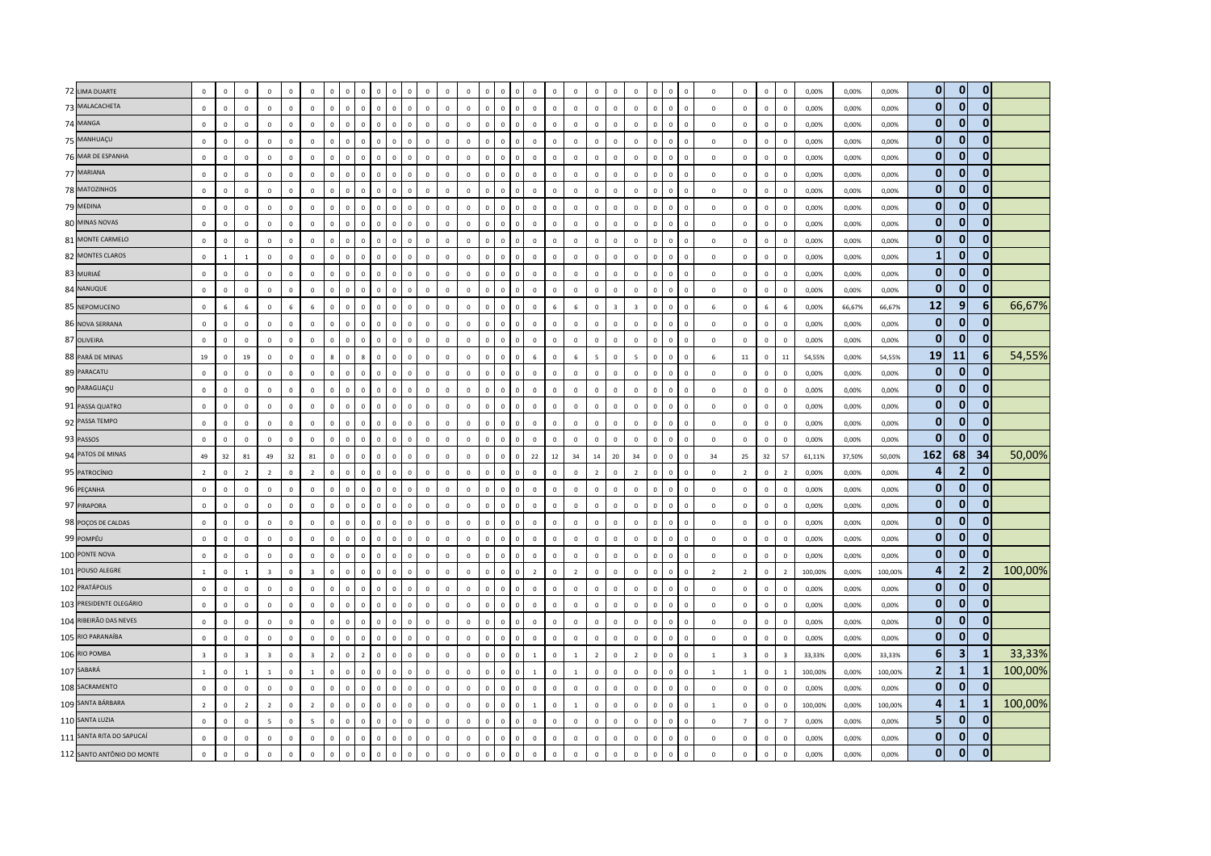| | | | | | | | | | | | | | | | | | | | | | | | | | | | | | | | | | | | | | | | | | | | |
|---|---|---|---|---|---|---|---|---|---|---|---|---|---|---|---|---|---|---|---|---|---|---|---|---|---|---|---|---|---|---|---|---|---|---|---|---|---|---|---|---|---|---|---|
| 72 | LIMA DUARTE | 0 | 0 | 0 | 0 | 0 | 0 | 0 | 0 | 0 | 0 | 0 | 0 | 0 | 0 | 0 | 0 | 0 | 0 | 0 | 0 | 0 | 0 | 0 | 0 | 0 | 0 | 0 | 0 | 0 | 0 | 0 | 0 | 0 | 0 | 0,00% | 0,00% | 0,00% | **0** | **0** | **0** | |
| 73 | MALACACHETA | 0 | 0 | 0 | 0 | 0 | 0 | 0 | 0 | 0 | 0 | 0 | 0 | 0 | 0 | 0 | 0 | 0 | 0 | 0 | 0 | 0 | 0 | 0 | 0 | 0 | 0 | 0 | 0 | 0 | 0 | 0 | 0 | 0 | 0 | 0,00% | 0,00% | 0,00% | **0** | **0** | **0** | |
| 74 | MANGA | 0 | 0 | 0 | 0 | 0 | 0 | 0 | 0 | 0 | 0 | 0 | 0 | 0 | 0 | 0 | 0 | 0 | 0 | 0 | 0 | 0 | 0 | 0 | 0 | 0 | 0 | 0 | 0 | 0 | 0 | 0 | 0 | 0 | 0 | 0,00% | 0,00% | 0,00% | **0** | **0** | **0** | |
| 75 | MANHUAÇU | 0 | 0 | 0 | 0 | 0 | 0 | 0 | 0 | 0 | 0 | 0 | 0 | 0 | 0 | 0 | 0 | 0 | 0 | 0 | 0 | 0 | 0 | 0 | 0 | 0 | 0 | 0 | 0 | 0 | 0 | 0 | 0 | 0 | 0 | 0,00% | 0,00% | 0,00% | **0** | **0** | **0** | |
| 76 | MAR DE ESPANHA | 0 | 0 | 0 | 0 | 0 | 0 | 0 | 0 | 0 | 0 | 0 | 0 | 0 | 0 | 0 | 0 | 0 | 0 | 0 | 0 | 0 | 0 | 0 | 0 | 0 | 0 | 0 | 0 | 0 | 0 | 0 | 0 | 0 | 0 | 0,00% | 0,00% | 0,00% | **0** | **0** | **0** | |
| 77 | MARIANA | 0 | 0 | 0 | 0 | 0 | 0 | 0 | 0 | 0 | 0 | 0 | 0 | 0 | 0 | 0 | 0 | 0 | 0 | 0 | 0 | 0 | 0 | 0 | 0 | 0 | 0 | 0 | 0 | 0 | 0 | 0 | 0 | 0 | 0 | 0,00% | 0,00% | 0,00% | **0** | **0** | **0** | |
| 78 | MATOZINHOS | 0 | 0 | 0 | 0 | 0 | 0 | 0 | 0 | 0 | 0 | 0 | 0 | 0 | 0 | 0 | 0 | 0 | 0 | 0 | 0 | 0 | 0 | 0 | 0 | 0 | 0 | 0 | 0 | 0 | 0 | 0 | 0 | 0 | 0 | 0,00% | 0,00% | 0,00% | **0** | **0** | **0** | |
| 79 | MEDINA | 0 | 0 | 0 | 0 | 0 | 0 | 0 | 0 | 0 | 0 | 0 | 0 | 0 | 0 | 0 | 0 | 0 | 0 | 0 | 0 | 0 | 0 | 0 | 0 | 0 | 0 | 0 | 0 | 0 | 0 | 0 | 0 | 0 | 0 | 0,00% | 0,00% | 0,00% | **0** | **0** | **0** | |
| 80 | MINAS NOVAS | 0 | 0 | 0 | 0 | 0 | 0 | 0 | 0 | 0 | 0 | 0 | 0 | 0 | 0 | 0 | 0 | 0 | 0 | 0 | 0 | 0 | 0 | 0 | 0 | 0 | 0 | 0 | 0 | 0 | 0 | 0 | 0 | 0 | 0 | 0,00% | 0,00% | 0,00% | **0** | **0** | **0** | |
| 81 | MONTE CARMELO | 0 | 0 | 0 | 0 | 0 | 0 | 0 | 0 | 0 | 0 | 0 | 0 | 0 | 0 | 0 | 0 | 0 | 0 | 0 | 0 | 0 | 0 | 0 | 0 | 0 | 0 | 0 | 0 | 0 | 0 | 0 | 0 | 0 | 0 | 0,00% | 0,00% | 0,00% | **0** | **0** | **0** | |
| 82 | MONTES CLAROS | 0 | 1 | 1 | 0 | 0 | 0 | 0 | 0 | 0 | 0 | 0 | 0 | 0 | 0 | 0 | 0 | 0 | 0 | 0 | 0 | 0 | 0 | 0 | 0 | 0 | 0 | 0 | 0 | 0 | 0 | 0 | 0 | 0 | 0 | 0,00% | 0,00% | 0,00% | **1** | **0** | **0** | |
| 83 | MURIAÉ | 0 | 0 | 0 | 0 | 0 | 0 | 0 | 0 | 0 | 0 | 0 | 0 | 0 | 0 | 0 | 0 | 0 | 0 | 0 | 0 | 0 | 0 | 0 | 0 | 0 | 0 | 0 | 0 | 0 | 0 | 0 | 0 | 0 | 0 | 0,00% | 0,00% | 0,00% | **0** | **0** | **0** | |
| 84 | NANUQUE | 0 | 0 | 0 | 0 | 0 | 0 | 0 | 0 | 0 | 0 | 0 | 0 | 0 | 0 | 0 | 0 | 0 | 0 | 0 | 0 | 0 | 0 | 0 | 0 | 0 | 0 | 0 | 0 | 0 | 0 | 0 | 0 | 0 | 0 | 0,00% | 0,00% | 0,00% | **0** | **0** | **0** | |
| 85 | NEPOMUCENO | 0 | 6 | 6 | 0 | 6 | 6 | 0 | 0 | 0 | 0 | 0 | 0 | 0 | 0 | 0 | 0 | 0 | 0 | 0 | 0 | 0 | 0 | 6 | 6 | 0 | 3 | 3 | 0 | 0 | 0 | 6 | 0 | 6 | 6 | 0,00% | 66,67% | 66,67% | **12** | **9** | **6** | **66,67%** |
| 86 | NOVA SERRANA | 0 | 0 | 0 | 0 | 0 | 0 | 0 | 0 | 0 | 0 | 0 | 0 | 0 | 0 | 0 | 0 | 0 | 0 | 0 | 0 | 0 | 0 | 0 | 0 | 0 | 0 | 0 | 0 | 0 | 0 | 0 | 0 | 0 | 0 | 0,00% | 0,00% | 0,00% | **0** | **0** | **0** | |
| 87 | OLIVEIRA | 0 | 0 | 0 | 0 | 0 | 0 | 0 | 0 | 0 | 0 | 0 | 0 | 0 | 0 | 0 | 0 | 0 | 0 | 0 | 0 | 0 | 0 | 0 | 0 | 0 | 0 | 0 | 0 | 0 | 0 | 0 | 0 | 0 | 0 | 0,00% | 0,00% | 0,00% | **0** | **0** | **0** | |
| 88 | PARÁ DE MINAS | 19 | 0 | 19 | 0 | 0 | 0 | 8 | 0 | 8 | 0 | 0 | 0 | 0 | 0 | 0 | 0 | 0 | 0 | 0 | 0 | 0 | 6 | 0 | 6 | 5 | 0 | 5 | 0 | 0 | 0 | 6 | 11 | 0 | 11 | 54,55% | 0,00% | 54,55% | **19** | **11** | **6** | **54,55%** |
| 89 | PARACATU | 0 | 0 | 0 | 0 | 0 | 0 | 0 | 0 | 0 | 0 | 0 | 0 | 0 | 0 | 0 | 0 | 0 | 0 | 0 | 0 | 0 | 0 | 0 | 0 | 0 | 0 | 0 | 0 | 0 | 0 | 0 | 0 | 0 | 0 | 0,00% | 0,00% | 0,00% | **0** | **0** | **0** | |
| 90 | PARAGUAÇU | 0 | 0 | 0 | 0 | 0 | 0 | 0 | 0 | 0 | 0 | 0 | 0 | 0 | 0 | 0 | 0 | 0 | 0 | 0 | 0 | 0 | 0 | 0 | 0 | 0 | 0 | 0 | 0 | 0 | 0 | 0 | 0 | 0 | 0 | 0,00% | 0,00% | 0,00% | **0** | **0** | **0** | |
| 91 | PASSA QUATRO | 0 | 0 | 0 | 0 | 0 | 0 | 0 | 0 | 0 | 0 | 0 | 0 | 0 | 0 | 0 | 0 | 0 | 0 | 0 | 0 | 0 | 0 | 0 | 0 | 0 | 0 | 0 | 0 | 0 | 0 | 0 | 0 | 0 | 0 | 0,00% | 0,00% | 0,00% | **0** | **0** | **0** | |
| 92 | PASSA TEMPO | 0 | 0 | 0 | 0 | 0 | 0 | 0 | 0 | 0 | 0 | 0 | 0 | 0 | 0 | 0 | 0 | 0 | 0 | 0 | 0 | 0 | 0 | 0 | 0 | 0 | 0 | 0 | 0 | 0 | 0 | 0 | 0 | 0 | 0 | 0,00% | 0,00% | 0,00% | **0** | **0** | **0** | |
| 93 | PASSOS | 0 | 0 | 0 | 0 | 0 | 0 | 0 | 0 | 0 | 0 | 0 | 0 | 0 | 0 | 0 | 0 | 0 | 0 | 0 | 0 | 0 | 0 | 0 | 0 | 0 | 0 | 0 | 0 | 0 | 0 | 0 | 0 | 0 | 0 | 0,00% | 0,00% | 0,00% | **0** | **0** | **0** | |
| 94 | PATOS DE MINAS | 49 | 32 | 81 | 49 | 32 | 81 | 0 | 0 | 0 | 0 | 0 | 0 | 0 | 0 | 0 | 0 | 0 | 0 | 0 | 0 | 0 | 22 | 12 | 34 | 14 | 20 | 34 | 0 | 0 | 0 | 34 | 25 | 32 | 57 | 61,11% | 37,50% | 50,00% | **162** | **68** | **34** | **50,00%** |
| 95 | PATROCÍNIO | 2 | 0 | 2 | 2 | 0 | 2 | 0 | 0 | 0 | 0 | 0 | 0 | 0 | 0 | 0 | 0 | 0 | 0 | 0 | 0 | 0 | 0 | 0 | 0 | 2 | 0 | 2 | 0 | 0 | 0 | 0 | 2 | 0 | 2 | 0,00% | 0,00% | 0,00% | **4** | **2** | **0** | |
| 96 | PEÇANHA | 0 | 0 | 0 | 0 | 0 | 0 | 0 | 0 | 0 | 0 | 0 | 0 | 0 | 0 | 0 | 0 | 0 | 0 | 0 | 0 | 0 | 0 | 0 | 0 | 0 | 0 | 0 | 0 | 0 | 0 | 0 | 0 | 0 | 0 | 0,00% | 0,00% | 0,00% | **0** | **0** | **0** | |
| 97 | PIRAPORA | 0 | 0 | 0 | 0 | 0 | 0 | 0 | 0 | 0 | 0 | 0 | 0 | 0 | 0 | 0 | 0 | 0 | 0 | 0 | 0 | 0 | 0 | 0 | 0 | 0 | 0 | 0 | 0 | 0 | 0 | 0 | 0 | 0 | 0 | 0,00% | 0,00% | 0,00% | **0** | **0** | **0** | |
| 98 | POÇOS DE CALDAS | 0 | 0 | 0 | 0 | 0 | 0 | 0 | 0 | 0 | 0 | 0 | 0 | 0 | 0 | 0 | 0 | 0 | 0 | 0 | 0 | 0 | 0 | 0 | 0 | 0 | 0 | 0 | 0 | 0 | 0 | 0 | 0 | 0 | 0 | 0,00% | 0,00% | 0,00% | **0** | **0** | **0** | |
| 99 | POMPÉU | 0 | 0 | 0 | 0 | 0 | 0 | 0 | 0 | 0 | 0 | 0 | 0 | 0 | 0 | 0 | 0 | 0 | 0 | 0 | 0 | 0 | 0 | 0 | 0 | 0 | 0 | 0 | 0 | 0 | 0 | 0 | 0 | 0 | 0 | 0,00% | 0,00% | 0,00% | **0** | **0** | **0** | |
| 100 | PONTE NOVA | 0 | 0 | 0 | 0 | 0 | 0 | 0 | 0 | 0 | 0 | 0 | 0 | 0 | 0 | 0 | 0 | 0 | 0 | 0 | 0 | 0 | 0 | 0 | 0 | 0 | 0 | 0 | 0 | 0 | 0 | 0 | 0 | 0 | 0 | 0,00% | 0,00% | 0,00% | **0** | **0** | **0** | |
| 101 | POUSO ALEGRE | 1 | 0 | 1 | 3 | 0 | 3 | 0 | 0 | 0 | 0 | 0 | 0 | 0 | 0 | 0 | 0 | 0 | 0 | 0 | 0 | 0 | 2 | 0 | 2 | 0 | 0 | 0 | 0 | 0 | 0 | 2 | 2 | 0 | 2 | 100,00% | 0,00% | 100,00% | **4** | **2** | **2** | **100,00%** |
| 102 | PRATÁPOLIS | 0 | 0 | 0 | 0 | 0 | 0 | 0 | 0 | 0 | 0 | 0 | 0 | 0 | 0 | 0 | 0 | 0 | 0 | 0 | 0 | 0 | 0 | 0 | 0 | 0 | 0 | 0 | 0 | 0 | 0 | 0 | 0 | 0 | 0 | 0,00% | 0,00% | 0,00% | **0** | **0** | **0** | |
| 103 | PRESIDENTE OLEGÁRIO | 0 | 0 | 0 | 0 | 0 | 0 | 0 | 0 | 0 | 0 | 0 | 0 | 0 | 0 | 0 | 0 | 0 | 0 | 0 | 0 | 0 | 0 | 0 | 0 | 0 | 0 | 0 | 0 | 0 | 0 | 0 | 0 | 0 | 0 | 0,00% | 0,00% | 0,00% | **0** | **0** | **0** | |
| 104 | RIBEIRÃO DAS NEVES | 0 | 0 | 0 | 0 | 0 | 0 | 0 | 0 | 0 | 0 | 0 | 0 | 0 | 0 | 0 | 0 | 0 | 0 | 0 | 0 | 0 | 0 | 0 | 0 | 0 | 0 | 0 | 0 | 0 | 0 | 0 | 0 | 0 | 0 | 0,00% | 0,00% | 0,00% | **0** | **0** | **0** | |
| 105 | RIO PARANAÍBA | 0 | 0 | 0 | 0 | 0 | 0 | 0 | 0 | 0 | 0 | 0 | 0 | 0 | 0 | 0 | 0 | 0 | 0 | 0 | 0 | 0 | 0 | 0 | 0 | 0 | 0 | 0 | 0 | 0 | 0 | 0 | 0 | 0 | 0 | 0,00% | 0,00% | 0,00% | **0** | **0** | **0** | |
| 106 | RIO POMBA | 3 | 0 | 3 | 3 | 0 | 3 | 2 | 0 | 2 | 0 | 0 | 0 | 0 | 0 | 0 | 0 | 0 | 0 | 0 | 0 | 0 | 1 | 0 | 1 | 2 | 0 | 2 | 0 | 0 | 0 | 1 | 3 | 0 | 3 | 33,33% | 0,00% | 33,33% | **6** | **3** | **1** | **33,33%** |
| 107 | SABARÁ | 1 | 0 | 1 | 1 | 0 | 1 | 0 | 0 | 0 | 0 | 0 | 0 | 0 | 0 | 0 | 0 | 0 | 0 | 0 | 0 | 0 | 1 | 0 | 1 | 0 | 0 | 0 | 0 | 0 | 0 | 1 | 1 | 0 | 1 | 100,00% | 0,00% | 100,00% | **2** | **1** | **1** | **100,00%** |
| 108 | SACRAMENTO | 0 | 0 | 0 | 0 | 0 | 0 | 0 | 0 | 0 | 0 | 0 | 0 | 0 | 0 | 0 | 0 | 0 | 0 | 0 | 0 | 0 | 0 | 0 | 0 | 0 | 0 | 0 | 0 | 0 | 0 | 0 | 0 | 0 | 0 | 0,00% | 0,00% | 0,00% | **0** | **0** | **0** | |
| 109 | SANTA BÁRBARA | 2 | 0 | 2 | 2 | 0 | 2 | 0 | 0 | 0 | 0 | 0 | 0 | 0 | 0 | 0 | 0 | 0 | 0 | 0 | 0 | 0 | 1 | 0 | 1 | 0 | 0 | 0 | 0 | 0 | 0 | 1 | 0 | 0 | 0 | 100,00% | 0,00% | 100,00% | **4** | **1** | **1** | **100,00%** |
| 110 | SANTA LUZIA | 0 | 0 | 0 | 5 | 0 | 5 | 0 | 0 | 0 | 0 | 0 | 0 | 0 | 0 | 0 | 0 | 0 | 0 | 0 | 0 | 0 | 0 | 0 | 0 | 0 | 0 | 0 | 0 | 0 | 0 | 0 | 7 | 0 | 7 | 0,00% | 0,00% | 0,00% | **5** | **0** | **0** | |
| 111 | SANTA RITA DO SAPUCAÍ | 0 | 0 | 0 | 0 | 0 | 0 | 0 | 0 | 0 | 0 | 0 | 0 | 0 | 0 | 0 | 0 | 0 | 0 | 0 | 0 | 0 | 0 | 0 | 0 | 0 | 0 | 0 | 0 | 0 | 0 | 0 | 0 | 0 | 0 | 0,00% | 0,00% | 0,00% | **0** | **0** | **0** | |
| 112 | SANTO ANTÔNIO DO MONTE | 0 | 0 | 0 | 0 | 0 | 0 | 0 | 0 | 0 | 0 | 0 | 0 | 0 | 0 | 0 | 0 | 0 | 0 | 0 | 0 | 0 | 0 | 0 | 0 | 0 | 0 | 0 | 0 | 0 | 0 | 0 | 0 | 0 | 0 | 0,00% | 0,00% | 0,00% | **0** | **0** | **0** | |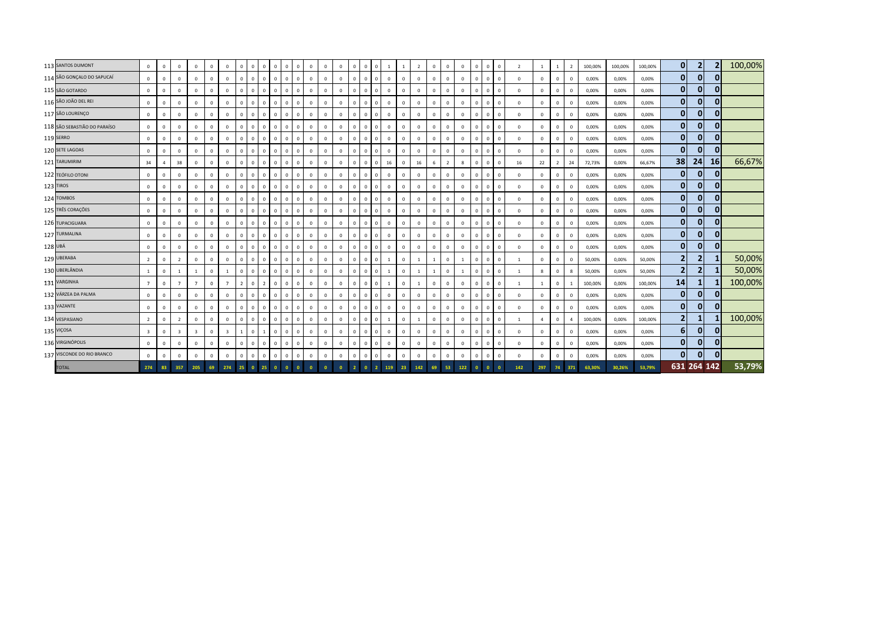| | | | | | | | | | | | | | | | | | | | | | | | | | | | | | | | | | | | | | | | | |
|---|---|---|---|---|---|---|---|---|---|---|---|---|---|---|---|---|---|---|---|---|---|---|---|---|---|---|---|---|---|---|---|---|---|---|---|---|---|---|---|---|
| 113 | SANTOS DUMONT | 0 | 0 | 0 | 0 | 0 | 0 | 0 | 0 | 0 | 0 | 0 | 0 | 0 | 0 | 0 | 0 | 0 | 0 | 0 | 1 | 1 | 2 | 0 | 0 | 0 | 0 | 0 | 0 | 2 | 1 | 1 | 2 | 100,00% | 100,00% | 100,00% | 0 | 2 | 2 | 100,00% |
| 114 | SÃO GONÇALO DO SAPUCAÍ | 0 | 0 | 0 | 0 | 0 | 0 | 0 | 0 | 0 | 0 | 0 | 0 | 0 | 0 | 0 | 0 | 0 | 0 | 0 | 0 | 0 | 0 | 0 | 0 | 0 | 0 | 0 | 0 | 0 | 0 | 0 | 0 | 0,00% | 0,00% | 0,00% | 0 | 0 | 0 | |
| 115 | SÃO GOTARDO | 0 | 0 | 0 | 0 | 0 | 0 | 0 | 0 | 0 | 0 | 0 | 0 | 0 | 0 | 0 | 0 | 0 | 0 | 0 | 0 | 0 | 0 | 0 | 0 | 0 | 0 | 0 | 0 | 0 | 0 | 0 | 0 | 0,00% | 0,00% | 0,00% | 0 | 0 | 0 | |
| 116 | SÃO JOÃO DEL REI | 0 | 0 | 0 | 0 | 0 | 0 | 0 | 0 | 0 | 0 | 0 | 0 | 0 | 0 | 0 | 0 | 0 | 0 | 0 | 0 | 0 | 0 | 0 | 0 | 0 | 0 | 0 | 0 | 0 | 0 | 0 | 0 | 0,00% | 0,00% | 0,00% | 0 | 0 | 0 | |
| 117 | SÃO LOURENÇO | 0 | 0 | 0 | 0 | 0 | 0 | 0 | 0 | 0 | 0 | 0 | 0 | 0 | 0 | 0 | 0 | 0 | 0 | 0 | 0 | 0 | 0 | 0 | 0 | 0 | 0 | 0 | 0 | 0 | 0 | 0 | 0 | 0,00% | 0,00% | 0,00% | 0 | 0 | 0 | |
| 118 | SÃO SEBASTIÃO DO PARAÍSO | 0 | 0 | 0 | 0 | 0 | 0 | 0 | 0 | 0 | 0 | 0 | 0 | 0 | 0 | 0 | 0 | 0 | 0 | 0 | 0 | 0 | 0 | 0 | 0 | 0 | 0 | 0 | 0 | 0 | 0 | 0 | 0 | 0,00% | 0,00% | 0,00% | 0 | 0 | 0 | |
| 119 | SERRO | 0 | 0 | 0 | 0 | 0 | 0 | 0 | 0 | 0 | 0 | 0 | 0 | 0 | 0 | 0 | 0 | 0 | 0 | 0 | 0 | 0 | 0 | 0 | 0 | 0 | 0 | 0 | 0 | 0 | 0 | 0 | 0 | 0,00% | 0,00% | 0,00% | 0 | 0 | 0 | |
| 120 | SETE LAGOAS | 0 | 0 | 0 | 0 | 0 | 0 | 0 | 0 | 0 | 0 | 0 | 0 | 0 | 0 | 0 | 0 | 0 | 0 | 0 | 0 | 0 | 0 | 0 | 0 | 0 | 0 | 0 | 0 | 0 | 0 | 0 | 0 | 0,00% | 0,00% | 0,00% | 0 | 0 | 0 | |
| 121 | TARUMIRIM | 34 | 4 | 38 | 0 | 0 | 0 | 0 | 0 | 0 | 0 | 0 | 0 | 0 | 0 | 0 | 0 | 0 | 0 | 0 | 16 | 0 | 16 | 6 | 2 | 8 | 0 | 0 | 0 | 16 | 22 | 2 | 24 | 72,73% | 0,00% | 66,67% | 38 | 24 | 16 | 66,67% |
| 122 | TEÓFILO OTONI | 0 | 0 | 0 | 0 | 0 | 0 | 0 | 0 | 0 | 0 | 0 | 0 | 0 | 0 | 0 | 0 | 0 | 0 | 0 | 0 | 0 | 0 | 0 | 0 | 0 | 0 | 0 | 0 | 0 | 0 | 0 | 0 | 0,00% | 0,00% | 0,00% | 0 | 0 | 0 | |
| 123 | TIROS | 0 | 0 | 0 | 0 | 0 | 0 | 0 | 0 | 0 | 0 | 0 | 0 | 0 | 0 | 0 | 0 | 0 | 0 | 0 | 0 | 0 | 0 | 0 | 0 | 0 | 0 | 0 | 0 | 0 | 0 | 0 | 0 | 0,00% | 0,00% | 0,00% | 0 | 0 | 0 | |
| 124 | TOMBOS | 0 | 0 | 0 | 0 | 0 | 0 | 0 | 0 | 0 | 0 | 0 | 0 | 0 | 0 | 0 | 0 | 0 | 0 | 0 | 0 | 0 | 0 | 0 | 0 | 0 | 0 | 0 | 0 | 0 | 0 | 0 | 0 | 0,00% | 0,00% | 0,00% | 0 | 0 | 0 | |
| 125 | TRÊS CORAÇÕES | 0 | 0 | 0 | 0 | 0 | 0 | 0 | 0 | 0 | 0 | 0 | 0 | 0 | 0 | 0 | 0 | 0 | 0 | 0 | 0 | 0 | 0 | 0 | 0 | 0 | 0 | 0 | 0 | 0 | 0 | 0 | 0 | 0,00% | 0,00% | 0,00% | 0 | 0 | 0 | |
| 126 | TUPACIGUARA | 0 | 0 | 0 | 0 | 0 | 0 | 0 | 0 | 0 | 0 | 0 | 0 | 0 | 0 | 0 | 0 | 0 | 0 | 0 | 0 | 0 | 0 | 0 | 0 | 0 | 0 | 0 | 0 | 0 | 0 | 0 | 0 | 0,00% | 0,00% | 0,00% | 0 | 0 | 0 | |
| 127 | TURMALINA | 0 | 0 | 0 | 0 | 0 | 0 | 0 | 0 | 0 | 0 | 0 | 0 | 0 | 0 | 0 | 0 | 0 | 0 | 0 | 0 | 0 | 0 | 0 | 0 | 0 | 0 | 0 | 0 | 0 | 0 | 0 | 0 | 0,00% | 0,00% | 0,00% | 0 | 0 | 0 | |
| 128 | UBÁ | 0 | 0 | 0 | 0 | 0 | 0 | 0 | 0 | 0 | 0 | 0 | 0 | 0 | 0 | 0 | 0 | 0 | 0 | 0 | 0 | 0 | 0 | 0 | 0 | 0 | 0 | 0 | 0 | 0 | 0 | 0 | 0 | 0,00% | 0,00% | 0,00% | 0 | 0 | 0 | |
| 129 | UBERABA | 2 | 0 | 2 | 0 | 0 | 0 | 0 | 0 | 0 | 0 | 0 | 0 | 0 | 0 | 0 | 0 | 0 | 0 | 0 | 1 | 0 | 1 | 1 | 0 | 1 | 0 | 0 | 0 | 1 | 0 | 0 | 0 | 50,00% | 0,00% | 50,00% | 2 | 2 | 1 | 50,00% |
| 130 | UBERLÂNDIA | 1 | 0 | 1 | 1 | 0 | 1 | 0 | 0 | 0 | 0 | 0 | 0 | 0 | 0 | 0 | 0 | 0 | 0 | 0 | 1 | 0 | 1 | 1 | 0 | 1 | 0 | 0 | 0 | 1 | 8 | 0 | 8 | 50,00% | 0,00% | 50,00% | 2 | 2 | 1 | 50,00% |
| 131 | VARGINHA | 7 | 0 | 7 | 7 | 0 | 7 | 2 | 0 | 2 | 0 | 0 | 0 | 0 | 0 | 0 | 0 | 0 | 0 | 0 | 1 | 0 | 1 | 0 | 0 | 0 | 0 | 0 | 0 | 1 | 1 | 0 | 1 | 100,00% | 0,00% | 100,00% | 14 | 1 | 1 | 100,00% |
| 132 | VÁRZEA DA PALMA | 0 | 0 | 0 | 0 | 0 | 0 | 0 | 0 | 0 | 0 | 0 | 0 | 0 | 0 | 0 | 0 | 0 | 0 | 0 | 0 | 0 | 0 | 0 | 0 | 0 | 0 | 0 | 0 | 0 | 0 | 0 | 0 | 0,00% | 0,00% | 0,00% | 0 | 0 | 0 | |
| 133 | VAZANTE | 0 | 0 | 0 | 0 | 0 | 0 | 0 | 0 | 0 | 0 | 0 | 0 | 0 | 0 | 0 | 0 | 0 | 0 | 0 | 0 | 0 | 0 | 0 | 0 | 0 | 0 | 0 | 0 | 0 | 0 | 0 | 0 | 0,00% | 0,00% | 0,00% | 0 | 0 | 0 | |
| 134 | VESPASIANO | 2 | 0 | 2 | 0 | 0 | 0 | 0 | 0 | 0 | 0 | 0 | 0 | 0 | 0 | 0 | 0 | 0 | 0 | 0 | 1 | 0 | 1 | 0 | 0 | 0 | 0 | 0 | 0 | 1 | 4 | 0 | 4 | 100,00% | 0,00% | 100,00% | 2 | 1 | 1 | 100,00% |
| 135 | VIÇOSA | 3 | 0 | 3 | 3 | 0 | 3 | 1 | 0 | 1 | 0 | 0 | 0 | 0 | 0 | 0 | 0 | 0 | 0 | 0 | 0 | 0 | 0 | 0 | 0 | 0 | 0 | 0 | 0 | 0 | 0 | 0 | 0 | 0,00% | 0,00% | 0,00% | 6 | 0 | 0 | |
| 136 | VIRGINÓPOLIS | 0 | 0 | 0 | 0 | 0 | 0 | 0 | 0 | 0 | 0 | 0 | 0 | 0 | 0 | 0 | 0 | 0 | 0 | 0 | 0 | 0 | 0 | 0 | 0 | 0 | 0 | 0 | 0 | 0 | 0 | 0 | 0 | 0,00% | 0,00% | 0,00% | 0 | 0 | 0 | |
| 137 | VISCONDE DO RIO BRANCO | 0 | 0 | 0 | 0 | 0 | 0 | 0 | 0 | 0 | 0 | 0 | 0 | 0 | 0 | 0 | 0 | 0 | 0 | 0 | 0 | 0 | 0 | 0 | 0 | 0 | 0 | 0 | 0 | 0 | 0 | 0 | 0 | 0,00% | 0,00% | 0,00% | 0 | 0 | 0 | |
| | TOTAL | 274 | 83 | 357 | 205 | 69 | 274 | 25 | 0 | 25 | 0 | 0 | 0 | 0 | 0 | 0 | 0 | 2 | 0 | 2 | 119 | 23 | 142 | 69 | 53 | 122 | 0 | 0 | 0 | 142 | 297 | 74 | 371 | 63,30% | 30,26% | 53,79% | 631 | 264 | 142 | 53,79% |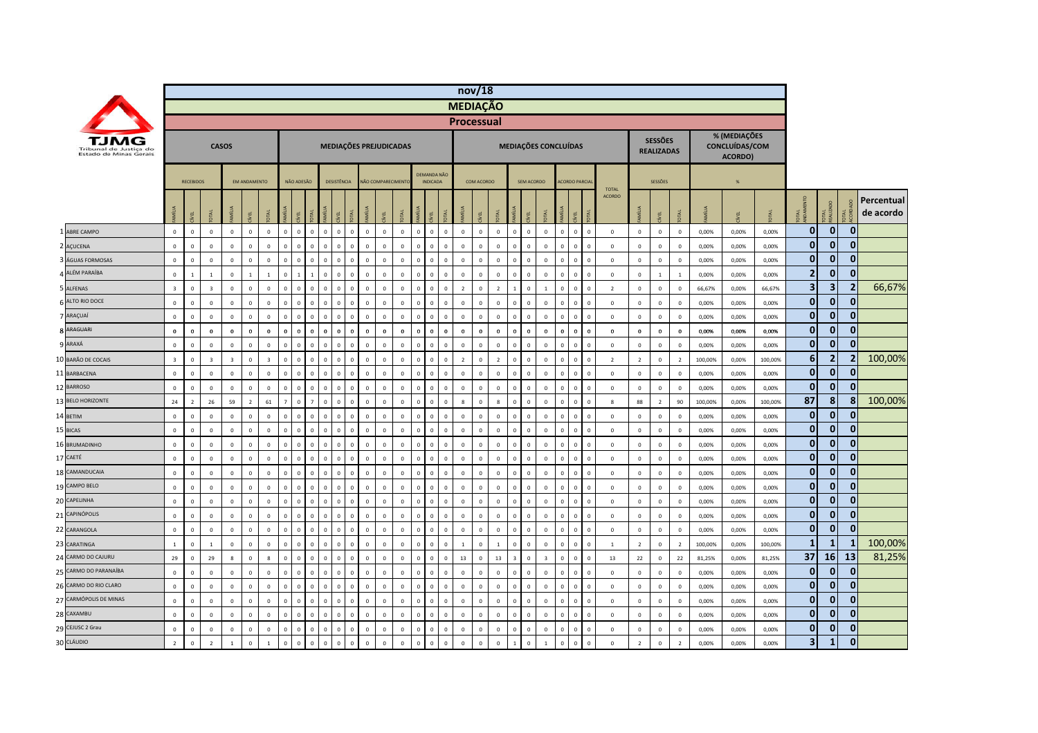| | nov/18 | | | | | | | | | | | | | | | | | | | | | | | | | | | | | | | | | | | | | | | | | | | | |
|---|---|---|---|---|---|---|---|---|---|---|---|---|---|---|---|---|---|---|---|---|---|---|---|---|---|---|---|---|---|---|---|---|---|---|---|---|---|---|---|---|---|---|---|---|---|
| | MEDIAÇÃO | | | | | | | | | | | | | | | | | | | | | | | | | | | | | | | | | | | | | | | | | | | | |
| | Processual | | | | | | | | | | | | | | | | | | | | | | | | | | | | | | | | | | | | | | | | | | | | |
| TJMG Tribunal de Justiça do Estado de Minas Gerais | CASOS | | | | | | MEDIAÇÕES PREJUDICADAS | | | | | | | | | | | | MEDIAÇÕES CONCLUÍDAS | | | | | | | | | | SESSÕES REALIZADAS | | | % (MEDIAÇÕES CONCLUÍDAS/COM ACORDO) | | | | | | |
| | RECEBIDOS | | | EM ANDAMENTO | | | NÃO ADESÃO | | | DESISTÊNCIA | | | NÃO COMPARECIMENTO | | | DEMANDA NÃO INDICADA | | | COM ACORDO | | | SEM ACORDO | | | ACORDO PARCIAL | | | TOTAL ACORDO | SESSÕES | | | % | | | | | | |
| | FAMÍLIA | CÍVEL | TOTAL | FAMÍLIA | CÍVEL | TOTAL | FAMÍLIA | CÍVEL | TOTAL | FAMÍLIA | CÍVEL | TOTAL | FAMÍLIA | CÍVEL | TOTAL | FAMÍLIA | CÍVEL | TOTAL | FAMÍLIA | CÍVEL | TOTAL | FAMÍLIA | CÍVEL | TOTAL | FAMÍLIA | CÍVEL | TOTAL | | FAMÍLIA | CÍVEL | TOTAL | FAMÍLIA | CÍVEL | TOTAL | TOTAL ANDAMENTO | TOTAL REALIZADO | TOTAL ACORDADO | Percentual de acordo |
| 1 ABRE CAMPO | 0 | 0 | 0 | 0 | 0 | 0 | 0 | 0 | 0 | 0 | 0 | 0 | 0 | 0 | 0 | 0 | 0 | 0 | 0 | 0 | 0 | 0 | 0 | 0 | 0 | 0 | 0 | 0 | 0 | 0 | 0 | 0,00% | 0,00% | 0,00% | 0 | 0 | 0 | |
| 2 AÇUCENA | 0 | 0 | 0 | 0 | 0 | 0 | 0 | 0 | 0 | 0 | 0 | 0 | 0 | 0 | 0 | 0 | 0 | 0 | 0 | 0 | 0 | 0 | 0 | 0 | 0 | 0 | 0 | 0 | 0 | 0 | 0 | 0,00% | 0,00% | 0,00% | 0 | 0 | 0 | |
| 3 ÁGUAS FORMOSAS | 0 | 0 | 0 | 0 | 0 | 0 | 0 | 0 | 0 | 0 | 0 | 0 | 0 | 0 | 0 | 0 | 0 | 0 | 0 | 0 | 0 | 0 | 0 | 0 | 0 | 0 | 0 | 0 | 0 | 0 | 0 | 0,00% | 0,00% | 0,00% | 0 | 0 | 0 | |
| 4 ALÉM PARAÍBA | 0 | 1 | 1 | 0 | 1 | 1 | 0 | 1 | 1 | 0 | 0 | 0 | 0 | 0 | 0 | 0 | 0 | 0 | 0 | 0 | 0 | 0 | 0 | 0 | 0 | 0 | 0 | 0 | 0 | 1 | 1 | 0,00% | 0,00% | 0,00% | 2 | 0 | 0 | |
| 5 ALFENAS | 3 | 0 | 3 | 0 | 0 | 0 | 0 | 0 | 0 | 0 | 0 | 0 | 0 | 0 | 0 | 0 | 0 | 0 | 2 | 0 | 2 | 1 | 0 | 1 | 0 | 0 | 0 | 2 | 0 | 0 | 0 | 66,67% | 0,00% | 66,67% | 3 | 3 | 2 | 66,67% |
| 6 ALTO RIO DOCE | 0 | 0 | 0 | 0 | 0 | 0 | 0 | 0 | 0 | 0 | 0 | 0 | 0 | 0 | 0 | 0 | 0 | 0 | 0 | 0 | 0 | 0 | 0 | 0 | 0 | 0 | 0 | 0 | 0 | 0 | 0 | 0,00% | 0,00% | 0,00% | 0 | 0 | 0 | |
| 7 ARAÇUAÍ | 0 | 0 | 0 | 0 | 0 | 0 | 0 | 0 | 0 | 0 | 0 | 0 | 0 | 0 | 0 | 0 | 0 | 0 | 0 | 0 | 0 | 0 | 0 | 0 | 0 | 0 | 0 | 0 | 0 | 0 | 0 | 0,00% | 0,00% | 0,00% | 0 | 0 | 0 | |
| 8 ARAGUARI | 0 | 0 | 0 | 0 | 0 | 0 | 0 | 0 | 0 | 0 | 0 | 0 | 0 | 0 | 0 | 0 | 0 | 0 | 0 | 0 | 0 | 0 | 0 | 0 | 0 | 0 | 0 | 0 | 0 | 0 | 0 | 0,00% | 0,00% | 0,00% | 0 | 0 | 0 | |
| 9 ARAXÁ | 0 | 0 | 0 | 0 | 0 | 0 | 0 | 0 | 0 | 0 | 0 | 0 | 0 | 0 | 0 | 0 | 0 | 0 | 0 | 0 | 0 | 0 | 0 | 0 | 0 | 0 | 0 | 0 | 0 | 0 | 0 | 0,00% | 0,00% | 0,00% | 0 | 0 | 0 | |
| 10 BARÃO DE COCAIS | 3 | 0 | 3 | 3 | 0 | 3 | 0 | 0 | 0 | 0 | 0 | 0 | 0 | 0 | 0 | 0 | 0 | 0 | 2 | 0 | 2 | 0 | 0 | 0 | 0 | 0 | 0 | 2 | 2 | 0 | 2 | 100,00% | 0,00% | 100,00% | 6 | 2 | 2 | 100,00% |
| 11 BARBACENA | 0 | 0 | 0 | 0 | 0 | 0 | 0 | 0 | 0 | 0 | 0 | 0 | 0 | 0 | 0 | 0 | 0 | 0 | 0 | 0 | 0 | 0 | 0 | 0 | 0 | 0 | 0 | 0 | 0 | 0 | 0 | 0,00% | 0,00% | 0,00% | 0 | 0 | 0 | |
| 12 BARROSO | 0 | 0 | 0 | 0 | 0 | 0 | 0 | 0 | 0 | 0 | 0 | 0 | 0 | 0 | 0 | 0 | 0 | 0 | 0 | 0 | 0 | 0 | 0 | 0 | 0 | 0 | 0 | 0 | 0 | 0 | 0 | 0,00% | 0,00% | 0,00% | 0 | 0 | 0 | |
| 13 BELO HORIZONTE | 24 | 2 | 26 | 59 | 2 | 61 | 7 | 0 | 7 | 0 | 0 | 0 | 0 | 0 | 0 | 0 | 0 | 0 | 8 | 0 | 8 | 0 | 0 | 0 | 0 | 0 | 0 | 8 | 88 | 2 | 90 | 100,00% | 0,00% | 100,00% | 87 | 8 | 8 | 100,00% |
| 14 BETIM | 0 | 0 | 0 | 0 | 0 | 0 | 0 | 0 | 0 | 0 | 0 | 0 | 0 | 0 | 0 | 0 | 0 | 0 | 0 | 0 | 0 | 0 | 0 | 0 | 0 | 0 | 0 | 0 | 0 | 0 | 0 | 0,00% | 0,00% | 0,00% | 0 | 0 | 0 | |
| 15 BICAS | 0 | 0 | 0 | 0 | 0 | 0 | 0 | 0 | 0 | 0 | 0 | 0 | 0 | 0 | 0 | 0 | 0 | 0 | 0 | 0 | 0 | 0 | 0 | 0 | 0 | 0 | 0 | 0 | 0 | 0 | 0 | 0,00% | 0,00% | 0,00% | 0 | 0 | 0 | |
| 16 BRUMADINHO | 0 | 0 | 0 | 0 | 0 | 0 | 0 | 0 | 0 | 0 | 0 | 0 | 0 | 0 | 0 | 0 | 0 | 0 | 0 | 0 | 0 | 0 | 0 | 0 | 0 | 0 | 0 | 0 | 0 | 0 | 0 | 0,00% | 0,00% | 0,00% | 0 | 0 | 0 | |
| 17 CAETÉ | 0 | 0 | 0 | 0 | 0 | 0 | 0 | 0 | 0 | 0 | 0 | 0 | 0 | 0 | 0 | 0 | 0 | 0 | 0 | 0 | 0 | 0 | 0 | 0 | 0 | 0 | 0 | 0 | 0 | 0 | 0 | 0,00% | 0,00% | 0,00% | 0 | 0 | 0 | |
| 18 CAMANDUCAIA | 0 | 0 | 0 | 0 | 0 | 0 | 0 | 0 | 0 | 0 | 0 | 0 | 0 | 0 | 0 | 0 | 0 | 0 | 0 | 0 | 0 | 0 | 0 | 0 | 0 | 0 | 0 | 0 | 0 | 0 | 0 | 0,00% | 0,00% | 0,00% | 0 | 0 | 0 | |
| 19 CAMPO BELO | 0 | 0 | 0 | 0 | 0 | 0 | 0 | 0 | 0 | 0 | 0 | 0 | 0 | 0 | 0 | 0 | 0 | 0 | 0 | 0 | 0 | 0 | 0 | 0 | 0 | 0 | 0 | 0 | 0 | 0 | 0 | 0,00% | 0,00% | 0,00% | 0 | 0 | 0 | |
| 20 CAPELINHA | 0 | 0 | 0 | 0 | 0 | 0 | 0 | 0 | 0 | 0 | 0 | 0 | 0 | 0 | 0 | 0 | 0 | 0 | 0 | 0 | 0 | 0 | 0 | 0 | 0 | 0 | 0 | 0 | 0 | 0 | 0 | 0,00% | 0,00% | 0,00% | 0 | 0 | 0 | |
| 21 CAPINÓPOLIS | 0 | 0 | 0 | 0 | 0 | 0 | 0 | 0 | 0 | 0 | 0 | 0 | 0 | 0 | 0 | 0 | 0 | 0 | 0 | 0 | 0 | 0 | 0 | 0 | 0 | 0 | 0 | 0 | 0 | 0 | 0 | 0,00% | 0,00% | 0,00% | 0 | 0 | 0 | |
| 22 CARANGOLA | 0 | 0 | 0 | 0 | 0 | 0 | 0 | 0 | 0 | 0 | 0 | 0 | 0 | 0 | 0 | 0 | 0 | 0 | 0 | 0 | 0 | 0 | 0 | 0 | 0 | 0 | 0 | 0 | 0 | 0 | 0 | 0,00% | 0,00% | 0,00% | 0 | 0 | 0 | |
| 23 CARATINGA | 1 | 0 | 1 | 0 | 0 | 0 | 0 | 0 | 0 | 0 | 0 | 0 | 0 | 0 | 0 | 0 | 0 | 0 | 1 | 0 | 1 | 0 | 0 | 0 | 0 | 0 | 0 | 1 | 2 | 0 | 2 | 100,00% | 0,00% | 100,00% | 1 | 1 | 1 | 100,00% |
| 24 CARMO DO CAJURU | 29 | 0 | 29 | 8 | 0 | 8 | 0 | 0 | 0 | 0 | 0 | 0 | 0 | 0 | 0 | 0 | 0 | 0 | 13 | 0 | 13 | 3 | 0 | 3 | 0 | 0 | 0 | 13 | 22 | 0 | 22 | 81,25% | 0,00% | 81,25% | 37 | 16 | 13 | 81,25% |
| 25 CARMO DO PARANAÍBA | 0 | 0 | 0 | 0 | 0 | 0 | 0 | 0 | 0 | 0 | 0 | 0 | 0 | 0 | 0 | 0 | 0 | 0 | 0 | 0 | 0 | 0 | 0 | 0 | 0 | 0 | 0 | 0 | 0 | 0 | 0 | 0,00% | 0,00% | 0,00% | 0 | 0 | 0 | |
| 26 CARMO DO RIO CLARO | 0 | 0 | 0 | 0 | 0 | 0 | 0 | 0 | 0 | 0 | 0 | 0 | 0 | 0 | 0 | 0 | 0 | 0 | 0 | 0 | 0 | 0 | 0 | 0 | 0 | 0 | 0 | 0 | 0 | 0 | 0 | 0,00% | 0,00% | 0,00% | 0 | 0 | 0 | |
| 27 CARMÓPOLIS DE MINAS | 0 | 0 | 0 | 0 | 0 | 0 | 0 | 0 | 0 | 0 | 0 | 0 | 0 | 0 | 0 | 0 | 0 | 0 | 0 | 0 | 0 | 0 | 0 | 0 | 0 | 0 | 0 | 0 | 0 | 0 | 0 | 0,00% | 0,00% | 0,00% | 0 | 0 | 0 | |
| 28 CAXAMBU | 0 | 0 | 0 | 0 | 0 | 0 | 0 | 0 | 0 | 0 | 0 | 0 | 0 | 0 | 0 | 0 | 0 | 0 | 0 | 0 | 0 | 0 | 0 | 0 | 0 | 0 | 0 | 0 | 0 | 0 | 0 | 0,00% | 0,00% | 0,00% | 0 | 0 | 0 | |
| 29 CEJUSC 2 Grau | 0 | 0 | 0 | 0 | 0 | 0 | 0 | 0 | 0 | 0 | 0 | 0 | 0 | 0 | 0 | 0 | 0 | 0 | 0 | 0 | 0 | 0 | 0 | 0 | 0 | 0 | 0 | 0 | 0 | 0 | 0 | 0,00% | 0,00% | 0,00% | 0 | 0 | 0 | |
| 30 CLÁUDIO | 2 | 0 | 2 | 1 | 0 | 1 | 0 | 0 | 0 | 0 | 0 | 0 | 0 | 0 | 0 | 0 | 0 | 0 | 0 | 0 | 0 | 1 | 0 | 1 | 0 | 0 | 0 | 0 | 2 | 0 | 2 | 0,00% | 0,00% | 0,00% | 3 | 1 | 0 | |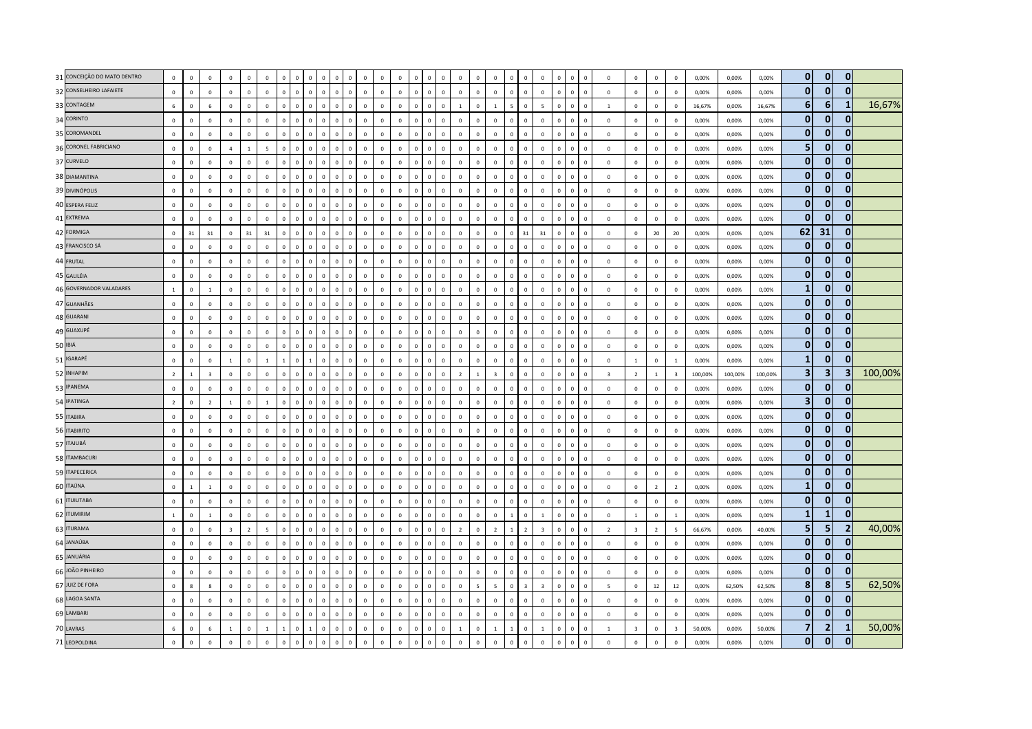| | | | | | | | | | | | | | | | | | | | | | | | | | | | | | | | | | | | | | | | | | | |
|---|---|---|---|---|---|---|---|---|---|---|---|---|---|---|---|---|---|---|---|---|---|---|---|---|---|---|---|---|---|---|---|---|---|---|---|---|---|---|---|---|---|---|
| 31 | CONCEIÇÃO DO MATO DENTRO | 0 | 0 | 0 | 0 | 0 | 0 | 0 | 0 | 0 | 0 | 0 | 0 | 0 | 0 | 0 | 0 | 0 | 0 | 0 | 0 | 0 | 0 | 0 | 0 | 0 | 0 | 0 | 0 | 0 | 0 | 0 | 0 | 0 | 0 | 0,00% | 0,00% | 0,00% | 0 | 0 | 0 | |
| 32 | CONSELHEIRO LAFAIETE | 0 | 0 | 0 | 0 | 0 | 0 | 0 | 0 | 0 | 0 | 0 | 0 | 0 | 0 | 0 | 0 | 0 | 0 | 0 | 0 | 0 | 0 | 0 | 0 | 0 | 0 | 0 | 0 | 0 | 0 | 0 | 0 | 0 | 0 | 0,00% | 0,00% | 0,00% | 0 | 0 | 0 | |
| 33 | CONTAGEM | 6 | 0 | 6 | 0 | 0 | 0 | 0 | 0 | 0 | 0 | 0 | 0 | 0 | 0 | 0 | 0 | 0 | 0 | 0 | 0 | 0 | 1 | 0 | 1 | 5 | 0 | 5 | 0 | 0 | 0 | 1 | 0 | 0 | 0 | 16,67% | 0,00% | 16,67% | 6 | 6 | 1 | 16,67% |
| 34 | CORINTO | 0 | 0 | 0 | 0 | 0 | 0 | 0 | 0 | 0 | 0 | 0 | 0 | 0 | 0 | 0 | 0 | 0 | 0 | 0 | 0 | 0 | 0 | 0 | 0 | 0 | 0 | 0 | 0 | 0 | 0 | 0 | 0 | 0 | 0 | 0,00% | 0,00% | 0,00% | 0 | 0 | 0 | |
| 35 | COROMANDEL | 0 | 0 | 0 | 0 | 0 | 0 | 0 | 0 | 0 | 0 | 0 | 0 | 0 | 0 | 0 | 0 | 0 | 0 | 0 | 0 | 0 | 0 | 0 | 0 | 0 | 0 | 0 | 0 | 0 | 0 | 0 | 0 | 0 | 0 | 0,00% | 0,00% | 0,00% | 0 | 0 | 0 | |
| 36 | CORONEL FABRICIANO | 0 | 0 | 0 | 4 | 1 | 5 | 0 | 0 | 0 | 0 | 0 | 0 | 0 | 0 | 0 | 0 | 0 | 0 | 0 | 0 | 0 | 0 | 0 | 0 | 0 | 0 | 0 | 0 | 0 | 0 | 0 | 0 | 0 | 0 | 0,00% | 0,00% | 0,00% | 5 | 0 | 0 | |
| 37 | CURVELO | 0 | 0 | 0 | 0 | 0 | 0 | 0 | 0 | 0 | 0 | 0 | 0 | 0 | 0 | 0 | 0 | 0 | 0 | 0 | 0 | 0 | 0 | 0 | 0 | 0 | 0 | 0 | 0 | 0 | 0 | 0 | 0 | 0 | 0 | 0,00% | 0,00% | 0,00% | 0 | 0 | 0 | |
| 38 | DIAMANTINA | 0 | 0 | 0 | 0 | 0 | 0 | 0 | 0 | 0 | 0 | 0 | 0 | 0 | 0 | 0 | 0 | 0 | 0 | 0 | 0 | 0 | 0 | 0 | 0 | 0 | 0 | 0 | 0 | 0 | 0 | 0 | 0 | 0 | 0 | 0,00% | 0,00% | 0,00% | 0 | 0 | 0 | |
| 39 | DIVINÓPOLIS | 0 | 0 | 0 | 0 | 0 | 0 | 0 | 0 | 0 | 0 | 0 | 0 | 0 | 0 | 0 | 0 | 0 | 0 | 0 | 0 | 0 | 0 | 0 | 0 | 0 | 0 | 0 | 0 | 0 | 0 | 0 | 0 | 0 | 0 | 0,00% | 0,00% | 0,00% | 0 | 0 | 0 | |
| 40 | ESPERA FELIZ | 0 | 0 | 0 | 0 | 0 | 0 | 0 | 0 | 0 | 0 | 0 | 0 | 0 | 0 | 0 | 0 | 0 | 0 | 0 | 0 | 0 | 0 | 0 | 0 | 0 | 0 | 0 | 0 | 0 | 0 | 0 | 0 | 0 | 0 | 0,00% | 0,00% | 0,00% | 0 | 0 | 0 | |
| 41 | EXTREMA | 0 | 0 | 0 | 0 | 0 | 0 | 0 | 0 | 0 | 0 | 0 | 0 | 0 | 0 | 0 | 0 | 0 | 0 | 0 | 0 | 0 | 0 | 0 | 0 | 0 | 0 | 0 | 0 | 0 | 0 | 0 | 0 | 0 | 0 | 0,00% | 0,00% | 0,00% | 0 | 0 | 0 | |
| 42 | FORMIGA | 0 | 31 | 31 | 0 | 31 | 31 | 0 | 0 | 0 | 0 | 0 | 0 | 0 | 0 | 0 | 0 | 0 | 0 | 0 | 0 | 0 | 0 | 0 | 0 | 0 | 31 | 31 | 0 | 0 | 0 | 0 | 0 | 20 | 20 | 0,00% | 0,00% | 0,00% | 62 | 31 | 0 | |
| 43 | FRANCISCO SÁ | 0 | 0 | 0 | 0 | 0 | 0 | 0 | 0 | 0 | 0 | 0 | 0 | 0 | 0 | 0 | 0 | 0 | 0 | 0 | 0 | 0 | 0 | 0 | 0 | 0 | 0 | 0 | 0 | 0 | 0 | 0 | 0 | 0 | 0 | 0,00% | 0,00% | 0,00% | 0 | 0 | 0 | |
| 44 | FRUTAL | 0 | 0 | 0 | 0 | 0 | 0 | 0 | 0 | 0 | 0 | 0 | 0 | 0 | 0 | 0 | 0 | 0 | 0 | 0 | 0 | 0 | 0 | 0 | 0 | 0 | 0 | 0 | 0 | 0 | 0 | 0 | 0 | 0 | 0 | 0,00% | 0,00% | 0,00% | 0 | 0 | 0 | |
| 45 | GALILÉIA | 0 | 0 | 0 | 0 | 0 | 0 | 0 | 0 | 0 | 0 | 0 | 0 | 0 | 0 | 0 | 0 | 0 | 0 | 0 | 0 | 0 | 0 | 0 | 0 | 0 | 0 | 0 | 0 | 0 | 0 | 0 | 0 | 0 | 0 | 0,00% | 0,00% | 0,00% | 0 | 0 | 0 | |
| 46 | GOVERNADOR VALADARES | 1 | 0 | 1 | 0 | 0 | 0 | 0 | 0 | 0 | 0 | 0 | 0 | 0 | 0 | 0 | 0 | 0 | 0 | 0 | 0 | 0 | 0 | 0 | 0 | 0 | 0 | 0 | 0 | 0 | 0 | 0 | 0 | 0 | 0 | 0,00% | 0,00% | 0,00% | 1 | 0 | 0 | |
| 47 | GUANHÃES | 0 | 0 | 0 | 0 | 0 | 0 | 0 | 0 | 0 | 0 | 0 | 0 | 0 | 0 | 0 | 0 | 0 | 0 | 0 | 0 | 0 | 0 | 0 | 0 | 0 | 0 | 0 | 0 | 0 | 0 | 0 | 0 | 0 | 0 | 0,00% | 0,00% | 0,00% | 0 | 0 | 0 | |
| 48 | GUARANI | 0 | 0 | 0 | 0 | 0 | 0 | 0 | 0 | 0 | 0 | 0 | 0 | 0 | 0 | 0 | 0 | 0 | 0 | 0 | 0 | 0 | 0 | 0 | 0 | 0 | 0 | 0 | 0 | 0 | 0 | 0 | 0 | 0 | 0 | 0,00% | 0,00% | 0,00% | 0 | 0 | 0 | |
| 49 | GUAXUPÉ | 0 | 0 | 0 | 0 | 0 | 0 | 0 | 0 | 0 | 0 | 0 | 0 | 0 | 0 | 0 | 0 | 0 | 0 | 0 | 0 | 0 | 0 | 0 | 0 | 0 | 0 | 0 | 0 | 0 | 0 | 0 | 0 | 0 | 0 | 0,00% | 0,00% | 0,00% | 0 | 0 | 0 | |
| 50 | IBIÁ | 0 | 0 | 0 | 0 | 0 | 0 | 0 | 0 | 0 | 0 | 0 | 0 | 0 | 0 | 0 | 0 | 0 | 0 | 0 | 0 | 0 | 0 | 0 | 0 | 0 | 0 | 0 | 0 | 0 | 0 | 0 | 0 | 0 | 0 | 0,00% | 0,00% | 0,00% | 0 | 0 | 0 | |
| 51 | IGARAPÉ | 0 | 0 | 0 | 1 | 0 | 1 | 1 | 0 | 1 | 0 | 0 | 0 | 0 | 0 | 0 | 0 | 0 | 0 | 0 | 0 | 0 | 0 | 0 | 0 | 0 | 0 | 0 | 0 | 0 | 0 | 0 | 1 | 0 | 1 | 0,00% | 0,00% | 0,00% | 1 | 0 | 0 | |
| 52 | INHAPIM | 2 | 1 | 3 | 0 | 0 | 0 | 0 | 0 | 0 | 0 | 0 | 0 | 0 | 0 | 0 | 0 | 0 | 0 | 0 | 0 | 0 | 2 | 1 | 3 | 0 | 0 | 0 | 0 | 0 | 0 | 3 | 2 | 1 | 3 | 100,00% | 100,00% | 100,00% | 3 | 3 | 3 | 100,00% |
| 53 | IPANEMA | 0 | 0 | 0 | 0 | 0 | 0 | 0 | 0 | 0 | 0 | 0 | 0 | 0 | 0 | 0 | 0 | 0 | 0 | 0 | 0 | 0 | 0 | 0 | 0 | 0 | 0 | 0 | 0 | 0 | 0 | 0 | 0 | 0 | 0 | 0,00% | 0,00% | 0,00% | 0 | 0 | 0 | |
| 54 | IPATINGA | 2 | 0 | 2 | 1 | 0 | 1 | 0 | 0 | 0 | 0 | 0 | 0 | 0 | 0 | 0 | 0 | 0 | 0 | 0 | 0 | 0 | 0 | 0 | 0 | 0 | 0 | 0 | 0 | 0 | 0 | 0 | 0 | 0 | 0 | 0,00% | 0,00% | 0,00% | 3 | 0 | 0 | |
| 55 | ITABIRA | 0 | 0 | 0 | 0 | 0 | 0 | 0 | 0 | 0 | 0 | 0 | 0 | 0 | 0 | 0 | 0 | 0 | 0 | 0 | 0 | 0 | 0 | 0 | 0 | 0 | 0 | 0 | 0 | 0 | 0 | 0 | 0 | 0 | 0 | 0,00% | 0,00% | 0,00% | 0 | 0 | 0 | |
| 56 | ITABIRITO | 0 | 0 | 0 | 0 | 0 | 0 | 0 | 0 | 0 | 0 | 0 | 0 | 0 | 0 | 0 | 0 | 0 | 0 | 0 | 0 | 0 | 0 | 0 | 0 | 0 | 0 | 0 | 0 | 0 | 0 | 0 | 0 | 0 | 0 | 0,00% | 0,00% | 0,00% | 0 | 0 | 0 | |
| 57 | ITAJUBÁ | 0 | 0 | 0 | 0 | 0 | 0 | 0 | 0 | 0 | 0 | 0 | 0 | 0 | 0 | 0 | 0 | 0 | 0 | 0 | 0 | 0 | 0 | 0 | 0 | 0 | 0 | 0 | 0 | 0 | 0 | 0 | 0 | 0 | 0 | 0,00% | 0,00% | 0,00% | 0 | 0 | 0 | |
| 58 | ITAMBACURI | 0 | 0 | 0 | 0 | 0 | 0 | 0 | 0 | 0 | 0 | 0 | 0 | 0 | 0 | 0 | 0 | 0 | 0 | 0 | 0 | 0 | 0 | 0 | 0 | 0 | 0 | 0 | 0 | 0 | 0 | 0 | 0 | 0 | 0 | 0,00% | 0,00% | 0,00% | 0 | 0 | 0 | |
| 59 | ITAPECERICA | 0 | 0 | 0 | 0 | 0 | 0 | 0 | 0 | 0 | 0 | 0 | 0 | 0 | 0 | 0 | 0 | 0 | 0 | 0 | 0 | 0 | 0 | 0 | 0 | 0 | 0 | 0 | 0 | 0 | 0 | 0 | 0 | 0 | 0 | 0,00% | 0,00% | 0,00% | 0 | 0 | 0 | |
| 60 | ITAÚNA | 0 | 1 | 1 | 0 | 0 | 0 | 0 | 0 | 0 | 0 | 0 | 0 | 0 | 0 | 0 | 0 | 0 | 0 | 0 | 0 | 0 | 0 | 0 | 0 | 0 | 0 | 0 | 0 | 0 | 0 | 0 | 0 | 2 | 2 | 0,00% | 0,00% | 0,00% | 1 | 0 | 0 | |
| 61 | ITUIUTABA | 0 | 0 | 0 | 0 | 0 | 0 | 0 | 0 | 0 | 0 | 0 | 0 | 0 | 0 | 0 | 0 | 0 | 0 | 0 | 0 | 0 | 0 | 0 | 0 | 0 | 0 | 0 | 0 | 0 | 0 | 0 | 0 | 0 | 0 | 0,00% | 0,00% | 0,00% | 0 | 0 | 0 | |
| 62 | ITUMIRIM | 1 | 0 | 1 | 0 | 0 | 0 | 0 | 0 | 0 | 0 | 0 | 0 | 0 | 0 | 0 | 0 | 0 | 0 | 0 | 0 | 0 | 0 | 0 | 0 | 1 | 0 | 1 | 0 | 0 | 0 | 0 | 1 | 0 | 1 | 0,00% | 0,00% | 0,00% | 1 | 1 | 0 | |
| 63 | ITURAMA | 0 | 0 | 0 | 3 | 2 | 5 | 0 | 0 | 0 | 0 | 0 | 0 | 0 | 0 | 0 | 0 | 0 | 0 | 0 | 0 | 0 | 2 | 0 | 2 | 1 | 2 | 3 | 0 | 0 | 0 | 2 | 3 | 2 | 5 | 66,67% | 0,00% | 40,00% | 5 | 5 | 2 | 40,00% |
| 64 | JANAÚBA | 0 | 0 | 0 | 0 | 0 | 0 | 0 | 0 | 0 | 0 | 0 | 0 | 0 | 0 | 0 | 0 | 0 | 0 | 0 | 0 | 0 | 0 | 0 | 0 | 0 | 0 | 0 | 0 | 0 | 0 | 0 | 0 | 0 | 0 | 0,00% | 0,00% | 0,00% | 0 | 0 | 0 | |
| 65 | JANUÁRIA | 0 | 0 | 0 | 0 | 0 | 0 | 0 | 0 | 0 | 0 | 0 | 0 | 0 | 0 | 0 | 0 | 0 | 0 | 0 | 0 | 0 | 0 | 0 | 0 | 0 | 0 | 0 | 0 | 0 | 0 | 0 | 0 | 0 | 0 | 0,00% | 0,00% | 0,00% | 0 | 0 | 0 | |
| 66 | JOÃO PINHEIRO | 0 | 0 | 0 | 0 | 0 | 0 | 0 | 0 | 0 | 0 | 0 | 0 | 0 | 0 | 0 | 0 | 0 | 0 | 0 | 0 | 0 | 0 | 0 | 0 | 0 | 0 | 0 | 0 | 0 | 0 | 0 | 0 | 0 | 0 | 0,00% | 0,00% | 0,00% | 0 | 0 | 0 | |
| 67 | JUIZ DE FORA | 0 | 8 | 8 | 0 | 0 | 0 | 0 | 0 | 0 | 0 | 0 | 0 | 0 | 0 | 0 | 0 | 0 | 0 | 0 | 0 | 0 | 0 | 5 | 5 | 0 | 3 | 3 | 0 | 0 | 0 | 5 | 0 | 12 | 12 | 0,00% | 62,50% | 62,50% | 8 | 8 | 5 | 62,50% |
| 68 | LAGOA SANTA | 0 | 0 | 0 | 0 | 0 | 0 | 0 | 0 | 0 | 0 | 0 | 0 | 0 | 0 | 0 | 0 | 0 | 0 | 0 | 0 | 0 | 0 | 0 | 0 | 0 | 0 | 0 | 0 | 0 | 0 | 0 | 0 | 0 | 0 | 0,00% | 0,00% | 0,00% | 0 | 0 | 0 | |
| 69 | LAMBARI | 0 | 0 | 0 | 0 | 0 | 0 | 0 | 0 | 0 | 0 | 0 | 0 | 0 | 0 | 0 | 0 | 0 | 0 | 0 | 0 | 0 | 0 | 0 | 0 | 0 | 0 | 0 | 0 | 0 | 0 | 0 | 0 | 0 | 0 | 0,00% | 0,00% | 0,00% | 0 | 0 | 0 | |
| 70 | LAVRAS | 6 | 0 | 6 | 1 | 0 | 1 | 1 | 0 | 1 | 0 | 0 | 0 | 0 | 0 | 0 | 0 | 0 | 0 | 0 | 0 | 0 | 1 | 0 | 1 | 1 | 0 | 1 | 0 | 0 | 0 | 1 | 3 | 0 | 3 | 50,00% | 0,00% | 50,00% | 7 | 2 | 1 | 50,00% |
| 71 | LEOPOLDINA | 0 | 0 | 0 | 0 | 0 | 0 | 0 | 0 | 0 | 0 | 0 | 0 | 0 | 0 | 0 | 0 | 0 | 0 | 0 | 0 | 0 | 0 | 0 | 0 | 0 | 0 | 0 | 0 | 0 | 0 | 0 | 0 | 0 | 0 | 0,00% | 0,00% | 0,00% | 0 | 0 | 0 | |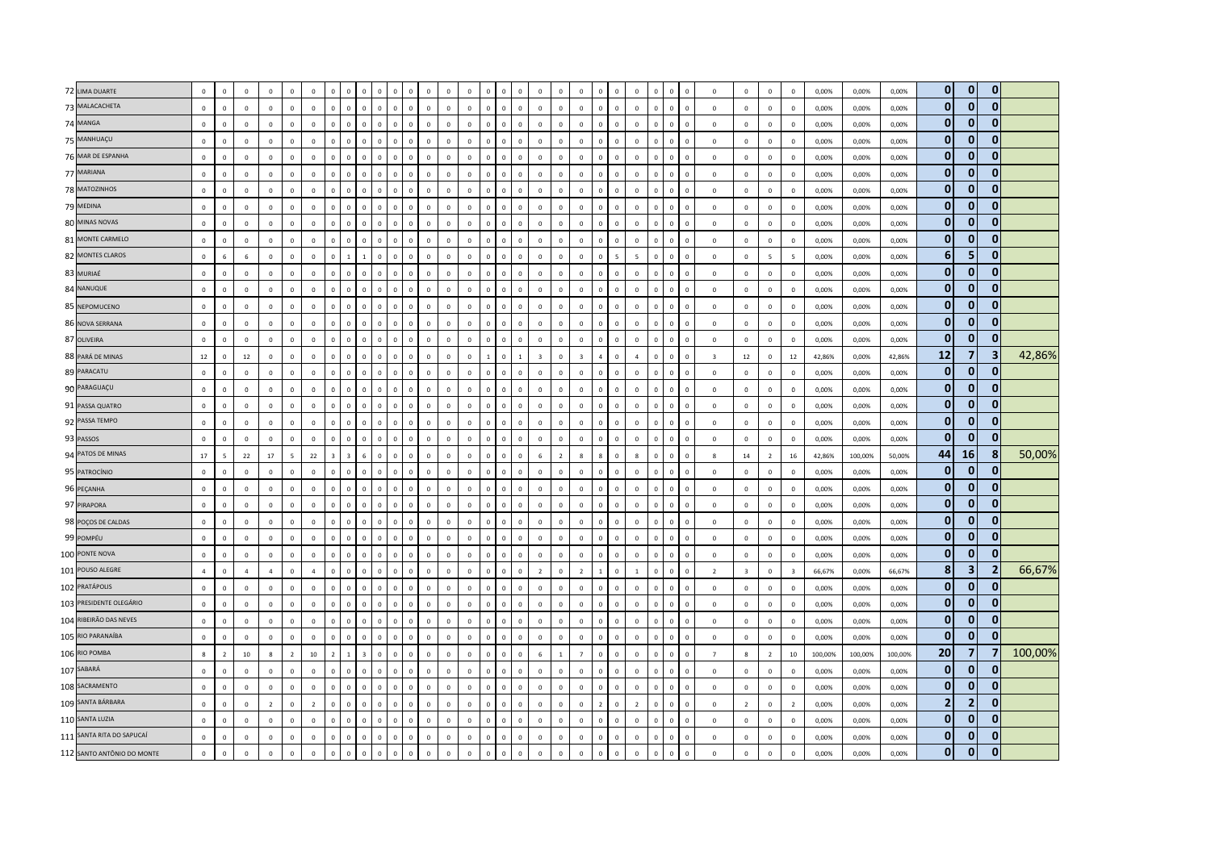| | | | | | | | | | | | | | | | | | | | | | | | | | | | | | | | | | | | | | | | |
|---|---|---|---|---|---|---|---|---|---|---|---|---|---|---|---|---|---|---|---|---|---|---|---|---|---|---|---|---|---|---|---|---|---|---|---|---|---|---|---|
| 72 | LIMA DUARTE | 0 | 0 | 0 | 0 | 0 | 0 | 0 | 0 | 0 | 0 | 0 | 0 | 0 | 0 | 0 | 0 | 0 | 0 | 0 | 0 | 0 | 0 | 0 | 0 | 0 | 0 | 0 | 0 | 0 | 0 | 0 | 0,00% | 0,00% | 0,00% | **0** | **0** | **0** | |
| 73 | MALACACHETA | 0 | 0 | 0 | 0 | 0 | 0 | 0 | 0 | 0 | 0 | 0 | 0 | 0 | 0 | 0 | 0 | 0 | 0 | 0 | 0 | 0 | 0 | 0 | 0 | 0 | 0 | 0 | 0 | 0 | 0 | 0 | 0,00% | 0,00% | 0,00% | **0** | **0** | **0** | |
| 74 | MANGA | 0 | 0 | 0 | 0 | 0 | 0 | 0 | 0 | 0 | 0 | 0 | 0 | 0 | 0 | 0 | 0 | 0 | 0 | 0 | 0 | 0 | 0 | 0 | 0 | 0 | 0 | 0 | 0 | 0 | 0 | 0 | 0,00% | 0,00% | 0,00% | **0** | **0** | **0** | |
| 75 | MANHUAÇU | 0 | 0 | 0 | 0 | 0 | 0 | 0 | 0 | 0 | 0 | 0 | 0 | 0 | 0 | 0 | 0 | 0 | 0 | 0 | 0 | 0 | 0 | 0 | 0 | 0 | 0 | 0 | 0 | 0 | 0 | 0 | 0,00% | 0,00% | 0,00% | **0** | **0** | **0** | |
| 76 | MAR DE ESPANHA | 0 | 0 | 0 | 0 | 0 | 0 | 0 | 0 | 0 | 0 | 0 | 0 | 0 | 0 | 0 | 0 | 0 | 0 | 0 | 0 | 0 | 0 | 0 | 0 | 0 | 0 | 0 | 0 | 0 | 0 | 0 | 0,00% | 0,00% | 0,00% | **0** | **0** | **0** | |
| 77 | MARIANA | 0 | 0 | 0 | 0 | 0 | 0 | 0 | 0 | 0 | 0 | 0 | 0 | 0 | 0 | 0 | 0 | 0 | 0 | 0 | 0 | 0 | 0 | 0 | 0 | 0 | 0 | 0 | 0 | 0 | 0 | 0 | 0,00% | 0,00% | 0,00% | **0** | **0** | **0** | |
| 78 | MATOZINHOS | 0 | 0 | 0 | 0 | 0 | 0 | 0 | 0 | 0 | 0 | 0 | 0 | 0 | 0 | 0 | 0 | 0 | 0 | 0 | 0 | 0 | 0 | 0 | 0 | 0 | 0 | 0 | 0 | 0 | 0 | 0 | 0,00% | 0,00% | 0,00% | **0** | **0** | **0** | |
| 79 | MEDINA | 0 | 0 | 0 | 0 | 0 | 0 | 0 | 0 | 0 | 0 | 0 | 0 | 0 | 0 | 0 | 0 | 0 | 0 | 0 | 0 | 0 | 0 | 0 | 0 | 0 | 0 | 0 | 0 | 0 | 0 | 0 | 0,00% | 0,00% | 0,00% | **0** | **0** | **0** | |
| 80 | MINAS NOVAS | 0 | 0 | 0 | 0 | 0 | 0 | 0 | 0 | 0 | 0 | 0 | 0 | 0 | 0 | 0 | 0 | 0 | 0 | 0 | 0 | 0 | 0 | 0 | 0 | 0 | 0 | 0 | 0 | 0 | 0 | 0 | 0,00% | 0,00% | 0,00% | **0** | **0** | **0** | |
| 81 | MONTE CARMELO | 0 | 0 | 0 | 0 | 0 | 0 | 0 | 0 | 0 | 0 | 0 | 0 | 0 | 0 | 0 | 0 | 0 | 0 | 0 | 0 | 0 | 0 | 0 | 0 | 0 | 0 | 0 | 0 | 0 | 0 | 0 | 0,00% | 0,00% | 0,00% | **0** | **0** | **0** | |
| 82 | MONTES CLAROS | 0 | 6 | 6 | 0 | 0 | 0 | 0 | 1 | 1 | 0 | 0 | 0 | 0 | 0 | 0 | 0 | 0 | 0 | 0 | 0 | 0 | 0 | 5 | 5 | 0 | 0 | 0 | 0 | 0 | 5 | 5 | 0,00% | 0,00% | 0,00% | **6** | **5** | **0** | |
| 83 | MURIAÉ | 0 | 0 | 0 | 0 | 0 | 0 | 0 | 0 | 0 | 0 | 0 | 0 | 0 | 0 | 0 | 0 | 0 | 0 | 0 | 0 | 0 | 0 | 0 | 0 | 0 | 0 | 0 | 0 | 0 | 0 | 0 | 0,00% | 0,00% | 0,00% | **0** | **0** | **0** | |
| 84 | NANUQUE | 0 | 0 | 0 | 0 | 0 | 0 | 0 | 0 | 0 | 0 | 0 | 0 | 0 | 0 | 0 | 0 | 0 | 0 | 0 | 0 | 0 | 0 | 0 | 0 | 0 | 0 | 0 | 0 | 0 | 0 | 0 | 0,00% | 0,00% | 0,00% | **0** | **0** | **0** | |
| 85 | NEPOMUCENO | 0 | 0 | 0 | 0 | 0 | 0 | 0 | 0 | 0 | 0 | 0 | 0 | 0 | 0 | 0 | 0 | 0 | 0 | 0 | 0 | 0 | 0 | 0 | 0 | 0 | 0 | 0 | 0 | 0 | 0 | 0 | 0,00% | 0,00% | 0,00% | **0** | **0** | **0** | |
| 86 | NOVA SERRANA | 0 | 0 | 0 | 0 | 0 | 0 | 0 | 0 | 0 | 0 | 0 | 0 | 0 | 0 | 0 | 0 | 0 | 0 | 0 | 0 | 0 | 0 | 0 | 0 | 0 | 0 | 0 | 0 | 0 | 0 | 0 | 0,00% | 0,00% | 0,00% | **0** | **0** | **0** | |
| 87 | OLIVEIRA | 0 | 0 | 0 | 0 | 0 | 0 | 0 | 0 | 0 | 0 | 0 | 0 | 0 | 0 | 0 | 0 | 0 | 0 | 0 | 0 | 0 | 0 | 0 | 0 | 0 | 0 | 0 | 0 | 0 | 0 | 0 | 0,00% | 0,00% | 0,00% | **0** | **0** | **0** | |
| 88 | PARÁ DE MINAS | 12 | 0 | 12 | 0 | 0 | 0 | 0 | 0 | 0 | 0 | 0 | 0 | 0 | 0 | 0 | 1 | 0 | 1 | 3 | 0 | 3 | 4 | 0 | 4 | 0 | 0 | 0 | 3 | 12 | 0 | 12 | 42,86% | 0,00% | 42,86% | **12** | **7** | **3** | 42,86% |
| 89 | PARACATU | 0 | 0 | 0 | 0 | 0 | 0 | 0 | 0 | 0 | 0 | 0 | 0 | 0 | 0 | 0 | 0 | 0 | 0 | 0 | 0 | 0 | 0 | 0 | 0 | 0 | 0 | 0 | 0 | 0 | 0 | 0 | 0,00% | 0,00% | 0,00% | **0** | **0** | **0** | |
| 90 | PARAGUAÇU | 0 | 0 | 0 | 0 | 0 | 0 | 0 | 0 | 0 | 0 | 0 | 0 | 0 | 0 | 0 | 0 | 0 | 0 | 0 | 0 | 0 | 0 | 0 | 0 | 0 | 0 | 0 | 0 | 0 | 0 | 0 | 0,00% | 0,00% | 0,00% | **0** | **0** | **0** | |
| 91 | PASSA QUATRO | 0 | 0 | 0 | 0 | 0 | 0 | 0 | 0 | 0 | 0 | 0 | 0 | 0 | 0 | 0 | 0 | 0 | 0 | 0 | 0 | 0 | 0 | 0 | 0 | 0 | 0 | 0 | 0 | 0 | 0 | 0 | 0,00% | 0,00% | 0,00% | **0** | **0** | **0** | |
| 92 | PASSA TEMPO | 0 | 0 | 0 | 0 | 0 | 0 | 0 | 0 | 0 | 0 | 0 | 0 | 0 | 0 | 0 | 0 | 0 | 0 | 0 | 0 | 0 | 0 | 0 | 0 | 0 | 0 | 0 | 0 | 0 | 0 | 0 | 0,00% | 0,00% | 0,00% | **0** | **0** | **0** | |
| 93 | PASSOS | 0 | 0 | 0 | 0 | 0 | 0 | 0 | 0 | 0 | 0 | 0 | 0 | 0 | 0 | 0 | 0 | 0 | 0 | 0 | 0 | 0 | 0 | 0 | 0 | 0 | 0 | 0 | 0 | 0 | 0 | 0 | 0,00% | 0,00% | 0,00% | **0** | **0** | **0** | |
| 94 | PATOS DE MINAS | 17 | 5 | 22 | 17 | 5 | 22 | 3 | 3 | 6 | 0 | 0 | 0 | 0 | 0 | 0 | 0 | 0 | 0 | 6 | 2 | 8 | 8 | 0 | 8 | 0 | 0 | 0 | 8 | 14 | 2 | 16 | 42,86% | 100,00% | 50,00% | **44** | **16** | **8** | 50,00% |
| 95 | PATROCÍNIO | 0 | 0 | 0 | 0 | 0 | 0 | 0 | 0 | 0 | 0 | 0 | 0 | 0 | 0 | 0 | 0 | 0 | 0 | 0 | 0 | 0 | 0 | 0 | 0 | 0 | 0 | 0 | 0 | 0 | 0 | 0 | 0,00% | 0,00% | 0,00% | **0** | **0** | **0** | |
| 96 | PEÇANHA | 0 | 0 | 0 | 0 | 0 | 0 | 0 | 0 | 0 | 0 | 0 | 0 | 0 | 0 | 0 | 0 | 0 | 0 | 0 | 0 | 0 | 0 | 0 | 0 | 0 | 0 | 0 | 0 | 0 | 0 | 0 | 0,00% | 0,00% | 0,00% | **0** | **0** | **0** | |
| 97 | PIRAPORA | 0 | 0 | 0 | 0 | 0 | 0 | 0 | 0 | 0 | 0 | 0 | 0 | 0 | 0 | 0 | 0 | 0 | 0 | 0 | 0 | 0 | 0 | 0 | 0 | 0 | 0 | 0 | 0 | 0 | 0 | 0 | 0,00% | 0,00% | 0,00% | **0** | **0** | **0** | |
| 98 | POÇOS DE CALDAS | 0 | 0 | 0 | 0 | 0 | 0 | 0 | 0 | 0 | 0 | 0 | 0 | 0 | 0 | 0 | 0 | 0 | 0 | 0 | 0 | 0 | 0 | 0 | 0 | 0 | 0 | 0 | 0 | 0 | 0 | 0 | 0,00% | 0,00% | 0,00% | **0** | **0** | **0** | |
| 99 | POMPÉU | 0 | 0 | 0 | 0 | 0 | 0 | 0 | 0 | 0 | 0 | 0 | 0 | 0 | 0 | 0 | 0 | 0 | 0 | 0 | 0 | 0 | 0 | 0 | 0 | 0 | 0 | 0 | 0 | 0 | 0 | 0 | 0,00% | 0,00% | 0,00% | **0** | **0** | **0** | |
| 100 | PONTE NOVA | 0 | 0 | 0 | 0 | 0 | 0 | 0 | 0 | 0 | 0 | 0 | 0 | 0 | 0 | 0 | 0 | 0 | 0 | 0 | 0 | 0 | 0 | 0 | 0 | 0 | 0 | 0 | 0 | 0 | 0 | 0 | 0,00% | 0,00% | 0,00% | **0** | **0** | **0** | |
| 101 | POUSO ALEGRE | 4 | 0 | 4 | 4 | 0 | 4 | 0 | 0 | 0 | 0 | 0 | 0 | 0 | 0 | 0 | 0 | 0 | 0 | 2 | 0 | 2 | 1 | 0 | 1 | 0 | 0 | 0 | 2 | 3 | 0 | 3 | 66,67% | 0,00% | 66,67% | **8** | **3** | **2** | 66,67% |
| 102 | PRATÁPOLIS | 0 | 0 | 0 | 0 | 0 | 0 | 0 | 0 | 0 | 0 | 0 | 0 | 0 | 0 | 0 | 0 | 0 | 0 | 0 | 0 | 0 | 0 | 0 | 0 | 0 | 0 | 0 | 0 | 0 | 0 | 0 | 0,00% | 0,00% | 0,00% | **0** | **0** | **0** | |
| 103 | PRESIDENTE OLEGÁRIO | 0 | 0 | 0 | 0 | 0 | 0 | 0 | 0 | 0 | 0 | 0 | 0 | 0 | 0 | 0 | 0 | 0 | 0 | 0 | 0 | 0 | 0 | 0 | 0 | 0 | 0 | 0 | 0 | 0 | 0 | 0 | 0,00% | 0,00% | 0,00% | **0** | **0** | **0** | |
| 104 | RIBEIRÃO DAS NEVES | 0 | 0 | 0 | 0 | 0 | 0 | 0 | 0 | 0 | 0 | 0 | 0 | 0 | 0 | 0 | 0 | 0 | 0 | 0 | 0 | 0 | 0 | 0 | 0 | 0 | 0 | 0 | 0 | 0 | 0 | 0 | 0,00% | 0,00% | 0,00% | **0** | **0** | **0** | |
| 105 | RIO PARANAÍBA | 0 | 0 | 0 | 0 | 0 | 0 | 0 | 0 | 0 | 0 | 0 | 0 | 0 | 0 | 0 | 0 | 0 | 0 | 0 | 0 | 0 | 0 | 0 | 0 | 0 | 0 | 0 | 0 | 0 | 0 | 0 | 0,00% | 0,00% | 0,00% | **0** | **0** | **0** | |
| 106 | RIO POMBA | 8 | 2 | 10 | 8 | 2 | 10 | 2 | 1 | 3 | 0 | 0 | 0 | 0 | 0 | 0 | 0 | 0 | 0 | 6 | 1 | 7 | 0 | 0 | 0 | 0 | 0 | 0 | 7 | 8 | 2 | 10 | 100,00% | 100,00% | 100,00% | **20** | **7** | **7** | 100,00% |
| 107 | SABARÁ | 0 | 0 | 0 | 0 | 0 | 0 | 0 | 0 | 0 | 0 | 0 | 0 | 0 | 0 | 0 | 0 | 0 | 0 | 0 | 0 | 0 | 0 | 0 | 0 | 0 | 0 | 0 | 0 | 0 | 0 | 0 | 0,00% | 0,00% | 0,00% | **0** | **0** | **0** | |
| 108 | SACRAMENTO | 0 | 0 | 0 | 0 | 0 | 0 | 0 | 0 | 0 | 0 | 0 | 0 | 0 | 0 | 0 | 0 | 0 | 0 | 0 | 0 | 0 | 0 | 0 | 0 | 0 | 0 | 0 | 0 | 0 | 0 | 0 | 0,00% | 0,00% | 0,00% | **0** | **0** | **0** | |
| 109 | SANTA BÁRBARA | 0 | 0 | 0 | 2 | 0 | 2 | 0 | 0 | 0 | 0 | 0 | 0 | 0 | 0 | 0 | 0 | 0 | 0 | 0 | 0 | 0 | 2 | 0 | 2 | 0 | 0 | 0 | 0 | 2 | 0 | 2 | 0,00% | 0,00% | 0,00% | **2** | **2** | **0** | |
| 110 | SANTA LUZIA | 0 | 0 | 0 | 0 | 0 | 0 | 0 | 0 | 0 | 0 | 0 | 0 | 0 | 0 | 0 | 0 | 0 | 0 | 0 | 0 | 0 | 0 | 0 | 0 | 0 | 0 | 0 | 0 | 0 | 0 | 0 | 0,00% | 0,00% | 0,00% | **0** | **0** | **0** | |
| 111 | SANTA RITA DO SAPUCAÍ | 0 | 0 | 0 | 0 | 0 | 0 | 0 | 0 | 0 | 0 | 0 | 0 | 0 | 0 | 0 | 0 | 0 | 0 | 0 | 0 | 0 | 0 | 0 | 0 | 0 | 0 | 0 | 0 | 0 | 0 | 0 | 0,00% | 0,00% | 0,00% | **0** | **0** | **0** | |
| 112 | SANTO ANTÔNIO DO MONTE | 0 | 0 | 0 | 0 | 0 | 0 | 0 | 0 | 0 | 0 | 0 | 0 | 0 | 0 | 0 | 0 | 0 | 0 | 0 | 0 | 0 | 0 | 0 | 0 | 0 | 0 | 0 | 0 | 0 | 0 | 0 | 0,00% | 0,00% | 0,00% | **0** | **0** | **0** | |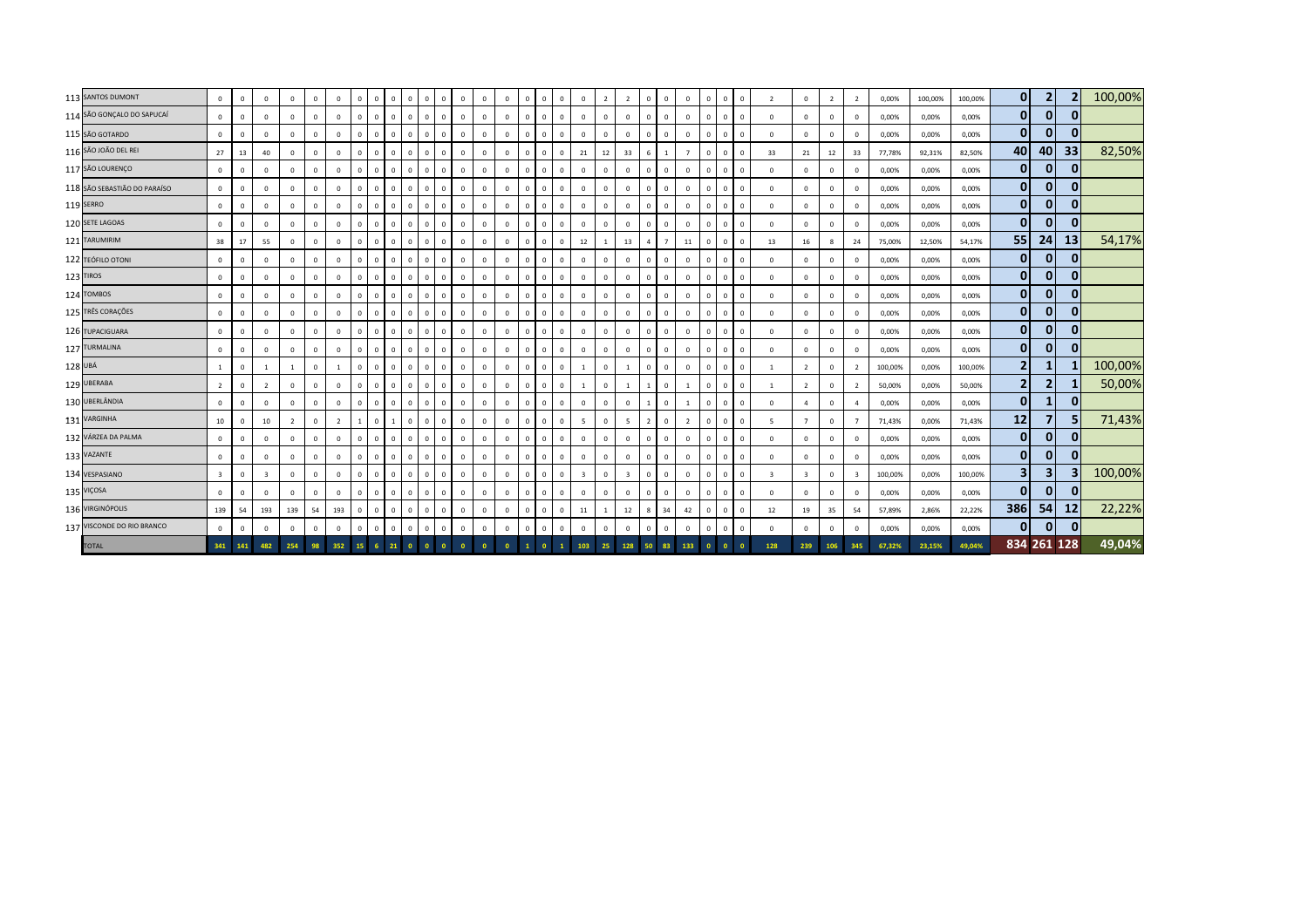| | | | | | | | | | | | | | | | | | | | | | | | | | | | | | | | | | | | | | | | |
|---|---|---|---|---|---|---|---|---|---|---|---|---|---|---|---|---|---|---|---|---|---|---|---|---|---|---|---|---|---|---|---|---|---|---|---|---|---|---|---|
| 113 | SANTOS DUMONT | 0 | 0 | 0 | 0 | 0 | 0 | 0 | 0 | 0 | 0 | 0 | 0 | 0 | 0 | 0 | 0 | 0 | 0 | 0 | 2 | 2 | 0 | 0 | 0 | 0 | 0 | 0 | 2 | 0 | 2 | 2 | 0,00% | 100,00% | 100,00% | 0 | 2 | 2 | 100,00% |
| 114 | SÃO GONÇALO DO SAPUCAÍ | 0 | 0 | 0 | 0 | 0 | 0 | 0 | 0 | 0 | 0 | 0 | 0 | 0 | 0 | 0 | 0 | 0 | 0 | 0 | 0 | 0 | 0 | 0 | 0 | 0 | 0 | 0 | 0 | 0 | 0 | 0 | 0,00% | 0,00% | 0,00% | 0 | 0 | 0 | |
| 115 | SÃO GOTARDO | 0 | 0 | 0 | 0 | 0 | 0 | 0 | 0 | 0 | 0 | 0 | 0 | 0 | 0 | 0 | 0 | 0 | 0 | 0 | 0 | 0 | 0 | 0 | 0 | 0 | 0 | 0 | 0 | 0 | 0 | 0 | 0,00% | 0,00% | 0,00% | 0 | 0 | 0 | |
| 116 | SÃO JOÃO DEL REI | 27 | 13 | 40 | 0 | 0 | 0 | 0 | 0 | 0 | 0 | 0 | 0 | 0 | 0 | 0 | 0 | 0 | 0 | 21 | 12 | 33 | 6 | 1 | 7 | 0 | 0 | 0 | 33 | 21 | 12 | 33 | 77,78% | 92,31% | 82,50% | 40 | 40 | 33 | 82,50% |
| 117 | SÃO LOURENÇO | 0 | 0 | 0 | 0 | 0 | 0 | 0 | 0 | 0 | 0 | 0 | 0 | 0 | 0 | 0 | 0 | 0 | 0 | 0 | 0 | 0 | 0 | 0 | 0 | 0 | 0 | 0 | 0 | 0 | 0 | 0 | 0,00% | 0,00% | 0,00% | 0 | 0 | 0 | |
| 118 | SÃO SEBASTIÃO DO PARAÍSO | 0 | 0 | 0 | 0 | 0 | 0 | 0 | 0 | 0 | 0 | 0 | 0 | 0 | 0 | 0 | 0 | 0 | 0 | 0 | 0 | 0 | 0 | 0 | 0 | 0 | 0 | 0 | 0 | 0 | 0 | 0 | 0,00% | 0,00% | 0,00% | 0 | 0 | 0 | |
| 119 | SERRO | 0 | 0 | 0 | 0 | 0 | 0 | 0 | 0 | 0 | 0 | 0 | 0 | 0 | 0 | 0 | 0 | 0 | 0 | 0 | 0 | 0 | 0 | 0 | 0 | 0 | 0 | 0 | 0 | 0 | 0 | 0 | 0,00% | 0,00% | 0,00% | 0 | 0 | 0 | |
| 120 | SETE LAGOAS | 0 | 0 | 0 | 0 | 0 | 0 | 0 | 0 | 0 | 0 | 0 | 0 | 0 | 0 | 0 | 0 | 0 | 0 | 0 | 0 | 0 | 0 | 0 | 0 | 0 | 0 | 0 | 0 | 0 | 0 | 0 | 0,00% | 0,00% | 0,00% | 0 | 0 | 0 | |
| 121 | TARUMIRIM | 38 | 17 | 55 | 0 | 0 | 0 | 0 | 0 | 0 | 0 | 0 | 0 | 0 | 0 | 0 | 0 | 0 | 0 | 12 | 1 | 13 | 4 | 7 | 11 | 0 | 0 | 0 | 13 | 16 | 8 | 24 | 75,00% | 12,50% | 54,17% | 55 | 24 | 13 | 54,17% |
| 122 | TEÓFILO OTONI | 0 | 0 | 0 | 0 | 0 | 0 | 0 | 0 | 0 | 0 | 0 | 0 | 0 | 0 | 0 | 0 | 0 | 0 | 0 | 0 | 0 | 0 | 0 | 0 | 0 | 0 | 0 | 0 | 0 | 0 | 0 | 0,00% | 0,00% | 0,00% | 0 | 0 | 0 | |
| 123 | TIROS | 0 | 0 | 0 | 0 | 0 | 0 | 0 | 0 | 0 | 0 | 0 | 0 | 0 | 0 | 0 | 0 | 0 | 0 | 0 | 0 | 0 | 0 | 0 | 0 | 0 | 0 | 0 | 0 | 0 | 0 | 0 | 0,00% | 0,00% | 0,00% | 0 | 0 | 0 | |
| 124 | TOMBOS | 0 | 0 | 0 | 0 | 0 | 0 | 0 | 0 | 0 | 0 | 0 | 0 | 0 | 0 | 0 | 0 | 0 | 0 | 0 | 0 | 0 | 0 | 0 | 0 | 0 | 0 | 0 | 0 | 0 | 0 | 0 | 0,00% | 0,00% | 0,00% | 0 | 0 | 0 | |
| 125 | TRÊS CORAÇÕES | 0 | 0 | 0 | 0 | 0 | 0 | 0 | 0 | 0 | 0 | 0 | 0 | 0 | 0 | 0 | 0 | 0 | 0 | 0 | 0 | 0 | 0 | 0 | 0 | 0 | 0 | 0 | 0 | 0 | 0 | 0 | 0,00% | 0,00% | 0,00% | 0 | 0 | 0 | |
| 126 | TUPACIGUARA | 0 | 0 | 0 | 0 | 0 | 0 | 0 | 0 | 0 | 0 | 0 | 0 | 0 | 0 | 0 | 0 | 0 | 0 | 0 | 0 | 0 | 0 | 0 | 0 | 0 | 0 | 0 | 0 | 0 | 0 | 0 | 0,00% | 0,00% | 0,00% | 0 | 0 | 0 | |
| 127 | TURMALINA | 0 | 0 | 0 | 0 | 0 | 0 | 0 | 0 | 0 | 0 | 0 | 0 | 0 | 0 | 0 | 0 | 0 | 0 | 0 | 0 | 0 | 0 | 0 | 0 | 0 | 0 | 0 | 0 | 0 | 0 | 0 | 0,00% | 0,00% | 0,00% | 0 | 0 | 0 | |
| 128 | UBÁ | 1 | 0 | 1 | 1 | 0 | 1 | 0 | 0 | 0 | 0 | 0 | 0 | 0 | 0 | 0 | 0 | 0 | 0 | 1 | 0 | 1 | 0 | 0 | 0 | 0 | 0 | 0 | 1 | 2 | 0 | 2 | 100,00% | 0,00% | 100,00% | 2 | 1 | 1 | 100,00% |
| 129 | UBERABA | 2 | 0 | 2 | 0 | 0 | 0 | 0 | 0 | 0 | 0 | 0 | 0 | 0 | 0 | 0 | 0 | 0 | 0 | 1 | 0 | 1 | 1 | 0 | 1 | 0 | 0 | 0 | 1 | 2 | 0 | 2 | 50,00% | 0,00% | 50,00% | 2 | 2 | 1 | 50,00% |
| 130 | UBERLÂNDIA | 0 | 0 | 0 | 0 | 0 | 0 | 0 | 0 | 0 | 0 | 0 | 0 | 0 | 0 | 0 | 0 | 0 | 0 | 0 | 0 | 0 | 1 | 0 | 1 | 0 | 0 | 0 | 0 | 4 | 0 | 4 | 0,00% | 0,00% | 0,00% | 0 | 1 | 0 | |
| 131 | VARGINHA | 10 | 0 | 10 | 2 | 0 | 2 | 1 | 0 | 1 | 0 | 0 | 0 | 0 | 0 | 0 | 0 | 0 | 0 | 5 | 0 | 5 | 2 | 0 | 2 | 0 | 0 | 0 | 5 | 7 | 0 | 7 | 71,43% | 0,00% | 71,43% | 12 | 7 | 5 | 71,43% |
| 132 | VÁRZEA DA PALMA | 0 | 0 | 0 | 0 | 0 | 0 | 0 | 0 | 0 | 0 | 0 | 0 | 0 | 0 | 0 | 0 | 0 | 0 | 0 | 0 | 0 | 0 | 0 | 0 | 0 | 0 | 0 | 0 | 0 | 0 | 0 | 0,00% | 0,00% | 0,00% | 0 | 0 | 0 | |
| 133 | VAZANTE | 0 | 0 | 0 | 0 | 0 | 0 | 0 | 0 | 0 | 0 | 0 | 0 | 0 | 0 | 0 | 0 | 0 | 0 | 0 | 0 | 0 | 0 | 0 | 0 | 0 | 0 | 0 | 0 | 0 | 0 | 0 | 0,00% | 0,00% | 0,00% | 0 | 0 | 0 | |
| 134 | VESPASIANO | 3 | 0 | 3 | 0 | 0 | 0 | 0 | 0 | 0 | 0 | 0 | 0 | 0 | 0 | 0 | 0 | 0 | 0 | 3 | 0 | 3 | 0 | 0 | 0 | 0 | 0 | 0 | 3 | 3 | 0 | 3 | 100,00% | 0,00% | 100,00% | 3 | 3 | 3 | 100,00% |
| 135 | VIÇOSA | 0 | 0 | 0 | 0 | 0 | 0 | 0 | 0 | 0 | 0 | 0 | 0 | 0 | 0 | 0 | 0 | 0 | 0 | 0 | 0 | 0 | 0 | 0 | 0 | 0 | 0 | 0 | 0 | 0 | 0 | 0 | 0,00% | 0,00% | 0,00% | 0 | 0 | 0 | |
| 136 | VIRGINÓPOLIS | 139 | 54 | 193 | 139 | 54 | 193 | 0 | 0 | 0 | 0 | 0 | 0 | 0 | 0 | 0 | 0 | 0 | 0 | 11 | 1 | 12 | 8 | 34 | 42 | 0 | 0 | 0 | 12 | 19 | 35 | 54 | 57,89% | 2,86% | 22,22% | 386 | 54 | 12 | 22,22% |
| 137 | VISCONDE DO RIO BRANCO | 0 | 0 | 0 | 0 | 0 | 0 | 0 | 0 | 0 | 0 | 0 | 0 | 0 | 0 | 0 | 0 | 0 | 0 | 0 | 0 | 0 | 0 | 0 | 0 | 0 | 0 | 0 | 0 | 0 | 0 | 0 | 0,00% | 0,00% | 0,00% | 0 | 0 | 0 | |
| | TOTAL | 341 | 141 | 482 | 254 | 98 | 352 | 15 | 6 | 21 | 0 | 0 | 0 | 0 | 0 | 0 | 1 | 0 | 1 | 103 | 25 | 128 | 50 | 83 | 133 | 0 | 0 | 0 | 128 | 239 | 106 | 345 | 67,32% | 23,15% | 49,04% | 834 | 261 | 128 | 49,04% |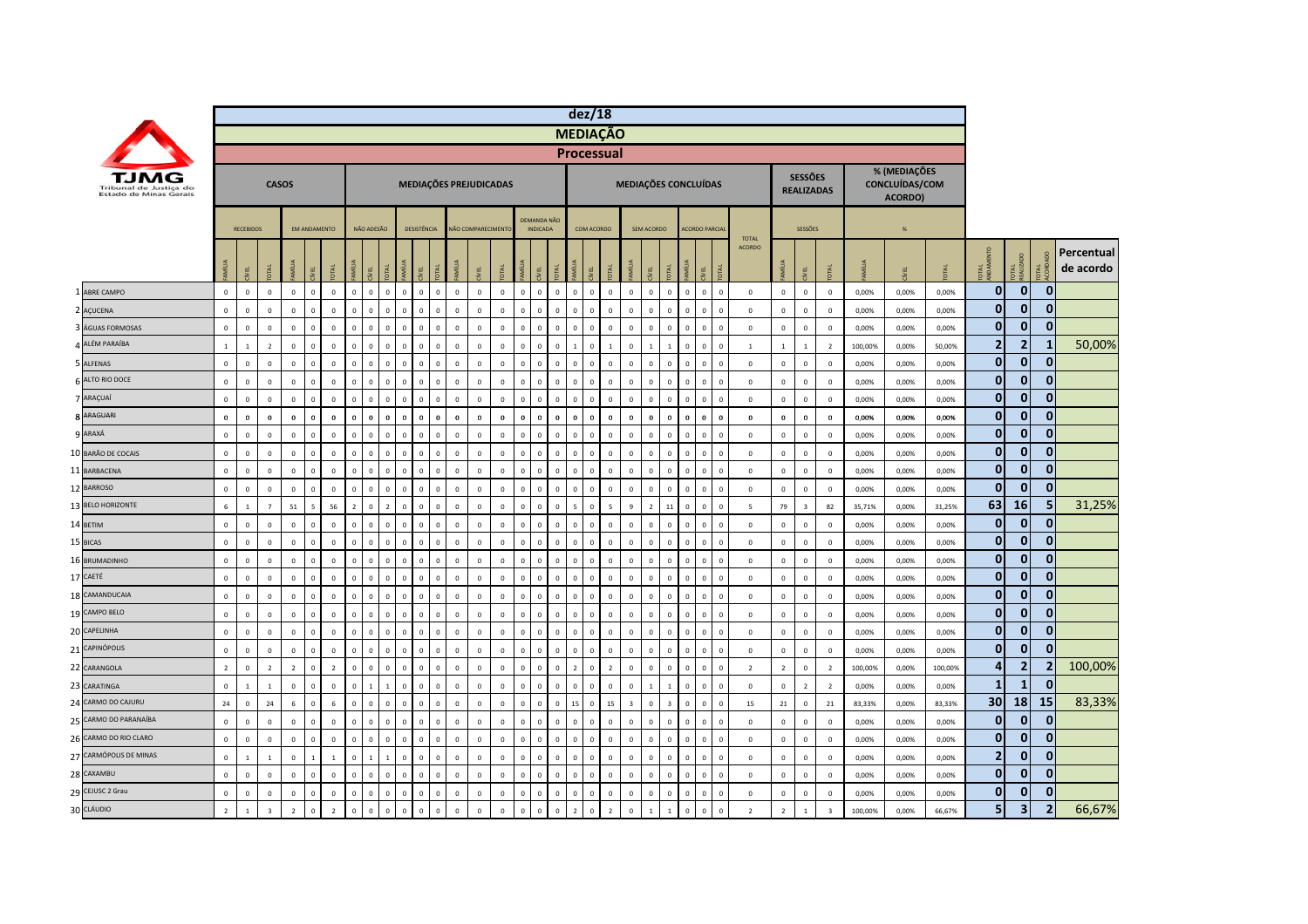| | dez/18 | | | | | | | | | | | | | | | | | | | | | | | | | | | | | | | | | | | | | | | | | | | | |
|---|---|---|---|---|---|---|---|---|---|---|---|---|---|---|---|---|---|---|---|---|---|---|---|---|---|---|---|---|---|---|---|---|---|---|---|---|---|---|---|---|---|---|---|---|---|
| | MEDIAÇÃO | | | | | | | | | | | | | | | | | | | | | | | | | | | | | | | | | | | | | | | | | | | | |
| | Processual | | | | | | | | | | | | | | | | | | | | | | | | | | | | | | | | | | | | | | | | | | | | |
| TJMG Tribunal de Justiça do Estado de Minas Gerais | CASOS | | | | | | MEDIAÇÕES PREJUDICADAS | | | | | | | | | | | | MEDIAÇÕES CONCLUÍDAS | | | | | | | | | | SESSÕES REALIZADAS | | | % (MEDIAÇÕES CONCLUÍDAS/COM ACORDO) | | | | | | |
| | RECEBIDOS | | | EM ANDAMENTO | | | NÃO ADESÃO | | | DESISTÊNCIA | | | NÃO COMPARECIMENTO | | | DEMANDA NÃO INDICADA | | | COM ACORDO | | | SEM ACORDO | | | ACORDO PARCIAL | | | TOTAL ACORDO | SESSÕES | | | % | | | | | | |
| | FAMÍLIA | CÍVEL | TOTAL | FAMÍLIA | CÍVEL | TOTAL | FAMÍLIA | CÍVEL | TOTAL | FAMÍLIA | CÍVEL | TOTAL | FAMÍLIA | CÍVEL | TOTAL | FAMÍLIA | CÍVEL | TOTAL | FAMÍLIA | CÍVEL | TOTAL | FAMÍLIA | CÍVEL | TOTAL | FAMÍLIA | CÍVEL | TOTAL | | FAMÍLIA | CÍVEL | TOTAL | FAMÍLIA | CÍVEL | TOTAL | TOTAL ANDAMENTO | TOTAL REALIZADO | TOTAL ACORDADO | Percentual de acordo |
| 1 ABRE CAMPO | 0 | 0 | 0 | 0 | 0 | 0 | 0 | 0 | 0 | 0 | 0 | 0 | 0 | 0 | 0 | 0 | 0 | 0 | 0 | 0 | 0 | 0 | 0 | 0 | 0 | 0 | 0 | 0 | 0 | 0 | 0 | 0,00% | 0,00% | 0,00% | 0 | 0 | 0 | |
| 2 AÇUCENA | 0 | 0 | 0 | 0 | 0 | 0 | 0 | 0 | 0 | 0 | 0 | 0 | 0 | 0 | 0 | 0 | 0 | 0 | 0 | 0 | 0 | 0 | 0 | 0 | 0 | 0 | 0 | 0 | 0 | 0 | 0 | 0,00% | 0,00% | 0,00% | 0 | 0 | 0 | |
| 3 ÁGUAS FORMOSAS | 0 | 0 | 0 | 0 | 0 | 0 | 0 | 0 | 0 | 0 | 0 | 0 | 0 | 0 | 0 | 0 | 0 | 0 | 0 | 0 | 0 | 0 | 0 | 0 | 0 | 0 | 0 | 0 | 0 | 0 | 0 | 0,00% | 0,00% | 0,00% | 0 | 0 | 0 | |
| 4 ALÉM PARAÍBA | 1 | 1 | 2 | 0 | 0 | 0 | 0 | 0 | 0 | 0 | 0 | 0 | 0 | 0 | 0 | 0 | 0 | 0 | 1 | 0 | 1 | 0 | 1 | 1 | 0 | 0 | 0 | 1 | 1 | 1 | 2 | 100,00% | 0,00% | 50,00% | 2 | 2 | 1 | 50,00% |
| 5 ALFENAS | 0 | 0 | 0 | 0 | 0 | 0 | 0 | 0 | 0 | 0 | 0 | 0 | 0 | 0 | 0 | 0 | 0 | 0 | 0 | 0 | 0 | 0 | 0 | 0 | 0 | 0 | 0 | 0 | 0 | 0 | 0 | 0,00% | 0,00% | 0,00% | 0 | 0 | 0 | |
| 6 ALTO RIO DOCE | 0 | 0 | 0 | 0 | 0 | 0 | 0 | 0 | 0 | 0 | 0 | 0 | 0 | 0 | 0 | 0 | 0 | 0 | 0 | 0 | 0 | 0 | 0 | 0 | 0 | 0 | 0 | 0 | 0 | 0 | 0 | 0,00% | 0,00% | 0,00% | 0 | 0 | 0 | |
| 7 ARAÇUAÍ | 0 | 0 | 0 | 0 | 0 | 0 | 0 | 0 | 0 | 0 | 0 | 0 | 0 | 0 | 0 | 0 | 0 | 0 | 0 | 0 | 0 | 0 | 0 | 0 | 0 | 0 | 0 | 0 | 0 | 0 | 0 | 0,00% | 0,00% | 0,00% | 0 | 0 | 0 | |
| 8 ARAGUARI | 0 | 0 | 0 | 0 | 0 | 0 | 0 | 0 | 0 | 0 | 0 | 0 | 0 | 0 | 0 | 0 | 0 | 0 | 0 | 0 | 0 | 0 | 0 | 0 | 0 | 0 | 0 | 0 | 0 | 0 | 0 | 0,00% | 0,00% | 0,00% | 0 | 0 | 0 | |
| 9 ARAXÁ | 0 | 0 | 0 | 0 | 0 | 0 | 0 | 0 | 0 | 0 | 0 | 0 | 0 | 0 | 0 | 0 | 0 | 0 | 0 | 0 | 0 | 0 | 0 | 0 | 0 | 0 | 0 | 0 | 0 | 0 | 0 | 0,00% | 0,00% | 0,00% | 0 | 0 | 0 | |
| 10 BARÃO DE COCAIS | 0 | 0 | 0 | 0 | 0 | 0 | 0 | 0 | 0 | 0 | 0 | 0 | 0 | 0 | 0 | 0 | 0 | 0 | 0 | 0 | 0 | 0 | 0 | 0 | 0 | 0 | 0 | 0 | 0 | 0 | 0 | 0,00% | 0,00% | 0,00% | 0 | 0 | 0 | |
| 11 BARBACENA | 0 | 0 | 0 | 0 | 0 | 0 | 0 | 0 | 0 | 0 | 0 | 0 | 0 | 0 | 0 | 0 | 0 | 0 | 0 | 0 | 0 | 0 | 0 | 0 | 0 | 0 | 0 | 0 | 0 | 0 | 0 | 0,00% | 0,00% | 0,00% | 0 | 0 | 0 | |
| 12 BARROSO | 0 | 0 | 0 | 0 | 0 | 0 | 0 | 0 | 0 | 0 | 0 | 0 | 0 | 0 | 0 | 0 | 0 | 0 | 0 | 0 | 0 | 0 | 0 | 0 | 0 | 0 | 0 | 0 | 0 | 0 | 0 | 0,00% | 0,00% | 0,00% | 0 | 0 | 0 | |
| 13 BELO HORIZONTE | 6 | 1 | 7 | 51 | 5 | 56 | 2 | 0 | 2 | 0 | 0 | 0 | 0 | 0 | 0 | 0 | 0 | 0 | 5 | 0 | 5 | 9 | 2 | 11 | 0 | 0 | 0 | 5 | 79 | 3 | 82 | 35,71% | 0,00% | 31,25% | 63 | 16 | 5 | 31,25% |
| 14 BETIM | 0 | 0 | 0 | 0 | 0 | 0 | 0 | 0 | 0 | 0 | 0 | 0 | 0 | 0 | 0 | 0 | 0 | 0 | 0 | 0 | 0 | 0 | 0 | 0 | 0 | 0 | 0 | 0 | 0 | 0 | 0 | 0,00% | 0,00% | 0,00% | 0 | 0 | 0 | |
| 15 BICAS | 0 | 0 | 0 | 0 | 0 | 0 | 0 | 0 | 0 | 0 | 0 | 0 | 0 | 0 | 0 | 0 | 0 | 0 | 0 | 0 | 0 | 0 | 0 | 0 | 0 | 0 | 0 | 0 | 0 | 0 | 0 | 0,00% | 0,00% | 0,00% | 0 | 0 | 0 | |
| 16 BRUMADINHO | 0 | 0 | 0 | 0 | 0 | 0 | 0 | 0 | 0 | 0 | 0 | 0 | 0 | 0 | 0 | 0 | 0 | 0 | 0 | 0 | 0 | 0 | 0 | 0 | 0 | 0 | 0 | 0 | 0 | 0 | 0 | 0,00% | 0,00% | 0,00% | 0 | 0 | 0 | |
| 17 CAETÉ | 0 | 0 | 0 | 0 | 0 | 0 | 0 | 0 | 0 | 0 | 0 | 0 | 0 | 0 | 0 | 0 | 0 | 0 | 0 | 0 | 0 | 0 | 0 | 0 | 0 | 0 | 0 | 0 | 0 | 0 | 0 | 0,00% | 0,00% | 0,00% | 0 | 0 | 0 | |
| 18 CAMANDUCAIA | 0 | 0 | 0 | 0 | 0 | 0 | 0 | 0 | 0 | 0 | 0 | 0 | 0 | 0 | 0 | 0 | 0 | 0 | 0 | 0 | 0 | 0 | 0 | 0 | 0 | 0 | 0 | 0 | 0 | 0 | 0 | 0,00% | 0,00% | 0,00% | 0 | 0 | 0 | |
| 19 CAMPO BELO | 0 | 0 | 0 | 0 | 0 | 0 | 0 | 0 | 0 | 0 | 0 | 0 | 0 | 0 | 0 | 0 | 0 | 0 | 0 | 0 | 0 | 0 | 0 | 0 | 0 | 0 | 0 | 0 | 0 | 0 | 0 | 0,00% | 0,00% | 0,00% | 0 | 0 | 0 | |
| 20 CAPELINHA | 0 | 0 | 0 | 0 | 0 | 0 | 0 | 0 | 0 | 0 | 0 | 0 | 0 | 0 | 0 | 0 | 0 | 0 | 0 | 0 | 0 | 0 | 0 | 0 | 0 | 0 | 0 | 0 | 0 | 0 | 0 | 0,00% | 0,00% | 0,00% | 0 | 0 | 0 | |
| 21 CAPINÓPOLIS | 0 | 0 | 0 | 0 | 0 | 0 | 0 | 0 | 0 | 0 | 0 | 0 | 0 | 0 | 0 | 0 | 0 | 0 | 0 | 0 | 0 | 0 | 0 | 0 | 0 | 0 | 0 | 0 | 0 | 0 | 0 | 0,00% | 0,00% | 0,00% | 0 | 0 | 0 | |
| 22 CARANGOLA | 2 | 0 | 2 | 2 | 0 | 2 | 0 | 0 | 0 | 0 | 0 | 0 | 0 | 0 | 0 | 0 | 0 | 0 | 2 | 0 | 2 | 0 | 0 | 0 | 0 | 0 | 0 | 2 | 2 | 0 | 2 | 100,00% | 0,00% | 100,00% | 4 | 2 | 2 | 100,00% |
| 23 CARATINGA | 0 | 1 | 1 | 0 | 0 | 0 | 0 | 1 | 1 | 0 | 0 | 0 | 0 | 0 | 0 | 0 | 0 | 0 | 0 | 0 | 0 | 0 | 1 | 1 | 0 | 0 | 0 | 0 | 0 | 2 | 2 | 0,00% | 0,00% | 0,00% | 1 | 1 | 0 | |
| 24 CARMO DO CAJURU | 24 | 0 | 24 | 6 | 0 | 6 | 0 | 0 | 0 | 0 | 0 | 0 | 0 | 0 | 0 | 0 | 0 | 0 | 15 | 0 | 15 | 3 | 0 | 3 | 0 | 0 | 0 | 15 | 21 | 0 | 21 | 83,33% | 0,00% | 83,33% | 30 | 18 | 15 | 83,33% |
| 25 CARMO DO PARANAÍBA | 0 | 0 | 0 | 0 | 0 | 0 | 0 | 0 | 0 | 0 | 0 | 0 | 0 | 0 | 0 | 0 | 0 | 0 | 0 | 0 | 0 | 0 | 0 | 0 | 0 | 0 | 0 | 0 | 0 | 0 | 0 | 0,00% | 0,00% | 0,00% | 0 | 0 | 0 | |
| 26 CARMO DO RIO CLARO | 0 | 0 | 0 | 0 | 0 | 0 | 0 | 0 | 0 | 0 | 0 | 0 | 0 | 0 | 0 | 0 | 0 | 0 | 0 | 0 | 0 | 0 | 0 | 0 | 0 | 0 | 0 | 0 | 0 | 0 | 0 | 0,00% | 0,00% | 0,00% | 0 | 0 | 0 | |
| 27 CARMÓPOLIS DE MINAS | 0 | 1 | 1 | 0 | 1 | 1 | 0 | 1 | 1 | 0 | 0 | 0 | 0 | 0 | 0 | 0 | 0 | 0 | 0 | 0 | 0 | 0 | 0 | 0 | 0 | 0 | 0 | 0 | 0 | 0 | 0 | 0,00% | 0,00% | 0,00% | 2 | 0 | 0 | |
| 28 CAXAMBU | 0 | 0 | 0 | 0 | 0 | 0 | 0 | 0 | 0 | 0 | 0 | 0 | 0 | 0 | 0 | 0 | 0 | 0 | 0 | 0 | 0 | 0 | 0 | 0 | 0 | 0 | 0 | 0 | 0 | 0 | 0 | 0,00% | 0,00% | 0,00% | 0 | 0 | 0 | |
| 29 CEJUSC 2 Grau | 0 | 0 | 0 | 0 | 0 | 0 | 0 | 0 | 0 | 0 | 0 | 0 | 0 | 0 | 0 | 0 | 0 | 0 | 0 | 0 | 0 | 0 | 0 | 0 | 0 | 0 | 0 | 0 | 0 | 0 | 0 | 0,00% | 0,00% | 0,00% | 0 | 0 | 0 | |
| 30 CLÁUDIO | 2 | 1 | 3 | 2 | 0 | 2 | 0 | 0 | 0 | 0 | 0 | 0 | 0 | 0 | 0 | 0 | 0 | 0 | 2 | 0 | 2 | 0 | 1 | 1 | 0 | 0 | 0 | 2 | 2 | 1 | 3 | 100,00% | 0,00% | 66,67% | 5 | 3 | 2 | 66,67% |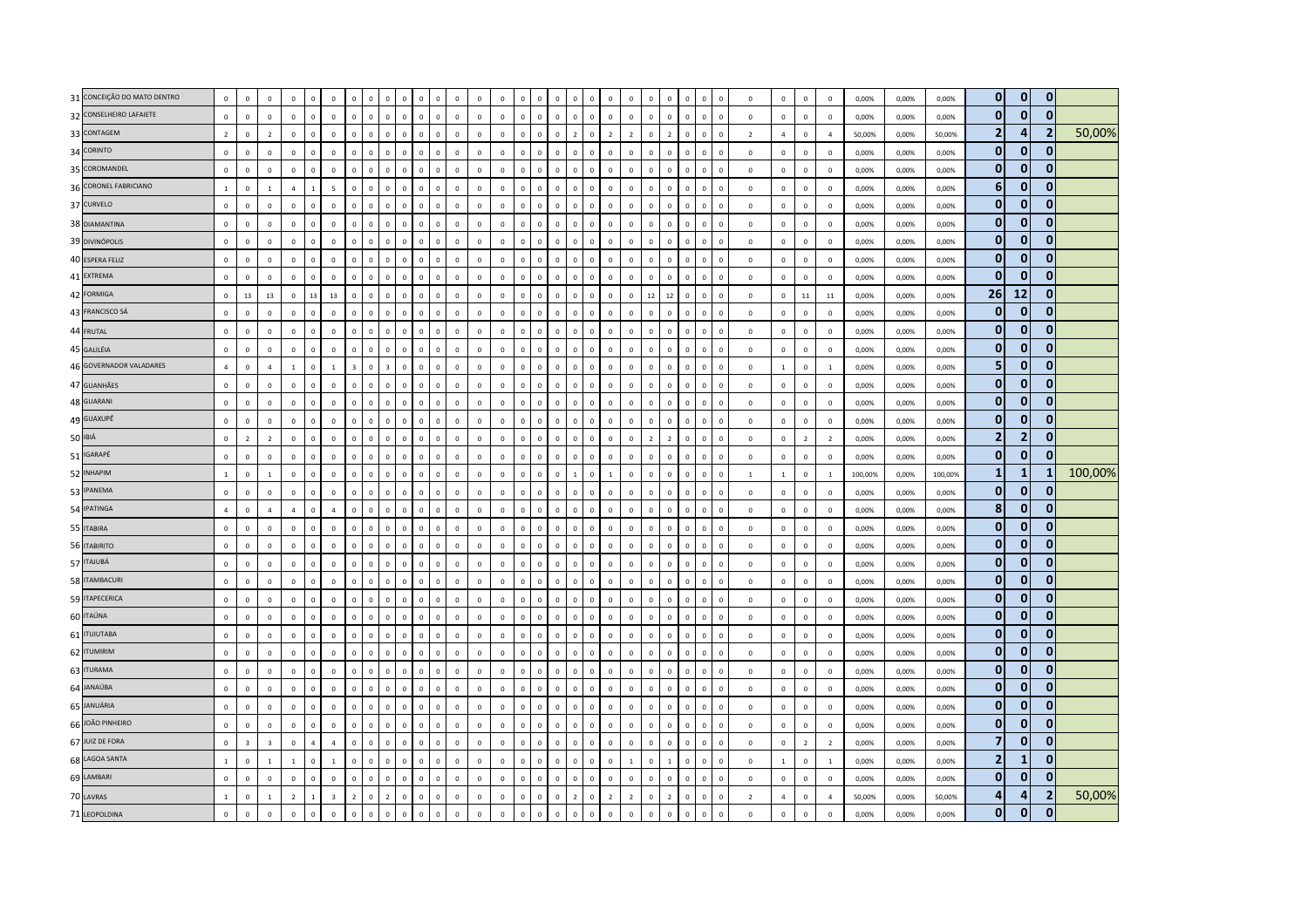| | | | | | | | | | | | | | | | | | | | | | | | | | | | | | | | | | | | | | | | | |
|---|---|---|---|---|---|---|---|---|---|---|---|---|---|---|---|---|---|---|---|---|---|---|---|---|---|---|---|---|---|---|---|---|---|---|---|---|---|---|---|---|
| 31 | CONCEIÇÃO DO MATO DENTRO | 0 | 0 | 0 | 0 | 0 | 0 | 0 | 0 | 0 | 0 | 0 | 0 | 0 | 0 | 0 | 0 | 0 | 0 | 0 | 0 | 0 | 0 | 0 | 0 | 0 | 0 | 0 | 0 | 0 | 0 | 0 | 0 | 0,00% | 0,00% | 0,00% | 0 | 0 | 0 | |
| 32 | CONSELHEIRO LAFAIETE | 0 | 0 | 0 | 0 | 0 | 0 | 0 | 0 | 0 | 0 | 0 | 0 | 0 | 0 | 0 | 0 | 0 | 0 | 0 | 0 | 0 | 0 | 0 | 0 | 0 | 0 | 0 | 0 | 0 | 0 | 0 | 0 | 0,00% | 0,00% | 0,00% | 0 | 0 | 0 | |
| 33 | CONTAGEM | 2 | 0 | 2 | 0 | 0 | 0 | 0 | 0 | 0 | 0 | 0 | 0 | 0 | 0 | 0 | 0 | 0 | 0 | 0 | 2 | 0 | 2 | 2 | 0 | 2 | 0 | 0 | 0 | 2 | 4 | 0 | 4 | 50,00% | 0,00% | 50,00% | 2 | 4 | 2 | 50,00% |
| 34 | CORINTO | 0 | 0 | 0 | 0 | 0 | 0 | 0 | 0 | 0 | 0 | 0 | 0 | 0 | 0 | 0 | 0 | 0 | 0 | 0 | 0 | 0 | 0 | 0 | 0 | 0 | 0 | 0 | 0 | 0 | 0 | 0 | 0 | 0,00% | 0,00% | 0,00% | 0 | 0 | 0 | |
| 35 | COROMANDEL | 0 | 0 | 0 | 0 | 0 | 0 | 0 | 0 | 0 | 0 | 0 | 0 | 0 | 0 | 0 | 0 | 0 | 0 | 0 | 0 | 0 | 0 | 0 | 0 | 0 | 0 | 0 | 0 | 0 | 0 | 0 | 0 | 0,00% | 0,00% | 0,00% | 0 | 0 | 0 | |
| 36 | CORONEL FABRICIANO | 1 | 0 | 1 | 4 | 1 | 5 | 0 | 0 | 0 | 0 | 0 | 0 | 0 | 0 | 0 | 0 | 0 | 0 | 0 | 0 | 0 | 0 | 0 | 0 | 0 | 0 | 0 | 0 | 0 | 0 | 0 | 0 | 0,00% | 0,00% | 0,00% | 6 | 0 | 0 | |
| 37 | CURVELO | 0 | 0 | 0 | 0 | 0 | 0 | 0 | 0 | 0 | 0 | 0 | 0 | 0 | 0 | 0 | 0 | 0 | 0 | 0 | 0 | 0 | 0 | 0 | 0 | 0 | 0 | 0 | 0 | 0 | 0 | 0 | 0 | 0,00% | 0,00% | 0,00% | 0 | 0 | 0 | |
| 38 | DIAMANTINA | 0 | 0 | 0 | 0 | 0 | 0 | 0 | 0 | 0 | 0 | 0 | 0 | 0 | 0 | 0 | 0 | 0 | 0 | 0 | 0 | 0 | 0 | 0 | 0 | 0 | 0 | 0 | 0 | 0 | 0 | 0 | 0 | 0,00% | 0,00% | 0,00% | 0 | 0 | 0 | |
| 39 | DIVINÓPOLIS | 0 | 0 | 0 | 0 | 0 | 0 | 0 | 0 | 0 | 0 | 0 | 0 | 0 | 0 | 0 | 0 | 0 | 0 | 0 | 0 | 0 | 0 | 0 | 0 | 0 | 0 | 0 | 0 | 0 | 0 | 0 | 0 | 0,00% | 0,00% | 0,00% | 0 | 0 | 0 | |
| 40 | ESPERA FELIZ | 0 | 0 | 0 | 0 | 0 | 0 | 0 | 0 | 0 | 0 | 0 | 0 | 0 | 0 | 0 | 0 | 0 | 0 | 0 | 0 | 0 | 0 | 0 | 0 | 0 | 0 | 0 | 0 | 0 | 0 | 0 | 0 | 0,00% | 0,00% | 0,00% | 0 | 0 | 0 | |
| 41 | EXTREMA | 0 | 0 | 0 | 0 | 0 | 0 | 0 | 0 | 0 | 0 | 0 | 0 | 0 | 0 | 0 | 0 | 0 | 0 | 0 | 0 | 0 | 0 | 0 | 0 | 0 | 0 | 0 | 0 | 0 | 0 | 0 | 0 | 0,00% | 0,00% | 0,00% | 0 | 0 | 0 | |
| 42 | FORMIGA | 0 | 13 | 13 | 0 | 13 | 13 | 0 | 0 | 0 | 0 | 0 | 0 | 0 | 0 | 0 | 0 | 0 | 0 | 0 | 0 | 0 | 0 | 0 | 12 | 12 | 0 | 0 | 0 | 0 | 0 | 11 | 11 | 0,00% | 0,00% | 0,00% | 26 | 12 | 0 | |
| 43 | FRANCISCO SÁ | 0 | 0 | 0 | 0 | 0 | 0 | 0 | 0 | 0 | 0 | 0 | 0 | 0 | 0 | 0 | 0 | 0 | 0 | 0 | 0 | 0 | 0 | 0 | 0 | 0 | 0 | 0 | 0 | 0 | 0 | 0 | 0 | 0,00% | 0,00% | 0,00% | 0 | 0 | 0 | |
| 44 | FRUTAL | 0 | 0 | 0 | 0 | 0 | 0 | 0 | 0 | 0 | 0 | 0 | 0 | 0 | 0 | 0 | 0 | 0 | 0 | 0 | 0 | 0 | 0 | 0 | 0 | 0 | 0 | 0 | 0 | 0 | 0 | 0 | 0 | 0,00% | 0,00% | 0,00% | 0 | 0 | 0 | |
| 45 | GALILÉIA | 0 | 0 | 0 | 0 | 0 | 0 | 0 | 0 | 0 | 0 | 0 | 0 | 0 | 0 | 0 | 0 | 0 | 0 | 0 | 0 | 0 | 0 | 0 | 0 | 0 | 0 | 0 | 0 | 0 | 0 | 0 | 0 | 0,00% | 0,00% | 0,00% | 0 | 0 | 0 | |
| 46 | GOVERNADOR VALADARES | 4 | 0 | 4 | 1 | 0 | 1 | 3 | 0 | 3 | 0 | 0 | 0 | 0 | 0 | 0 | 0 | 0 | 0 | 0 | 0 | 0 | 0 | 0 | 0 | 0 | 0 | 0 | 0 | 0 | 1 | 0 | 1 | 0,00% | 0,00% | 0,00% | 5 | 0 | 0 | |
| 47 | GUANHÃES | 0 | 0 | 0 | 0 | 0 | 0 | 0 | 0 | 0 | 0 | 0 | 0 | 0 | 0 | 0 | 0 | 0 | 0 | 0 | 0 | 0 | 0 | 0 | 0 | 0 | 0 | 0 | 0 | 0 | 0 | 0 | 0 | 0,00% | 0,00% | 0,00% | 0 | 0 | 0 | |
| 48 | GUARANI | 0 | 0 | 0 | 0 | 0 | 0 | 0 | 0 | 0 | 0 | 0 | 0 | 0 | 0 | 0 | 0 | 0 | 0 | 0 | 0 | 0 | 0 | 0 | 0 | 0 | 0 | 0 | 0 | 0 | 0 | 0 | 0 | 0,00% | 0,00% | 0,00% | 0 | 0 | 0 | |
| 49 | GUAXUPÉ | 0 | 0 | 0 | 0 | 0 | 0 | 0 | 0 | 0 | 0 | 0 | 0 | 0 | 0 | 0 | 0 | 0 | 0 | 0 | 0 | 0 | 0 | 0 | 0 | 0 | 0 | 0 | 0 | 0 | 0 | 0 | 0 | 0,00% | 0,00% | 0,00% | 0 | 0 | 0 | |
| 50 | IBIÁ | 0 | 2 | 2 | 0 | 0 | 0 | 0 | 0 | 0 | 0 | 0 | 0 | 0 | 0 | 0 | 0 | 0 | 0 | 0 | 0 | 0 | 0 | 0 | 2 | 2 | 0 | 0 | 0 | 0 | 0 | 2 | 2 | 0,00% | 0,00% | 0,00% | 2 | 2 | 0 | |
| 51 | IGARAPÉ | 0 | 0 | 0 | 0 | 0 | 0 | 0 | 0 | 0 | 0 | 0 | 0 | 0 | 0 | 0 | 0 | 0 | 0 | 0 | 0 | 0 | 0 | 0 | 0 | 0 | 0 | 0 | 0 | 0 | 0 | 0 | 0 | 0,00% | 0,00% | 0,00% | 0 | 0 | 0 | |
| 52 | INHAPIM | 1 | 0 | 1 | 0 | 0 | 0 | 0 | 0 | 0 | 0 | 0 | 0 | 0 | 0 | 0 | 0 | 0 | 0 | 0 | 1 | 0 | 1 | 0 | 0 | 0 | 0 | 0 | 0 | 1 | 1 | 0 | 1 | 100,00% | 0,00% | 100,00% | 1 | 1 | 1 | 100,00% |
| 53 | IPANEMA | 0 | 0 | 0 | 0 | 0 | 0 | 0 | 0 | 0 | 0 | 0 | 0 | 0 | 0 | 0 | 0 | 0 | 0 | 0 | 0 | 0 | 0 | 0 | 0 | 0 | 0 | 0 | 0 | 0 | 0 | 0 | 0 | 0,00% | 0,00% | 0,00% | 0 | 0 | 0 | |
| 54 | IPATINGA | 4 | 0 | 4 | 4 | 0 | 4 | 0 | 0 | 0 | 0 | 0 | 0 | 0 | 0 | 0 | 0 | 0 | 0 | 0 | 0 | 0 | 0 | 0 | 0 | 0 | 0 | 0 | 0 | 0 | 0 | 0 | 0 | 0,00% | 0,00% | 0,00% | 8 | 0 | 0 | |
| 55 | ITABIRA | 0 | 0 | 0 | 0 | 0 | 0 | 0 | 0 | 0 | 0 | 0 | 0 | 0 | 0 | 0 | 0 | 0 | 0 | 0 | 0 | 0 | 0 | 0 | 0 | 0 | 0 | 0 | 0 | 0 | 0 | 0 | 0 | 0,00% | 0,00% | 0,00% | 0 | 0 | 0 | |
| 56 | ITABIRITO | 0 | 0 | 0 | 0 | 0 | 0 | 0 | 0 | 0 | 0 | 0 | 0 | 0 | 0 | 0 | 0 | 0 | 0 | 0 | 0 | 0 | 0 | 0 | 0 | 0 | 0 | 0 | 0 | 0 | 0 | 0 | 0 | 0,00% | 0,00% | 0,00% | 0 | 0 | 0 | |
| 57 | ITAJUBÁ | 0 | 0 | 0 | 0 | 0 | 0 | 0 | 0 | 0 | 0 | 0 | 0 | 0 | 0 | 0 | 0 | 0 | 0 | 0 | 0 | 0 | 0 | 0 | 0 | 0 | 0 | 0 | 0 | 0 | 0 | 0 | 0 | 0,00% | 0,00% | 0,00% | 0 | 0 | 0 | |
| 58 | ITAMBACURI | 0 | 0 | 0 | 0 | 0 | 0 | 0 | 0 | 0 | 0 | 0 | 0 | 0 | 0 | 0 | 0 | 0 | 0 | 0 | 0 | 0 | 0 | 0 | 0 | 0 | 0 | 0 | 0 | 0 | 0 | 0 | 0 | 0,00% | 0,00% | 0,00% | 0 | 0 | 0 | |
| 59 | ITAPECERICA | 0 | 0 | 0 | 0 | 0 | 0 | 0 | 0 | 0 | 0 | 0 | 0 | 0 | 0 | 0 | 0 | 0 | 0 | 0 | 0 | 0 | 0 | 0 | 0 | 0 | 0 | 0 | 0 | 0 | 0 | 0 | 0 | 0,00% | 0,00% | 0,00% | 0 | 0 | 0 | |
| 60 | ITAÚNA | 0 | 0 | 0 | 0 | 0 | 0 | 0 | 0 | 0 | 0 | 0 | 0 | 0 | 0 | 0 | 0 | 0 | 0 | 0 | 0 | 0 | 0 | 0 | 0 | 0 | 0 | 0 | 0 | 0 | 0 | 0 | 0 | 0,00% | 0,00% | 0,00% | 0 | 0 | 0 | |
| 61 | ITUIUTABA | 0 | 0 | 0 | 0 | 0 | 0 | 0 | 0 | 0 | 0 | 0 | 0 | 0 | 0 | 0 | 0 | 0 | 0 | 0 | 0 | 0 | 0 | 0 | 0 | 0 | 0 | 0 | 0 | 0 | 0 | 0 | 0 | 0,00% | 0,00% | 0,00% | 0 | 0 | 0 | |
| 62 | ITUMIRIM | 0 | 0 | 0 | 0 | 0 | 0 | 0 | 0 | 0 | 0 | 0 | 0 | 0 | 0 | 0 | 0 | 0 | 0 | 0 | 0 | 0 | 0 | 0 | 0 | 0 | 0 | 0 | 0 | 0 | 0 | 0 | 0 | 0,00% | 0,00% | 0,00% | 0 | 0 | 0 | |
| 63 | ITURAMA | 0 | 0 | 0 | 0 | 0 | 0 | 0 | 0 | 0 | 0 | 0 | 0 | 0 | 0 | 0 | 0 | 0 | 0 | 0 | 0 | 0 | 0 | 0 | 0 | 0 | 0 | 0 | 0 | 0 | 0 | 0 | 0 | 0,00% | 0,00% | 0,00% | 0 | 0 | 0 | |
| 64 | JANAÚBA | 0 | 0 | 0 | 0 | 0 | 0 | 0 | 0 | 0 | 0 | 0 | 0 | 0 | 0 | 0 | 0 | 0 | 0 | 0 | 0 | 0 | 0 | 0 | 0 | 0 | 0 | 0 | 0 | 0 | 0 | 0 | 0 | 0,00% | 0,00% | 0,00% | 0 | 0 | 0 | |
| 65 | JANUÁRIA | 0 | 0 | 0 | 0 | 0 | 0 | 0 | 0 | 0 | 0 | 0 | 0 | 0 | 0 | 0 | 0 | 0 | 0 | 0 | 0 | 0 | 0 | 0 | 0 | 0 | 0 | 0 | 0 | 0 | 0 | 0 | 0 | 0,00% | 0,00% | 0,00% | 0 | 0 | 0 | |
| 66 | JOÃO PINHEIRO | 0 | 0 | 0 | 0 | 0 | 0 | 0 | 0 | 0 | 0 | 0 | 0 | 0 | 0 | 0 | 0 | 0 | 0 | 0 | 0 | 0 | 0 | 0 | 0 | 0 | 0 | 0 | 0 | 0 | 0 | 0 | 0 | 0,00% | 0,00% | 0,00% | 0 | 0 | 0 | |
| 67 | JUIZ DE FORA | 0 | 3 | 3 | 0 | 4 | 4 | 0 | 0 | 0 | 0 | 0 | 0 | 0 | 0 | 0 | 0 | 0 | 0 | 0 | 0 | 0 | 0 | 0 | 0 | 0 | 0 | 0 | 0 | 0 | 0 | 2 | 2 | 0,00% | 0,00% | 0,00% | 7 | 0 | 0 | |
| 68 | LAGOA SANTA | 1 | 0 | 1 | 1 | 0 | 1 | 0 | 0 | 0 | 0 | 0 | 0 | 0 | 0 | 0 | 0 | 0 | 0 | 0 | 0 | 0 | 0 | 1 | 0 | 1 | 0 | 0 | 0 | 0 | 1 | 0 | 1 | 0,00% | 0,00% | 0,00% | 2 | 1 | 0 | |
| 69 | LAMBARI | 0 | 0 | 0 | 0 | 0 | 0 | 0 | 0 | 0 | 0 | 0 | 0 | 0 | 0 | 0 | 0 | 0 | 0 | 0 | 0 | 0 | 0 | 0 | 0 | 0 | 0 | 0 | 0 | 0 | 0 | 0 | 0 | 0,00% | 0,00% | 0,00% | 0 | 0 | 0 | |
| 70 | LAVRAS | 1 | 0 | 1 | 2 | 1 | 3 | 2 | 0 | 2 | 0 | 0 | 0 | 0 | 0 | 0 | 0 | 0 | 0 | 0 | 2 | 0 | 2 | 2 | 0 | 2 | 0 | 0 | 0 | 2 | 4 | 0 | 4 | 50,00% | 0,00% | 50,00% | 4 | 4 | 2 | 50,00% |
| 71 | LEOPOLDINA | 0 | 0 | 0 | 0 | 0 | 0 | 0 | 0 | 0 | 0 | 0 | 0 | 0 | 0 | 0 | 0 | 0 | 0 | 0 | 0 | 0 | 0 | 0 | 0 | 0 | 0 | 0 | 0 | 0 | 0 | 0 | 0 | 0,00% | 0,00% | 0,00% | 0 | 0 | 0 | |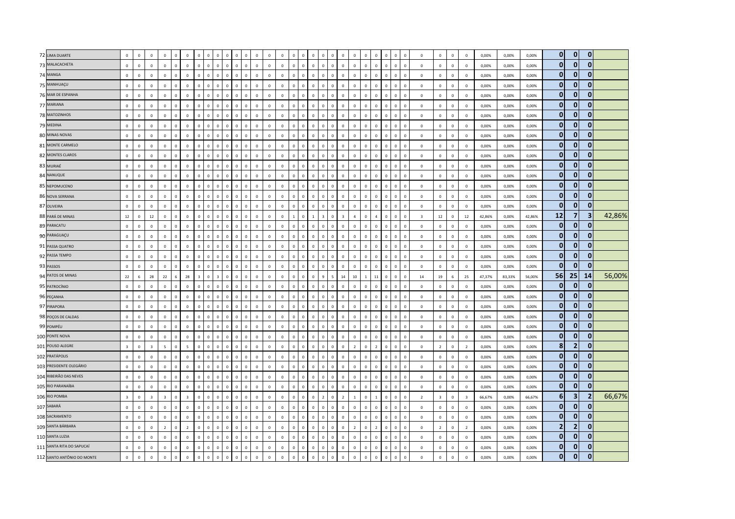| | | | | | | | | | | | | | | | | | | | | | | | | | | | | | | | | | | | | | | | | | |
|---|---|---|---|---|---|---|---|---|---|---|---|---|---|---|---|---|---|---|---|---|---|---|---|---|---|---|---|---|---|---|---|---|---|---|---|---|---|---|---|---|---|
| 72 | LIMA DUARTE | 0 | 0 | 0 | 0 | 0 | 0 | 0 | 0 | 0 | 0 | 0 | 0 | 0 | 0 | 0 | 0 | 0 | 0 | 0 | 0 | 0 | 0 | 0 | 0 | 0 | 0 | 0 | 0 | 0 | 0 | 0 | 0 | 0 | 0,00% | 0,00% | 0,00% | **0** | **0** | **0** | |
| 73 | MALACACHETA | 0 | 0 | 0 | 0 | 0 | 0 | 0 | 0 | 0 | 0 | 0 | 0 | 0 | 0 | 0 | 0 | 0 | 0 | 0 | 0 | 0 | 0 | 0 | 0 | 0 | 0 | 0 | 0 | 0 | 0 | 0 | 0 | 0 | 0,00% | 0,00% | 0,00% | **0** | **0** | **0** | |
| 74 | MANGA | 0 | 0 | 0 | 0 | 0 | 0 | 0 | 0 | 0 | 0 | 0 | 0 | 0 | 0 | 0 | 0 | 0 | 0 | 0 | 0 | 0 | 0 | 0 | 0 | 0 | 0 | 0 | 0 | 0 | 0 | 0 | 0 | 0 | 0,00% | 0,00% | 0,00% | **0** | **0** | **0** | |
| 75 | MANHUAÇU | 0 | 0 | 0 | 0 | 0 | 0 | 0 | 0 | 0 | 0 | 0 | 0 | 0 | 0 | 0 | 0 | 0 | 0 | 0 | 0 | 0 | 0 | 0 | 0 | 0 | 0 | 0 | 0 | 0 | 0 | 0 | 0 | 0 | 0,00% | 0,00% | 0,00% | **0** | **0** | **0** | |
| 76 | MAR DE ESPANHA | 0 | 0 | 0 | 0 | 0 | 0 | 0 | 0 | 0 | 0 | 0 | 0 | 0 | 0 | 0 | 0 | 0 | 0 | 0 | 0 | 0 | 0 | 0 | 0 | 0 | 0 | 0 | 0 | 0 | 0 | 0 | 0 | 0 | 0,00% | 0,00% | 0,00% | **0** | **0** | **0** | |
| 77 | MARIANA | 0 | 0 | 0 | 0 | 0 | 0 | 0 | 0 | 0 | 0 | 0 | 0 | 0 | 0 | 0 | 0 | 0 | 0 | 0 | 0 | 0 | 0 | 0 | 0 | 0 | 0 | 0 | 0 | 0 | 0 | 0 | 0 | 0 | 0,00% | 0,00% | 0,00% | **0** | **0** | **0** | |
| 78 | MATOZINHOS | 0 | 0 | 0 | 0 | 0 | 0 | 0 | 0 | 0 | 0 | 0 | 0 | 0 | 0 | 0 | 0 | 0 | 0 | 0 | 0 | 0 | 0 | 0 | 0 | 0 | 0 | 0 | 0 | 0 | 0 | 0 | 0 | 0 | 0,00% | 0,00% | 0,00% | **0** | **0** | **0** | |
| 79 | MEDINA | 0 | 0 | 0 | 0 | 0 | 0 | 0 | 0 | 0 | 0 | 0 | 0 | 0 | 0 | 0 | 0 | 0 | 0 | 0 | 0 | 0 | 0 | 0 | 0 | 0 | 0 | 0 | 0 | 0 | 0 | 0 | 0 | 0 | 0,00% | 0,00% | 0,00% | **0** | **0** | **0** | |
| 80 | MINAS NOVAS | 0 | 0 | 0 | 0 | 0 | 0 | 0 | 0 | 0 | 0 | 0 | 0 | 0 | 0 | 0 | 0 | 0 | 0 | 0 | 0 | 0 | 0 | 0 | 0 | 0 | 0 | 0 | 0 | 0 | 0 | 0 | 0 | 0 | 0,00% | 0,00% | 0,00% | **0** | **0** | **0** | |
| 81 | MONTE CARMELO | 0 | 0 | 0 | 0 | 0 | 0 | 0 | 0 | 0 | 0 | 0 | 0 | 0 | 0 | 0 | 0 | 0 | 0 | 0 | 0 | 0 | 0 | 0 | 0 | 0 | 0 | 0 | 0 | 0 | 0 | 0 | 0 | 0 | 0,00% | 0,00% | 0,00% | **0** | **0** | **0** | |
| 82 | MONTES CLAROS | 0 | 0 | 0 | 0 | 0 | 0 | 0 | 0 | 0 | 0 | 0 | 0 | 0 | 0 | 0 | 0 | 0 | 0 | 0 | 0 | 0 | 0 | 0 | 0 | 0 | 0 | 0 | 0 | 0 | 0 | 0 | 0 | 0 | 0,00% | 0,00% | 0,00% | **0** | **0** | **0** | |
| 83 | MURIAÉ | 0 | 0 | 0 | 0 | 0 | 0 | 0 | 0 | 0 | 0 | 0 | 0 | 0 | 0 | 0 | 0 | 0 | 0 | 0 | 0 | 0 | 0 | 0 | 0 | 0 | 0 | 0 | 0 | 0 | 0 | 0 | 0 | 0 | 0,00% | 0,00% | 0,00% | **0** | **0** | **0** | |
| 84 | NANUQUE | 0 | 0 | 0 | 0 | 0 | 0 | 0 | 0 | 0 | 0 | 0 | 0 | 0 | 0 | 0 | 0 | 0 | 0 | 0 | 0 | 0 | 0 | 0 | 0 | 0 | 0 | 0 | 0 | 0 | 0 | 0 | 0 | 0 | 0,00% | 0,00% | 0,00% | **0** | **0** | **0** | |
| 85 | NEPOMUCENO | 0 | 0 | 0 | 0 | 0 | 0 | 0 | 0 | 0 | 0 | 0 | 0 | 0 | 0 | 0 | 0 | 0 | 0 | 0 | 0 | 0 | 0 | 0 | 0 | 0 | 0 | 0 | 0 | 0 | 0 | 0 | 0 | 0 | 0,00% | 0,00% | 0,00% | **0** | **0** | **0** | |
| 86 | NOVA SERRANA | 0 | 0 | 0 | 0 | 0 | 0 | 0 | 0 | 0 | 0 | 0 | 0 | 0 | 0 | 0 | 0 | 0 | 0 | 0 | 0 | 0 | 0 | 0 | 0 | 0 | 0 | 0 | 0 | 0 | 0 | 0 | 0 | 0 | 0,00% | 0,00% | 0,00% | **0** | **0** | **0** | |
| 87 | OLIVEIRA | 0 | 0 | 0 | 0 | 0 | 0 | 0 | 0 | 0 | 0 | 0 | 0 | 0 | 0 | 0 | 0 | 0 | 0 | 0 | 0 | 0 | 0 | 0 | 0 | 0 | 0 | 0 | 0 | 0 | 0 | 0 | 0 | 0 | 0,00% | 0,00% | 0,00% | **0** | **0** | **0** | |
| 88 | PARÁ DE MINAS | 12 | 0 | 12 | 0 | 0 | 0 | 0 | 0 | 0 | 0 | 0 | 0 | 0 | 0 | 0 | 0 | 0 | 1 | 0 | 1 | 3 | 0 | 3 | 4 | 0 | 4 | 0 | 0 | 0 | 3 | 12 | 0 | 12 | 42,86% | 0,00% | 42,86% | **12** | **7** | **3** | 42,86% |
| 89 | PARACATU | 0 | 0 | 0 | 0 | 0 | 0 | 0 | 0 | 0 | 0 | 0 | 0 | 0 | 0 | 0 | 0 | 0 | 0 | 0 | 0 | 0 | 0 | 0 | 0 | 0 | 0 | 0 | 0 | 0 | 0 | 0 | 0 | 0 | 0,00% | 0,00% | 0,00% | **0** | **0** | **0** | |
| 90 | PARAGUAÇU | 0 | 0 | 0 | 0 | 0 | 0 | 0 | 0 | 0 | 0 | 0 | 0 | 0 | 0 | 0 | 0 | 0 | 0 | 0 | 0 | 0 | 0 | 0 | 0 | 0 | 0 | 0 | 0 | 0 | 0 | 0 | 0 | 0 | 0,00% | 0,00% | 0,00% | **0** | **0** | **0** | |
| 91 | PASSA QUATRO | 0 | 0 | 0 | 0 | 0 | 0 | 0 | 0 | 0 | 0 | 0 | 0 | 0 | 0 | 0 | 0 | 0 | 0 | 0 | 0 | 0 | 0 | 0 | 0 | 0 | 0 | 0 | 0 | 0 | 0 | 0 | 0 | 0 | 0,00% | 0,00% | 0,00% | **0** | **0** | **0** | |
| 92 | PASSA TEMPO | 0 | 0 | 0 | 0 | 0 | 0 | 0 | 0 | 0 | 0 | 0 | 0 | 0 | 0 | 0 | 0 | 0 | 0 | 0 | 0 | 0 | 0 | 0 | 0 | 0 | 0 | 0 | 0 | 0 | 0 | 0 | 0 | 0 | 0,00% | 0,00% | 0,00% | **0** | **0** | **0** | |
| 93 | PASSOS | 0 | 0 | 0 | 0 | 0 | 0 | 0 | 0 | 0 | 0 | 0 | 0 | 0 | 0 | 0 | 0 | 0 | 0 | 0 | 0 | 0 | 0 | 0 | 0 | 0 | 0 | 0 | 0 | 0 | 0 | 0 | 0 | 0 | 0,00% | 0,00% | 0,00% | **0** | **0** | **0** | |
| 94 | PATOS DE MINAS | 22 | 6 | 28 | 22 | 6 | 28 | 3 | 0 | 3 | 0 | 0 | 0 | 0 | 0 | 0 | 0 | 0 | 0 | 0 | 0 | 9 | 5 | 14 | 10 | 1 | 11 | 0 | 0 | 0 | 14 | 19 | 6 | 25 | 47,37% | 83,33% | 56,00% | **56** | **25** | **14** | 56,00% |
| 95 | PATROCÍNIO | 0 | 0 | 0 | 0 | 0 | 0 | 0 | 0 | 0 | 0 | 0 | 0 | 0 | 0 | 0 | 0 | 0 | 0 | 0 | 0 | 0 | 0 | 0 | 0 | 0 | 0 | 0 | 0 | 0 | 0 | 0 | 0 | 0 | 0,00% | 0,00% | 0,00% | **0** | **0** | **0** | |
| 96 | PEÇANHA | 0 | 0 | 0 | 0 | 0 | 0 | 0 | 0 | 0 | 0 | 0 | 0 | 0 | 0 | 0 | 0 | 0 | 0 | 0 | 0 | 0 | 0 | 0 | 0 | 0 | 0 | 0 | 0 | 0 | 0 | 0 | 0 | 0 | 0,00% | 0,00% | 0,00% | **0** | **0** | **0** | |
| 97 | PIRAPORA | 0 | 0 | 0 | 0 | 0 | 0 | 0 | 0 | 0 | 0 | 0 | 0 | 0 | 0 | 0 | 0 | 0 | 0 | 0 | 0 | 0 | 0 | 0 | 0 | 0 | 0 | 0 | 0 | 0 | 0 | 0 | 0 | 0 | 0,00% | 0,00% | 0,00% | **0** | **0** | **0** | |
| 98 | POÇOS DE CALDAS | 0 | 0 | 0 | 0 | 0 | 0 | 0 | 0 | 0 | 0 | 0 | 0 | 0 | 0 | 0 | 0 | 0 | 0 | 0 | 0 | 0 | 0 | 0 | 0 | 0 | 0 | 0 | 0 | 0 | 0 | 0 | 0 | 0 | 0,00% | 0,00% | 0,00% | **0** | **0** | **0** | |
| 99 | POMPÉU | 0 | 0 | 0 | 0 | 0 | 0 | 0 | 0 | 0 | 0 | 0 | 0 | 0 | 0 | 0 | 0 | 0 | 0 | 0 | 0 | 0 | 0 | 0 | 0 | 0 | 0 | 0 | 0 | 0 | 0 | 0 | 0 | 0 | 0,00% | 0,00% | 0,00% | **0** | **0** | **0** | |
| 100 | PONTE NOVA | 0 | 0 | 0 | 0 | 0 | 0 | 0 | 0 | 0 | 0 | 0 | 0 | 0 | 0 | 0 | 0 | 0 | 0 | 0 | 0 | 0 | 0 | 0 | 0 | 0 | 0 | 0 | 0 | 0 | 0 | 0 | 0 | 0 | 0,00% | 0,00% | 0,00% | **0** | **0** | **0** | |
| 101 | POUSO ALEGRE | 3 | 0 | 3 | 5 | 0 | 5 | 0 | 0 | 0 | 0 | 0 | 0 | 0 | 0 | 0 | 0 | 0 | 0 | 0 | 0 | 0 | 0 | 0 | 2 | 0 | 2 | 0 | 0 | 0 | 0 | 2 | 0 | 2 | 0,00% | 0,00% | 0,00% | **8** | **2** | **0** | |
| 102 | PRATÁPOLIS | 0 | 0 | 0 | 0 | 0 | 0 | 0 | 0 | 0 | 0 | 0 | 0 | 0 | 0 | 0 | 0 | 0 | 0 | 0 | 0 | 0 | 0 | 0 | 0 | 0 | 0 | 0 | 0 | 0 | 0 | 0 | 0 | 0 | 0,00% | 0,00% | 0,00% | **0** | **0** | **0** | |
| 103 | PRESIDENTE OLEGÁRIO | 0 | 0 | 0 | 0 | 0 | 0 | 0 | 0 | 0 | 0 | 0 | 0 | 0 | 0 | 0 | 0 | 0 | 0 | 0 | 0 | 0 | 0 | 0 | 0 | 0 | 0 | 0 | 0 | 0 | 0 | 0 | 0 | 0 | 0,00% | 0,00% | 0,00% | **0** | **0** | **0** | |
| 104 | RIBEIRÃO DAS NEVES | 0 | 0 | 0 | 0 | 0 | 0 | 0 | 0 | 0 | 0 | 0 | 0 | 0 | 0 | 0 | 0 | 0 | 0 | 0 | 0 | 0 | 0 | 0 | 0 | 0 | 0 | 0 | 0 | 0 | 0 | 0 | 0 | 0 | 0,00% | 0,00% | 0,00% | **0** | **0** | **0** | |
| 105 | RIO PARANAÍBA | 0 | 0 | 0 | 0 | 0 | 0 | 0 | 0 | 0 | 0 | 0 | 0 | 0 | 0 | 0 | 0 | 0 | 0 | 0 | 0 | 0 | 0 | 0 | 0 | 0 | 0 | 0 | 0 | 0 | 0 | 0 | 0 | 0 | 0,00% | 0,00% | 0,00% | **0** | **0** | **0** | |
| 106 | RIO POMBA | 3 | 0 | 3 | 3 | 0 | 3 | 0 | 0 | 0 | 0 | 0 | 0 | 0 | 0 | 0 | 0 | 0 | 0 | 0 | 0 | 2 | 0 | 2 | 1 | 0 | 1 | 0 | 0 | 0 | 2 | 3 | 0 | 3 | 66,67% | 0,00% | 66,67% | **6** | **3** | **2** | 66,67% |
| 107 | SABARÁ | 0 | 0 | 0 | 0 | 0 | 0 | 0 | 0 | 0 | 0 | 0 | 0 | 0 | 0 | 0 | 0 | 0 | 0 | 0 | 0 | 0 | 0 | 0 | 0 | 0 | 0 | 0 | 0 | 0 | 0 | 0 | 0 | 0 | 0,00% | 0,00% | 0,00% | **0** | **0** | **0** | |
| 108 | SACRAMENTO | 0 | 0 | 0 | 0 | 0 | 0 | 0 | 0 | 0 | 0 | 0 | 0 | 0 | 0 | 0 | 0 | 0 | 0 | 0 | 0 | 0 | 0 | 0 | 0 | 0 | 0 | 0 | 0 | 0 | 0 | 0 | 0 | 0 | 0,00% | 0,00% | 0,00% | **0** | **0** | **0** | |
| 109 | SANTA BÁRBARA | 0 | 0 | 0 | 2 | 0 | 2 | 0 | 0 | 0 | 0 | 0 | 0 | 0 | 0 | 0 | 0 | 0 | 0 | 0 | 0 | 0 | 0 | 0 | 2 | 0 | 2 | 0 | 0 | 0 | 0 | 2 | 0 | 2 | 0,00% | 0,00% | 0,00% | **2** | **2** | **0** | |
| 110 | SANTA LUZIA | 0 | 0 | 0 | 0 | 0 | 0 | 0 | 0 | 0 | 0 | 0 | 0 | 0 | 0 | 0 | 0 | 0 | 0 | 0 | 0 | 0 | 0 | 0 | 0 | 0 | 0 | 0 | 0 | 0 | 0 | 0 | 0 | 0 | 0,00% | 0,00% | 0,00% | **0** | **0** | **0** | |
| 111 | SANTA RITA DO SAPUCAÍ | 0 | 0 | 0 | 0 | 0 | 0 | 0 | 0 | 0 | 0 | 0 | 0 | 0 | 0 | 0 | 0 | 0 | 0 | 0 | 0 | 0 | 0 | 0 | 0 | 0 | 0 | 0 | 0 | 0 | 0 | 0 | 0 | 0 | 0,00% | 0,00% | 0,00% | **0** | **0** | **0** | |
| 112 | SANTO ANTÔNIO DO MONTE | 0 | 0 | 0 | 0 | 0 | 0 | 0 | 0 | 0 | 0 | 0 | 0 | 0 | 0 | 0 | 0 | 0 | 0 | 0 | 0 | 0 | 0 | 0 | 0 | 0 | 0 | 0 | 0 | 0 | 0 | 0 | 0 | 0 | 0,00% | 0,00% | 0,00% | **0** | **0** | **0** | |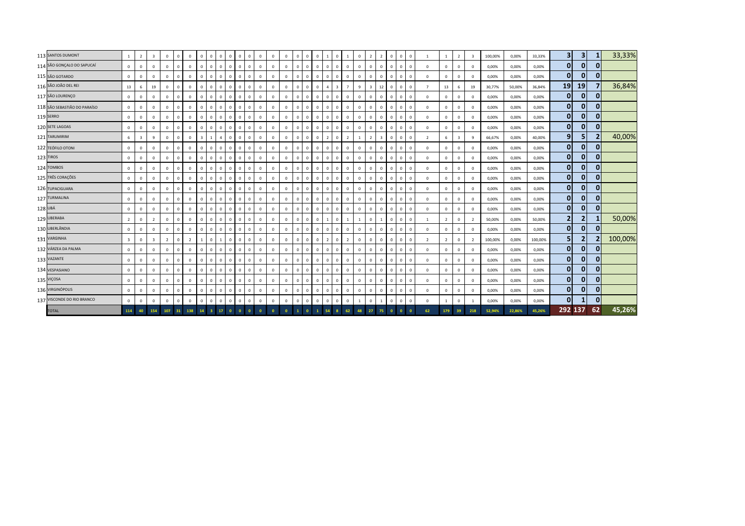| | | | | | | | | | | | | | | | | | | | | | | | | | | | | | | | | | | | | | | | | |
|---|---|---|---|---|---|---|---|---|---|---|---|---|---|---|---|---|---|---|---|---|---|---|---|---|---|---|---|---|---|---|---|---|---|---|---|---|---|---|---|---|
| 113 | SANTOS DUMONT | 1 | 2 | 3 | 0 | 0 | 0 | 0 | 0 | 0 | 0 | 0 | 0 | 0 | 0 | 0 | 0 | 0 | 0 | 1 | 0 | 1 | 0 | 2 | 2 | 0 | 0 | 0 | 1 | 1 | 2 | 3 | 100,00% | 0,00% | 33,33% | 3 | 3 | 1 | 33,33% |
| 114 | SÃO GONÇALO DO SAPUCAÍ | 0 | 0 | 0 | 0 | 0 | 0 | 0 | 0 | 0 | 0 | 0 | 0 | 0 | 0 | 0 | 0 | 0 | 0 | 0 | 0 | 0 | 0 | 0 | 0 | 0 | 0 | 0 | 0 | 0 | 0 | 0 | 0,00% | 0,00% | 0,00% | 0 | 0 | 0 | |
| 115 | SÃO GOTARDO | 0 | 0 | 0 | 0 | 0 | 0 | 0 | 0 | 0 | 0 | 0 | 0 | 0 | 0 | 0 | 0 | 0 | 0 | 0 | 0 | 0 | 0 | 0 | 0 | 0 | 0 | 0 | 0 | 0 | 0 | 0 | 0,00% | 0,00% | 0,00% | 0 | 0 | 0 | |
| 116 | SÃO JOÃO DEL REI | 13 | 6 | 19 | 0 | 0 | 0 | 0 | 0 | 0 | 0 | 0 | 0 | 0 | 0 | 0 | 0 | 0 | 0 | 4 | 3 | 7 | 9 | 3 | 12 | 0 | 0 | 0 | 7 | 13 | 6 | 19 | 30,77% | 50,00% | 36,84% | 19 | 19 | 7 | 36,84% |
| 117 | SÃO LOURENÇO | 0 | 0 | 0 | 0 | 0 | 0 | 0 | 0 | 0 | 0 | 0 | 0 | 0 | 0 | 0 | 0 | 0 | 0 | 0 | 0 | 0 | 0 | 0 | 0 | 0 | 0 | 0 | 0 | 0 | 0 | 0 | 0,00% | 0,00% | 0,00% | 0 | 0 | 0 | |
| 118 | SÃO SEBASTIÃO DO PARAÍSO | 0 | 0 | 0 | 0 | 0 | 0 | 0 | 0 | 0 | 0 | 0 | 0 | 0 | 0 | 0 | 0 | 0 | 0 | 0 | 0 | 0 | 0 | 0 | 0 | 0 | 0 | 0 | 0 | 0 | 0 | 0 | 0,00% | 0,00% | 0,00% | 0 | 0 | 0 | |
| 119 | SERRO | 0 | 0 | 0 | 0 | 0 | 0 | 0 | 0 | 0 | 0 | 0 | 0 | 0 | 0 | 0 | 0 | 0 | 0 | 0 | 0 | 0 | 0 | 0 | 0 | 0 | 0 | 0 | 0 | 0 | 0 | 0 | 0,00% | 0,00% | 0,00% | 0 | 0 | 0 | |
| 120 | SETE LAGOAS | 0 | 0 | 0 | 0 | 0 | 0 | 0 | 0 | 0 | 0 | 0 | 0 | 0 | 0 | 0 | 0 | 0 | 0 | 0 | 0 | 0 | 0 | 0 | 0 | 0 | 0 | 0 | 0 | 0 | 0 | 0 | 0,00% | 0,00% | 0,00% | 0 | 0 | 0 | |
| 121 | TARUMIRIM | 6 | 3 | 9 | 0 | 0 | 0 | 3 | 1 | 4 | 0 | 0 | 0 | 0 | 0 | 0 | 0 | 0 | 0 | 2 | 0 | 2 | 1 | 2 | 3 | 0 | 0 | 0 | 2 | 6 | 3 | 9 | 66,67% | 0,00% | 40,00% | 9 | 5 | 2 | 40,00% |
| 122 | TEÓFILO OTONI | 0 | 0 | 0 | 0 | 0 | 0 | 0 | 0 | 0 | 0 | 0 | 0 | 0 | 0 | 0 | 0 | 0 | 0 | 0 | 0 | 0 | 0 | 0 | 0 | 0 | 0 | 0 | 0 | 0 | 0 | 0 | 0,00% | 0,00% | 0,00% | 0 | 0 | 0 | |
| 123 | TIROS | 0 | 0 | 0 | 0 | 0 | 0 | 0 | 0 | 0 | 0 | 0 | 0 | 0 | 0 | 0 | 0 | 0 | 0 | 0 | 0 | 0 | 0 | 0 | 0 | 0 | 0 | 0 | 0 | 0 | 0 | 0 | 0,00% | 0,00% | 0,00% | 0 | 0 | 0 | |
| 124 | TOMBOS | 0 | 0 | 0 | 0 | 0 | 0 | 0 | 0 | 0 | 0 | 0 | 0 | 0 | 0 | 0 | 0 | 0 | 0 | 0 | 0 | 0 | 0 | 0 | 0 | 0 | 0 | 0 | 0 | 0 | 0 | 0 | 0,00% | 0,00% | 0,00% | 0 | 0 | 0 | |
| 125 | TRÊS CORAÇÕES | 0 | 0 | 0 | 0 | 0 | 0 | 0 | 0 | 0 | 0 | 0 | 0 | 0 | 0 | 0 | 0 | 0 | 0 | 0 | 0 | 0 | 0 | 0 | 0 | 0 | 0 | 0 | 0 | 0 | 0 | 0 | 0,00% | 0,00% | 0,00% | 0 | 0 | 0 | |
| 126 | TUPACIGUARA | 0 | 0 | 0 | 0 | 0 | 0 | 0 | 0 | 0 | 0 | 0 | 0 | 0 | 0 | 0 | 0 | 0 | 0 | 0 | 0 | 0 | 0 | 0 | 0 | 0 | 0 | 0 | 0 | 0 | 0 | 0 | 0,00% | 0,00% | 0,00% | 0 | 0 | 0 | |
| 127 | TURMALINA | 0 | 0 | 0 | 0 | 0 | 0 | 0 | 0 | 0 | 0 | 0 | 0 | 0 | 0 | 0 | 0 | 0 | 0 | 0 | 0 | 0 | 0 | 0 | 0 | 0 | 0 | 0 | 0 | 0 | 0 | 0 | 0,00% | 0,00% | 0,00% | 0 | 0 | 0 | |
| 128 | UBÁ | 0 | 0 | 0 | 0 | 0 | 0 | 0 | 0 | 0 | 0 | 0 | 0 | 0 | 0 | 0 | 0 | 0 | 0 | 0 | 0 | 0 | 0 | 0 | 0 | 0 | 0 | 0 | 0 | 0 | 0 | 0 | 0,00% | 0,00% | 0,00% | 0 | 0 | 0 | |
| 129 | UBERABA | 2 | 0 | 2 | 0 | 0 | 0 | 0 | 0 | 0 | 0 | 0 | 0 | 0 | 0 | 0 | 0 | 0 | 0 | 1 | 0 | 1 | 1 | 0 | 1 | 0 | 0 | 0 | 1 | 2 | 0 | 2 | 50,00% | 0,00% | 50,00% | 2 | 2 | 1 | 50,00% |
| 130 | UBERLÂNDIA | 0 | 0 | 0 | 0 | 0 | 0 | 0 | 0 | 0 | 0 | 0 | 0 | 0 | 0 | 0 | 0 | 0 | 0 | 0 | 0 | 0 | 0 | 0 | 0 | 0 | 0 | 0 | 0 | 0 | 0 | 0 | 0,00% | 0,00% | 0,00% | 0 | 0 | 0 | |
| 131 | VARGINHA | 3 | 0 | 3 | 2 | 0 | 2 | 1 | 0 | 1 | 0 | 0 | 0 | 0 | 0 | 0 | 0 | 0 | 0 | 2 | 0 | 2 | 0 | 0 | 0 | 0 | 0 | 0 | 2 | 2 | 0 | 2 | 100,00% | 0,00% | 100,00% | 5 | 2 | 2 | 100,00% |
| 132 | VÁRZEA DA PALMA | 0 | 0 | 0 | 0 | 0 | 0 | 0 | 0 | 0 | 0 | 0 | 0 | 0 | 0 | 0 | 0 | 0 | 0 | 0 | 0 | 0 | 0 | 0 | 0 | 0 | 0 | 0 | 0 | 0 | 0 | 0 | 0,00% | 0,00% | 0,00% | 0 | 0 | 0 | |
| 133 | VAZANTE | 0 | 0 | 0 | 0 | 0 | 0 | 0 | 0 | 0 | 0 | 0 | 0 | 0 | 0 | 0 | 0 | 0 | 0 | 0 | 0 | 0 | 0 | 0 | 0 | 0 | 0 | 0 | 0 | 0 | 0 | 0 | 0,00% | 0,00% | 0,00% | 0 | 0 | 0 | |
| 134 | VESPASIANO | 0 | 0 | 0 | 0 | 0 | 0 | 0 | 0 | 0 | 0 | 0 | 0 | 0 | 0 | 0 | 0 | 0 | 0 | 0 | 0 | 0 | 0 | 0 | 0 | 0 | 0 | 0 | 0 | 0 | 0 | 0 | 0,00% | 0,00% | 0,00% | 0 | 0 | 0 | |
| 135 | VIÇOSA | 0 | 0 | 0 | 0 | 0 | 0 | 0 | 0 | 0 | 0 | 0 | 0 | 0 | 0 | 0 | 0 | 0 | 0 | 0 | 0 | 0 | 0 | 0 | 0 | 0 | 0 | 0 | 0 | 0 | 0 | 0 | 0,00% | 0,00% | 0,00% | 0 | 0 | 0 | |
| 136 | VIRGINÓPOLIS | 0 | 0 | 0 | 0 | 0 | 0 | 0 | 0 | 0 | 0 | 0 | 0 | 0 | 0 | 0 | 0 | 0 | 0 | 0 | 0 | 0 | 0 | 0 | 0 | 0 | 0 | 0 | 0 | 0 | 0 | 0 | 0,00% | 0,00% | 0,00% | 0 | 0 | 0 | |
| 137 | VISCONDE DO RIO BRANCO | 0 | 0 | 0 | 0 | 0 | 0 | 0 | 0 | 0 | 0 | 0 | 0 | 0 | 0 | 0 | 0 | 0 | 0 | 0 | 0 | 0 | 1 | 0 | 1 | 0 | 0 | 0 | 0 | 1 | 0 | 1 | 0,00% | 0,00% | 0,00% | 0 | 1 | 0 | |
| | TOTAL | 114 | 40 | 154 | 107 | 31 | 138 | 14 | 3 | 17 | 0 | 0 | 0 | 0 | 0 | 0 | 1 | 0 | 1 | 54 | 8 | 62 | 48 | 27 | 75 | 0 | 0 | 0 | 62 | 179 | 39 | 218 | 52,94% | 22,86% | 45,26% | 292 | 137 | 62 | 45,26% |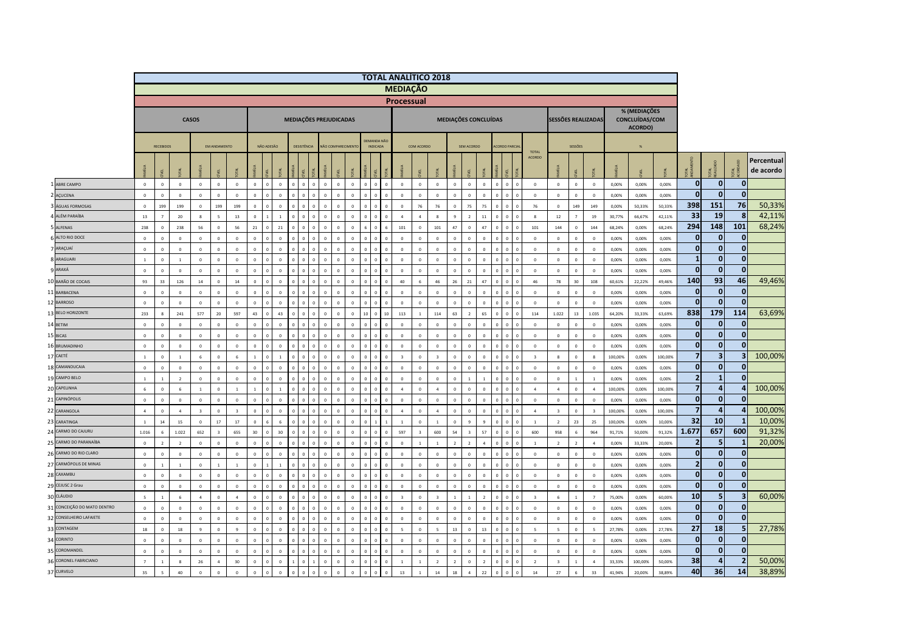# TOTAL ANALÍTICO 2018

## MEDIAÇÃO

### Processual

| | | CASOS | | | | | | MEDIAÇÕES PREJUDICADAS | | | | | | | | | | | | MEDIAÇÕES CONCLUÍDAS | | | | | | | | | | SESSÕES REALIZADAS | | | % (MEDIAÇÕES CONCLUÍDAS/COM ACORDO) | | | | | | |
|---|---|---|---|---|---|---|---|---|---|---|---|---|---|---|---|---|---|---|---|---|---|---|---|---|---|---|---|---|---|---|---|---|---|---|---|---|---|---|---|
| | | RECEBIDOS | | | EM ANDAMENTO | | | NÃO ADESÃO | | | DESISTÊNCIA | | | NÃO COMPARECIMENTO | | | DEMANDA NÃO INDICADA | | | COM ACORDO | | | SEM ACORDO | | | ACORDO PARCIAL | | | TOTAL ACORDO | SESSÕES | | | % | | | | | | |
| | | FAMÍLIA | CÍVEL | TOTAL | FAMÍLIA | CÍVEL | TOTAL | FAMÍLIA | CÍVEL | TOTAL | FAMÍLIA | CÍVEL | TOTAL | FAMÍLIA | CÍVEL | TOTAL | FAMÍLIA | CÍVEL | TOTAL | FAMÍLIA | CÍVEL | TOTAL | FAMÍLIA | CÍVEL | TOTAL | FAMÍLIA | CÍVEL | TOTAL | | FAMÍLIA | CÍVEL | TOTAL | FAMÍLIA | CÍVEL | TOTAL | TOTAL ANDAMENTO | TOTAL REALIZADO | TOTAL ACORDADO | Percentual de acordo |
| 1 | ABRE CAMPO | 0 | 0 | 0 | 0 | 0 | 0 | 0 | 0 | 0 | 0 | 0 | 0 | 0 | 0 | 0 | 0 | 0 | 0 | 0 | 0 | 0 | 0 | 0 | 0 | 0 | 0 | 0 | 0 | 0 | 0 | 0 | 0,00% | 0,00% | 0,00% | 0 | 0 | 0 | |
| 2 | AÇUCENA | 0 | 0 | 0 | 0 | 0 | 0 | 0 | 0 | 0 | 0 | 0 | 0 | 0 | 0 | 0 | 0 | 0 | 0 | 0 | 0 | 0 | 0 | 0 | 0 | 0 | 0 | 0 | 0 | 0 | 0 | 0 | 0,00% | 0,00% | 0,00% | 0 | 0 | 0 | |
| 3 | ÁGUAS FORMOSAS | 0 | 199 | 199 | 0 | 199 | 199 | 0 | 0 | 0 | 0 | 0 | 0 | 0 | 0 | 0 | 0 | 0 | 0 | 0 | 76 | 76 | 0 | 75 | 75 | 0 | 0 | 0 | 76 | 0 | 149 | 149 | 0,00% | 50,33% | 50,33% | 398 | 151 | 76 | 50,33% |
| 4 | ALÉM PARAÍBA | 13 | 7 | 20 | 8 | 5 | 13 | 0 | 1 | 1 | 0 | 0 | 0 | 0 | 0 | 0 | 0 | 0 | 0 | 4 | 4 | 8 | 9 | 2 | 11 | 0 | 0 | 0 | 8 | 12 | 7 | 19 | 30,77% | 66,67% | 42,11% | 33 | 19 | 8 | 42,11% |
| 5 | ALFENAS | 238 | 0 | 238 | 56 | 0 | 56 | 21 | 0 | 21 | 0 | 0 | 0 | 0 | 0 | 0 | 6 | 0 | 6 | 101 | 0 | 101 | 47 | 0 | 47 | 0 | 0 | 0 | 101 | 144 | 0 | 144 | 68,24% | 0,00% | 68,24% | 294 | 148 | 101 | 68,24% |
| 6 | ALTO RIO DOCE | 0 | 0 | 0 | 0 | 0 | 0 | 0 | 0 | 0 | 0 | 0 | 0 | 0 | 0 | 0 | 0 | 0 | 0 | 0 | 0 | 0 | 0 | 0 | 0 | 0 | 0 | 0 | 0 | 0 | 0 | 0 | 0,00% | 0,00% | 0,00% | 0 | 0 | 0 | |
| 7 | ARAÇUAÍ | 0 | 0 | 0 | 0 | 0 | 0 | 0 | 0 | 0 | 0 | 0 | 0 | 0 | 0 | 0 | 0 | 0 | 0 | 0 | 0 | 0 | 0 | 0 | 0 | 0 | 0 | 0 | 0 | 0 | 0 | 0 | 0,00% | 0,00% | 0,00% | 0 | 0 | 0 | |
| 8 | ARAGUARI | 1 | 0 | 1 | 0 | 0 | 0 | 0 | 0 | 0 | 0 | 0 | 0 | 0 | 0 | 0 | 0 | 0 | 0 | 0 | 0 | 0 | 0 | 0 | 0 | 0 | 0 | 0 | 0 | 0 | 0 | 0 | 0,00% | 0,00% | 0,00% | 1 | 0 | 0 | |
| 9 | ARAXÁ | 0 | 0 | 0 | 0 | 0 | 0 | 0 | 0 | 0 | 0 | 0 | 0 | 0 | 0 | 0 | 0 | 0 | 0 | 0 | 0 | 0 | 0 | 0 | 0 | 0 | 0 | 0 | 0 | 0 | 0 | 0 | 0,00% | 0,00% | 0,00% | 0 | 0 | 0 | |
| 10 | BARÃO DE COCAIS | 93 | 33 | 126 | 14 | 0 | 14 | 0 | 0 | 0 | 0 | 0 | 0 | 0 | 0 | 0 | 0 | 0 | 0 | 40 | 6 | 46 | 26 | 21 | 47 | 0 | 0 | 0 | 46 | 78 | 30 | 108 | 60,61% | 22,22% | 49,46% | 140 | 93 | 46 | 49,46% |
| 11 | BARBACENA | 0 | 0 | 0 | 0 | 0 | 0 | 0 | 0 | 0 | 0 | 0 | 0 | 0 | 0 | 0 | 0 | 0 | 0 | 0 | 0 | 0 | 0 | 0 | 0 | 0 | 0 | 0 | 0 | 0 | 0 | 0 | 0,00% | 0,00% | 0,00% | 0 | 0 | 0 | |
| 12 | BARROSO | 0 | 0 | 0 | 0 | 0 | 0 | 0 | 0 | 0 | 0 | 0 | 0 | 0 | 0 | 0 | 0 | 0 | 0 | 0 | 0 | 0 | 0 | 0 | 0 | 0 | 0 | 0 | 0 | 0 | 0 | 0 | 0,00% | 0,00% | 0,00% | 0 | 0 | 0 | |
| 13 | BELO HORIZONTE | 233 | 8 | 241 | 577 | 20 | 597 | 43 | 0 | 43 | 0 | 0 | 0 | 0 | 0 | 0 | 10 | 0 | 10 | 113 | 1 | 114 | 63 | 2 | 65 | 0 | 0 | 0 | 114 | 1.022 | 13 | 1.035 | 64,20% | 33,33% | 63,69% | 838 | 179 | 114 | 63,69% |
| 14 | BETIM | 0 | 0 | 0 | 0 | 0 | 0 | 0 | 0 | 0 | 0 | 0 | 0 | 0 | 0 | 0 | 0 | 0 | 0 | 0 | 0 | 0 | 0 | 0 | 0 | 0 | 0 | 0 | 0 | 0 | 0 | 0 | 0,00% | 0,00% | 0,00% | 0 | 0 | 0 | |
| 15 | BICAS | 0 | 0 | 0 | 0 | 0 | 0 | 0 | 0 | 0 | 0 | 0 | 0 | 0 | 0 | 0 | 0 | 0 | 0 | 0 | 0 | 0 | 0 | 0 | 0 | 0 | 0 | 0 | 0 | 0 | 0 | 0 | 0,00% | 0,00% | 0,00% | 0 | 0 | 0 | |
| 16 | BRUMADINHO | 0 | 0 | 0 | 0 | 0 | 0 | 0 | 0 | 0 | 0 | 0 | 0 | 0 | 0 | 0 | 0 | 0 | 0 | 0 | 0 | 0 | 0 | 0 | 0 | 0 | 0 | 0 | 0 | 0 | 0 | 0 | 0,00% | 0,00% | 0,00% | 0 | 0 | 0 | |
| 17 | CAETÉ | 1 | 0 | 1 | 6 | 0 | 6 | 1 | 0 | 1 | 0 | 0 | 0 | 0 | 0 | 0 | 0 | 0 | 0 | 3 | 0 | 3 | 0 | 0 | 0 | 0 | 0 | 0 | 3 | 8 | 0 | 8 | 100,00% | 0,00% | 100,00% | 7 | 3 | 3 | 100,00% |
| 18 | CAMANDUCAIA | 0 | 0 | 0 | 0 | 0 | 0 | 0 | 0 | 0 | 0 | 0 | 0 | 0 | 0 | 0 | 0 | 0 | 0 | 0 | 0 | 0 | 0 | 0 | 0 | 0 | 0 | 0 | 0 | 0 | 0 | 0 | 0,00% | 0,00% | 0,00% | 0 | 0 | 0 | |
| 19 | CAMPO BELO | 1 | 1 | 2 | 0 | 0 | 0 | 0 | 0 | 0 | 0 | 0 | 0 | 0 | 0 | 0 | 0 | 0 | 0 | 0 | 0 | 0 | 0 | 1 | 1 | 0 | 0 | 0 | 0 | 0 | 1 | 1 | 0,00% | 0,00% | 0,00% | 2 | 1 | 0 | |
| 20 | CAPELINHA | 6 | 0 | 6 | 1 | 0 | 1 | 1 | 0 | 1 | 0 | 0 | 0 | 0 | 0 | 0 | 0 | 0 | 0 | 4 | 0 | 4 | 0 | 0 | 0 | 0 | 0 | 0 | 4 | 4 | 0 | 4 | 100,00% | 0,00% | 100,00% | 7 | 4 | 4 | 100,00% |
| 21 | CAPINÓPOLIS | 0 | 0 | 0 | 0 | 0 | 0 | 0 | 0 | 0 | 0 | 0 | 0 | 0 | 0 | 0 | 0 | 0 | 0 | 0 | 0 | 0 | 0 | 0 | 0 | 0 | 0 | 0 | 0 | 0 | 0 | 0 | 0,00% | 0,00% | 0,00% | 0 | 0 | 0 | |
| 22 | CARANGOLA | 4 | 0 | 4 | 3 | 0 | 3 | 0 | 0 | 0 | 0 | 0 | 0 | 0 | 0 | 0 | 0 | 0 | 0 | 4 | 0 | 4 | 0 | 0 | 0 | 0 | 0 | 0 | 4 | 3 | 0 | 3 | 100,00% | 0,00% | 100,00% | 7 | 4 | 4 | 100,00% |
| 23 | CARATINGA | 1 | 14 | 15 | 0 | 17 | 17 | 0 | 6 | 6 | 0 | 0 | 0 | 0 | 0 | 0 | 0 | 1 | 1 | 1 | 0 | 1 | 0 | 9 | 9 | 0 | 0 | 0 | 1 | 2 | 23 | 25 | 100,00% | 0,00% | 10,00% | 32 | 10 | 1 | 10,00% |
| 24 | CARMO DO CAJURU | 1.016 | 6 | 1.022 | 652 | 3 | 655 | 30 | 0 | 30 | 0 | 0 | 0 | 0 | 0 | 0 | 0 | 0 | 0 | 597 | 3 | 600 | 54 | 3 | 57 | 0 | 0 | 0 | 600 | 958 | 6 | 964 | 91,71% | 50,00% | 91,32% | 1.677 | 657 | 600 | 91,32% |
| 25 | CARMO DO PARANAÍBA | 0 | 2 | 2 | 0 | 0 | 0 | 0 | 0 | 0 | 0 | 0 | 0 | 0 | 0 | 0 | 0 | 0 | 0 | 0 | 1 | 1 | 2 | 2 | 4 | 0 | 0 | 0 | 1 | 2 | 2 | 4 | 0,00% | 33,33% | 20,00% | 2 | 5 | 1 | 20,00% |
| 26 | CARMO DO RIO CLARO | 0 | 0 | 0 | 0 | 0 | 0 | 0 | 0 | 0 | 0 | 0 | 0 | 0 | 0 | 0 | 0 | 0 | 0 | 0 | 0 | 0 | 0 | 0 | 0 | 0 | 0 | 0 | 0 | 0 | 0 | 0 | 0,00% | 0,00% | 0,00% | 0 | 0 | 0 | |
| 27 | CARMÓPOLIS DE MINAS | 0 | 1 | 1 | 0 | 1 | 1 | 0 | 1 | 1 | 0 | 0 | 0 | 0 | 0 | 0 | 0 | 0 | 0 | 0 | 0 | 0 | 0 | 0 | 0 | 0 | 0 | 0 | 0 | 0 | 0 | 0 | 0,00% | 0,00% | 0,00% | 2 | 0 | 0 | |
| 28 | CAXAMBU | 0 | 0 | 0 | 0 | 0 | 0 | 0 | 0 | 0 | 0 | 0 | 0 | 0 | 0 | 0 | 0 | 0 | 0 | 0 | 0 | 0 | 0 | 0 | 0 | 0 | 0 | 0 | 0 | 0 | 0 | 0 | 0,00% | 0,00% | 0,00% | 0 | 0 | 0 | |
| 29 | CEJUSC 2 Grau | 0 | 0 | 0 | 0 | 0 | 0 | 0 | 0 | 0 | 0 | 0 | 0 | 0 | 0 | 0 | 0 | 0 | 0 | 0 | 0 | 0 | 0 | 0 | 0 | 0 | 0 | 0 | 0 | 0 | 0 | 0 | 0,00% | 0,00% | 0,00% | 0 | 0 | 0 | |
| 30 | CLÁUDIO | 5 | 1 | 6 | 4 | 0 | 4 | 0 | 0 | 0 | 0 | 0 | 0 | 0 | 0 | 0 | 0 | 0 | 0 | 3 | 0 | 3 | 1 | 1 | 2 | 0 | 0 | 0 | 3 | 6 | 1 | 7 | 75,00% | 0,00% | 60,00% | 10 | 5 | 3 | 60,00% |
| 31 | CONCEIÇÃO DO MATO DENTRO | 0 | 0 | 0 | 0 | 0 | 0 | 0 | 0 | 0 | 0 | 0 | 0 | 0 | 0 | 0 | 0 | 0 | 0 | 0 | 0 | 0 | 0 | 0 | 0 | 0 | 0 | 0 | 0 | 0 | 0 | 0 | 0,00% | 0,00% | 0,00% | 0 | 0 | 0 | |
| 32 | CONSELHEIRO LAFAIETE | 0 | 0 | 0 | 0 | 0 | 0 | 0 | 0 | 0 | 0 | 0 | 0 | 0 | 0 | 0 | 0 | 0 | 0 | 0 | 0 | 0 | 0 | 0 | 0 | 0 | 0 | 0 | 0 | 0 | 0 | 0 | 0,00% | 0,00% | 0,00% | 0 | 0 | 0 | |
| 33 | CONTAGEM | 18 | 0 | 18 | 9 | 0 | 9 | 0 | 0 | 0 | 0 | 0 | 0 | 0 | 0 | 0 | 0 | 0 | 0 | 5 | 0 | 5 | 13 | 0 | 13 | 0 | 0 | 0 | 5 | 5 | 0 | 5 | 27,78% | 0,00% | 27,78% | 27 | 18 | 5 | 27,78% |
| 34 | CORINTO | 0 | 0 | 0 | 0 | 0 | 0 | 0 | 0 | 0 | 0 | 0 | 0 | 0 | 0 | 0 | 0 | 0 | 0 | 0 | 0 | 0 | 0 | 0 | 0 | 0 | 0 | 0 | 0 | 0 | 0 | 0 | 0,00% | 0,00% | 0,00% | 0 | 0 | 0 | |
| 35 | COROMANDEL | 0 | 0 | 0 | 0 | 0 | 0 | 0 | 0 | 0 | 0 | 0 | 0 | 0 | 0 | 0 | 0 | 0 | 0 | 0 | 0 | 0 | 0 | 0 | 0 | 0 | 0 | 0 | 0 | 0 | 0 | 0 | 0,00% | 0,00% | 0,00% | 0 | 0 | 0 | |
| 36 | CORONEL FABRICIANO | 7 | 1 | 8 | 26 | 4 | 30 | 0 | 0 | 0 | 1 | 0 | 1 | 0 | 0 | 0 | 0 | 0 | 0 | 1 | 1 | 2 | 2 | 0 | 2 | 0 | 0 | 0 | 2 | 3 | 1 | 4 | 33,33% | 100,00% | 50,00% | 38 | 4 | 2 | 50,00% |
| 37 | CURVELO | 35 | 5 | 40 | 0 | 0 | 0 | 0 | 0 | 0 | 0 | 0 | 0 | 0 | 0 | 0 | 0 | 0 | 0 | 13 | 1 | 14 | 18 | 4 | 22 | 0 | 0 | 0 | 14 | 27 | 6 | 33 | 41,94% | 20,00% | 38,89% | 40 | 36 | 14 | 38,89% |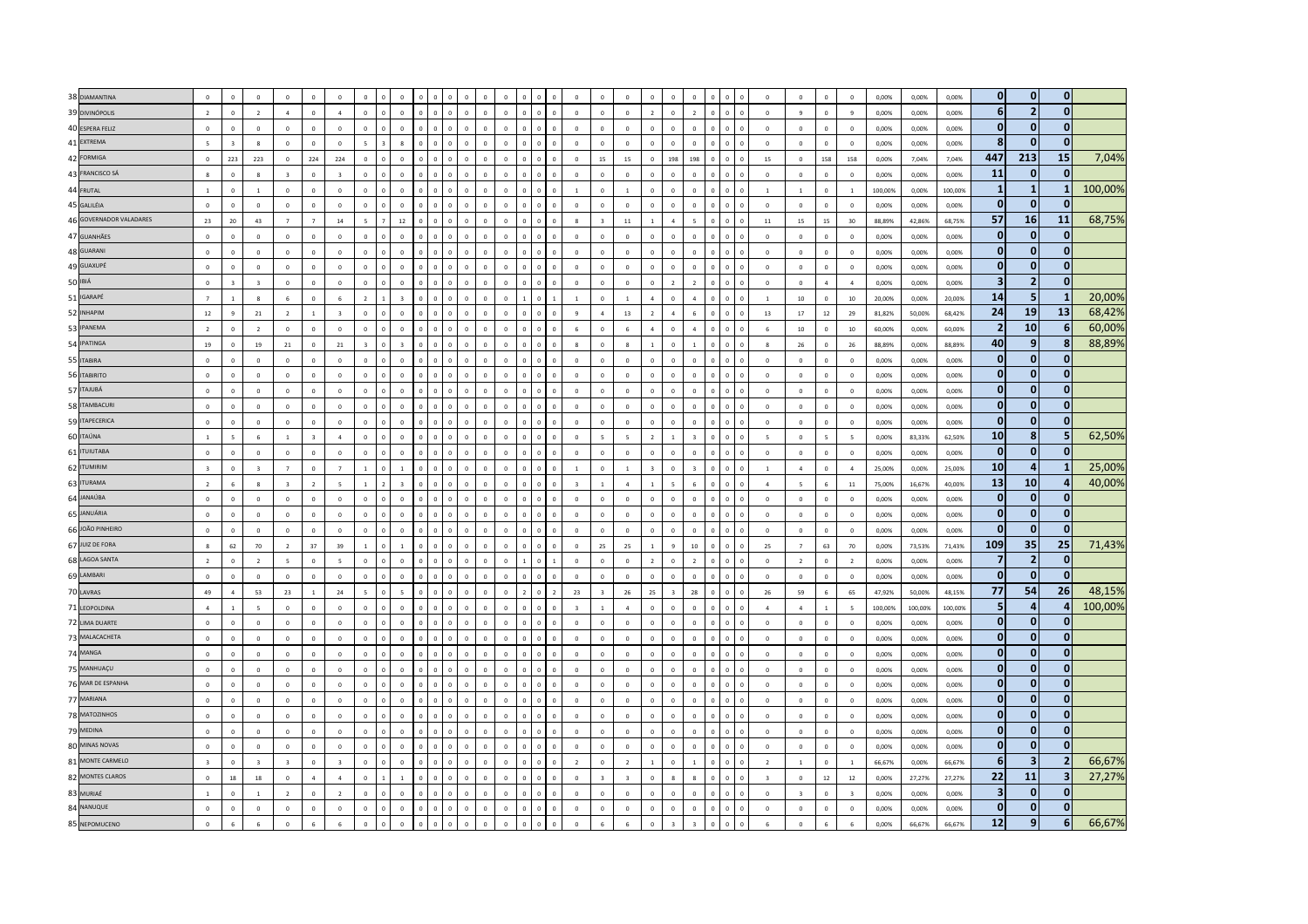| | | | | | | | | | | | | | | | | | | | | | | | | | | | | | | | | | | | | | | | |
|---|---|---|---|---|---|---|---|---|---|---|---|---|---|---|---|---|---|---|---|---|---|---|---|---|---|---|---|---|---|---|---|---|---|---|---|---|---|---|---|
| 38 | DIAMANTINA | 0 | 0 | 0 | 0 | 0 | 0 | 0 | 0 | 0 | 0 | 0 | 0 | 0 | 0 | 0 | 0 | 0 | 0 | 0 | 0 | 0 | 0 | 0 | 0 | 0 | 0 | 0 | 0 | 0 | 0 | 0 | 0,00% | 0,00% | 0,00% | 0 | 0 | 0 | |
| 39 | DIVINÓPOLIS | 2 | 0 | 2 | 4 | 0 | 4 | 0 | 0 | 0 | 0 | 0 | 0 | 0 | 0 | 0 | 0 | 0 | 0 | 0 | 0 | 0 | 2 | 0 | 2 | 0 | 0 | 0 | 0 | 9 | 0 | 9 | 0,00% | 0,00% | 0,00% | 6 | 2 | 0 | |
| 40 | ESPERA FELIZ | 0 | 0 | 0 | 0 | 0 | 0 | 0 | 0 | 0 | 0 | 0 | 0 | 0 | 0 | 0 | 0 | 0 | 0 | 0 | 0 | 0 | 0 | 0 | 0 | 0 | 0 | 0 | 0 | 0 | 0 | 0 | 0,00% | 0,00% | 0,00% | 0 | 0 | 0 | |
| 41 | EXTREMA | 5 | 3 | 8 | 0 | 0 | 0 | 5 | 3 | 8 | 0 | 0 | 0 | 0 | 0 | 0 | 0 | 0 | 0 | 0 | 0 | 0 | 0 | 0 | 0 | 0 | 0 | 0 | 0 | 0 | 0 | 0 | 0,00% | 0,00% | 0,00% | 8 | 0 | 0 | |
| 42 | FORMIGA | 0 | 223 | 223 | 0 | 224 | 224 | 0 | 0 | 0 | 0 | 0 | 0 | 0 | 0 | 0 | 0 | 0 | 0 | 0 | 15 | 15 | 0 | 198 | 198 | 0 | 0 | 0 | 15 | 0 | 158 | 158 | 0,00% | 7,04% | 7,04% | 447 | 213 | 15 | 7,04% |
| 43 | FRANCISCO SÁ | 8 | 0 | 8 | 3 | 0 | 3 | 0 | 0 | 0 | 0 | 0 | 0 | 0 | 0 | 0 | 0 | 0 | 0 | 0 | 0 | 0 | 0 | 0 | 0 | 0 | 0 | 0 | 0 | 0 | 0 | 0 | 0,00% | 0,00% | 0,00% | 11 | 0 | 0 | |
| 44 | FRUTAL | 1 | 0 | 1 | 0 | 0 | 0 | 0 | 0 | 0 | 0 | 0 | 0 | 0 | 0 | 0 | 0 | 0 | 0 | 1 | 0 | 1 | 0 | 0 | 0 | 0 | 0 | 0 | 1 | 1 | 0 | 1 | 100,00% | 0,00% | 100,00% | 1 | 1 | 1 | 100,00% |
| 45 | GALILÉIA | 0 | 0 | 0 | 0 | 0 | 0 | 0 | 0 | 0 | 0 | 0 | 0 | 0 | 0 | 0 | 0 | 0 | 0 | 0 | 0 | 0 | 0 | 0 | 0 | 0 | 0 | 0 | 0 | 0 | 0 | 0 | 0,00% | 0,00% | 0,00% | 0 | 0 | 0 | |
| 46 | GOVERNADOR VALADARES | 23 | 20 | 43 | 7 | 7 | 14 | 5 | 7 | 12 | 0 | 0 | 0 | 0 | 0 | 0 | 0 | 0 | 0 | 8 | 3 | 11 | 1 | 4 | 5 | 0 | 0 | 0 | 11 | 15 | 15 | 30 | 88,89% | 42,86% | 68,75% | 57 | 16 | 11 | 68,75% |
| 47 | GUANHÃES | 0 | 0 | 0 | 0 | 0 | 0 | 0 | 0 | 0 | 0 | 0 | 0 | 0 | 0 | 0 | 0 | 0 | 0 | 0 | 0 | 0 | 0 | 0 | 0 | 0 | 0 | 0 | 0 | 0 | 0 | 0 | 0,00% | 0,00% | 0,00% | 0 | 0 | 0 | |
| 48 | GUARANI | 0 | 0 | 0 | 0 | 0 | 0 | 0 | 0 | 0 | 0 | 0 | 0 | 0 | 0 | 0 | 0 | 0 | 0 | 0 | 0 | 0 | 0 | 0 | 0 | 0 | 0 | 0 | 0 | 0 | 0 | 0 | 0,00% | 0,00% | 0,00% | 0 | 0 | 0 | |
| 49 | GUAXUPÉ | 0 | 0 | 0 | 0 | 0 | 0 | 0 | 0 | 0 | 0 | 0 | 0 | 0 | 0 | 0 | 0 | 0 | 0 | 0 | 0 | 0 | 0 | 0 | 0 | 0 | 0 | 0 | 0 | 0 | 0 | 0 | 0,00% | 0,00% | 0,00% | 0 | 0 | 0 | |
| 50 | IBIÁ | 0 | 3 | 3 | 0 | 0 | 0 | 0 | 0 | 0 | 0 | 0 | 0 | 0 | 0 | 0 | 0 | 0 | 0 | 0 | 0 | 0 | 0 | 2 | 2 | 0 | 0 | 0 | 0 | 0 | 4 | 4 | 0,00% | 0,00% | 0,00% | 3 | 2 | 0 | |
| 51 | IGARAPÉ | 7 | 1 | 8 | 6 | 0 | 6 | 2 | 1 | 3 | 0 | 0 | 0 | 0 | 0 | 0 | 1 | 0 | 1 | 1 | 0 | 1 | 4 | 0 | 4 | 0 | 0 | 0 | 1 | 10 | 0 | 10 | 20,00% | 0,00% | 20,00% | 14 | 5 | 1 | 20,00% |
| 52 | INHAPIM | 12 | 9 | 21 | 2 | 1 | 3 | 0 | 0 | 0 | 0 | 0 | 0 | 0 | 0 | 0 | 0 | 0 | 0 | 9 | 4 | 13 | 2 | 4 | 6 | 0 | 0 | 0 | 13 | 17 | 12 | 29 | 81,82% | 50,00% | 68,42% | 24 | 19 | 13 | 68,42% |
| 53 | IPANEMA | 2 | 0 | 2 | 0 | 0 | 0 | 0 | 0 | 0 | 0 | 0 | 0 | 0 | 0 | 0 | 0 | 0 | 0 | 6 | 0 | 6 | 4 | 0 | 4 | 0 | 0 | 0 | 6 | 10 | 0 | 10 | 60,00% | 0,00% | 60,00% | 2 | 10 | 6 | 60,00% |
| 54 | IPATINGA | 19 | 0 | 19 | 21 | 0 | 21 | 3 | 0 | 3 | 0 | 0 | 0 | 0 | 0 | 0 | 0 | 0 | 0 | 8 | 0 | 8 | 1 | 0 | 1 | 0 | 0 | 0 | 8 | 26 | 0 | 26 | 88,89% | 0,00% | 88,89% | 40 | 9 | 8 | 88,89% |
| 55 | ITABIRA | 0 | 0 | 0 | 0 | 0 | 0 | 0 | 0 | 0 | 0 | 0 | 0 | 0 | 0 | 0 | 0 | 0 | 0 | 0 | 0 | 0 | 0 | 0 | 0 | 0 | 0 | 0 | 0 | 0 | 0 | 0 | 0,00% | 0,00% | 0,00% | 0 | 0 | 0 | |
| 56 | ITABIRITO | 0 | 0 | 0 | 0 | 0 | 0 | 0 | 0 | 0 | 0 | 0 | 0 | 0 | 0 | 0 | 0 | 0 | 0 | 0 | 0 | 0 | 0 | 0 | 0 | 0 | 0 | 0 | 0 | 0 | 0 | 0 | 0,00% | 0,00% | 0,00% | 0 | 0 | 0 | |
| 57 | ITAJUBÁ | 0 | 0 | 0 | 0 | 0 | 0 | 0 | 0 | 0 | 0 | 0 | 0 | 0 | 0 | 0 | 0 | 0 | 0 | 0 | 0 | 0 | 0 | 0 | 0 | 0 | 0 | 0 | 0 | 0 | 0 | 0 | 0,00% | 0,00% | 0,00% | 0 | 0 | 0 | |
| 58 | ITAMBACURI | 0 | 0 | 0 | 0 | 0 | 0 | 0 | 0 | 0 | 0 | 0 | 0 | 0 | 0 | 0 | 0 | 0 | 0 | 0 | 0 | 0 | 0 | 0 | 0 | 0 | 0 | 0 | 0 | 0 | 0 | 0 | 0,00% | 0,00% | 0,00% | 0 | 0 | 0 | |
| 59 | ITAPECERICA | 0 | 0 | 0 | 0 | 0 | 0 | 0 | 0 | 0 | 0 | 0 | 0 | 0 | 0 | 0 | 0 | 0 | 0 | 0 | 0 | 0 | 0 | 0 | 0 | 0 | 0 | 0 | 0 | 0 | 0 | 0 | 0,00% | 0,00% | 0,00% | 0 | 0 | 0 | |
| 60 | ITAÚNA | 1 | 5 | 6 | 1 | 3 | 4 | 0 | 0 | 0 | 0 | 0 | 0 | 0 | 0 | 0 | 0 | 0 | 0 | 0 | 5 | 5 | 2 | 1 | 3 | 0 | 0 | 0 | 5 | 0 | 5 | 5 | 0,00% | 83,33% | 62,50% | 10 | 8 | 5 | 62,50% |
| 61 | ITUIUTABA | 0 | 0 | 0 | 0 | 0 | 0 | 0 | 0 | 0 | 0 | 0 | 0 | 0 | 0 | 0 | 0 | 0 | 0 | 0 | 0 | 0 | 0 | 0 | 0 | 0 | 0 | 0 | 0 | 0 | 0 | 0 | 0,00% | 0,00% | 0,00% | 0 | 0 | 0 | |
| 62 | ITUMIRIM | 3 | 0 | 3 | 7 | 0 | 7 | 1 | 0 | 1 | 0 | 0 | 0 | 0 | 0 | 0 | 0 | 0 | 0 | 1 | 0 | 1 | 3 | 0 | 3 | 0 | 0 | 0 | 1 | 4 | 0 | 4 | 25,00% | 0,00% | 25,00% | 10 | 4 | 1 | 25,00% |
| 63 | ITURAMA | 2 | 6 | 8 | 3 | 2 | 5 | 1 | 2 | 3 | 0 | 0 | 0 | 0 | 0 | 0 | 0 | 0 | 0 | 3 | 1 | 4 | 1 | 5 | 6 | 0 | 0 | 0 | 4 | 5 | 6 | 11 | 75,00% | 16,67% | 40,00% | 13 | 10 | 4 | 40,00% |
| 64 | JANAÚBA | 0 | 0 | 0 | 0 | 0 | 0 | 0 | 0 | 0 | 0 | 0 | 0 | 0 | 0 | 0 | 0 | 0 | 0 | 0 | 0 | 0 | 0 | 0 | 0 | 0 | 0 | 0 | 0 | 0 | 0 | 0 | 0,00% | 0,00% | 0,00% | 0 | 0 | 0 | |
| 65 | JANUÁRIA | 0 | 0 | 0 | 0 | 0 | 0 | 0 | 0 | 0 | 0 | 0 | 0 | 0 | 0 | 0 | 0 | 0 | 0 | 0 | 0 | 0 | 0 | 0 | 0 | 0 | 0 | 0 | 0 | 0 | 0 | 0 | 0,00% | 0,00% | 0,00% | 0 | 0 | 0 | |
| 66 | JOÃO PINHEIRO | 0 | 0 | 0 | 0 | 0 | 0 | 0 | 0 | 0 | 0 | 0 | 0 | 0 | 0 | 0 | 0 | 0 | 0 | 0 | 0 | 0 | 0 | 0 | 0 | 0 | 0 | 0 | 0 | 0 | 0 | 0 | 0,00% | 0,00% | 0,00% | 0 | 0 | 0 | |
| 67 | JUIZ DE FORA | 8 | 62 | 70 | 2 | 37 | 39 | 1 | 0 | 1 | 0 | 0 | 0 | 0 | 0 | 0 | 0 | 0 | 0 | 0 | 25 | 25 | 1 | 9 | 10 | 0 | 0 | 0 | 25 | 7 | 63 | 70 | 0,00% | 73,53% | 71,43% | 109 | 35 | 25 | 71,43% |
| 68 | LAGOA SANTA | 2 | 0 | 2 | 5 | 0 | 5 | 0 | 0 | 0 | 0 | 0 | 0 | 0 | 0 | 0 | 1 | 0 | 1 | 0 | 0 | 0 | 2 | 0 | 2 | 0 | 0 | 0 | 0 | 2 | 0 | 2 | 0,00% | 0,00% | 0,00% | 7 | 2 | 0 | |
| 69 | LAMBARI | 0 | 0 | 0 | 0 | 0 | 0 | 0 | 0 | 0 | 0 | 0 | 0 | 0 | 0 | 0 | 0 | 0 | 0 | 0 | 0 | 0 | 0 | 0 | 0 | 0 | 0 | 0 | 0 | 0 | 0 | 0 | 0,00% | 0,00% | 0,00% | 0 | 0 | 0 | |
| 70 | LAVRAS | 49 | 4 | 53 | 23 | 1 | 24 | 5 | 0 | 5 | 0 | 0 | 0 | 0 | 0 | 0 | 2 | 0 | 2 | 23 | 3 | 26 | 25 | 3 | 28 | 0 | 0 | 0 | 26 | 59 | 6 | 65 | 47,92% | 50,00% | 48,15% | 77 | 54 | 26 | 48,15% |
| 71 | LEOPOLDINA | 4 | 1 | 5 | 0 | 0 | 0 | 0 | 0 | 0 | 0 | 0 | 0 | 0 | 0 | 0 | 0 | 0 | 0 | 3 | 1 | 4 | 0 | 0 | 0 | 0 | 0 | 0 | 4 | 4 | 1 | 5 | 100,00% | 100,00% | 100,00% | 5 | 4 | 4 | 100,00% |
| 72 | LIMA DUARTE | 0 | 0 | 0 | 0 | 0 | 0 | 0 | 0 | 0 | 0 | 0 | 0 | 0 | 0 | 0 | 0 | 0 | 0 | 0 | 0 | 0 | 0 | 0 | 0 | 0 | 0 | 0 | 0 | 0 | 0 | 0 | 0,00% | 0,00% | 0,00% | 0 | 0 | 0 | |
| 73 | MALACACHETA | 0 | 0 | 0 | 0 | 0 | 0 | 0 | 0 | 0 | 0 | 0 | 0 | 0 | 0 | 0 | 0 | 0 | 0 | 0 | 0 | 0 | 0 | 0 | 0 | 0 | 0 | 0 | 0 | 0 | 0 | 0 | 0,00% | 0,00% | 0,00% | 0 | 0 | 0 | |
| 74 | MANGA | 0 | 0 | 0 | 0 | 0 | 0 | 0 | 0 | 0 | 0 | 0 | 0 | 0 | 0 | 0 | 0 | 0 | 0 | 0 | 0 | 0 | 0 | 0 | 0 | 0 | 0 | 0 | 0 | 0 | 0 | 0 | 0,00% | 0,00% | 0,00% | 0 | 0 | 0 | |
| 75 | MANHUAÇU | 0 | 0 | 0 | 0 | 0 | 0 | 0 | 0 | 0 | 0 | 0 | 0 | 0 | 0 | 0 | 0 | 0 | 0 | 0 | 0 | 0 | 0 | 0 | 0 | 0 | 0 | 0 | 0 | 0 | 0 | 0 | 0,00% | 0,00% | 0,00% | 0 | 0 | 0 | |
| 76 | MAR DE ESPANHA | 0 | 0 | 0 | 0 | 0 | 0 | 0 | 0 | 0 | 0 | 0 | 0 | 0 | 0 | 0 | 0 | 0 | 0 | 0 | 0 | 0 | 0 | 0 | 0 | 0 | 0 | 0 | 0 | 0 | 0 | 0 | 0,00% | 0,00% | 0,00% | 0 | 0 | 0 | |
| 77 | MARIANA | 0 | 0 | 0 | 0 | 0 | 0 | 0 | 0 | 0 | 0 | 0 | 0 | 0 | 0 | 0 | 0 | 0 | 0 | 0 | 0 | 0 | 0 | 0 | 0 | 0 | 0 | 0 | 0 | 0 | 0 | 0 | 0,00% | 0,00% | 0,00% | 0 | 0 | 0 | |
| 78 | MATOZINHOS | 0 | 0 | 0 | 0 | 0 | 0 | 0 | 0 | 0 | 0 | 0 | 0 | 0 | 0 | 0 | 0 | 0 | 0 | 0 | 0 | 0 | 0 | 0 | 0 | 0 | 0 | 0 | 0 | 0 | 0 | 0 | 0,00% | 0,00% | 0,00% | 0 | 0 | 0 | |
| 79 | MEDINA | 0 | 0 | 0 | 0 | 0 | 0 | 0 | 0 | 0 | 0 | 0 | 0 | 0 | 0 | 0 | 0 | 0 | 0 | 0 | 0 | 0 | 0 | 0 | 0 | 0 | 0 | 0 | 0 | 0 | 0 | 0 | 0,00% | 0,00% | 0,00% | 0 | 0 | 0 | |
| 80 | MINAS NOVAS | 0 | 0 | 0 | 0 | 0 | 0 | 0 | 0 | 0 | 0 | 0 | 0 | 0 | 0 | 0 | 0 | 0 | 0 | 0 | 0 | 0 | 0 | 0 | 0 | 0 | 0 | 0 | 0 | 0 | 0 | 0 | 0,00% | 0,00% | 0,00% | 0 | 0 | 0 | |
| 81 | MONTE CARMELO | 3 | 0 | 3 | 3 | 0 | 3 | 0 | 0 | 0 | 0 | 0 | 0 | 0 | 0 | 0 | 0 | 0 | 0 | 2 | 0 | 2 | 1 | 0 | 1 | 0 | 0 | 0 | 2 | 1 | 0 | 1 | 66,67% | 0,00% | 66,67% | 6 | 3 | 2 | 66,67% |
| 82 | MONTES CLAROS | 0 | 18 | 18 | 0 | 4 | 4 | 0 | 1 | 1 | 0 | 0 | 0 | 0 | 0 | 0 | 0 | 0 | 0 | 0 | 3 | 3 | 0 | 8 | 8 | 0 | 0 | 0 | 3 | 0 | 12 | 12 | 0,00% | 27,27% | 27,27% | 22 | 11 | 3 | 27,27% |
| 83 | MURIAÉ | 1 | 0 | 1 | 2 | 0 | 2 | 0 | 0 | 0 | 0 | 0 | 0 | 0 | 0 | 0 | 0 | 0 | 0 | 0 | 0 | 0 | 0 | 0 | 0 | 0 | 0 | 0 | 0 | 3 | 0 | 3 | 0,00% | 0,00% | 0,00% | 3 | 0 | 0 | |
| 84 | NANUQUE | 0 | 0 | 0 | 0 | 0 | 0 | 0 | 0 | 0 | 0 | 0 | 0 | 0 | 0 | 0 | 0 | 0 | 0 | 0 | 0 | 0 | 0 | 0 | 0 | 0 | 0 | 0 | 0 | 0 | 0 | 0 | 0,00% | 0,00% | 0,00% | 0 | 0 | 0 | |
| 85 | NEPOMUCENO | 0 | 6 | 6 | 0 | 6 | 6 | 0 | 0 | 0 | 0 | 0 | 0 | 0 | 0 | 0 | 0 | 0 | 0 | 0 | 6 | 6 | 0 | 3 | 3 | 0 | 0 | 0 | 6 | 0 | 6 | 6 | 0,00% | 66,67% | 66,67% | 12 | 9 | 6 | 66,67% |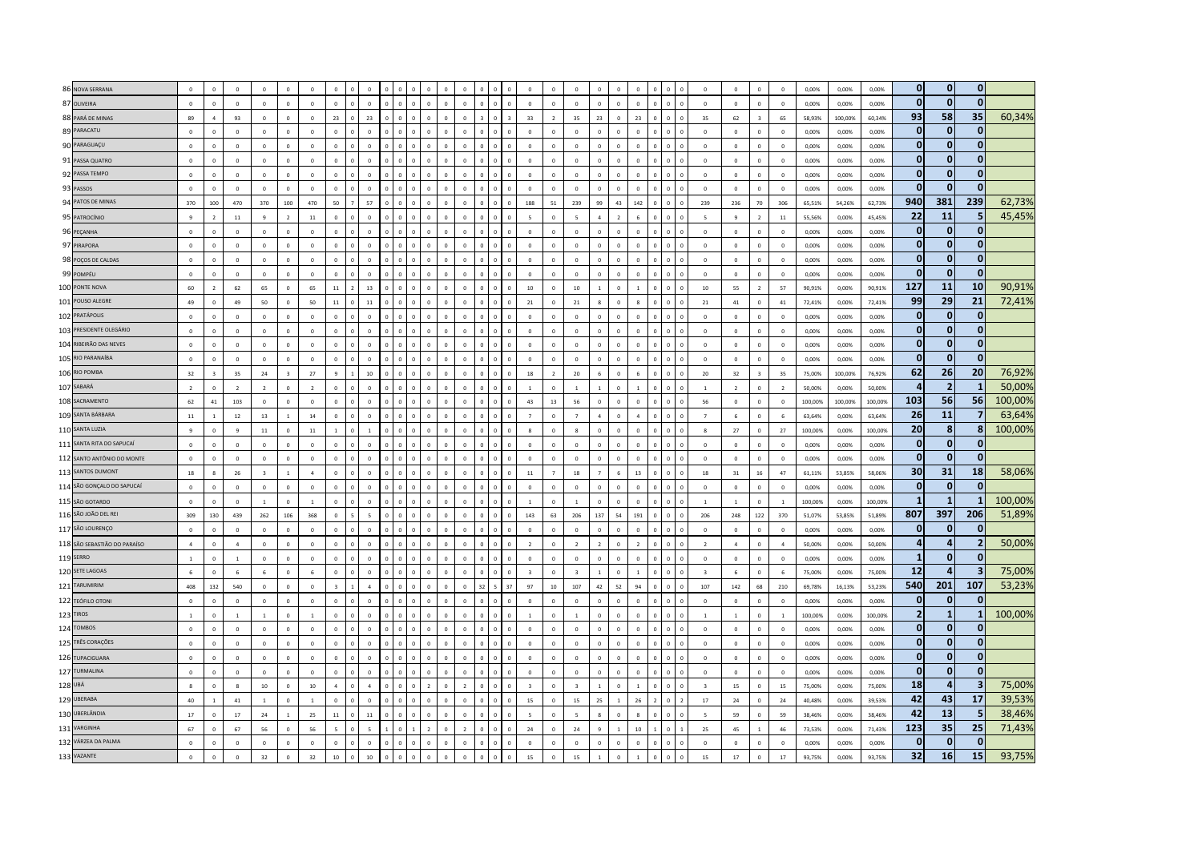| | | | | | | | | | | | | | | | | | | | | | | | | | | | | | | | | | | | | | | | | |
|---|---|---|---|---|---|---|---|---|---|---|---|---|---|---|---|---|---|---|---|---|---|---|---|---|---|---|---|---|---|---|---|---|---|---|---|---|---|---|---|---|
| 86 | NOVA SERRANA | 0 | 0 | 0 | 0 | 0 | 0 | 0 | 0 | 0 | 0 | 0 | 0 | 0 | 0 | 0 | 0 | 0 | 0 | 0 | 0 | 0 | 0 | 0 | 0 | 0 | 0 | 0 | 0 | 0 | 0 | 0 | 0 | 0 | 0,00% | 0,00% | 0,00% | 0 | 0 | 0 | |
| 87 | OLIVEIRA | 0 | 0 | 0 | 0 | 0 | 0 | 0 | 0 | 0 | 0 | 0 | 0 | 0 | 0 | 0 | 0 | 0 | 0 | 0 | 0 | 0 | 0 | 0 | 0 | 0 | 0 | 0 | 0 | 0 | 0 | 0 | 0 | 0 | 0,00% | 0,00% | 0,00% | 0 | 0 | 0 | |
| 88 | PARÁ DE MINAS | 89 | 4 | 93 | 0 | 0 | 0 | 23 | 0 | 23 | 0 | 0 | 0 | 0 | 0 | 0 | 0 | 3 | 0 | 3 | 33 | 2 | 35 | 23 | 0 | 23 | 0 | 0 | 0 | 35 | 62 | 3 | 65 | 58,93% | 100,00% | 60,34% | 93 | 58 | 35 | 60,34% |
| 89 | PARACATU | 0 | 0 | 0 | 0 | 0 | 0 | 0 | 0 | 0 | 0 | 0 | 0 | 0 | 0 | 0 | 0 | 0 | 0 | 0 | 0 | 0 | 0 | 0 | 0 | 0 | 0 | 0 | 0 | 0 | 0 | 0 | 0 | 0 | 0,00% | 0,00% | 0,00% | 0 | 0 | 0 | |
| 90 | PARAGUAÇU | 0 | 0 | 0 | 0 | 0 | 0 | 0 | 0 | 0 | 0 | 0 | 0 | 0 | 0 | 0 | 0 | 0 | 0 | 0 | 0 | 0 | 0 | 0 | 0 | 0 | 0 | 0 | 0 | 0 | 0 | 0 | 0 | 0 | 0,00% | 0,00% | 0,00% | 0 | 0 | 0 | |
| 91 | PASSA QUATRO | 0 | 0 | 0 | 0 | 0 | 0 | 0 | 0 | 0 | 0 | 0 | 0 | 0 | 0 | 0 | 0 | 0 | 0 | 0 | 0 | 0 | 0 | 0 | 0 | 0 | 0 | 0 | 0 | 0 | 0 | 0 | 0 | 0 | 0,00% | 0,00% | 0,00% | 0 | 0 | 0 | |
| 92 | PASSA TEMPO | 0 | 0 | 0 | 0 | 0 | 0 | 0 | 0 | 0 | 0 | 0 | 0 | 0 | 0 | 0 | 0 | 0 | 0 | 0 | 0 | 0 | 0 | 0 | 0 | 0 | 0 | 0 | 0 | 0 | 0 | 0 | 0 | 0 | 0,00% | 0,00% | 0,00% | 0 | 0 | 0 | |
| 93 | PASSOS | 0 | 0 | 0 | 0 | 0 | 0 | 0 | 0 | 0 | 0 | 0 | 0 | 0 | 0 | 0 | 0 | 0 | 0 | 0 | 0 | 0 | 0 | 0 | 0 | 0 | 0 | 0 | 0 | 0 | 0 | 0 | 0 | 0 | 0,00% | 0,00% | 0,00% | 0 | 0 | 0 | |
| 94 | PATOS DE MINAS | 370 | 100 | 470 | 370 | 100 | 470 | 50 | 7 | 57 | 0 | 0 | 0 | 0 | 0 | 0 | 0 | 0 | 0 | 0 | 188 | 51 | 239 | 99 | 43 | 142 | 0 | 0 | 0 | 239 | 236 | 70 | 306 | 65,51% | 54,26% | 62,73% | 940 | 381 | 239 | 62,73% |
| 95 | PATROCÍNIO | 9 | 2 | 11 | 9 | 2 | 11 | 0 | 0 | 0 | 0 | 0 | 0 | 0 | 0 | 0 | 0 | 0 | 0 | 0 | 5 | 0 | 5 | 4 | 2 | 6 | 0 | 0 | 0 | 5 | 9 | 2 | 11 | 55,56% | 0,00% | 45,45% | 22 | 11 | 5 | 45,45% |
| 96 | PEÇANHA | 0 | 0 | 0 | 0 | 0 | 0 | 0 | 0 | 0 | 0 | 0 | 0 | 0 | 0 | 0 | 0 | 0 | 0 | 0 | 0 | 0 | 0 | 0 | 0 | 0 | 0 | 0 | 0 | 0 | 0 | 0 | 0 | 0 | 0,00% | 0,00% | 0,00% | 0 | 0 | 0 | |
| 97 | PIRAPORA | 0 | 0 | 0 | 0 | 0 | 0 | 0 | 0 | 0 | 0 | 0 | 0 | 0 | 0 | 0 | 0 | 0 | 0 | 0 | 0 | 0 | 0 | 0 | 0 | 0 | 0 | 0 | 0 | 0 | 0 | 0 | 0 | 0 | 0,00% | 0,00% | 0,00% | 0 | 0 | 0 | |
| 98 | POÇOS DE CALDAS | 0 | 0 | 0 | 0 | 0 | 0 | 0 | 0 | 0 | 0 | 0 | 0 | 0 | 0 | 0 | 0 | 0 | 0 | 0 | 0 | 0 | 0 | 0 | 0 | 0 | 0 | 0 | 0 | 0 | 0 | 0 | 0 | 0 | 0,00% | 0,00% | 0,00% | 0 | 0 | 0 | |
| 99 | POMPÉU | 0 | 0 | 0 | 0 | 0 | 0 | 0 | 0 | 0 | 0 | 0 | 0 | 0 | 0 | 0 | 0 | 0 | 0 | 0 | 0 | 0 | 0 | 0 | 0 | 0 | 0 | 0 | 0 | 0 | 0 | 0 | 0 | 0 | 0,00% | 0,00% | 0,00% | 0 | 0 | 0 | |
| 100 | PONTE NOVA | 60 | 2 | 62 | 65 | 0 | 65 | 11 | 2 | 13 | 0 | 0 | 0 | 0 | 0 | 0 | 0 | 0 | 0 | 0 | 10 | 0 | 10 | 1 | 0 | 1 | 0 | 0 | 0 | 10 | 55 | 2 | 57 | 90,91% | 0,00% | 90,91% | 127 | 11 | 10 | 90,91% |
| 101 | POUSO ALEGRE | 49 | 0 | 49 | 50 | 0 | 50 | 11 | 0 | 11 | 0 | 0 | 0 | 0 | 0 | 0 | 0 | 0 | 0 | 0 | 21 | 0 | 21 | 8 | 0 | 8 | 0 | 0 | 0 | 21 | 41 | 0 | 41 | 72,41% | 0,00% | 72,41% | 99 | 29 | 21 | 72,41% |
| 102 | PRATÁPOLIS | 0 | 0 | 0 | 0 | 0 | 0 | 0 | 0 | 0 | 0 | 0 | 0 | 0 | 0 | 0 | 0 | 0 | 0 | 0 | 0 | 0 | 0 | 0 | 0 | 0 | 0 | 0 | 0 | 0 | 0 | 0 | 0 | 0 | 0,00% | 0,00% | 0,00% | 0 | 0 | 0 | |
| 103 | PRESIDENTE OLEGÁRIO | 0 | 0 | 0 | 0 | 0 | 0 | 0 | 0 | 0 | 0 | 0 | 0 | 0 | 0 | 0 | 0 | 0 | 0 | 0 | 0 | 0 | 0 | 0 | 0 | 0 | 0 | 0 | 0 | 0 | 0 | 0 | 0 | 0 | 0,00% | 0,00% | 0,00% | 0 | 0 | 0 | |
| 104 | RIBEIRÃO DAS NEVES | 0 | 0 | 0 | 0 | 0 | 0 | 0 | 0 | 0 | 0 | 0 | 0 | 0 | 0 | 0 | 0 | 0 | 0 | 0 | 0 | 0 | 0 | 0 | 0 | 0 | 0 | 0 | 0 | 0 | 0 | 0 | 0 | 0 | 0,00% | 0,00% | 0,00% | 0 | 0 | 0 | |
| 105 | RIO PARANAÍBA | 0 | 0 | 0 | 0 | 0 | 0 | 0 | 0 | 0 | 0 | 0 | 0 | 0 | 0 | 0 | 0 | 0 | 0 | 0 | 0 | 0 | 0 | 0 | 0 | 0 | 0 | 0 | 0 | 0 | 0 | 0 | 0 | 0 | 0,00% | 0,00% | 0,00% | 0 | 0 | 0 | |
| 106 | RIO POMBA | 32 | 3 | 35 | 24 | 3 | 27 | 9 | 1 | 10 | 0 | 0 | 0 | 0 | 0 | 0 | 0 | 0 | 0 | 0 | 18 | 2 | 20 | 6 | 0 | 6 | 0 | 0 | 0 | 20 | 32 | 3 | 35 | 75,00% | 100,00% | 76,92% | 62 | 26 | 20 | 76,92% |
| 107 | SABARÁ | 2 | 0 | 2 | 2 | 0 | 2 | 0 | 0 | 0 | 0 | 0 | 0 | 0 | 0 | 0 | 0 | 0 | 0 | 0 | 1 | 0 | 1 | 1 | 0 | 1 | 0 | 0 | 0 | 1 | 2 | 0 | 2 | 50,00% | 0,00% | 50,00% | 4 | 2 | 1 | 50,00% |
| 108 | SACRAMENTO | 62 | 41 | 103 | 0 | 0 | 0 | 0 | 0 | 0 | 0 | 0 | 0 | 0 | 0 | 0 | 0 | 0 | 0 | 0 | 43 | 13 | 56 | 0 | 0 | 0 | 0 | 0 | 0 | 56 | 0 | 0 | 0 | 100,00% | 100,00% | 100,00% | 103 | 56 | 56 | 100,00% |
| 109 | SANTA BÁRBARA | 11 | 1 | 12 | 13 | 1 | 14 | 0 | 0 | 0 | 0 | 0 | 0 | 0 | 0 | 0 | 0 | 0 | 0 | 0 | 7 | 0 | 7 | 4 | 0 | 4 | 0 | 0 | 0 | 7 | 6 | 0 | 6 | 63,64% | 0,00% | 63,64% | 26 | 11 | 7 | 63,64% |
| 110 | SANTA LUZIA | 9 | 0 | 9 | 11 | 0 | 11 | 1 | 0 | 1 | 0 | 0 | 0 | 0 | 0 | 0 | 0 | 0 | 0 | 0 | 8 | 0 | 8 | 0 | 0 | 0 | 0 | 0 | 0 | 8 | 27 | 0 | 27 | 100,00% | 0,00% | 100,00% | 20 | 8 | 8 | 100,00% |
| 111 | SANTA RITA DO SAPUCAÍ | 0 | 0 | 0 | 0 | 0 | 0 | 0 | 0 | 0 | 0 | 0 | 0 | 0 | 0 | 0 | 0 | 0 | 0 | 0 | 0 | 0 | 0 | 0 | 0 | 0 | 0 | 0 | 0 | 0 | 0 | 0 | 0 | 0 | 0,00% | 0,00% | 0,00% | 0 | 0 | 0 | |
| 112 | SANTO ANTÔNIO DO MONTE | 0 | 0 | 0 | 0 | 0 | 0 | 0 | 0 | 0 | 0 | 0 | 0 | 0 | 0 | 0 | 0 | 0 | 0 | 0 | 0 | 0 | 0 | 0 | 0 | 0 | 0 | 0 | 0 | 0 | 0 | 0 | 0 | 0 | 0,00% | 0,00% | 0,00% | 0 | 0 | 0 | |
| 113 | SANTOS DUMONT | 18 | 8 | 26 | 3 | 1 | 4 | 0 | 0 | 0 | 0 | 0 | 0 | 0 | 0 | 0 | 0 | 0 | 0 | 0 | 11 | 7 | 18 | 7 | 6 | 13 | 0 | 0 | 0 | 18 | 31 | 16 | 47 | 61,11% | 53,85% | 58,06% | 30 | 31 | 18 | 58,06% |
| 114 | SÃO GONÇALO DO SAPUCAÍ | 0 | 0 | 0 | 0 | 0 | 0 | 0 | 0 | 0 | 0 | 0 | 0 | 0 | 0 | 0 | 0 | 0 | 0 | 0 | 0 | 0 | 0 | 0 | 0 | 0 | 0 | 0 | 0 | 0 | 0 | 0 | 0 | 0 | 0,00% | 0,00% | 0,00% | 0 | 0 | 0 | |
| 115 | SÃO GOTARDO | 0 | 0 | 0 | 1 | 0 | 1 | 0 | 0 | 0 | 0 | 0 | 0 | 0 | 0 | 0 | 0 | 0 | 0 | 0 | 1 | 0 | 1 | 0 | 0 | 0 | 0 | 0 | 0 | 1 | 1 | 0 | 1 | 100,00% | 0,00% | 100,00% | 1 | 1 | 1 | 100,00% |
| 116 | SÃO JOÃO DEL REI | 309 | 130 | 439 | 262 | 106 | 368 | 0 | 5 | 5 | 0 | 0 | 0 | 0 | 0 | 0 | 0 | 0 | 0 | 0 | 143 | 63 | 206 | 137 | 54 | 191 | 0 | 0 | 0 | 206 | 248 | 122 | 370 | 51,07% | 53,85% | 51,89% | 807 | 397 | 206 | 51,89% |
| 117 | SÃO LOURENÇO | 0 | 0 | 0 | 0 | 0 | 0 | 0 | 0 | 0 | 0 | 0 | 0 | 0 | 0 | 0 | 0 | 0 | 0 | 0 | 0 | 0 | 0 | 0 | 0 | 0 | 0 | 0 | 0 | 0 | 0 | 0 | 0 | 0 | 0,00% | 0,00% | 0,00% | 0 | 0 | 0 | |
| 118 | SÃO SEBASTIÃO DO PARAÍSO | 4 | 0 | 4 | 0 | 0 | 0 | 0 | 0 | 0 | 0 | 0 | 0 | 0 | 0 | 0 | 0 | 0 | 0 | 0 | 2 | 0 | 2 | 2 | 0 | 2 | 0 | 0 | 0 | 2 | 4 | 0 | 4 | 50,00% | 0,00% | 50,00% | 4 | 4 | 2 | 50,00% |
| 119 | SERRO | 1 | 0 | 1 | 0 | 0 | 0 | 0 | 0 | 0 | 0 | 0 | 0 | 0 | 0 | 0 | 0 | 0 | 0 | 0 | 0 | 0 | 0 | 0 | 0 | 0 | 0 | 0 | 0 | 0 | 0 | 0 | 0 | 0,00% | 0,00% | 0,00% | 1 | 0 | 0 | |
| 120 | SETE LAGOAS | 6 | 0 | 6 | 6 | 0 | 6 | 0 | 0 | 0 | 0 | 0 | 0 | 0 | 0 | 0 | 0 | 0 | 0 | 0 | 3 | 0 | 3 | 1 | 0 | 1 | 0 | 0 | 0 | 3 | 6 | 0 | 6 | 75,00% | 0,00% | 75,00% | 12 | 4 | 3 | 75,00% |
| 121 | TARUMIRIM | 408 | 132 | 540 | 0 | 0 | 0 | 3 | 1 | 4 | 0 | 0 | 0 | 0 | 0 | 0 | 0 | 32 | 5 | 37 | 97 | 10 | 107 | 42 | 52 | 94 | 0 | 0 | 0 | 107 | 142 | 68 | 210 | 69,78% | 16,13% | 53,23% | 540 | 201 | 107 | 53,23% |
| 122 | TEÓFILO OTONI | 0 | 0 | 0 | 0 | 0 | 0 | 0 | 0 | 0 | 0 | 0 | 0 | 0 | 0 | 0 | 0 | 0 | 0 | 0 | 0 | 0 | 0 | 0 | 0 | 0 | 0 | 0 | 0 | 0 | 0 | 0 | 0 | 0 | 0,00% | 0,00% | 0,00% | 0 | 0 | 0 | |
| 123 | TIROS | 1 | 0 | 1 | 1 | 0 | 1 | 0 | 0 | 0 | 0 | 0 | 0 | 0 | 0 | 0 | 0 | 0 | 0 | 0 | 1 | 0 | 1 | 0 | 0 | 0 | 0 | 0 | 0 | 1 | 1 | 0 | 1 | 100,00% | 0,00% | 100,00% | 2 | 1 | 1 | 100,00% |
| 124 | TOMBOS | 0 | 0 | 0 | 0 | 0 | 0 | 0 | 0 | 0 | 0 | 0 | 0 | 0 | 0 | 0 | 0 | 0 | 0 | 0 | 0 | 0 | 0 | 0 | 0 | 0 | 0 | 0 | 0 | 0 | 0 | 0 | 0 | 0 | 0,00% | 0,00% | 0,00% | 0 | 0 | 0 | |
| 125 | TRÊS CORAÇÕES | 0 | 0 | 0 | 0 | 0 | 0 | 0 | 0 | 0 | 0 | 0 | 0 | 0 | 0 | 0 | 0 | 0 | 0 | 0 | 0 | 0 | 0 | 0 | 0 | 0 | 0 | 0 | 0 | 0 | 0 | 0 | 0 | 0 | 0,00% | 0,00% | 0,00% | 0 | 0 | 0 | |
| 126 | TUPACIGUARA | 0 | 0 | 0 | 0 | 0 | 0 | 0 | 0 | 0 | 0 | 0 | 0 | 0 | 0 | 0 | 0 | 0 | 0 | 0 | 0 | 0 | 0 | 0 | 0 | 0 | 0 | 0 | 0 | 0 | 0 | 0 | 0 | 0 | 0,00% | 0,00% | 0,00% | 0 | 0 | 0 | |
| 127 | TURMALINA | 0 | 0 | 0 | 0 | 0 | 0 | 0 | 0 | 0 | 0 | 0 | 0 | 0 | 0 | 0 | 0 | 0 | 0 | 0 | 0 | 0 | 0 | 0 | 0 | 0 | 0 | 0 | 0 | 0 | 0 | 0 | 0 | 0 | 0,00% | 0,00% | 0,00% | 0 | 0 | 0 | |
| 128 | UBÁ | 8 | 0 | 8 | 10 | 0 | 10 | 4 | 0 | 4 | 0 | 0 | 0 | 2 | 0 | 2 | 0 | 0 | 0 | 0 | 3 | 0 | 3 | 1 | 0 | 1 | 0 | 0 | 0 | 3 | 15 | 0 | 15 | 75,00% | 0,00% | 75,00% | 18 | 4 | 3 | 75,00% |
| 129 | UBERABA | 40 | 1 | 41 | 1 | 0 | 1 | 0 | 0 | 0 | 0 | 0 | 0 | 0 | 0 | 0 | 0 | 0 | 0 | 0 | 15 | 0 | 15 | 25 | 1 | 26 | 2 | 0 | 2 | 17 | 24 | 0 | 24 | 40,48% | 0,00% | 39,53% | 42 | 43 | 17 | 39,53% |
| 130 | UBERLÂNDIA | 17 | 0 | 17 | 24 | 1 | 25 | 11 | 0 | 11 | 0 | 0 | 0 | 0 | 0 | 0 | 0 | 0 | 0 | 0 | 5 | 0 | 5 | 8 | 0 | 8 | 0 | 0 | 0 | 5 | 59 | 0 | 59 | 38,46% | 0,00% | 38,46% | 42 | 13 | 5 | 38,46% |
| 131 | VARGINHA | 67 | 0 | 67 | 56 | 0 | 56 | 5 | 0 | 5 | 1 | 0 | 1 | 2 | 0 | 2 | 0 | 0 | 0 | 0 | 24 | 0 | 24 | 9 | 1 | 10 | 1 | 0 | 1 | 25 | 45 | 1 | 46 | 73,53% | 0,00% | 71,43% | 123 | 35 | 25 | 71,43% |
| 132 | VÁRZEA DA PALMA | 0 | 0 | 0 | 0 | 0 | 0 | 0 | 0 | 0 | 0 | 0 | 0 | 0 | 0 | 0 | 0 | 0 | 0 | 0 | 0 | 0 | 0 | 0 | 0 | 0 | 0 | 0 | 0 | 0 | 0 | 0 | 0 | 0 | 0,00% | 0,00% | 0,00% | 0 | 0 | 0 | |
| 133 | VAZANTE | 0 | 0 | 0 | 32 | 0 | 32 | 10 | 0 | 10 | 0 | 0 | 0 | 0 | 0 | 0 | 0 | 0 | 0 | 0 | 15 | 0 | 15 | 1 | 0 | 1 | 0 | 0 | 0 | 15 | 17 | 0 | 17 | 93,75% | 0,00% | 93,75% | 32 | 16 | 15 | 93,75% |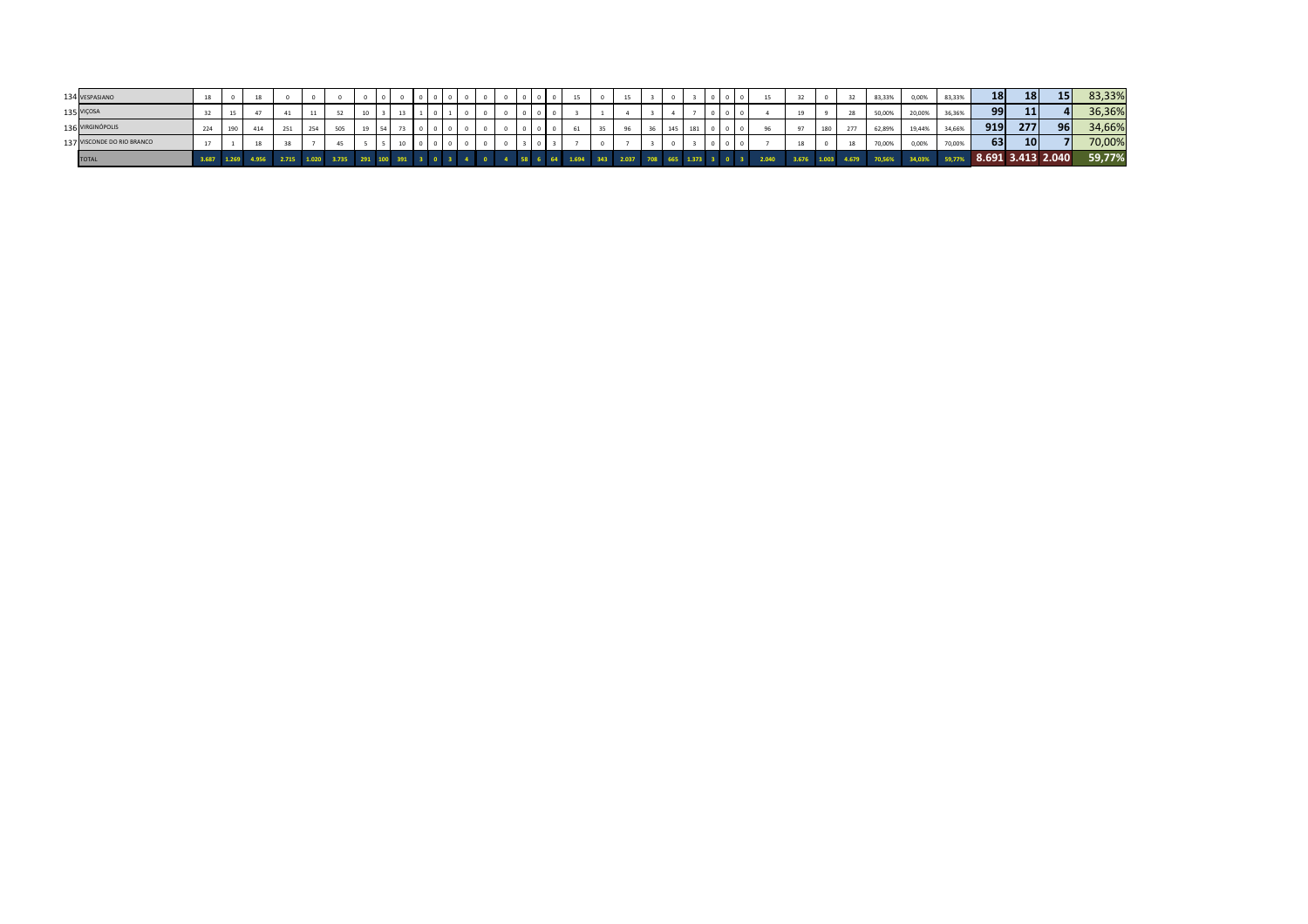| | | | | | | | | | | | | | | | | | | | | | | | | | | | | | | | | | | | | | | | |
|---|---|---|---|---|---|---|---|---|---|---|---|---|---|---|---|---|---|---|---|---|---|---|---|---|---|---|---|---|---|---|---|---|---|---|---|---|---|---|---|
| 134 | VESPASIANO | 18 | 0 | 18 | 0 | 0 | 0 | 0 | 0 | 0 | 0 | 0 | 0 | 0 | 0 | 0 | 0 | 0 | 0 | 15 | 0 | 15 | 3 | 0 | 3 | 0 | 0 | 0 | 15 | 32 | 0 | 32 | 83,33% | 0,00% | 83,33% | 18 | 18 | 15 | 83,33% |
| 135 | VIÇOSA | 32 | 15 | 47 | 41 | 11 | 52 | 10 | 3 | 13 | 1 | 0 | 1 | 0 | 0 | 0 | 0 | 0 | 0 | 3 | 1 | 4 | 3 | 4 | 7 | 0 | 0 | 0 | 4 | 19 | 9 | 28 | 50,00% | 20,00% | 36,36% | 99 | 11 | 4 | 36,36% |
| 136 | VIRGINÓPOLIS | 224 | 190 | 414 | 251 | 254 | 505 | 19 | 54 | 73 | 0 | 0 | 0 | 0 | 0 | 0 | 0 | 0 | 0 | 61 | 35 | 96 | 36 | 145 | 181 | 0 | 0 | 0 | 96 | 97 | 180 | 277 | 62,89% | 19,44% | 34,66% | 919 | 277 | 96 | 34,66% |
| 137 | VISCONDE DO RIO BRANCO | 17 | 1 | 18 | 38 | 7 | 45 | 5 | 5 | 10 | 0 | 0 | 0 | 0 | 0 | 0 | 3 | 0 | 3 | 7 | 0 | 7 | 3 | 0 | 3 | 0 | 0 | 0 | 7 | 18 | 0 | 18 | 70,00% | 0,00% | 70,00% | 63 | 10 | 7 | 70,00% |
| | TOTAL | 3.687 | 1.269 | 4.956 | 2.715 | 1.020 | 3.735 | 291 | 100 | 391 | 3 | 0 | 3 | 4 | 0 | 4 | 58 | 6 | 64 | 1.694 | 343 | 2.037 | 708 | 665 | 1.373 | 3 | 0 | 3 | 2.040 | 3.676 | 1.003 | 4.679 | 70,56% | 34,03% | 59,77% | 8.691 | 3.413 | 2.040 | 59,77% |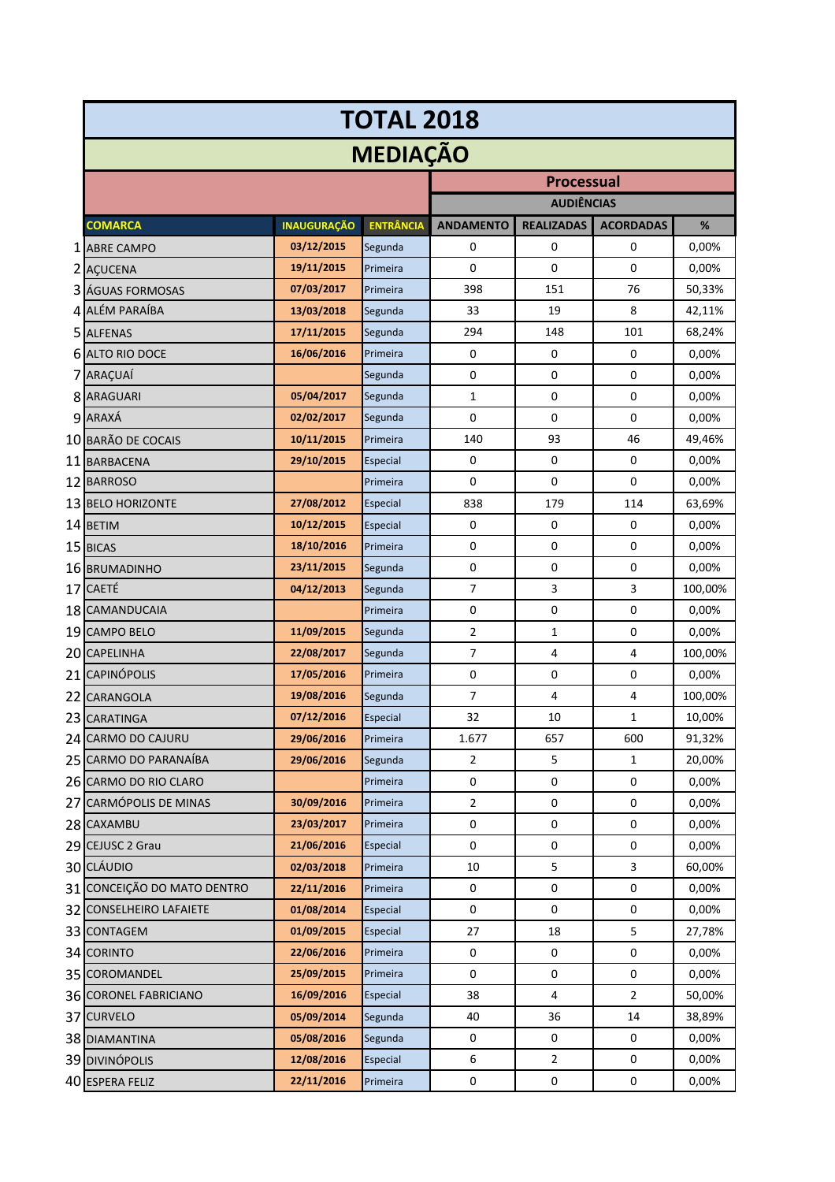# TOTAL 2018

## MEDIAÇÃO

| | COMARCA | INAUGURAÇÃO | ENTRÂNCIA | Processual | | | |
|---|---|---|---|---|---|---|---|
| | | | | AUDIÊNCIAS | | | |
| | | | | ANDAMENTO | REALIZADAS | ACORDADAS | % |
| 1 | ABRE CAMPO | 03/12/2015 | Segunda | 0 | 0 | 0 | 0,00% |
| 2 | AÇUCENA | 19/11/2015 | Primeira | 0 | 0 | 0 | 0,00% |
| 3 | ÁGUAS FORMOSAS | 07/03/2017 | Primeira | 398 | 151 | 76 | 50,33% |
| 4 | ALÉM PARAÍBA | 13/03/2018 | Segunda | 33 | 19 | 8 | 42,11% |
| 5 | ALFENAS | 17/11/2015 | Segunda | 294 | 148 | 101 | 68,24% |
| 6 | ALTO RIO DOCE | 16/06/2016 | Primeira | 0 | 0 | 0 | 0,00% |
| 7 | ARAÇUAÍ | | Segunda | 0 | 0 | 0 | 0,00% |
| 8 | ARAGUARI | 05/04/2017 | Segunda | 1 | 0 | 0 | 0,00% |
| 9 | ARAXÁ | 02/02/2017 | Segunda | 0 | 0 | 0 | 0,00% |
| 10 | BARÃO DE COCAIS | 10/11/2015 | Primeira | 140 | 93 | 46 | 49,46% |
| 11 | BARBACENA | 29/10/2015 | Especial | 0 | 0 | 0 | 0,00% |
| 12 | BARROSO | | Primeira | 0 | 0 | 0 | 0,00% |
| 13 | BELO HORIZONTE | 27/08/2012 | Especial | 838 | 179 | 114 | 63,69% |
| 14 | BETIM | 10/12/2015 | Especial | 0 | 0 | 0 | 0,00% |
| 15 | BICAS | 18/10/2016 | Primeira | 0 | 0 | 0 | 0,00% |
| 16 | BRUMADINHO | 23/11/2015 | Segunda | 0 | 0 | 0 | 0,00% |
| 17 | CAETÉ | 04/12/2013 | Segunda | 7 | 3 | 3 | 100,00% |
| 18 | CAMANDUCAIA | | Primeira | 0 | 0 | 0 | 0,00% |
| 19 | CAMPO BELO | 11/09/2015 | Segunda | 2 | 1 | 0 | 0,00% |
| 20 | CAPELINHA | 22/08/2017 | Segunda | 7 | 4 | 4 | 100,00% |
| 21 | CAPINÓPOLIS | 17/05/2016 | Primeira | 0 | 0 | 0 | 0,00% |
| 22 | CARANGOLA | 19/08/2016 | Segunda | 7 | 4 | 4 | 100,00% |
| 23 | CARATINGA | 07/12/2016 | Especial | 32 | 10 | 1 | 10,00% |
| 24 | CARMO DO CAJURU | 29/06/2016 | Primeira | 1.677 | 657 | 600 | 91,32% |
| 25 | CARMO DO PARANAÍBA | 29/06/2016 | Segunda | 2 | 5 | 1 | 20,00% |
| 26 | CARMO DO RIO CLARO | | Primeira | 0 | 0 | 0 | 0,00% |
| 27 | CARMÓPOLIS DE MINAS | 30/09/2016 | Primeira | 2 | 0 | 0 | 0,00% |
| 28 | CAXAMBU | 23/03/2017 | Primeira | 0 | 0 | 0 | 0,00% |
| 29 | CEJUSC 2 Grau | 21/06/2016 | Especial | 0 | 0 | 0 | 0,00% |
| 30 | CLÁUDIO | 02/03/2018 | Primeira | 10 | 5 | 3 | 60,00% |
| 31 | CONCEIÇÃO DO MATO DENTRO | 22/11/2016 | Primeira | 0 | 0 | 0 | 0,00% |
| 32 | CONSELHEIRO LAFAIETE | 01/08/2014 | Especial | 0 | 0 | 0 | 0,00% |
| 33 | CONTAGEM | 01/09/2015 | Especial | 27 | 18 | 5 | 27,78% |
| 34 | CORINTO | 22/06/2016 | Primeira | 0 | 0 | 0 | 0,00% |
| 35 | COROMANDEL | 25/09/2015 | Primeira | 0 | 0 | 0 | 0,00% |
| 36 | CORONEL FABRICIANO | 16/09/2016 | Especial | 38 | 4 | 2 | 50,00% |
| 37 | CURVELO | 05/09/2014 | Segunda | 40 | 36 | 14 | 38,89% |
| 38 | DIAMANTINA | 05/08/2016 | Segunda | 0 | 0 | 0 | 0,00% |
| 39 | DIVINÓPOLIS | 12/08/2016 | Especial | 6 | 2 | 0 | 0,00% |
| 40 | ESPERA FELIZ | 22/11/2016 | Primeira | 0 | 0 | 0 | 0,00% |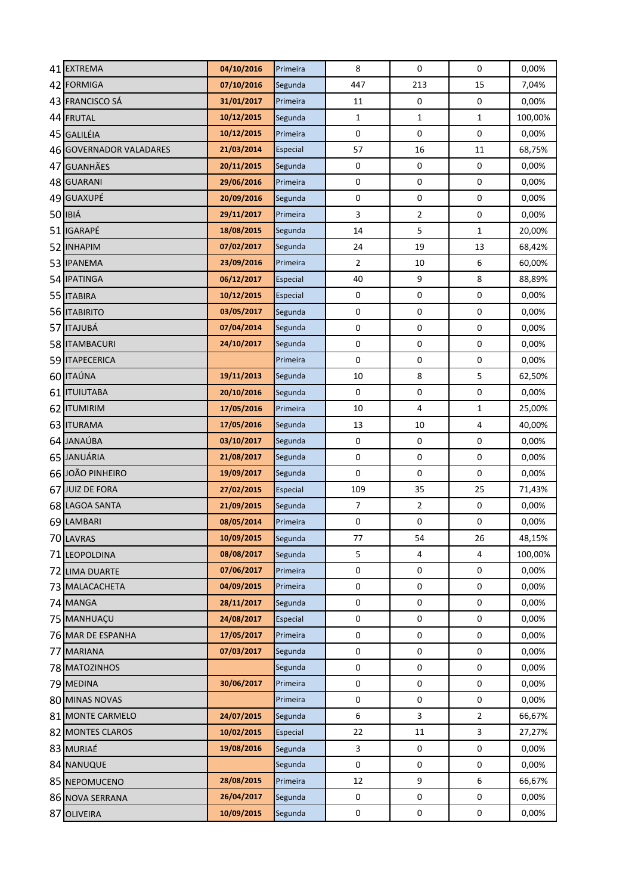| | | | | | | | |
|---|---|---|---|---|---|---|---|
| 41 | EXTREMA | 04/10/2016 | Primeira | 8 | 0 | 0 | 0,00% |
| 42 | FORMIGA | 07/10/2016 | Segunda | 447 | 213 | 15 | 7,04% |
| 43 | FRANCISCO SÁ | 31/01/2017 | Primeira | 11 | 0 | 0 | 0,00% |
| 44 | FRUTAL | 10/12/2015 | Segunda | 1 | 1 | 1 | 100,00% |
| 45 | GALILÉIA | 10/12/2015 | Primeira | 0 | 0 | 0 | 0,00% |
| 46 | GOVERNADOR VALADARES | 21/03/2014 | Especial | 57 | 16 | 11 | 68,75% |
| 47 | GUANHÃES | 20/11/2015 | Segunda | 0 | 0 | 0 | 0,00% |
| 48 | GUARANI | 29/06/2016 | Primeira | 0 | 0 | 0 | 0,00% |
| 49 | GUAXUPÉ | 20/09/2016 | Segunda | 0 | 0 | 0 | 0,00% |
| 50 | IBIÁ | 29/11/2017 | Primeira | 3 | 2 | 0 | 0,00% |
| 51 | IGARAPÉ | 18/08/2015 | Segunda | 14 | 5 | 1 | 20,00% |
| 52 | INHAPIM | 07/02/2017 | Segunda | 24 | 19 | 13 | 68,42% |
| 53 | IPANEMA | 23/09/2016 | Primeira | 2 | 10 | 6 | 60,00% |
| 54 | IPATINGA | 06/12/2017 | Especial | 40 | 9 | 8 | 88,89% |
| 55 | ITABIRA | 10/12/2015 | Especial | 0 | 0 | 0 | 0,00% |
| 56 | ITABIRITO | 03/05/2017 | Segunda | 0 | 0 | 0 | 0,00% |
| 57 | ITAJUBÁ | 07/04/2014 | Segunda | 0 | 0 | 0 | 0,00% |
| 58 | ITAMBACURI | 24/10/2017 | Segunda | 0 | 0 | 0 | 0,00% |
| 59 | ITAPECERICA | | Primeira | 0 | 0 | 0 | 0,00% |
| 60 | ITAÚNA | 19/11/2013 | Segunda | 10 | 8 | 5 | 62,50% |
| 61 | ITUIUTABA | 20/10/2016 | Segunda | 0 | 0 | 0 | 0,00% |
| 62 | ITUMIRIM | 17/05/2016 | Primeira | 10 | 4 | 1 | 25,00% |
| 63 | ITURAMA | 17/05/2016 | Segunda | 13 | 10 | 4 | 40,00% |
| 64 | JANAÚBA | 03/10/2017 | Segunda | 0 | 0 | 0 | 0,00% |
| 65 | JANUÁRIA | 21/08/2017 | Segunda | 0 | 0 | 0 | 0,00% |
| 66 | JOÃO PINHEIRO | 19/09/2017 | Segunda | 0 | 0 | 0 | 0,00% |
| 67 | JUIZ DE FORA | 27/02/2015 | Especial | 109 | 35 | 25 | 71,43% |
| 68 | LAGOA SANTA | 21/09/2015 | Segunda | 7 | 2 | 0 | 0,00% |
| 69 | LAMBARI | 08/05/2014 | Primeira | 0 | 0 | 0 | 0,00% |
| 70 | LAVRAS | 10/09/2015 | Segunda | 77 | 54 | 26 | 48,15% |
| 71 | LEOPOLDINA | 08/08/2017 | Segunda | 5 | 4 | 4 | 100,00% |
| 72 | LIMA DUARTE | 07/06/2017 | Primeira | 0 | 0 | 0 | 0,00% |
| 73 | MALACACHETA | 04/09/2015 | Primeira | 0 | 0 | 0 | 0,00% |
| 74 | MANGA | 28/11/2017 | Segunda | 0 | 0 | 0 | 0,00% |
| 75 | MANHUAÇU | 24/08/2017 | Especial | 0 | 0 | 0 | 0,00% |
| 76 | MAR DE ESPANHA | 17/05/2017 | Primeira | 0 | 0 | 0 | 0,00% |
| 77 | MARIANA | 07/03/2017 | Segunda | 0 | 0 | 0 | 0,00% |
| 78 | MATOZINHOS | | Segunda | 0 | 0 | 0 | 0,00% |
| 79 | MEDINA | 30/06/2017 | Primeira | 0 | 0 | 0 | 0,00% |
| 80 | MINAS NOVAS | | Primeira | 0 | 0 | 0 | 0,00% |
| 81 | MONTE CARMELO | 24/07/2015 | Segunda | 6 | 3 | 2 | 66,67% |
| 82 | MONTES CLAROS | 10/02/2015 | Especial | 22 | 11 | 3 | 27,27% |
| 83 | MURIAÉ | 19/08/2016 | Segunda | 3 | 0 | 0 | 0,00% |
| 84 | NANUQUE | | Segunda | 0 | 0 | 0 | 0,00% |
| 85 | NEPOMUCENO | 28/08/2015 | Primeira | 12 | 9 | 6 | 66,67% |
| 86 | NOVA SERRANA | 26/04/2017 | Segunda | 0 | 0 | 0 | 0,00% |
| 87 | OLIVEIRA | 10/09/2015 | Segunda | 0 | 0 | 0 | 0,00% |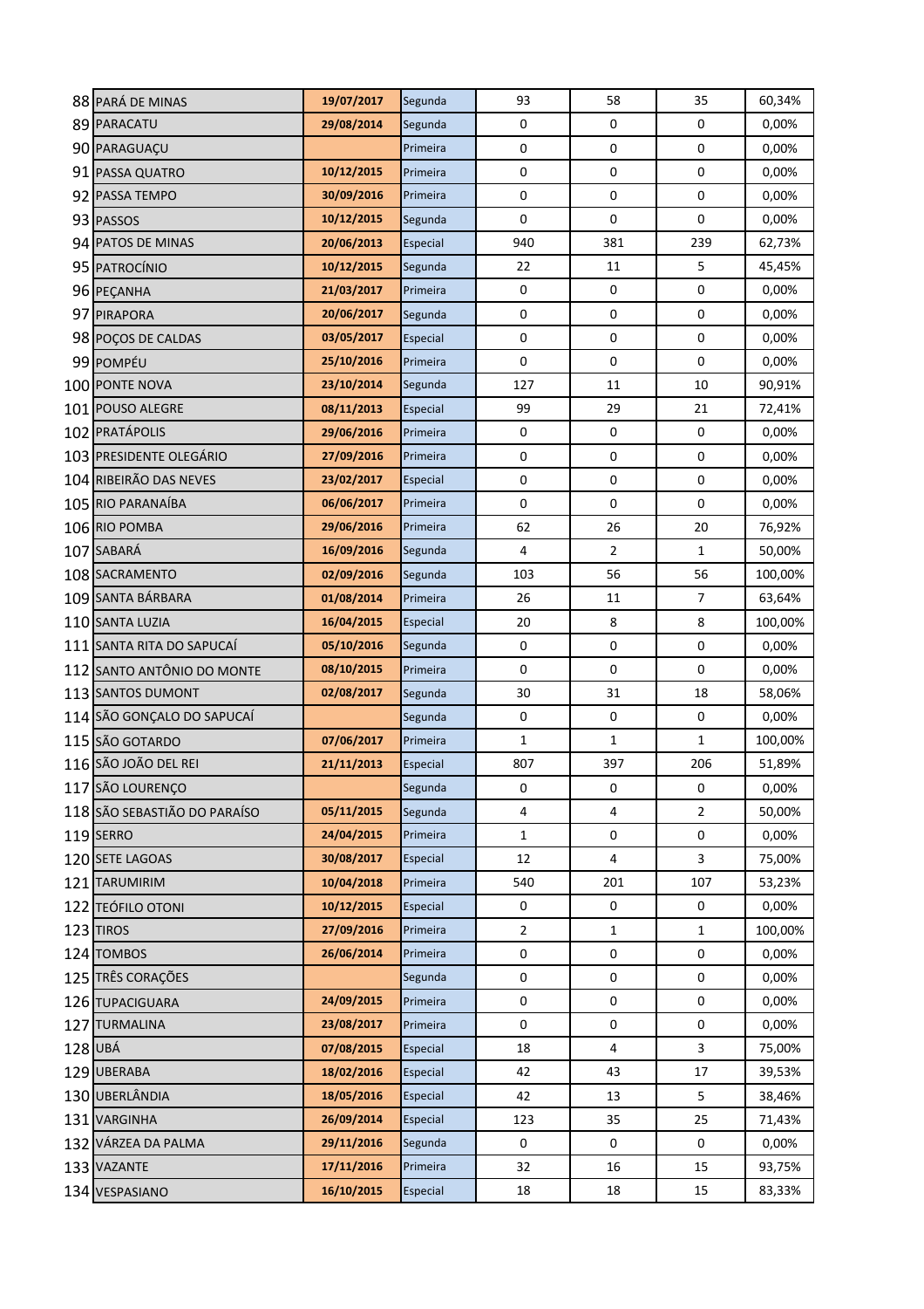| | | | | | | | |
|---|---|---|---|---|---|---|---|
| 88 | PARÁ DE MINAS | 19/07/2017 | Segunda | 93 | 58 | 35 | 60,34% |
| 89 | PARACATU | 29/08/2014 | Segunda | 0 | 0 | 0 | 0,00% |
| 90 | PARAGUAÇU | | Primeira | 0 | 0 | 0 | 0,00% |
| 91 | PASSA QUATRO | 10/12/2015 | Primeira | 0 | 0 | 0 | 0,00% |
| 92 | PASSA TEMPO | 30/09/2016 | Primeira | 0 | 0 | 0 | 0,00% |
| 93 | PASSOS | 10/12/2015 | Segunda | 0 | 0 | 0 | 0,00% |
| 94 | PATOS DE MINAS | 20/06/2013 | Especial | 940 | 381 | 239 | 62,73% |
| 95 | PATROCÍNIO | 10/12/2015 | Segunda | 22 | 11 | 5 | 45,45% |
| 96 | PEÇANHA | 21/03/2017 | Primeira | 0 | 0 | 0 | 0,00% |
| 97 | PIRAPORA | 20/06/2017 | Segunda | 0 | 0 | 0 | 0,00% |
| 98 | POÇOS DE CALDAS | 03/05/2017 | Especial | 0 | 0 | 0 | 0,00% |
| 99 | POMPÉU | 25/10/2016 | Primeira | 0 | 0 | 0 | 0,00% |
| 100 | PONTE NOVA | 23/10/2014 | Segunda | 127 | 11 | 10 | 90,91% |
| 101 | POUSO ALEGRE | 08/11/2013 | Especial | 99 | 29 | 21 | 72,41% |
| 102 | PRATÁPOLIS | 29/06/2016 | Primeira | 0 | 0 | 0 | 0,00% |
| 103 | PRESIDENTE OLEGÁRIO | 27/09/2016 | Primeira | 0 | 0 | 0 | 0,00% |
| 104 | RIBEIRÃO DAS NEVES | 23/02/2017 | Especial | 0 | 0 | 0 | 0,00% |
| 105 | RIO PARANAÍBA | 06/06/2017 | Primeira | 0 | 0 | 0 | 0,00% |
| 106 | RIO POMBA | 29/06/2016 | Primeira | 62 | 26 | 20 | 76,92% |
| 107 | SABARÁ | 16/09/2016 | Segunda | 4 | 2 | 1 | 50,00% |
| 108 | SACRAMENTO | 02/09/2016 | Segunda | 103 | 56 | 56 | 100,00% |
| 109 | SANTA BÁRBARA | 01/08/2014 | Primeira | 26 | 11 | 7 | 63,64% |
| 110 | SANTA LUZIA | 16/04/2015 | Especial | 20 | 8 | 8 | 100,00% |
| 111 | SANTA RITA DO SAPUCAÍ | 05/10/2016 | Segunda | 0 | 0 | 0 | 0,00% |
| 112 | SANTO ANTÔNIO DO MONTE | 08/10/2015 | Primeira | 0 | 0 | 0 | 0,00% |
| 113 | SANTOS DUMONT | 02/08/2017 | Segunda | 30 | 31 | 18 | 58,06% |
| 114 | SÃO GONÇALO DO SAPUCAÍ | | Segunda | 0 | 0 | 0 | 0,00% |
| 115 | SÃO GOTARDO | 07/06/2017 | Primeira | 1 | 1 | 1 | 100,00% |
| 116 | SÃO JOÃO DEL REI | 21/11/2013 | Especial | 807 | 397 | 206 | 51,89% |
| 117 | SÃO LOURENÇO | | Segunda | 0 | 0 | 0 | 0,00% |
| 118 | SÃO SEBASTIÃO DO PARAÍSO | 05/11/2015 | Segunda | 4 | 4 | 2 | 50,00% |
| 119 | SERRO | 24/04/2015 | Primeira | 1 | 0 | 0 | 0,00% |
| 120 | SETE LAGOAS | 30/08/2017 | Especial | 12 | 4 | 3 | 75,00% |
| 121 | TARUMIRIM | 10/04/2018 | Primeira | 540 | 201 | 107 | 53,23% |
| 122 | TEÓFILO OTONI | 10/12/2015 | Especial | 0 | 0 | 0 | 0,00% |
| 123 | TIROS | 27/09/2016 | Primeira | 2 | 1 | 1 | 100,00% |
| 124 | TOMBOS | 26/06/2014 | Primeira | 0 | 0 | 0 | 0,00% |
| 125 | TRÊS CORAÇÕES | | Segunda | 0 | 0 | 0 | 0,00% |
| 126 | TUPACIGUARA | 24/09/2015 | Primeira | 0 | 0 | 0 | 0,00% |
| 127 | TURMALINA | 23/08/2017 | Primeira | 0 | 0 | 0 | 0,00% |
| 128 | UBÁ | 07/08/2015 | Especial | 18 | 4 | 3 | 75,00% |
| 129 | UBERABA | 18/02/2016 | Especial | 42 | 43 | 17 | 39,53% |
| 130 | UBERLÂNDIA | 18/05/2016 | Especial | 42 | 13 | 5 | 38,46% |
| 131 | VARGINHA | 26/09/2014 | Especial | 123 | 35 | 25 | 71,43% |
| 132 | VÁRZEA DA PALMA | 29/11/2016 | Segunda | 0 | 0 | 0 | 0,00% |
| 133 | VAZANTE | 17/11/2016 | Primeira | 32 | 16 | 15 | 93,75% |
| 134 | VESPASIANO | 16/10/2015 | Especial | 18 | 18 | 15 | 83,33% |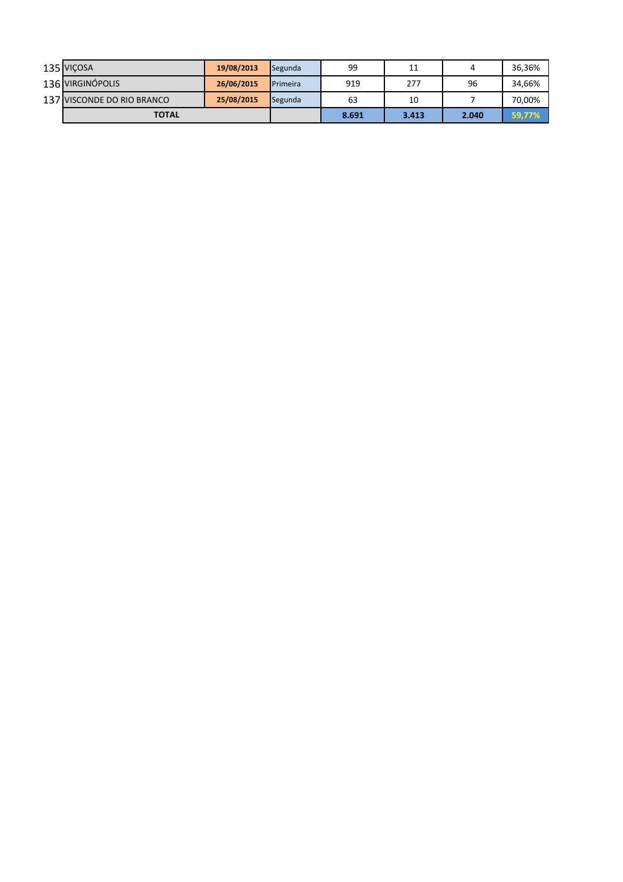| | | | | | | | |
|---|---|---|---|---|---|---|---|
| 135 | VIÇOSA | 19/08/2013 | Segunda | 99 | 11 | 4 | 36,36% |
| 136 | VIRGINÓPOLIS | 26/06/2015 | Primeira | 919 | 277 | 96 | 34,66% |
| 137 | VISCONDE DO RIO BRANCO | 25/08/2015 | Segunda | 63 | 10 | 7 | 70,00% |
| | **TOTAL** | | | **8.691** | **3.413** | **2.040** | **59,77%** |